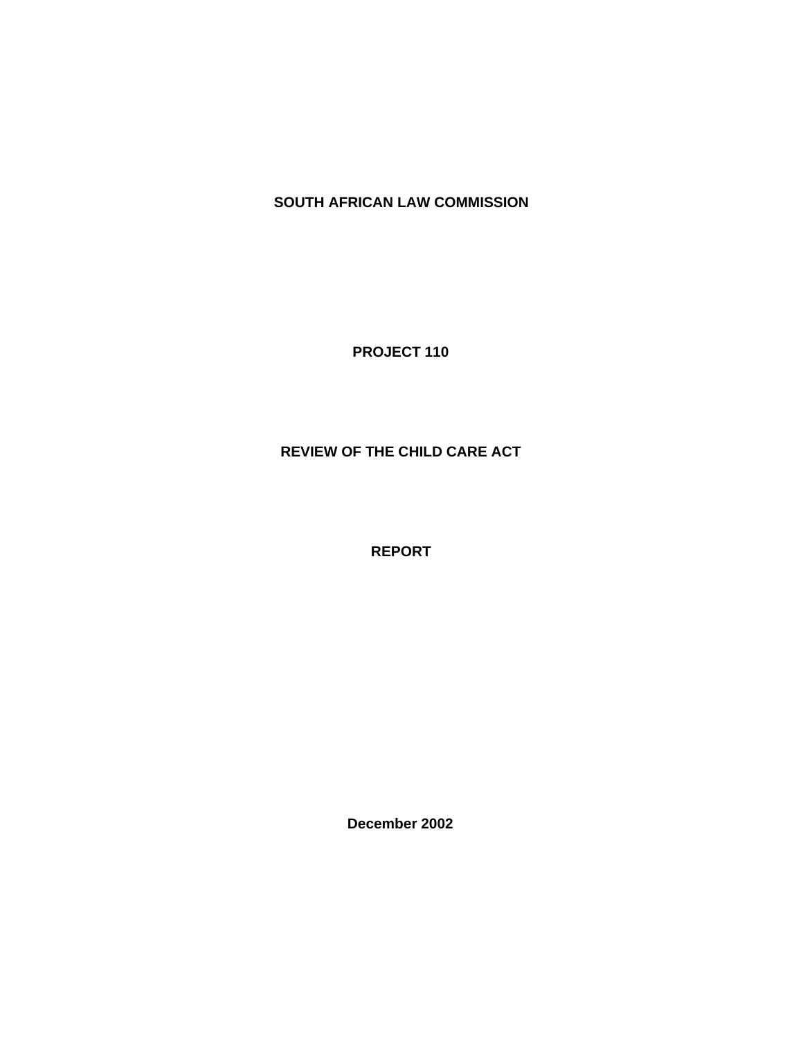**SOUTH AFRICAN LAW COMMISSION**

**PROJECT 110**

**REVIEW OF THE CHILD CARE ACT**

**REPORT**

**December 2002**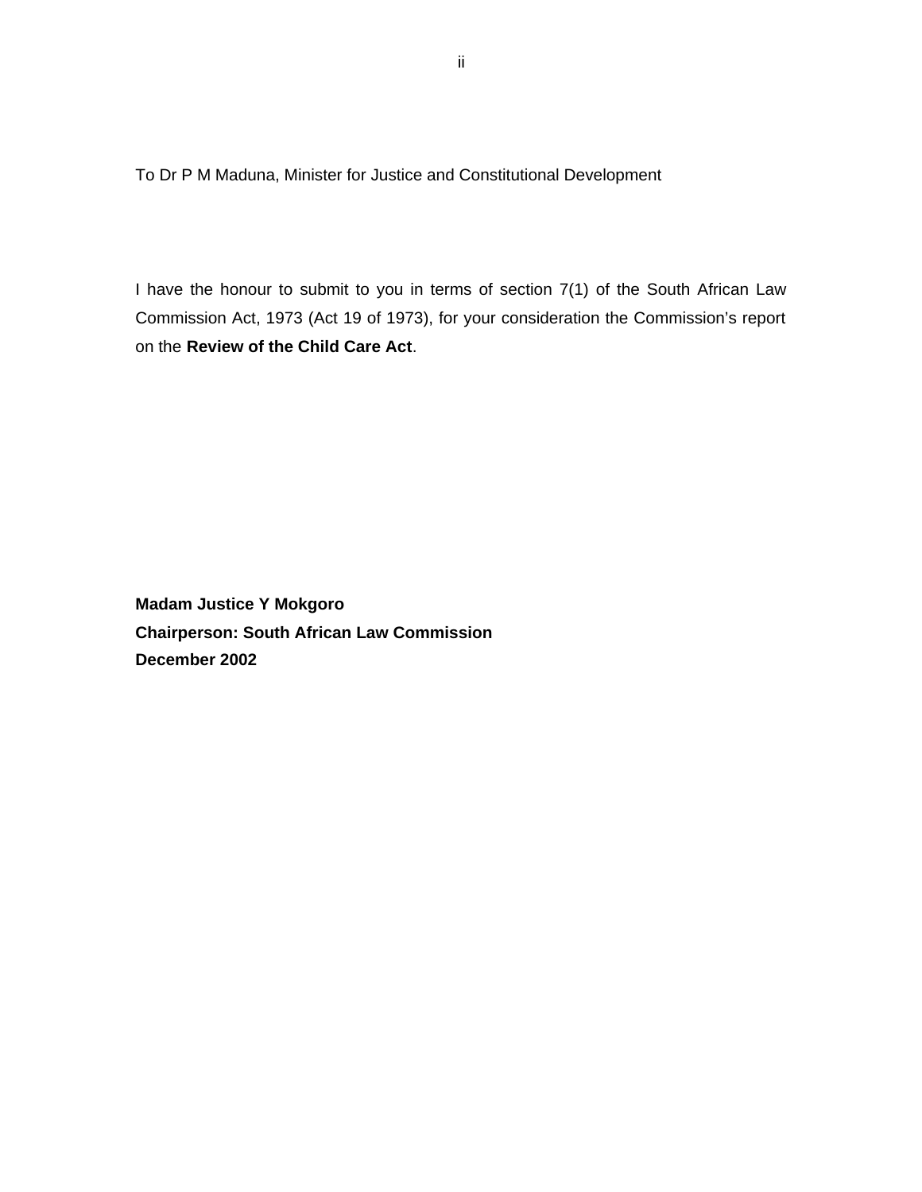To Dr P M Maduna, Minister for Justice and Constitutional Development

I have the honour to submit to you in terms of section 7(1) of the South African Law Commission Act, 1973 (Act 19 of 1973), for your consideration the Commission's report on the **Review of the Child Care Act**.

**Madam Justice Y Mokgoro**
**Chairperson: South African Law Commission**
**December 2002**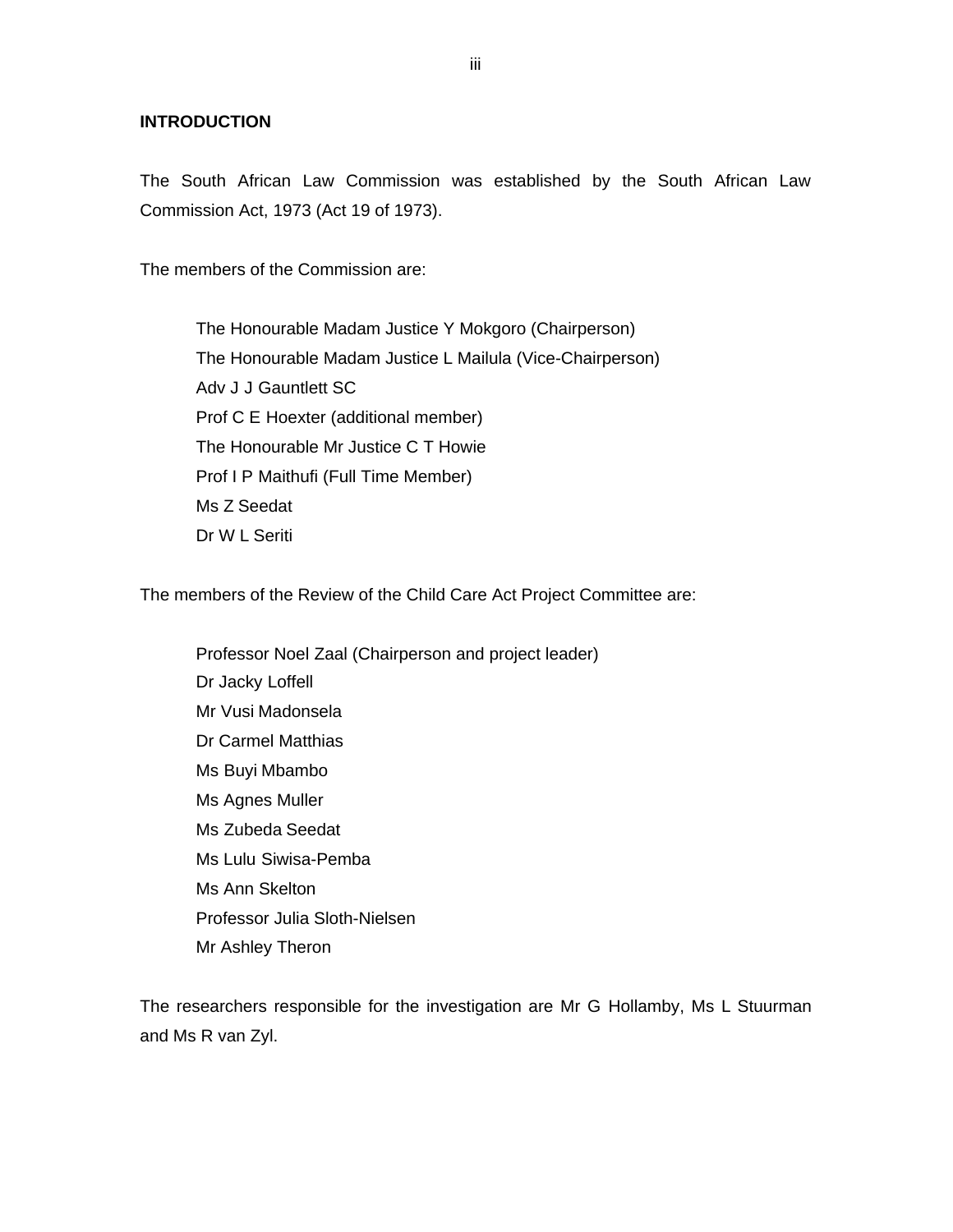## INTRODUCTION

The South African Law Commission was established by the South African Law Commission Act, 1973 (Act 19 of 1973).

The members of the Commission are:

The Honourable Madam Justice Y Mokgoro (Chairperson)
The Honourable Madam Justice L Mailula (Vice-Chairperson)
Adv J J Gauntlett SC
Prof C E Hoexter (additional member)
The Honourable Mr Justice C T Howie
Prof I P Maithufi (Full Time Member)
Ms Z Seedat
Dr W L Seriti

The members of the Review of the Child Care Act Project Committee are:

Professor Noel Zaal (Chairperson and project leader)
Dr Jacky Loffell
Mr Vusi Madonsela
Dr Carmel Matthias
Ms Buyi Mbambo
Ms Agnes Muller
Ms Zubeda Seedat
Ms Lulu Siwisa-Pemba
Ms Ann Skelton
Professor Julia Sloth-Nielsen
Mr Ashley Theron

The researchers responsible for the investigation are Mr G Hollamby, Ms L Stuurman and Ms R van Zyl.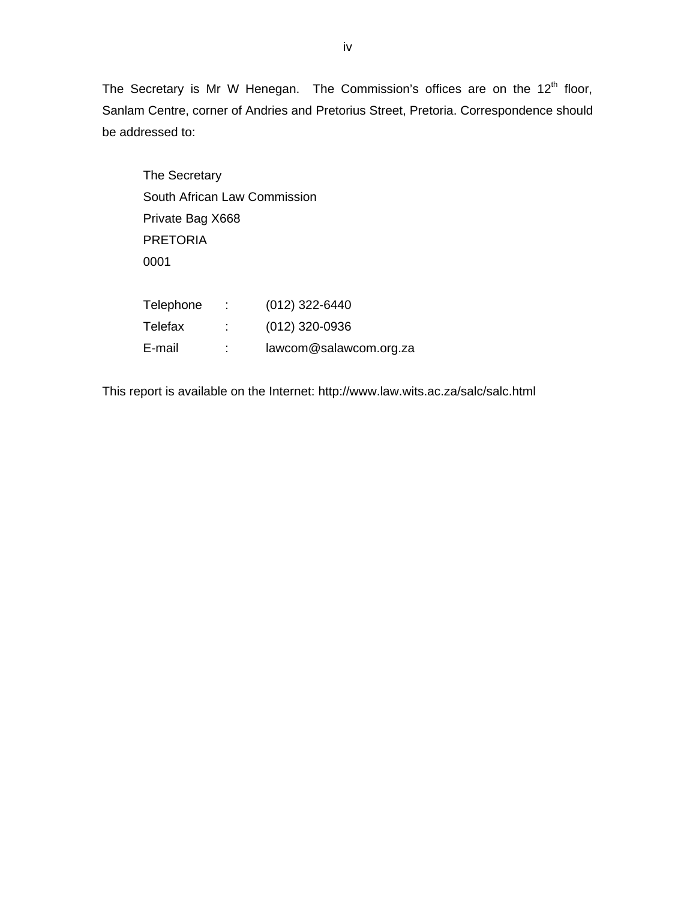The Secretary is Mr W Henegan. The Commission's offices are on the 12th floor, Sanlam Centre, corner of Andries and Pretorius Street, Pretoria. Correspondence should be addressed to:

The Secretary
South African Law Commission
Private Bag X668
PRETORIA
0001

| | | |
|---|---|---|
| Telephone | : | (012) 322-6440 |
| Telefax | : | (012) 320-0936 |
| E-mail | : | lawcom@salawcom.org.za |

This report is available on the Internet: http://www.law.wits.ac.za/salc/salc.html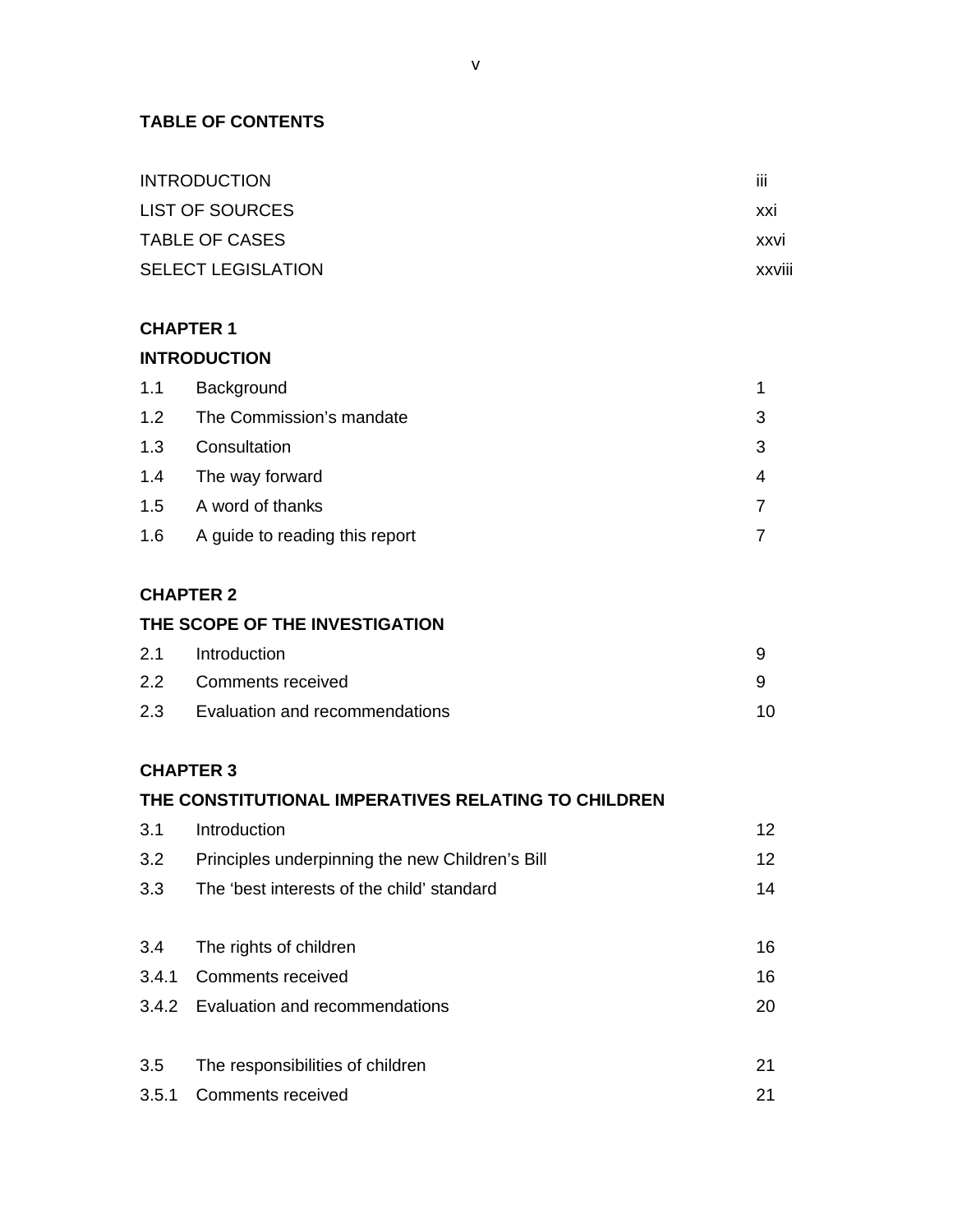**TABLE OF CONTENTS**

| | |
|---|---|
| INTRODUCTION | iii |
| LIST OF SOURCES | xxi |
| TABLE OF CASES | xxvi |
| SELECT LEGISLATION | xxviii |

**CHAPTER 1**

**INTRODUCTION**

| | | |
|---|---|---|
| 1.1 | Background | 1 |
| 1.2 | The Commission's mandate | 3 |
| 1.3 | Consultation | 3 |
| 1.4 | The way forward | 4 |
| 1.5 | A word of thanks | 7 |
| 1.6 | A guide to reading this report | 7 |

**CHAPTER 2**

**THE SCOPE OF THE INVESTIGATION**

| | | |
|---|---|---|
| 2.1 | Introduction | 9 |
| 2.2 | Comments received | 9 |
| 2.3 | Evaluation and recommendations | 10 |

**CHAPTER 3**

**THE CONSTITUTIONAL IMPERATIVES RELATING TO CHILDREN**

| | | |
|---|---|---|
| 3.1 | Introduction | 12 |
| 3.2 | Principles underpinning the new Children's Bill | 12 |
| 3.3 | The 'best interests of the child' standard | 14 |
| 3.4 | The rights of children | 16 |
| 3.4.1 | Comments received | 16 |
| 3.4.2 | Evaluation and recommendations | 20 |
| 3.5 | The responsibilities of children | 21 |
| 3.5.1 | Comments received | 21 |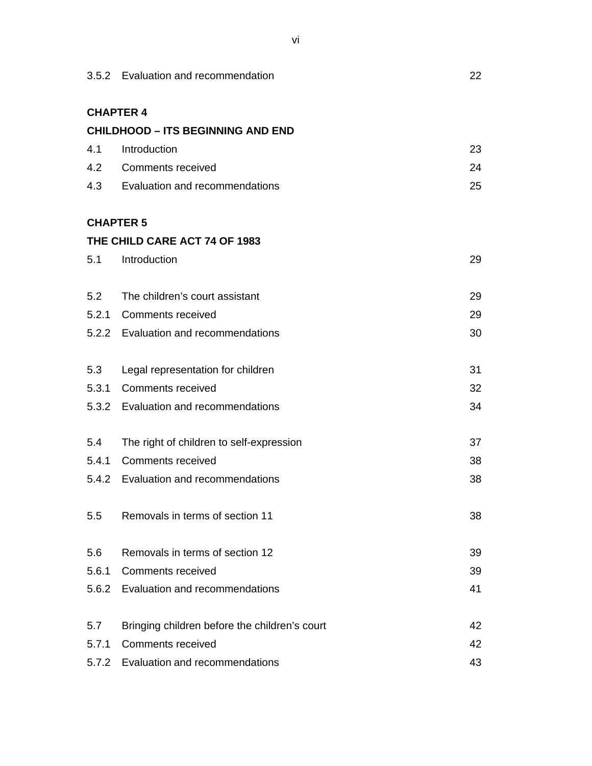| | | |
|---|---|---|
| 3.5.2 | Evaluation and recommendation | 22 |

**CHAPTER 4**

**CHILDHOOD – ITS BEGINNING AND END**

| | | |
|---|---|---|
| 4.1 | Introduction | 23 |
| 4.2 | Comments received | 24 |
| 4.3 | Evaluation and recommendations | 25 |

**CHAPTER 5**

**THE CHILD CARE ACT 74 OF 1983**

| | | |
|---|---|---|
| 5.1 | Introduction | 29 |
| 5.2 | The children's court assistant | 29 |
| 5.2.1 | Comments received | 29 |
| 5.2.2 | Evaluation and recommendations | 30 |
| 5.3 | Legal representation for children | 31 |
| 5.3.1 | Comments received | 32 |
| 5.3.2 | Evaluation and recommendations | 34 |
| 5.4 | The right of children to self-expression | 37 |
| 5.4.1 | Comments received | 38 |
| 5.4.2 | Evaluation and recommendations | 38 |
| 5.5 | Removals in terms of section 11 | 38 |
| 5.6 | Removals in terms of section 12 | 39 |
| 5.6.1 | Comments received | 39 |
| 5.6.2 | Evaluation and recommendations | 41 |
| 5.7 | Bringing children before the children's court | 42 |
| 5.7.1 | Comments received | 42 |
| 5.7.2 | Evaluation and recommendations | 43 |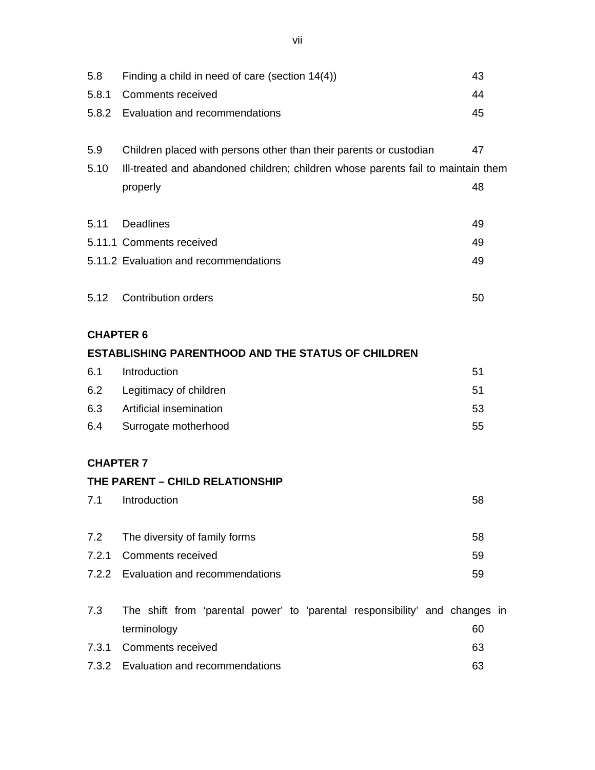| | | |
|---|---|---|
| 5.8 | Finding a child in need of care (section 14(4)) | 43 |
| 5.8.1 | Comments received | 44 |
| 5.8.2 | Evaluation and recommendations | 45 |
| 5.9 | Children placed with persons other than their parents or custodian | 47 |
| 5.10 | Ill-treated and abandoned children; children whose parents fail to maintain them properly | 48 |
| 5.11 | Deadlines | 49 |
| 5.11.1 | Comments received | 49 |
| 5.11.2 | Evaluation and recommendations | 49 |
| 5.12 | Contribution orders | 50 |

**CHAPTER 6**

**ESTABLISHING PARENTHOOD AND THE STATUS OF CHILDREN**

| | | |
|---|---|---|
| 6.1 | Introduction | 51 |
| 6.2 | Legitimacy of children | 51 |
| 6.3 | Artificial insemination | 53 |
| 6.4 | Surrogate motherhood | 55 |

**CHAPTER 7**

**THE PARENT – CHILD RELATIONSHIP**

| | | |
|---|---|---|
| 7.1 | Introduction | 58 |
| 7.2 | The diversity of family forms | 58 |
| 7.2.1 | Comments received | 59 |
| 7.2.2 | Evaluation and recommendations | 59 |
| 7.3 | The shift from 'parental power' to 'parental responsibility' and changes in terminology | 60 |
| 7.3.1 | Comments received | 63 |
| 7.3.2 | Evaluation and recommendations | 63 |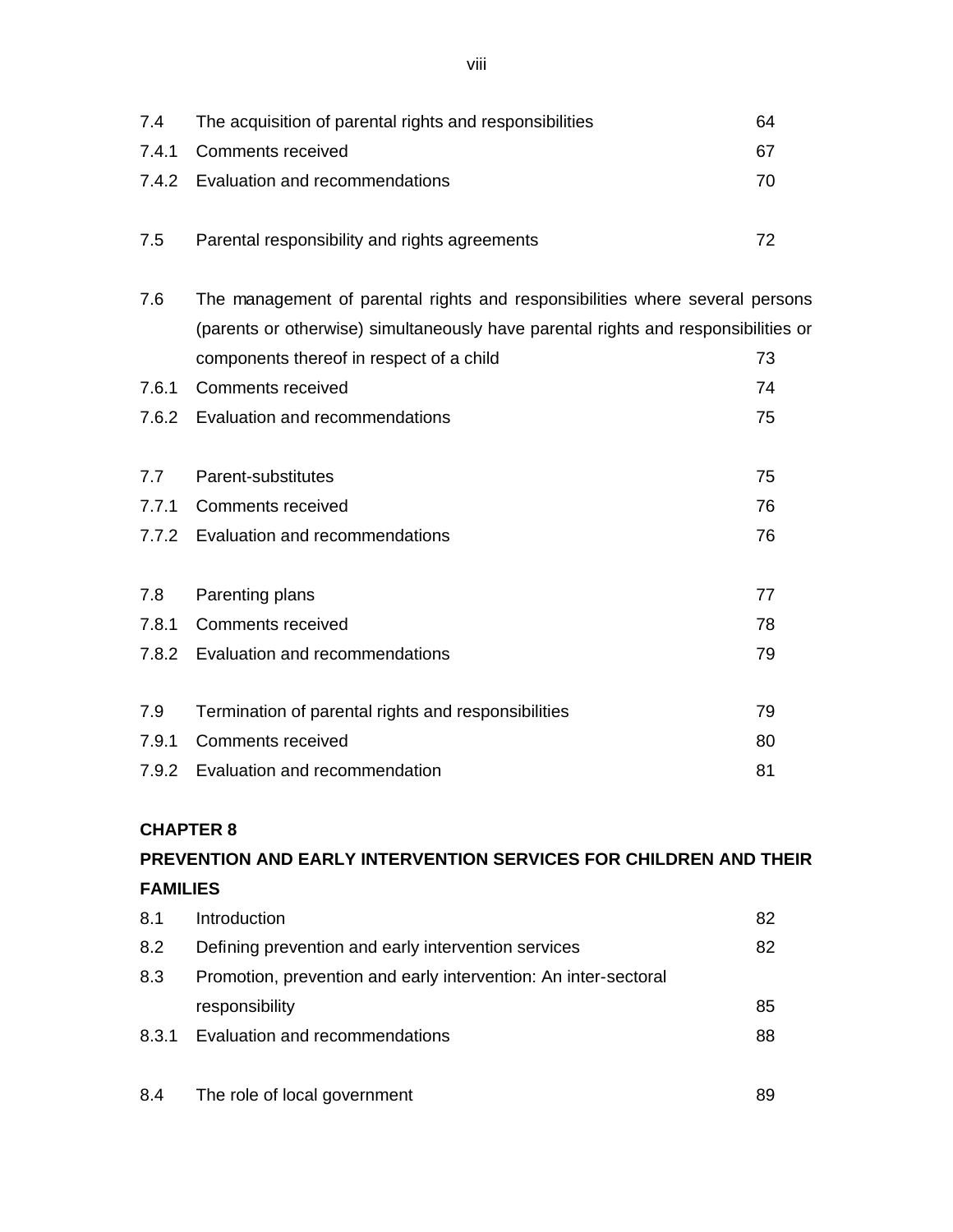| | | |
|---|---|---|
| 7.4 | The acquisition of parental rights and responsibilities | 64 |
| 7.4.1 | Comments received | 67 |
| 7.4.2 | Evaluation and recommendations | 70 |
| | | |
| 7.5 | Parental responsibility and rights agreements | 72 |
| | | |
| 7.6 | The management of parental rights and responsibilities where several persons (parents or otherwise) simultaneously have parental rights and responsibilities or components thereof in respect of a child | 73 |
| 7.6.1 | Comments received | 74 |
| 7.6.2 | Evaluation and recommendations | 75 |
| | | |
| 7.7 | Parent-substitutes | 75 |
| 7.7.1 | Comments received | 76 |
| 7.7.2 | Evaluation and recommendations | 76 |
| | | |
| 7.8 | Parenting plans | 77 |
| 7.8.1 | Comments received | 78 |
| 7.8.2 | Evaluation and recommendations | 79 |
| | | |
| 7.9 | Termination of parental rights and responsibilities | 79 |
| 7.9.1 | Comments received | 80 |
| 7.9.2 | Evaluation and recommendation | 81 |

**CHAPTER 8**

**PREVENTION AND EARLY INTERVENTION SERVICES FOR CHILDREN AND THEIR FAMILIES**

| | | |
|---|---|---|
| 8.1 | Introduction | 82 |
| 8.2 | Defining prevention and early intervention services | 82 |
| 8.3 | Promotion, prevention and early intervention: An inter-sectoral responsibility | 85 |
| 8.3.1 | Evaluation and recommendations | 88 |
| | | |
| 8.4 | The role of local government | 89 |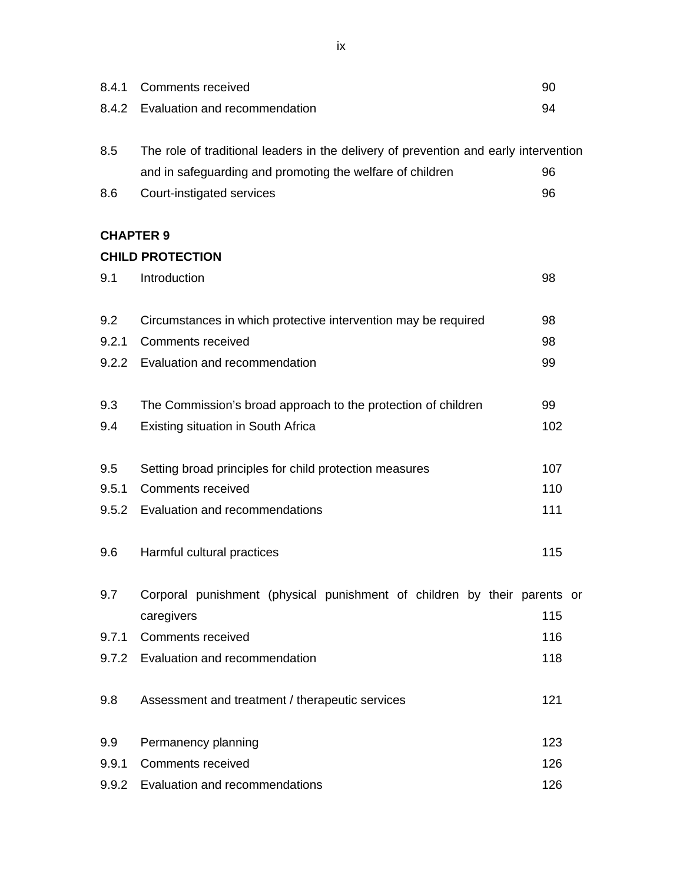| | | |
|---|---|---|
| 8.4.1 | Comments received | 90 |
| 8.4.2 | Evaluation and recommendation | 94 |
| | | |
| 8.5 | The role of traditional leaders in the delivery of prevention and early intervention and in safeguarding and promoting the welfare of children | 96 |
| 8.6 | Court-instigated services | 96 |

**CHAPTER 9**

**CHILD PROTECTION**

| | | |
|---|---|---|
| 9.1 | Introduction | 98 |
| | | |
| 9.2 | Circumstances in which protective intervention may be required | 98 |
| 9.2.1 | Comments received | 98 |
| 9.2.2 | Evaluation and recommendation | 99 |
| | | |
| 9.3 | The Commission's broad approach to the protection of children | 99 |
| 9.4 | Existing situation in South Africa | 102 |
| | | |
| 9.5 | Setting broad principles for child protection measures | 107 |
| 9.5.1 | Comments received | 110 |
| 9.5.2 | Evaluation and recommendations | 111 |
| | | |
| 9.6 | Harmful cultural practices | 115 |
| | | |
| 9.7 | Corporal punishment (physical punishment of children by their parents or caregivers | 115 |
| 9.7.1 | Comments received | 116 |
| 9.7.2 | Evaluation and recommendation | 118 |
| | | |
| 9.8 | Assessment and treatment / therapeutic services | 121 |
| | | |
| 9.9 | Permanency planning | 123 |
| 9.9.1 | Comments received | 126 |
| 9.9.2 | Evaluation and recommendations | 126 |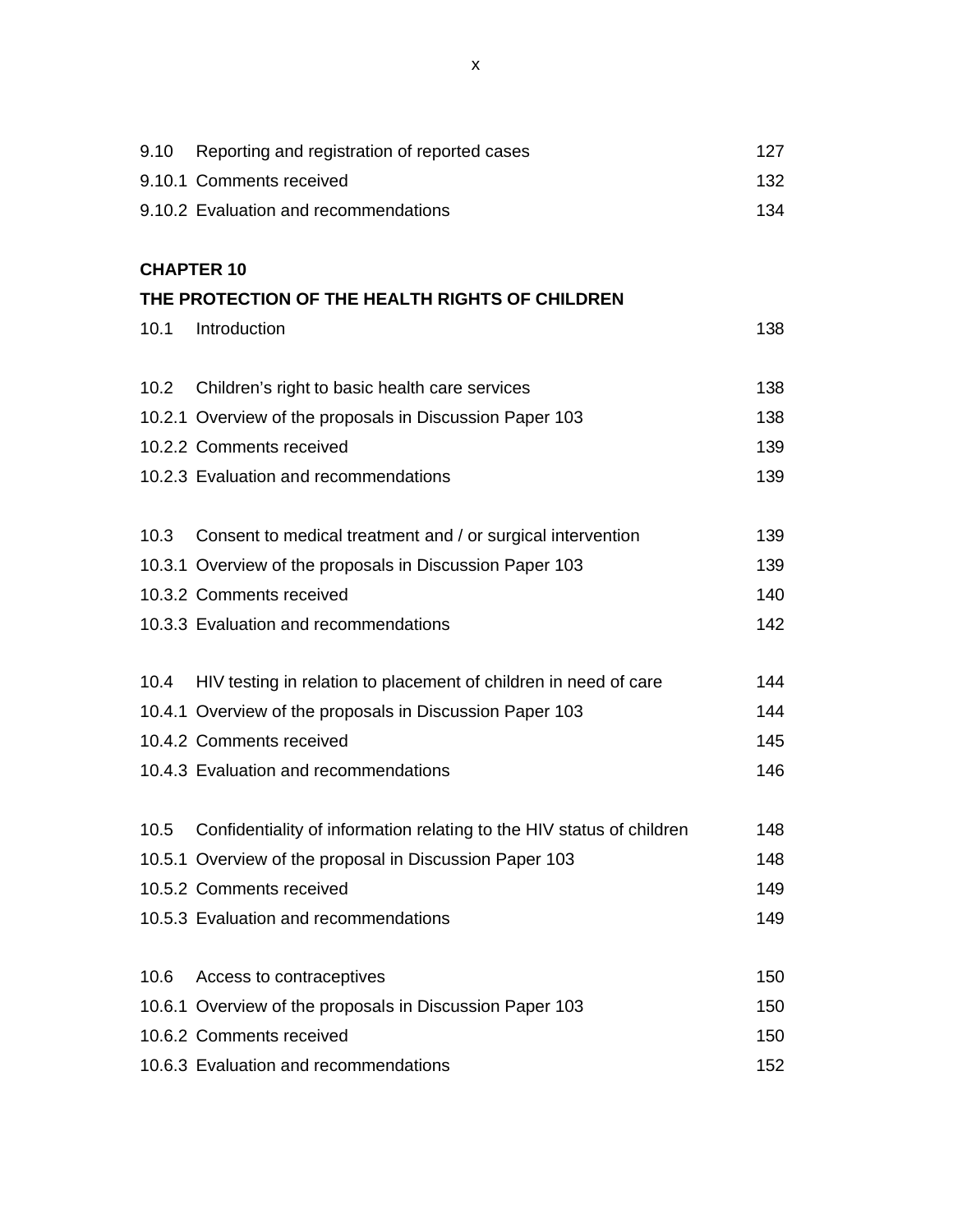| | | |
|---|---|---|
| 9.10 | Reporting and registration of reported cases | 127 |
| 9.10.1 | Comments received | 132 |
| 9.10.2 | Evaluation and recommendations | 134 |

**CHAPTER 10**

**THE PROTECTION OF THE HEALTH RIGHTS OF CHILDREN**

| | | |
|---|---|---|
| 10.1 | Introduction | 138 |
| | | |
| 10.2 | Children's right to basic health care services | 138 |
| 10.2.1 | Overview of the proposals in Discussion Paper 103 | 138 |
| 10.2.2 | Comments received | 139 |
| 10.2.3 | Evaluation and recommendations | 139 |
| | | |
| 10.3 | Consent to medical treatment and / or surgical intervention | 139 |
| 10.3.1 | Overview of the proposals in Discussion Paper 103 | 139 |
| 10.3.2 | Comments received | 140 |
| 10.3.3 | Evaluation and recommendations | 142 |
| | | |
| 10.4 | HIV testing in relation to placement of children in need of care | 144 |
| 10.4.1 | Overview of the proposals in Discussion Paper 103 | 144 |
| 10.4.2 | Comments received | 145 |
| 10.4.3 | Evaluation and recommendations | 146 |
| | | |
| 10.5 | Confidentiality of information relating to the HIV status of children | 148 |
| 10.5.1 | Overview of the proposal in Discussion Paper 103 | 148 |
| 10.5.2 | Comments received | 149 |
| 10.5.3 | Evaluation and recommendations | 149 |
| | | |
| 10.6 | Access to contraceptives | 150 |
| 10.6.1 | Overview of the proposals in Discussion Paper 103 | 150 |
| 10.6.2 | Comments received | 150 |
| 10.6.3 | Evaluation and recommendations | 152 |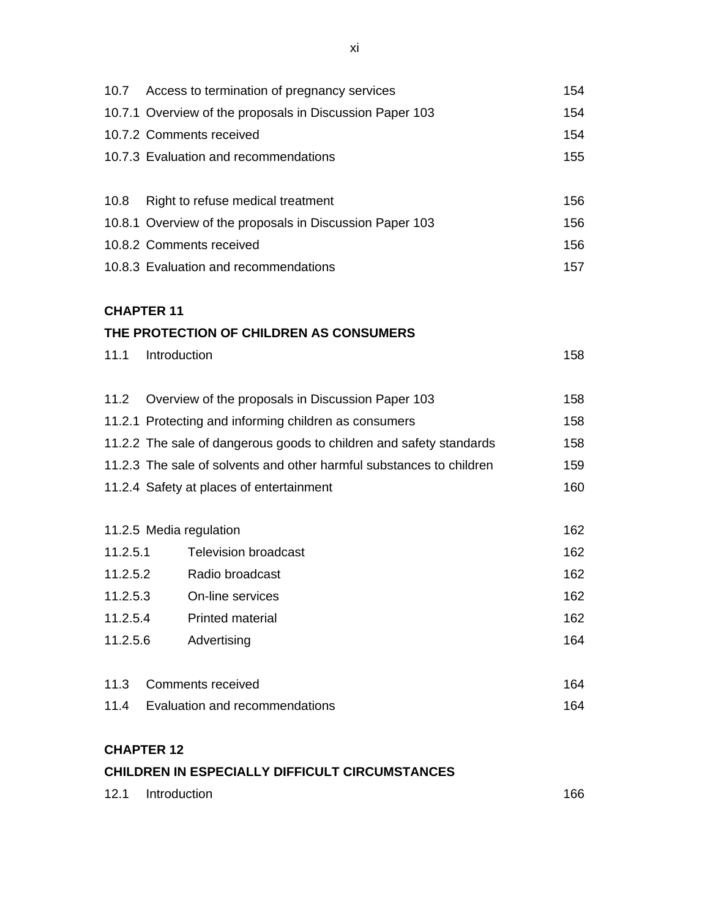10.7 Access to termination of pregnancy services 154
10.7.1 Overview of the proposals in Discussion Paper 103 154
10.7.2 Comments received 154
10.7.3 Evaluation and recommendations 155

10.8 Right to refuse medical treatment 156
10.8.1 Overview of the proposals in Discussion Paper 103 156
10.8.2 Comments received 156
10.8.3 Evaluation and recommendations 157

**CHAPTER 11**

**THE PROTECTION OF CHILDREN AS CONSUMERS**

11.1 Introduction 158

11.2 Overview of the proposals in Discussion Paper 103 158
11.2.1 Protecting and informing children as consumers 158
11.2.2 The sale of dangerous goods to children and safety standards 158
11.2.3 The sale of solvents and other harmful substances to children 159
11.2.4 Safety at places of entertainment 160

11.2.5 Media regulation 162
11.2.5.1 Television broadcast 162
11.2.5.2 Radio broadcast 162
11.2.5.3 On-line services 162
11.2.5.4 Printed material 162
11.2.5.6 Advertising 164

11.3 Comments received 164
11.4 Evaluation and recommendations 164

**CHAPTER 12**

**CHILDREN IN ESPECIALLY DIFFICULT CIRCUMSTANCES**

12.1 Introduction 166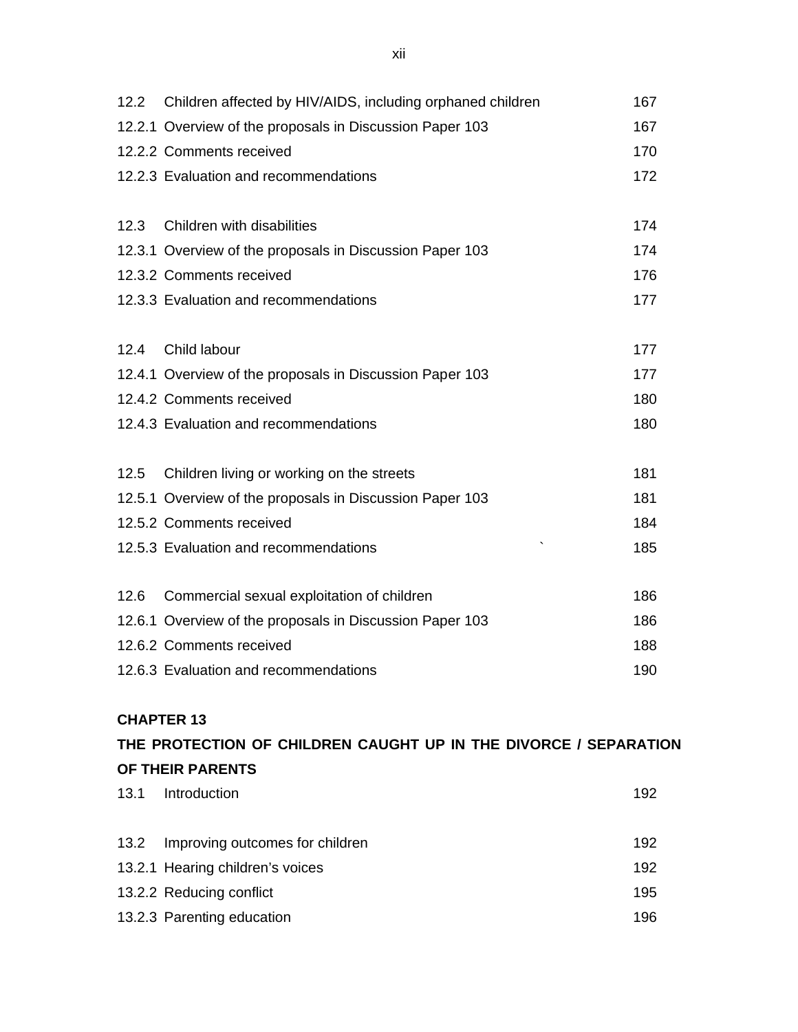| | |
|---|---|
| 12.2 Children affected by HIV/AIDS, including orphaned children | 167 |
| 12.2.1 Overview of the proposals in Discussion Paper 103 | 167 |
| 12.2.2 Comments received | 170 |
| 12.2.3 Evaluation and recommendations | 172 |
| | |
| 12.3 Children with disabilities | 174 |
| 12.3.1 Overview of the proposals in Discussion Paper 103 | 174 |
| 12.3.2 Comments received | 176 |
| 12.3.3 Evaluation and recommendations | 177 |
| | |
| 12.4 Child labour | 177 |
| 12.4.1 Overview of the proposals in Discussion Paper 103 | 177 |
| 12.4.2 Comments received | 180 |
| 12.4.3 Evaluation and recommendations | 180 |
| | |
| 12.5 Children living or working on the streets | 181 |
| 12.5.1 Overview of the proposals in Discussion Paper 103 | 181 |
| 12.5.2 Comments received | 184 |
| 12.5.3 Evaluation and recommendations | 185 |
| | |
| 12.6 Commercial sexual exploitation of children | 186 |
| 12.6.1 Overview of the proposals in Discussion Paper 103 | 186 |
| 12.6.2 Comments received | 188 |
| 12.6.3 Evaluation and recommendations | 190 |

**CHAPTER 13**

**THE PROTECTION OF CHILDREN CAUGHT UP IN THE DIVORCE / SEPARATION OF THEIR PARENTS**

| | |
|---|---|
| 13.1 Introduction | 192 |
| | |
| 13.2 Improving outcomes for children | 192 |
| 13.2.1 Hearing children's voices | 192 |
| 13.2.2 Reducing conflict | 195 |
| 13.2.3 Parenting education | 196 |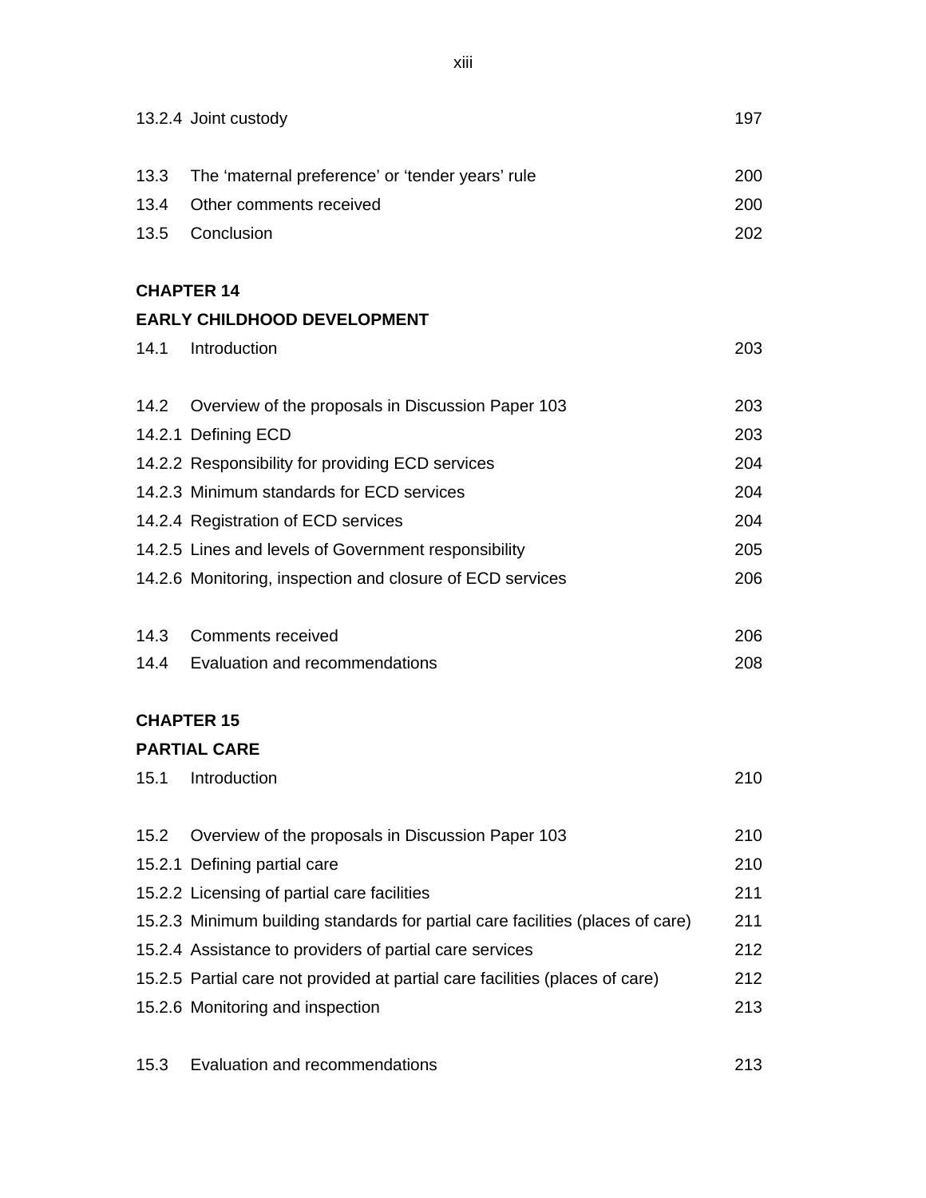| | | |
|---|---|---|
| 13.2.4 | Joint custody | 197 |
| 13.3 | The ‘maternal preference’ or ‘tender years’ rule | 200 |
| 13.4 | Other comments received | 200 |
| 13.5 | Conclusion | 202 |

**CHAPTER 14**

**EARLY CHILDHOOD DEVELOPMENT**

| | | |
|---|---|---|
| 14.1 | Introduction | 203 |
| 14.2 | Overview of the proposals in Discussion Paper 103 | 203 |
| 14.2.1 | Defining ECD | 203 |
| 14.2.2 | Responsibility for providing ECD services | 204 |
| 14.2.3 | Minimum standards for ECD services | 204 |
| 14.2.4 | Registration of ECD services | 204 |
| 14.2.5 | Lines and levels of Government responsibility | 205 |
| 14.2.6 | Monitoring, inspection and closure of ECD services | 206 |
| 14.3 | Comments received | 206 |
| 14.4 | Evaluation and recommendations | 208 |

**CHAPTER 15**

**PARTIAL CARE**

| | | |
|---|---|---|
| 15.1 | Introduction | 210 |
| 15.2 | Overview of the proposals in Discussion Paper 103 | 210 |
| 15.2.1 | Defining partial care | 210 |
| 15.2.2 | Licensing of partial care facilities | 211 |
| 15.2.3 | Minimum building standards for partial care facilities (places of care) | 211 |
| 15.2.4 | Assistance to providers of partial care services | 212 |
| 15.2.5 | Partial care not provided at partial care facilities (places of care) | 212 |
| 15.2.6 | Monitoring and inspection | 213 |
| 15.3 | Evaluation and recommendations | 213 |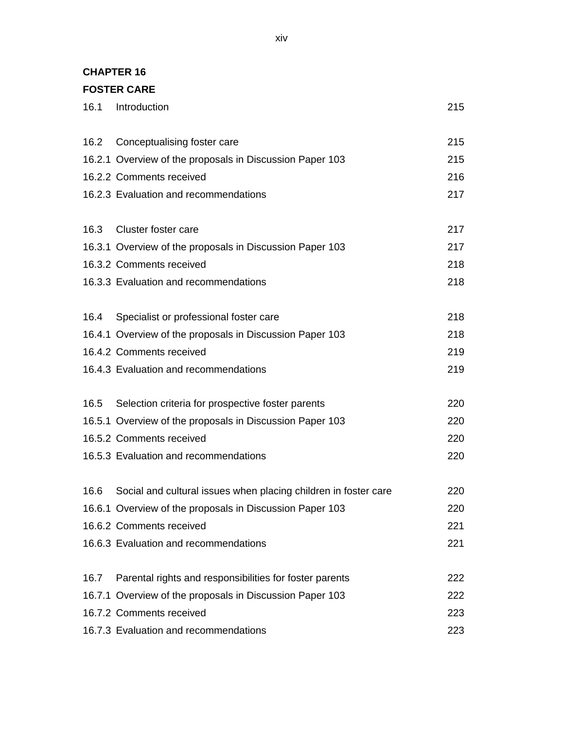**CHAPTER 16**

**FOSTER CARE**

| | | |
|---|---|---|
| 16.1 | Introduction | 215 |
| | | |
| 16.2 | Conceptualising foster care | 215 |
| 16.2.1 | Overview of the proposals in Discussion Paper 103 | 215 |
| 16.2.2 | Comments received | 216 |
| 16.2.3 | Evaluation and recommendations | 217 |
| | | |
| 16.3 | Cluster foster care | 217 |
| 16.3.1 | Overview of the proposals in Discussion Paper 103 | 217 |
| 16.3.2 | Comments received | 218 |
| 16.3.3 | Evaluation and recommendations | 218 |
| | | |
| 16.4 | Specialist or professional foster care | 218 |
| 16.4.1 | Overview of the proposals in Discussion Paper 103 | 218 |
| 16.4.2 | Comments received | 219 |
| 16.4.3 | Evaluation and recommendations | 219 |
| | | |
| 16.5 | Selection criteria for prospective foster parents | 220 |
| 16.5.1 | Overview of the proposals in Discussion Paper 103 | 220 |
| 16.5.2 | Comments received | 220 |
| 16.5.3 | Evaluation and recommendations | 220 |
| | | |
| 16.6 | Social and cultural issues when placing children in foster care | 220 |
| 16.6.1 | Overview of the proposals in Discussion Paper 103 | 220 |
| 16.6.2 | Comments received | 221 |
| 16.6.3 | Evaluation and recommendations | 221 |
| | | |
| 16.7 | Parental rights and responsibilities for foster parents | 222 |
| 16.7.1 | Overview of the proposals in Discussion Paper 103 | 222 |
| 16.7.2 | Comments received | 223 |
| 16.7.3 | Evaluation and recommendations | 223 |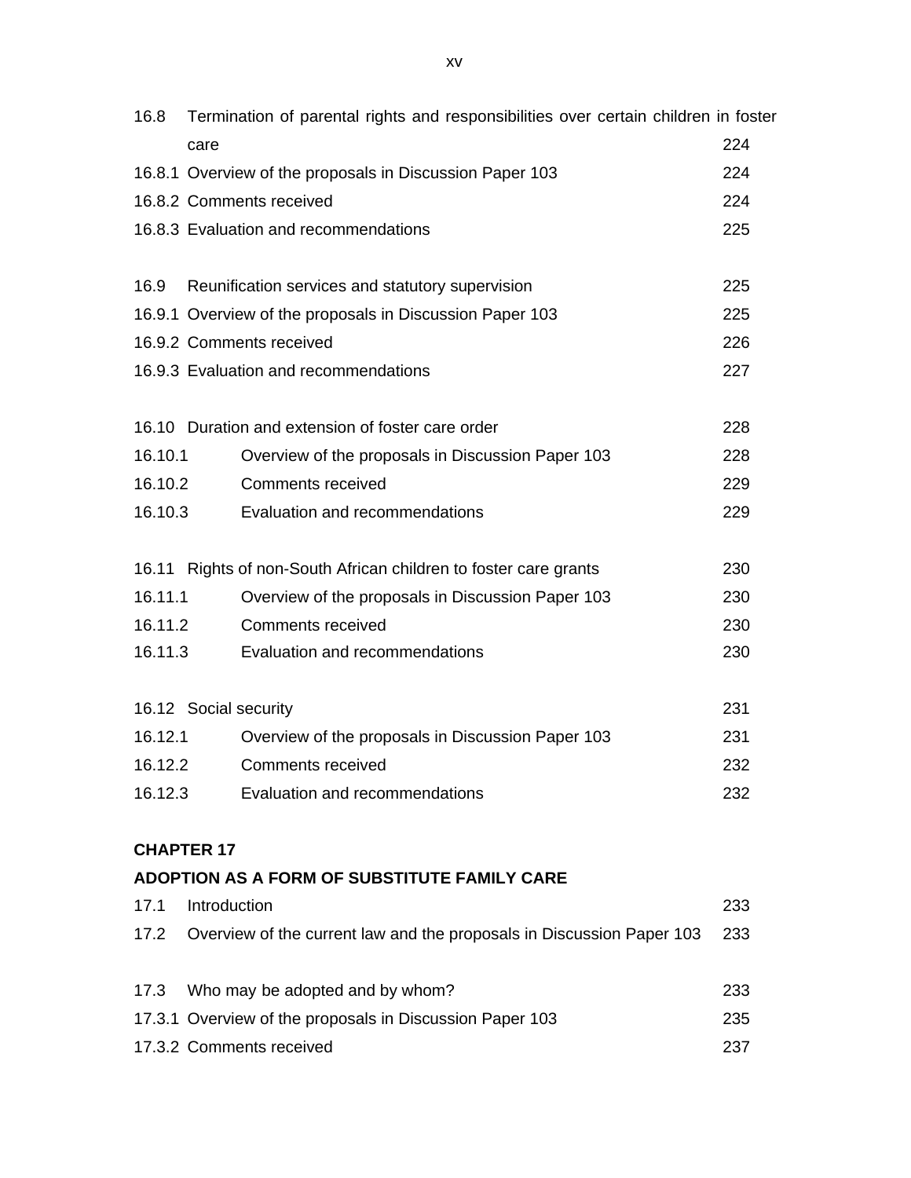| | | |
|---|---|---|
| 16.8 | Termination of parental rights and responsibilities over certain children in foster care | 224 |
| 16.8.1 | Overview of the proposals in Discussion Paper 103 | 224 |
| 16.8.2 | Comments received | 224 |
| 16.8.3 | Evaluation and recommendations | 225 |
| | | |
| 16.9 | Reunification services and statutory supervision | 225 |
| 16.9.1 | Overview of the proposals in Discussion Paper 103 | 225 |
| 16.9.2 | Comments received | 226 |
| 16.9.3 | Evaluation and recommendations | 227 |
| | | |
| 16.10 | Duration and extension of foster care order | 228 |
| 16.10.1 | Overview of the proposals in Discussion Paper 103 | 228 |
| 16.10.2 | Comments received | 229 |
| 16.10.3 | Evaluation and recommendations | 229 |
| | | |
| 16.11 | Rights of non-South African children to foster care grants | 230 |
| 16.11.1 | Overview of the proposals in Discussion Paper 103 | 230 |
| 16.11.2 | Comments received | 230 |
| 16.11.3 | Evaluation and recommendations | 230 |
| | | |
| 16.12 | Social security | 231 |
| 16.12.1 | Overview of the proposals in Discussion Paper 103 | 231 |
| 16.12.2 | Comments received | 232 |
| 16.12.3 | Evaluation and recommendations | 232 |

**CHAPTER 17**

**ADOPTION AS A FORM OF SUBSTITUTE FAMILY CARE**

| | | |
|---|---|---|
| 17.1 | Introduction | 233 |
| 17.2 | Overview of the current law and the proposals in Discussion Paper 103 | 233 |
| | | |
| 17.3 | Who may be adopted and by whom? | 233 |
| 17.3.1 | Overview of the proposals in Discussion Paper 103 | 235 |
| 17.3.2 | Comments received | 237 |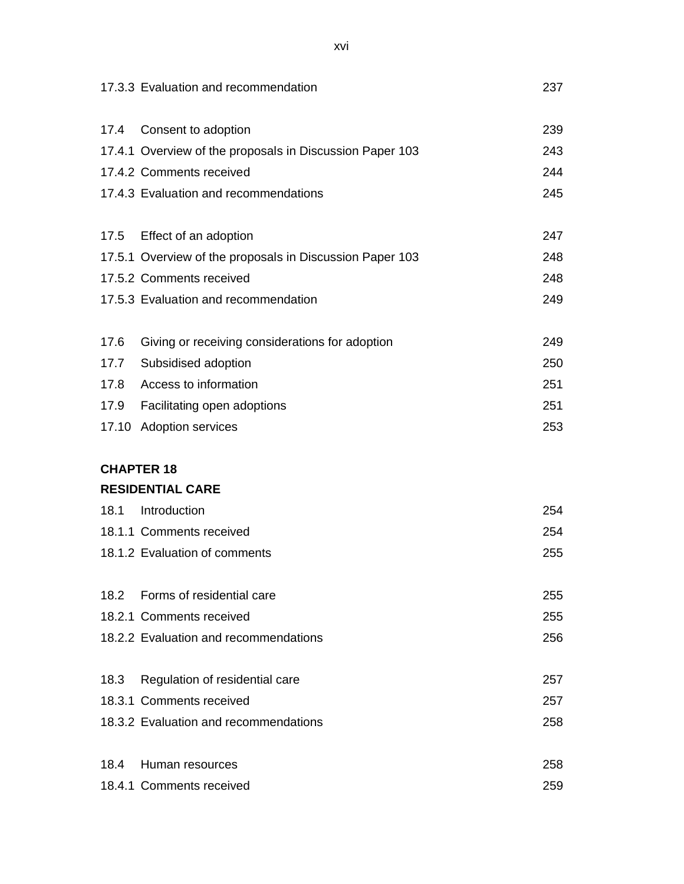| | | |
|---|---|---|
| 17.3.3 | Evaluation and recommendation | 237 |
| | | |
| 17.4 | Consent to adoption | 239 |
| 17.4.1 | Overview of the proposals in Discussion Paper 103 | 243 |
| 17.4.2 | Comments received | 244 |
| 17.4.3 | Evaluation and recommendations | 245 |
| | | |
| 17.5 | Effect of an adoption | 247 |
| 17.5.1 | Overview of the proposals in Discussion Paper 103 | 248 |
| 17.5.2 | Comments received | 248 |
| 17.5.3 | Evaluation and recommendation | 249 |
| | | |
| 17.6 | Giving or receiving considerations for adoption | 249 |
| 17.7 | Subsidised adoption | 250 |
| 17.8 | Access to information | 251 |
| 17.9 | Facilitating open adoptions | 251 |
| 17.10 | Adoption services | 253 |

**CHAPTER 18**

**RESIDENTIAL CARE**

| | | |
|---|---|---|
| 18.1 | Introduction | 254 |
| 18.1.1 | Comments received | 254 |
| 18.1.2 | Evaluation of comments | 255 |
| | | |
| 18.2 | Forms of residential care | 255 |
| 18.2.1 | Comments received | 255 |
| 18.2.2 | Evaluation and recommendations | 256 |
| | | |
| 18.3 | Regulation of residential care | 257 |
| 18.3.1 | Comments received | 257 |
| 18.3.2 | Evaluation and recommendations | 258 |
| | | |
| 18.4 | Human resources | 258 |
| 18.4.1 | Comments received | 259 |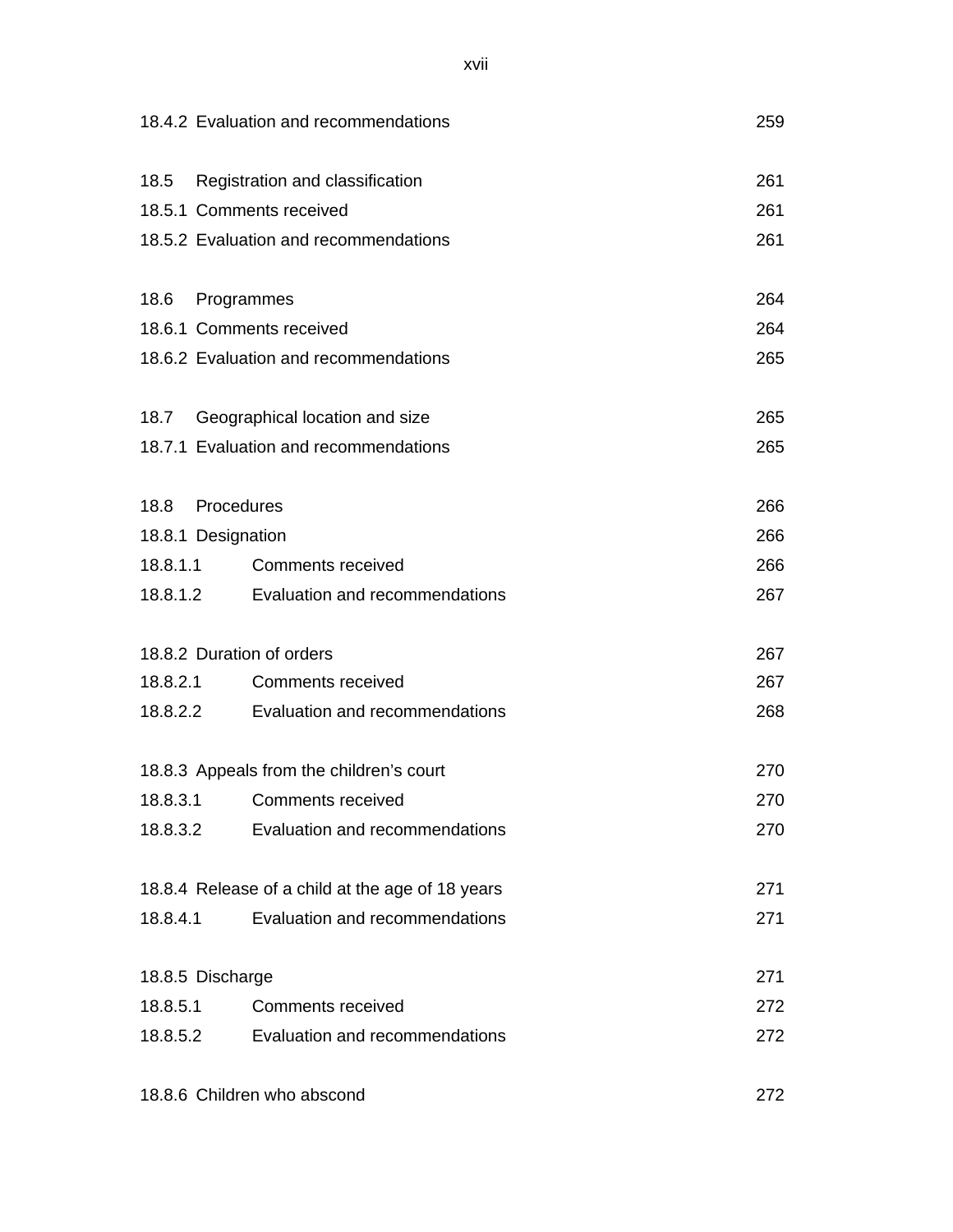| | |
|---|---|
| 18.4.2 Evaluation and recommendations | 259 |
| | |
| 18.5 Registration and classification | 261 |
| 18.5.1 Comments received | 261 |
| 18.5.2 Evaluation and recommendations | 261 |
| | |
| 18.6 Programmes | 264 |
| 18.6.1 Comments received | 264 |
| 18.6.2 Evaluation and recommendations | 265 |
| | |
| 18.7 Geographical location and size | 265 |
| 18.7.1 Evaluation and recommendations | 265 |
| | |
| 18.8 Procedures | 266 |
| 18.8.1 Designation | 266 |
| 18.8.1.1 Comments received | 266 |
| 18.8.1.2 Evaluation and recommendations | 267 |
| | |
| 18.8.2 Duration of orders | 267 |
| 18.8.2.1 Comments received | 267 |
| 18.8.2.2 Evaluation and recommendations | 268 |
| | |
| 18.8.3 Appeals from the children's court | 270 |
| 18.8.3.1 Comments received | 270 |
| 18.8.3.2 Evaluation and recommendations | 270 |
| | |
| 18.8.4 Release of a child at the age of 18 years | 271 |
| 18.8.4.1 Evaluation and recommendations | 271 |
| | |
| 18.8.5 Discharge | 271 |
| 18.8.5.1 Comments received | 272 |
| 18.8.5.2 Evaluation and recommendations | 272 |
| | |
| 18.8.6 Children who abscond | 272 |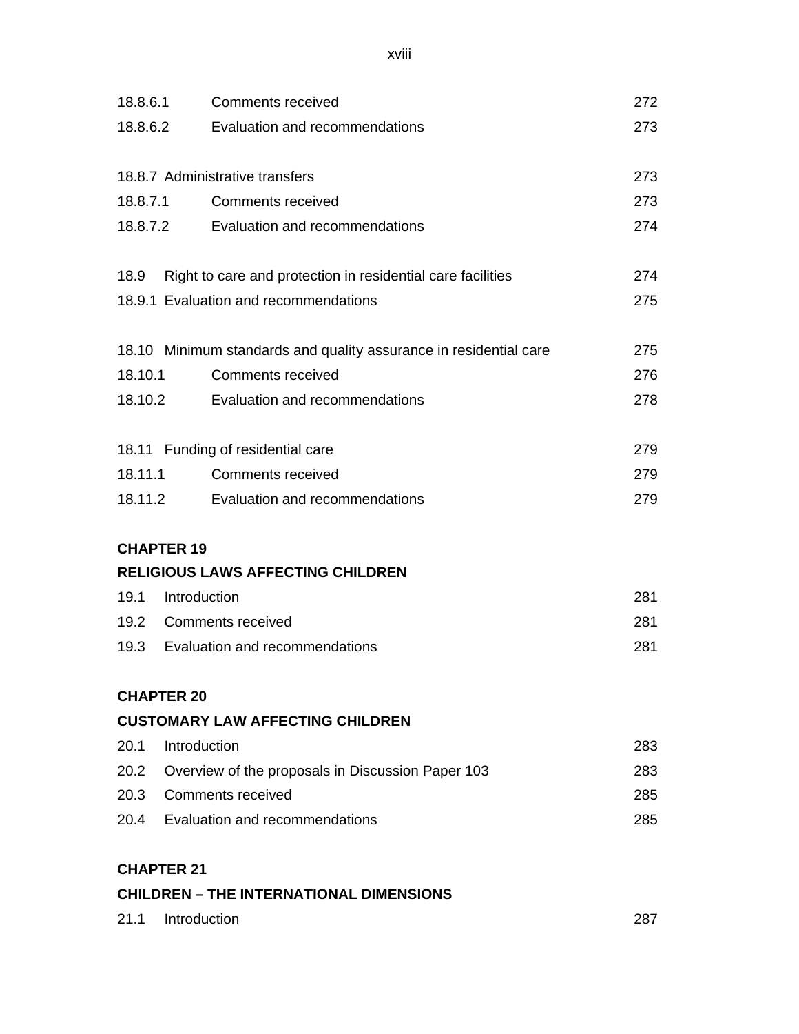| | | |
|---|---|---|
| 18.8.6.1 | Comments received | 272 |
| 18.8.6.2 | Evaluation and recommendations | 273 |
| 18.8.7 | Administrative transfers | 273 |
| 18.8.7.1 | Comments received | 273 |
| 18.8.7.2 | Evaluation and recommendations | 274 |
| 18.9 | Right to care and protection in residential care facilities | 274 |
| 18.9.1 | Evaluation and recommendations | 275 |
| 18.10 | Minimum standards and quality assurance in residential care | 275 |
| 18.10.1 | Comments received | 276 |
| 18.10.2 | Evaluation and recommendations | 278 |
| 18.11 | Funding of residential care | 279 |
| 18.11.1 | Comments received | 279 |
| 18.11.2 | Evaluation and recommendations | 279 |

**CHAPTER 19**

**RELIGIOUS LAWS AFFECTING CHILDREN**

| | | |
|---|---|---|
| 19.1 | Introduction | 281 |
| 19.2 | Comments received | 281 |
| 19.3 | Evaluation and recommendations | 281 |

**CHAPTER 20**

**CUSTOMARY LAW AFFECTING CHILDREN**

| | | |
|---|---|---|
| 20.1 | Introduction | 283 |
| 20.2 | Overview of the proposals in Discussion Paper 103 | 283 |
| 20.3 | Comments received | 285 |
| 20.4 | Evaluation and recommendations | 285 |

**CHAPTER 21**

**CHILDREN – THE INTERNATIONAL DIMENSIONS**

| | | |
|---|---|---|
| 21.1 | Introduction | 287 |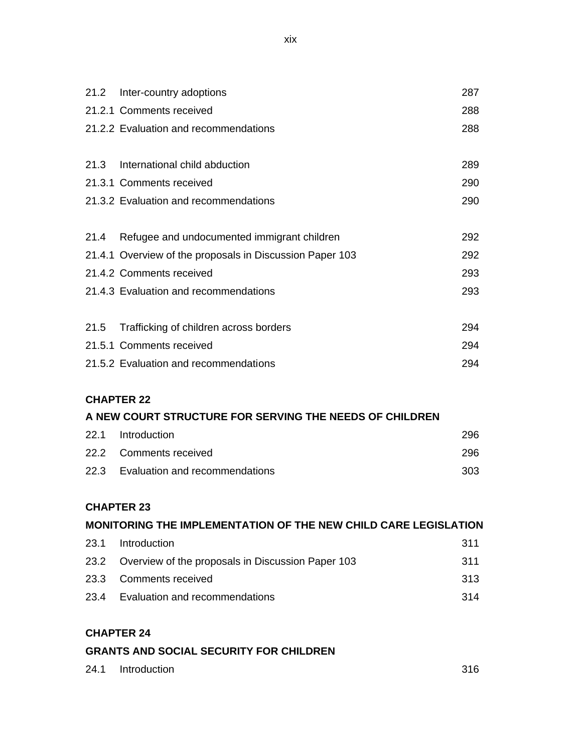| | | |
|---|---|---|
| 21.2 | Inter-country adoptions | 287 |
| 21.2.1 | Comments received | 288 |
| 21.2.2 | Evaluation and recommendations | 288 |
| | | |
| 21.3 | International child abduction | 289 |
| 21.3.1 | Comments received | 290 |
| 21.3.2 | Evaluation and recommendations | 290 |
| | | |
| 21.4 | Refugee and undocumented immigrant children | 292 |
| 21.4.1 | Overview of the proposals in Discussion Paper 103 | 292 |
| 21.4.2 | Comments received | 293 |
| 21.4.3 | Evaluation and recommendations | 293 |
| | | |
| 21.5 | Trafficking of children across borders | 294 |
| 21.5.1 | Comments received | 294 |
| 21.5.2 | Evaluation and recommendations | 294 |

**CHAPTER 22**

**A NEW COURT STRUCTURE FOR SERVING THE NEEDS OF CHILDREN**

| | | |
|---|---|---|
| 22.1 | Introduction | 296 |
| 22.2 | Comments received | 296 |
| 22.3 | Evaluation and recommendations | 303 |

**CHAPTER 23**

**MONITORING THE IMPLEMENTATION OF THE NEW CHILD CARE LEGISLATION**

| | | |
|---|---|---|
| 23.1 | Introduction | 311 |
| 23.2 | Overview of the proposals in Discussion Paper 103 | 311 |
| 23.3 | Comments received | 313 |
| 23.4 | Evaluation and recommendations | 314 |

**CHAPTER 24**

**GRANTS AND SOCIAL SECURITY FOR CHILDREN**

| | | |
|---|---|---|
| 24.1 | Introduction | 316 |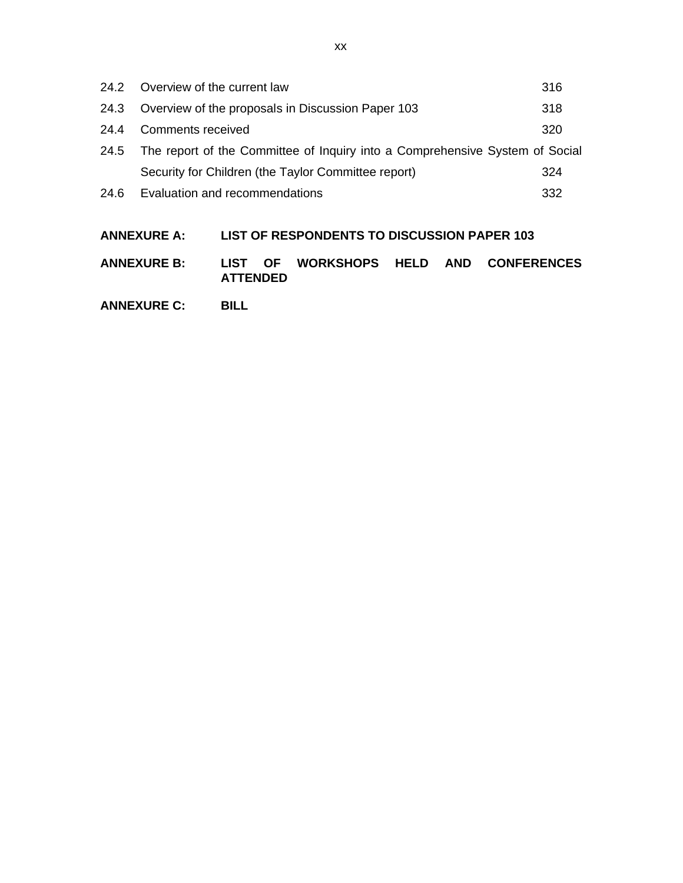| | | |
|---|---|---|
| 24.2 | Overview of the current law | 316 |
| 24.3 | Overview of the proposals in Discussion Paper 103 | 318 |
| 24.4 | Comments received | 320 |
| 24.5 | The report of the Committee of Inquiry into a Comprehensive System of Social Security for Children (the Taylor Committee report) | 324 |
| 24.6 | Evaluation and recommendations | 332 |

**ANNEXURE A:** **LIST OF RESPONDENTS TO DISCUSSION PAPER 103**

**ANNEXURE B:** **LIST OF WORKSHOPS HELD AND CONFERENCES ATTENDED**

**ANNEXURE C:** **BILL**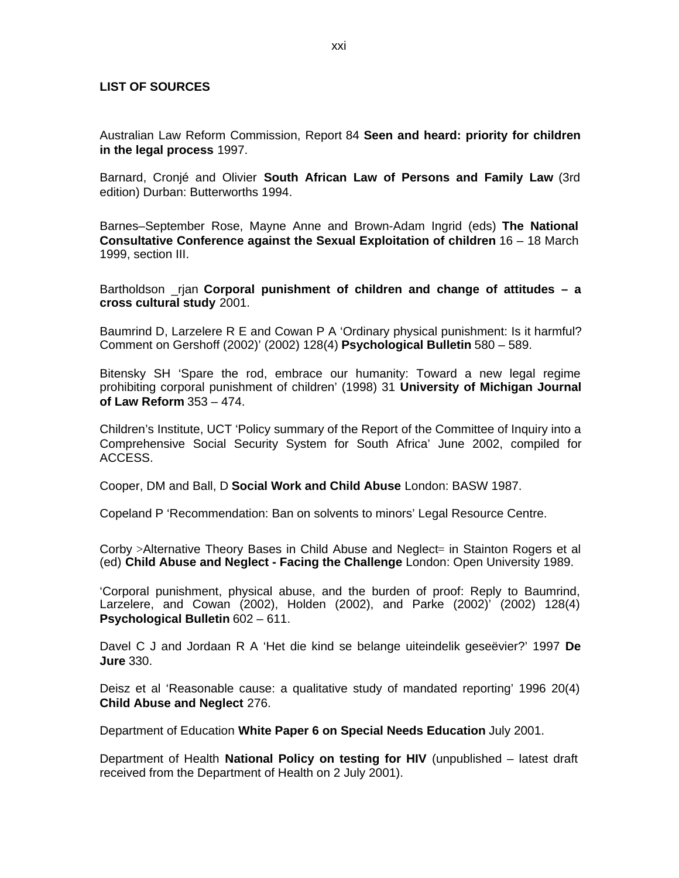**LIST OF SOURCES**

Australian Law Reform Commission, Report 84 **Seen and heard: priority for children in the legal process** 1997.

Barnard, Cronjé and Olivier **South African Law of Persons and Family Law** (3rd edition) Durban: Butterworths 1994.

Barnes–September Rose, Mayne Anne and Brown-Adam Ingrid (eds) **The National Consultative Conference against the Sexual Exploitation of children** 16 – 18 March 1999, section III.

Bartholdson _rjan **Corporal punishment of children and change of attitudes – a cross cultural study** 2001.

Baumrind D, Larzelere R E and Cowan P A 'Ordinary physical punishment: Is it harmful? Comment on Gershoff (2002)' (2002) 128(4) **Psychological Bulletin** 580 – 589.

Bitensky SH 'Spare the rod, embrace our humanity: Toward a new legal regime prohibiting corporal punishment of children' (1998) 31 **University of Michigan Journal of Law Reform** 353 – 474.

Children's Institute, UCT 'Policy summary of the Report of the Committee of Inquiry into a Comprehensive Social Security System for South Africa' June 2002, compiled for ACCESS.

Cooper, DM and Ball, D **Social Work and Child Abuse** London: BASW 1987.

Copeland P 'Recommendation: Ban on solvents to minors' Legal Resource Centre.

Corby >Alternative Theory Bases in Child Abuse and Neglect= in Stainton Rogers et al (ed) **Child Abuse and Neglect - Facing the Challenge** London: Open University 1989.

'Corporal punishment, physical abuse, and the burden of proof: Reply to Baumrind, Larzelere, and Cowan (2002), Holden (2002), and Parke (2002)' (2002) 128(4) **Psychological Bulletin** 602 – 611.

Davel C J and Jordaan R A 'Het die kind se belange uiteindelik geseëvier?' 1997 **De Jure** 330.

Deisz et al 'Reasonable cause: a qualitative study of mandated reporting' 1996 20(4) **Child Abuse and Neglect** 276.

Department of Education **White Paper 6 on Special Needs Education** July 2001.

Department of Health **National Policy on testing for HIV** (unpublished – latest draft received from the Department of Health on 2 July 2001).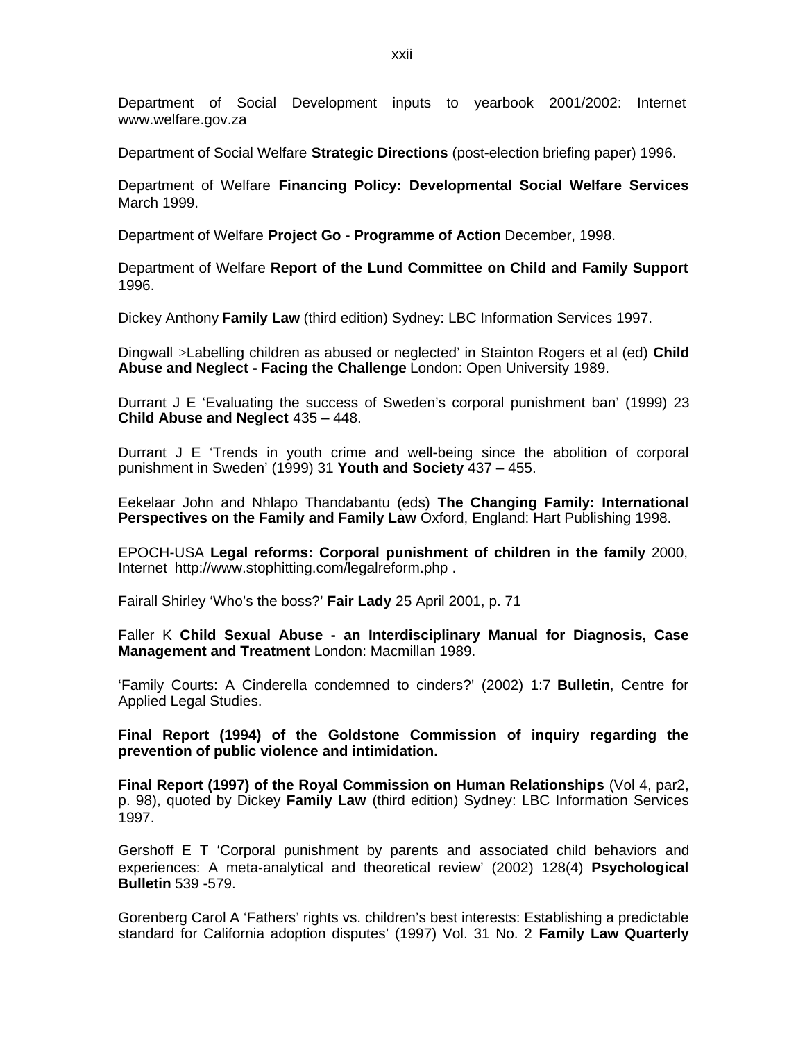Department of Social Development inputs to yearbook 2001/2002: Internet www.welfare.gov.za

Department of Social Welfare **Strategic Directions** (post-election briefing paper) 1996.

Department of Welfare **Financing Policy: Developmental Social Welfare Services** March 1999.

Department of Welfare **Project Go - Programme of Action** December, 1998.

Department of Welfare **Report of the Lund Committee on Child and Family Support** 1996.

Dickey Anthony **Family Law** (third edition) Sydney: LBC Information Services 1997.

Dingwall >Labelling children as abused or neglected' in Stainton Rogers et al (ed) **Child Abuse and Neglect - Facing the Challenge** London: Open University 1989.

Durrant J E 'Evaluating the success of Sweden's corporal punishment ban' (1999) 23 **Child Abuse and Neglect** 435 – 448.

Durrant J E 'Trends in youth crime and well-being since the abolition of corporal punishment in Sweden' (1999) 31 **Youth and Society** 437 – 455.

Eekelaar John and Nhlapo Thandabantu (eds) **The Changing Family: International Perspectives on the Family and Family Law** Oxford, England: Hart Publishing 1998.

EPOCH-USA **Legal reforms: Corporal punishment of children in the family** 2000, Internet http://www.stophitting.com/legalreform.php .

Fairall Shirley 'Who's the boss?' **Fair Lady** 25 April 2001, p. 71

Faller K **Child Sexual Abuse - an Interdisciplinary Manual for Diagnosis, Case Management and Treatment** London: Macmillan 1989.

'Family Courts: A Cinderella condemned to cinders?' (2002) 1:7 **Bulletin**, Centre for Applied Legal Studies.

**Final Report (1994) of the Goldstone Commission of inquiry regarding the prevention of public violence and intimidation.**

**Final Report (1997) of the Royal Commission on Human Relationships** (Vol 4, par2, p. 98), quoted by Dickey **Family Law** (third edition) Sydney: LBC Information Services 1997.

Gershoff E T 'Corporal punishment by parents and associated child behaviors and experiences: A meta-analytical and theoretical review' (2002) 128(4) **Psychological Bulletin** 539 -579.

Gorenberg Carol A 'Fathers' rights vs. children's best interests: Establishing a predictable standard for California adoption disputes' (1997) Vol. 31 No. 2 **Family Law Quarterly**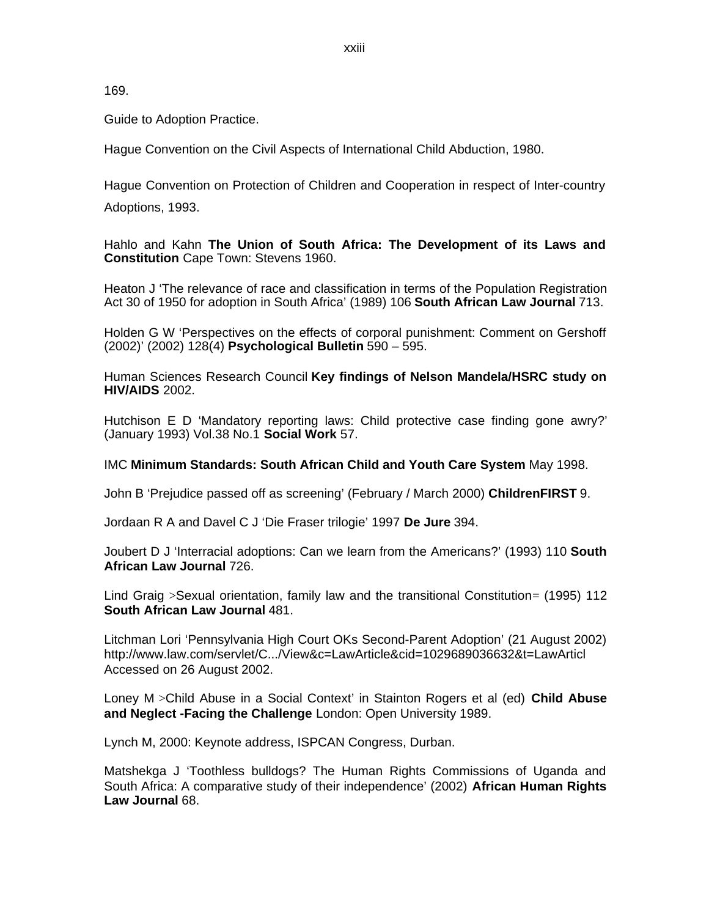169.

Guide to Adoption Practice.

Hague Convention on the Civil Aspects of International Child Abduction, 1980.

Hague Convention on Protection of Children and Cooperation in respect of Inter-country Adoptions, 1993.

Hahlo and Kahn **The Union of South Africa: The Development of its Laws and Constitution** Cape Town: Stevens 1960.

Heaton J 'The relevance of race and classification in terms of the Population Registration Act 30 of 1950 for adoption in South Africa' (1989) 106 **South African Law Journal** 713.

Holden G W 'Perspectives on the effects of corporal punishment: Comment on Gershoff (2002)' (2002) 128(4) **Psychological Bulletin** 590 – 595.

Human Sciences Research Council **Key findings of Nelson Mandela/HSRC study on HIV/AIDS** 2002.

Hutchison E D 'Mandatory reporting laws: Child protective case finding gone awry?' (January 1993) Vol.38 No.1 **Social Work** 57.

IMC **Minimum Standards: South African Child and Youth Care System** May 1998.

John B 'Prejudice passed off as screening' (February / March 2000) **ChildrenFIRST** 9.

Jordaan R A and Davel C J 'Die Fraser trilogie' 1997 **De Jure** 394.

Joubert D J 'Interracial adoptions: Can we learn from the Americans?' (1993) 110 **South African Law Journal** 726.

Lind Graig >Sexual orientation, family law and the transitional Constitution= (1995) 112 **South African Law Journal** 481.

Litchman Lori 'Pennsylvania High Court OKs Second-Parent Adoption' (21 August 2002) http://www.law.com/servlet/C.../View&c=LawArticle&cid=1029689036632&t=LawArticl Accessed on 26 August 2002.

Loney M >Child Abuse in a Social Context' in Stainton Rogers et al (ed) **Child Abuse and Neglect -Facing the Challenge** London: Open University 1989.

Lynch M, 2000: Keynote address, ISPCAN Congress, Durban.

Matshekga J 'Toothless bulldogs? The Human Rights Commissions of Uganda and South Africa: A comparative study of their independence' (2002) **African Human Rights Law Journal** 68.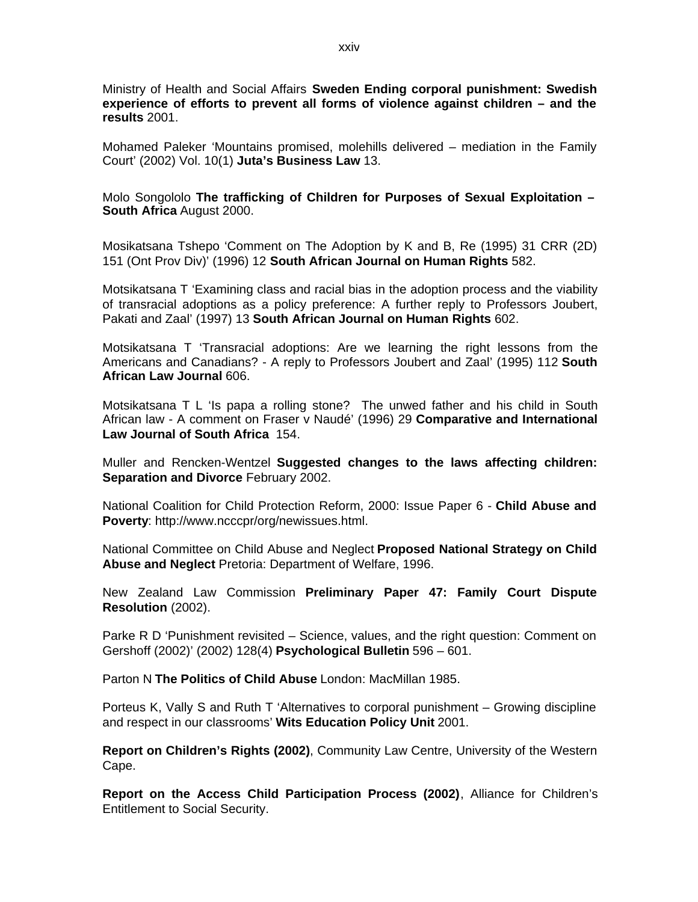Ministry of Health and Social Affairs **Sweden Ending corporal punishment: Swedish experience of efforts to prevent all forms of violence against children – and the results** 2001.

Mohamed Paleker 'Mountains promised, molehills delivered – mediation in the Family Court' (2002) Vol. 10(1) **Juta's Business Law** 13.

Molo Songololo **The trafficking of Children for Purposes of Sexual Exploitation – South Africa** August 2000.

Mosikatsana Tshepo 'Comment on The Adoption by K and B, Re (1995) 31 CRR (2D) 151 (Ont Prov Div)' (1996) 12 **South African Journal on Human Rights** 582.

Motsikatsana T 'Examining class and racial bias in the adoption process and the viability of transracial adoptions as a policy preference: A further reply to Professors Joubert, Pakati and Zaal' (1997) 13 **South African Journal on Human Rights** 602.

Motsikatsana T 'Transracial adoptions: Are we learning the right lessons from the Americans and Canadians? - A reply to Professors Joubert and Zaal' (1995) 112 **South African Law Journal** 606.

Motsikatsana T L 'Is papa a rolling stone? The unwed father and his child in South African law - A comment on Fraser v Naudé' (1996) 29 **Comparative and International Law Journal of South Africa** 154.

Muller and Rencken-Wentzel **Suggested changes to the laws affecting children: Separation and Divorce** February 2002.

National Coalition for Child Protection Reform, 2000: Issue Paper 6 - **Child Abuse and Poverty**: http://www.ncccpr/org/newissues.html.

National Committee on Child Abuse and Neglect **Proposed National Strategy on Child Abuse and Neglect** Pretoria: Department of Welfare, 1996.

New Zealand Law Commission **Preliminary Paper 47: Family Court Dispute Resolution** (2002).

Parke R D 'Punishment revisited – Science, values, and the right question: Comment on Gershoff (2002)' (2002) 128(4) **Psychological Bulletin** 596 – 601.

Parton N **The Politics of Child Abuse** London: MacMillan 1985.

Porteus K, Vally S and Ruth T 'Alternatives to corporal punishment – Growing discipline and respect in our classrooms' **Wits Education Policy Unit** 2001.

**Report on Children's Rights (2002)**, Community Law Centre, University of the Western Cape.

**Report on the Access Child Participation Process (2002)**, Alliance for Children's Entitlement to Social Security.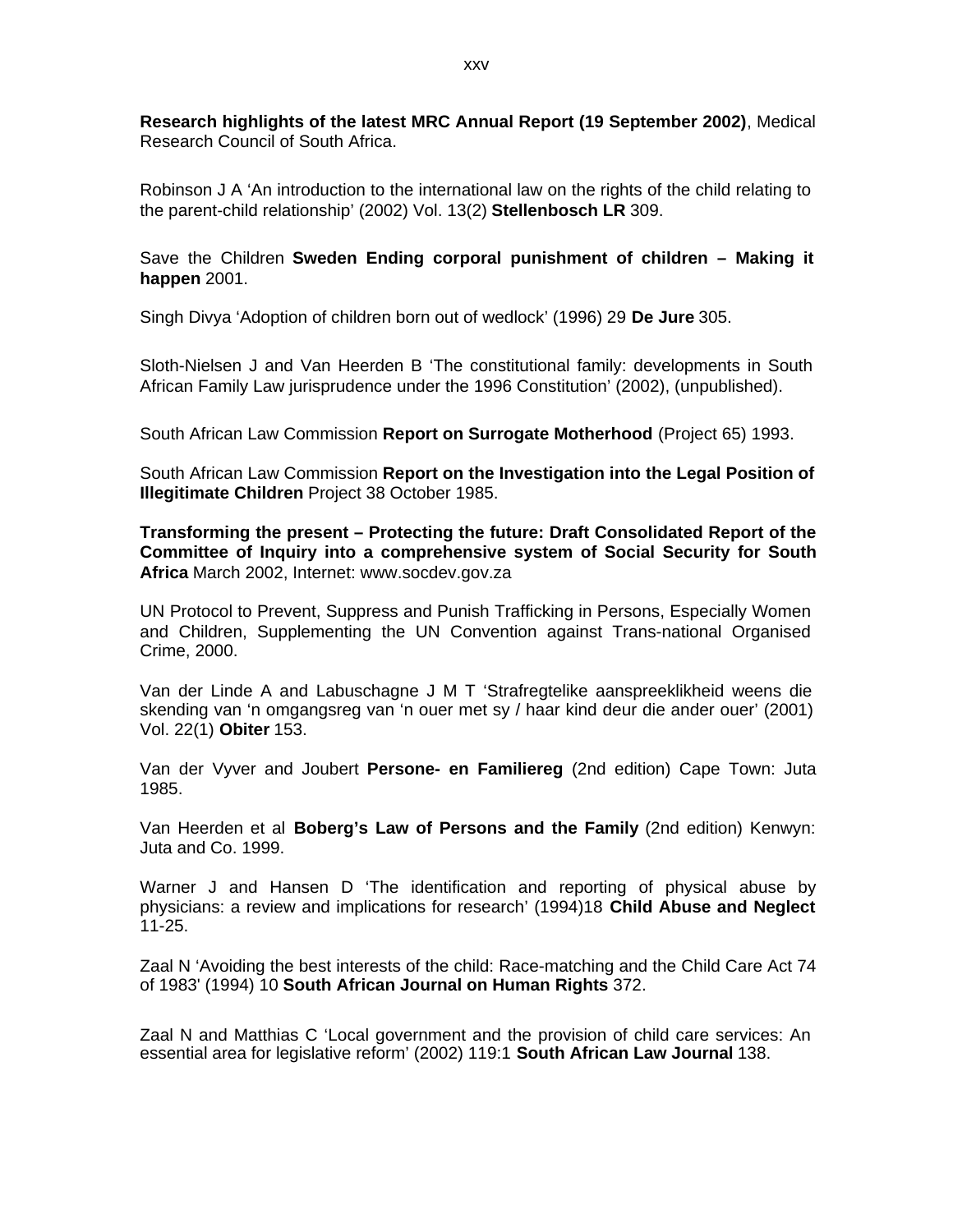**Research highlights of the latest MRC Annual Report (19 September 2002)**, Medical Research Council of South Africa.

Robinson J A 'An introduction to the international law on the rights of the child relating to the parent-child relationship' (2002) Vol. 13(2) **Stellenbosch LR** 309.

Save the Children **Sweden Ending corporal punishment of children – Making it happen** 2001.

Singh Divya 'Adoption of children born out of wedlock' (1996) 29 **De Jure** 305.

Sloth-Nielsen J and Van Heerden B 'The constitutional family: developments in South African Family Law jurisprudence under the 1996 Constitution' (2002), (unpublished).

South African Law Commission **Report on Surrogate Motherhood** (Project 65) 1993.

South African Law Commission **Report on the Investigation into the Legal Position of Illegitimate Children** Project 38 October 1985.

**Transforming the present – Protecting the future: Draft Consolidated Report of the Committee of Inquiry into a comprehensive system of Social Security for South Africa** March 2002, Internet: www.socdev.gov.za

UN Protocol to Prevent, Suppress and Punish Trafficking in Persons, Especially Women and Children, Supplementing the UN Convention against Trans-national Organised Crime, 2000.

Van der Linde A and Labuschagne J M T 'Strafregtelike aanspreeklikheid weens die skending van 'n omgangsreg van 'n ouer met sy / haar kind deur die ander ouer' (2001) Vol. 22(1) **Obiter** 153.

Van der Vyver and Joubert **Persone- en Familiereg** (2nd edition) Cape Town: Juta 1985.

Van Heerden et al **Boberg's Law of Persons and the Family** (2nd edition) Kenwyn: Juta and Co. 1999.

Warner J and Hansen D 'The identification and reporting of physical abuse by physicians: a review and implications for research' (1994)18 **Child Abuse and Neglect** 11-25.

Zaal N 'Avoiding the best interests of the child: Race-matching and the Child Care Act 74 of 1983' (1994) 10 **South African Journal on Human Rights** 372.

Zaal N and Matthias C 'Local government and the provision of child care services: An essential area for legislative reform' (2002) 119:1 **South African Law Journal** 138.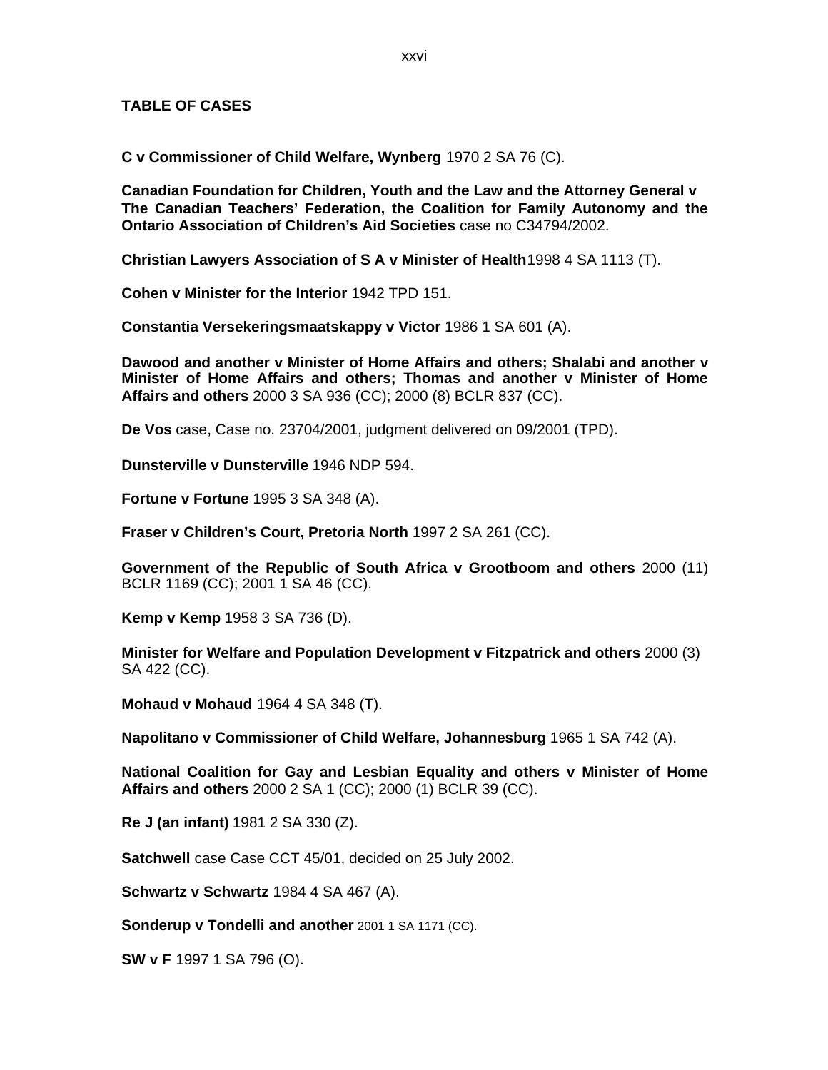## TABLE OF CASES

**C v Commissioner of Child Welfare, Wynberg** 1970 2 SA 76 (C).

**Canadian Foundation for Children, Youth and the Law and the Attorney General v The Canadian Teachers' Federation, the Coalition for Family Autonomy and the Ontario Association of Children's Aid Societies** case no C34794/2002.

**Christian Lawyers Association of S A v Minister of Health** 1998 4 SA 1113 (T).

**Cohen v Minister for the Interior** 1942 TPD 151.

**Constantia Versekeringsmaatskappy v Victor** 1986 1 SA 601 (A).

**Dawood and another v Minister of Home Affairs and others; Shalabi and another v Minister of Home Affairs and others; Thomas and another v Minister of Home Affairs and others** 2000 3 SA 936 (CC); 2000 (8) BCLR 837 (CC).

**De Vos** case, Case no. 23704/2001, judgment delivered on 09/2001 (TPD).

**Dunsterville v Dunsterville** 1946 NDP 594.

**Fortune v Fortune** 1995 3 SA 348 (A).

**Fraser v Children's Court, Pretoria North** 1997 2 SA 261 (CC).

**Government of the Republic of South Africa v Grootboom and others** 2000 (11) BCLR 1169 (CC); 2001 1 SA 46 (CC).

**Kemp v Kemp** 1958 3 SA 736 (D).

**Minister for Welfare and Population Development v Fitzpatrick and others** 2000 (3) SA 422 (CC).

**Mohaud v Mohaud** 1964 4 SA 348 (T).

**Napolitano v Commissioner of Child Welfare, Johannesburg** 1965 1 SA 742 (A).

**National Coalition for Gay and Lesbian Equality and others v Minister of Home Affairs and others** 2000 2 SA 1 (CC); 2000 (1) BCLR 39 (CC).

**Re J (an infant)** 1981 2 SA 330 (Z).

**Satchwell** case Case CCT 45/01, decided on 25 July 2002.

**Schwartz v Schwartz** 1984 4 SA 467 (A).

**Sonderup v Tondelli and another** 2001 1 SA 1171 (CC).

**SW v F** 1997 1 SA 796 (O).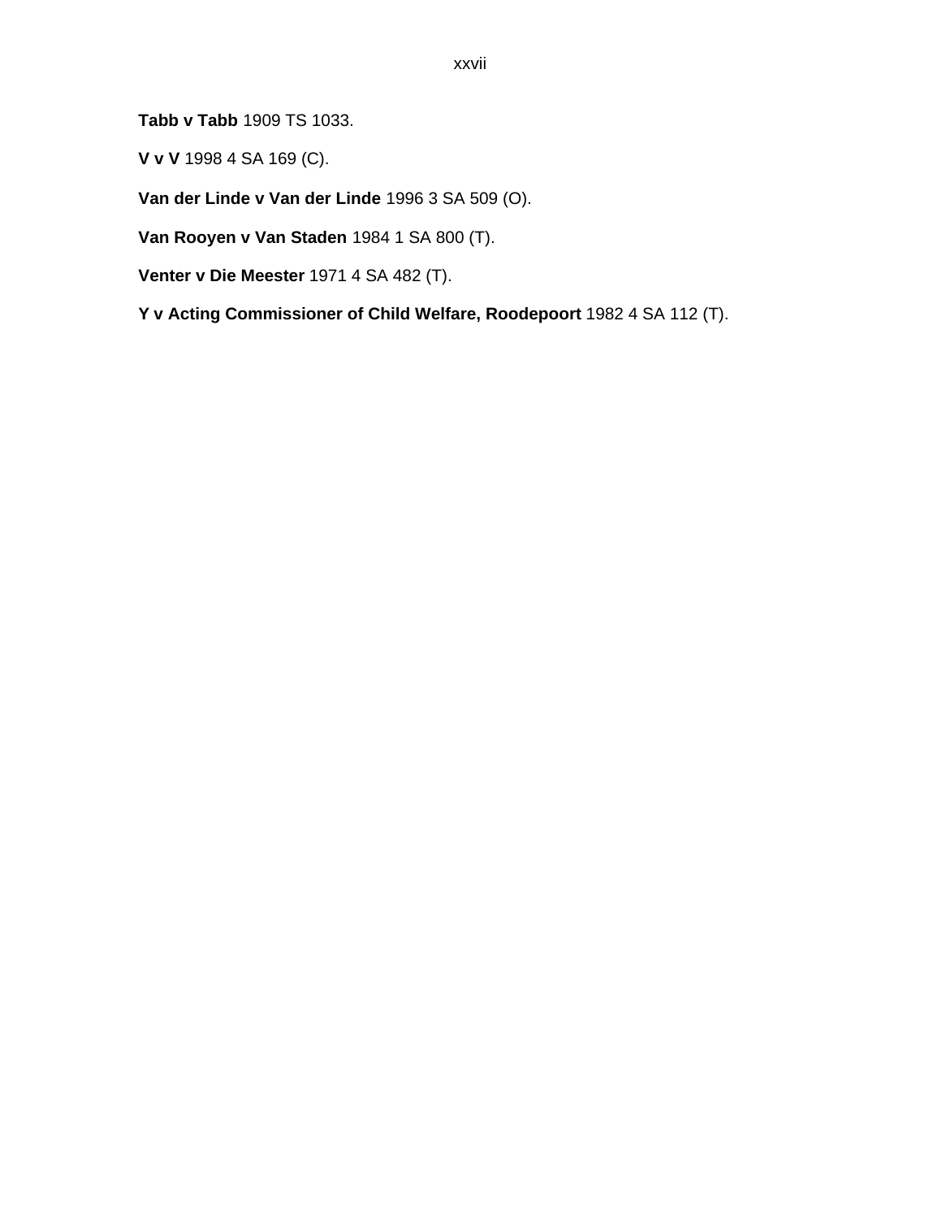**Tabb v Tabb** 1909 TS 1033.

**V v V** 1998 4 SA 169 (C).

**Van der Linde v Van der Linde** 1996 3 SA 509 (O).

**Van Rooyen v Van Staden** 1984 1 SA 800 (T).

**Venter v Die Meester** 1971 4 SA 482 (T).

**Y v Acting Commissioner of Child Welfare, Roodepoort** 1982 4 SA 112 (T).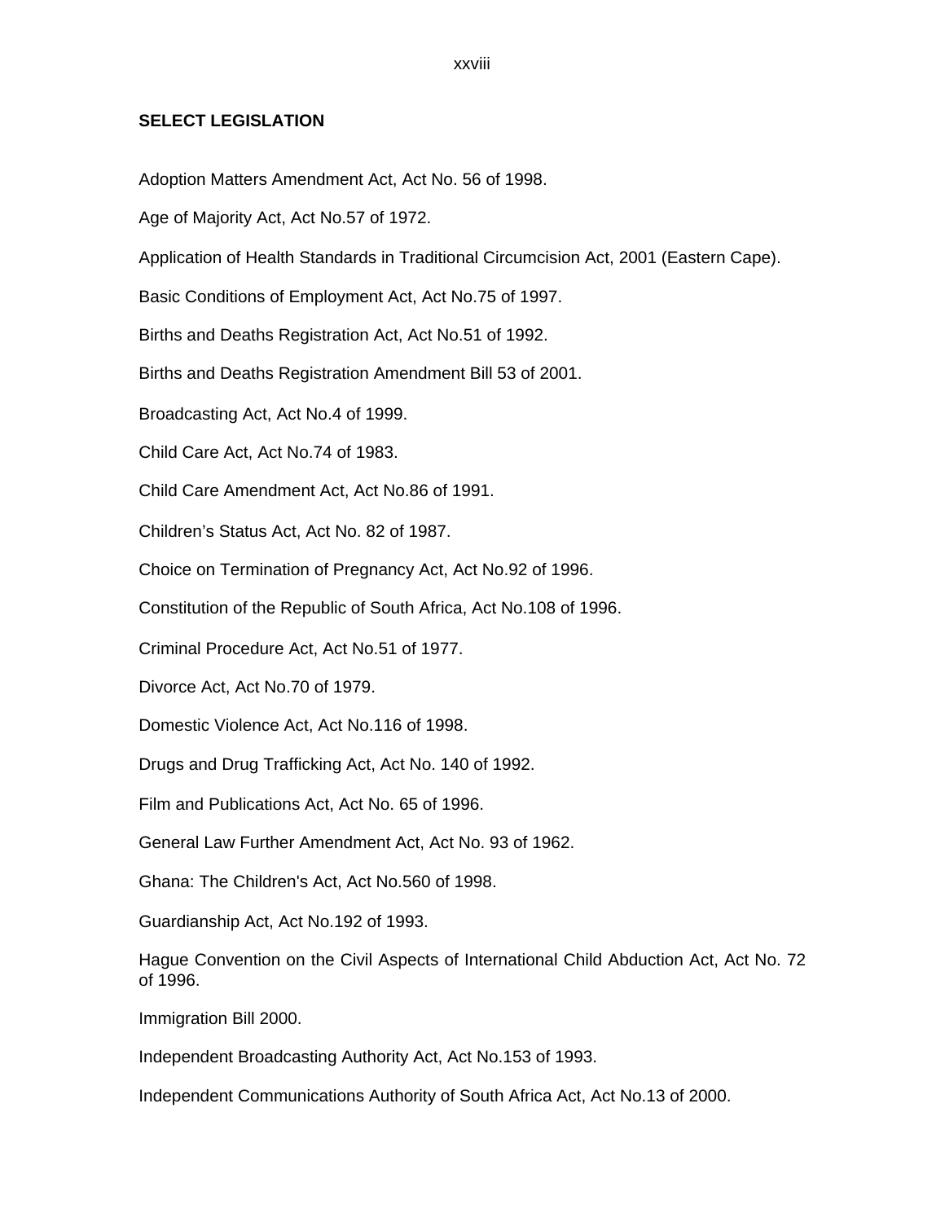## SELECT LEGISLATION

Adoption Matters Amendment Act, Act No. 56 of 1998.

Age of Majority Act, Act No.57 of 1972.

Application of Health Standards in Traditional Circumcision Act, 2001 (Eastern Cape).

Basic Conditions of Employment Act, Act No.75 of 1997.

Births and Deaths Registration Act, Act No.51 of 1992.

Births and Deaths Registration Amendment Bill 53 of 2001.

Broadcasting Act, Act No.4 of 1999.

Child Care Act, Act No.74 of 1983.

Child Care Amendment Act, Act No.86 of 1991.

Children's Status Act, Act No. 82 of 1987.

Choice on Termination of Pregnancy Act, Act No.92 of 1996.

Constitution of the Republic of South Africa, Act No.108 of 1996.

Criminal Procedure Act, Act No.51 of 1977.

Divorce Act, Act No.70 of 1979.

Domestic Violence Act, Act No.116 of 1998.

Drugs and Drug Trafficking Act, Act No. 140 of 1992.

Film and Publications Act, Act No. 65 of 1996.

General Law Further Amendment Act, Act No. 93 of 1962.

Ghana: The Children's Act, Act No.560 of 1998.

Guardianship Act, Act No.192 of 1993.

Hague Convention on the Civil Aspects of International Child Abduction Act, Act No. 72 of 1996.

Immigration Bill 2000.

Independent Broadcasting Authority Act, Act No.153 of 1993.

Independent Communications Authority of South Africa Act, Act No.13 of 2000.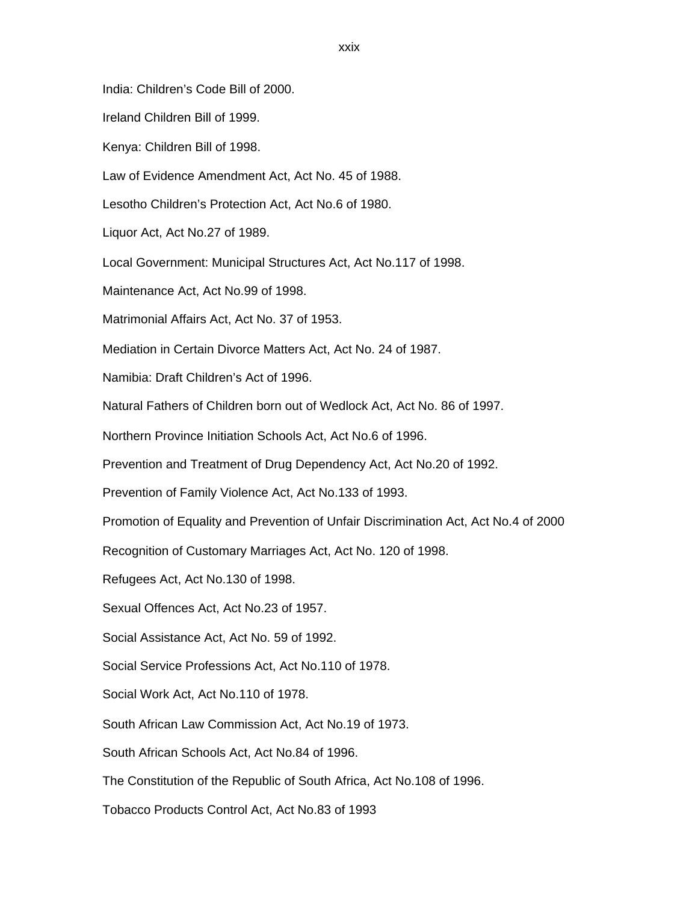India: Children's Code Bill of 2000.

Ireland Children Bill of 1999.

Kenya: Children Bill of 1998.

Law of Evidence Amendment Act, Act No. 45 of 1988.

Lesotho Children's Protection Act, Act No.6 of 1980.

Liquor Act, Act No.27 of 1989.

Local Government: Municipal Structures Act, Act No.117 of 1998.

Maintenance Act, Act No.99 of 1998.

Matrimonial Affairs Act, Act No. 37 of 1953.

Mediation in Certain Divorce Matters Act, Act No. 24 of 1987.

Namibia: Draft Children's Act of 1996.

Natural Fathers of Children born out of Wedlock Act, Act No. 86 of 1997.

Northern Province Initiation Schools Act, Act No.6 of 1996.

Prevention and Treatment of Drug Dependency Act, Act No.20 of 1992.

Prevention of Family Violence Act, Act No.133 of 1993.

Promotion of Equality and Prevention of Unfair Discrimination Act, Act No.4 of 2000

Recognition of Customary Marriages Act, Act No. 120 of 1998.

Refugees Act, Act No.130 of 1998.

Sexual Offences Act, Act No.23 of 1957.

Social Assistance Act, Act No. 59 of 1992.

Social Service Professions Act, Act No.110 of 1978.

Social Work Act, Act No.110 of 1978.

South African Law Commission Act, Act No.19 of 1973.

South African Schools Act, Act No.84 of 1996.

The Constitution of the Republic of South Africa, Act No.108 of 1996.

Tobacco Products Control Act, Act No.83 of 1993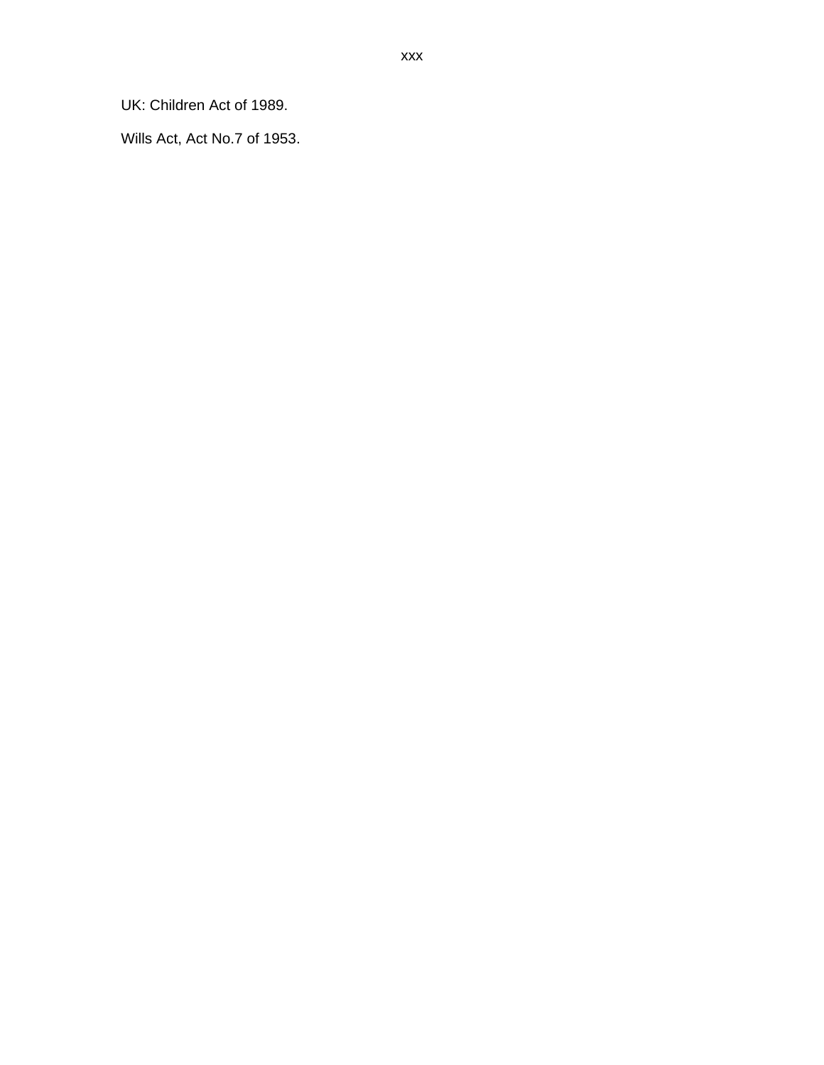UK: Children Act of 1989.

Wills Act, Act No.7 of 1953.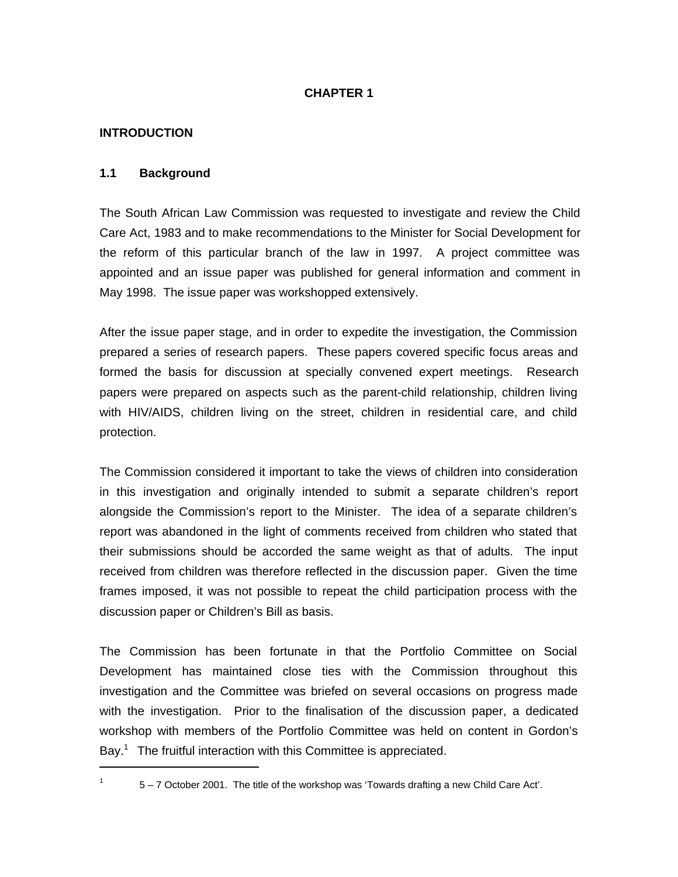# CHAPTER 1

## INTRODUCTION

### 1.1 Background

The South African Law Commission was requested to investigate and review the Child Care Act, 1983 and to make recommendations to the Minister for Social Development for the reform of this particular branch of the law in 1997. A project committee was appointed and an issue paper was published for general information and comment in May 1998. The issue paper was workshopped extensively.

After the issue paper stage, and in order to expedite the investigation, the Commission prepared a series of research papers. These papers covered specific focus areas and formed the basis for discussion at specially convened expert meetings. Research papers were prepared on aspects such as the parent-child relationship, children living with HIV/AIDS, children living on the street, children in residential care, and child protection.

The Commission considered it important to take the views of children into consideration in this investigation and originally intended to submit a separate children's report alongside the Commission's report to the Minister. The idea of a separate children's report was abandoned in the light of comments received from children who stated that their submissions should be accorded the same weight as that of adults. The input received from children was therefore reflected in the discussion paper. Given the time frames imposed, it was not possible to repeat the child participation process with the discussion paper or Children's Bill as basis.

The Commission has been fortunate in that the Portfolio Committee on Social Development has maintained close ties with the Commission throughout this investigation and the Committee was briefed on several occasions on progress made with the investigation. Prior to the finalisation of the discussion paper, a dedicated workshop with members of the Portfolio Committee was held on content in Gordon's Bay.[1] The fruitful interaction with this Committee is appreciated.

---

[1] 5 – 7 October 2001. The title of the workshop was 'Towards drafting a new Child Care Act'.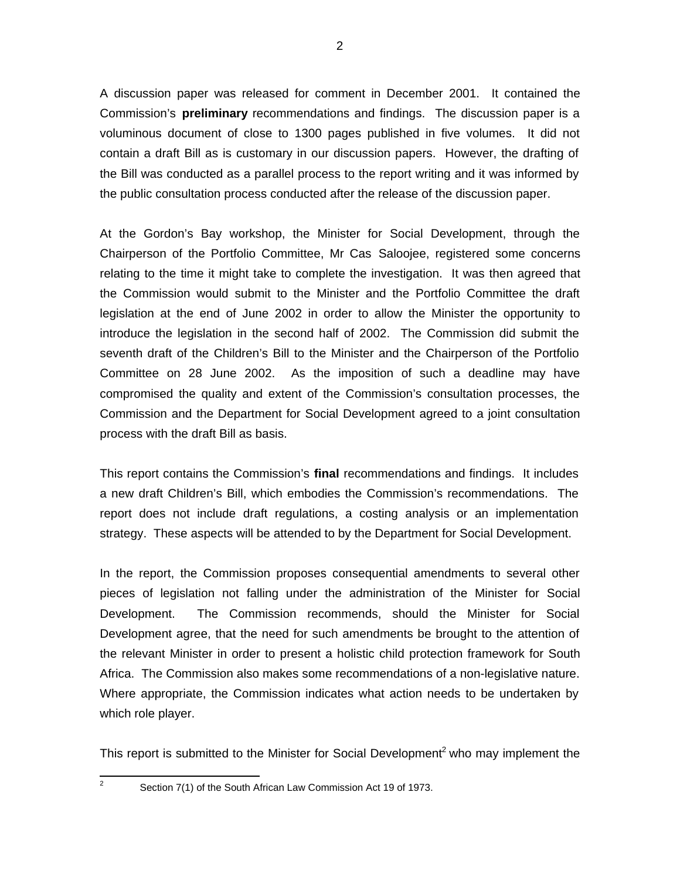A discussion paper was released for comment in December 2001. It contained the Commission's **preliminary** recommendations and findings. The discussion paper is a voluminous document of close to 1300 pages published in five volumes. It did not contain a draft Bill as is customary in our discussion papers. However, the drafting of the Bill was conducted as a parallel process to the report writing and it was informed by the public consultation process conducted after the release of the discussion paper.

At the Gordon's Bay workshop, the Minister for Social Development, through the Chairperson of the Portfolio Committee, Mr Cas Saloojee, registered some concerns relating to the time it might take to complete the investigation. It was then agreed that the Commission would submit to the Minister and the Portfolio Committee the draft legislation at the end of June 2002 in order to allow the Minister the opportunity to introduce the legislation in the second half of 2002. The Commission did submit the seventh draft of the Children's Bill to the Minister and the Chairperson of the Portfolio Committee on 28 June 2002. As the imposition of such a deadline may have compromised the quality and extent of the Commission's consultation processes, the Commission and the Department for Social Development agreed to a joint consultation process with the draft Bill as basis.

This report contains the Commission's **final** recommendations and findings. It includes a new draft Children's Bill, which embodies the Commission's recommendations. The report does not include draft regulations, a costing analysis or an implementation strategy. These aspects will be attended to by the Department for Social Development.

In the report, the Commission proposes consequential amendments to several other pieces of legislation not falling under the administration of the Minister for Social Development. The Commission recommends, should the Minister for Social Development agree, that the need for such amendments be brought to the attention of the relevant Minister in order to present a holistic child protection framework for South Africa. The Commission also makes some recommendations of a non-legislative nature. Where appropriate, the Commission indicates what action needs to be undertaken by which role player.

This report is submitted to the Minister for Social Development[2] who may implement the

[2] Section 7(1) of the South African Law Commission Act 19 of 1973.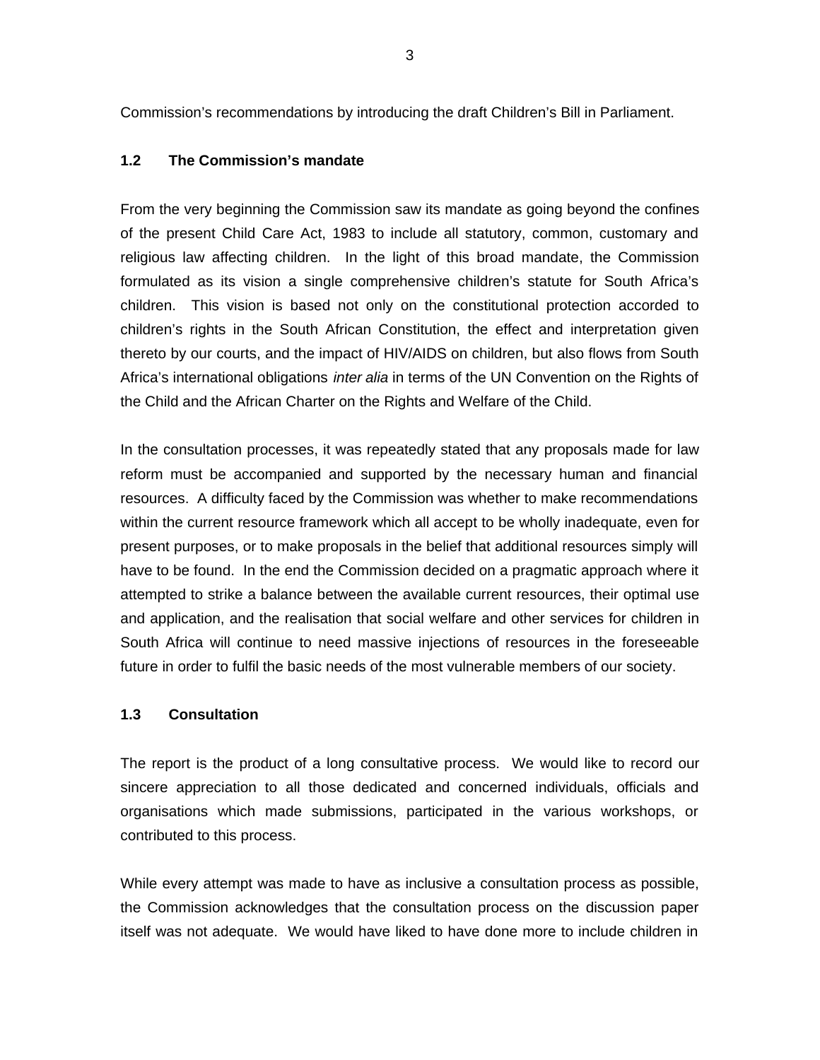Commission's recommendations by introducing the draft Children's Bill in Parliament.

### 1.2 The Commission's mandate

From the very beginning the Commission saw its mandate as going beyond the confines of the present Child Care Act, 1983 to include all statutory, common, customary and religious law affecting children. In the light of this broad mandate, the Commission formulated as its vision a single comprehensive children's statute for South Africa's children. This vision is based not only on the constitutional protection accorded to children's rights in the South African Constitution, the effect and interpretation given thereto by our courts, and the impact of HIV/AIDS on children, but also flows from South Africa's international obligations *inter alia* in terms of the UN Convention on the Rights of the Child and the African Charter on the Rights and Welfare of the Child.

In the consultation processes, it was repeatedly stated that any proposals made for law reform must be accompanied and supported by the necessary human and financial resources. A difficulty faced by the Commission was whether to make recommendations within the current resource framework which all accept to be wholly inadequate, even for present purposes, or to make proposals in the belief that additional resources simply will have to be found. In the end the Commission decided on a pragmatic approach where it attempted to strike a balance between the available current resources, their optimal use and application, and the realisation that social welfare and other services for children in South Africa will continue to need massive injections of resources in the foreseeable future in order to fulfil the basic needs of the most vulnerable members of our society.

### 1.3 Consultation

The report is the product of a long consultative process. We would like to record our sincere appreciation to all those dedicated and concerned individuals, officials and organisations which made submissions, participated in the various workshops, or contributed to this process.

While every attempt was made to have as inclusive a consultation process as possible, the Commission acknowledges that the consultation process on the discussion paper itself was not adequate. We would have liked to have done more to include children in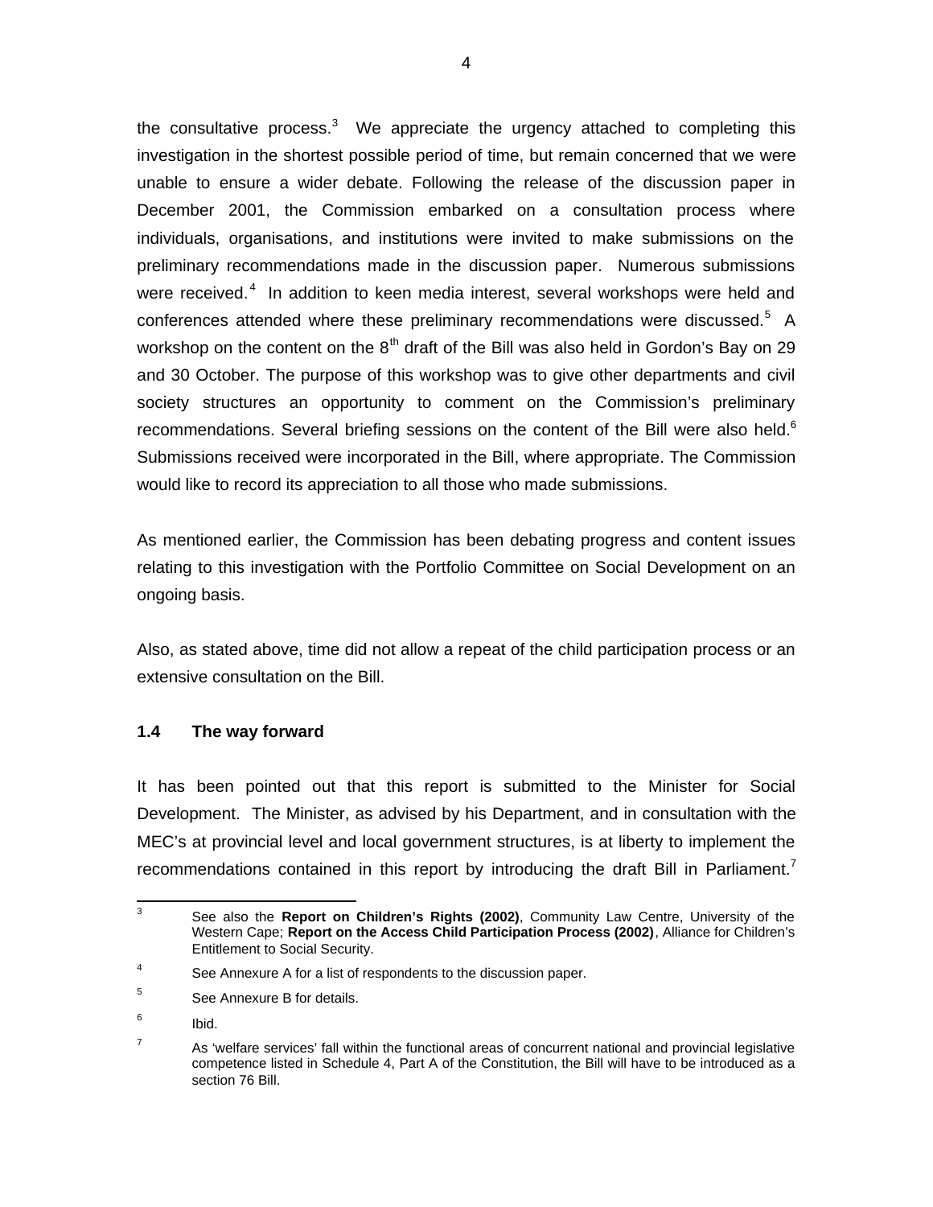the consultative process.[3] We appreciate the urgency attached to completing this investigation in the shortest possible period of time, but remain concerned that we were unable to ensure a wider debate. Following the release of the discussion paper in December 2001, the Commission embarked on a consultation process where individuals, organisations, and institutions were invited to make submissions on the preliminary recommendations made in the discussion paper. Numerous submissions were received.[4] In addition to keen media interest, several workshops were held and conferences attended where these preliminary recommendations were discussed.[5] A workshop on the content on the 8th draft of the Bill was also held in Gordon's Bay on 29 and 30 October. The purpose of this workshop was to give other departments and civil society structures an opportunity to comment on the Commission's preliminary recommendations. Several briefing sessions on the content of the Bill were also held.[6] Submissions received were incorporated in the Bill, where appropriate. The Commission would like to record its appreciation to all those who made submissions.

As mentioned earlier, the Commission has been debating progress and content issues relating to this investigation with the Portfolio Committee on Social Development on an ongoing basis.

Also, as stated above, time did not allow a repeat of the child participation process or an extensive consultation on the Bill.

### 1.4 The way forward

It has been pointed out that this report is submitted to the Minister for Social Development. The Minister, as advised by his Department, and in consultation with the MEC's at provincial level and local government structures, is at liberty to implement the recommendations contained in this report by introducing the draft Bill in Parliament.[7]

---

[3] See also the **Report on Children's Rights (2002)**, Community Law Centre, University of the Western Cape; **Report on the Access Child Participation Process (2002)**, Alliance for Children's Entitlement to Social Security.

[4] See Annexure A for a list of respondents to the discussion paper.

[5] See Annexure B for details.

[6] Ibid.

[7] As 'welfare services' fall within the functional areas of concurrent national and provincial legislative competence listed in Schedule 4, Part A of the Constitution, the Bill will have to be introduced as a section 76 Bill.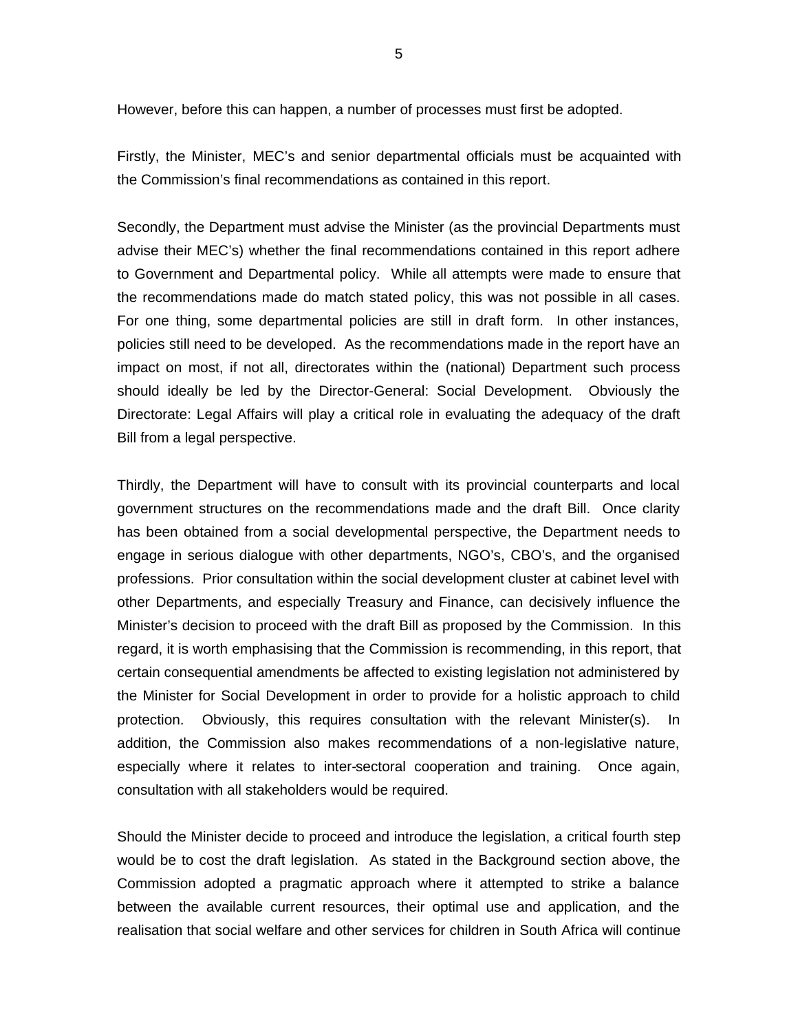However, before this can happen, a number of processes must first be adopted.

Firstly, the Minister, MEC's and senior departmental officials must be acquainted with the Commission's final recommendations as contained in this report.

Secondly, the Department must advise the Minister (as the provincial Departments must advise their MEC's) whether the final recommendations contained in this report adhere to Government and Departmental policy. While all attempts were made to ensure that the recommendations made do match stated policy, this was not possible in all cases. For one thing, some departmental policies are still in draft form. In other instances, policies still need to be developed. As the recommendations made in the report have an impact on most, if not all, directorates within the (national) Department such process should ideally be led by the Director-General: Social Development. Obviously the Directorate: Legal Affairs will play a critical role in evaluating the adequacy of the draft Bill from a legal perspective.

Thirdly, the Department will have to consult with its provincial counterparts and local government structures on the recommendations made and the draft Bill. Once clarity has been obtained from a social developmental perspective, the Department needs to engage in serious dialogue with other departments, NGO's, CBO's, and the organised professions. Prior consultation within the social development cluster at cabinet level with other Departments, and especially Treasury and Finance, can decisively influence the Minister's decision to proceed with the draft Bill as proposed by the Commission. In this regard, it is worth emphasising that the Commission is recommending, in this report, that certain consequential amendments be affected to existing legislation not administered by the Minister for Social Development in order to provide for a holistic approach to child protection. Obviously, this requires consultation with the relevant Minister(s). In addition, the Commission also makes recommendations of a non-legislative nature, especially where it relates to inter-sectoral cooperation and training. Once again, consultation with all stakeholders would be required.

Should the Minister decide to proceed and introduce the legislation, a critical fourth step would be to cost the draft legislation. As stated in the Background section above, the Commission adopted a pragmatic approach where it attempted to strike a balance between the available current resources, their optimal use and application, and the realisation that social welfare and other services for children in South Africa will continue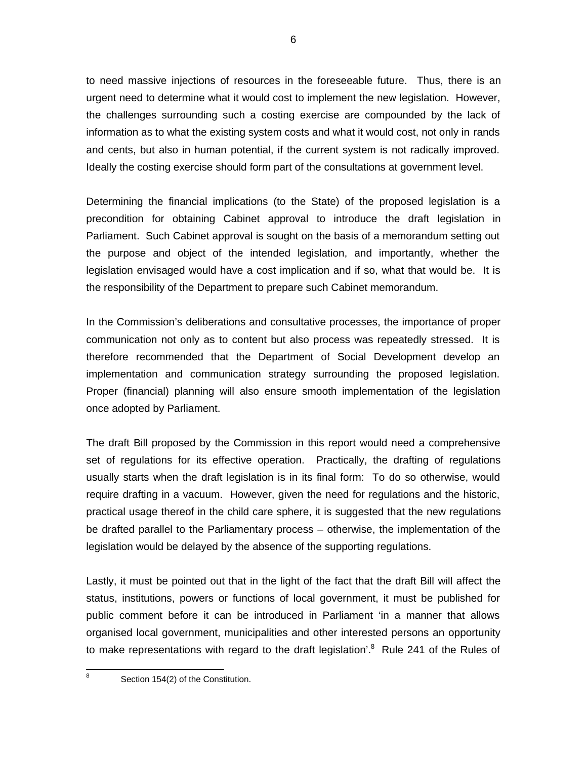to need massive injections of resources in the foreseeable future. Thus, there is an urgent need to determine what it would cost to implement the new legislation. However, the challenges surrounding such a costing exercise are compounded by the lack of information as to what the existing system costs and what it would cost, not only in rands and cents, but also in human potential, if the current system is not radically improved. Ideally the costing exercise should form part of the consultations at government level.

Determining the financial implications (to the State) of the proposed legislation is a precondition for obtaining Cabinet approval to introduce the draft legislation in Parliament. Such Cabinet approval is sought on the basis of a memorandum setting out the purpose and object of the intended legislation, and importantly, whether the legislation envisaged would have a cost implication and if so, what that would be. It is the responsibility of the Department to prepare such Cabinet memorandum.

In the Commission's deliberations and consultative processes, the importance of proper communication not only as to content but also process was repeatedly stressed. It is therefore recommended that the Department of Social Development develop an implementation and communication strategy surrounding the proposed legislation. Proper (financial) planning will also ensure smooth implementation of the legislation once adopted by Parliament.

The draft Bill proposed by the Commission in this report would need a comprehensive set of regulations for its effective operation. Practically, the drafting of regulations usually starts when the draft legislation is in its final form: To do so otherwise, would require drafting in a vacuum. However, given the need for regulations and the historic, practical usage thereof in the child care sphere, it is suggested that the new regulations be drafted parallel to the Parliamentary process – otherwise, the implementation of the legislation would be delayed by the absence of the supporting regulations.

Lastly, it must be pointed out that in the light of the fact that the draft Bill will affect the status, institutions, powers or functions of local government, it must be published for public comment before it can be introduced in Parliament 'in a manner that allows organised local government, municipalities and other interested persons an opportunity to make representations with regard to the draft legislation'.[8] Rule 241 of the Rules of

[8] Section 154(2) of the Constitution.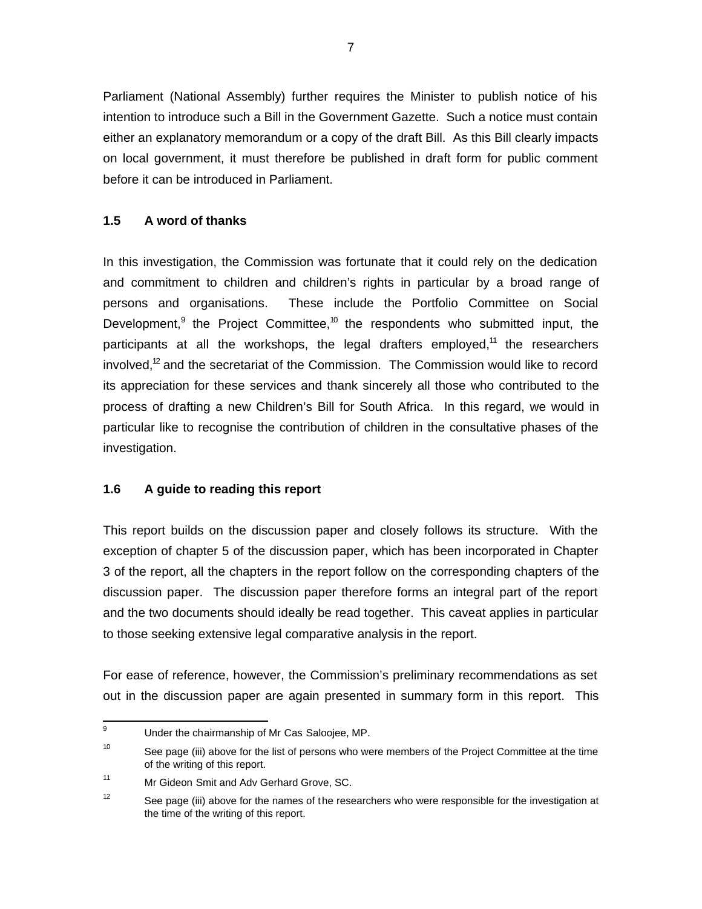Parliament (National Assembly) further requires the Minister to publish notice of his intention to introduce such a Bill in the Government Gazette. Such a notice must contain either an explanatory memorandum or a copy of the draft Bill. As this Bill clearly impacts on local government, it must therefore be published in draft form for public comment before it can be introduced in Parliament.

### 1.5 A word of thanks

In this investigation, the Commission was fortunate that it could rely on the dedication and commitment to children and children's rights in particular by a broad range of persons and organisations. These include the Portfolio Committee on Social Development,[9] the Project Committee,[10] the respondents who submitted input, the participants at all the workshops, the legal drafters employed,[11] the researchers involved,[12] and the secretariat of the Commission. The Commission would like to record its appreciation for these services and thank sincerely all those who contributed to the process of drafting a new Children's Bill for South Africa. In this regard, we would in particular like to recognise the contribution of children in the consultative phases of the investigation.

### 1.6 A guide to reading this report

This report builds on the discussion paper and closely follows its structure. With the exception of chapter 5 of the discussion paper, which has been incorporated in Chapter 3 of the report, all the chapters in the report follow on the corresponding chapters of the discussion paper. The discussion paper therefore forms an integral part of the report and the two documents should ideally be read together. This caveat applies in particular to those seeking extensive legal comparative analysis in the report.

For ease of reference, however, the Commission's preliminary recommendations as set out in the discussion paper are again presented in summary form in this report. This

---

[9] Under the chairmanship of Mr Cas Saloojee, MP.

[10] See page (iii) above for the list of persons who were members of the Project Committee at the time of the writing of this report.

[11] Mr Gideon Smit and Adv Gerhard Grove, SC.

[12] See page (iii) above for the names of the researchers who were responsible for the investigation at the time of the writing of this report.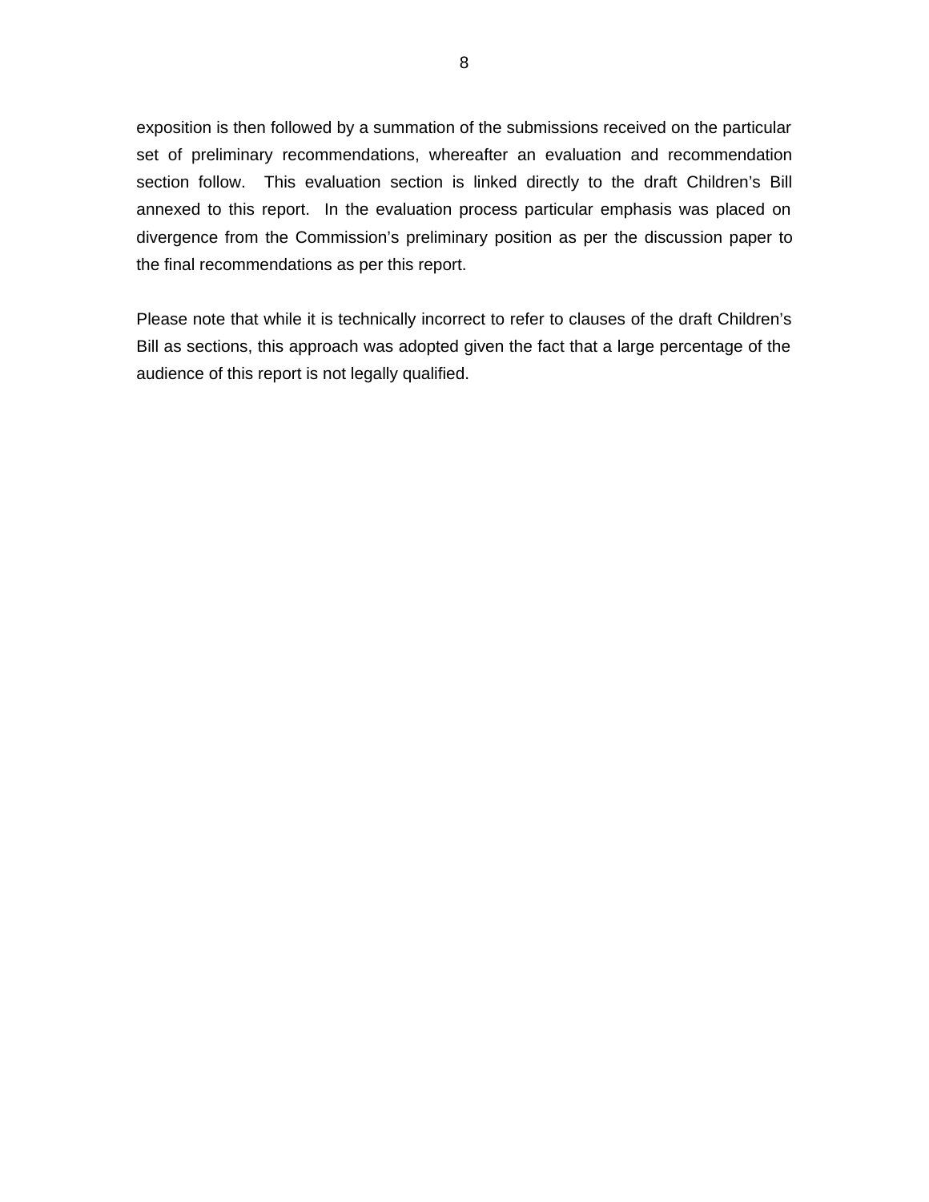exposition is then followed by a summation of the submissions received on the particular set of preliminary recommendations, whereafter an evaluation and recommendation section follow. This evaluation section is linked directly to the draft Children's Bill annexed to this report. In the evaluation process particular emphasis was placed on divergence from the Commission's preliminary position as per the discussion paper to the final recommendations as per this report.

Please note that while it is technically incorrect to refer to clauses of the draft Children's Bill as sections, this approach was adopted given the fact that a large percentage of the audience of this report is not legally qualified.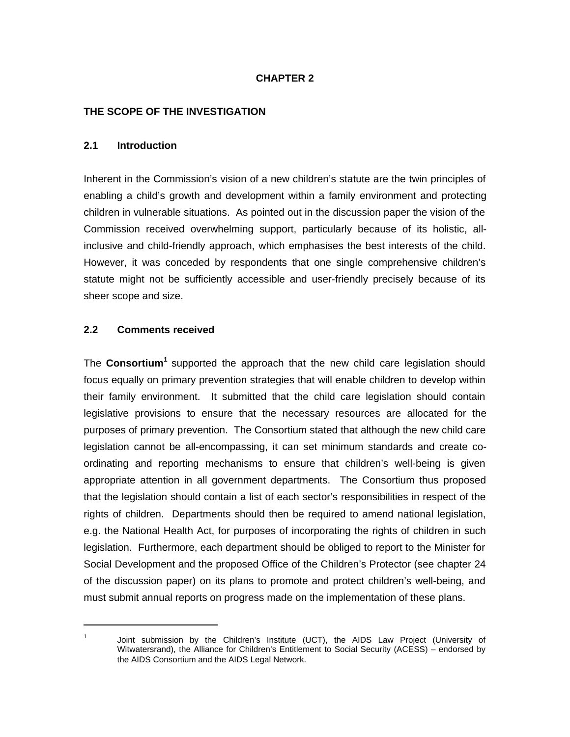# CHAPTER 2

## THE SCOPE OF THE INVESTIGATION

### 2.1 Introduction

Inherent in the Commission's vision of a new children's statute are the twin principles of enabling a child's growth and development within a family environment and protecting children in vulnerable situations. As pointed out in the discussion paper the vision of the Commission received overwhelming support, particularly because of its holistic, all-inclusive and child-friendly approach, which emphasises the best interests of the child. However, it was conceded by respondents that one single comprehensive children's statute might not be sufficiently accessible and user-friendly precisely because of its sheer scope and size.

### 2.2 Comments received

The **Consortium**[1] supported the approach that the new child care legislation should focus equally on primary prevention strategies that will enable children to develop within their family environment. It submitted that the child care legislation should contain legislative provisions to ensure that the necessary resources are allocated for the purposes of primary prevention. The Consortium stated that although the new child care legislation cannot be all-encompassing, it can set minimum standards and create co-ordinating and reporting mechanisms to ensure that children's well-being is given appropriate attention in all government departments. The Consortium thus proposed that the legislation should contain a list of each sector's responsibilities in respect of the rights of children. Departments should then be required to amend national legislation, e.g. the National Health Act, for purposes of incorporating the rights of children in such legislation. Furthermore, each department should be obliged to report to the Minister for Social Development and the proposed Office of the Children's Protector (see chapter 24 of the discussion paper) on its plans to promote and protect children's well-being, and must submit annual reports on progress made on the implementation of these plans.

---

[1] Joint submission by the Children's Institute (UCT), the AIDS Law Project (University of Witwatersrand), the Alliance for Children's Entitlement to Social Security (ACESS) – endorsed by the AIDS Consortium and the AIDS Legal Network.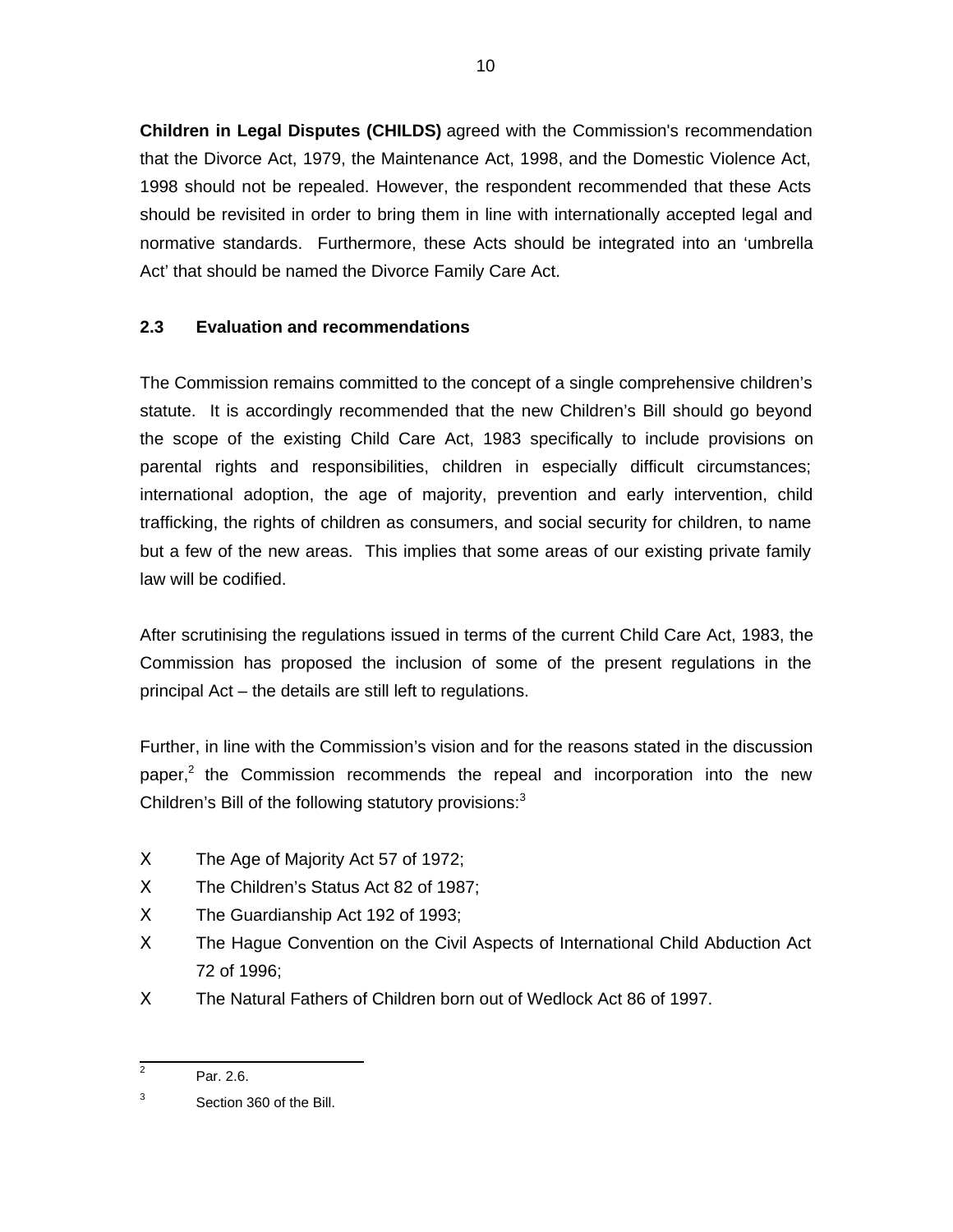**Children in Legal Disputes (CHILDS)** agreed with the Commission's recommendation that the Divorce Act, 1979, the Maintenance Act, 1998, and the Domestic Violence Act, 1998 should not be repealed. However, the respondent recommended that these Acts should be revisited in order to bring them in line with internationally accepted legal and normative standards. Furthermore, these Acts should be integrated into an 'umbrella Act' that should be named the Divorce Family Care Act.

### 2.3 Evaluation and recommendations

The Commission remains committed to the concept of a single comprehensive children's statute. It is accordingly recommended that the new Children's Bill should go beyond the scope of the existing Child Care Act, 1983 specifically to include provisions on parental rights and responsibilities, children in especially difficult circumstances; international adoption, the age of majority, prevention and early intervention, child trafficking, the rights of children as consumers, and social security for children, to name but a few of the new areas. This implies that some areas of our existing private family law will be codified.

After scrutinising the regulations issued in terms of the current Child Care Act, 1983, the Commission has proposed the inclusion of some of the present regulations in the principal Act – the details are still left to regulations.

Further, in line with the Commission's vision and for the reasons stated in the discussion paper,[2] the Commission recommends the repeal and incorporation into the new Children's Bill of the following statutory provisions:[3]

- The Age of Majority Act 57 of 1972;
- The Children's Status Act 82 of 1987;
- The Guardianship Act 192 of 1993;
- The Hague Convention on the Civil Aspects of International Child Abduction Act 72 of 1996;
- The Natural Fathers of Children born out of Wedlock Act 86 of 1997.

---

[2] Par. 2.6.

[3] Section 360 of the Bill.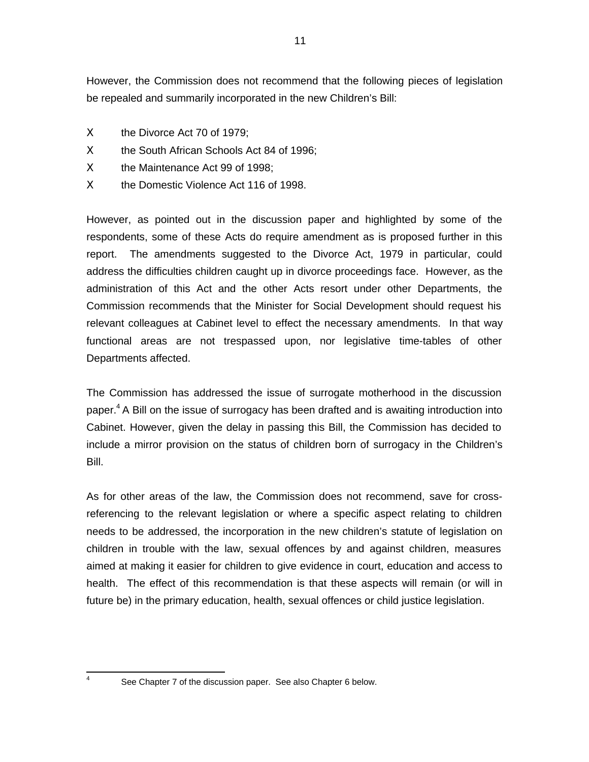However, the Commission does not recommend that the following pieces of legislation be repealed and summarily incorporated in the new Children's Bill:

- the Divorce Act 70 of 1979;
- the South African Schools Act 84 of 1996;
- the Maintenance Act 99 of 1998;
- the Domestic Violence Act 116 of 1998.

However, as pointed out in the discussion paper and highlighted by some of the respondents, some of these Acts do require amendment as is proposed further in this report. The amendments suggested to the Divorce Act, 1979 in particular, could address the difficulties children caught up in divorce proceedings face. However, as the administration of this Act and the other Acts resort under other Departments, the Commission recommends that the Minister for Social Development should request his relevant colleagues at Cabinet level to effect the necessary amendments. In that way functional areas are not trespassed upon, nor legislative time-tables of other Departments affected.

The Commission has addressed the issue of surrogate motherhood in the discussion paper.[4] A Bill on the issue of surrogacy has been drafted and is awaiting introduction into Cabinet. However, given the delay in passing this Bill, the Commission has decided to include a mirror provision on the status of children born of surrogacy in the Children's Bill.

As for other areas of the law, the Commission does not recommend, save for cross-referencing to the relevant legislation or where a specific aspect relating to children needs to be addressed, the incorporation in the new children's statute of legislation on children in trouble with the law, sexual offences by and against children, measures aimed at making it easier for children to give evidence in court, education and access to health. The effect of this recommendation is that these aspects will remain (or will in future be) in the primary education, health, sexual offences or child justice legislation.

---

[4] See Chapter 7 of the discussion paper. See also Chapter 6 below.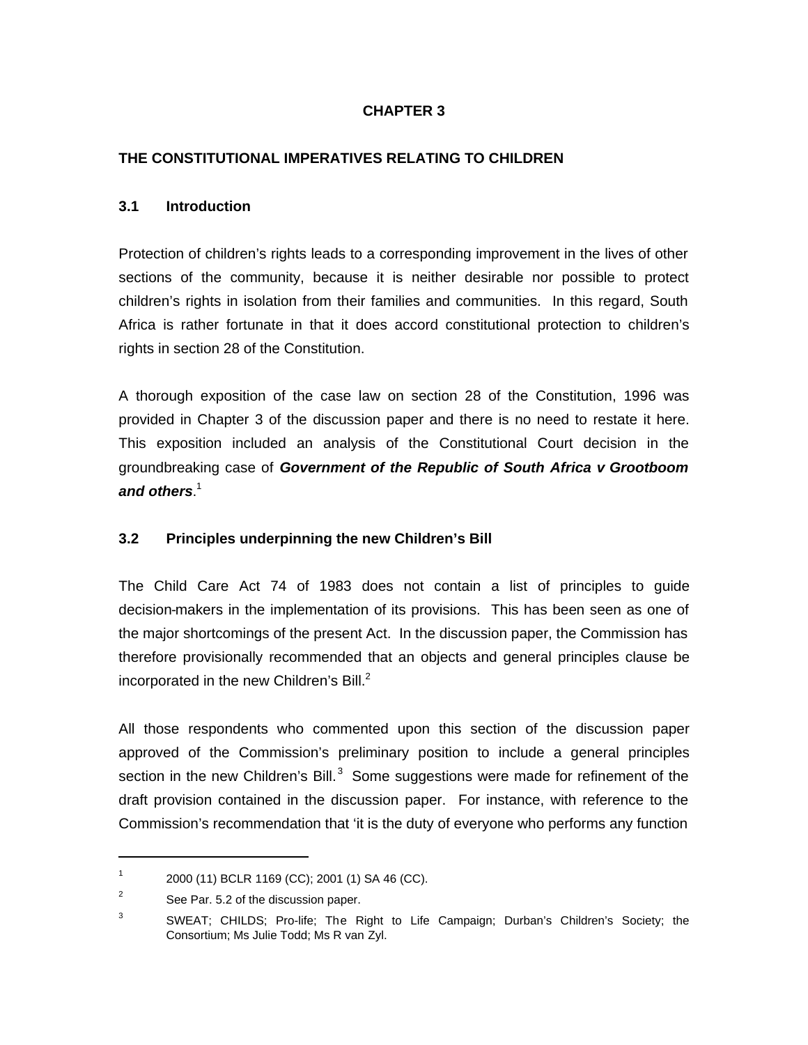# CHAPTER 3

## THE CONSTITUTIONAL IMPERATIVES RELATING TO CHILDREN

### 3.1 Introduction

Protection of children's rights leads to a corresponding improvement in the lives of other sections of the community, because it is neither desirable nor possible to protect children's rights in isolation from their families and communities. In this regard, South Africa is rather fortunate in that it does accord constitutional protection to children's rights in section 28 of the Constitution.

A thorough exposition of the case law on section 28 of the Constitution, 1996 was provided in Chapter 3 of the discussion paper and there is no need to restate it here. This exposition included an analysis of the Constitutional Court decision in the groundbreaking case of ***Government of the Republic of South Africa v Grootboom and others***.[1]

### 3.2 Principles underpinning the new Children's Bill

The Child Care Act 74 of 1983 does not contain a list of principles to guide decision-makers in the implementation of its provisions. This has been seen as one of the major shortcomings of the present Act. In the discussion paper, the Commission has therefore provisionally recommended that an objects and general principles clause be incorporated in the new Children's Bill.[2]

All those respondents who commented upon this section of the discussion paper approved of the Commission's preliminary position to include a general principles section in the new Children's Bill.[3] Some suggestions were made for refinement of the draft provision contained in the discussion paper. For instance, with reference to the Commission's recommendation that 'it is the duty of everyone who performs any function

---

[1] 2000 (11) BCLR 1169 (CC); 2001 (1) SA 46 (CC).

[2] See Par. 5.2 of the discussion paper.

[3] SWEAT; CHILDS; Pro-life; The Right to Life Campaign; Durban's Children's Society; the Consortium; Ms Julie Todd; Ms R van Zyl.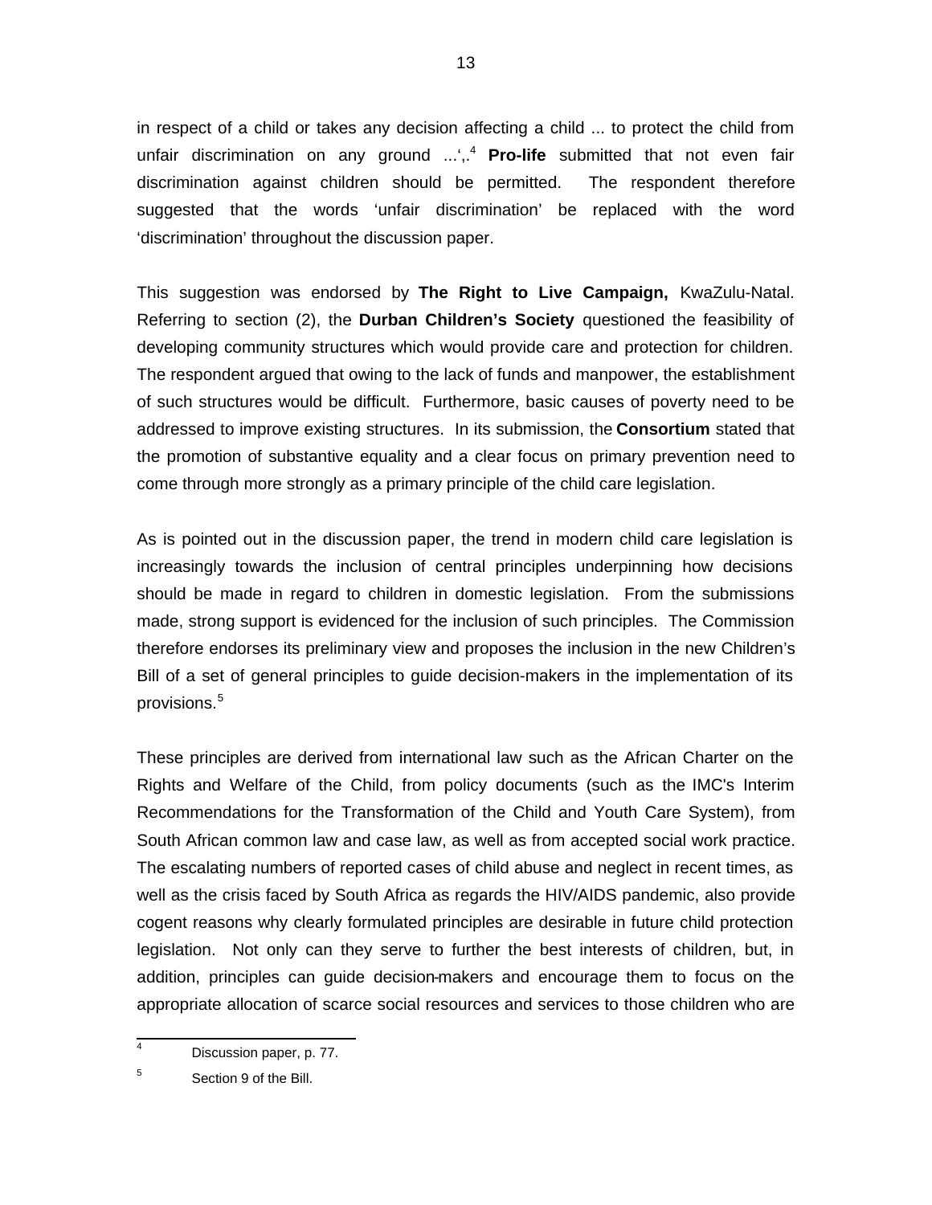in respect of a child or takes any decision affecting a child ... to protect the child from unfair discrimination on any ground ...',.[4] **Pro-life** submitted that not even fair discrimination against children should be permitted. The respondent therefore suggested that the words 'unfair discrimination' be replaced with the word 'discrimination' throughout the discussion paper.

This suggestion was endorsed by **The Right to Live Campaign,** KwaZulu-Natal. Referring to section (2), the **Durban Children's Society** questioned the feasibility of developing community structures which would provide care and protection for children. The respondent argued that owing to the lack of funds and manpower, the establishment of such structures would be difficult. Furthermore, basic causes of poverty need to be addressed to improve existing structures. In its submission, the **Consortium** stated that the promotion of substantive equality and a clear focus on primary prevention need to come through more strongly as a primary principle of the child care legislation.

As is pointed out in the discussion paper, the trend in modern child care legislation is increasingly towards the inclusion of central principles underpinning how decisions should be made in regard to children in domestic legislation. From the submissions made, strong support is evidenced for the inclusion of such principles. The Commission therefore endorses its preliminary view and proposes the inclusion in the new Children's Bill of a set of general principles to guide decision-makers in the implementation of its provisions.[5]

These principles are derived from international law such as the African Charter on the Rights and Welfare of the Child, from policy documents (such as the IMC's Interim Recommendations for the Transformation of the Child and Youth Care System), from South African common law and case law, as well as from accepted social work practice. The escalating numbers of reported cases of child abuse and neglect in recent times, as well as the crisis faced by South Africa as regards the HIV/AIDS pandemic, also provide cogent reasons why clearly formulated principles are desirable in future child protection legislation. Not only can they serve to further the best interests of children, but, in addition, principles can guide decision-makers and encourage them to focus on the appropriate allocation of scarce social resources and services to those children who are

---

[4] Discussion paper, p. 77.

[5] Section 9 of the Bill.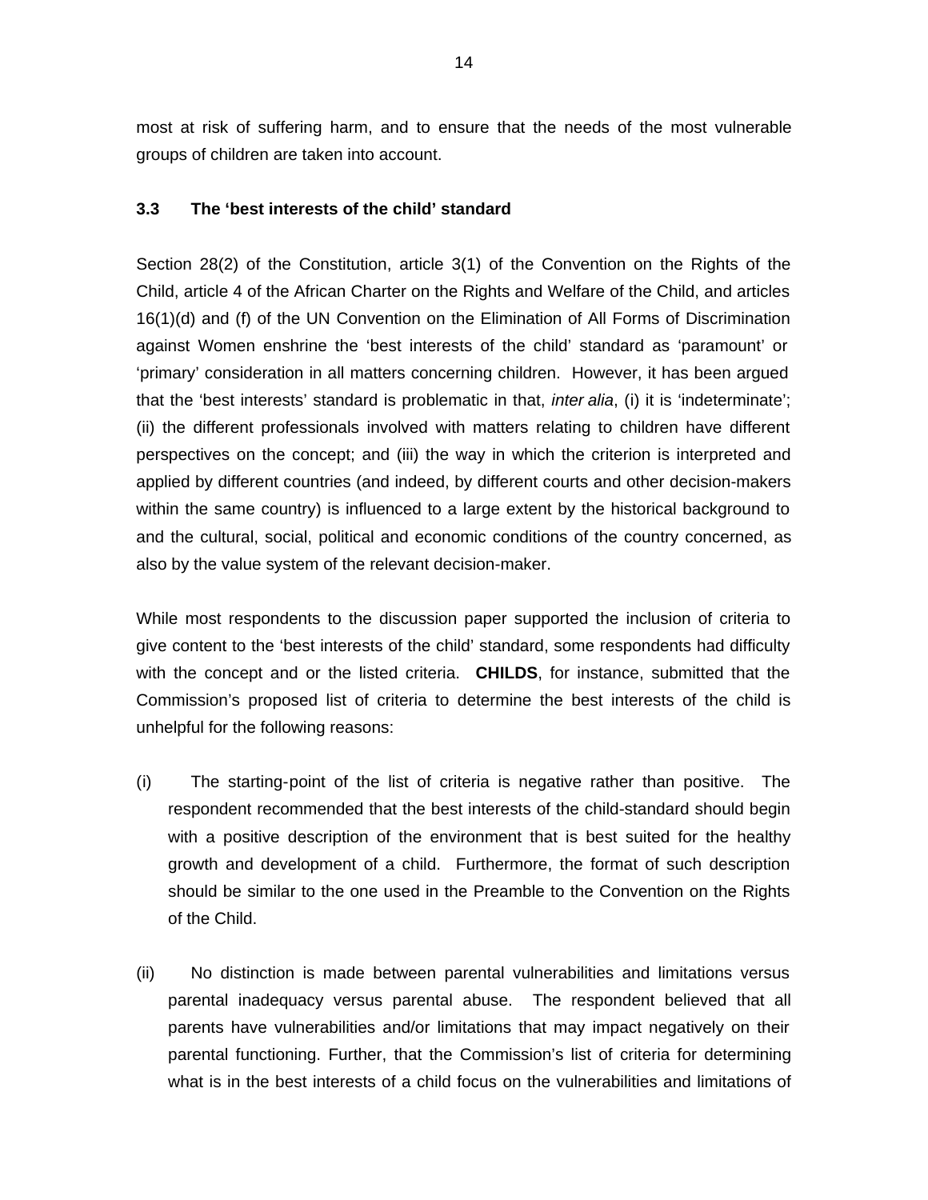most at risk of suffering harm, and to ensure that the needs of the most vulnerable groups of children are taken into account.

### 3.3 The 'best interests of the child' standard

Section 28(2) of the Constitution, article 3(1) of the Convention on the Rights of the Child, article 4 of the African Charter on the Rights and Welfare of the Child, and articles 16(1)(d) and (f) of the UN Convention on the Elimination of All Forms of Discrimination against Women enshrine the 'best interests of the child' standard as 'paramount' or 'primary' consideration in all matters concerning children. However, it has been argued that the 'best interests' standard is problematic in that, *inter alia*, (i) it is 'indeterminate'; (ii) the different professionals involved with matters relating to children have different perspectives on the concept; and (iii) the way in which the criterion is interpreted and applied by different countries (and indeed, by different courts and other decision-makers within the same country) is influenced to a large extent by the historical background to and the cultural, social, political and economic conditions of the country concerned, as also by the value system of the relevant decision-maker.

While most respondents to the discussion paper supported the inclusion of criteria to give content to the 'best interests of the child' standard, some respondents had difficulty with the concept and or the listed criteria. **CHILDS**, for instance, submitted that the Commission's proposed list of criteria to determine the best interests of the child is unhelpful for the following reasons:

(i) The starting-point of the list of criteria is negative rather than positive. The respondent recommended that the best interests of the child-standard should begin with a positive description of the environment that is best suited for the healthy growth and development of a child. Furthermore, the format of such description should be similar to the one used in the Preamble to the Convention on the Rights of the Child.

(ii) No distinction is made between parental vulnerabilities and limitations versus parental inadequacy versus parental abuse. The respondent believed that all parents have vulnerabilities and/or limitations that may impact negatively on their parental functioning. Further, that the Commission's list of criteria for determining what is in the best interests of a child focus on the vulnerabilities and limitations of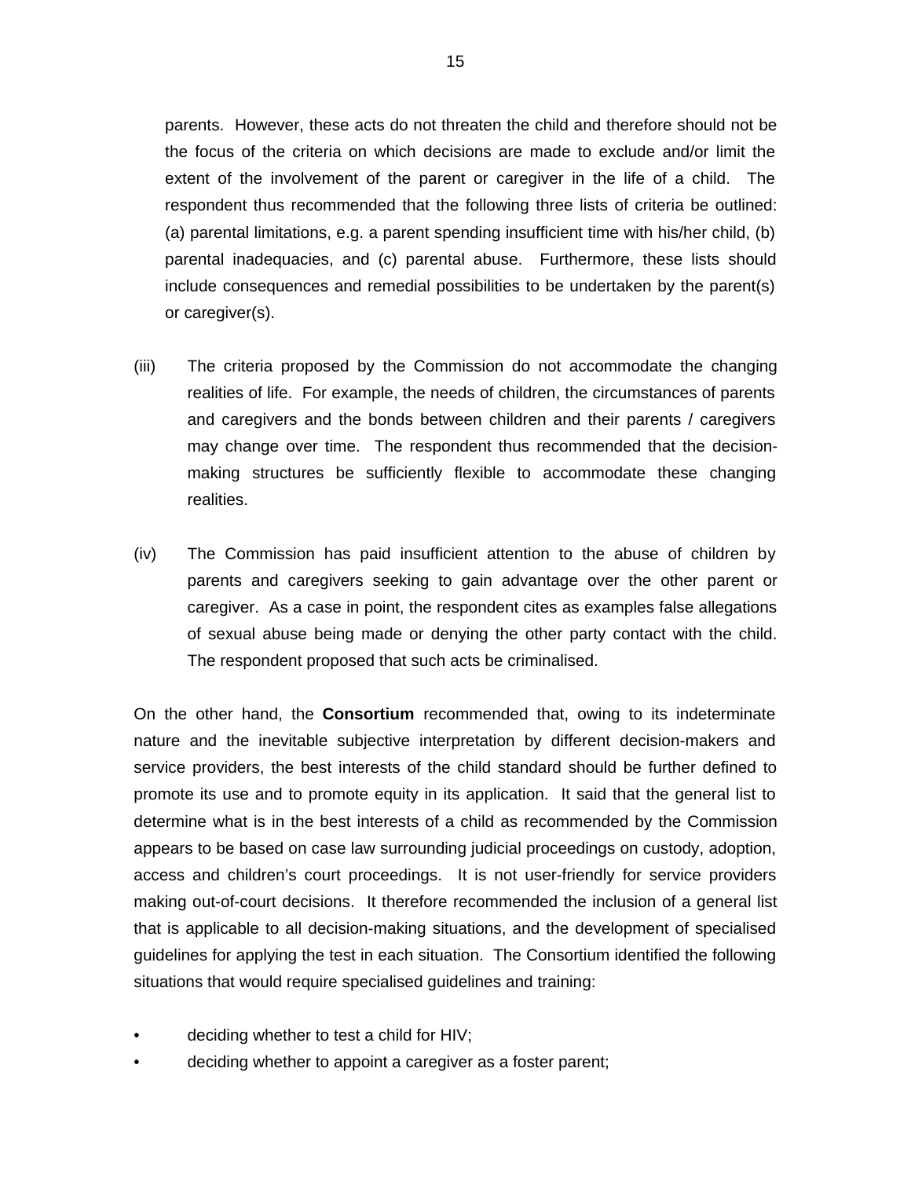parents. However, these acts do not threaten the child and therefore should not be the focus of the criteria on which decisions are made to exclude and/or limit the extent of the involvement of the parent or caregiver in the life of a child. The respondent thus recommended that the following three lists of criteria be outlined: (a) parental limitations, e.g. a parent spending insufficient time with his/her child, (b) parental inadequacies, and (c) parental abuse. Furthermore, these lists should include consequences and remedial possibilities to be undertaken by the parent(s) or caregiver(s).

(iii) The criteria proposed by the Commission do not accommodate the changing realities of life. For example, the needs of children, the circumstances of parents and caregivers and the bonds between children and their parents / caregivers may change over time. The respondent thus recommended that the decision-making structures be sufficiently flexible to accommodate these changing realities.

(iv) The Commission has paid insufficient attention to the abuse of children by parents and caregivers seeking to gain advantage over the other parent or caregiver. As a case in point, the respondent cites as examples false allegations of sexual abuse being made or denying the other party contact with the child. The respondent proposed that such acts be criminalised.

On the other hand, the **Consortium** recommended that, owing to its indeterminate nature and the inevitable subjective interpretation by different decision-makers and service providers, the best interests of the child standard should be further defined to promote its use and to promote equity in its application. It said that the general list to determine what is in the best interests of a child as recommended by the Commission appears to be based on case law surrounding judicial proceedings on custody, adoption, access and children's court proceedings. It is not user-friendly for service providers making out-of-court decisions. It therefore recommended the inclusion of a general list that is applicable to all decision-making situations, and the development of specialised guidelines for applying the test in each situation. The Consortium identified the following situations that would require specialised guidelines and training:

- deciding whether to test a child for HIV;
- deciding whether to appoint a caregiver as a foster parent;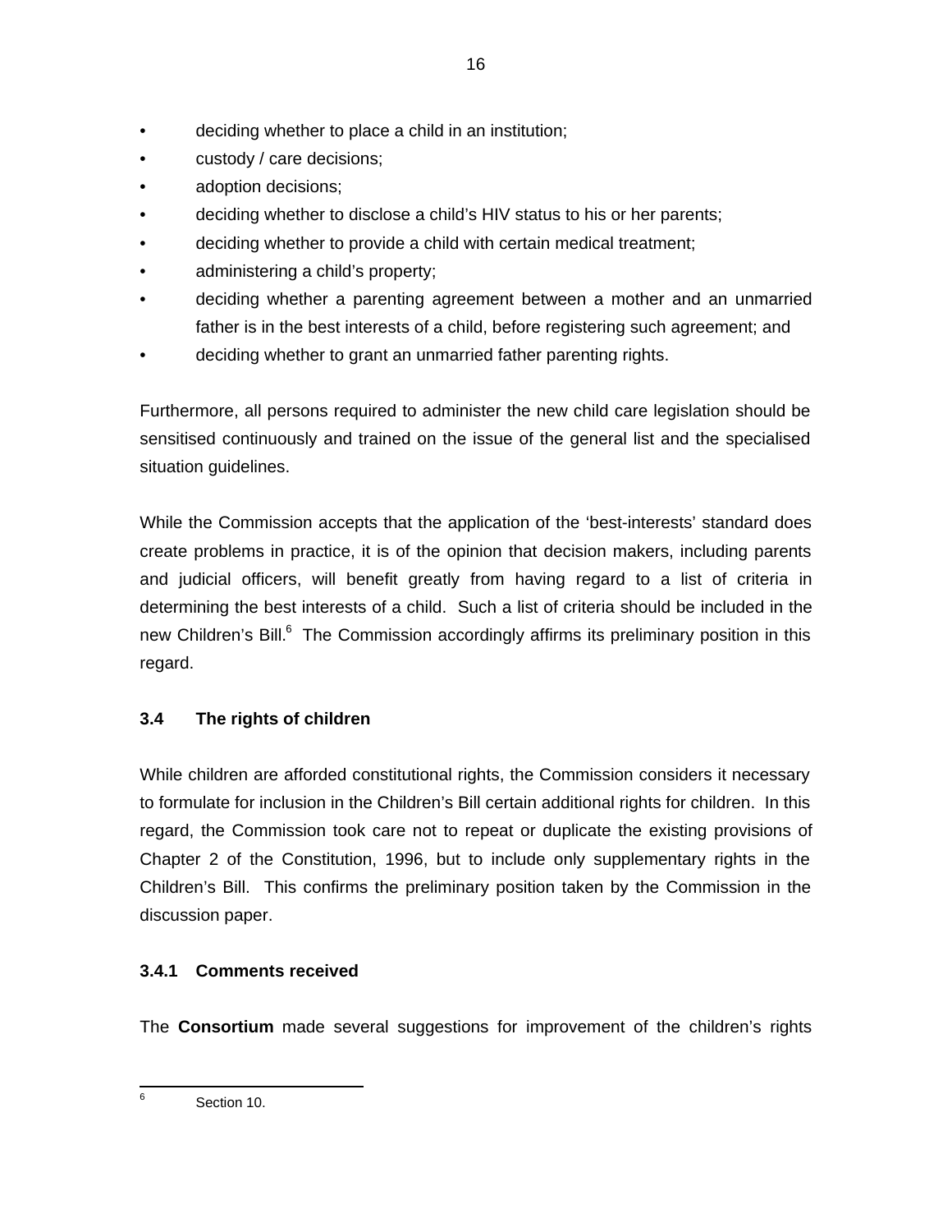- deciding whether to place a child in an institution;
- custody / care decisions;
- adoption decisions;
- deciding whether to disclose a child's HIV status to his or her parents;
- deciding whether to provide a child with certain medical treatment;
- administering a child's property;
- deciding whether a parenting agreement between a mother and an unmarried father is in the best interests of a child, before registering such agreement; and
- deciding whether to grant an unmarried father parenting rights.

Furthermore, all persons required to administer the new child care legislation should be sensitised continuously and trained on the issue of the general list and the specialised situation guidelines.

While the Commission accepts that the application of the 'best-interests' standard does create problems in practice, it is of the opinion that decision makers, including parents and judicial officers, will benefit greatly from having regard to a list of criteria in determining the best interests of a child. Such a list of criteria should be included in the new Children's Bill.[6] The Commission accordingly affirms its preliminary position in this regard.

### 3.4 The rights of children

While children are afforded constitutional rights, the Commission considers it necessary to formulate for inclusion in the Children's Bill certain additional rights for children. In this regard, the Commission took care not to repeat or duplicate the existing provisions of Chapter 2 of the Constitution, 1996, but to include only supplementary rights in the Children's Bill. This confirms the preliminary position taken by the Commission in the discussion paper.

#### 3.4.1 Comments received

The **Consortium** made several suggestions for improvement of the children's rights

---

[6] Section 10.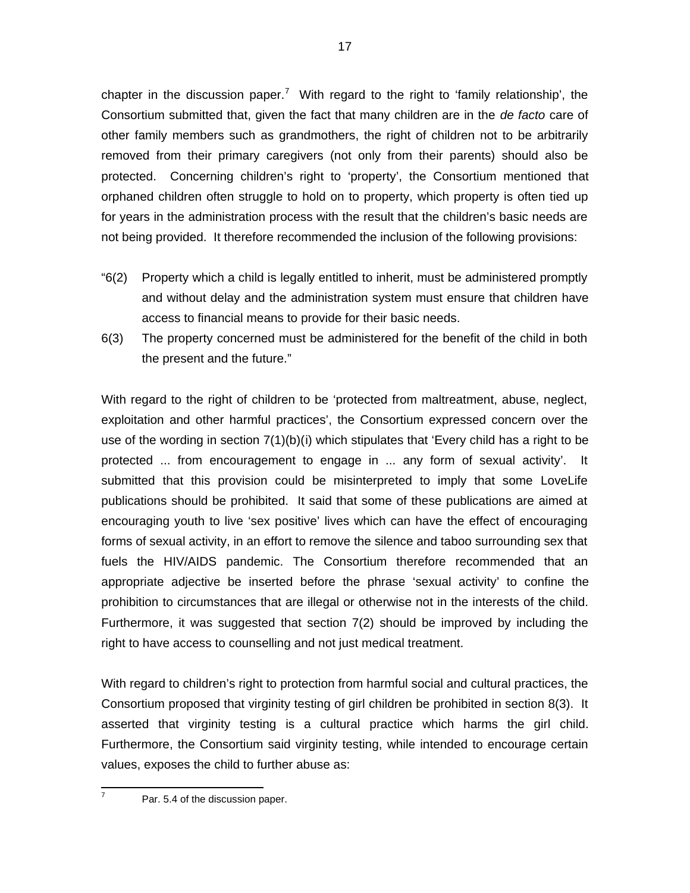chapter in the discussion paper.[7] With regard to the right to 'family relationship', the Consortium submitted that, given the fact that many children are in the *de facto* care of other family members such as grandmothers, the right of children not to be arbitrarily removed from their primary caregivers (not only from their parents) should also be protected. Concerning children's right to 'property', the Consortium mentioned that orphaned children often struggle to hold on to property, which property is often tied up for years in the administration process with the result that the children's basic needs are not being provided. It therefore recommended the inclusion of the following provisions:

"6(2) Property which a child is legally entitled to inherit, must be administered promptly and without delay and the administration system must ensure that children have access to financial means to provide for their basic needs.

6(3) The property concerned must be administered for the benefit of the child in both the present and the future."

With regard to the right of children to be 'protected from maltreatment, abuse, neglect, exploitation and other harmful practices', the Consortium expressed concern over the use of the wording in section 7(1)(b)(i) which stipulates that 'Every child has a right to be protected ... from encouragement to engage in ... any form of sexual activity'. It submitted that this provision could be misinterpreted to imply that some LoveLife publications should be prohibited. It said that some of these publications are aimed at encouraging youth to live 'sex positive' lives which can have the effect of encouraging forms of sexual activity, in an effort to remove the silence and taboo surrounding sex that fuels the HIV/AIDS pandemic. The Consortium therefore recommended that an appropriate adjective be inserted before the phrase 'sexual activity' to confine the prohibition to circumstances that are illegal or otherwise not in the interests of the child. Furthermore, it was suggested that section 7(2) should be improved by including the right to have access to counselling and not just medical treatment.

With regard to children's right to protection from harmful social and cultural practices, the Consortium proposed that virginity testing of girl children be prohibited in section 8(3). It asserted that virginity testing is a cultural practice which harms the girl child. Furthermore, the Consortium said virginity testing, while intended to encourage certain values, exposes the child to further abuse as:

[7] Par. 5.4 of the discussion paper.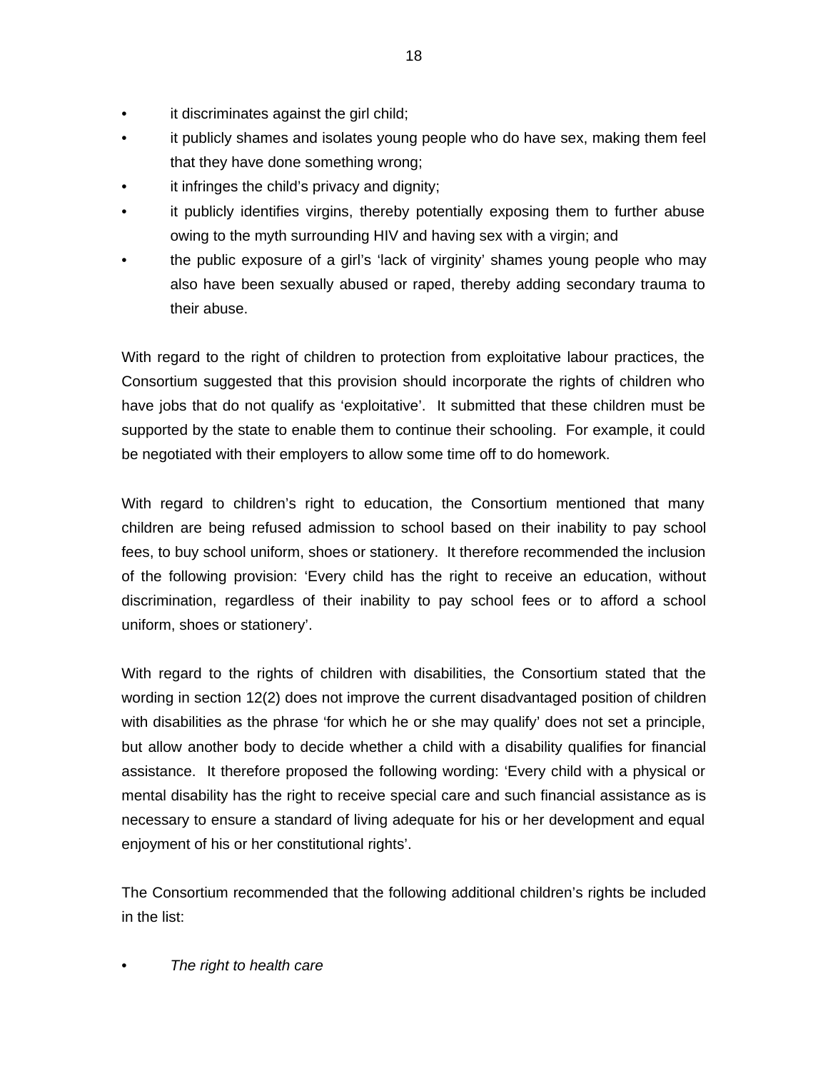- it discriminates against the girl child;
- it publicly shames and isolates young people who do have sex, making them feel that they have done something wrong;
- it infringes the child's privacy and dignity;
- it publicly identifies virgins, thereby potentially exposing them to further abuse owing to the myth surrounding HIV and having sex with a virgin; and
- the public exposure of a girl's 'lack of virginity' shames young people who may also have been sexually abused or raped, thereby adding secondary trauma to their abuse.

With regard to the right of children to protection from exploitative labour practices, the Consortium suggested that this provision should incorporate the rights of children who have jobs that do not qualify as 'exploitative'. It submitted that these children must be supported by the state to enable them to continue their schooling. For example, it could be negotiated with their employers to allow some time off to do homework.

With regard to children's right to education, the Consortium mentioned that many children are being refused admission to school based on their inability to pay school fees, to buy school uniform, shoes or stationery. It therefore recommended the inclusion of the following provision: 'Every child has the right to receive an education, without discrimination, regardless of their inability to pay school fees or to afford a school uniform, shoes or stationery'.

With regard to the rights of children with disabilities, the Consortium stated that the wording in section 12(2) does not improve the current disadvantaged position of children with disabilities as the phrase 'for which he or she may qualify' does not set a principle, but allow another body to decide whether a child with a disability qualifies for financial assistance. It therefore proposed the following wording: 'Every child with a physical or mental disability has the right to receive special care and such financial assistance as is necessary to ensure a standard of living adequate for his or her development and equal enjoyment of his or her constitutional rights'.

The Consortium recommended that the following additional children's rights be included in the list:

- *The right to health care*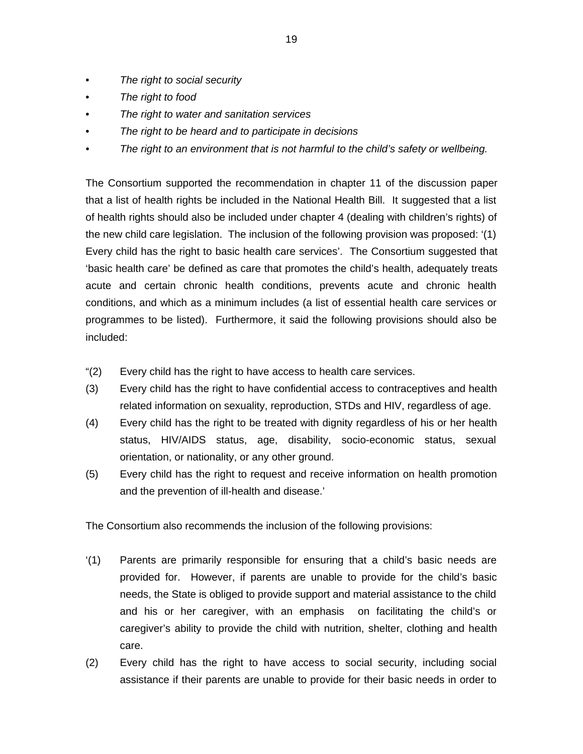- *The right to social security*
- *The right to food*
- *The right to water and sanitation services*
- *The right to be heard and to participate in decisions*
- *The right to an environment that is not harmful to the child's safety or wellbeing.*

The Consortium supported the recommendation in chapter 11 of the discussion paper that a list of health rights be included in the National Health Bill. It suggested that a list of health rights should also be included under chapter 4 (dealing with children's rights) of the new child care legislation. The inclusion of the following provision was proposed: '(1) Every child has the right to basic health care services'. The Consortium suggested that 'basic health care' be defined as care that promotes the child's health, adequately treats acute and certain chronic health conditions, prevents acute and chronic health conditions, and which as a minimum includes (a list of essential health care services or programmes to be listed). Furthermore, it said the following provisions should also be included:

"(2) Every child has the right to have access to health care services.

(3) Every child has the right to have confidential access to contraceptives and health related information on sexuality, reproduction, STDs and HIV, regardless of age.

(4) Every child has the right to be treated with dignity regardless of his or her health status, HIV/AIDS status, age, disability, socio-economic status, sexual orientation, or nationality, or any other ground.

(5) Every child has the right to request and receive information on health promotion and the prevention of ill-health and disease.'

The Consortium also recommends the inclusion of the following provisions:

'(1) Parents are primarily responsible for ensuring that a child's basic needs are provided for. However, if parents are unable to provide for the child's basic needs, the State is obliged to provide support and material assistance to the child and his or her caregiver, with an emphasis on facilitating the child's or caregiver's ability to provide the child with nutrition, shelter, clothing and health care.

(2) Every child has the right to have access to social security, including social assistance if their parents are unable to provide for their basic needs in order to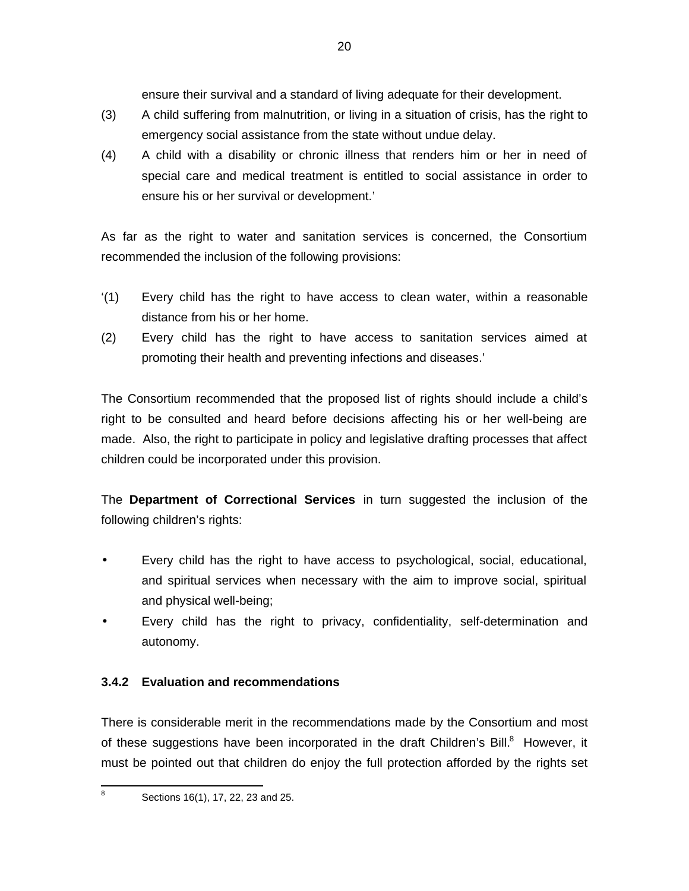ensure their survival and a standard of living adequate for their development.

(3) A child suffering from malnutrition, or living in a situation of crisis, has the right to emergency social assistance from the state without undue delay.

(4) A child with a disability or chronic illness that renders him or her in need of special care and medical treatment is entitled to social assistance in order to ensure his or her survival or development.'

As far as the right to water and sanitation services is concerned, the Consortium recommended the inclusion of the following provisions:

'(1) Every child has the right to have access to clean water, within a reasonable distance from his or her home.

(2) Every child has the right to have access to sanitation services aimed at promoting their health and preventing infections and diseases.'

The Consortium recommended that the proposed list of rights should include a child's right to be consulted and heard before decisions affecting his or her well-being are made. Also, the right to participate in policy and legislative drafting processes that affect children could be incorporated under this provision.

The **Department of Correctional Services** in turn suggested the inclusion of the following children's rights:

- Every child has the right to have access to psychological, social, educational, and spiritual services when necessary with the aim to improve social, spiritual and physical well-being;
- Every child has the right to privacy, confidentiality, self-determination and autonomy.

### 3.4.2 Evaluation and recommendations

There is considerable merit in the recommendations made by the Consortium and most of these suggestions have been incorporated in the draft Children's Bill.[8] However, it must be pointed out that children do enjoy the full protection afforded by the rights set

[8] Sections 16(1), 17, 22, 23 and 25.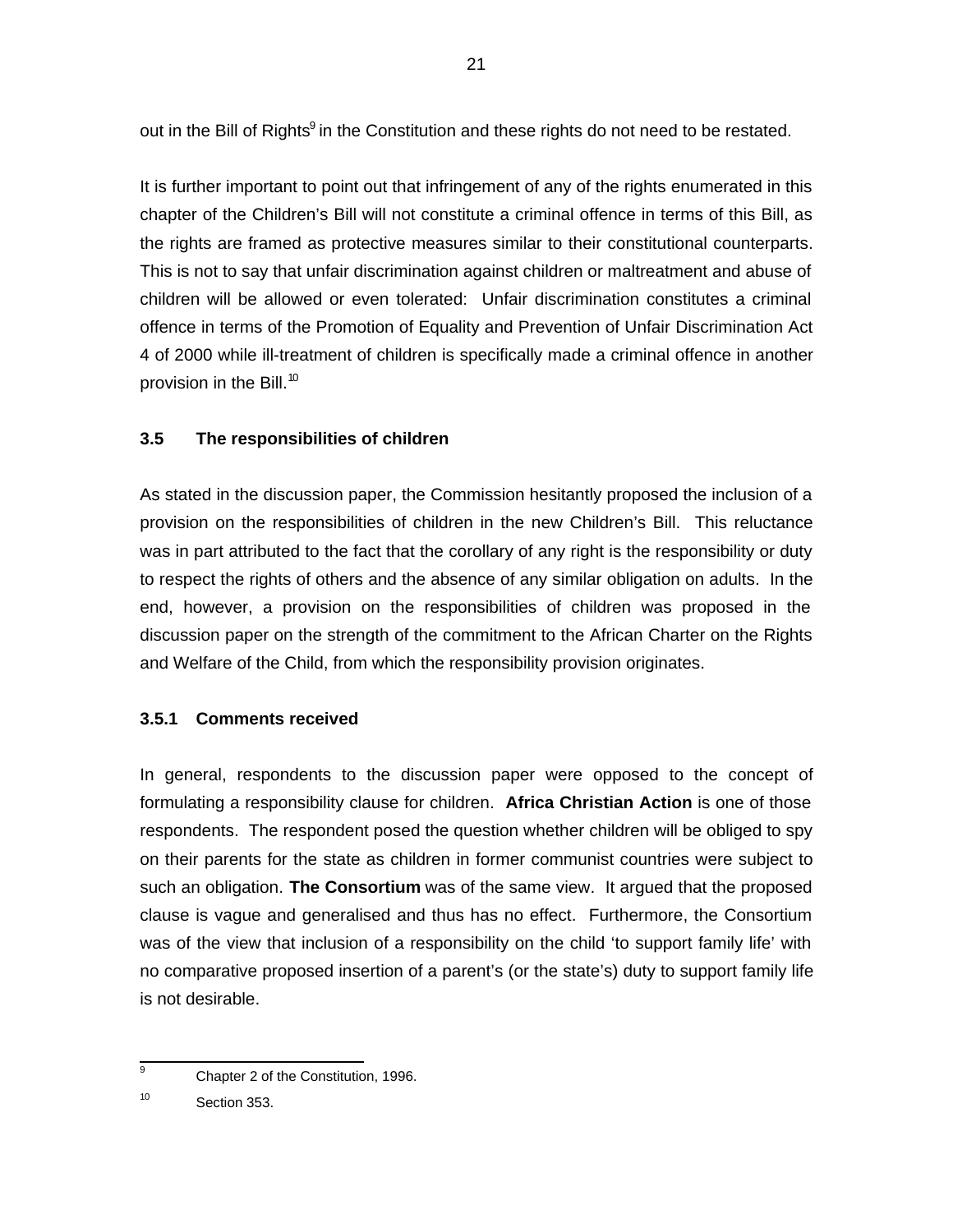out in the Bill of Rights[9] in the Constitution and these rights do not need to be restated.

It is further important to point out that infringement of any of the rights enumerated in this chapter of the Children's Bill will not constitute a criminal offence in terms of this Bill, as the rights are framed as protective measures similar to their constitutional counterparts. This is not to say that unfair discrimination against children or maltreatment and abuse of children will be allowed or even tolerated: Unfair discrimination constitutes a criminal offence in terms of the Promotion of Equality and Prevention of Unfair Discrimination Act 4 of 2000 while ill-treatment of children is specifically made a criminal offence in another provision in the Bill.[10]

### 3.5 The responsibilities of children

As stated in the discussion paper, the Commission hesitantly proposed the inclusion of a provision on the responsibilities of children in the new Children's Bill. This reluctance was in part attributed to the fact that the corollary of any right is the responsibility or duty to respect the rights of others and the absence of any similar obligation on adults. In the end, however, a provision on the responsibilities of children was proposed in the discussion paper on the strength of the commitment to the African Charter on the Rights and Welfare of the Child, from which the responsibility provision originates.

#### 3.5.1 Comments received

In general, respondents to the discussion paper were opposed to the concept of formulating a responsibility clause for children. **Africa Christian Action** is one of those respondents. The respondent posed the question whether children will be obliged to spy on their parents for the state as children in former communist countries were subject to such an obligation. **The Consortium** was of the same view. It argued that the proposed clause is vague and generalised and thus has no effect. Furthermore, the Consortium was of the view that inclusion of a responsibility on the child 'to support family life' with no comparative proposed insertion of a parent's (or the state's) duty to support family life is not desirable.

---

[9] Chapter 2 of the Constitution, 1996.

[10] Section 353.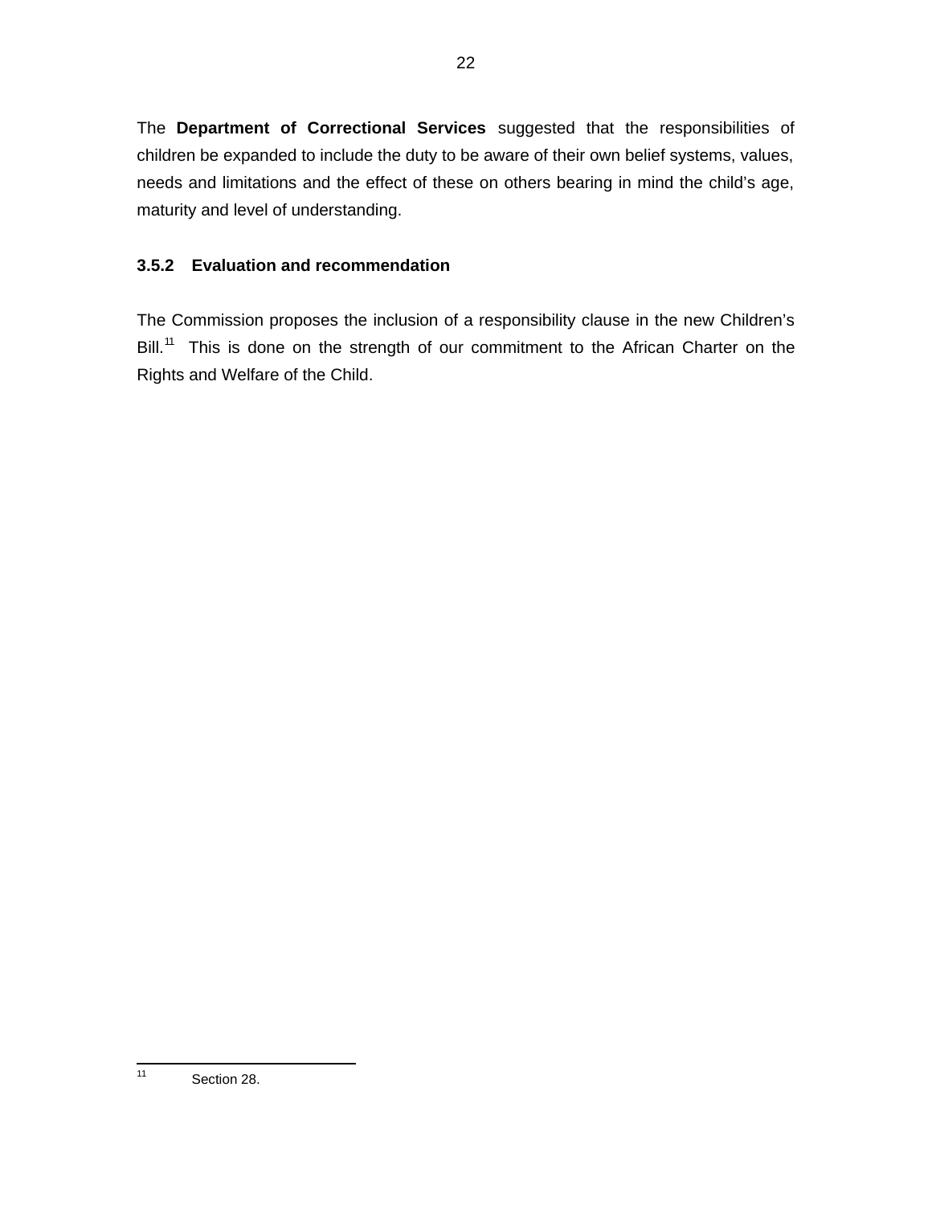The **Department of Correctional Services** suggested that the responsibilities of children be expanded to include the duty to be aware of their own belief systems, values, needs and limitations and the effect of these on others bearing in mind the child's age, maturity and level of understanding.

### 3.5.2 Evaluation and recommendation

The Commission proposes the inclusion of a responsibility clause in the new Children's Bill.[11] This is done on the strength of our commitment to the African Charter on the Rights and Welfare of the Child.

---

[11] Section 28.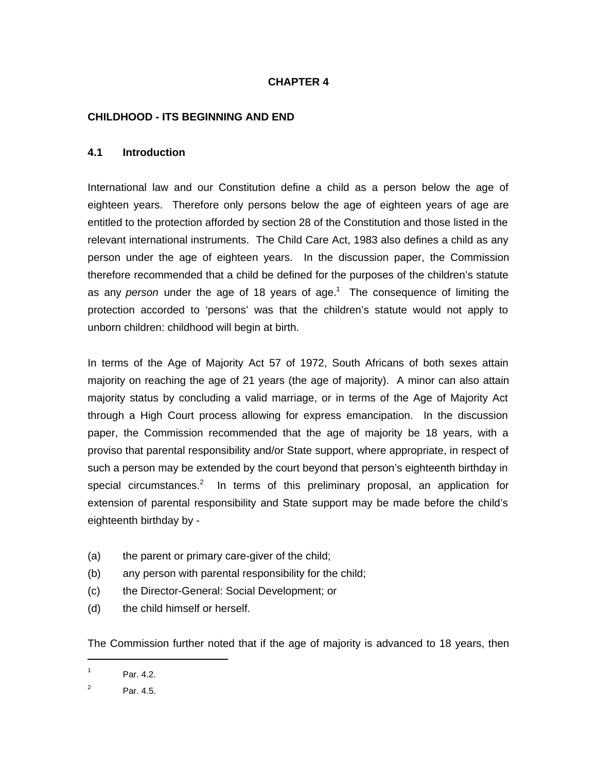# CHAPTER 4

## CHILDHOOD - ITS BEGINNING AND END

### 4.1 Introduction

International law and our Constitution define a child as a person below the age of eighteen years. Therefore only persons below the age of eighteen years of age are entitled to the protection afforded by section 28 of the Constitution and those listed in the relevant international instruments. The Child Care Act, 1983 also defines a child as any person under the age of eighteen years. In the discussion paper, the Commission therefore recommended that a child be defined for the purposes of the children's statute as any *person* under the age of 18 years of age.[1] The consequence of limiting the protection accorded to 'persons' was that the children's statute would not apply to unborn children: childhood will begin at birth.

In terms of the Age of Majority Act 57 of 1972, South Africans of both sexes attain majority on reaching the age of 21 years (the age of majority). A minor can also attain majority status by concluding a valid marriage, or in terms of the Age of Majority Act through a High Court process allowing for express emancipation. In the discussion paper, the Commission recommended that the age of majority be 18 years, with a proviso that parental responsibility and/or State support, where appropriate, in respect of such a person may be extended by the court beyond that person's eighteenth birthday in special circumstances.[2] In terms of this preliminary proposal, an application for extension of parental responsibility and State support may be made before the child's eighteenth birthday by -

(a) the parent or primary care-giver of the child;
(b) any person with parental responsibility for the child;
(c) the Director-General: Social Development; or
(d) the child himself or herself.

The Commission further noted that if the age of majority is advanced to 18 years, then

---

[1] Par. 4.2.

[2] Par. 4.5.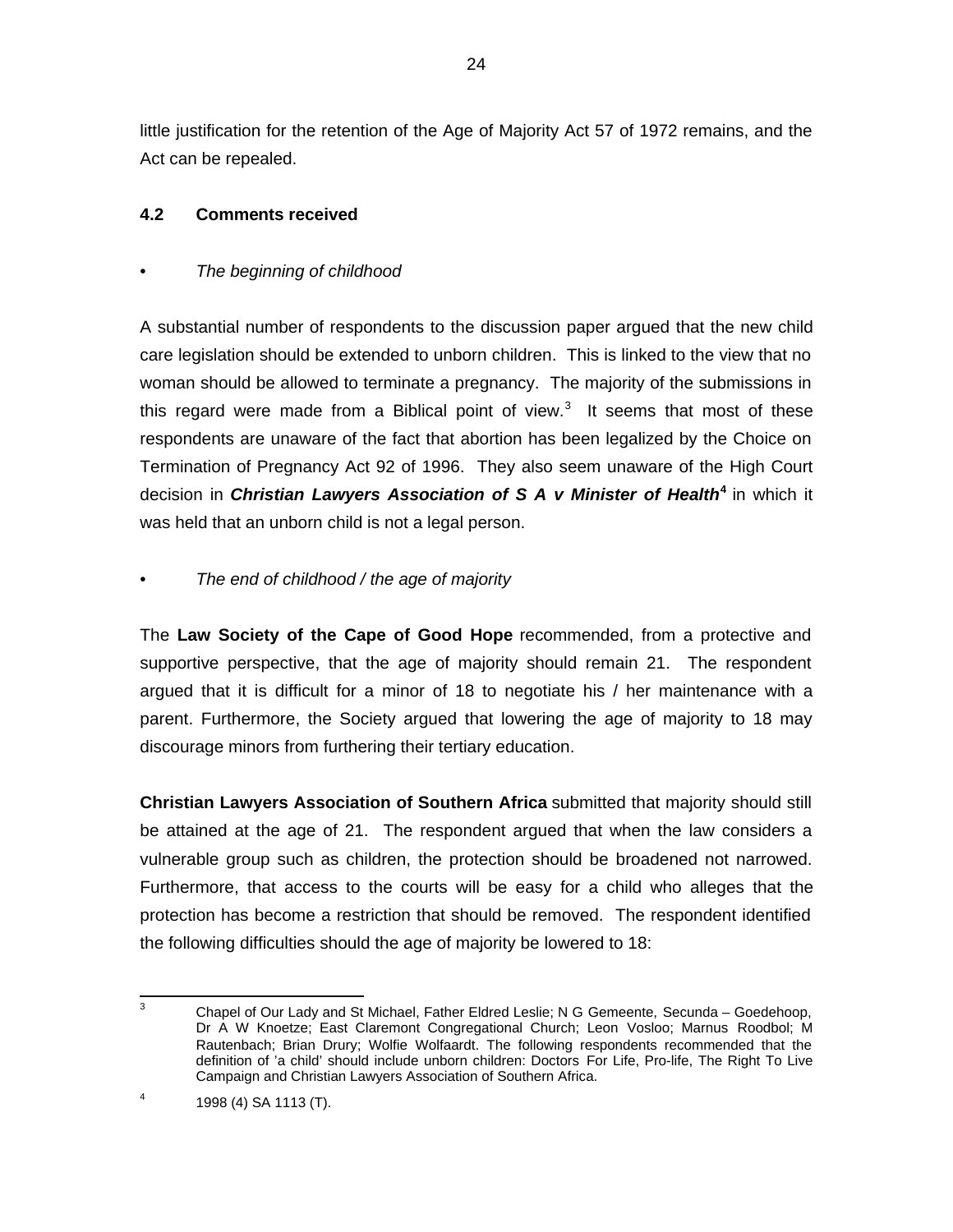little justification for the retention of the Age of Majority Act 57 of 1972 remains, and the Act can be repealed.

### 4.2 Comments received

- *The beginning of childhood*

A substantial number of respondents to the discussion paper argued that the new child care legislation should be extended to unborn children. This is linked to the view that no woman should be allowed to terminate a pregnancy. The majority of the submissions in this regard were made from a Biblical point of view.[3] It seems that most of these respondents are unaware of the fact that abortion has been legalized by the Choice on Termination of Pregnancy Act 92 of 1996. They also seem unaware of the High Court decision in ***Christian Lawyers Association of S A v Minister of Health***[4] in which it was held that an unborn child is not a legal person.

- *The end of childhood / the age of majority*

The **Law Society of the Cape of Good Hope** recommended, from a protective and supportive perspective, that the age of majority should remain 21. The respondent argued that it is difficult for a minor of 18 to negotiate his / her maintenance with a parent. Furthermore, the Society argued that lowering the age of majority to 18 may discourage minors from furthering their tertiary education.

**Christian Lawyers Association of Southern Africa** submitted that majority should still be attained at the age of 21. The respondent argued that when the law considers a vulnerable group such as children, the protection should be broadened not narrowed. Furthermore, that access to the courts will be easy for a child who alleges that the protection has become a restriction that should be removed. The respondent identified the following difficulties should the age of majority be lowered to 18:

---

[3] Chapel of Our Lady and St Michael, Father Eldred Leslie; N G Gemeente, Secunda – Goedehoop, Dr A W Knoetze; East Claremont Congregational Church; Leon Vosloo; Marnus Roodbol; M Rautenbach; Brian Drury; Wolfie Wolfaardt. The following respondents recommended that the definition of 'a child' should include unborn children: Doctors For Life, Pro-life, The Right To Live Campaign and Christian Lawyers Association of Southern Africa.

[4] 1998 (4) SA 1113 (T).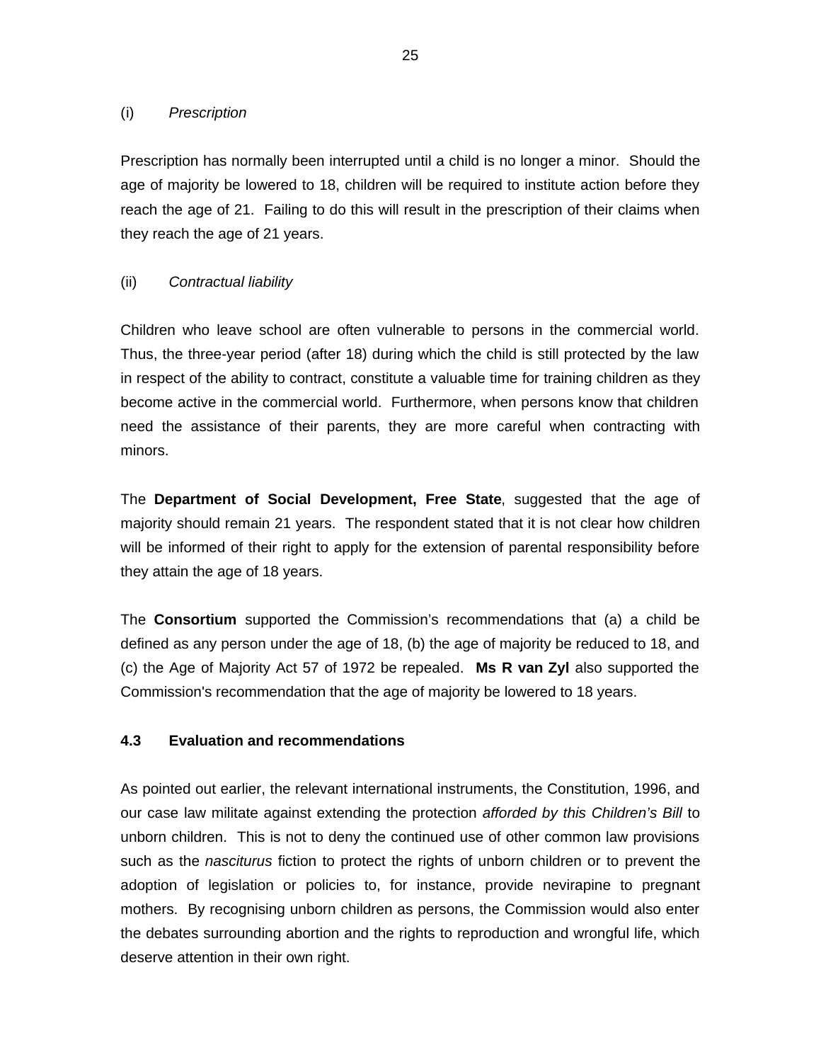(i) *Prescription*

Prescription has normally been interrupted until a child is no longer a minor. Should the age of majority be lowered to 18, children will be required to institute action before they reach the age of 21. Failing to do this will result in the prescription of their claims when they reach the age of 21 years.

(ii) *Contractual liability*

Children who leave school are often vulnerable to persons in the commercial world. Thus, the three-year period (after 18) during which the child is still protected by the law in respect of the ability to contract, constitute a valuable time for training children as they become active in the commercial world. Furthermore, when persons know that children need the assistance of their parents, they are more careful when contracting with minors.

The **Department of Social Development, Free State**, suggested that the age of majority should remain 21 years. The respondent stated that it is not clear how children will be informed of their right to apply for the extension of parental responsibility before they attain the age of 18 years.

The **Consortium** supported the Commission's recommendations that (a) a child be defined as any person under the age of 18, (b) the age of majority be reduced to 18, and (c) the Age of Majority Act 57 of 1972 be repealed. **Ms R van Zyl** also supported the Commission's recommendation that the age of majority be lowered to 18 years.

### 4.3 Evaluation and recommendations

As pointed out earlier, the relevant international instruments, the Constitution, 1996, and our case law militate against extending the protection *afforded by this Children's Bill* to unborn children. This is not to deny the continued use of other common law provisions such as the *nasciturus* fiction to protect the rights of unborn children or to prevent the adoption of legislation or policies to, for instance, provide nevirapine to pregnant mothers. By recognising unborn children as persons, the Commission would also enter the debates surrounding abortion and the rights to reproduction and wrongful life, which deserve attention in their own right.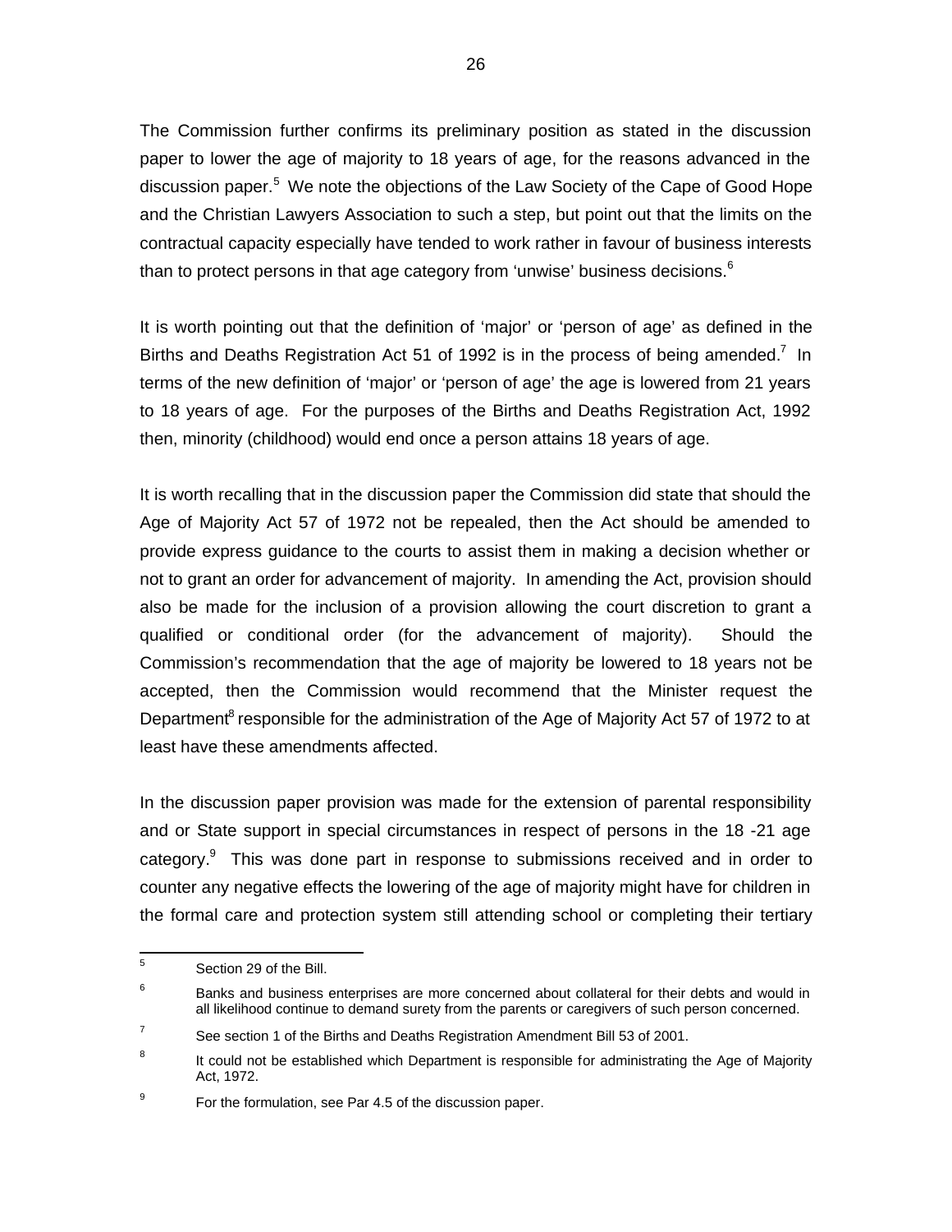The Commission further confirms its preliminary position as stated in the discussion paper to lower the age of majority to 18 years of age, for the reasons advanced in the discussion paper.[5] We note the objections of the Law Society of the Cape of Good Hope and the Christian Lawyers Association to such a step, but point out that the limits on the contractual capacity especially have tended to work rather in favour of business interests than to protect persons in that age category from 'unwise' business decisions.[6]

It is worth pointing out that the definition of 'major' or 'person of age' as defined in the Births and Deaths Registration Act 51 of 1992 is in the process of being amended.[7] In terms of the new definition of 'major' or 'person of age' the age is lowered from 21 years to 18 years of age. For the purposes of the Births and Deaths Registration Act, 1992 then, minority (childhood) would end once a person attains 18 years of age.

It is worth recalling that in the discussion paper the Commission did state that should the Age of Majority Act 57 of 1972 not be repealed, then the Act should be amended to provide express guidance to the courts to assist them in making a decision whether or not to grant an order for advancement of majority. In amending the Act, provision should also be made for the inclusion of a provision allowing the court discretion to grant a qualified or conditional order (for the advancement of majority). Should the Commission's recommendation that the age of majority be lowered to 18 years not be accepted, then the Commission would recommend that the Minister request the Department[8] responsible for the administration of the Age of Majority Act 57 of 1972 to at least have these amendments affected.

In the discussion paper provision was made for the extension of parental responsibility and or State support in special circumstances in respect of persons in the 18 -21 age category.[9] This was done part in response to submissions received and in order to counter any negative effects the lowering of the age of majority might have for children in the formal care and protection system still attending school or completing their tertiary

---

[5] Section 29 of the Bill.

[6] Banks and business enterprises are more concerned about collateral for their debts and would in all likelihood continue to demand surety from the parents or caregivers of such person concerned.

[7] See section 1 of the Births and Deaths Registration Amendment Bill 53 of 2001.

[8] It could not be established which Department is responsible for administrating the Age of Majority Act, 1972.

[9] For the formulation, see Par 4.5 of the discussion paper.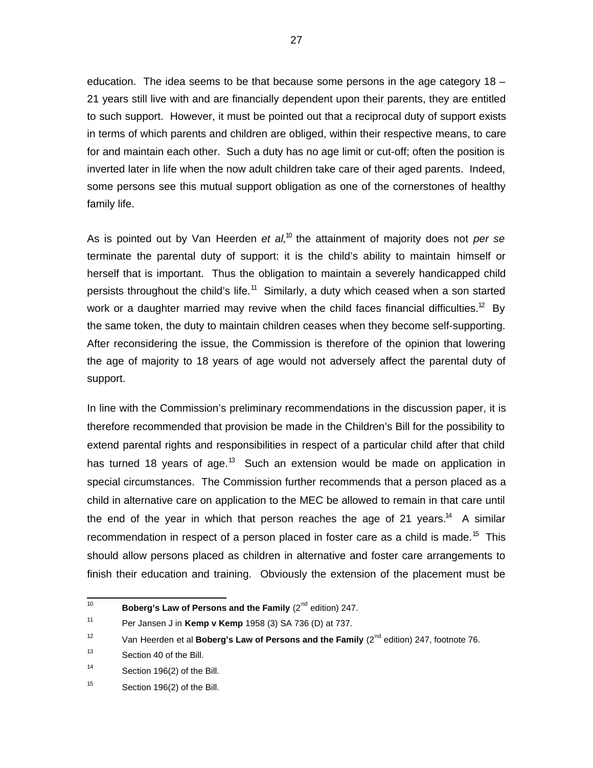education. The idea seems to be that because some persons in the age category 18 – 21 years still live with and are financially dependent upon their parents, they are entitled to such support. However, it must be pointed out that a reciprocal duty of support exists in terms of which parents and children are obliged, within their respective means, to care for and maintain each other. Such a duty has no age limit or cut-off; often the position is inverted later in life when the now adult children take care of their aged parents. Indeed, some persons see this mutual support obligation as one of the cornerstones of healthy family life.

As is pointed out by Van Heerden *et al*,[10] the attainment of majority does not *per se* terminate the parental duty of support: it is the child's ability to maintain himself or herself that is important. Thus the obligation to maintain a severely handicapped child persists throughout the child's life.[11] Similarly, a duty which ceased when a son started work or a daughter married may revive when the child faces financial difficulties.[12] By the same token, the duty to maintain children ceases when they become self-supporting. After reconsidering the issue, the Commission is therefore of the opinion that lowering the age of majority to 18 years of age would not adversely affect the parental duty of support.

In line with the Commission's preliminary recommendations in the discussion paper, it is therefore recommended that provision be made in the Children's Bill for the possibility to extend parental rights and responsibilities in respect of a particular child after that child has turned 18 years of age.[13] Such an extension would be made on application in special circumstances. The Commission further recommends that a person placed as a child in alternative care on application to the MEC be allowed to remain in that care until the end of the year in which that person reaches the age of 21 years.[14] A similar recommendation in respect of a person placed in foster care as a child is made.[15] This should allow persons placed as children in alternative and foster care arrangements to finish their education and training. Obviously the extension of the placement must be

---

[10] **Boberg's Law of Persons and the Family** (2nd edition) 247.

[11] Per Jansen J in **Kemp v Kemp** 1958 (3) SA 736 (D) at 737.

[12] Van Heerden et al **Boberg's Law of Persons and the Family** (2nd edition) 247, footnote 76.

[13] Section 40 of the Bill.

[14] Section 196(2) of the Bill.

[15] Section 196(2) of the Bill.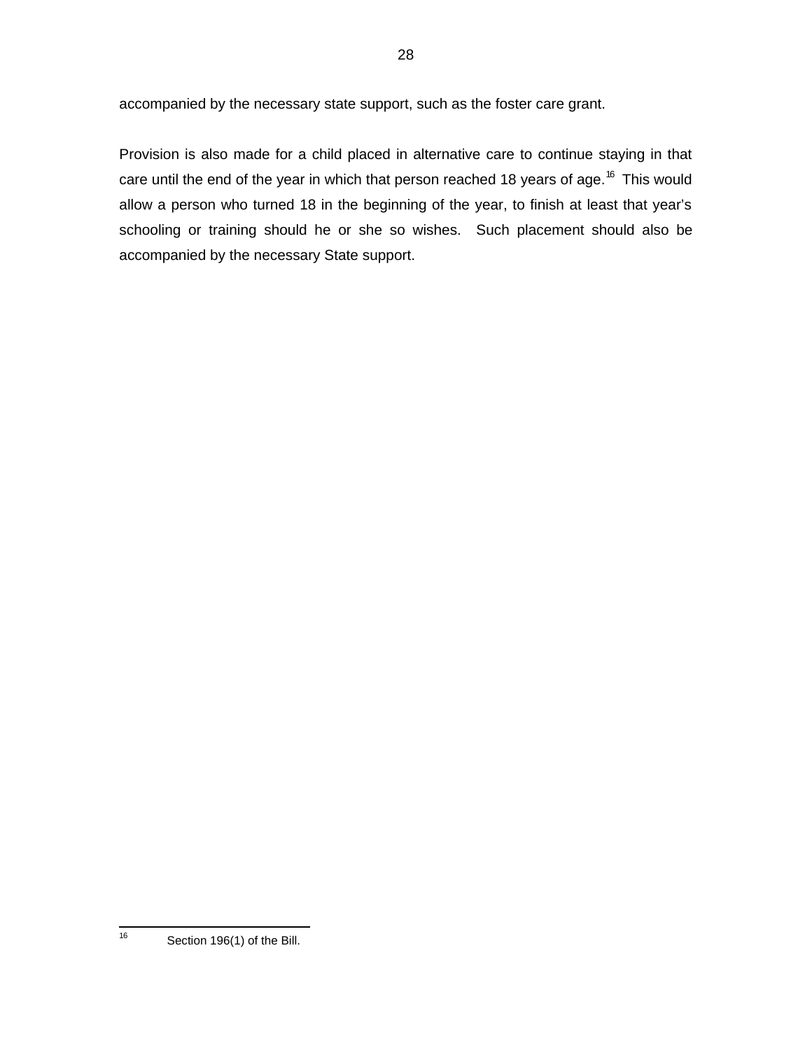accompanied by the necessary state support, such as the foster care grant.

Provision is also made for a child placed in alternative care to continue staying in that care until the end of the year in which that person reached 18 years of age.[16] This would allow a person who turned 18 in the beginning of the year, to finish at least that year's schooling or training should he or she so wishes. Such placement should also be accompanied by the necessary State support.

---

[16] Section 196(1) of the Bill.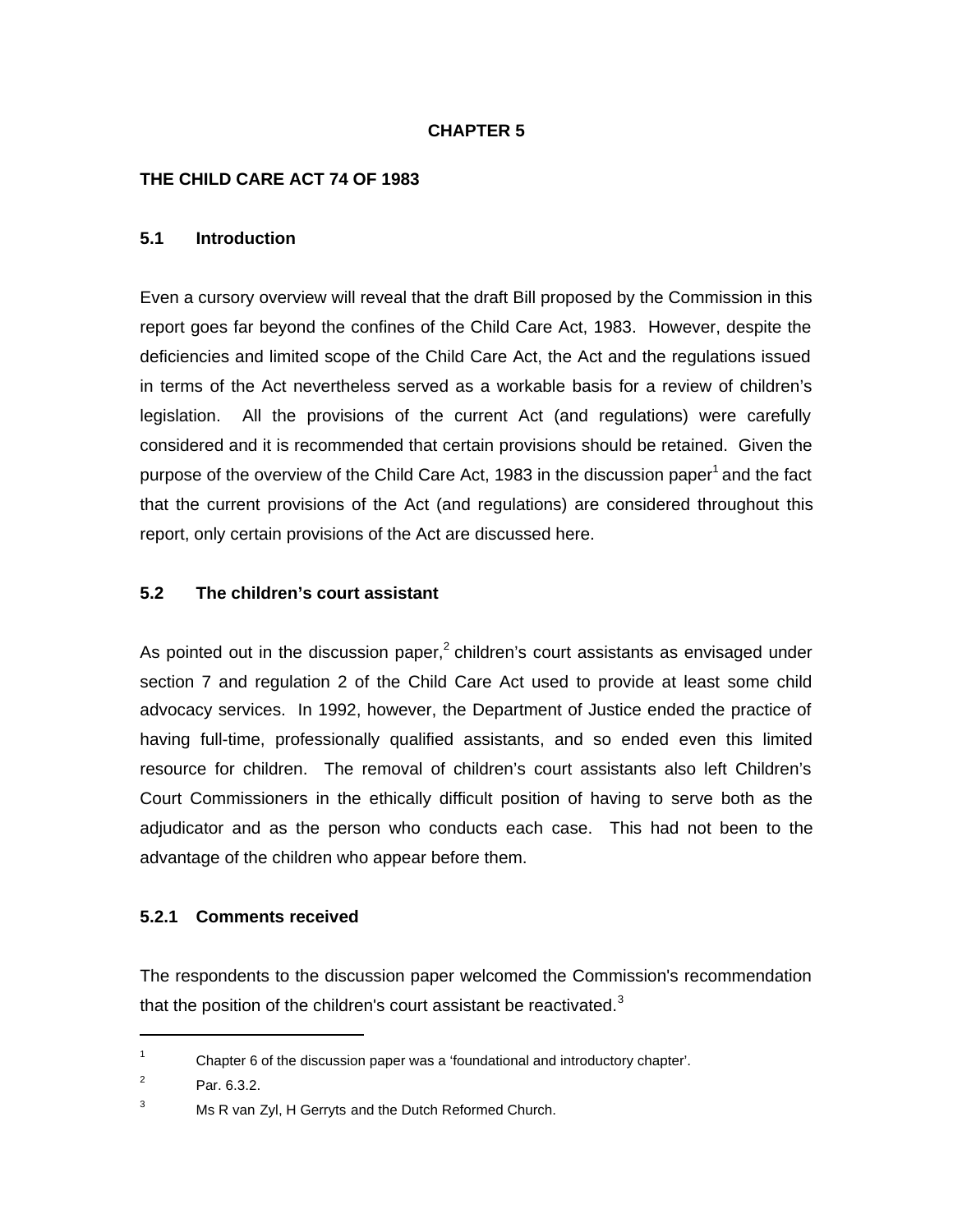# CHAPTER 5

## THE CHILD CARE ACT 74 OF 1983

### 5.1 Introduction

Even a cursory overview will reveal that the draft Bill proposed by the Commission in this report goes far beyond the confines of the Child Care Act, 1983. However, despite the deficiencies and limited scope of the Child Care Act, the Act and the regulations issued in terms of the Act nevertheless served as a workable basis for a review of children's legislation. All the provisions of the current Act (and regulations) were carefully considered and it is recommended that certain provisions should be retained. Given the purpose of the overview of the Child Care Act, 1983 in the discussion paper[1] and the fact that the current provisions of the Act (and regulations) are considered throughout this report, only certain provisions of the Act are discussed here.

### 5.2 The children's court assistant

As pointed out in the discussion paper,[2] children's court assistants as envisaged under section 7 and regulation 2 of the Child Care Act used to provide at least some child advocacy services. In 1992, however, the Department of Justice ended the practice of having full-time, professionally qualified assistants, and so ended even this limited resource for children. The removal of children's court assistants also left Children's Court Commissioners in the ethically difficult position of having to serve both as the adjudicator and as the person who conducts each case. This had not been to the advantage of the children who appear before them.

#### 5.2.1 Comments received

The respondents to the discussion paper welcomed the Commission's recommendation that the position of the children's court assistant be reactivated.[3]

---

[1] Chapter 6 of the discussion paper was a 'foundational and introductory chapter'.

[2] Par. 6.3.2.

[3] Ms R van Zyl, H Gerryts and the Dutch Reformed Church.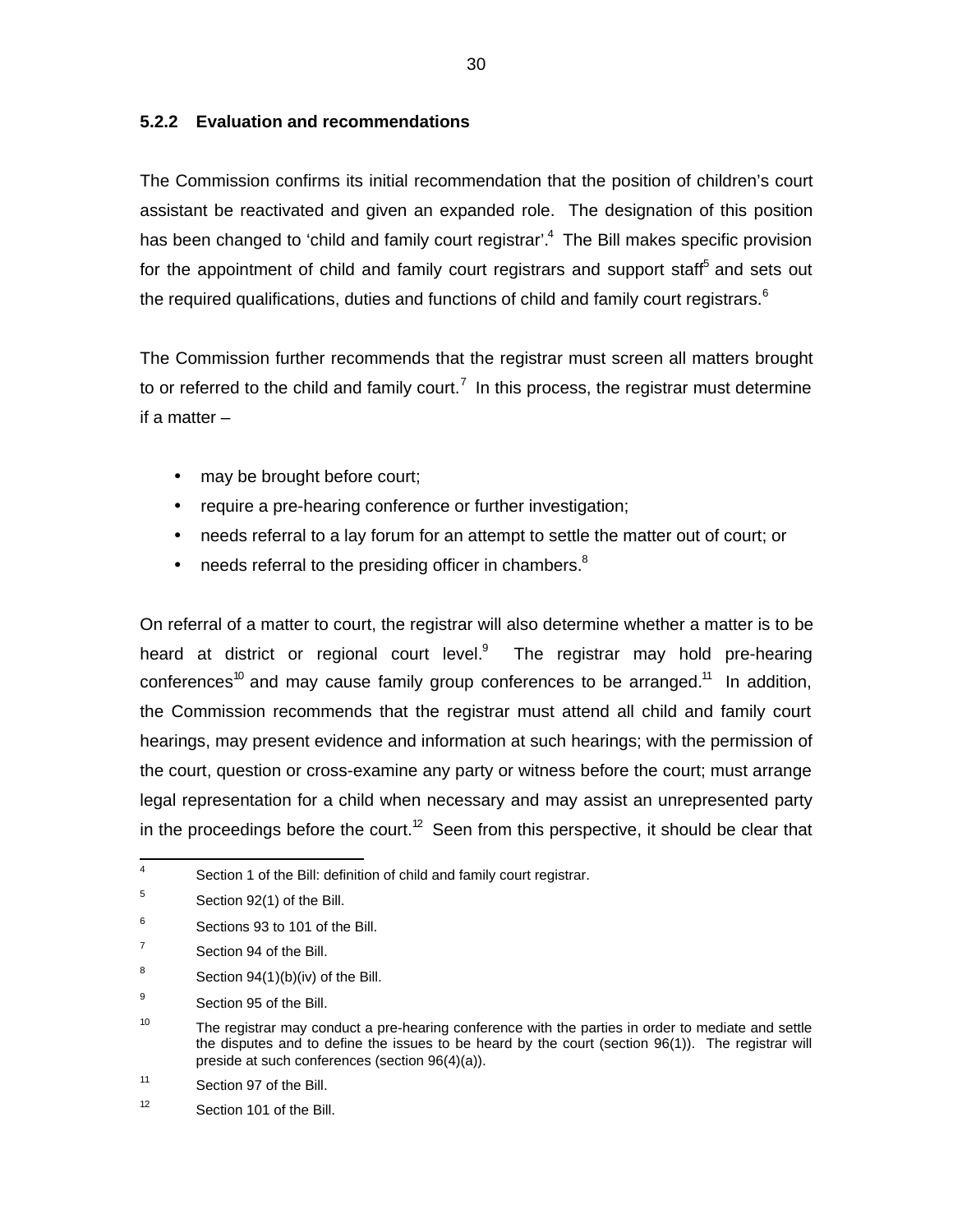### 5.2.2 Evaluation and recommendations

The Commission confirms its initial recommendation that the position of children's court assistant be reactivated and given an expanded role. The designation of this position has been changed to 'child and family court registrar'.[4] The Bill makes specific provision for the appointment of child and family court registrars and support staff[5] and sets out the required qualifications, duties and functions of child and family court registrars.[6]

The Commission further recommends that the registrar must screen all matters brought to or referred to the child and family court.[7] In this process, the registrar must determine if a matter –

- may be brought before court;
- require a pre-hearing conference or further investigation;
- needs referral to a lay forum for an attempt to settle the matter out of court; or
- needs referral to the presiding officer in chambers.[8]

On referral of a matter to court, the registrar will also determine whether a matter is to be heard at district or regional court level.[9] The registrar may hold pre-hearing conferences[10] and may cause family group conferences to be arranged.[11] In addition, the Commission recommends that the registrar must attend all child and family court hearings, may present evidence and information at such hearings; with the permission of the court, question or cross-examine any party or witness before the court; must arrange legal representation for a child when necessary and may assist an unrepresented party in the proceedings before the court.[12] Seen from this perspective, it should be clear that

---

4 Section 1 of the Bill: definition of child and family court registrar.

5 Section 92(1) of the Bill.

6 Sections 93 to 101 of the Bill.

7 Section 94 of the Bill.

8 Section 94(1)(b)(iv) of the Bill.

9 Section 95 of the Bill.

10 The registrar may conduct a pre-hearing conference with the parties in order to mediate and settle the disputes and to define the issues to be heard by the court (section 96(1)). The registrar will preside at such conferences (section 96(4)(a)).

11 Section 97 of the Bill.

12 Section 101 of the Bill.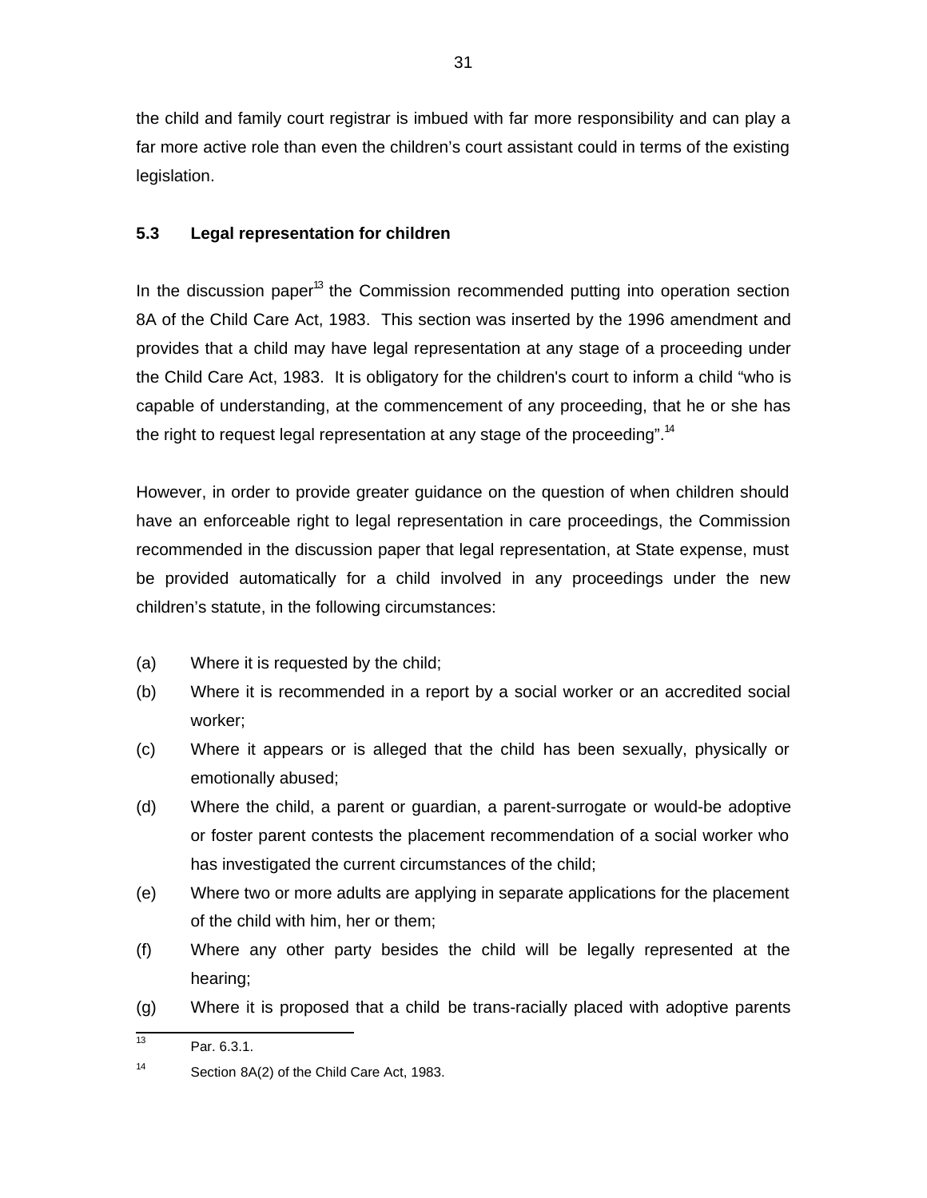the child and family court registrar is imbued with far more responsibility and can play a far more active role than even the children's court assistant could in terms of the existing legislation.

### 5.3 Legal representation for children

In the discussion paper[13] the Commission recommended putting into operation section 8A of the Child Care Act, 1983. This section was inserted by the 1996 amendment and provides that a child may have legal representation at any stage of a proceeding under the Child Care Act, 1983. It is obligatory for the children's court to inform a child "who is capable of understanding, at the commencement of any proceeding, that he or she has the right to request legal representation at any stage of the proceeding".[14]

However, in order to provide greater guidance on the question of when children should have an enforceable right to legal representation in care proceedings, the Commission recommended in the discussion paper that legal representation, at State expense, must be provided automatically for a child involved in any proceedings under the new children's statute, in the following circumstances:

(a) Where it is requested by the child;

(b) Where it is recommended in a report by a social worker or an accredited social worker;

(c) Where it appears or is alleged that the child has been sexually, physically or emotionally abused;

(d) Where the child, a parent or guardian, a parent-surrogate or would-be adoptive or foster parent contests the placement recommendation of a social worker who has investigated the current circumstances of the child;

(e) Where two or more adults are applying in separate applications for the placement of the child with him, her or them;

(f) Where any other party besides the child will be legally represented at the hearing;

(g) Where it is proposed that a child be trans-racially placed with adoptive parents

---

[13] Par. 6.3.1.

[14] Section 8A(2) of the Child Care Act, 1983.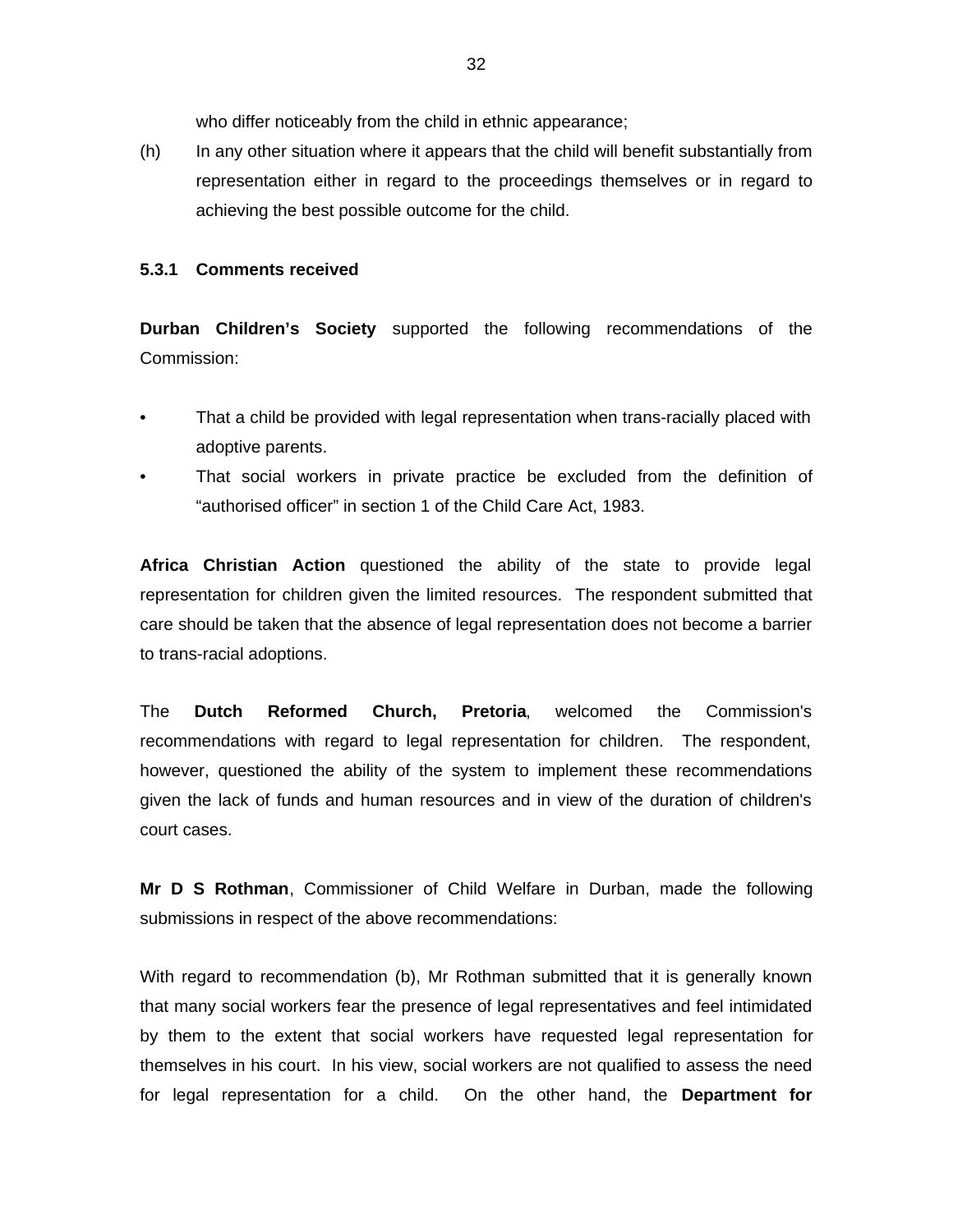who differ noticeably from the child in ethnic appearance;

(h) In any other situation where it appears that the child will benefit substantially from representation either in regard to the proceedings themselves or in regard to achieving the best possible outcome for the child.

### 5.3.1 Comments received

**Durban Children's Society** supported the following recommendations of the Commission:

- That a child be provided with legal representation when trans-racially placed with adoptive parents.
- That social workers in private practice be excluded from the definition of "authorised officer" in section 1 of the Child Care Act, 1983.

**Africa Christian Action** questioned the ability of the state to provide legal representation for children given the limited resources. The respondent submitted that care should be taken that the absence of legal representation does not become a barrier to trans-racial adoptions.

The **Dutch Reformed Church, Pretoria**, welcomed the Commission's recommendations with regard to legal representation for children. The respondent, however, questioned the ability of the system to implement these recommendations given the lack of funds and human resources and in view of the duration of children's court cases.

**Mr D S Rothman**, Commissioner of Child Welfare in Durban, made the following submissions in respect of the above recommendations:

With regard to recommendation (b), Mr Rothman submitted that it is generally known that many social workers fear the presence of legal representatives and feel intimidated by them to the extent that social workers have requested legal representation for themselves in his court. In his view, social workers are not qualified to assess the need for legal representation for a child. On the other hand, the **Department for**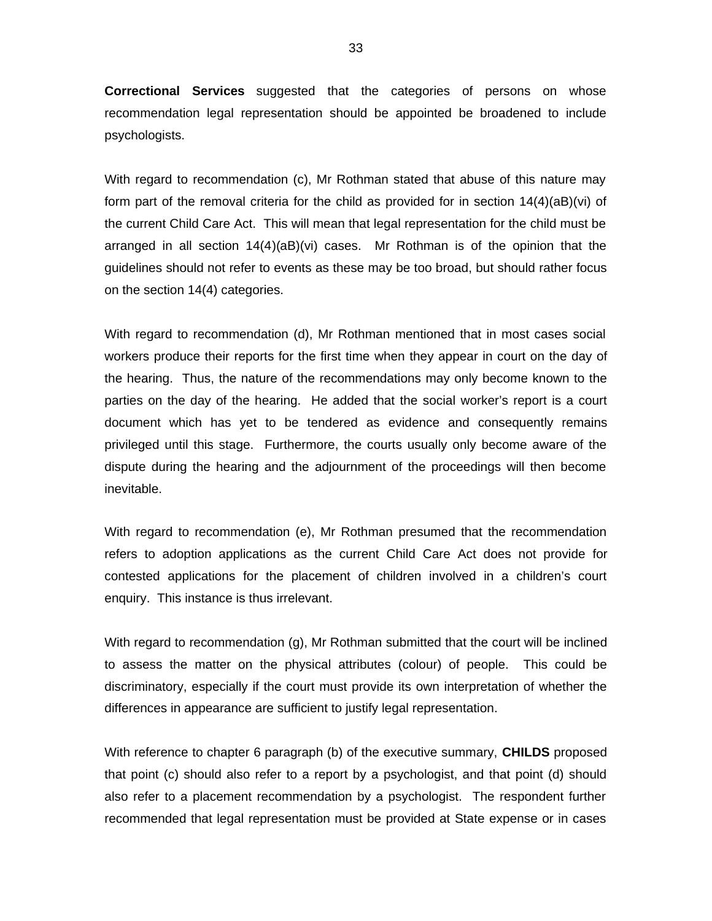**Correctional Services** suggested that the categories of persons on whose recommendation legal representation should be appointed be broadened to include psychologists.

With regard to recommendation (c), Mr Rothman stated that abuse of this nature may form part of the removal criteria for the child as provided for in section 14(4)(aB)(vi) of the current Child Care Act. This will mean that legal representation for the child must be arranged in all section 14(4)(aB)(vi) cases. Mr Rothman is of the opinion that the guidelines should not refer to events as these may be too broad, but should rather focus on the section 14(4) categories.

With regard to recommendation (d), Mr Rothman mentioned that in most cases social workers produce their reports for the first time when they appear in court on the day of the hearing. Thus, the nature of the recommendations may only become known to the parties on the day of the hearing. He added that the social worker's report is a court document which has yet to be tendered as evidence and consequently remains privileged until this stage. Furthermore, the courts usually only become aware of the dispute during the hearing and the adjournment of the proceedings will then become inevitable.

With regard to recommendation (e), Mr Rothman presumed that the recommendation refers to adoption applications as the current Child Care Act does not provide for contested applications for the placement of children involved in a children's court enquiry. This instance is thus irrelevant.

With regard to recommendation (g), Mr Rothman submitted that the court will be inclined to assess the matter on the physical attributes (colour) of people. This could be discriminatory, especially if the court must provide its own interpretation of whether the differences in appearance are sufficient to justify legal representation.

With reference to chapter 6 paragraph (b) of the executive summary, **CHILDS** proposed that point (c) should also refer to a report by a psychologist, and that point (d) should also refer to a placement recommendation by a psychologist. The respondent further recommended that legal representation must be provided at State expense or in cases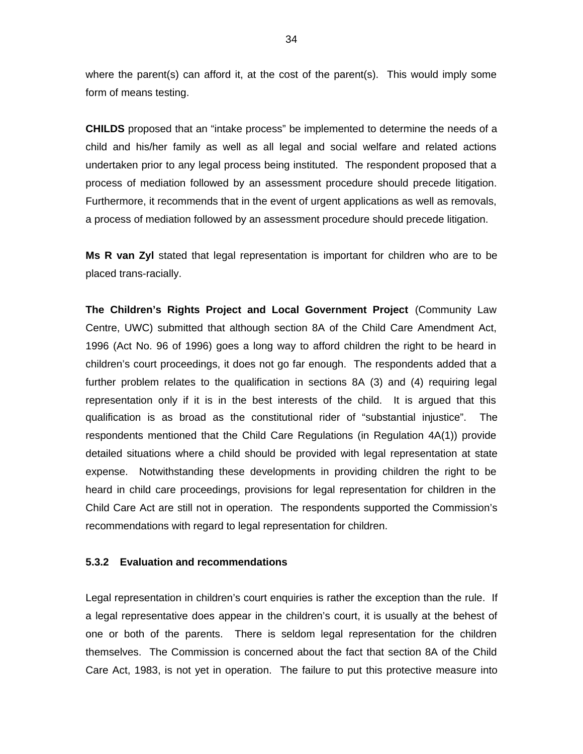where the parent(s) can afford it, at the cost of the parent(s). This would imply some form of means testing.

**CHILDS** proposed that an "intake process" be implemented to determine the needs of a child and his/her family as well as all legal and social welfare and related actions undertaken prior to any legal process being instituted. The respondent proposed that a process of mediation followed by an assessment procedure should precede litigation. Furthermore, it recommends that in the event of urgent applications as well as removals, a process of mediation followed by an assessment procedure should precede litigation.

**Ms R van Zyl** stated that legal representation is important for children who are to be placed trans-racially.

**The Children's Rights Project and Local Government Project** (Community Law Centre, UWC) submitted that although section 8A of the Child Care Amendment Act, 1996 (Act No. 96 of 1996) goes a long way to afford children the right to be heard in children's court proceedings, it does not go far enough. The respondents added that a further problem relates to the qualification in sections 8A (3) and (4) requiring legal representation only if it is in the best interests of the child. It is argued that this qualification is as broad as the constitutional rider of "substantial injustice". The respondents mentioned that the Child Care Regulations (in Regulation 4A(1)) provide detailed situations where a child should be provided with legal representation at state expense. Notwithstanding these developments in providing children the right to be heard in child care proceedings, provisions for legal representation for children in the Child Care Act are still not in operation. The respondents supported the Commission's recommendations with regard to legal representation for children.

### 5.3.2 Evaluation and recommendations

Legal representation in children's court enquiries is rather the exception than the rule. If a legal representative does appear in the children's court, it is usually at the behest of one or both of the parents. There is seldom legal representation for the children themselves. The Commission is concerned about the fact that section 8A of the Child Care Act, 1983, is not yet in operation. The failure to put this protective measure into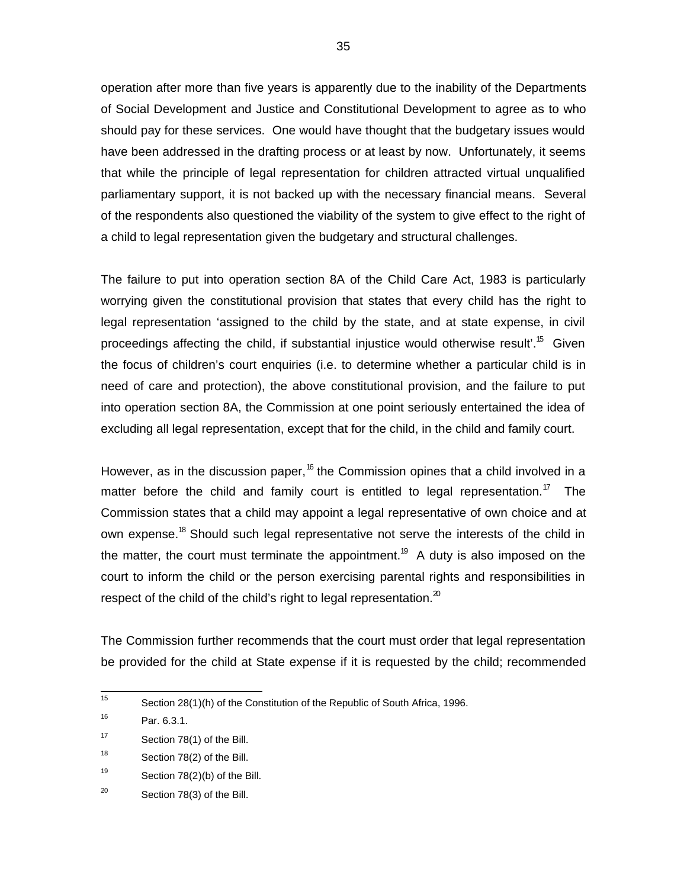operation after more than five years is apparently due to the inability of the Departments of Social Development and Justice and Constitutional Development to agree as to who should pay for these services. One would have thought that the budgetary issues would have been addressed in the drafting process or at least by now. Unfortunately, it seems that while the principle of legal representation for children attracted virtual unqualified parliamentary support, it is not backed up with the necessary financial means. Several of the respondents also questioned the viability of the system to give effect to the right of a child to legal representation given the budgetary and structural challenges.

The failure to put into operation section 8A of the Child Care Act, 1983 is particularly worrying given the constitutional provision that states that every child has the right to legal representation 'assigned to the child by the state, and at state expense, in civil proceedings affecting the child, if substantial injustice would otherwise result'.[15] Given the focus of children's court enquiries (i.e. to determine whether a particular child is in need of care and protection), the above constitutional provision, and the failure to put into operation section 8A, the Commission at one point seriously entertained the idea of excluding all legal representation, except that for the child, in the child and family court.

However, as in the discussion paper,[16] the Commission opines that a child involved in a matter before the child and family court is entitled to legal representation.[17] The Commission states that a child may appoint a legal representative of own choice and at own expense.[18] Should such legal representative not serve the interests of the child in the matter, the court must terminate the appointment.[19] A duty is also imposed on the court to inform the child or the person exercising parental rights and responsibilities in respect of the child of the child's right to legal representation.[20]

The Commission further recommends that the court must order that legal representation be provided for the child at State expense if it is requested by the child; recommended

---

[15] Section 28(1)(h) of the Constitution of the Republic of South Africa, 1996.

[16] Par. 6.3.1.

[17] Section 78(1) of the Bill.

[18] Section 78(2) of the Bill.

[19] Section 78(2)(b) of the Bill.

[20] Section 78(3) of the Bill.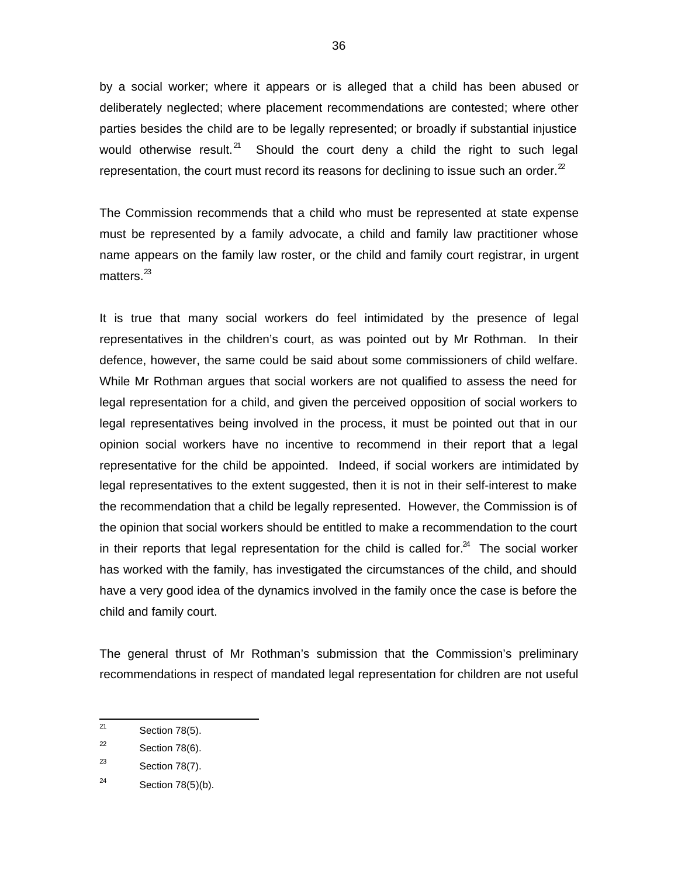by a social worker; where it appears or is alleged that a child has been abused or deliberately neglected; where placement recommendations are contested; where other parties besides the child are to be legally represented; or broadly if substantial injustice would otherwise result.[21] Should the court deny a child the right to such legal representation, the court must record its reasons for declining to issue such an order.[22]

The Commission recommends that a child who must be represented at state expense must be represented by a family advocate, a child and family law practitioner whose name appears on the family law roster, or the child and family court registrar, in urgent matters.[23]

It is true that many social workers do feel intimidated by the presence of legal representatives in the children's court, as was pointed out by Mr Rothman. In their defence, however, the same could be said about some commissioners of child welfare. While Mr Rothman argues that social workers are not qualified to assess the need for legal representation for a child, and given the perceived opposition of social workers to legal representatives being involved in the process, it must be pointed out that in our opinion social workers have no incentive to recommend in their report that a legal representative for the child be appointed. Indeed, if social workers are intimidated by legal representatives to the extent suggested, then it is not in their self-interest to make the recommendation that a child be legally represented. However, the Commission is of the opinion that social workers should be entitled to make a recommendation to the court in their reports that legal representation for the child is called for.[24] The social worker has worked with the family, has investigated the circumstances of the child, and should have a very good idea of the dynamics involved in the family once the case is before the child and family court.

The general thrust of Mr Rothman's submission that the Commission's preliminary recommendations in respect of mandated legal representation for children are not useful

---

[21] Section 78(5).

[22] Section 78(6).

[23] Section 78(7).

[24] Section 78(5)(b).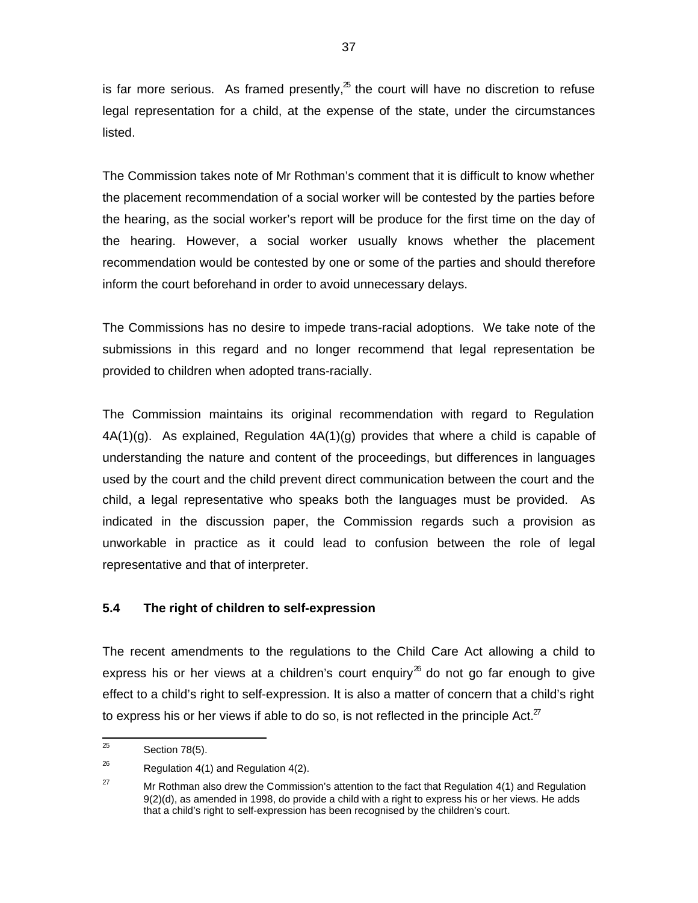is far more serious. As framed presently,[25] the court will have no discretion to refuse legal representation for a child, at the expense of the state, under the circumstances listed.

The Commission takes note of Mr Rothman's comment that it is difficult to know whether the placement recommendation of a social worker will be contested by the parties before the hearing, as the social worker's report will be produce for the first time on the day of the hearing. However, a social worker usually knows whether the placement recommendation would be contested by one or some of the parties and should therefore inform the court beforehand in order to avoid unnecessary delays.

The Commissions has no desire to impede trans-racial adoptions. We take note of the submissions in this regard and no longer recommend that legal representation be provided to children when adopted trans-racially.

The Commission maintains its original recommendation with regard to Regulation 4A(1)(g). As explained, Regulation 4A(1)(g) provides that where a child is capable of understanding the nature and content of the proceedings, but differences in languages used by the court and the child prevent direct communication between the court and the child, a legal representative who speaks both the languages must be provided. As indicated in the discussion paper, the Commission regards such a provision as unworkable in practice as it could lead to confusion between the role of legal representative and that of interpreter.

### 5.4 The right of children to self-expression

The recent amendments to the regulations to the Child Care Act allowing a child to express his or her views at a children's court enquiry[26] do not go far enough to give effect to a child's right to self-expression. It is also a matter of concern that a child's right to express his or her views if able to do so, is not reflected in the principle Act.[27]

---

[25] Section 78(5).

[26] Regulation 4(1) and Regulation 4(2).

[27] Mr Rothman also drew the Commission's attention to the fact that Regulation 4(1) and Regulation 9(2)(d), as amended in 1998, do provide a child with a right to express his or her views. He adds that a child's right to self-expression has been recognised by the children's court.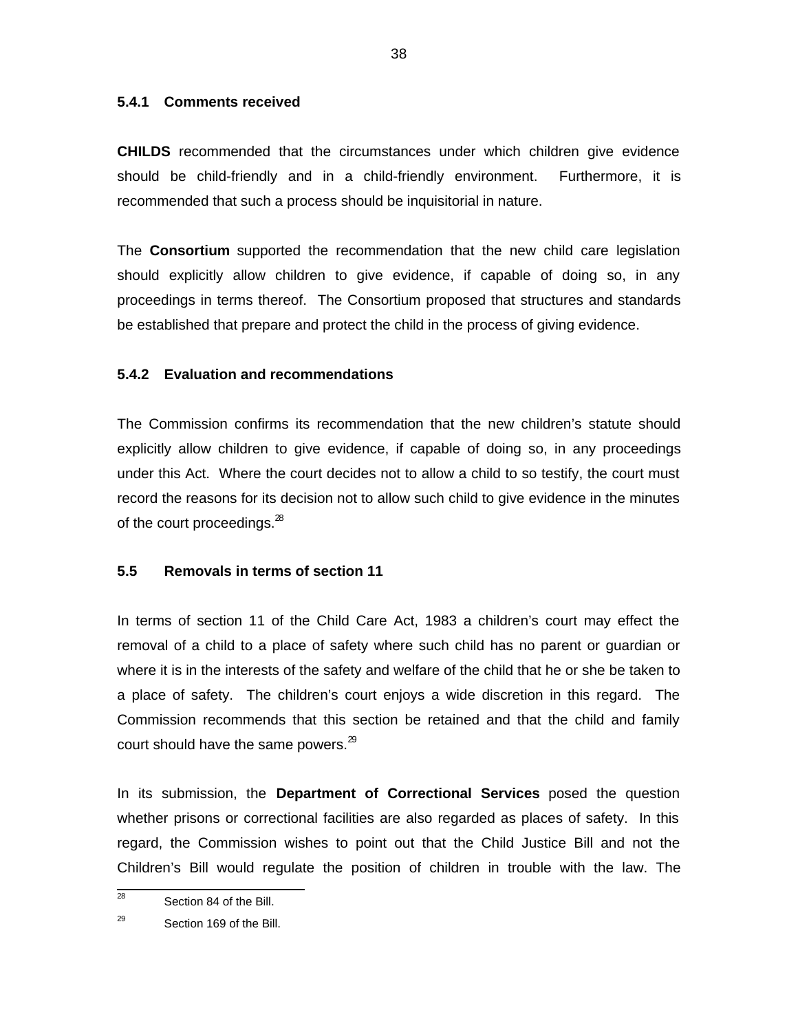### 5.4.1 Comments received

**CHILDS** recommended that the circumstances under which children give evidence should be child-friendly and in a child-friendly environment. Furthermore, it is recommended that such a process should be inquisitorial in nature.

The **Consortium** supported the recommendation that the new child care legislation should explicitly allow children to give evidence, if capable of doing so, in any proceedings in terms thereof. The Consortium proposed that structures and standards be established that prepare and protect the child in the process of giving evidence.

### 5.4.2 Evaluation and recommendations

The Commission confirms its recommendation that the new children's statute should explicitly allow children to give evidence, if capable of doing so, in any proceedings under this Act. Where the court decides not to allow a child to so testify, the court must record the reasons for its decision not to allow such child to give evidence in the minutes of the court proceedings.[28]

## 5.5 Removals in terms of section 11

In terms of section 11 of the Child Care Act, 1983 a children's court may effect the removal of a child to a place of safety where such child has no parent or guardian or where it is in the interests of the safety and welfare of the child that he or she be taken to a place of safety. The children's court enjoys a wide discretion in this regard. The Commission recommends that this section be retained and that the child and family court should have the same powers.[29]

In its submission, the **Department of Correctional Services** posed the question whether prisons or correctional facilities are also regarded as places of safety. In this regard, the Commission wishes to point out that the Child Justice Bill and not the Children's Bill would regulate the position of children in trouble with the law. The

---

[28] Section 84 of the Bill.

[29] Section 169 of the Bill.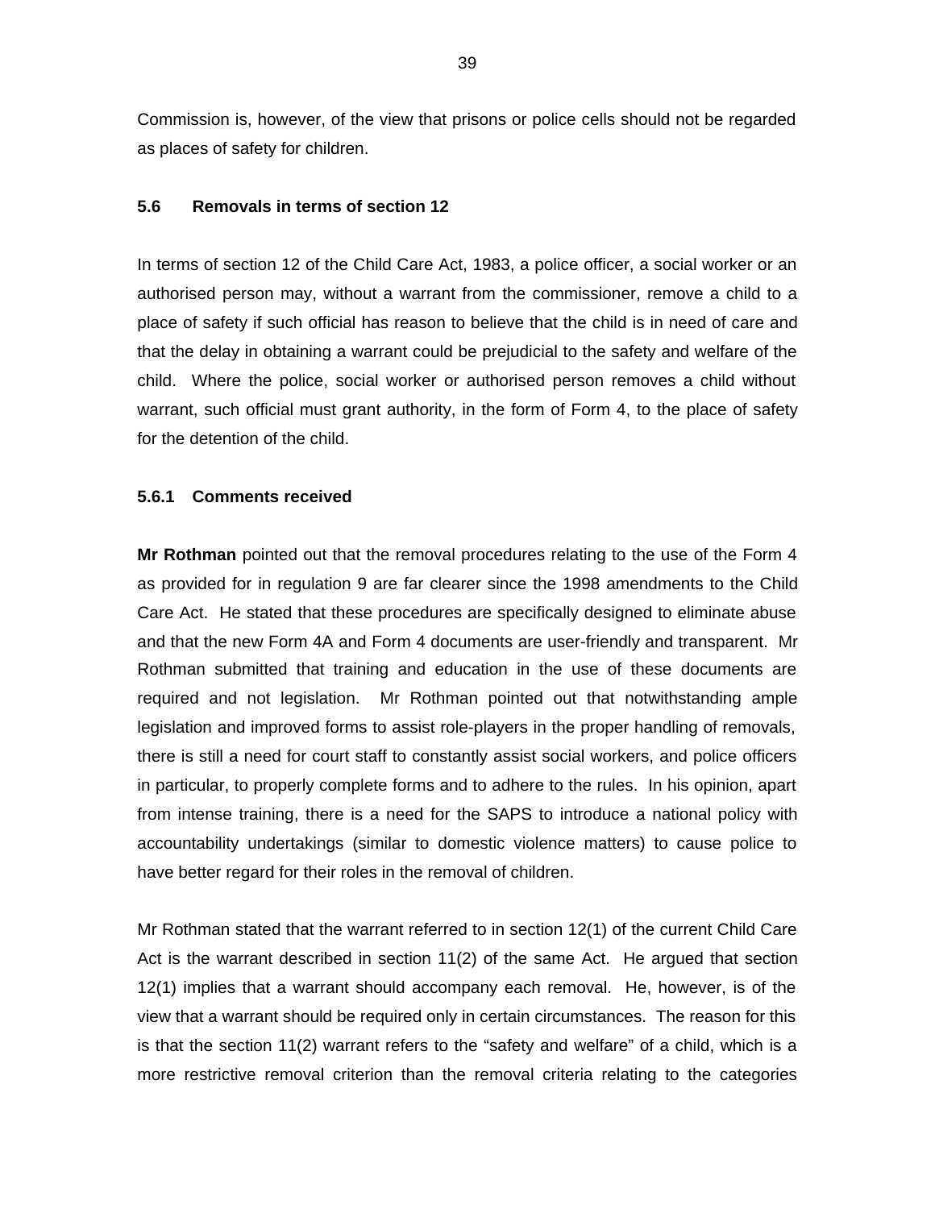Commission is, however, of the view that prisons or police cells should not be regarded as places of safety for children.

### 5.6 Removals in terms of section 12

In terms of section 12 of the Child Care Act, 1983, a police officer, a social worker or an authorised person may, without a warrant from the commissioner, remove a child to a place of safety if such official has reason to believe that the child is in need of care and that the delay in obtaining a warrant could be prejudicial to the safety and welfare of the child. Where the police, social worker or authorised person removes a child without warrant, such official must grant authority, in the form of Form 4, to the place of safety for the detention of the child.

#### 5.6.1 Comments received

**Mr Rothman** pointed out that the removal procedures relating to the use of the Form 4 as provided for in regulation 9 are far clearer since the 1998 amendments to the Child Care Act. He stated that these procedures are specifically designed to eliminate abuse and that the new Form 4A and Form 4 documents are user-friendly and transparent. Mr Rothman submitted that training and education in the use of these documents are required and not legislation. Mr Rothman pointed out that notwithstanding ample legislation and improved forms to assist role-players in the proper handling of removals, there is still a need for court staff to constantly assist social workers, and police officers in particular, to properly complete forms and to adhere to the rules. In his opinion, apart from intense training, there is a need for the SAPS to introduce a national policy with accountability undertakings (similar to domestic violence matters) to cause police to have better regard for their roles in the removal of children.

Mr Rothman stated that the warrant referred to in section 12(1) of the current Child Care Act is the warrant described in section 11(2) of the same Act. He argued that section 12(1) implies that a warrant should accompany each removal. He, however, is of the view that a warrant should be required only in certain circumstances. The reason for this is that the section 11(2) warrant refers to the "safety and welfare" of a child, which is a more restrictive removal criterion than the removal criteria relating to the categories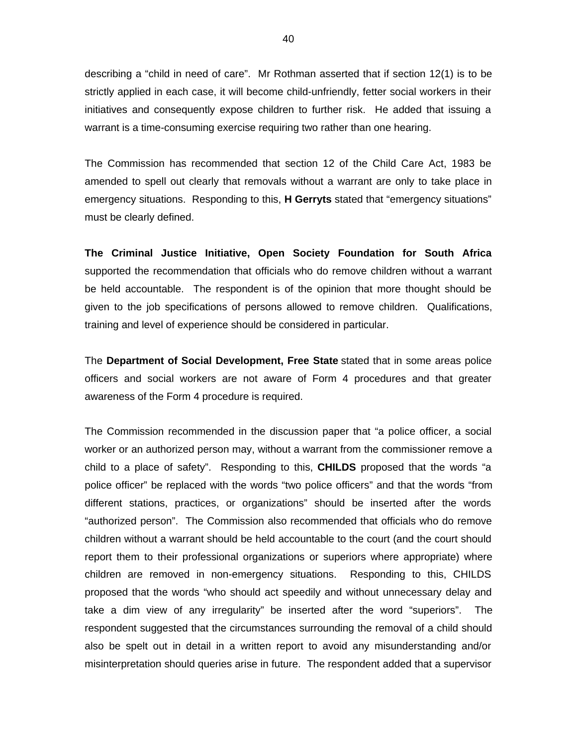describing a "child in need of care". Mr Rothman asserted that if section 12(1) is to be strictly applied in each case, it will become child-unfriendly, fetter social workers in their initiatives and consequently expose children to further risk. He added that issuing a warrant is a time-consuming exercise requiring two rather than one hearing.

The Commission has recommended that section 12 of the Child Care Act, 1983 be amended to spell out clearly that removals without a warrant are only to take place in emergency situations. Responding to this, **H Gerryts** stated that "emergency situations" must be clearly defined.

**The Criminal Justice Initiative, Open Society Foundation for South Africa** supported the recommendation that officials who do remove children without a warrant be held accountable. The respondent is of the opinion that more thought should be given to the job specifications of persons allowed to remove children. Qualifications, training and level of experience should be considered in particular.

The **Department of Social Development, Free State** stated that in some areas police officers and social workers are not aware of Form 4 procedures and that greater awareness of the Form 4 procedure is required.

The Commission recommended in the discussion paper that "a police officer, a social worker or an authorized person may, without a warrant from the commissioner remove a child to a place of safety". Responding to this, **CHILDS** proposed that the words "a police officer" be replaced with the words "two police officers" and that the words "from different stations, practices, or organizations" should be inserted after the words "authorized person". The Commission also recommended that officials who do remove children without a warrant should be held accountable to the court (and the court should report them to their professional organizations or superiors where appropriate) where children are removed in non-emergency situations. Responding to this, CHILDS proposed that the words "who should act speedily and without unnecessary delay and take a dim view of any irregularity" be inserted after the word "superiors". The respondent suggested that the circumstances surrounding the removal of a child should also be spelt out in detail in a written report to avoid any misunderstanding and/or misinterpretation should queries arise in future. The respondent added that a supervisor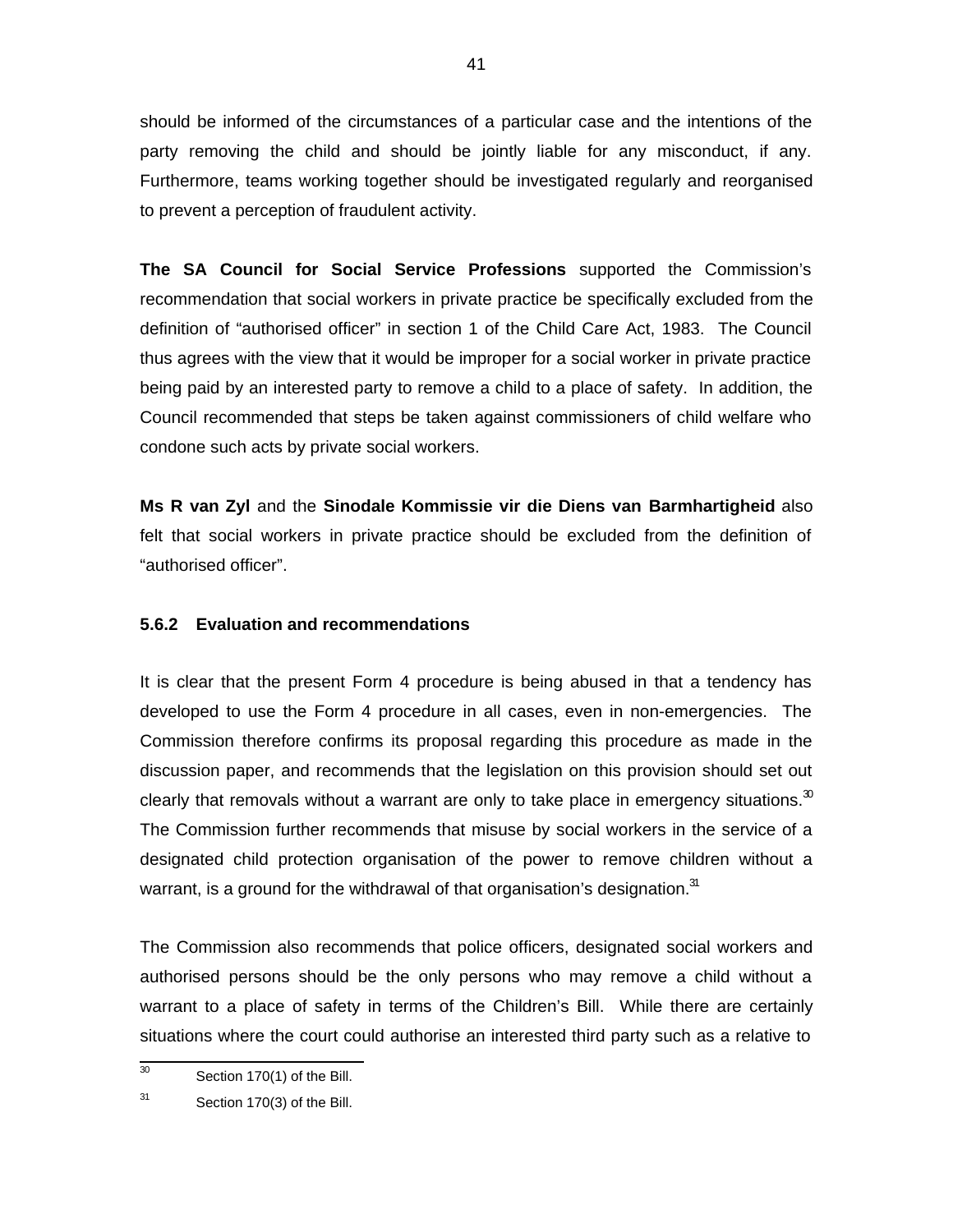should be informed of the circumstances of a particular case and the intentions of the party removing the child and should be jointly liable for any misconduct, if any. Furthermore, teams working together should be investigated regularly and reorganised to prevent a perception of fraudulent activity.

**The SA Council for Social Service Professions** supported the Commission's recommendation that social workers in private practice be specifically excluded from the definition of "authorised officer" in section 1 of the Child Care Act, 1983. The Council thus agrees with the view that it would be improper for a social worker in private practice being paid by an interested party to remove a child to a place of safety. In addition, the Council recommended that steps be taken against commissioners of child welfare who condone such acts by private social workers.

**Ms R van Zyl** and the **Sinodale Kommissie vir die Diens van Barmhartigheid** also felt that social workers in private practice should be excluded from the definition of "authorised officer".

### 5.6.2 Evaluation and recommendations

It is clear that the present Form 4 procedure is being abused in that a tendency has developed to use the Form 4 procedure in all cases, even in non-emergencies. The Commission therefore confirms its proposal regarding this procedure as made in the discussion paper, and recommends that the legislation on this provision should set out clearly that removals without a warrant are only to take place in emergency situations.[30] The Commission further recommends that misuse by social workers in the service of a designated child protection organisation of the power to remove children without a warrant, is a ground for the withdrawal of that organisation's designation.[31]

The Commission also recommends that police officers, designated social workers and authorised persons should be the only persons who may remove a child without a warrant to a place of safety in terms of the Children's Bill. While there are certainly situations where the court could authorise an interested third party such as a relative to

---

[30] Section 170(1) of the Bill.

[31] Section 170(3) of the Bill.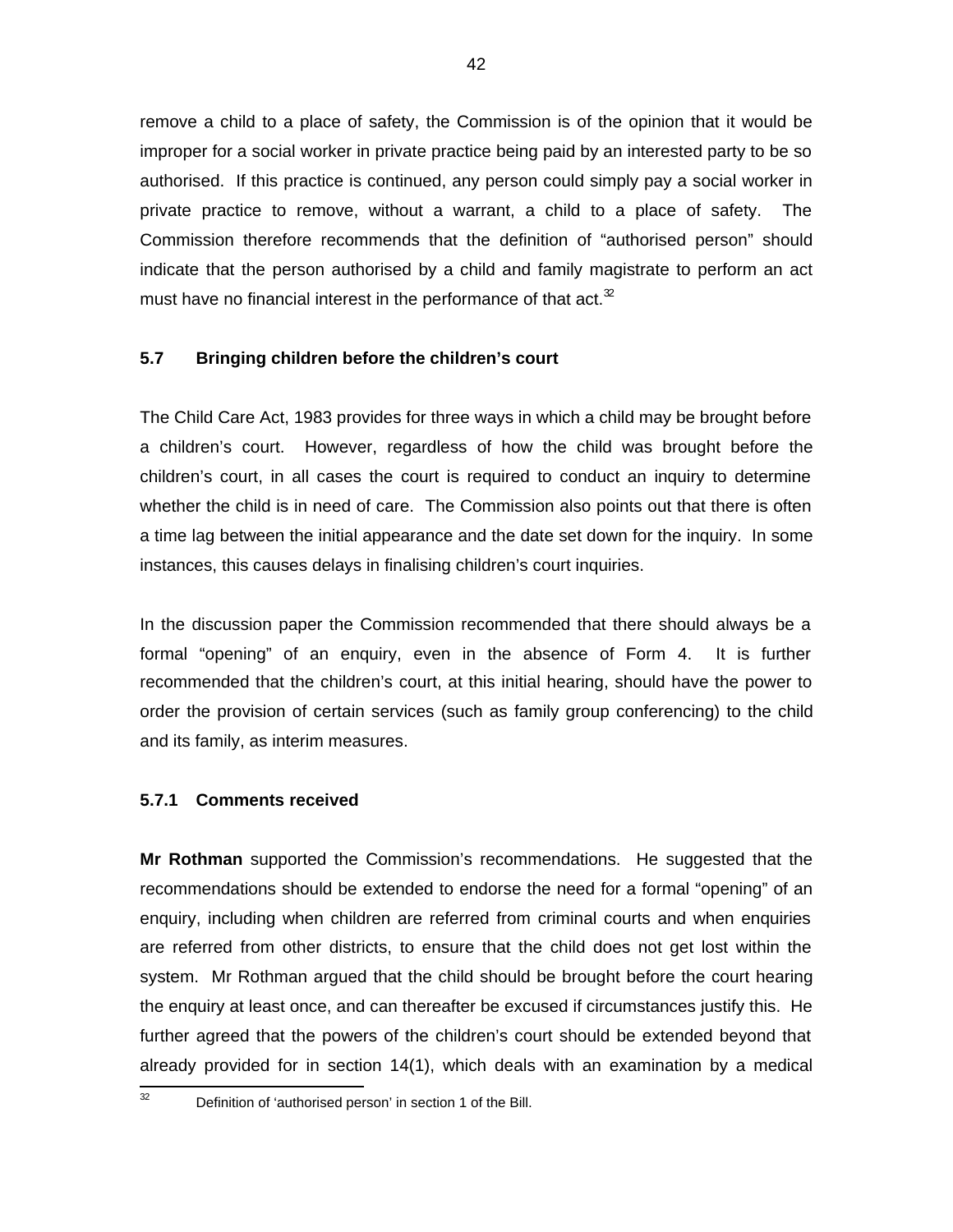remove a child to a place of safety, the Commission is of the opinion that it would be improper for a social worker in private practice being paid by an interested party to be so authorised. If this practice is continued, any person could simply pay a social worker in private practice to remove, without a warrant, a child to a place of safety. The Commission therefore recommends that the definition of "authorised person" should indicate that the person authorised by a child and family magistrate to perform an act must have no financial interest in the performance of that act.[32]

### 5.7 Bringing children before the children's court

The Child Care Act, 1983 provides for three ways in which a child may be brought before a children's court. However, regardless of how the child was brought before the children's court, in all cases the court is required to conduct an inquiry to determine whether the child is in need of care. The Commission also points out that there is often a time lag between the initial appearance and the date set down for the inquiry. In some instances, this causes delays in finalising children's court inquiries.

In the discussion paper the Commission recommended that there should always be a formal "opening" of an enquiry, even in the absence of Form 4. It is further recommended that the children's court, at this initial hearing, should have the power to order the provision of certain services (such as family group conferencing) to the child and its family, as interim measures.

#### 5.7.1 Comments received

**Mr Rothman** supported the Commission's recommendations. He suggested that the recommendations should be extended to endorse the need for a formal "opening" of an enquiry, including when children are referred from criminal courts and when enquiries are referred from other districts, to ensure that the child does not get lost within the system. Mr Rothman argued that the child should be brought before the court hearing the enquiry at least once, and can thereafter be excused if circumstances justify this. He further agreed that the powers of the children's court should be extended beyond that already provided for in section 14(1), which deals with an examination by a medical

---

[32] Definition of 'authorised person' in section 1 of the Bill.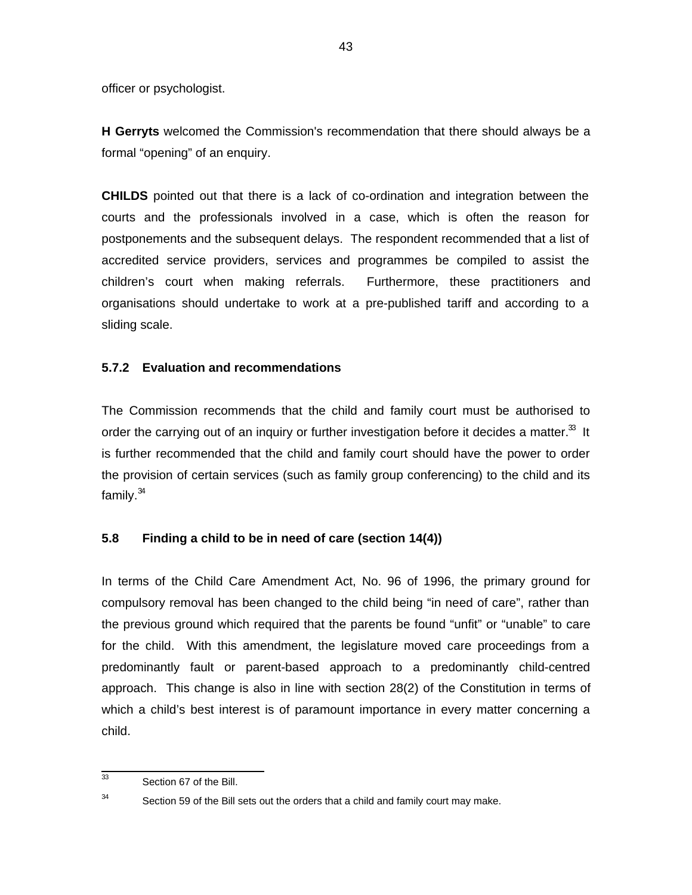officer or psychologist.

**H Gerryts** welcomed the Commission's recommendation that there should always be a formal “opening” of an enquiry.

**CHILDS** pointed out that there is a lack of co-ordination and integration between the courts and the professionals involved in a case, which is often the reason for postponements and the subsequent delays. The respondent recommended that a list of accredited service providers, services and programmes be compiled to assist the children’s court when making referrals. Furthermore, these practitioners and organisations should undertake to work at a pre-published tariff and according to a sliding scale.

### 5.7.2 Evaluation and recommendations

The Commission recommends that the child and family court must be authorised to order the carrying out of an inquiry or further investigation before it decides a matter.[33] It is further recommended that the child and family court should have the power to order the provision of certain services (such as family group conferencing) to the child and its family.[34]

## 5.8 Finding a child to be in need of care (section 14(4))

In terms of the Child Care Amendment Act, No. 96 of 1996, the primary ground for compulsory removal has been changed to the child being “in need of care”, rather than the previous ground which required that the parents be found “unfit” or “unable” to care for the child. With this amendment, the legislature moved care proceedings from a predominantly fault or parent-based approach to a predominantly child-centred approach. This change is also in line with section 28(2) of the Constitution in terms of which a child’s best interest is of paramount importance in every matter concerning a child.

---

[33] Section 67 of the Bill.

[34] Section 59 of the Bill sets out the orders that a child and family court may make.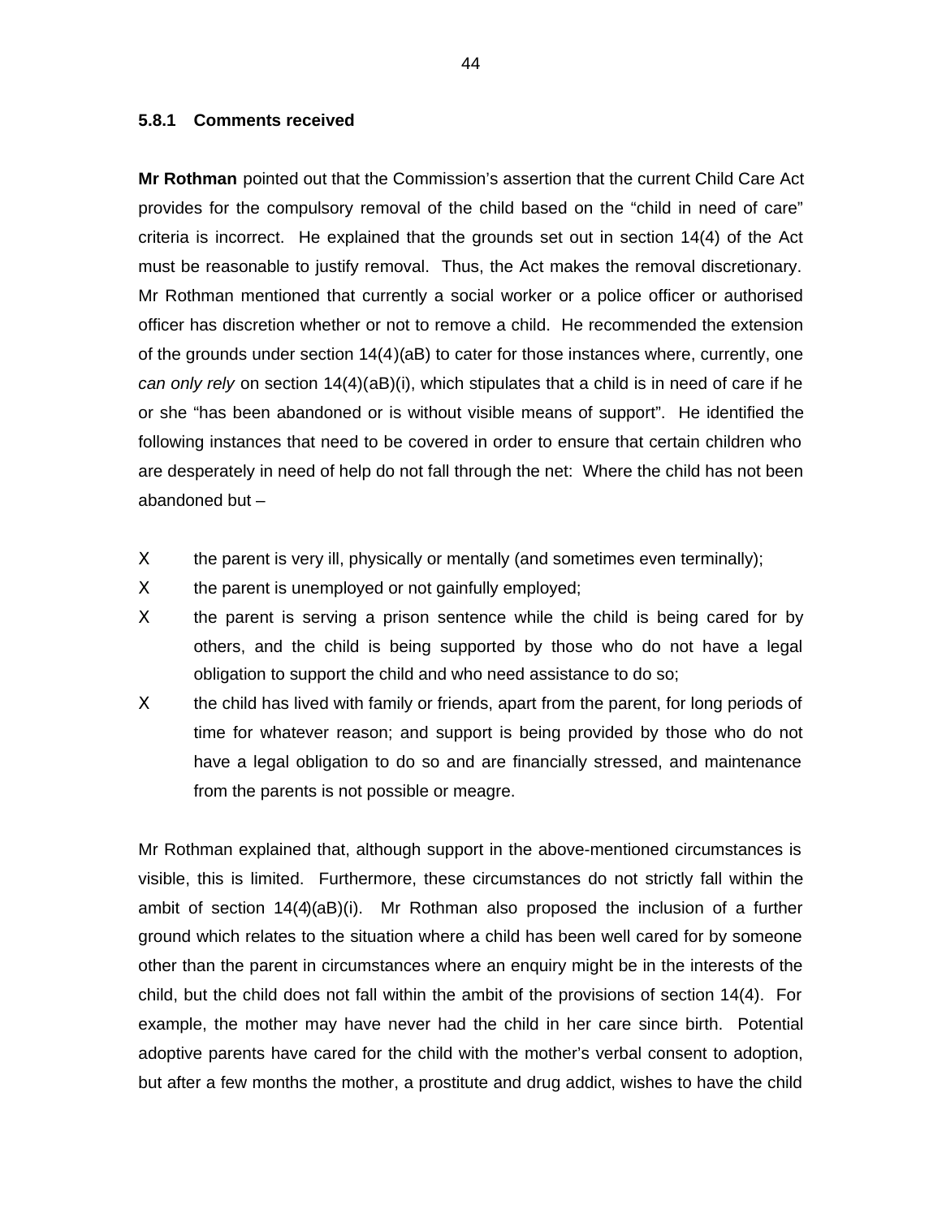### 5.8.1 Comments received

**Mr Rothman** pointed out that the Commission's assertion that the current Child Care Act provides for the compulsory removal of the child based on the "child in need of care" criteria is incorrect. He explained that the grounds set out in section 14(4) of the Act must be reasonable to justify removal. Thus, the Act makes the removal discretionary. Mr Rothman mentioned that currently a social worker or a police officer or authorised officer has discretion whether or not to remove a child. He recommended the extension of the grounds under section 14(4)(aB) to cater for those instances where, currently, one *can only rely* on section 14(4)(aB)(i), which stipulates that a child is in need of care if he or she "has been abandoned or is without visible means of support". He identified the following instances that need to be covered in order to ensure that certain children who are desperately in need of help do not fall through the net: Where the child has not been abandoned but –

- the parent is very ill, physically or mentally (and sometimes even terminally);
- the parent is unemployed or not gainfully employed;
- the parent is serving a prison sentence while the child is being cared for by others, and the child is being supported by those who do not have a legal obligation to support the child and who need assistance to do so;
- the child has lived with family or friends, apart from the parent, for long periods of time for whatever reason; and support is being provided by those who do not have a legal obligation to do so and are financially stressed, and maintenance from the parents is not possible or meagre.

Mr Rothman explained that, although support in the above-mentioned circumstances is visible, this is limited. Furthermore, these circumstances do not strictly fall within the ambit of section 14(4)(aB)(i). Mr Rothman also proposed the inclusion of a further ground which relates to the situation where a child has been well cared for by someone other than the parent in circumstances where an enquiry might be in the interests of the child, but the child does not fall within the ambit of the provisions of section 14(4). For example, the mother may have never had the child in her care since birth. Potential adoptive parents have cared for the child with the mother's verbal consent to adoption, but after a few months the mother, a prostitute and drug addict, wishes to have the child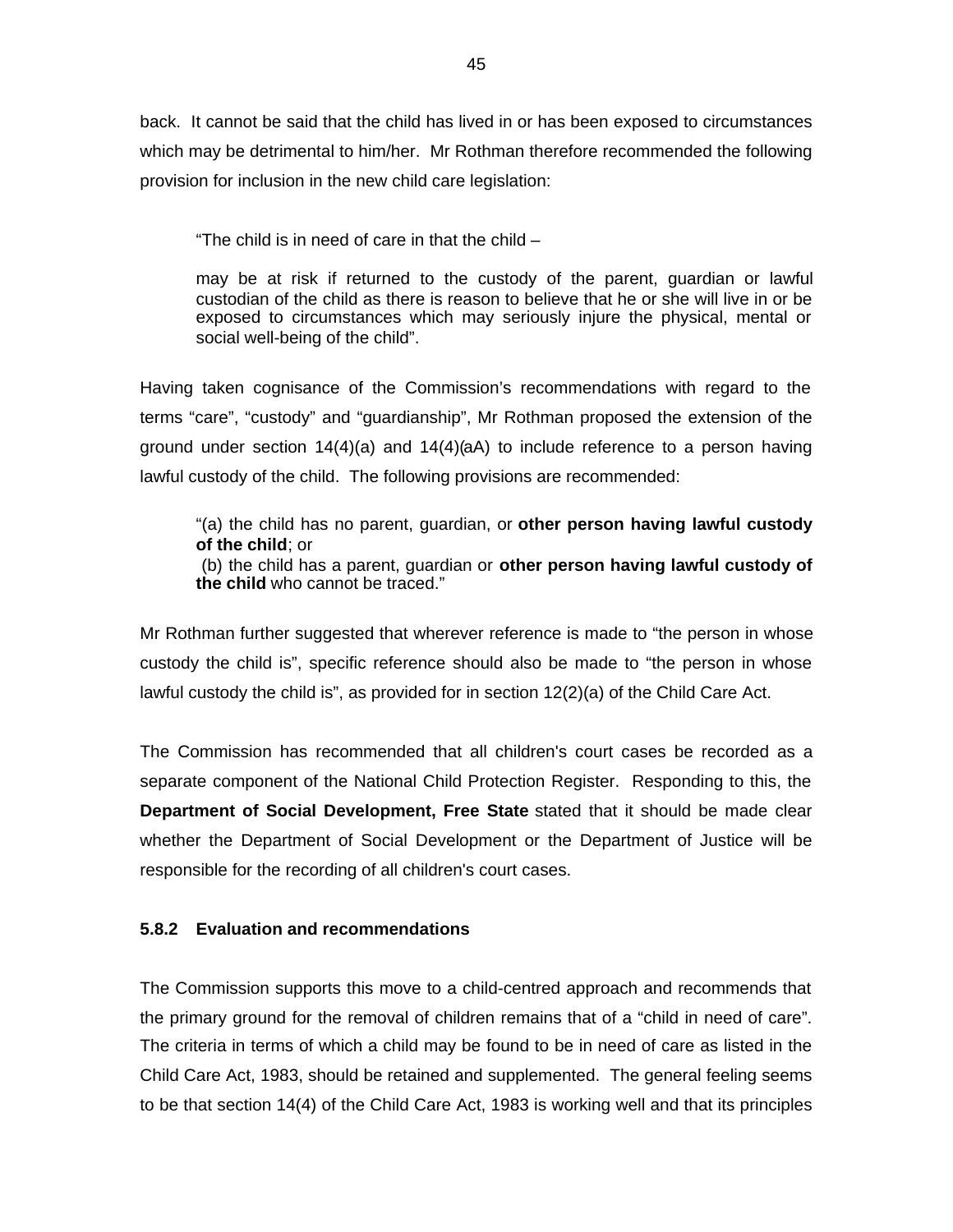back. It cannot be said that the child has lived in or has been exposed to circumstances which may be detrimental to him/her. Mr Rothman therefore recommended the following provision for inclusion in the new child care legislation:

> "The child is in need of care in that the child –
>
> may be at risk if returned to the custody of the parent, guardian or lawful custodian of the child as there is reason to believe that he or she will live in or be exposed to circumstances which may seriously injure the physical, mental or social well-being of the child".

Having taken cognisance of the Commission's recommendations with regard to the terms "care", "custody" and "guardianship", Mr Rothman proposed the extension of the ground under section 14(4)(a) and 14(4)(aA) to include reference to a person having lawful custody of the child. The following provisions are recommended:

> "(a) the child has no parent, guardian, or **other person having lawful custody of the child**; or
> (b) the child has a parent, guardian or **other person having lawful custody of the child** who cannot be traced."

Mr Rothman further suggested that wherever reference is made to "the person in whose custody the child is", specific reference should also be made to "the person in whose lawful custody the child is", as provided for in section 12(2)(a) of the Child Care Act.

The Commission has recommended that all children's court cases be recorded as a separate component of the National Child Protection Register. Responding to this, the **Department of Social Development, Free State** stated that it should be made clear whether the Department of Social Development or the Department of Justice will be responsible for the recording of all children's court cases.

### 5.8.2 Evaluation and recommendations

The Commission supports this move to a child-centred approach and recommends that the primary ground for the removal of children remains that of a "child in need of care". The criteria in terms of which a child may be found to be in need of care as listed in the Child Care Act, 1983, should be retained and supplemented. The general feeling seems to be that section 14(4) of the Child Care Act, 1983 is working well and that its principles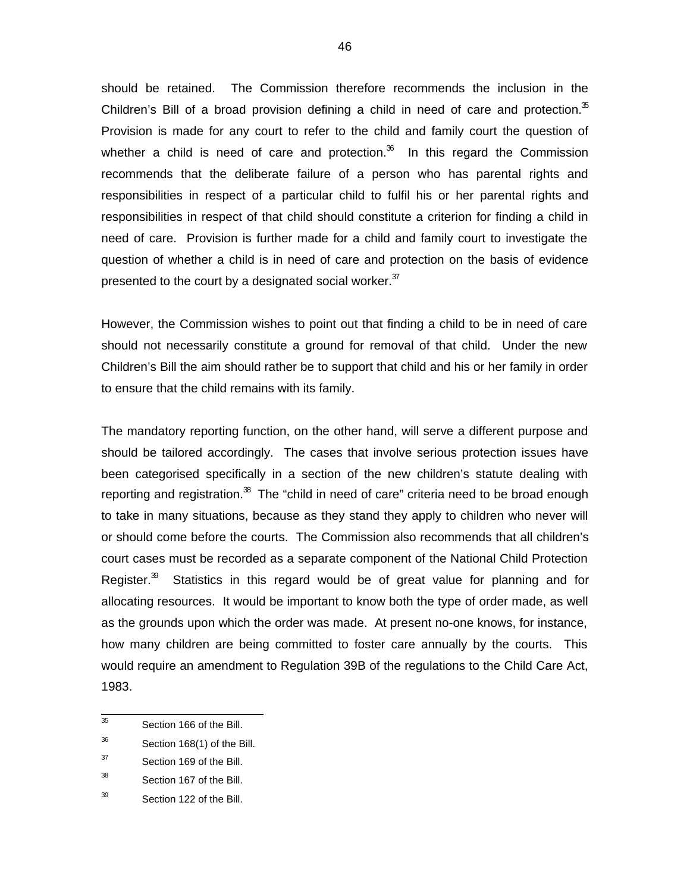should be retained. The Commission therefore recommends the inclusion in the Children's Bill of a broad provision defining a child in need of care and protection.[35] Provision is made for any court to refer to the child and family court the question of whether a child is need of care and protection.[36] In this regard the Commission recommends that the deliberate failure of a person who has parental rights and responsibilities in respect of a particular child to fulfil his or her parental rights and responsibilities in respect of that child should constitute a criterion for finding a child in need of care. Provision is further made for a child and family court to investigate the question of whether a child is in need of care and protection on the basis of evidence presented to the court by a designated social worker.[37]

However, the Commission wishes to point out that finding a child to be in need of care should not necessarily constitute a ground for removal of that child. Under the new Children's Bill the aim should rather be to support that child and his or her family in order to ensure that the child remains with its family.

The mandatory reporting function, on the other hand, will serve a different purpose and should be tailored accordingly. The cases that involve serious protection issues have been categorised specifically in a section of the new children's statute dealing with reporting and registration.[38] The "child in need of care" criteria need to be broad enough to take in many situations, because as they stand they apply to children who never will or should come before the courts. The Commission also recommends that all children's court cases must be recorded as a separate component of the National Child Protection Register.[39] Statistics in this regard would be of great value for planning and for allocating resources. It would be important to know both the type of order made, as well as the grounds upon which the order was made. At present no-one knows, for instance, how many children are being committed to foster care annually by the courts. This would require an amendment to Regulation 39B of the regulations to the Child Care Act, 1983.

---

[35] Section 166 of the Bill.

[36] Section 168(1) of the Bill.

[37] Section 169 of the Bill.

[38] Section 167 of the Bill.

[39] Section 122 of the Bill.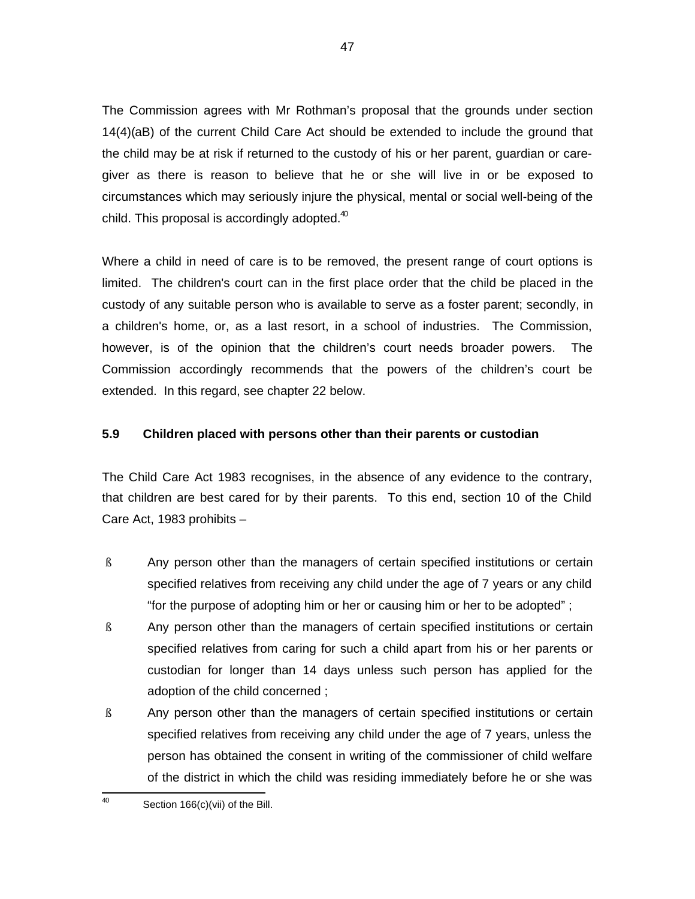The Commission agrees with Mr Rothman's proposal that the grounds under section 14(4)(aB) of the current Child Care Act should be extended to include the ground that the child may be at risk if returned to the custody of his or her parent, guardian or care-giver as there is reason to believe that he or she will live in or be exposed to circumstances which may seriously injure the physical, mental or social well-being of the child. This proposal is accordingly adopted.[40]

Where a child in need of care is to be removed, the present range of court options is limited. The children's court can in the first place order that the child be placed in the custody of any suitable person who is available to serve as a foster parent; secondly, in a children's home, or, as a last resort, in a school of industries. The Commission, however, is of the opinion that the children's court needs broader powers. The Commission accordingly recommends that the powers of the children's court be extended. In this regard, see chapter 22 below.

### 5.9 Children placed with persons other than their parents or custodian

The Child Care Act 1983 recognises, in the absence of any evidence to the contrary, that children are best cared for by their parents. To this end, section 10 of the Child Care Act, 1983 prohibits –

- Any person other than the managers of certain specified institutions or certain specified relatives from receiving any child under the age of 7 years or any child "for the purpose of adopting him or her or causing him or her to be adopted" ;
- Any person other than the managers of certain specified institutions or certain specified relatives from caring for such a child apart from his or her parents or custodian for longer than 14 days unless such person has applied for the adoption of the child concerned ;
- Any person other than the managers of certain specified institutions or certain specified relatives from receiving any child under the age of 7 years, unless the person has obtained the consent in writing of the commissioner of child welfare of the district in which the child was residing immediately before he or she was

[40] Section 166(c)(vii) of the Bill.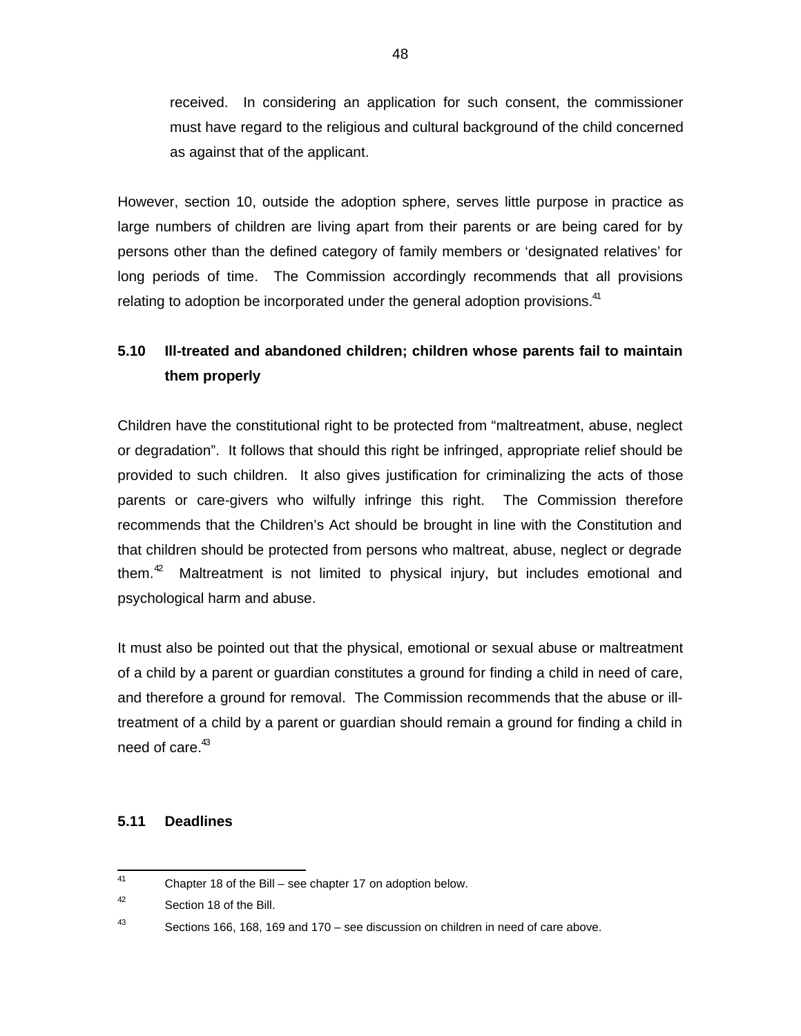received. In considering an application for such consent, the commissioner must have regard to the religious and cultural background of the child concerned as against that of the applicant.

However, section 10, outside the adoption sphere, serves little purpose in practice as large numbers of children are living apart from their parents or are being cared for by persons other than the defined category of family members or 'designated relatives' for long periods of time. The Commission accordingly recommends that all provisions relating to adoption be incorporated under the general adoption provisions.[41]

## 5.10 Ill-treated and abandoned children; children whose parents fail to maintain them properly

Children have the constitutional right to be protected from "maltreatment, abuse, neglect or degradation". It follows that should this right be infringed, appropriate relief should be provided to such children. It also gives justification for criminalizing the acts of those parents or care-givers who wilfully infringe this right. The Commission therefore recommends that the Children's Act should be brought in line with the Constitution and that children should be protected from persons who maltreat, abuse, neglect or degrade them.[42] Maltreatment is not limited to physical injury, but includes emotional and psychological harm and abuse.

It must also be pointed out that the physical, emotional or sexual abuse or maltreatment of a child by a parent or guardian constitutes a ground for finding a child in need of care, and therefore a ground for removal. The Commission recommends that the abuse or ill-treatment of a child by a parent or guardian should remain a ground for finding a child in need of care.[43]

## 5.11 Deadlines

---

[41] Chapter 18 of the Bill – see chapter 17 on adoption below.

[42] Section 18 of the Bill.

[43] Sections 166, 168, 169 and 170 – see discussion on children in need of care above.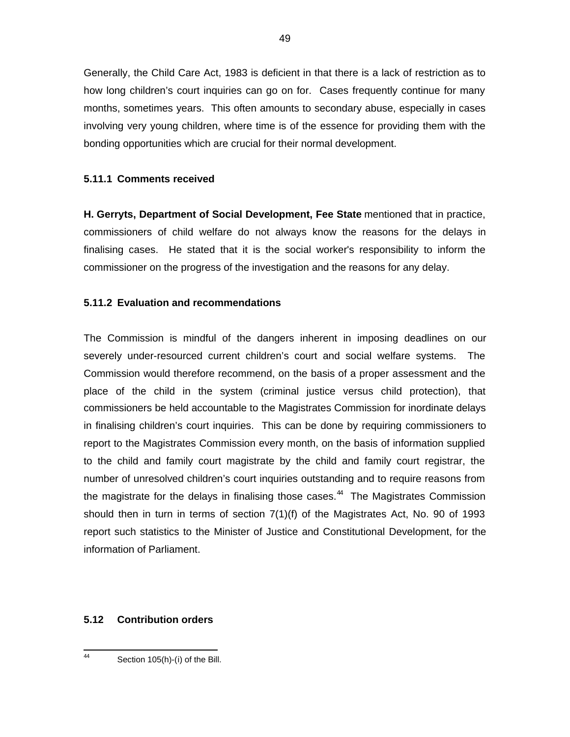Generally, the Child Care Act, 1983 is deficient in that there is a lack of restriction as to how long children's court inquiries can go on for. Cases frequently continue for many months, sometimes years. This often amounts to secondary abuse, especially in cases involving very young children, where time is of the essence for providing them with the bonding opportunities which are crucial for their normal development.

#### 5.11.1 Comments received

**H. Gerryts, Department of Social Development, Fee State** mentioned that in practice, commissioners of child welfare do not always know the reasons for the delays in finalising cases. He stated that it is the social worker's responsibility to inform the commissioner on the progress of the investigation and the reasons for any delay.

#### 5.11.2 Evaluation and recommendations

The Commission is mindful of the dangers inherent in imposing deadlines on our severely under-resourced current children's court and social welfare systems. The Commission would therefore recommend, on the basis of a proper assessment and the place of the child in the system (criminal justice versus child protection), that commissioners be held accountable to the Magistrates Commission for inordinate delays in finalising children's court inquiries. This can be done by requiring commissioners to report to the Magistrates Commission every month, on the basis of information supplied to the child and family court magistrate by the child and family court registrar, the number of unresolved children's court inquiries outstanding and to require reasons from the magistrate for the delays in finalising those cases.[44] The Magistrates Commission should then in turn in terms of section 7(1)(f) of the Magistrates Act, No. 90 of 1993 report such statistics to the Minister of Justice and Constitutional Development, for the information of Parliament.

### 5.12 Contribution orders

---

[44] Section 105(h)-(i) of the Bill.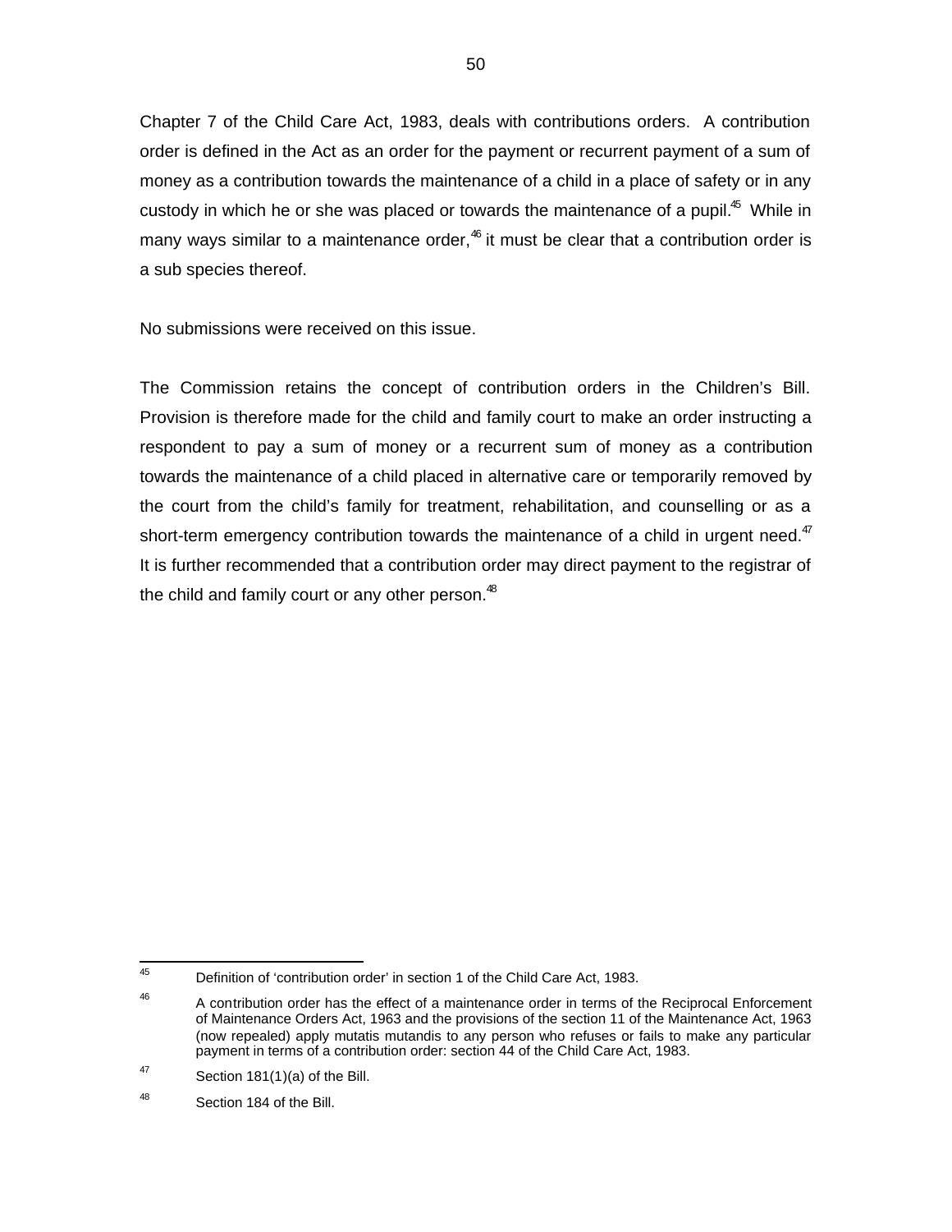Chapter 7 of the Child Care Act, 1983, deals with contributions orders. A contribution order is defined in the Act as an order for the payment or recurrent payment of a sum of money as a contribution towards the maintenance of a child in a place of safety or in any custody in which he or she was placed or towards the maintenance of a pupil.[45] While in many ways similar to a maintenance order,[46] it must be clear that a contribution order is a sub species thereof.

No submissions were received on this issue.

The Commission retains the concept of contribution orders in the Children's Bill. Provision is therefore made for the child and family court to make an order instructing a respondent to pay a sum of money or a recurrent sum of money as a contribution towards the maintenance of a child placed in alternative care or temporarily removed by the court from the child's family for treatment, rehabilitation, and counselling or as a short-term emergency contribution towards the maintenance of a child in urgent need.[47] It is further recommended that a contribution order may direct payment to the registrar of the child and family court or any other person.[48]

---

[45] Definition of 'contribution order' in section 1 of the Child Care Act, 1983.

[46] A contribution order has the effect of a maintenance order in terms of the Reciprocal Enforcement of Maintenance Orders Act, 1963 and the provisions of the section 11 of the Maintenance Act, 1963 (now repealed) apply mutatis mutandis to any person who refuses or fails to make any particular payment in terms of a contribution order: section 44 of the Child Care Act, 1983.

[47] Section 181(1)(a) of the Bill.

[48] Section 184 of the Bill.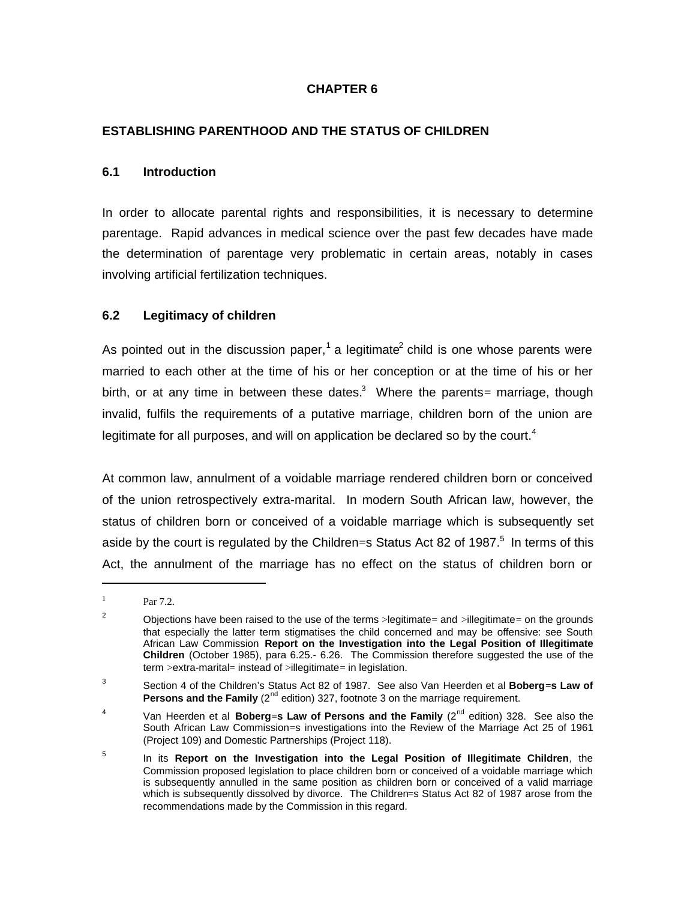# CHAPTER 6

## ESTABLISHING PARENTHOOD AND THE STATUS OF CHILDREN

### 6.1 Introduction

In order to allocate parental rights and responsibilities, it is necessary to determine parentage. Rapid advances in medical science over the past few decades have made the determination of parentage very problematic in certain areas, notably in cases involving artificial fertilization techniques.

### 6.2 Legitimacy of children

As pointed out in the discussion paper,[1] a legitimate[2] child is one whose parents were married to each other at the time of his or her conception or at the time of his or her birth, or at any time in between these dates.[3] Where the parents= marriage, though invalid, fulfils the requirements of a putative marriage, children born of the union are legitimate for all purposes, and will on application be declared so by the court.[4]

At common law, annulment of a voidable marriage rendered children born or conceived of the union retrospectively extra-marital. In modern South African law, however, the status of children born or conceived of a voidable marriage which is subsequently set aside by the court is regulated by the Children=s Status Act 82 of 1987.[5] In terms of this Act, the annulment of the marriage has no effect on the status of children born or

---

[1] Par 7.2.

[2] Objections have been raised to the use of the terms >legitimate= and >illegitimate= on the grounds that especially the latter term stigmatises the child concerned and may be offensive: see South African Law Commission **Report on the Investigation into the Legal Position of Illegitimate Children** (October 1985), para 6.25.- 6.26. The Commission therefore suggested the use of the term >extra-marital= instead of >illegitimate= in legislation.

[3] Section 4 of the Children's Status Act 82 of 1987. See also Van Heerden et al **Boberg=s Law of Persons and the Family** (2nd edition) 327, footnote 3 on the marriage requirement.

[4] Van Heerden et al **Boberg=s Law of Persons and the Family** (2nd edition) 328. See also the South African Law Commission=s investigations into the Review of the Marriage Act 25 of 1961 (Project 109) and Domestic Partnerships (Project 118).

[5] In its **Report on the Investigation into the Legal Position of Illegitimate Children**, the Commission proposed legislation to place children born or conceived of a voidable marriage which is subsequently annulled in the same position as children born or conceived of a valid marriage which is subsequently dissolved by divorce. The Children=s Status Act 82 of 1987 arose from the recommendations made by the Commission in this regard.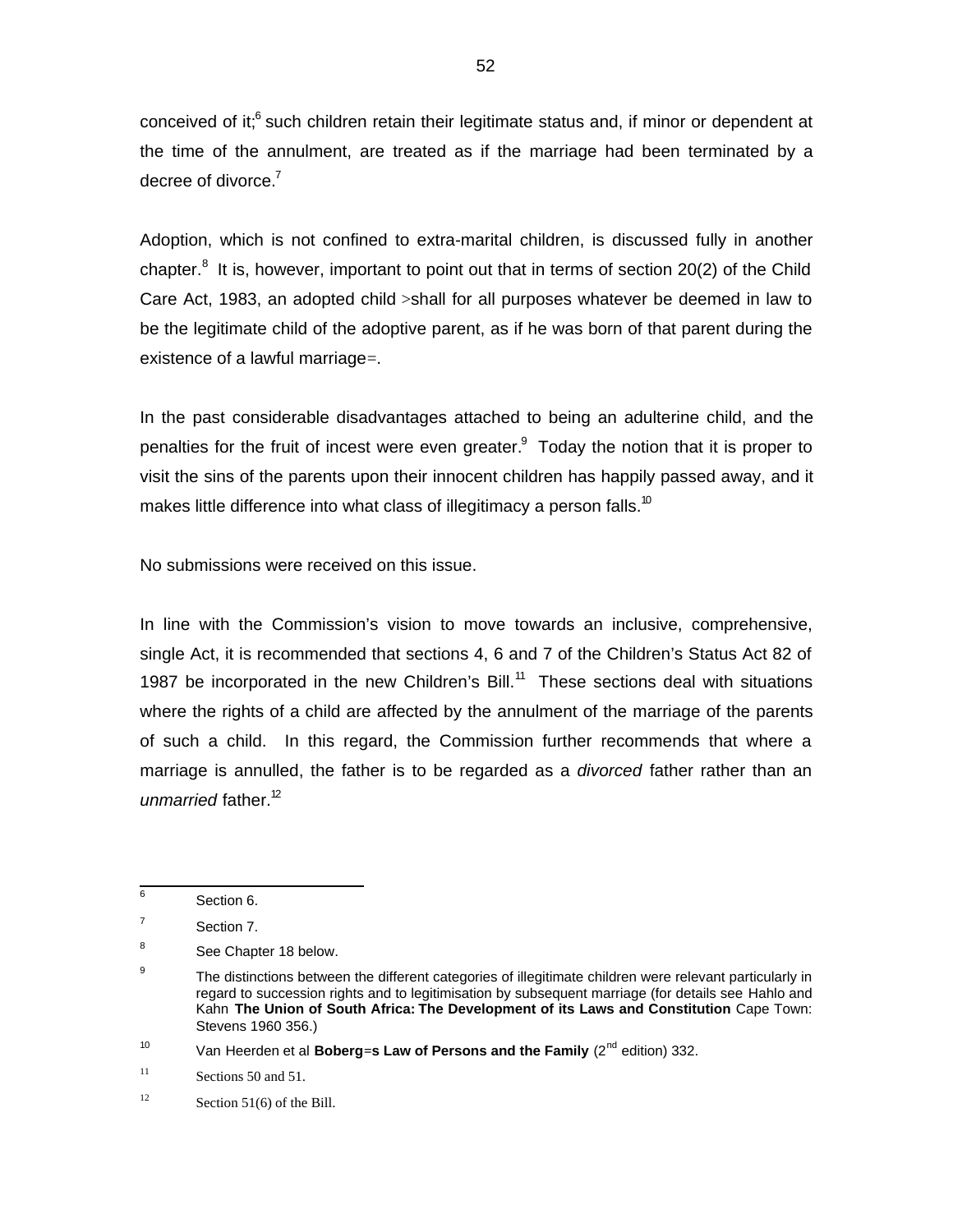conceived of it;[6] such children retain their legitimate status and, if minor or dependent at the time of the annulment, are treated as if the marriage had been terminated by a decree of divorce.[7]

Adoption, which is not confined to extra-marital children, is discussed fully in another chapter.[8] It is, however, important to point out that in terms of section 20(2) of the Child Care Act, 1983, an adopted child >shall for all purposes whatever be deemed in law to be the legitimate child of the adoptive parent, as if he was born of that parent during the existence of a lawful marriage=.

In the past considerable disadvantages attached to being an adulterine child, and the penalties for the fruit of incest were even greater.[9] Today the notion that it is proper to visit the sins of the parents upon their innocent children has happily passed away, and it makes little difference into what class of illegitimacy a person falls.[10]

No submissions were received on this issue.

In line with the Commission's vision to move towards an inclusive, comprehensive, single Act, it is recommended that sections 4, 6 and 7 of the Children's Status Act 82 of 1987 be incorporated in the new Children's Bill.[11] These sections deal with situations where the rights of a child are affected by the annulment of the marriage of the parents of such a child. In this regard, the Commission further recommends that where a marriage is annulled, the father is to be regarded as a *divorced* father rather than an *unmarried* father.[12]

---

[6] Section 6.

[7] Section 7.

[8] See Chapter 18 below.

[9] The distinctions between the different categories of illegitimate children were relevant particularly in regard to succession rights and to legitimisation by subsequent marriage (for details see Hahlo and Kahn **The Union of South Africa: The Development of its Laws and Constitution** Cape Town: Stevens 1960 356.)

[10] Van Heerden et al **Boberg=s Law of Persons and the Family** (2nd edition) 332.

[11] Sections 50 and 51.

[12] Section 51(6) of the Bill.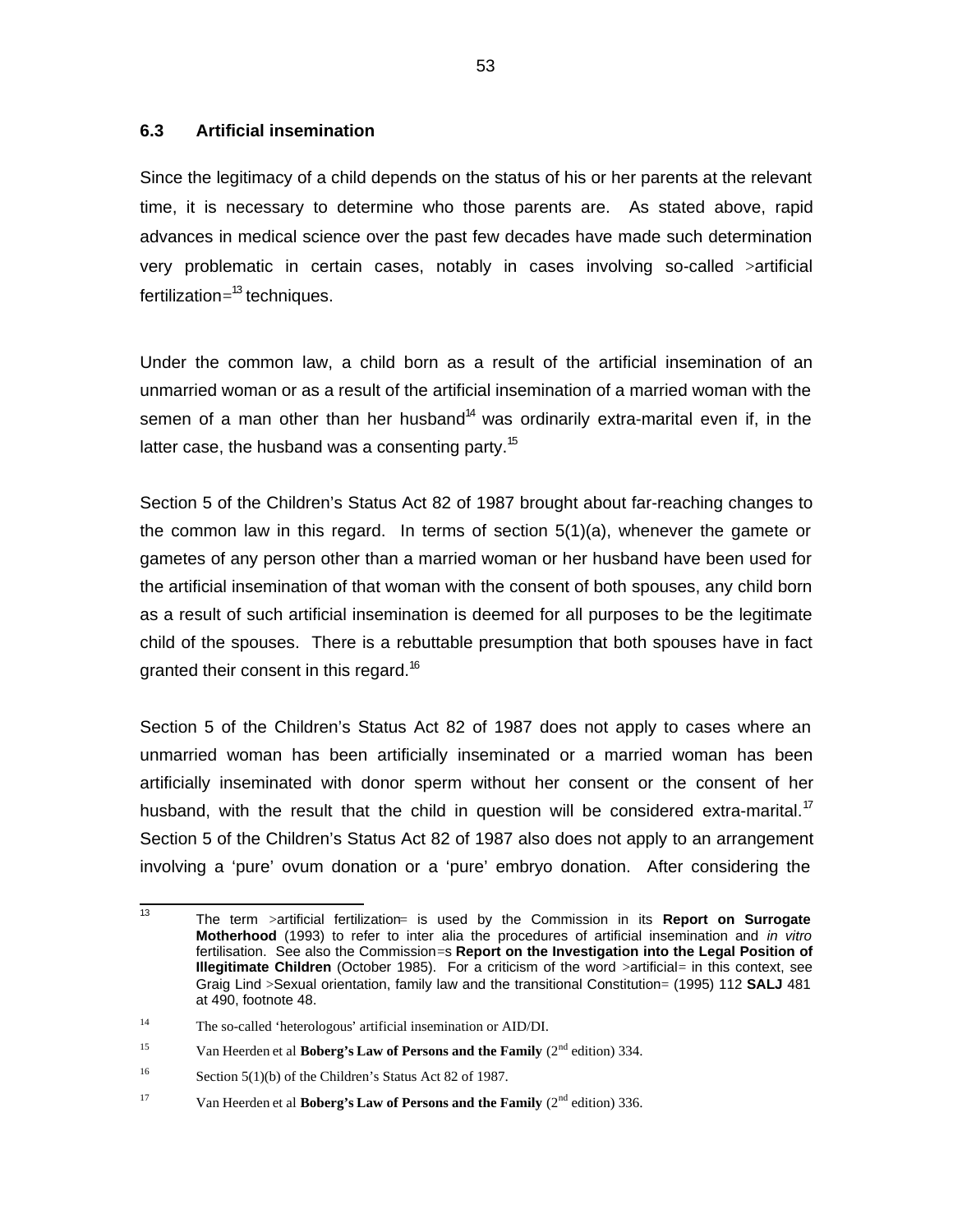### 6.3 Artificial insemination

Since the legitimacy of a child depends on the status of his or her parents at the relevant time, it is necessary to determine who those parents are. As stated above, rapid advances in medical science over the past few decades have made such determination very problematic in certain cases, notably in cases involving so-called >artificial fertilization=[13] techniques.

Under the common law, a child born as a result of the artificial insemination of an unmarried woman or as a result of the artificial insemination of a married woman with the semen of a man other than her husband[14] was ordinarily extra-marital even if, in the latter case, the husband was a consenting party.[15]

Section 5 of the Children's Status Act 82 of 1987 brought about far-reaching changes to the common law in this regard. In terms of section 5(1)(a), whenever the gamete or gametes of any person other than a married woman or her husband have been used for the artificial insemination of that woman with the consent of both spouses, any child born as a result of such artificial insemination is deemed for all purposes to be the legitimate child of the spouses. There is a rebuttable presumption that both spouses have in fact granted their consent in this regard.[16]

Section 5 of the Children's Status Act 82 of 1987 does not apply to cases where an unmarried woman has been artificially inseminated or a married woman has been artificially inseminated with donor sperm without her consent or the consent of her husband, with the result that the child in question will be considered extra-marital.[17] Section 5 of the Children's Status Act 82 of 1987 also does not apply to an arrangement involving a 'pure' ovum donation or a 'pure' embryo donation. After considering the

---

[13] The term >artificial fertilization= is used by the Commission in its **Report on Surrogate Motherhood** (1993) to refer to inter alia the procedures of artificial insemination and *in vitro* fertilisation. See also the Commission=s **Report on the Investigation into the Legal Position of Illegitimate Children** (October 1985). For a criticism of the word >artificial= in this context, see Graig Lind >Sexual orientation, family law and the transitional Constitution= (1995) 112 **SALJ** 481 at 490, footnote 48.

[14] The so-called 'heterologous' artificial insemination or AID/DI.

[15] Van Heerden et al **Boberg's Law of Persons and the Family** (2nd edition) 334.

[16] Section 5(1)(b) of the Children's Status Act 82 of 1987.

[17] Van Heerden et al **Boberg's Law of Persons and the Family** (2nd edition) 336.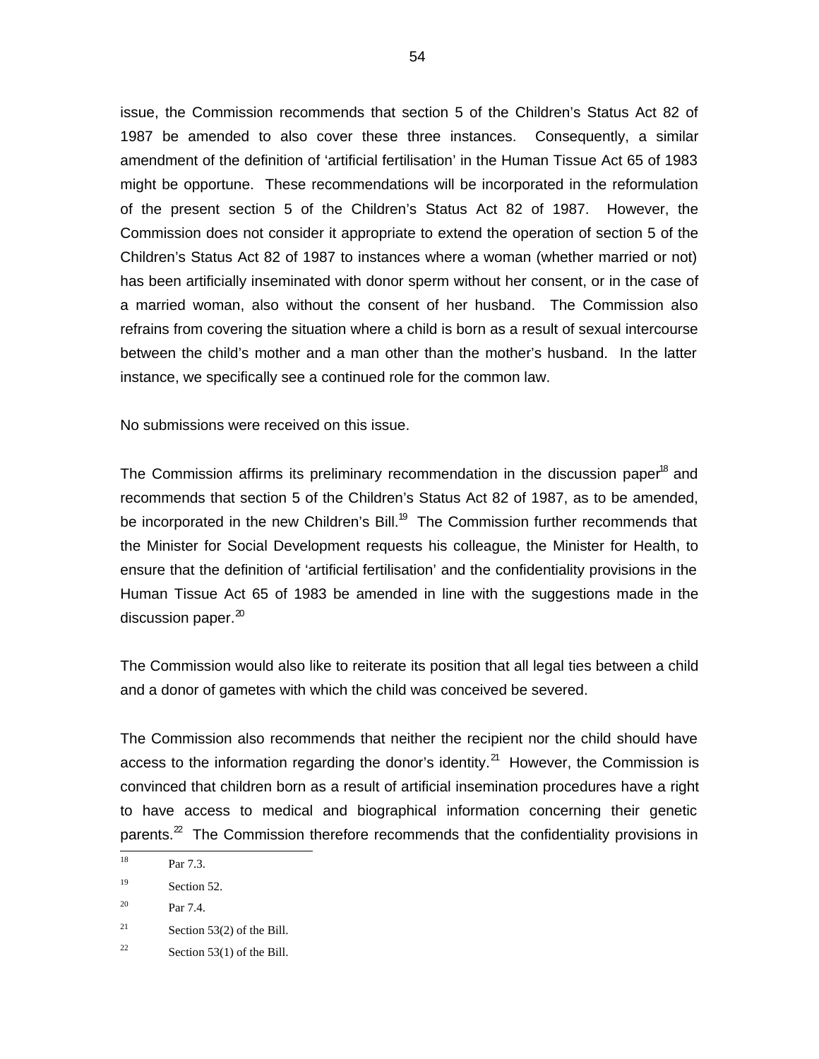issue, the Commission recommends that section 5 of the Children's Status Act 82 of 1987 be amended to also cover these three instances. Consequently, a similar amendment of the definition of 'artificial fertilisation' in the Human Tissue Act 65 of 1983 might be opportune. These recommendations will be incorporated in the reformulation of the present section 5 of the Children's Status Act 82 of 1987. However, the Commission does not consider it appropriate to extend the operation of section 5 of the Children's Status Act 82 of 1987 to instances where a woman (whether married or not) has been artificially inseminated with donor sperm without her consent, or in the case of a married woman, also without the consent of her husband. The Commission also refrains from covering the situation where a child is born as a result of sexual intercourse between the child's mother and a man other than the mother's husband. In the latter instance, we specifically see a continued role for the common law.

No submissions were received on this issue.

The Commission affirms its preliminary recommendation in the discussion paper[18] and recommends that section 5 of the Children's Status Act 82 of 1987, as to be amended, be incorporated in the new Children's Bill.[19] The Commission further recommends that the Minister for Social Development requests his colleague, the Minister for Health, to ensure that the definition of 'artificial fertilisation' and the confidentiality provisions in the Human Tissue Act 65 of 1983 be amended in line with the suggestions made in the discussion paper.[20]

The Commission would also like to reiterate its position that all legal ties between a child and a donor of gametes with which the child was conceived be severed.

The Commission also recommends that neither the recipient nor the child should have access to the information regarding the donor's identity.[21] However, the Commission is convinced that children born as a result of artificial insemination procedures have a right to have access to medical and biographical information concerning their genetic parents.[22] The Commission therefore recommends that the confidentiality provisions in

---

[18] Par 7.3.

[19] Section 52.

[20] Par 7.4.

[21] Section 53(2) of the Bill.

[22] Section 53(1) of the Bill.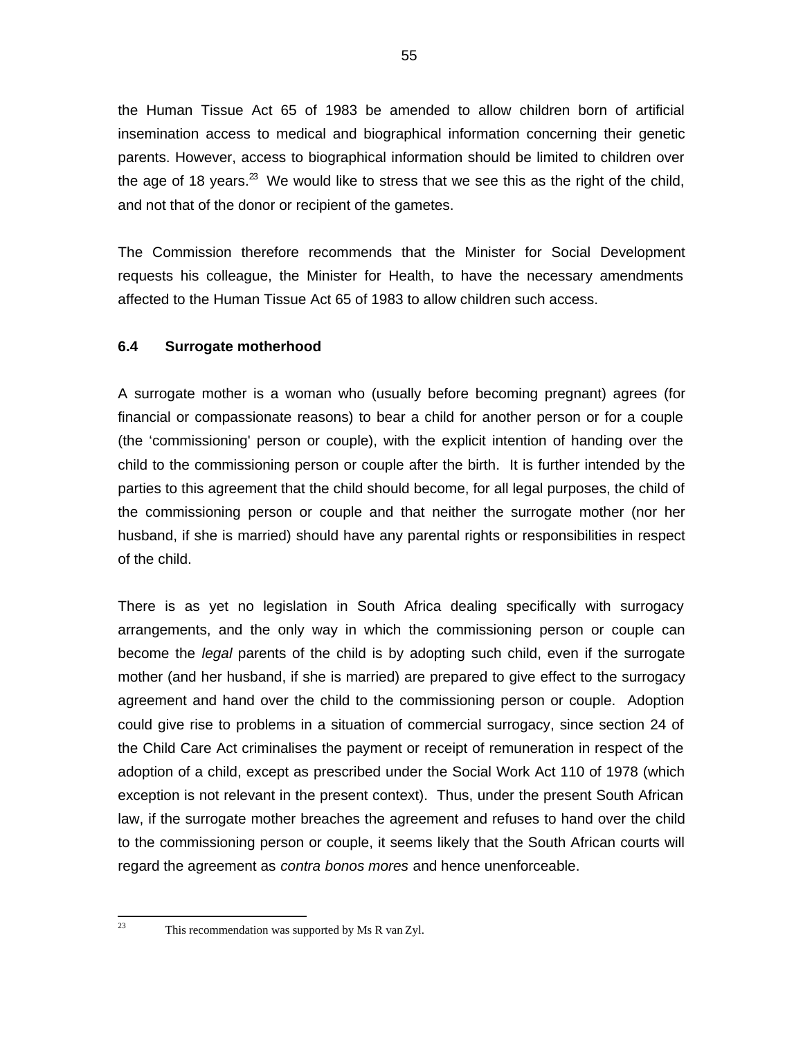the Human Tissue Act 65 of 1983 be amended to allow children born of artificial insemination access to medical and biographical information concerning their genetic parents. However, access to biographical information should be limited to children over the age of 18 years.[23] We would like to stress that we see this as the right of the child, and not that of the donor or recipient of the gametes.

The Commission therefore recommends that the Minister for Social Development requests his colleague, the Minister for Health, to have the necessary amendments affected to the Human Tissue Act 65 of 1983 to allow children such access.

### 6.4 Surrogate motherhood

A surrogate mother is a woman who (usually before becoming pregnant) agrees (for financial or compassionate reasons) to bear a child for another person or for a couple (the 'commissioning' person or couple), with the explicit intention of handing over the child to the commissioning person or couple after the birth. It is further intended by the parties to this agreement that the child should become, for all legal purposes, the child of the commissioning person or couple and that neither the surrogate mother (nor her husband, if she is married) should have any parental rights or responsibilities in respect of the child.

There is as yet no legislation in South Africa dealing specifically with surrogacy arrangements, and the only way in which the commissioning person or couple can become the *legal* parents of the child is by adopting such child, even if the surrogate mother (and her husband, if she is married) are prepared to give effect to the surrogacy agreement and hand over the child to the commissioning person or couple. Adoption could give rise to problems in a situation of commercial surrogacy, since section 24 of the Child Care Act criminalises the payment or receipt of remuneration in respect of the adoption of a child, except as prescribed under the Social Work Act 110 of 1978 (which exception is not relevant in the present context). Thus, under the present South African law, if the surrogate mother breaches the agreement and refuses to hand over the child to the commissioning person or couple, it seems likely that the South African courts will regard the agreement as *contra bonos mores* and hence unenforceable.

---

[23] This recommendation was supported by Ms R van Zyl.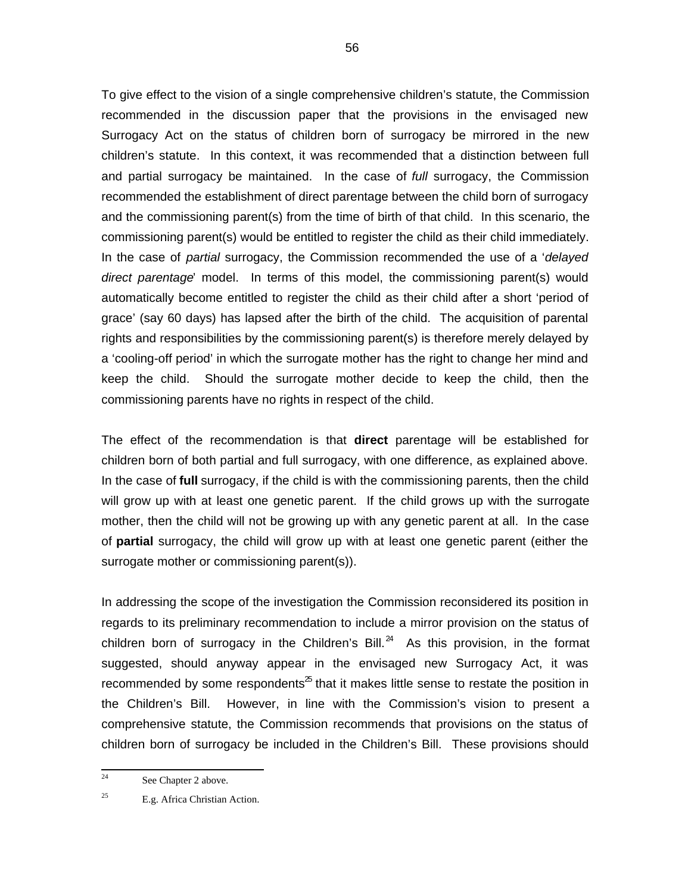To give effect to the vision of a single comprehensive children's statute, the Commission recommended in the discussion paper that the provisions in the envisaged new Surrogacy Act on the status of children born of surrogacy be mirrored in the new children's statute. In this context, it was recommended that a distinction between full and partial surrogacy be maintained. In the case of *full* surrogacy, the Commission recommended the establishment of direct parentage between the child born of surrogacy and the commissioning parent(s) from the time of birth of that child. In this scenario, the commissioning parent(s) would be entitled to register the child as their child immediately. In the case of *partial* surrogacy, the Commission recommended the use of a '*delayed direct parentage*' model. In terms of this model, the commissioning parent(s) would automatically become entitled to register the child as their child after a short 'period of grace' (say 60 days) has lapsed after the birth of the child. The acquisition of parental rights and responsibilities by the commissioning parent(s) is therefore merely delayed by a 'cooling-off period' in which the surrogate mother has the right to change her mind and keep the child. Should the surrogate mother decide to keep the child, then the commissioning parents have no rights in respect of the child.

The effect of the recommendation is that **direct** parentage will be established for children born of both partial and full surrogacy, with one difference, as explained above. In the case of **full** surrogacy, if the child is with the commissioning parents, then the child will grow up with at least one genetic parent. If the child grows up with the surrogate mother, then the child will not be growing up with any genetic parent at all. In the case of **partial** surrogacy, the child will grow up with at least one genetic parent (either the surrogate mother or commissioning parent(s)).

In addressing the scope of the investigation the Commission reconsidered its position in regards to its preliminary recommendation to include a mirror provision on the status of children born of surrogacy in the Children's Bill.[24] As this provision, in the format suggested, should anyway appear in the envisaged new Surrogacy Act, it was recommended by some respondents[25] that it makes little sense to restate the position in the Children's Bill. However, in line with the Commission's vision to present a comprehensive statute, the Commission recommends that provisions on the status of children born of surrogacy be included in the Children's Bill. These provisions should

[24] See Chapter 2 above.

[25] E.g. Africa Christian Action.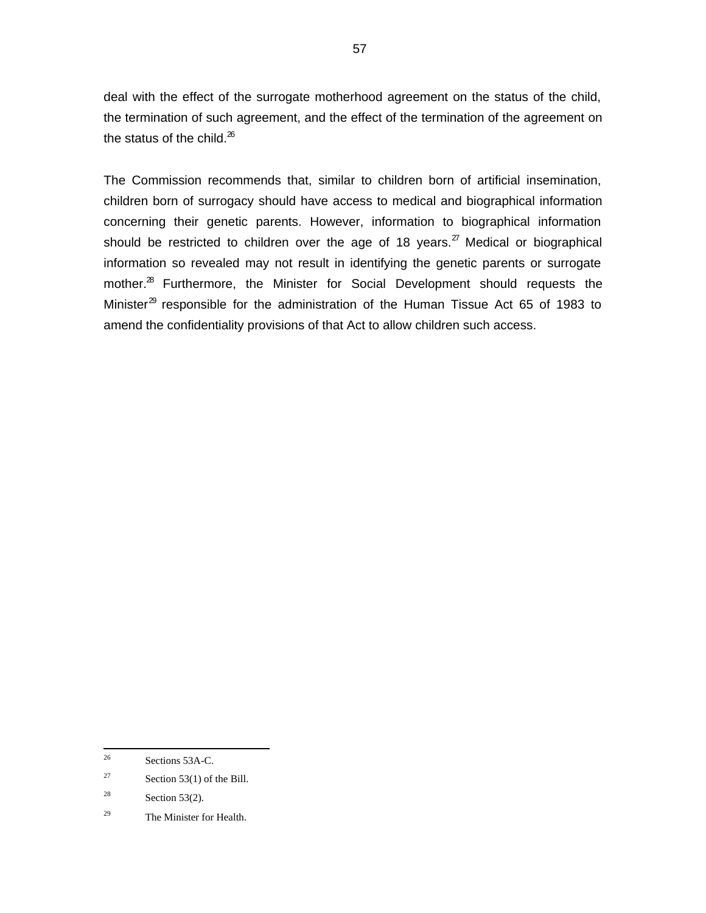deal with the effect of the surrogate motherhood agreement on the status of the child, the termination of such agreement, and the effect of the termination of the agreement on the status of the child.[26]

The Commission recommends that, similar to children born of artificial insemination, children born of surrogacy should have access to medical and biographical information concerning their genetic parents. However, information to biographical information should be restricted to children over the age of 18 years.[27] Medical or biographical information so revealed may not result in identifying the genetic parents or surrogate mother.[28] Furthermore, the Minister for Social Development should requests the Minister[29] responsible for the administration of the Human Tissue Act 65 of 1983 to amend the confidentiality provisions of that Act to allow children such access.

---

[26] Sections 53A-C.

[27] Section 53(1) of the Bill.

[28] Section 53(2).

[29] The Minister for Health.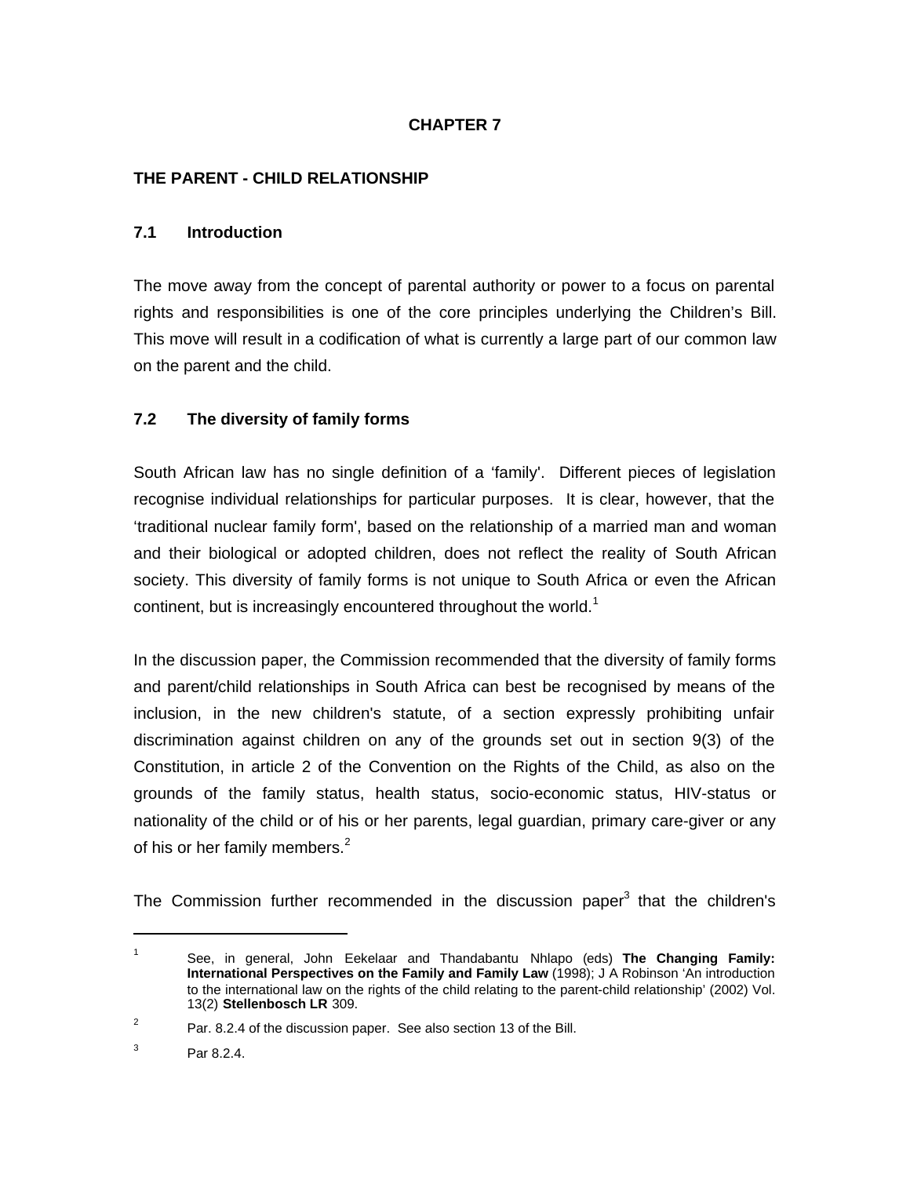# CHAPTER 7

## THE PARENT - CHILD RELATIONSHIP

### 7.1 Introduction

The move away from the concept of parental authority or power to a focus on parental rights and responsibilities is one of the core principles underlying the Children's Bill. This move will result in a codification of what is currently a large part of our common law on the parent and the child.

### 7.2 The diversity of family forms

South African law has no single definition of a 'family'. Different pieces of legislation recognise individual relationships for particular purposes. It is clear, however, that the 'traditional nuclear family form', based on the relationship of a married man and woman and their biological or adopted children, does not reflect the reality of South African society. This diversity of family forms is not unique to South Africa or even the African continent, but is increasingly encountered throughout the world.[1]

In the discussion paper, the Commission recommended that the diversity of family forms and parent/child relationships in South Africa can best be recognised by means of the inclusion, in the new children's statute, of a section expressly prohibiting unfair discrimination against children on any of the grounds set out in section 9(3) of the Constitution, in article 2 of the Convention on the Rights of the Child, as also on the grounds of the family status, health status, socio-economic status, HIV-status or nationality of the child or of his or her parents, legal guardian, primary care-giver or any of his or her family members.[2]

The Commission further recommended in the discussion paper[3] that the children's

---

[1] See, in general, John Eekelaar and Thandabantu Nhlapo (eds) **The Changing Family: International Perspectives on the Family and Family Law** (1998); J A Robinson 'An introduction to the international law on the rights of the child relating to the parent-child relationship' (2002) Vol. 13(2) **Stellenbosch LR** 309.

[2] Par. 8.2.4 of the discussion paper. See also section 13 of the Bill.

[3] Par 8.2.4.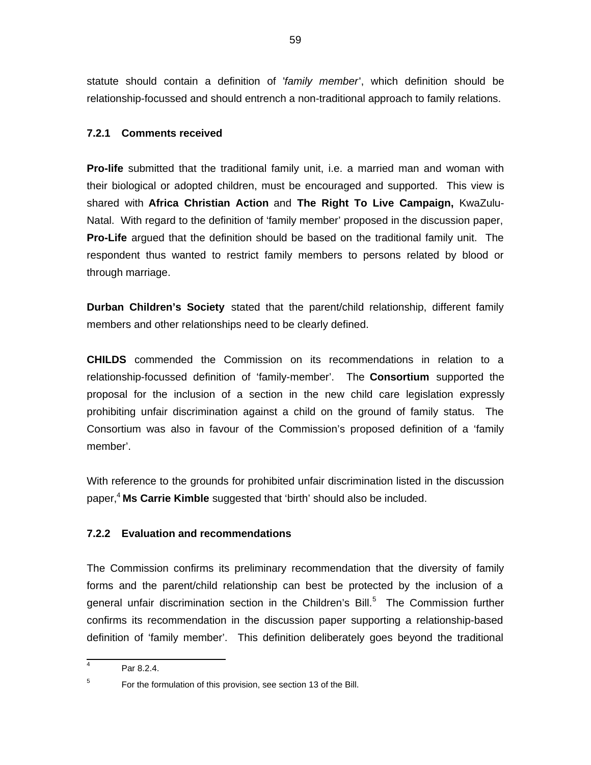statute should contain a definition of '*family member*', which definition should be relationship-focussed and should entrench a non-traditional approach to family relations.

### 7.2.1 Comments received

**Pro-life** submitted that the traditional family unit, i.e. a married man and woman with their biological or adopted children, must be encouraged and supported. This view is shared with **Africa Christian Action** and **The Right To Live Campaign,** KwaZulu-Natal. With regard to the definition of 'family member' proposed in the discussion paper, **Pro-Life** argued that the definition should be based on the traditional family unit. The respondent thus wanted to restrict family members to persons related by blood or through marriage.

**Durban Children's Society** stated that the parent/child relationship, different family members and other relationships need to be clearly defined.

**CHILDS** commended the Commission on its recommendations in relation to a relationship-focussed definition of 'family-member'. The **Consortium** supported the proposal for the inclusion of a section in the new child care legislation expressly prohibiting unfair discrimination against a child on the ground of family status. The Consortium was also in favour of the Commission's proposed definition of a 'family member'.

With reference to the grounds for prohibited unfair discrimination listed in the discussion paper,[4] **Ms Carrie Kimble** suggested that 'birth' should also be included.

### 7.2.2 Evaluation and recommendations

The Commission confirms its preliminary recommendation that the diversity of family forms and the parent/child relationship can best be protected by the inclusion of a general unfair discrimination section in the Children's Bill.[5] The Commission further confirms its recommendation in the discussion paper supporting a relationship-based definition of 'family member'. This definition deliberately goes beyond the traditional

---

[4] Par 8.2.4.

[5] For the formulation of this provision, see section 13 of the Bill.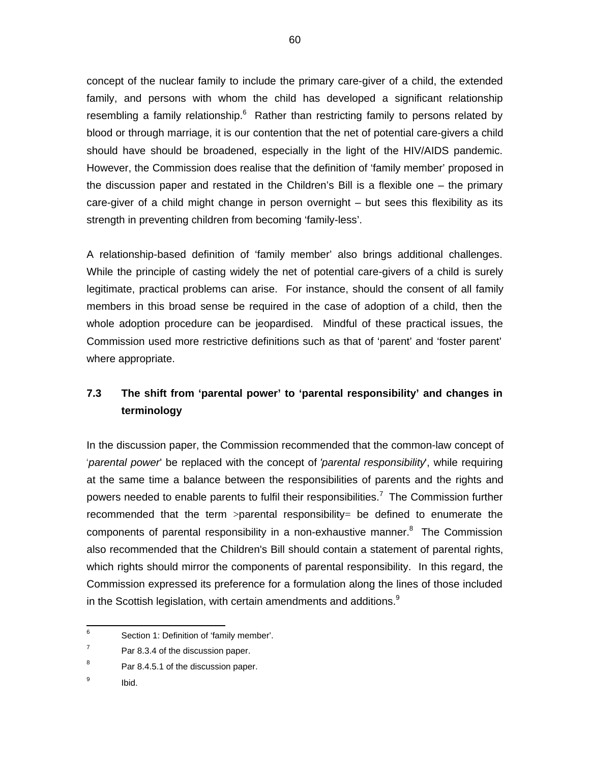concept of the nuclear family to include the primary care-giver of a child, the extended family, and persons with whom the child has developed a significant relationship resembling a family relationship.[6] Rather than restricting family to persons related by blood or through marriage, it is our contention that the net of potential care-givers a child should have should be broadened, especially in the light of the HIV/AIDS pandemic. However, the Commission does realise that the definition of 'family member' proposed in the discussion paper and restated in the Children's Bill is a flexible one – the primary care-giver of a child might change in person overnight – but sees this flexibility as its strength in preventing children from becoming 'family-less'.

A relationship-based definition of 'family member' also brings additional challenges. While the principle of casting widely the net of potential care-givers of a child is surely legitimate, practical problems can arise. For instance, should the consent of all family members in this broad sense be required in the case of adoption of a child, then the whole adoption procedure can be jeopardised. Mindful of these practical issues, the Commission used more restrictive definitions such as that of 'parent' and 'foster parent' where appropriate.

### 7.3 The shift from 'parental power' to 'parental responsibility' and changes in terminology

In the discussion paper, the Commission recommended that the common-law concept of '*parental power*' be replaced with the concept of '*parental responsibility*', while requiring at the same time a balance between the responsibilities of parents and the rights and powers needed to enable parents to fulfil their responsibilities.[7] The Commission further recommended that the term >parental responsibility= be defined to enumerate the components of parental responsibility in a non-exhaustive manner.[8] The Commission also recommended that the Children's Bill should contain a statement of parental rights, which rights should mirror the components of parental responsibility. In this regard, the Commission expressed its preference for a formulation along the lines of those included in the Scottish legislation, with certain amendments and additions.[9]

---

[6] Section 1: Definition of 'family member'.

[7] Par 8.3.4 of the discussion paper.

[8] Par 8.4.5.1 of the discussion paper.

[9] Ibid.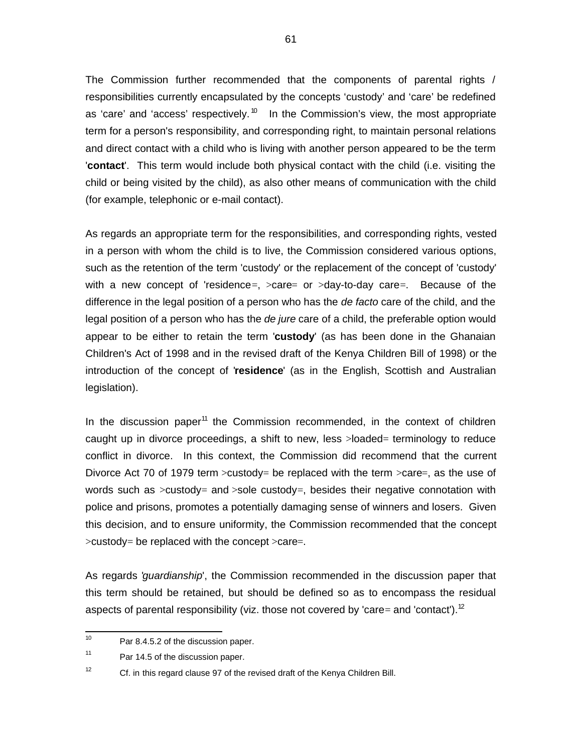The Commission further recommended that the components of parental rights / responsibilities currently encapsulated by the concepts ‘custody’ and ‘care’ be redefined as ‘care’ and ‘access’ respectively.[10] In the Commission’s view, the most appropriate term for a person's responsibility, and corresponding right, to maintain personal relations and direct contact with a child who is living with another person appeared to be the term '**contact**'. This term would include both physical contact with the child (i.e. visiting the child or being visited by the child), as also other means of communication with the child (for example, telephonic or e-mail contact).

As regards an appropriate term for the responsibilities, and corresponding rights, vested in a person with whom the child is to live, the Commission considered various options, such as the retention of the term 'custody' or the replacement of the concept of 'custody' with a new concept of 'residence=, >care= or >day-to-day care=. Because of the difference in the legal position of a person who has the *de facto* care of the child, and the legal position of a person who has the *de jure* care of a child, the preferable option would appear to be either to retain the term '**custody**' (as has been done in the Ghanaian Children's Act of 1998 and in the revised draft of the Kenya Children Bill of 1998) or the introduction of the concept of '**residence**' (as in the English, Scottish and Australian legislation).

In the discussion paper[11] the Commission recommended, in the context of children caught up in divorce proceedings, a shift to new, less >loaded= terminology to reduce conflict in divorce. In this context, the Commission did recommend that the current Divorce Act 70 of 1979 term >custody= be replaced with the term >care=, as the use of words such as >custody= and >sole custody=, besides their negative connotation with police and prisons, promotes a potentially damaging sense of winners and losers. Given this decision, and to ensure uniformity, the Commission recommended that the concept >custody= be replaced with the concept >care=.

As regards '*guardianship*', the Commission recommended in the discussion paper that this term should be retained, but should be defined so as to encompass the residual aspects of parental responsibility (viz. those not covered by 'care= and 'contact').[12]

---

[10] Par 8.4.5.2 of the discussion paper.

[11] Par 14.5 of the discussion paper.

[12] Cf. in this regard clause 97 of the revised draft of the Kenya Children Bill.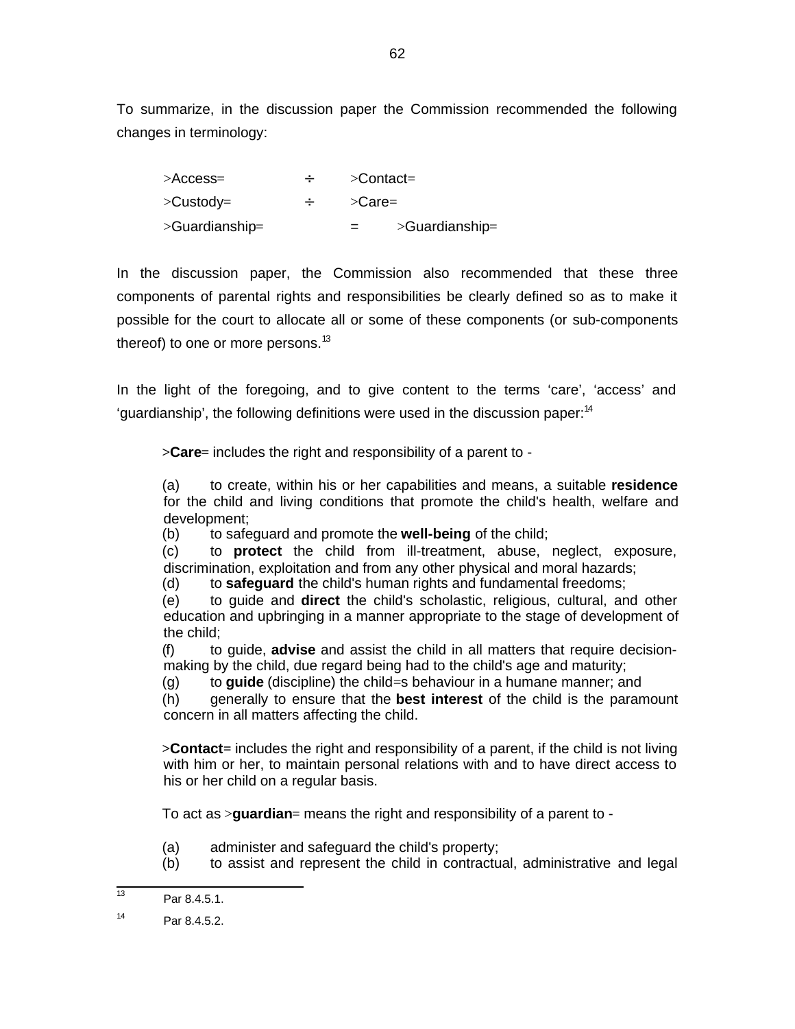To summarize, in the discussion paper the Commission recommended the following changes in terminology:

>Access= ÷ >Contact=
>Custody= ÷ >Care=
>Guardianship= = >Guardianship=

In the discussion paper, the Commission also recommended that these three components of parental rights and responsibilities be clearly defined so as to make it possible for the court to allocate all or some of these components (or sub-components thereof) to one or more persons.[13]

In the light of the foregoing, and to give content to the terms 'care', 'access' and 'guardianship', the following definitions were used in the discussion paper:[14]

>**Care**= includes the right and responsibility of a parent to -

(a) to create, within his or her capabilities and means, a suitable **residence** for the child and living conditions that promote the child's health, welfare and development;
(b) to safeguard and promote the **well-being** of the child;
(c) to **protect** the child from ill-treatment, abuse, neglect, exposure, discrimination, exploitation and from any other physical and moral hazards;
(d) to **safeguard** the child's human rights and fundamental freedoms;
(e) to guide and **direct** the child's scholastic, religious, cultural, and other education and upbringing in a manner appropriate to the stage of development of the child;
(f) to guide, **advise** and assist the child in all matters that require decision-making by the child, due regard being had to the child's age and maturity;
(g) to **guide** (discipline) the child=s behaviour in a humane manner; and
(h) generally to ensure that the **best interest** of the child is the paramount concern in all matters affecting the child.

>**Contact**= includes the right and responsibility of a parent, if the child is not living with him or her, to maintain personal relations with and to have direct access to his or her child on a regular basis.

To act as >**guardian**= means the right and responsibility of a parent to -

(a) administer and safeguard the child's property;
(b) to assist and represent the child in contractual, administrative and legal

---

[13] Par 8.4.5.1.

[14] Par 8.4.5.2.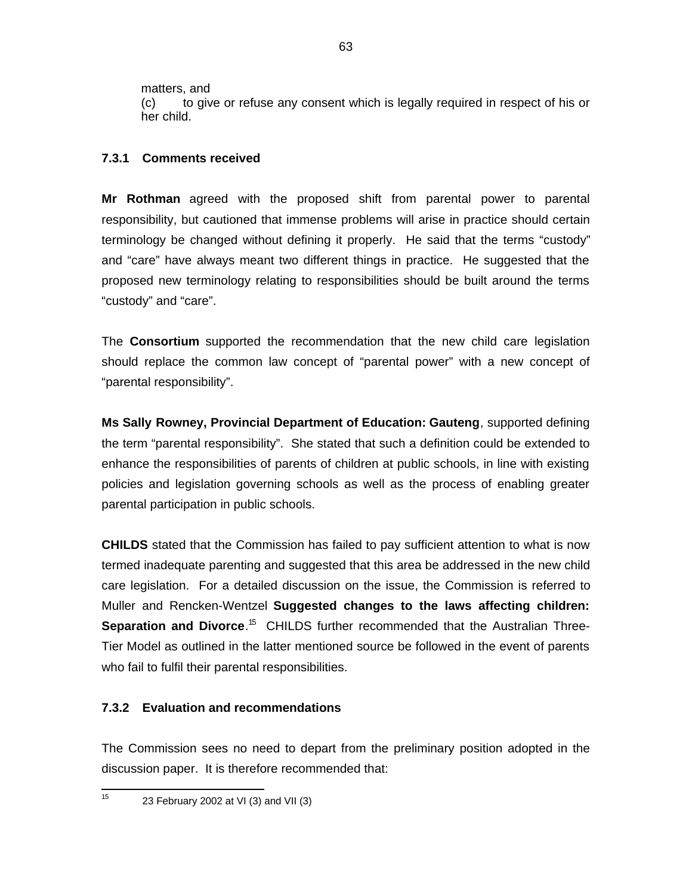matters, and

(c) to give or refuse any consent which is legally required in respect of his or her child.

### 7.3.1 Comments received

**Mr Rothman** agreed with the proposed shift from parental power to parental responsibility, but cautioned that immense problems will arise in practice should certain terminology be changed without defining it properly. He said that the terms "custody" and "care" have always meant two different things in practice. He suggested that the proposed new terminology relating to responsibilities should be built around the terms "custody" and "care".

The **Consortium** supported the recommendation that the new child care legislation should replace the common law concept of "parental power" with a new concept of "parental responsibility".

**Ms Sally Rowney, Provincial Department of Education: Gauteng**, supported defining the term "parental responsibility". She stated that such a definition could be extended to enhance the responsibilities of parents of children at public schools, in line with existing policies and legislation governing schools as well as the process of enabling greater parental participation in public schools.

**CHILDS** stated that the Commission has failed to pay sufficient attention to what is now termed inadequate parenting and suggested that this area be addressed in the new child care legislation. For a detailed discussion on the issue, the Commission is referred to Muller and Rencken-Wentzel **Suggested changes to the laws affecting children: Separation and Divorce**.[15] CHILDS further recommended that the Australian Three-Tier Model as outlined in the latter mentioned source be followed in the event of parents who fail to fulfil their parental responsibilities.

### 7.3.2 Evaluation and recommendations

The Commission sees no need to depart from the preliminary position adopted in the discussion paper. It is therefore recommended that:

[15] 23 February 2002 at VI (3) and VII (3)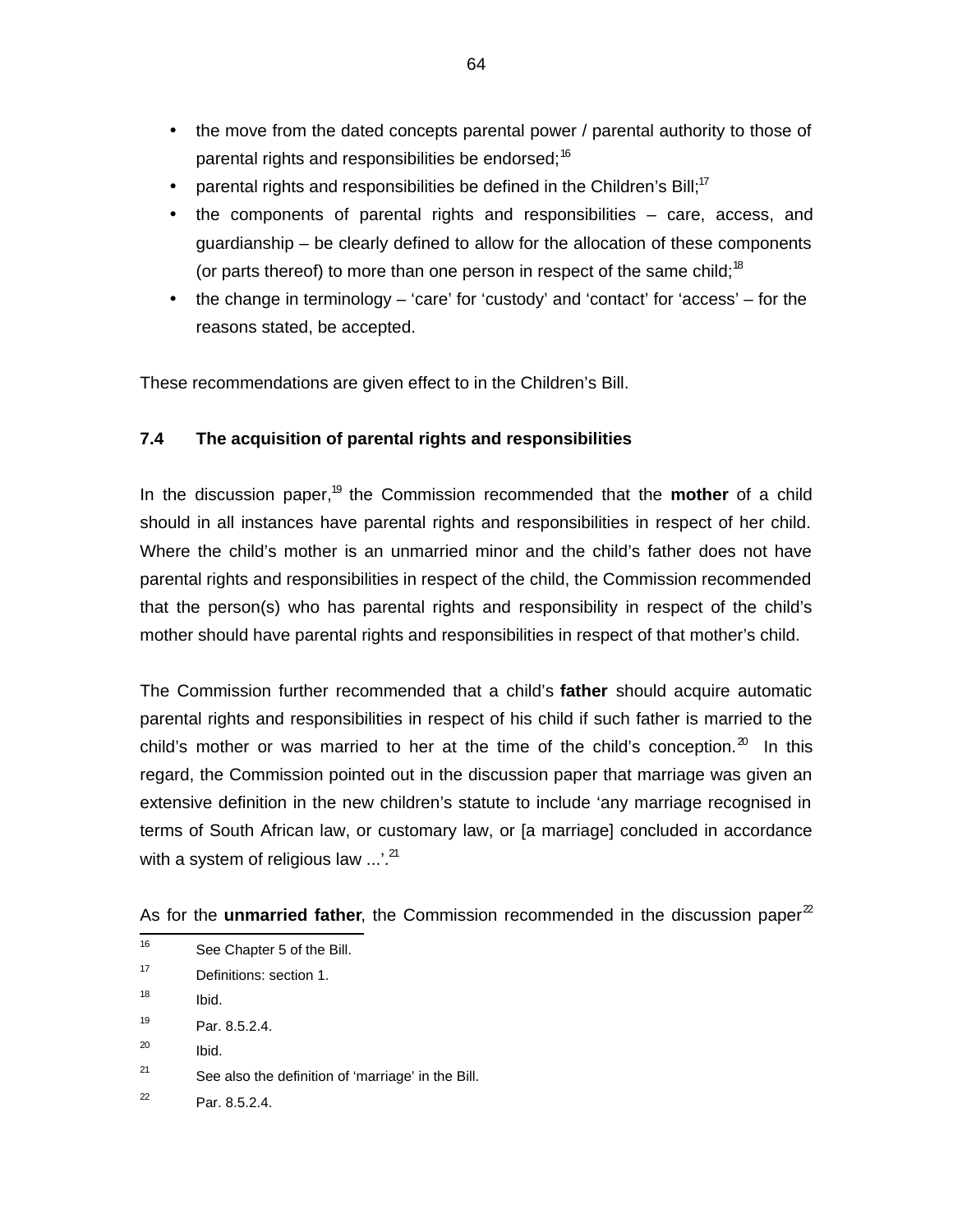- the move from the dated concepts parental power / parental authority to those of parental rights and responsibilities be endorsed;[16]
- parental rights and responsibilities be defined in the Children's Bill;[17]
- the components of parental rights and responsibilities – care, access, and guardianship – be clearly defined to allow for the allocation of these components (or parts thereof) to more than one person in respect of the same child;[18]
- the change in terminology – 'care' for 'custody' and 'contact' for 'access' – for the reasons stated, be accepted.

These recommendations are given effect to in the Children's Bill.

### 7.4 The acquisition of parental rights and responsibilities

In the discussion paper,[19] the Commission recommended that the **mother** of a child should in all instances have parental rights and responsibilities in respect of her child. Where the child's mother is an unmarried minor and the child's father does not have parental rights and responsibilities in respect of the child, the Commission recommended that the person(s) who has parental rights and responsibility in respect of the child's mother should have parental rights and responsibilities in respect of that mother's child.

The Commission further recommended that a child's **father** should acquire automatic parental rights and responsibilities in respect of his child if such father is married to the child's mother or was married to her at the time of the child's conception.[20] In this regard, the Commission pointed out in the discussion paper that marriage was given an extensive definition in the new children's statute to include 'any marriage recognised in terms of South African law, or customary law, or [a marriage] concluded in accordance with a system of religious law ...'.[21]

As for the **unmarried father**, the Commission recommended in the discussion paper[22]

---

[16] See Chapter 5 of the Bill.

[17] Definitions: section 1.

[18] Ibid.

[19] Par. 8.5.2.4.

[20] Ibid.

[21] See also the definition of 'marriage' in the Bill.

[22] Par. 8.5.2.4.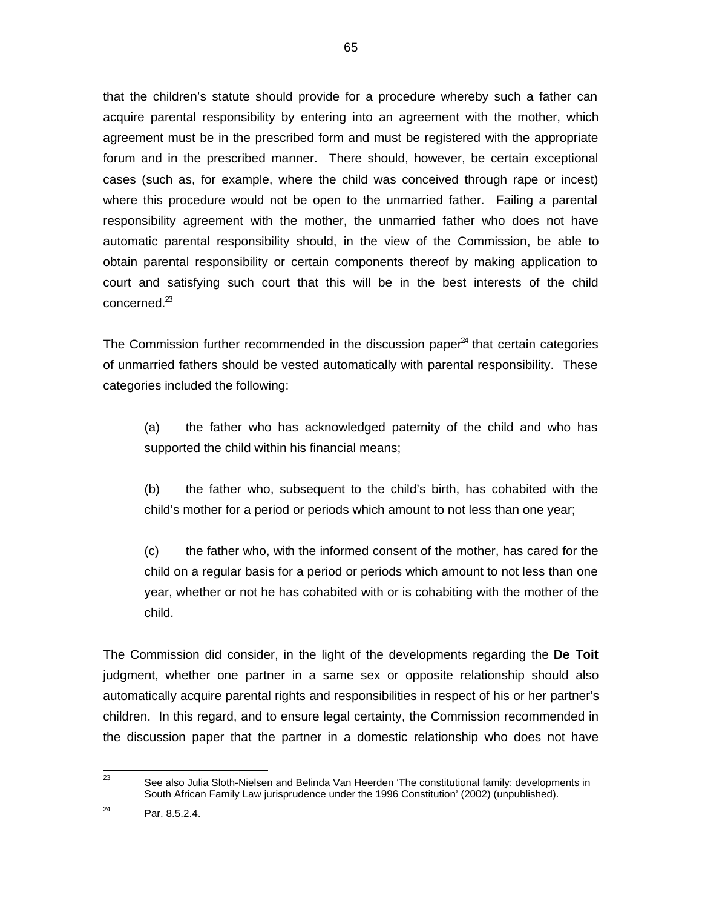that the children's statute should provide for a procedure whereby such a father can acquire parental responsibility by entering into an agreement with the mother, which agreement must be in the prescribed form and must be registered with the appropriate forum and in the prescribed manner. There should, however, be certain exceptional cases (such as, for example, where the child was conceived through rape or incest) where this procedure would not be open to the unmarried father. Failing a parental responsibility agreement with the mother, the unmarried father who does not have automatic parental responsibility should, in the view of the Commission, be able to obtain parental responsibility or certain components thereof by making application to court and satisfying such court that this will be in the best interests of the child concerned.[23]

The Commission further recommended in the discussion paper[24] that certain categories of unmarried fathers should be vested automatically with parental responsibility. These categories included the following:

> (a) the father who has acknowledged paternity of the child and who has supported the child within his financial means;
>
> (b) the father who, subsequent to the child's birth, has cohabited with the child's mother for a period or periods which amount to not less than one year;
>
> (c) the father who, with the informed consent of the mother, has cared for the child on a regular basis for a period or periods which amount to not less than one year, whether or not he has cohabited with or is cohabiting with the mother of the child.

The Commission did consider, in the light of the developments regarding the **De Toit** judgment, whether one partner in a same sex or opposite relationship should also automatically acquire parental rights and responsibilities in respect of his or her partner's children. In this regard, and to ensure legal certainty, the Commission recommended in the discussion paper that the partner in a domestic relationship who does not have

---

[23] See also Julia Sloth-Nielsen and Belinda Van Heerden 'The constitutional family: developments in South African Family Law jurisprudence under the 1996 Constitution' (2002) (unpublished).

[24] Par. 8.5.2.4.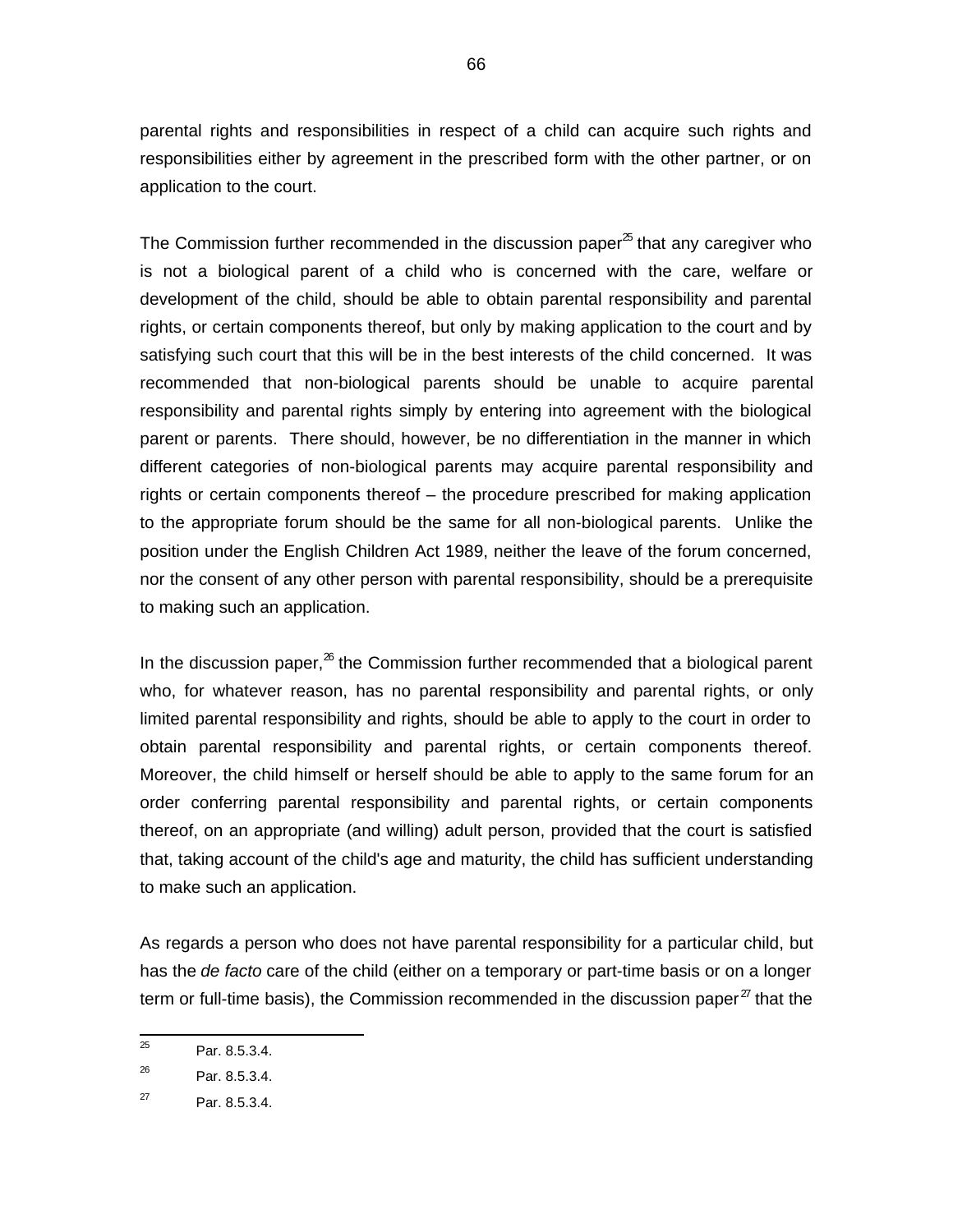parental rights and responsibilities in respect of a child can acquire such rights and responsibilities either by agreement in the prescribed form with the other partner, or on application to the court.

The Commission further recommended in the discussion paper[25] that any caregiver who is not a biological parent of a child who is concerned with the care, welfare or development of the child, should be able to obtain parental responsibility and parental rights, or certain components thereof, but only by making application to the court and by satisfying such court that this will be in the best interests of the child concerned. It was recommended that non-biological parents should be unable to acquire parental responsibility and parental rights simply by entering into agreement with the biological parent or parents. There should, however, be no differentiation in the manner in which different categories of non-biological parents may acquire parental responsibility and rights or certain components thereof – the procedure prescribed for making application to the appropriate forum should be the same for all non-biological parents. Unlike the position under the English Children Act 1989, neither the leave of the forum concerned, nor the consent of any other person with parental responsibility, should be a prerequisite to making such an application.

In the discussion paper,[26] the Commission further recommended that a biological parent who, for whatever reason, has no parental responsibility and parental rights, or only limited parental responsibility and rights, should be able to apply to the court in order to obtain parental responsibility and parental rights, or certain components thereof. Moreover, the child himself or herself should be able to apply to the same forum for an order conferring parental responsibility and parental rights, or certain components thereof, on an appropriate (and willing) adult person, provided that the court is satisfied that, taking account of the child's age and maturity, the child has sufficient understanding to make such an application.

As regards a person who does not have parental responsibility for a particular child, but has the *de facto* care of the child (either on a temporary or part-time basis or on a longer term or full-time basis), the Commission recommended in the discussion paper[27] that the

---

[25] Par. 8.5.3.4.

[26] Par. 8.5.3.4.

[27] Par. 8.5.3.4.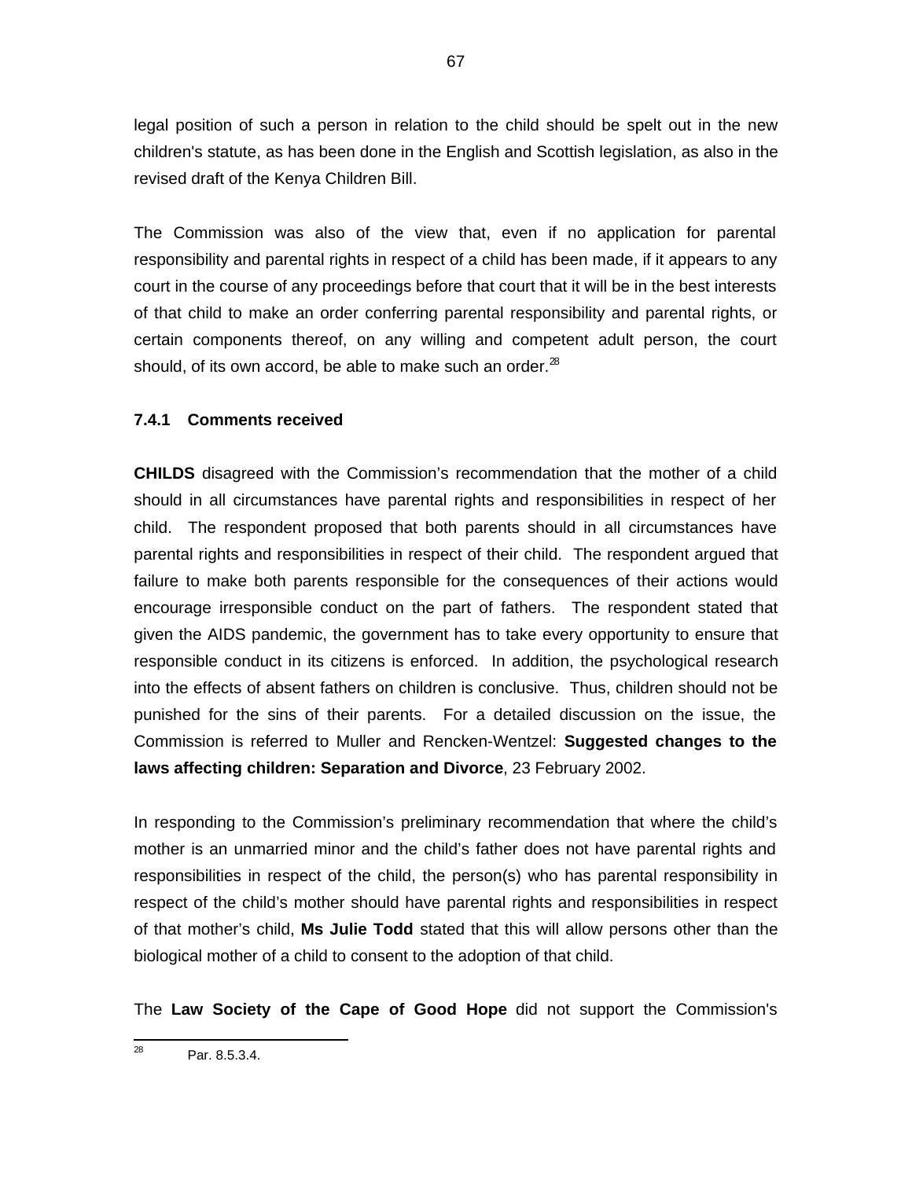legal position of such a person in relation to the child should be spelt out in the new children's statute, as has been done in the English and Scottish legislation, as also in the revised draft of the Kenya Children Bill.

The Commission was also of the view that, even if no application for parental responsibility and parental rights in respect of a child has been made, if it appears to any court in the course of any proceedings before that court that it will be in the best interests of that child to make an order conferring parental responsibility and parental rights, or certain components thereof, on any willing and competent adult person, the court should, of its own accord, be able to make such an order.[28]

### 7.4.1 Comments received

**CHILDS** disagreed with the Commission's recommendation that the mother of a child should in all circumstances have parental rights and responsibilities in respect of her child. The respondent proposed that both parents should in all circumstances have parental rights and responsibilities in respect of their child. The respondent argued that failure to make both parents responsible for the consequences of their actions would encourage irresponsible conduct on the part of fathers. The respondent stated that given the AIDS pandemic, the government has to take every opportunity to ensure that responsible conduct in its citizens is enforced. In addition, the psychological research into the effects of absent fathers on children is conclusive. Thus, children should not be punished for the sins of their parents. For a detailed discussion on the issue, the Commission is referred to Muller and Rencken-Wentzel: **Suggested changes to the laws affecting children: Separation and Divorce**, 23 February 2002.

In responding to the Commission's preliminary recommendation that where the child's mother is an unmarried minor and the child's father does not have parental rights and responsibilities in respect of the child, the person(s) who has parental responsibility in respect of the child's mother should have parental rights and responsibilities in respect of that mother's child, **Ms Julie Todd** stated that this will allow persons other than the biological mother of a child to consent to the adoption of that child.

The **Law Society of the Cape of Good Hope** did not support the Commission's

---

[28] Par. 8.5.3.4.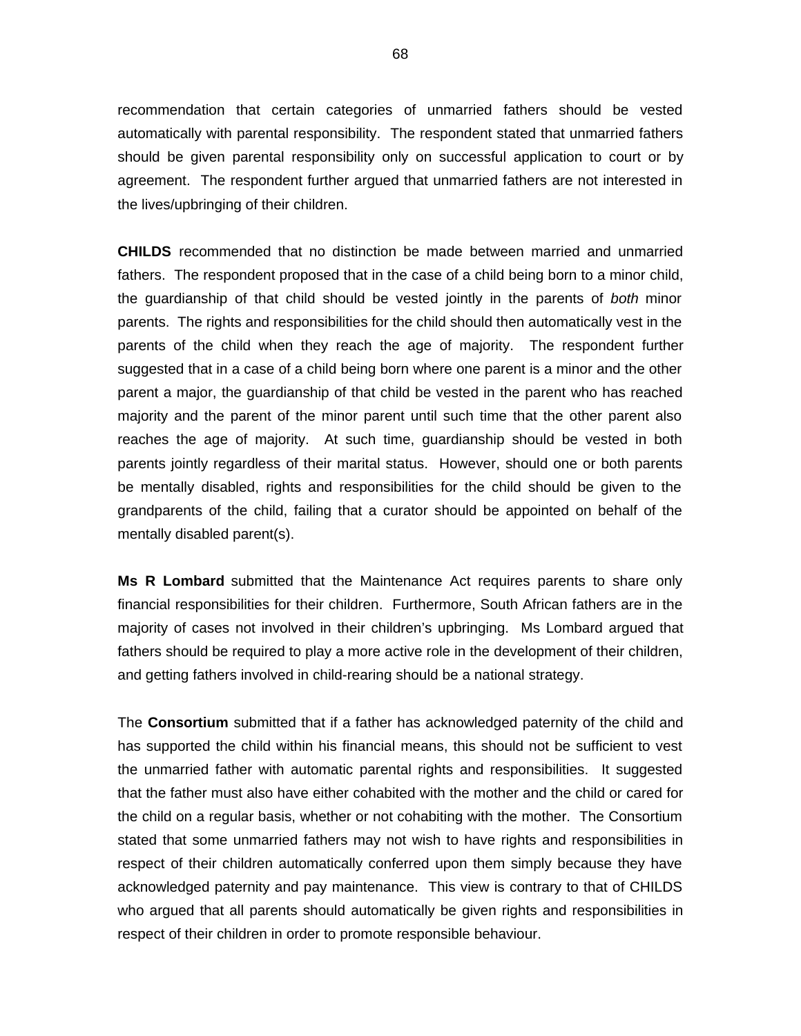recommendation that certain categories of unmarried fathers should be vested automatically with parental responsibility. The respondent stated that unmarried fathers should be given parental responsibility only on successful application to court or by agreement. The respondent further argued that unmarried fathers are not interested in the lives/upbringing of their children.

**CHILDS** recommended that no distinction be made between married and unmarried fathers. The respondent proposed that in the case of a child being born to a minor child, the guardianship of that child should be vested jointly in the parents of *both* minor parents. The rights and responsibilities for the child should then automatically vest in the parents of the child when they reach the age of majority. The respondent further suggested that in a case of a child being born where one parent is a minor and the other parent a major, the guardianship of that child be vested in the parent who has reached majority and the parent of the minor parent until such time that the other parent also reaches the age of majority. At such time, guardianship should be vested in both parents jointly regardless of their marital status. However, should one or both parents be mentally disabled, rights and responsibilities for the child should be given to the grandparents of the child, failing that a curator should be appointed on behalf of the mentally disabled parent(s).

**Ms R Lombard** submitted that the Maintenance Act requires parents to share only financial responsibilities for their children. Furthermore, South African fathers are in the majority of cases not involved in their children's upbringing. Ms Lombard argued that fathers should be required to play a more active role in the development of their children, and getting fathers involved in child-rearing should be a national strategy.

The **Consortium** submitted that if a father has acknowledged paternity of the child and has supported the child within his financial means, this should not be sufficient to vest the unmarried father with automatic parental rights and responsibilities. It suggested that the father must also have either cohabited with the mother and the child or cared for the child on a regular basis, whether or not cohabiting with the mother. The Consortium stated that some unmarried fathers may not wish to have rights and responsibilities in respect of their children automatically conferred upon them simply because they have acknowledged paternity and pay maintenance. This view is contrary to that of CHILDS who argued that all parents should automatically be given rights and responsibilities in respect of their children in order to promote responsible behaviour.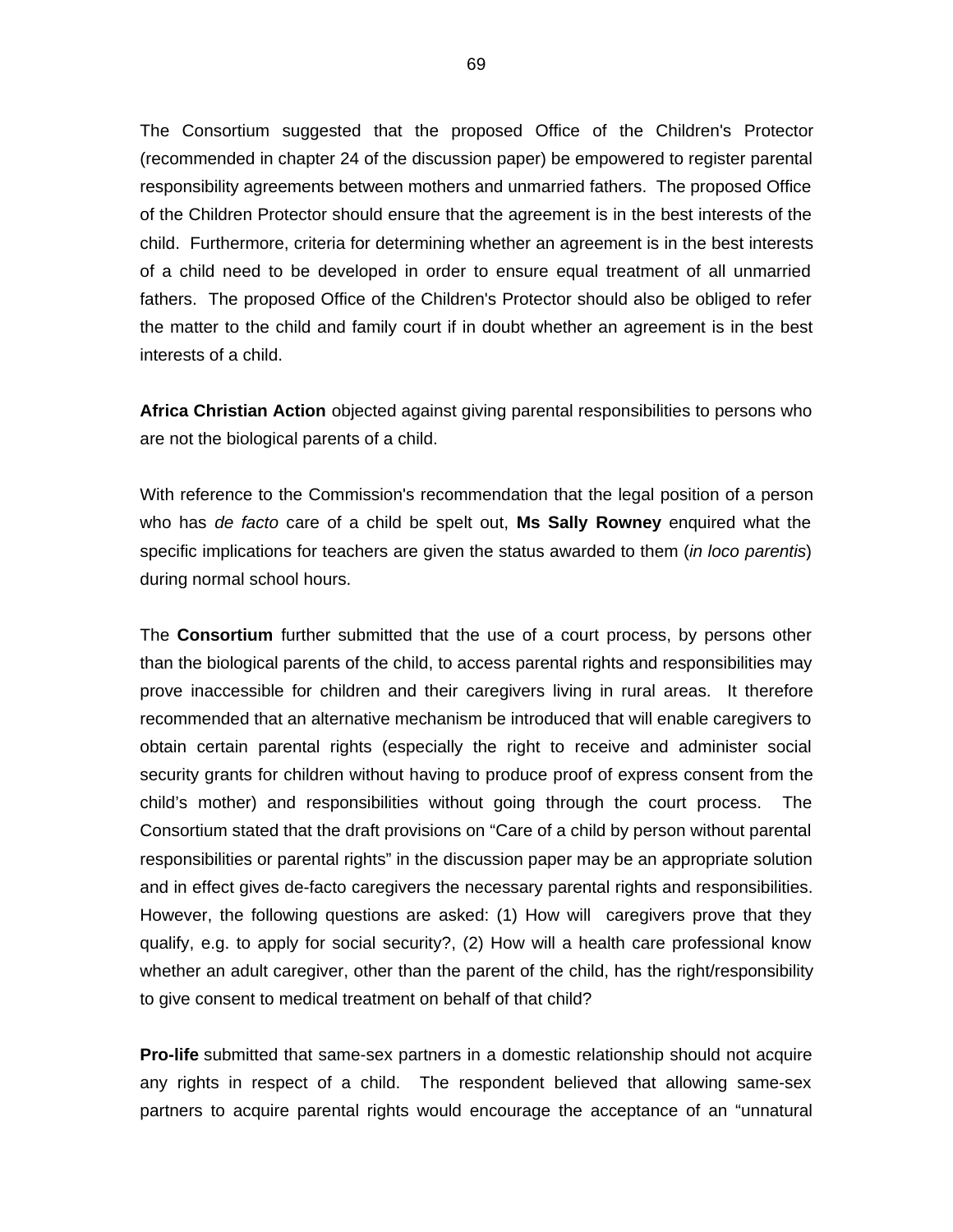The Consortium suggested that the proposed Office of the Children's Protector (recommended in chapter 24 of the discussion paper) be empowered to register parental responsibility agreements between mothers and unmarried fathers. The proposed Office of the Children Protector should ensure that the agreement is in the best interests of the child. Furthermore, criteria for determining whether an agreement is in the best interests of a child need to be developed in order to ensure equal treatment of all unmarried fathers. The proposed Office of the Children's Protector should also be obliged to refer the matter to the child and family court if in doubt whether an agreement is in the best interests of a child.

**Africa Christian Action** objected against giving parental responsibilities to persons who are not the biological parents of a child.

With reference to the Commission's recommendation that the legal position of a person who has *de facto* care of a child be spelt out, **Ms Sally Rowney** enquired what the specific implications for teachers are given the status awarded to them (*in loco parentis*) during normal school hours.

The **Consortium** further submitted that the use of a court process, by persons other than the biological parents of the child, to access parental rights and responsibilities may prove inaccessible for children and their caregivers living in rural areas. It therefore recommended that an alternative mechanism be introduced that will enable caregivers to obtain certain parental rights (especially the right to receive and administer social security grants for children without having to produce proof of express consent from the child's mother) and responsibilities without going through the court process. The Consortium stated that the draft provisions on "Care of a child by person without parental responsibilities or parental rights" in the discussion paper may be an appropriate solution and in effect gives de-facto caregivers the necessary parental rights and responsibilities. However, the following questions are asked: (1) How will caregivers prove that they qualify, e.g. to apply for social security?, (2) How will a health care professional know whether an adult caregiver, other than the parent of the child, has the right/responsibility to give consent to medical treatment on behalf of that child?

**Pro-life** submitted that same-sex partners in a domestic relationship should not acquire any rights in respect of a child. The respondent believed that allowing same-sex partners to acquire parental rights would encourage the acceptance of an "unnatural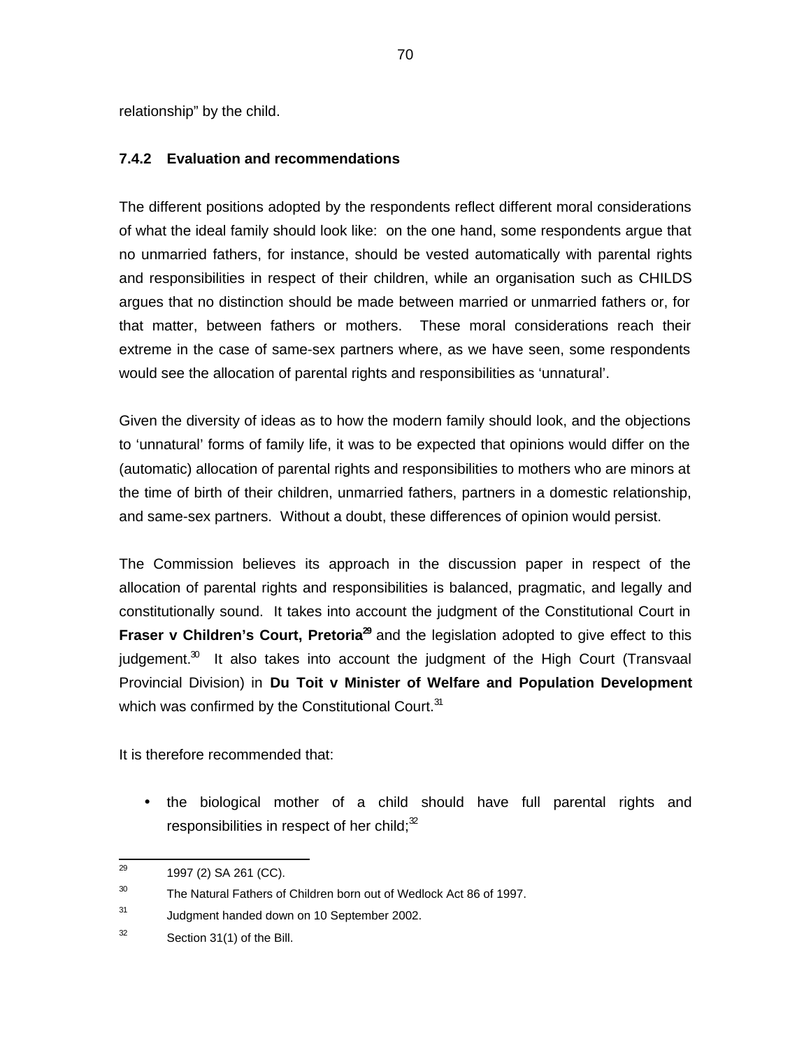relationship” by the child.

### 7.4.2 Evaluation and recommendations

The different positions adopted by the respondents reflect different moral considerations of what the ideal family should look like: on the one hand, some respondents argue that no unmarried fathers, for instance, should be vested automatically with parental rights and responsibilities in respect of their children, while an organisation such as CHILDS argues that no distinction should be made between married or unmarried fathers or, for that matter, between fathers or mothers. These moral considerations reach their extreme in the case of same-sex partners where, as we have seen, some respondents would see the allocation of parental rights and responsibilities as ‘unnatural’.

Given the diversity of ideas as to how the modern family should look, and the objections to ‘unnatural’ forms of family life, it was to be expected that opinions would differ on the (automatic) allocation of parental rights and responsibilities to mothers who are minors at the time of birth of their children, unmarried fathers, partners in a domestic relationship, and same-sex partners. Without a doubt, these differences of opinion would persist.

The Commission believes its approach in the discussion paper in respect of the allocation of parental rights and responsibilities is balanced, pragmatic, and legally and constitutionally sound. It takes into account the judgment of the Constitutional Court in **Fraser v Children’s Court, Pretoria**[29] and the legislation adopted to give effect to this judgement.[30] It also takes into account the judgment of the High Court (Transvaal Provincial Division) in **Du Toit v Minister of Welfare and Population Development** which was confirmed by the Constitutional Court.[31]

It is therefore recommended that:

- the biological mother of a child should have full parental rights and responsibilities in respect of her child;[32]

---

[29] 1997 (2) SA 261 (CC).

[30] The Natural Fathers of Children born out of Wedlock Act 86 of 1997.

[31] Judgment handed down on 10 September 2002.

[32] Section 31(1) of the Bill.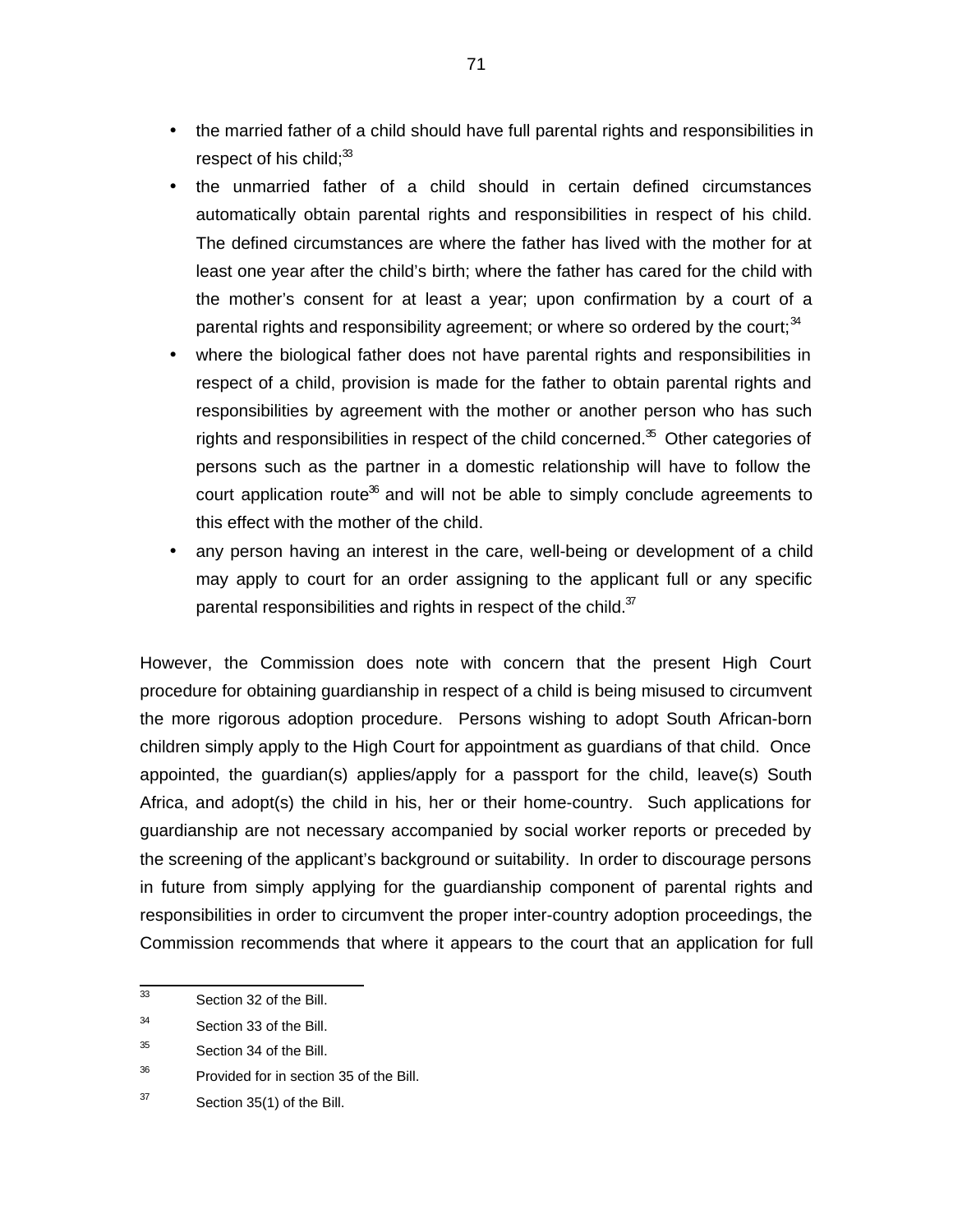- the married father of a child should have full parental rights and responsibilities in respect of his child;[33]
- the unmarried father of a child should in certain defined circumstances automatically obtain parental rights and responsibilities in respect of his child. The defined circumstances are where the father has lived with the mother for at least one year after the child's birth; where the father has cared for the child with the mother's consent for at least a year; upon confirmation by a court of a parental rights and responsibility agreement; or where so ordered by the court;[34]
- where the biological father does not have parental rights and responsibilities in respect of a child, provision is made for the father to obtain parental rights and responsibilities by agreement with the mother or another person who has such rights and responsibilities in respect of the child concerned.[35] Other categories of persons such as the partner in a domestic relationship will have to follow the court application route[36] and will not be able to simply conclude agreements to this effect with the mother of the child.
- any person having an interest in the care, well-being or development of a child may apply to court for an order assigning to the applicant full or any specific parental responsibilities and rights in respect of the child.[37]

However, the Commission does note with concern that the present High Court procedure for obtaining guardianship in respect of a child is being misused to circumvent the more rigorous adoption procedure. Persons wishing to adopt South African-born children simply apply to the High Court for appointment as guardians of that child. Once appointed, the guardian(s) applies/apply for a passport for the child, leave(s) South Africa, and adopt(s) the child in his, her or their home-country. Such applications for guardianship are not necessary accompanied by social worker reports or preceded by the screening of the applicant's background or suitability. In order to discourage persons in future from simply applying for the guardianship component of parental rights and responsibilities in order to circumvent the proper inter-country adoption proceedings, the Commission recommends that where it appears to the court that an application for full

---

[33] Section 32 of the Bill.

[34] Section 33 of the Bill.

[35] Section 34 of the Bill.

[36] Provided for in section 35 of the Bill.

[37] Section 35(1) of the Bill.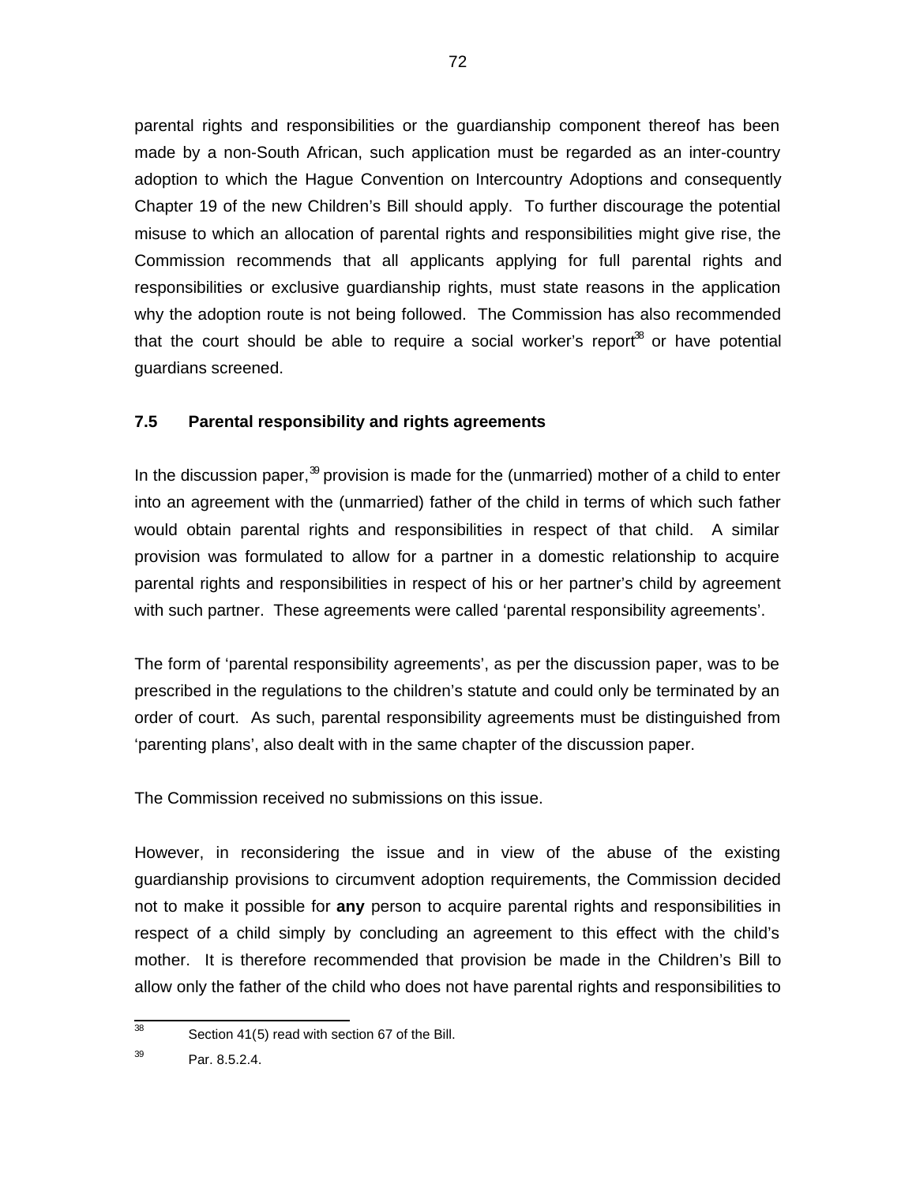parental rights and responsibilities or the guardianship component thereof has been made by a non-South African, such application must be regarded as an inter-country adoption to which the Hague Convention on Intercountry Adoptions and consequently Chapter 19 of the new Children's Bill should apply. To further discourage the potential misuse to which an allocation of parental rights and responsibilities might give rise, the Commission recommends that all applicants applying for full parental rights and responsibilities or exclusive guardianship rights, must state reasons in the application why the adoption route is not being followed. The Commission has also recommended that the court should be able to require a social worker's report[38] or have potential guardians screened.

### 7.5 Parental responsibility and rights agreements

In the discussion paper,[39] provision is made for the (unmarried) mother of a child to enter into an agreement with the (unmarried) father of the child in terms of which such father would obtain parental rights and responsibilities in respect of that child. A similar provision was formulated to allow for a partner in a domestic relationship to acquire parental rights and responsibilities in respect of his or her partner's child by agreement with such partner. These agreements were called 'parental responsibility agreements'.

The form of 'parental responsibility agreements', as per the discussion paper, was to be prescribed in the regulations to the children's statute and could only be terminated by an order of court. As such, parental responsibility agreements must be distinguished from 'parenting plans', also dealt with in the same chapter of the discussion paper.

The Commission received no submissions on this issue.

However, in reconsidering the issue and in view of the abuse of the existing guardianship provisions to circumvent adoption requirements, the Commission decided not to make it possible for **any** person to acquire parental rights and responsibilities in respect of a child simply by concluding an agreement to this effect with the child's mother. It is therefore recommended that provision be made in the Children's Bill to allow only the father of the child who does not have parental rights and responsibilities to

---

[38] Section 41(5) read with section 67 of the Bill.

[39] Par. 8.5.2.4.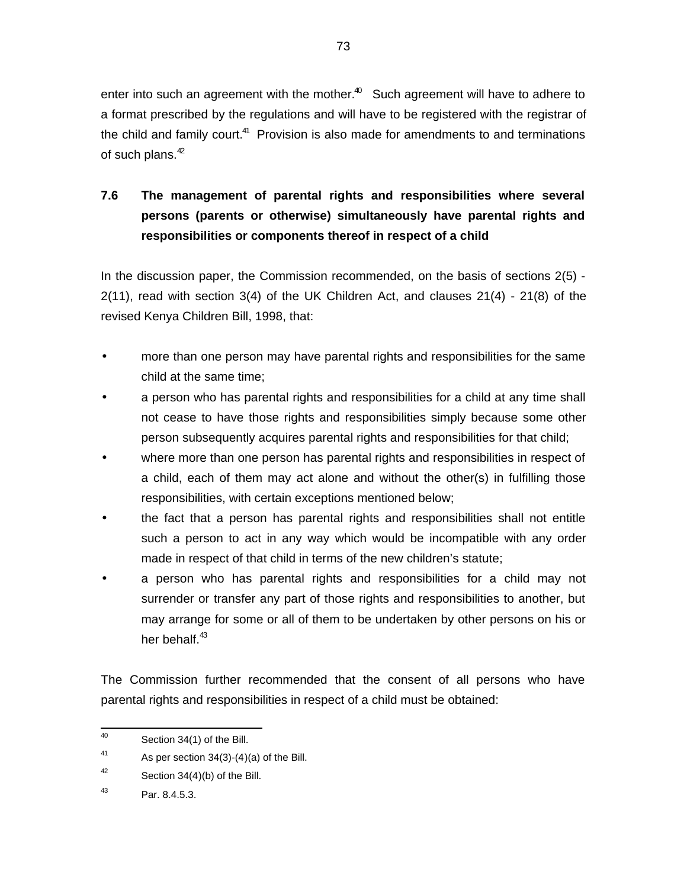enter into such an agreement with the mother.[40] Such agreement will have to adhere to a format prescribed by the regulations and will have to be registered with the registrar of the child and family court.[41] Provision is also made for amendments to and terminations of such plans.[42]

### 7.6 The management of parental rights and responsibilities where several persons (parents or otherwise) simultaneously have parental rights and responsibilities or components thereof in respect of a child

In the discussion paper, the Commission recommended, on the basis of sections 2(5) - 2(11), read with section 3(4) of the UK Children Act, and clauses 21(4) - 21(8) of the revised Kenya Children Bill, 1998, that:

- more than one person may have parental rights and responsibilities for the same child at the same time;
- a person who has parental rights and responsibilities for a child at any time shall not cease to have those rights and responsibilities simply because some other person subsequently acquires parental rights and responsibilities for that child;
- where more than one person has parental rights and responsibilities in respect of a child, each of them may act alone and without the other(s) in fulfilling those responsibilities, with certain exceptions mentioned below;
- the fact that a person has parental rights and responsibilities shall not entitle such a person to act in any way which would be incompatible with any order made in respect of that child in terms of the new children's statute;
- a person who has parental rights and responsibilities for a child may not surrender or transfer any part of those rights and responsibilities to another, but may arrange for some or all of them to be undertaken by other persons on his or her behalf.[43]

The Commission further recommended that the consent of all persons who have parental rights and responsibilities in respect of a child must be obtained:

---

[40] Section 34(1) of the Bill.

[41] As per section 34(3)-(4)(a) of the Bill.

[42] Section 34(4)(b) of the Bill.

[43] Par. 8.4.5.3.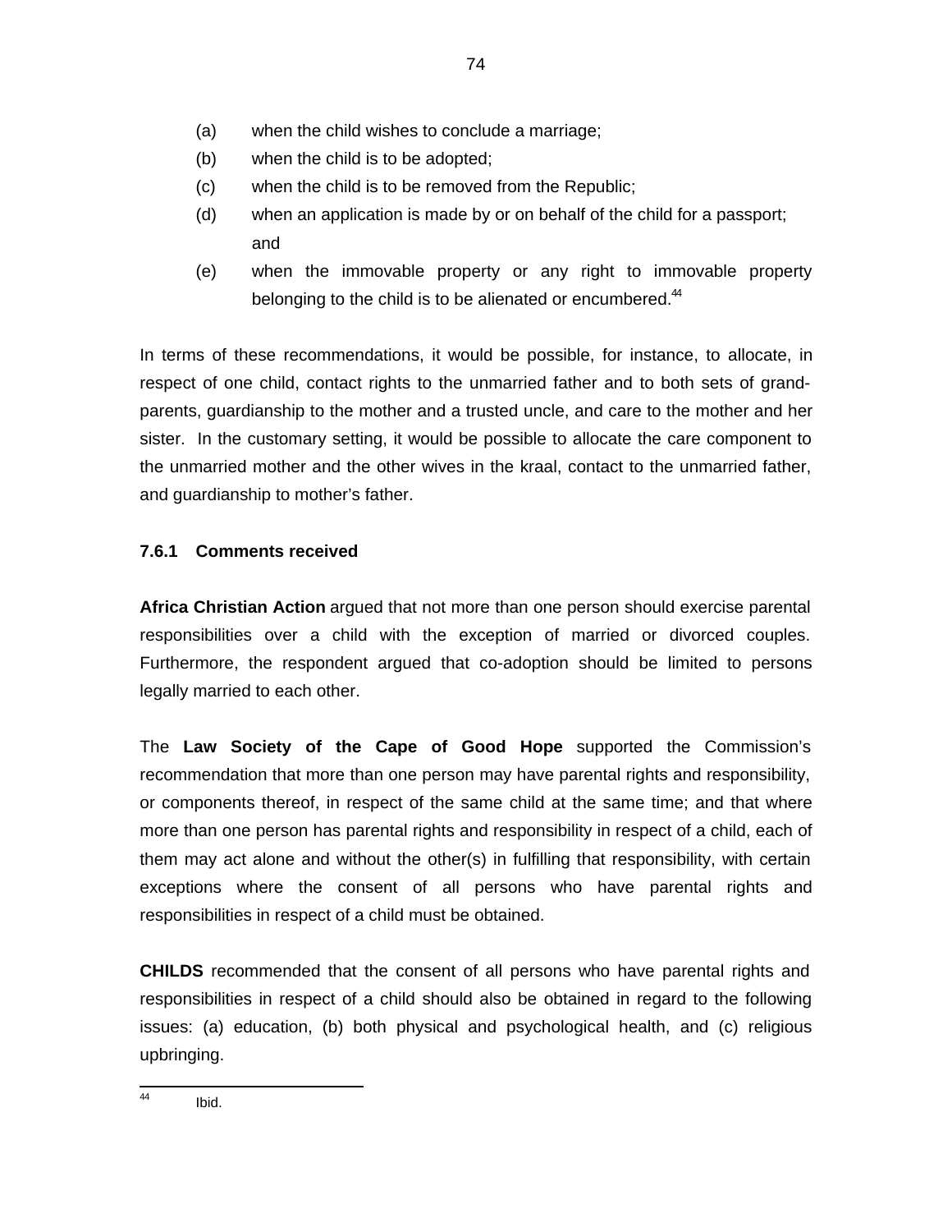(a) when the child wishes to conclude a marriage;
(b) when the child is to be adopted;
(c) when the child is to be removed from the Republic;
(d) when an application is made by or on behalf of the child for a passport; and
(e) when the immovable property or any right to immovable property belonging to the child is to be alienated or encumbered.[44]

In terms of these recommendations, it would be possible, for instance, to allocate, in respect of one child, contact rights to the unmarried father and to both sets of grand-parents, guardianship to the mother and a trusted uncle, and care to the mother and her sister. In the customary setting, it would be possible to allocate the care component to the unmarried mother and the other wives in the kraal, contact to the unmarried father, and guardianship to mother's father.

### 7.6.1 Comments received

**Africa Christian Action** argued that not more than one person should exercise parental responsibilities over a child with the exception of married or divorced couples. Furthermore, the respondent argued that co-adoption should be limited to persons legally married to each other.

The **Law Society of the Cape of Good Hope** supported the Commission's recommendation that more than one person may have parental rights and responsibility, or components thereof, in respect of the same child at the same time; and that where more than one person has parental rights and responsibility in respect of a child, each of them may act alone and without the other(s) in fulfilling that responsibility, with certain exceptions where the consent of all persons who have parental rights and responsibilities in respect of a child must be obtained.

**CHILDS** recommended that the consent of all persons who have parental rights and responsibilities in respect of a child should also be obtained in regard to the following issues: (a) education, (b) both physical and psychological health, and (c) religious upbringing.

---

[44] Ibid.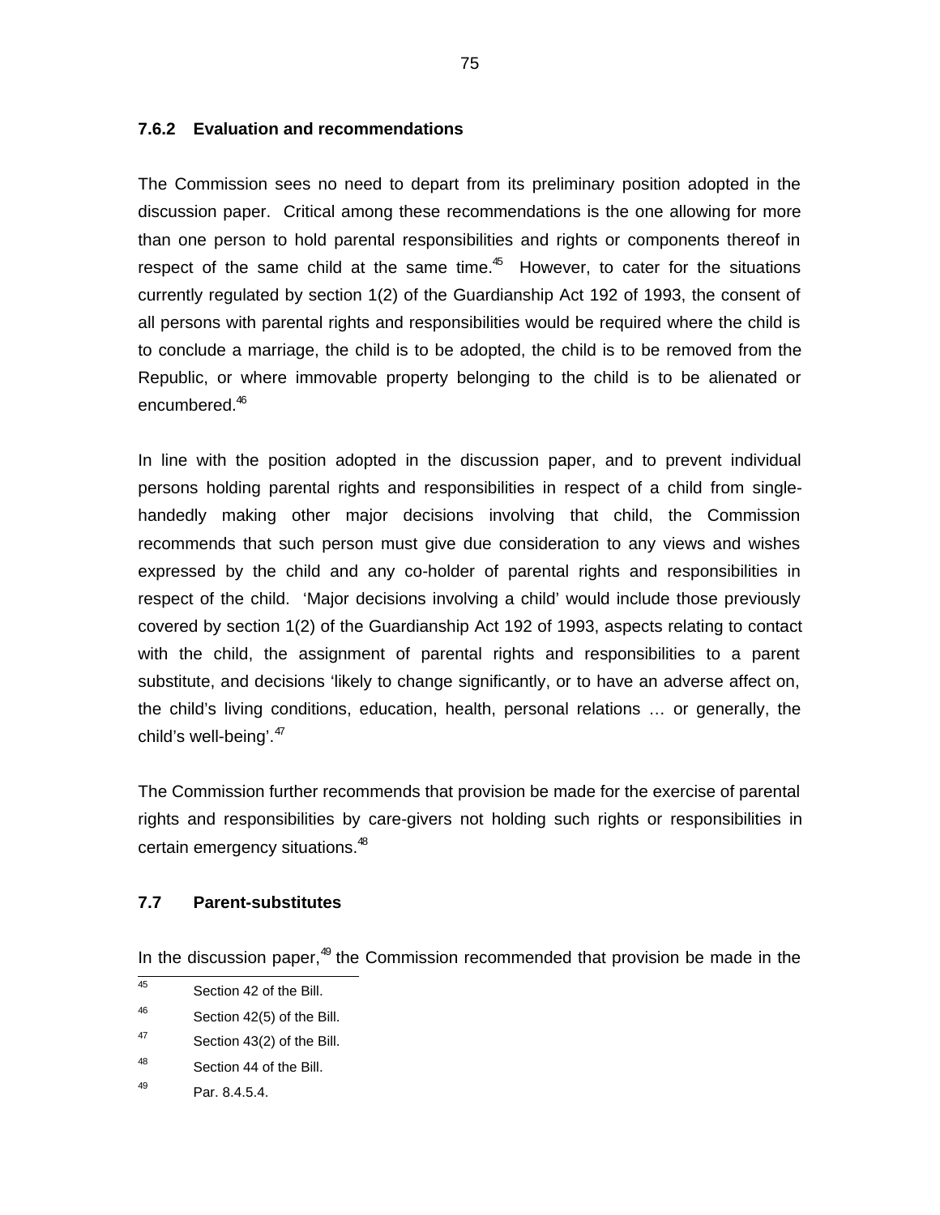### 7.6.2 Evaluation and recommendations

The Commission sees no need to depart from its preliminary position adopted in the discussion paper. Critical among these recommendations is the one allowing for more than one person to hold parental responsibilities and rights or components thereof in respect of the same child at the same time.[45] However, to cater for the situations currently regulated by section 1(2) of the Guardianship Act 192 of 1993, the consent of all persons with parental rights and responsibilities would be required where the child is to conclude a marriage, the child is to be adopted, the child is to be removed from the Republic, or where immovable property belonging to the child is to be alienated or encumbered.[46]

In line with the position adopted in the discussion paper, and to prevent individual persons holding parental rights and responsibilities in respect of a child from single-handedly making other major decisions involving that child, the Commission recommends that such person must give due consideration to any views and wishes expressed by the child and any co-holder of parental rights and responsibilities in respect of the child. 'Major decisions involving a child' would include those previously covered by section 1(2) of the Guardianship Act 192 of 1993, aspects relating to contact with the child, the assignment of parental rights and responsibilities to a parent substitute, and decisions 'likely to change significantly, or to have an adverse affect on, the child's living conditions, education, health, personal relations … or generally, the child's well-being'.[47]

The Commission further recommends that provision be made for the exercise of parental rights and responsibilities by care-givers not holding such rights or responsibilities in certain emergency situations.[48]

## 7.7 Parent-substitutes

In the discussion paper,[49] the Commission recommended that provision be made in the

---

[45] Section 42 of the Bill.

[46] Section 42(5) of the Bill.

[47] Section 43(2) of the Bill.

[48] Section 44 of the Bill.

[49] Par. 8.4.5.4.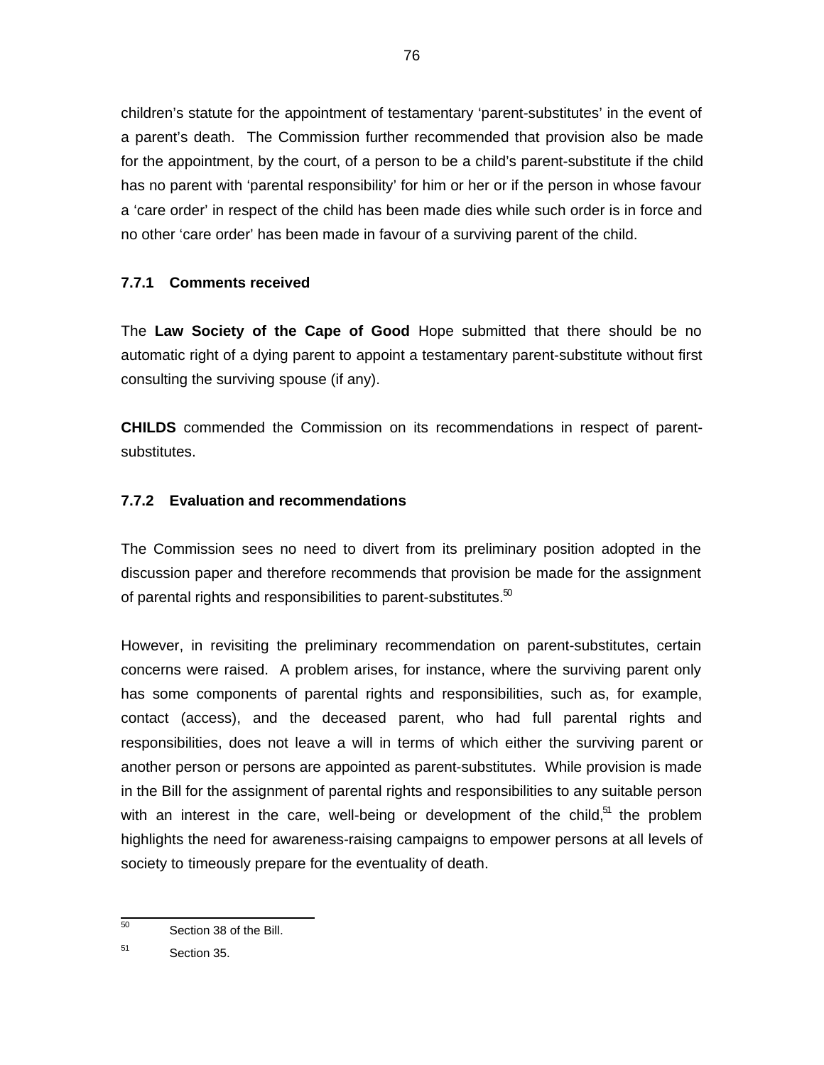children's statute for the appointment of testamentary 'parent-substitutes' in the event of a parent's death. The Commission further recommended that provision also be made for the appointment, by the court, of a person to be a child's parent-substitute if the child has no parent with 'parental responsibility' for him or her or if the person in whose favour a 'care order' in respect of the child has been made dies while such order is in force and no other 'care order' has been made in favour of a surviving parent of the child.

### 7.7.1 Comments received

The **Law Society of the Cape of Good** Hope submitted that there should be no automatic right of a dying parent to appoint a testamentary parent-substitute without first consulting the surviving spouse (if any).

**CHILDS** commended the Commission on its recommendations in respect of parent-substitutes.

### 7.7.2 Evaluation and recommendations

The Commission sees no need to divert from its preliminary position adopted in the discussion paper and therefore recommends that provision be made for the assignment of parental rights and responsibilities to parent-substitutes.[50]

However, in revisiting the preliminary recommendation on parent-substitutes, certain concerns were raised. A problem arises, for instance, where the surviving parent only has some components of parental rights and responsibilities, such as, for example, contact (access), and the deceased parent, who had full parental rights and responsibilities, does not leave a will in terms of which either the surviving parent or another person or persons are appointed as parent-substitutes. While provision is made in the Bill for the assignment of parental rights and responsibilities to any suitable person with an interest in the care, well-being or development of the child,[51] the problem highlights the need for awareness-raising campaigns to empower persons at all levels of society to timeously prepare for the eventuality of death.

---

[50] Section 38 of the Bill.

[51] Section 35.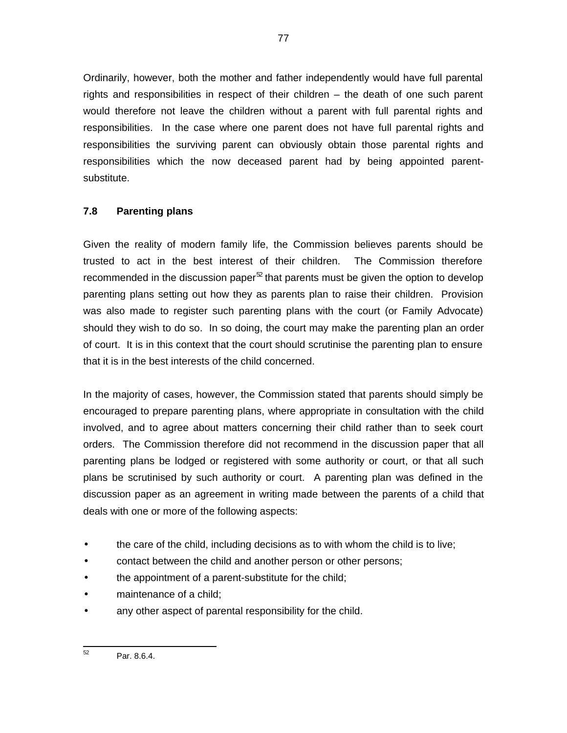Ordinarily, however, both the mother and father independently would have full parental rights and responsibilities in respect of their children – the death of one such parent would therefore not leave the children without a parent with full parental rights and responsibilities. In the case where one parent does not have full parental rights and responsibilities the surviving parent can obviously obtain those parental rights and responsibilities which the now deceased parent had by being appointed parent-substitute.

### 7.8 Parenting plans

Given the reality of modern family life, the Commission believes parents should be trusted to act in the best interest of their children. The Commission therefore recommended in the discussion paper[52] that parents must be given the option to develop parenting plans setting out how they as parents plan to raise their children. Provision was also made to register such parenting plans with the court (or Family Advocate) should they wish to do so. In so doing, the court may make the parenting plan an order of court. It is in this context that the court should scrutinise the parenting plan to ensure that it is in the best interests of the child concerned.

In the majority of cases, however, the Commission stated that parents should simply be encouraged to prepare parenting plans, where appropriate in consultation with the child involved, and to agree about matters concerning their child rather than to seek court orders. The Commission therefore did not recommend in the discussion paper that all parenting plans be lodged or registered with some authority or court, or that all such plans be scrutinised by such authority or court. A parenting plan was defined in the discussion paper as an agreement in writing made between the parents of a child that deals with one or more of the following aspects:

- the care of the child, including decisions as to with whom the child is to live;
- contact between the child and another person or other persons;
- the appointment of a parent-substitute for the child;
- maintenance of a child;
- any other aspect of parental responsibility for the child.

---

[52] Par. 8.6.4.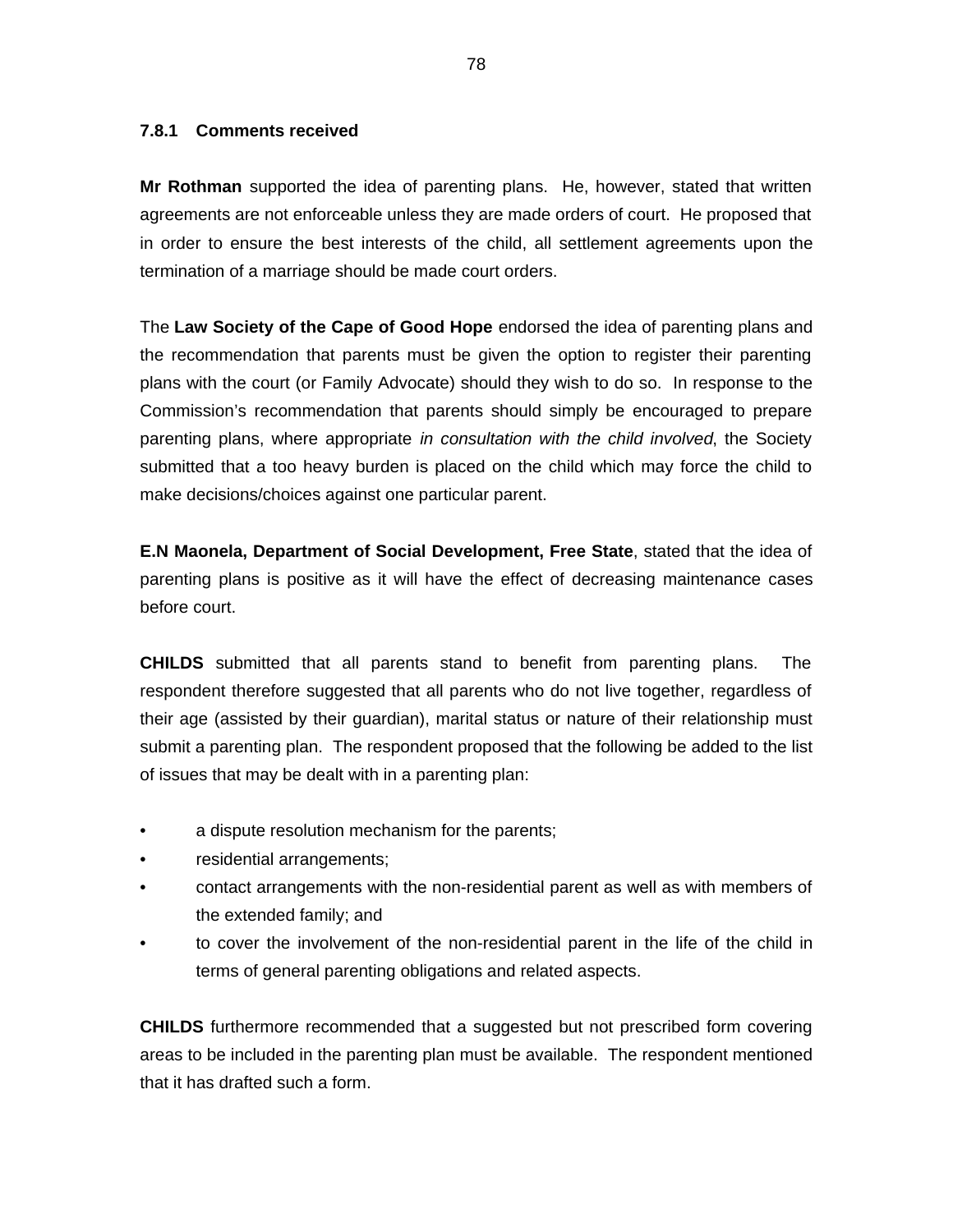#### 7.8.1 Comments received

**Mr Rothman** supported the idea of parenting plans. He, however, stated that written agreements are not enforceable unless they are made orders of court. He proposed that in order to ensure the best interests of the child, all settlement agreements upon the termination of a marriage should be made court orders.

The **Law Society of the Cape of Good Hope** endorsed the idea of parenting plans and the recommendation that parents must be given the option to register their parenting plans with the court (or Family Advocate) should they wish to do so. In response to the Commission's recommendation that parents should simply be encouraged to prepare parenting plans, where appropriate *in consultation with the child involved*, the Society submitted that a too heavy burden is placed on the child which may force the child to make decisions/choices against one particular parent.

**E.N Maonela, Department of Social Development, Free State**, stated that the idea of parenting plans is positive as it will have the effect of decreasing maintenance cases before court.

**CHILDS** submitted that all parents stand to benefit from parenting plans. The respondent therefore suggested that all parents who do not live together, regardless of their age (assisted by their guardian), marital status or nature of their relationship must submit a parenting plan. The respondent proposed that the following be added to the list of issues that may be dealt with in a parenting plan:

- a dispute resolution mechanism for the parents;
- residential arrangements;
- contact arrangements with the non-residential parent as well as with members of the extended family; and
- to cover the involvement of the non-residential parent in the life of the child in terms of general parenting obligations and related aspects.

**CHILDS** furthermore recommended that a suggested but not prescribed form covering areas to be included in the parenting plan must be available. The respondent mentioned that it has drafted such a form.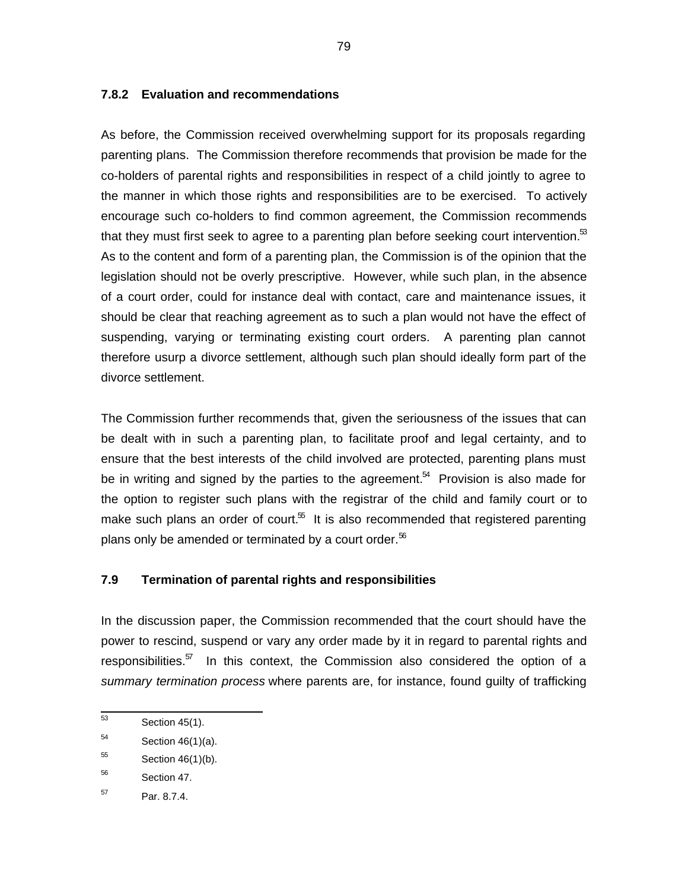### 7.8.2 Evaluation and recommendations

As before, the Commission received overwhelming support for its proposals regarding parenting plans. The Commission therefore recommends that provision be made for the co-holders of parental rights and responsibilities in respect of a child jointly to agree to the manner in which those rights and responsibilities are to be exercised. To actively encourage such co-holders to find common agreement, the Commission recommends that they must first seek to agree to a parenting plan before seeking court intervention.[53] As to the content and form of a parenting plan, the Commission is of the opinion that the legislation should not be overly prescriptive. However, while such plan, in the absence of a court order, could for instance deal with contact, care and maintenance issues, it should be clear that reaching agreement as to such a plan would not have the effect of suspending, varying or terminating existing court orders. A parenting plan cannot therefore usurp a divorce settlement, although such plan should ideally form part of the divorce settlement.

The Commission further recommends that, given the seriousness of the issues that can be dealt with in such a parenting plan, to facilitate proof and legal certainty, and to ensure that the best interests of the child involved are protected, parenting plans must be in writing and signed by the parties to the agreement.[54] Provision is also made for the option to register such plans with the registrar of the child and family court or to make such plans an order of court.[55] It is also recommended that registered parenting plans only be amended or terminated by a court order.[56]

## 7.9 Termination of parental rights and responsibilities

In the discussion paper, the Commission recommended that the court should have the power to rescind, suspend or vary any order made by it in regard to parental rights and responsibilities.[57] In this context, the Commission also considered the option of a *summary termination process* where parents are, for instance, found guilty of trafficking

---

[53] Section 45(1).

[54] Section 46(1)(a).

[55] Section 46(1)(b).

[56] Section 47.

[57] Par. 8.7.4.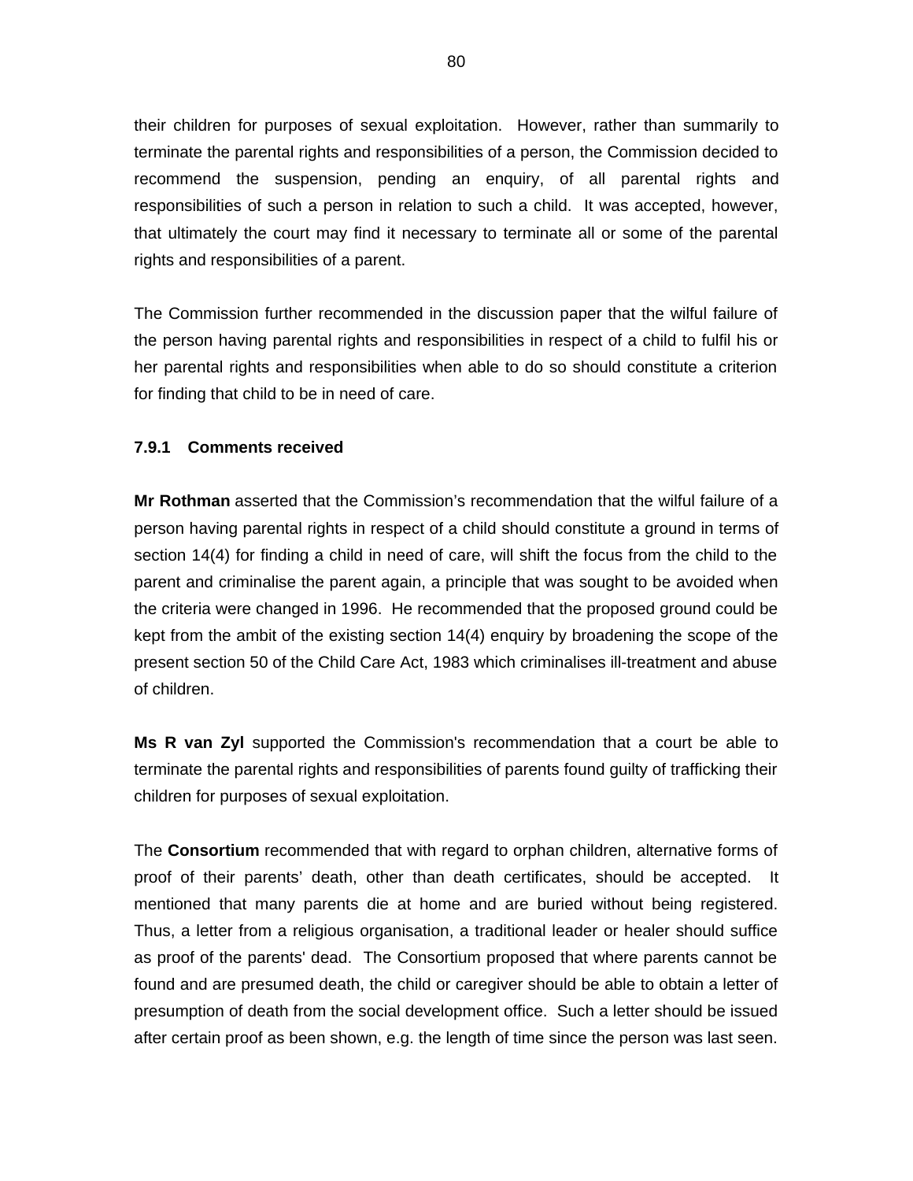their children for purposes of sexual exploitation. However, rather than summarily to terminate the parental rights and responsibilities of a person, the Commission decided to recommend the suspension, pending an enquiry, of all parental rights and responsibilities of such a person in relation to such a child. It was accepted, however, that ultimately the court may find it necessary to terminate all or some of the parental rights and responsibilities of a parent.

The Commission further recommended in the discussion paper that the wilful failure of the person having parental rights and responsibilities in respect of a child to fulfil his or her parental rights and responsibilities when able to do so should constitute a criterion for finding that child to be in need of care.

### 7.9.1 Comments received

**Mr Rothman** asserted that the Commission's recommendation that the wilful failure of a person having parental rights in respect of a child should constitute a ground in terms of section 14(4) for finding a child in need of care, will shift the focus from the child to the parent and criminalise the parent again, a principle that was sought to be avoided when the criteria were changed in 1996. He recommended that the proposed ground could be kept from the ambit of the existing section 14(4) enquiry by broadening the scope of the present section 50 of the Child Care Act, 1983 which criminalises ill-treatment and abuse of children.

**Ms R van Zyl** supported the Commission's recommendation that a court be able to terminate the parental rights and responsibilities of parents found guilty of trafficking their children for purposes of sexual exploitation.

The **Consortium** recommended that with regard to orphan children, alternative forms of proof of their parents' death, other than death certificates, should be accepted. It mentioned that many parents die at home and are buried without being registered. Thus, a letter from a religious organisation, a traditional leader or healer should suffice as proof of the parents' dead. The Consortium proposed that where parents cannot be found and are presumed death, the child or caregiver should be able to obtain a letter of presumption of death from the social development office. Such a letter should be issued after certain proof as been shown, e.g. the length of time since the person was last seen.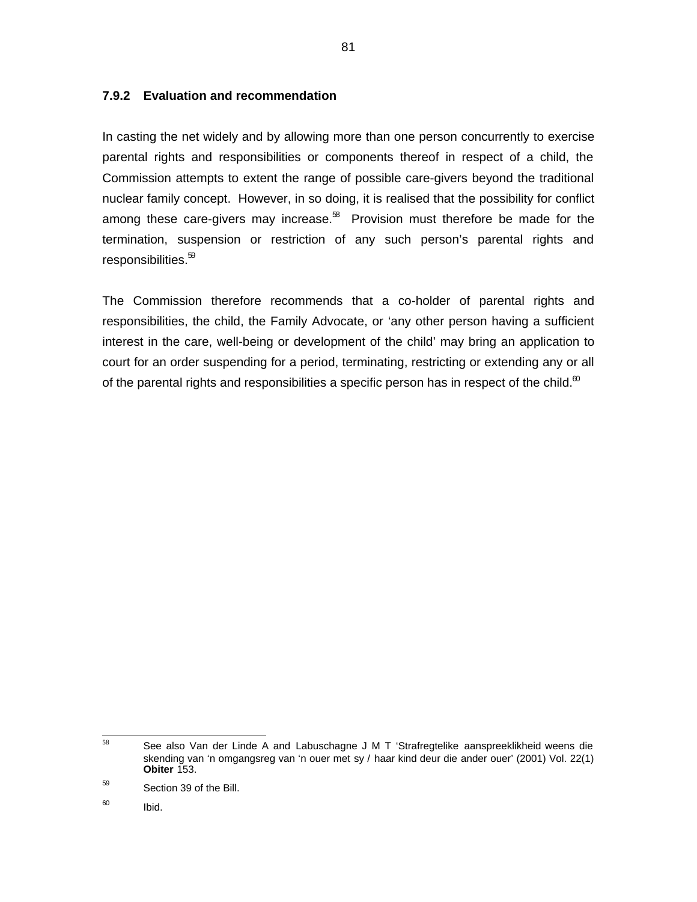### 7.9.2 Evaluation and recommendation

In casting the net widely and by allowing more than one person concurrently to exercise parental rights and responsibilities or components thereof in respect of a child, the Commission attempts to extent the range of possible care-givers beyond the traditional nuclear family concept. However, in so doing, it is realised that the possibility for conflict among these care-givers may increase.[58] Provision must therefore be made for the termination, suspension or restriction of any such person's parental rights and responsibilities.[59]

The Commission therefore recommends that a co-holder of parental rights and responsibilities, the child, the Family Advocate, or 'any other person having a sufficient interest in the care, well-being or development of the child' may bring an application to court for an order suspending for a period, terminating, restricting or extending any or all of the parental rights and responsibilities a specific person has in respect of the child.[60]

---

[58] See also Van der Linde A and Labuschagne J M T 'Strafregtelike aanspreeklikheid weens die skending van 'n omgangsreg van 'n ouer met sy / haar kind deur die ander ouer' (2001) Vol. 22(1) **Obiter** 153.

[59] Section 39 of the Bill.

[60] Ibid.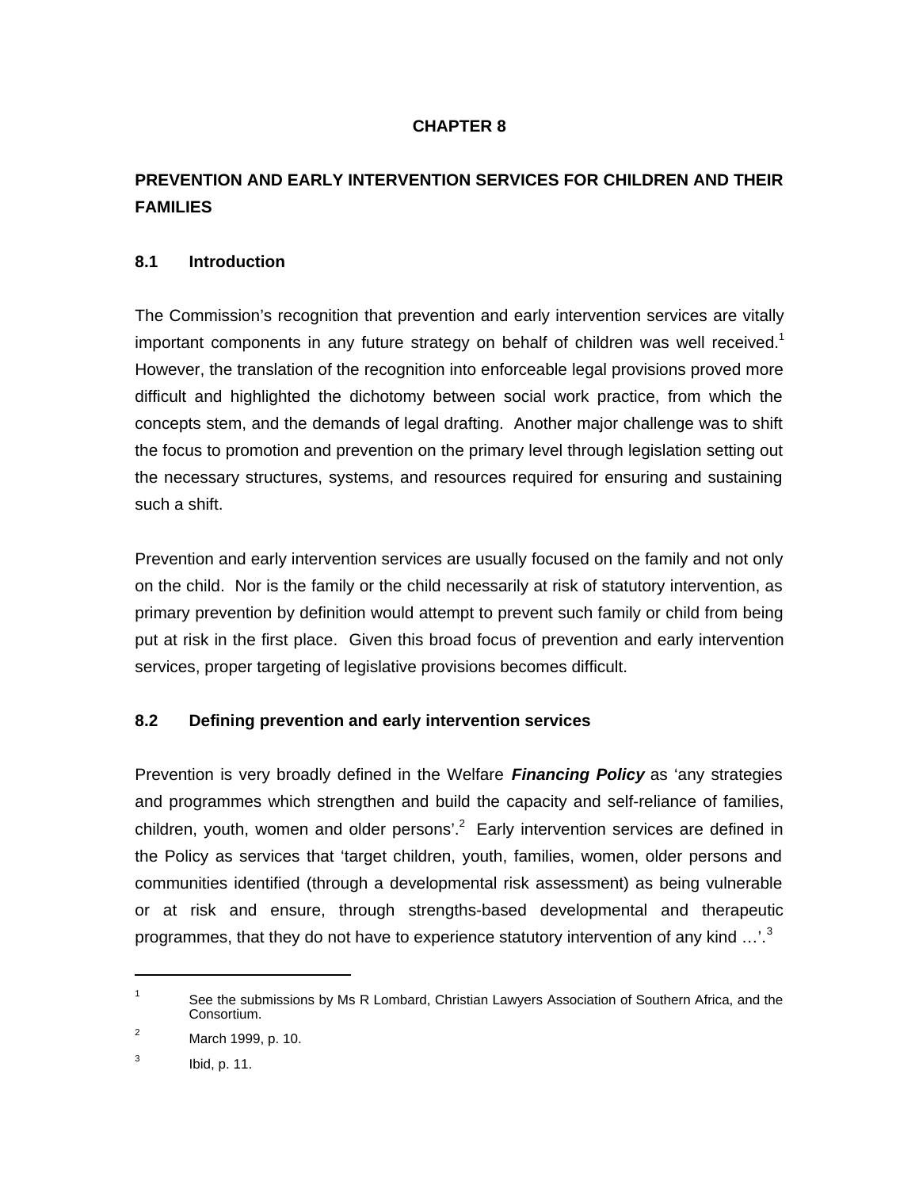# CHAPTER 8

## PREVENTION AND EARLY INTERVENTION SERVICES FOR CHILDREN AND THEIR FAMILIES

### 8.1 Introduction

The Commission's recognition that prevention and early intervention services are vitally important components in any future strategy on behalf of children was well received.[1] However, the translation of the recognition into enforceable legal provisions proved more difficult and highlighted the dichotomy between social work practice, from which the concepts stem, and the demands of legal drafting. Another major challenge was to shift the focus to promotion and prevention on the primary level through legislation setting out the necessary structures, systems, and resources required for ensuring and sustaining such a shift.

Prevention and early intervention services are usually focused on the family and not only on the child. Nor is the family or the child necessarily at risk of statutory intervention, as primary prevention by definition would attempt to prevent such family or child from being put at risk in the first place. Given this broad focus of prevention and early intervention services, proper targeting of legislative provisions becomes difficult.

### 8.2 Defining prevention and early intervention services

Prevention is very broadly defined in the Welfare ***Financing Policy*** as 'any strategies and programmes which strengthen and build the capacity and self-reliance of families, children, youth, women and older persons'.[2] Early intervention services are defined in the Policy as services that 'target children, youth, families, women, older persons and communities identified (through a developmental risk assessment) as being vulnerable or at risk and ensure, through strengths-based developmental and therapeutic programmes, that they do not have to experience statutory intervention of any kind …'.[3]

---

[1] See the submissions by Ms R Lombard, Christian Lawyers Association of Southern Africa, and the Consortium.

[2] March 1999, p. 10.

[3] Ibid, p. 11.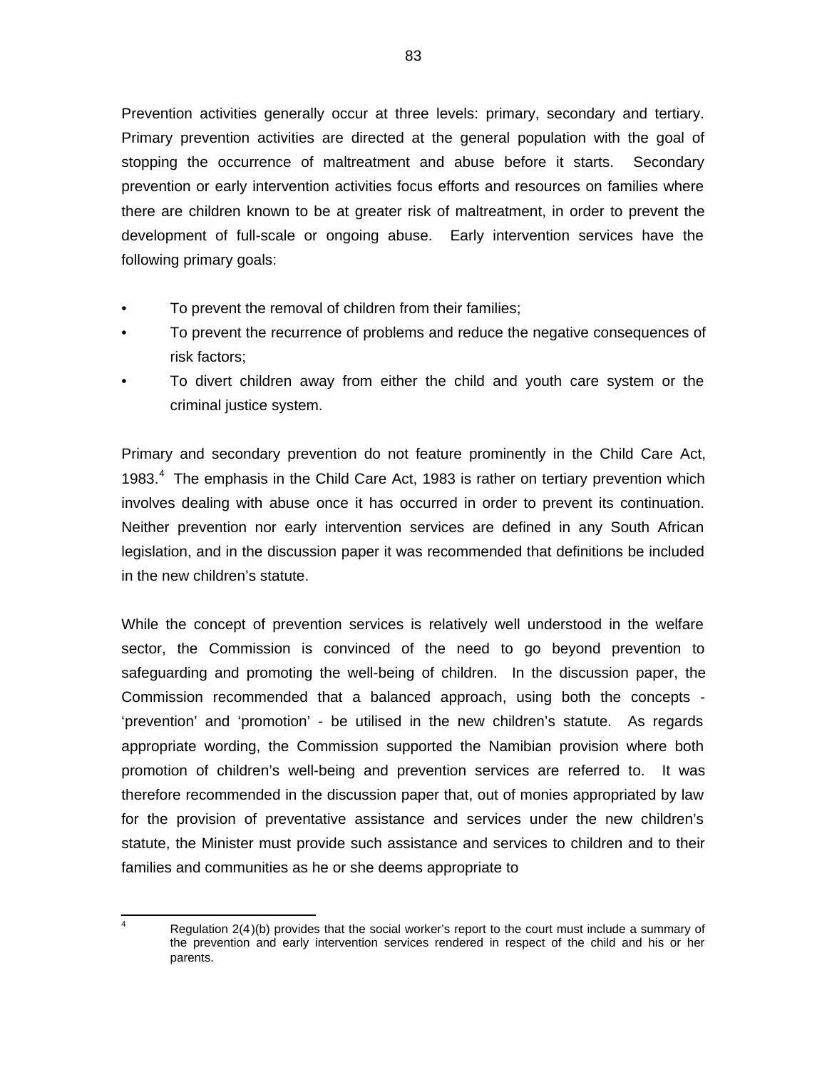Prevention activities generally occur at three levels: primary, secondary and tertiary. Primary prevention activities are directed at the general population with the goal of stopping the occurrence of maltreatment and abuse before it starts. Secondary prevention or early intervention activities focus efforts and resources on families where there are children known to be at greater risk of maltreatment, in order to prevent the development of full-scale or ongoing abuse. Early intervention services have the following primary goals:

- To prevent the removal of children from their families;
- To prevent the recurrence of problems and reduce the negative consequences of risk factors;
- To divert children away from either the child and youth care system or the criminal justice system.

Primary and secondary prevention do not feature prominently in the Child Care Act, 1983.[4] The emphasis in the Child Care Act, 1983 is rather on tertiary prevention which involves dealing with abuse once it has occurred in order to prevent its continuation. Neither prevention nor early intervention services are defined in any South African legislation, and in the discussion paper it was recommended that definitions be included in the new children's statute.

While the concept of prevention services is relatively well understood in the welfare sector, the Commission is convinced of the need to go beyond prevention to safeguarding and promoting the well-being of children. In the discussion paper, the Commission recommended that a balanced approach, using both the concepts - 'prevention' and 'promotion' - be utilised in the new children's statute. As regards appropriate wording, the Commission supported the Namibian provision where both promotion of children's well-being and prevention services are referred to. It was therefore recommended in the discussion paper that, out of monies appropriated by law for the provision of preventative assistance and services under the new children's statute, the Minister must provide such assistance and services to children and to their families and communities as he or she deems appropriate to

---

[4] Regulation 2(4)(b) provides that the social worker's report to the court must include a summary of the prevention and early intervention services rendered in respect of the child and his or her parents.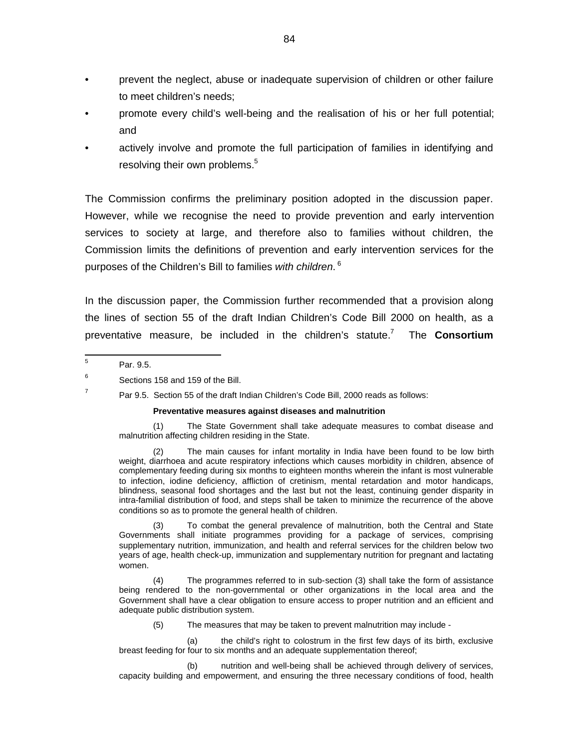- prevent the neglect, abuse or inadequate supervision of children or other failure to meet children's needs;
- promote every child's well-being and the realisation of his or her full potential; and
- actively involve and promote the full participation of families in identifying and resolving their own problems.[5]

The Commission confirms the preliminary position adopted in the discussion paper. However, while we recognise the need to provide prevention and early intervention services to society at large, and therefore also to families without children, the Commission limits the definitions of prevention and early intervention services for the purposes of the Children's Bill to families *with children*.[6]

In the discussion paper, the Commission further recommended that a provision along the lines of section 55 of the draft Indian Children's Code Bill 2000 on health, as a preventative measure, be included in the children's statute.[7] The **Consortium**

---

[5] Par. 9.5.

[6] Sections 158 and 159 of the Bill.

[7] Par 9.5. Section 55 of the draft Indian Children's Code Bill, 2000 reads as follows:

**Preventative measures against diseases and malnutrition**

(1) The State Government shall take adequate measures to combat disease and malnutrition affecting children residing in the State.

(2) The main causes for infant mortality in India have been found to be low birth weight, diarrhoea and acute respiratory infections which causes morbidity in children, absence of complementary feeding during six months to eighteen months wherein the infant is most vulnerable to infection, iodine deficiency, affliction of cretinism, mental retardation and motor handicaps, blindness, seasonal food shortages and the last but not the least, continuing gender disparity in intra-familial distribution of food, and steps shall be taken to minimize the recurrence of the above conditions so as to promote the general health of children.

(3) To combat the general prevalence of malnutrition, both the Central and State Governments shall initiate programmes providing for a package of services, comprising supplementary nutrition, immunization, and health and referral services for the children below two years of age, health check-up, immunization and supplementary nutrition for pregnant and lactating women.

(4) The programmes referred to in sub-section (3) shall take the form of assistance being rendered to the non-governmental or other organizations in the local area and the Government shall have a clear obligation to ensure access to proper nutrition and an efficient and adequate public distribution system.

(5) The measures that may be taken to prevent malnutrition may include -

(a) the child's right to colostrum in the first few days of its birth, exclusive breast feeding for four to six months and an adequate supplementation thereof;

(b) nutrition and well-being shall be achieved through delivery of services, capacity building and empowerment, and ensuring the three necessary conditions of food, health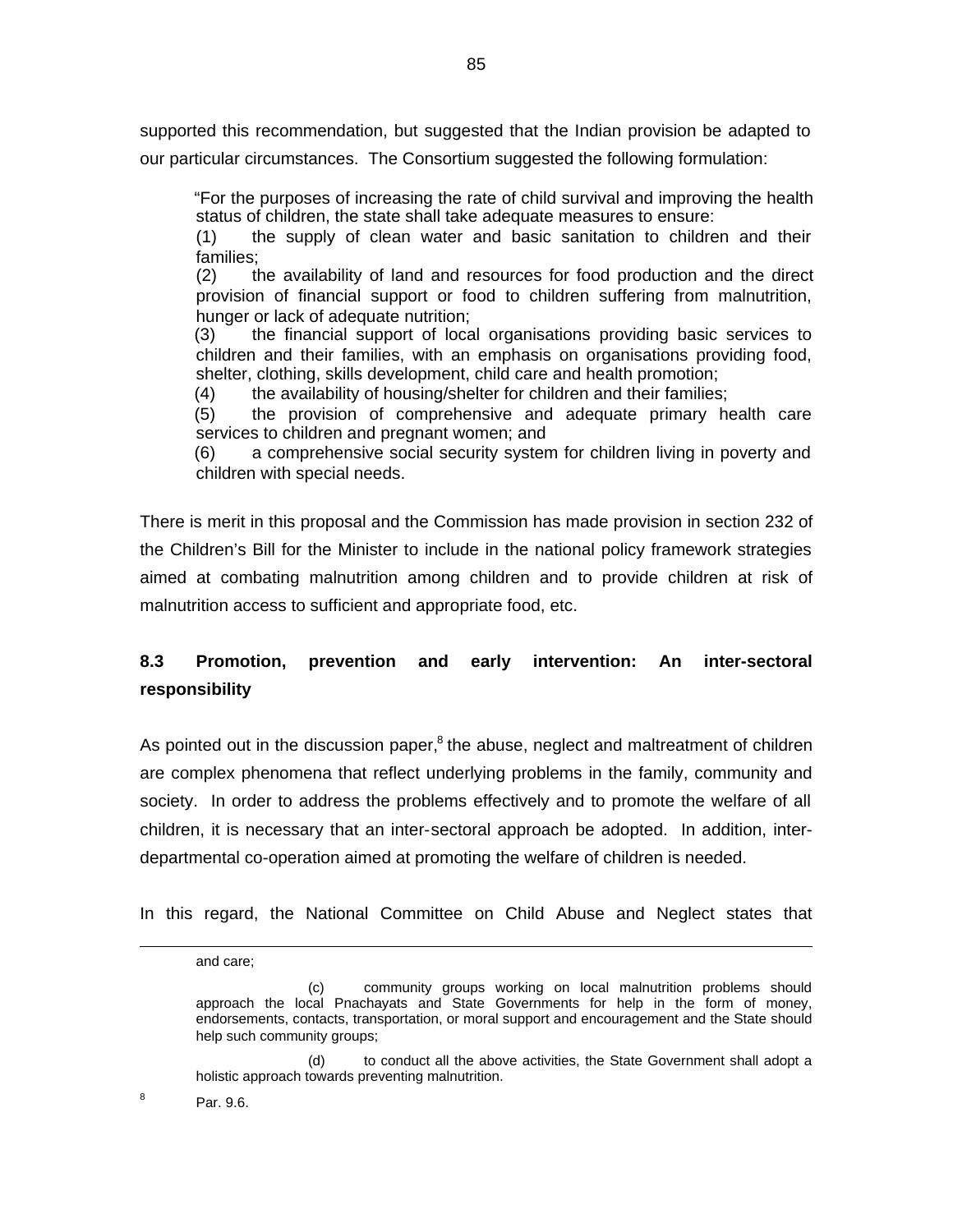supported this recommendation, but suggested that the Indian provision be adapted to our particular circumstances. The Consortium suggested the following formulation:

> "For the purposes of increasing the rate of child survival and improving the health status of children, the state shall take adequate measures to ensure:
>
> (1) the supply of clean water and basic sanitation to children and their families;
>
> (2) the availability of land and resources for food production and the direct provision of financial support or food to children suffering from malnutrition, hunger or lack of adequate nutrition;
>
> (3) the financial support of local organisations providing basic services to children and their families, with an emphasis on organisations providing food, shelter, clothing, skills development, child care and health promotion;
>
> (4) the availability of housing/shelter for children and their families;
>
> (5) the provision of comprehensive and adequate primary health care services to children and pregnant women; and
>
> (6) a comprehensive social security system for children living in poverty and children with special needs.

There is merit in this proposal and the Commission has made provision in section 232 of the Children's Bill for the Minister to include in the national policy framework strategies aimed at combating malnutrition among children and to provide children at risk of malnutrition access to sufficient and appropriate food, etc.

### 8.3 Promotion, prevention and early intervention: An inter-sectoral responsibility

As pointed out in the discussion paper,[8] the abuse, neglect and maltreatment of children are complex phenomena that reflect underlying problems in the family, community and society. In order to address the problems effectively and to promote the welfare of all children, it is necessary that an inter-sectoral approach be adopted. In addition, inter-departmental co-operation aimed at promoting the welfare of children is needed.

In this regard, the National Committee on Child Abuse and Neglect states that

---

and care;

(c) community groups working on local malnutrition problems should approach the local Pnachayats and State Governments for help in the form of money, endorsements, contacts, transportation, or moral support and encouragement and the State should help such community groups;

(d) to conduct all the above activities, the State Government shall adopt a holistic approach towards preventing malnutrition.

[8] Par. 9.6.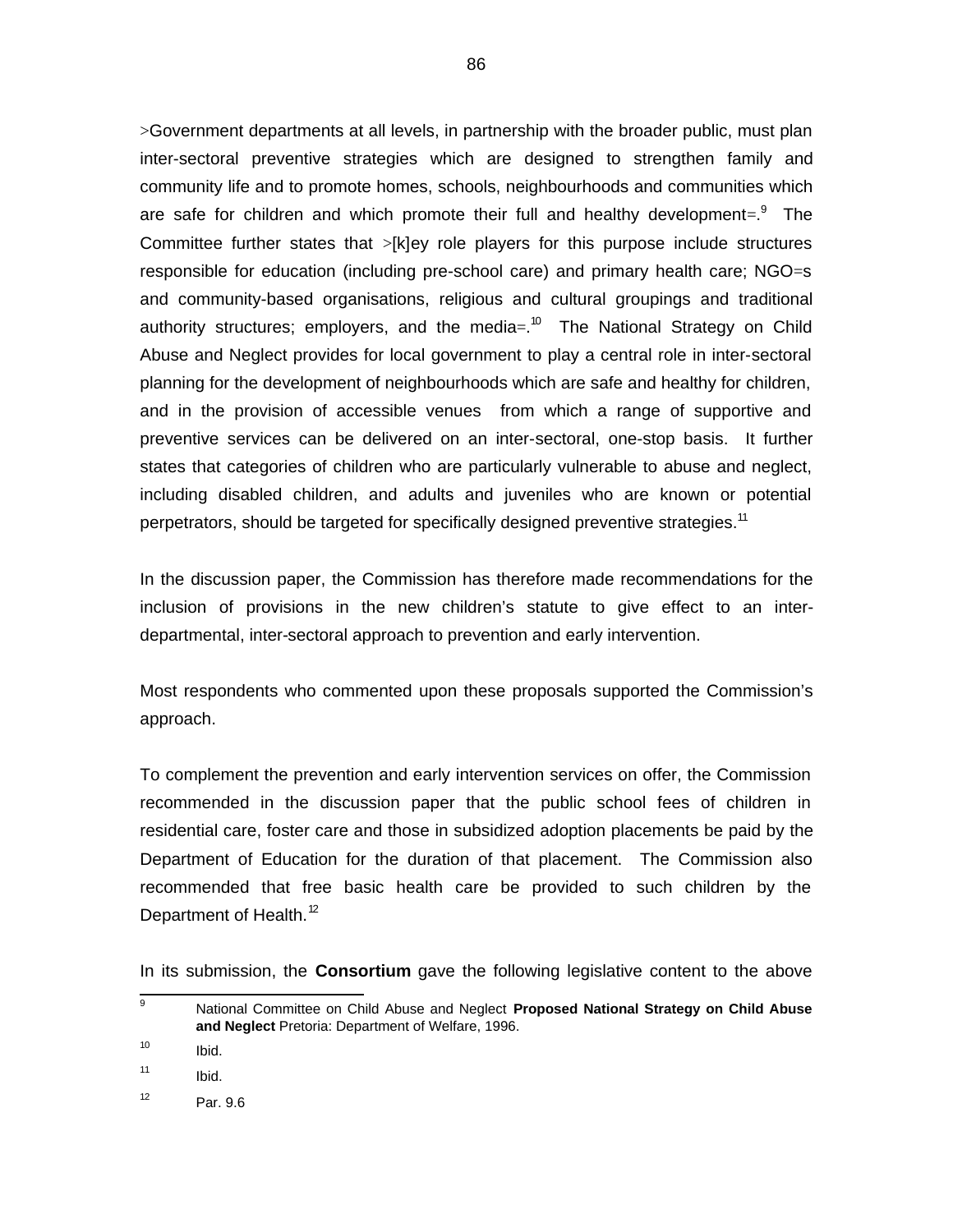>Government departments at all levels, in partnership with the broader public, must plan inter-sectoral preventive strategies which are designed to strengthen family and community life and to promote homes, schools, neighbourhoods and communities which are safe for children and which promote their full and healthy development=.[9] The Committee further states that >[k]ey role players for this purpose include structures responsible for education (including pre-school care) and primary health care; NGO=s and community-based organisations, religious and cultural groupings and traditional authority structures; employers, and the media=.[10] The National Strategy on Child Abuse and Neglect provides for local government to play a central role in inter-sectoral planning for the development of neighbourhoods which are safe and healthy for children, and in the provision of accessible venues from which a range of supportive and preventive services can be delivered on an inter-sectoral, one-stop basis. It further states that categories of children who are particularly vulnerable to abuse and neglect, including disabled children, and adults and juveniles who are known or potential perpetrators, should be targeted for specifically designed preventive strategies.[11]

In the discussion paper, the Commission has therefore made recommendations for the inclusion of provisions in the new children's statute to give effect to an inter-departmental, inter-sectoral approach to prevention and early intervention.

Most respondents who commented upon these proposals supported the Commission's approach.

To complement the prevention and early intervention services on offer, the Commission recommended in the discussion paper that the public school fees of children in residential care, foster care and those in subsidized adoption placements be paid by the Department of Education for the duration of that placement. The Commission also recommended that free basic health care be provided to such children by the Department of Health.[12]

In its submission, the **Consortium** gave the following legislative content to the above

---

[9] National Committee on Child Abuse and Neglect **Proposed National Strategy on Child Abuse and Neglect** Pretoria: Department of Welfare, 1996.

[10] Ibid.

[11] Ibid.

[12] Par. 9.6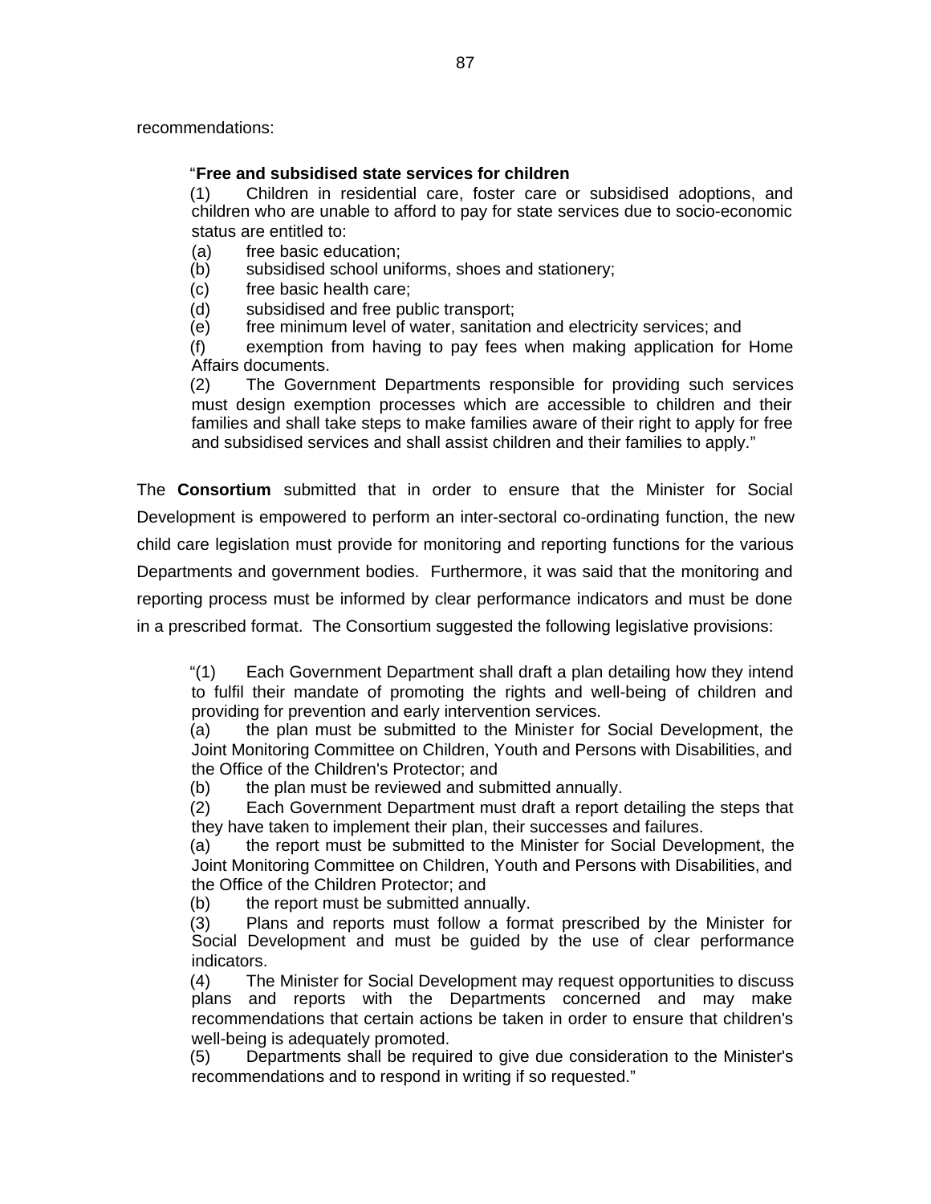recommendations:

> "**Free and subsidised state services for children**
>
> (1) Children in residential care, foster care or subsidised adoptions, and children who are unable to afford to pay for state services due to socio-economic status are entitled to:
>
> (a) free basic education;
>
> (b) subsidised school uniforms, shoes and stationery;
>
> (c) free basic health care;
>
> (d) subsidised and free public transport;
>
> (e) free minimum level of water, sanitation and electricity services; and
>
> (f) exemption from having to pay fees when making application for Home Affairs documents.
>
> (2) The Government Departments responsible for providing such services must design exemption processes which are accessible to children and their families and shall take steps to make families aware of their right to apply for free and subsidised services and shall assist children and their families to apply."

The **Consortium** submitted that in order to ensure that the Minister for Social Development is empowered to perform an inter-sectoral co-ordinating function, the new child care legislation must provide for monitoring and reporting functions for the various Departments and government bodies. Furthermore, it was said that the monitoring and reporting process must be informed by clear performance indicators and must be done in a prescribed format. The Consortium suggested the following legislative provisions:

> "(1) Each Government Department shall draft a plan detailing how they intend to fulfil their mandate of promoting the rights and well-being of children and providing for prevention and early intervention services.
>
> (a) the plan must be submitted to the Minister for Social Development, the Joint Monitoring Committee on Children, Youth and Persons with Disabilities, and the Office of the Children's Protector; and
>
> (b) the plan must be reviewed and submitted annually.
>
> (2) Each Government Department must draft a report detailing the steps that they have taken to implement their plan, their successes and failures.
>
> (a) the report must be submitted to the Minister for Social Development, the Joint Monitoring Committee on Children, Youth and Persons with Disabilities, and the Office of the Children Protector; and
>
> (b) the report must be submitted annually.
>
> (3) Plans and reports must follow a format prescribed by the Minister for Social Development and must be guided by the use of clear performance indicators.
>
> (4) The Minister for Social Development may request opportunities to discuss plans and reports with the Departments concerned and may make recommendations that certain actions be taken in order to ensure that children's well-being is adequately promoted.
>
> (5) Departments shall be required to give due consideration to the Minister's recommendations and to respond in writing if so requested."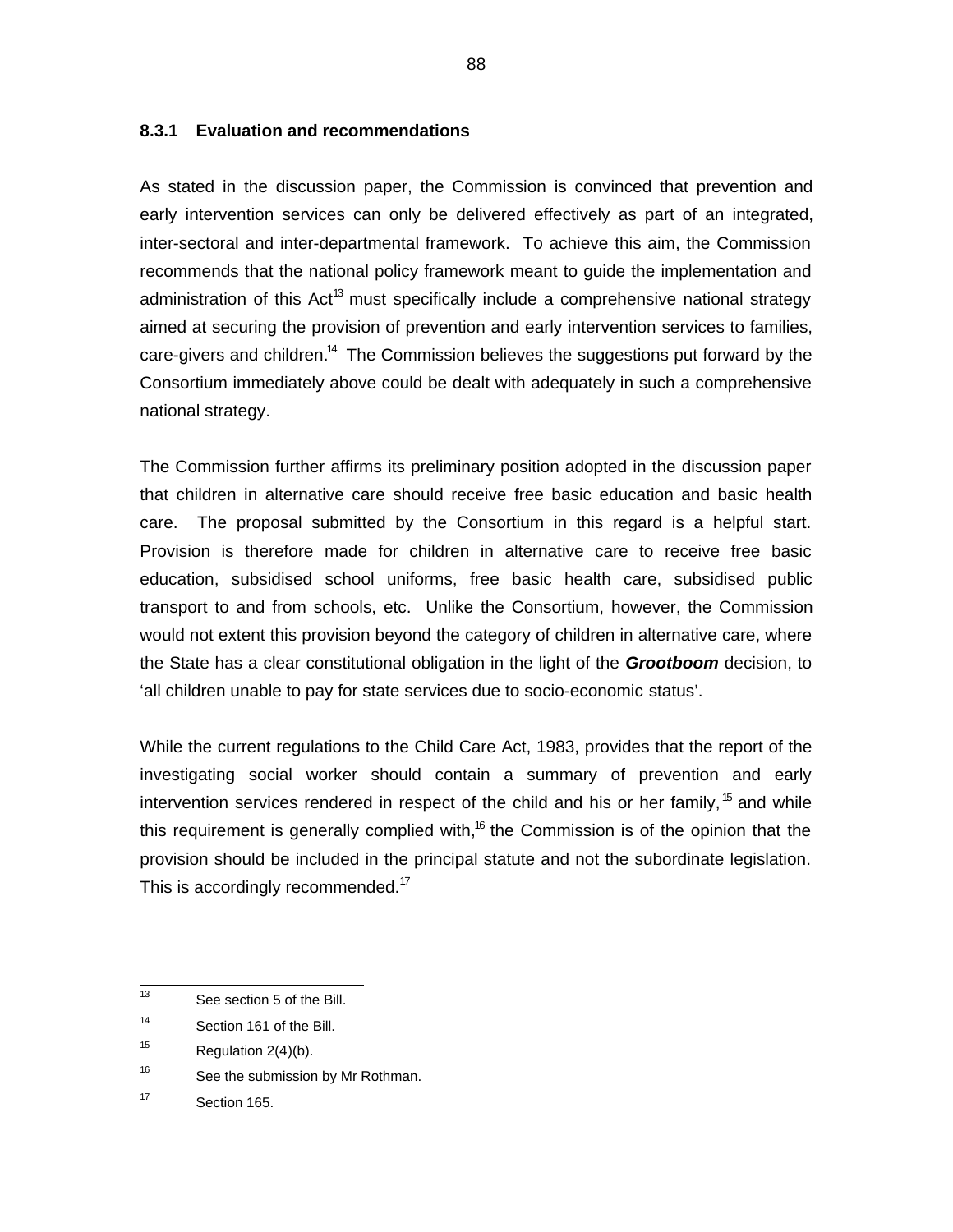### 8.3.1 Evaluation and recommendations

As stated in the discussion paper, the Commission is convinced that prevention and early intervention services can only be delivered effectively as part of an integrated, inter-sectoral and inter-departmental framework. To achieve this aim, the Commission recommends that the national policy framework meant to guide the implementation and administration of this Act[13] must specifically include a comprehensive national strategy aimed at securing the provision of prevention and early intervention services to families, care-givers and children.[14] The Commission believes the suggestions put forward by the Consortium immediately above could be dealt with adequately in such a comprehensive national strategy.

The Commission further affirms its preliminary position adopted in the discussion paper that children in alternative care should receive free basic education and basic health care. The proposal submitted by the Consortium in this regard is a helpful start. Provision is therefore made for children in alternative care to receive free basic education, subsidised school uniforms, free basic health care, subsidised public transport to and from schools, etc. Unlike the Consortium, however, the Commission would not extent this provision beyond the category of children in alternative care, where the State has a clear constitutional obligation in the light of the ***Grootboom*** decision, to 'all children unable to pay for state services due to socio-economic status'.

While the current regulations to the Child Care Act, 1983, provides that the report of the investigating social worker should contain a summary of prevention and early intervention services rendered in respect of the child and his or her family,[15] and while this requirement is generally complied with,[16] the Commission is of the opinion that the provision should be included in the principal statute and not the subordinate legislation. This is accordingly recommended.[17]

---

[13] See section 5 of the Bill.

[14] Section 161 of the Bill.

[15] Regulation 2(4)(b).

[16] See the submission by Mr Rothman.

[17] Section 165.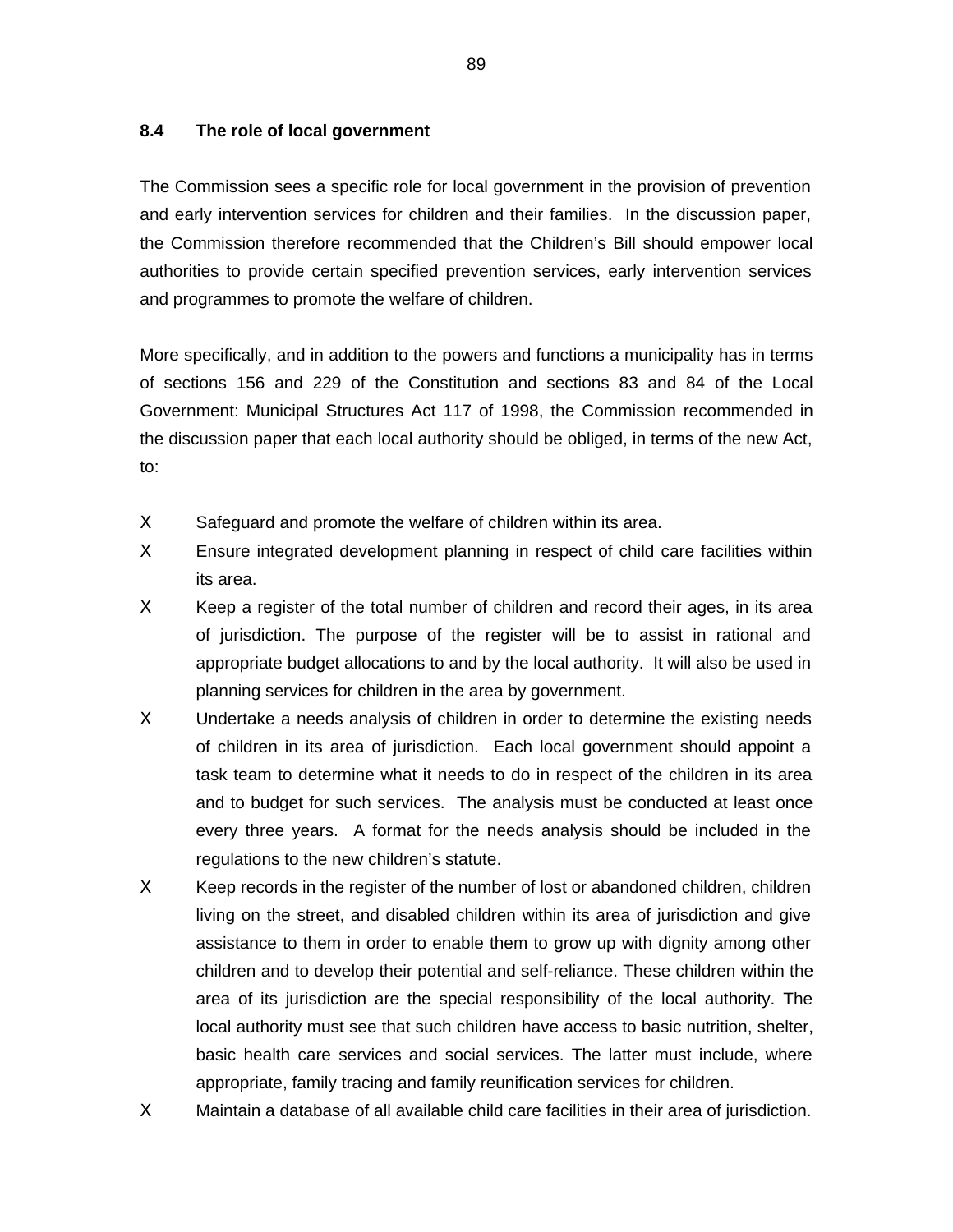### 8.4 The role of local government

The Commission sees a specific role for local government in the provision of prevention and early intervention services for children and their families. In the discussion paper, the Commission therefore recommended that the Children's Bill should empower local authorities to provide certain specified prevention services, early intervention services and programmes to promote the welfare of children.

More specifically, and in addition to the powers and functions a municipality has in terms of sections 156 and 229 of the Constitution and sections 83 and 84 of the Local Government: Municipal Structures Act 117 of 1998, the Commission recommended in the discussion paper that each local authority should be obliged, in terms of the new Act, to:

- Safeguard and promote the welfare of children within its area.
- Ensure integrated development planning in respect of child care facilities within its area.
- Keep a register of the total number of children and record their ages, in its area of jurisdiction. The purpose of the register will be to assist in rational and appropriate budget allocations to and by the local authority. It will also be used in planning services for children in the area by government.
- Undertake a needs analysis of children in order to determine the existing needs of children in its area of jurisdiction. Each local government should appoint a task team to determine what it needs to do in respect of the children in its area and to budget for such services. The analysis must be conducted at least once every three years. A format for the needs analysis should be included in the regulations to the new children's statute.
- Keep records in the register of the number of lost or abandoned children, children living on the street, and disabled children within its area of jurisdiction and give assistance to them in order to enable them to grow up with dignity among other children and to develop their potential and self-reliance. These children within the area of its jurisdiction are the special responsibility of the local authority. The local authority must see that such children have access to basic nutrition, shelter, basic health care services and social services. The latter must include, where appropriate, family tracing and family reunification services for children.
- Maintain a database of all available child care facilities in their area of jurisdiction.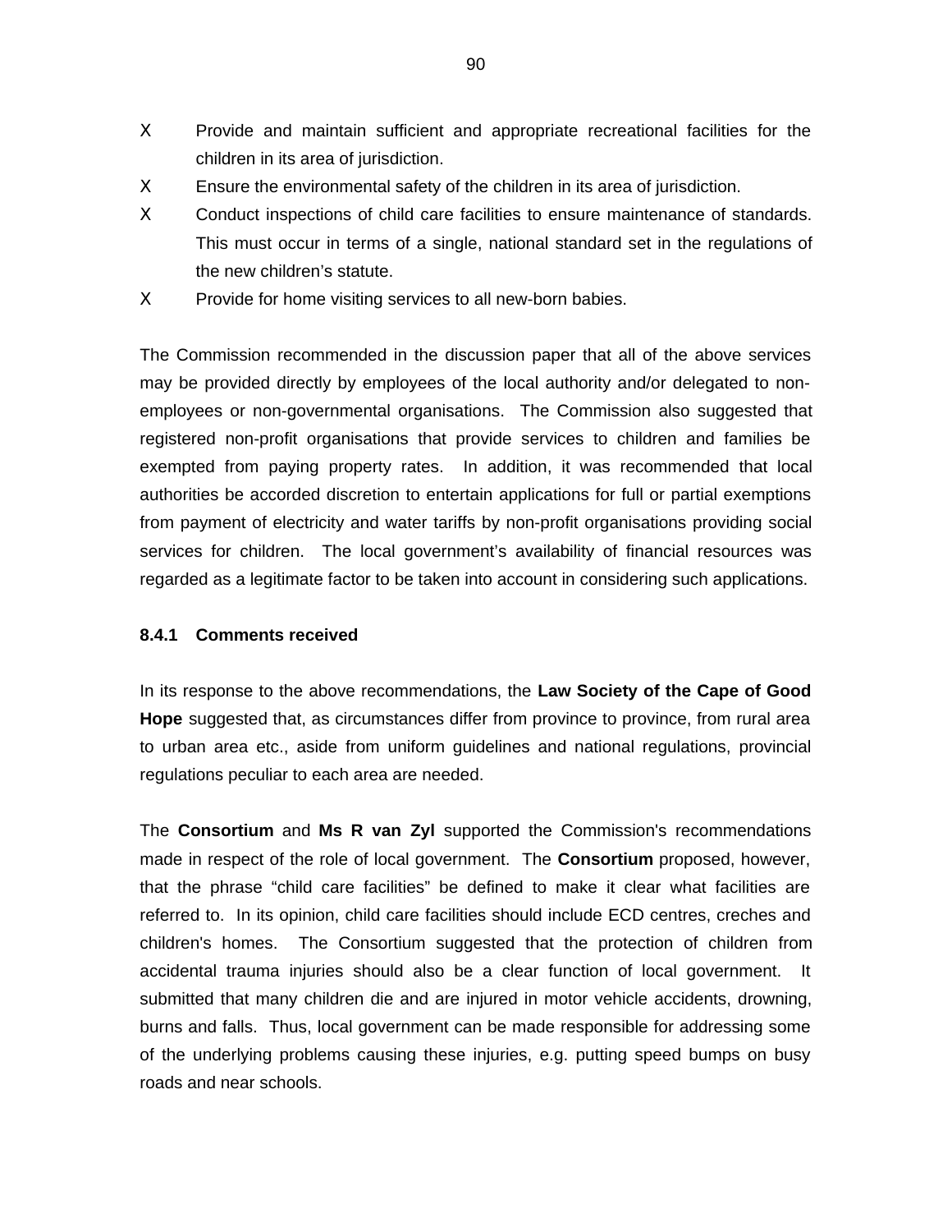- Provide and maintain sufficient and appropriate recreational facilities for the children in its area of jurisdiction.
- Ensure the environmental safety of the children in its area of jurisdiction.
- Conduct inspections of child care facilities to ensure maintenance of standards. This must occur in terms of a single, national standard set in the regulations of the new children's statute.
- Provide for home visiting services to all new-born babies.

The Commission recommended in the discussion paper that all of the above services may be provided directly by employees of the local authority and/or delegated to non-employees or non-governmental organisations. The Commission also suggested that registered non-profit organisations that provide services to children and families be exempted from paying property rates. In addition, it was recommended that local authorities be accorded discretion to entertain applications for full or partial exemptions from payment of electricity and water tariffs by non-profit organisations providing social services for children. The local government's availability of financial resources was regarded as a legitimate factor to be taken into account in considering such applications.

#### 8.4.1 Comments received

In its response to the above recommendations, the **Law Society of the Cape of Good Hope** suggested that, as circumstances differ from province to province, from rural area to urban area etc., aside from uniform guidelines and national regulations, provincial regulations peculiar to each area are needed.

The **Consortium** and **Ms R van Zyl** supported the Commission's recommendations made in respect of the role of local government. The **Consortium** proposed, however, that the phrase "child care facilities" be defined to make it clear what facilities are referred to. In its opinion, child care facilities should include ECD centres, creches and children's homes. The Consortium suggested that the protection of children from accidental trauma injuries should also be a clear function of local government. It submitted that many children die and are injured in motor vehicle accidents, drowning, burns and falls. Thus, local government can be made responsible for addressing some of the underlying problems causing these injuries, e.g. putting speed bumps on busy roads and near schools.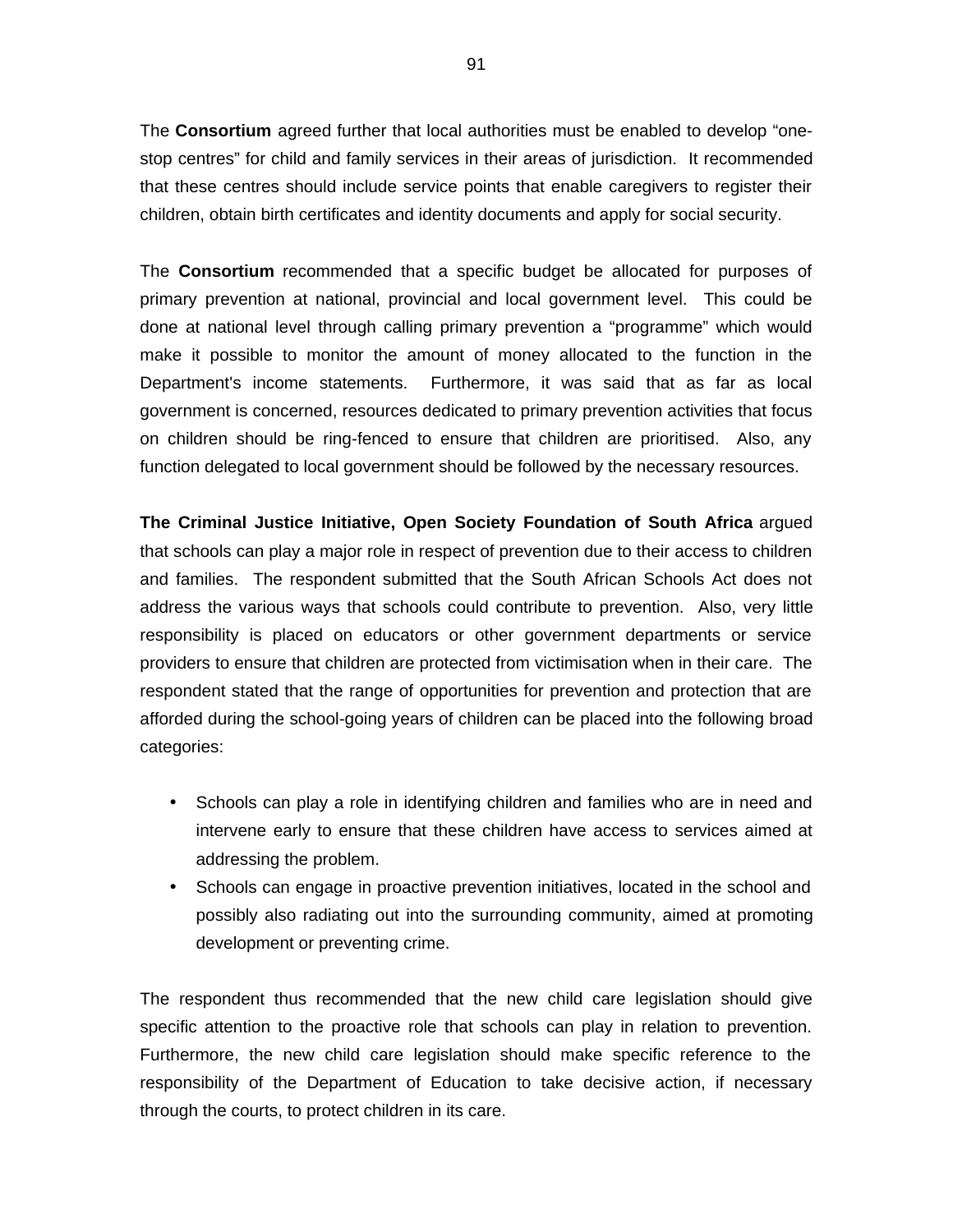The **Consortium** agreed further that local authorities must be enabled to develop “one-stop centres” for child and family services in their areas of jurisdiction. It recommended that these centres should include service points that enable caregivers to register their children, obtain birth certificates and identity documents and apply for social security.

The **Consortium** recommended that a specific budget be allocated for purposes of primary prevention at national, provincial and local government level. This could be done at national level through calling primary prevention a “programme” which would make it possible to monitor the amount of money allocated to the function in the Department's income statements. Furthermore, it was said that as far as local government is concerned, resources dedicated to primary prevention activities that focus on children should be ring-fenced to ensure that children are prioritised. Also, any function delegated to local government should be followed by the necessary resources.

**The Criminal Justice Initiative, Open Society Foundation of South Africa** argued that schools can play a major role in respect of prevention due to their access to children and families. The respondent submitted that the South African Schools Act does not address the various ways that schools could contribute to prevention. Also, very little responsibility is placed on educators or other government departments or service providers to ensure that children are protected from victimisation when in their care. The respondent stated that the range of opportunities for prevention and protection that are afforded during the school-going years of children can be placed into the following broad categories:

- Schools can play a role in identifying children and families who are in need and intervene early to ensure that these children have access to services aimed at addressing the problem.
- Schools can engage in proactive prevention initiatives, located in the school and possibly also radiating out into the surrounding community, aimed at promoting development or preventing crime.

The respondent thus recommended that the new child care legislation should give specific attention to the proactive role that schools can play in relation to prevention. Furthermore, the new child care legislation should make specific reference to the responsibility of the Department of Education to take decisive action, if necessary through the courts, to protect children in its care.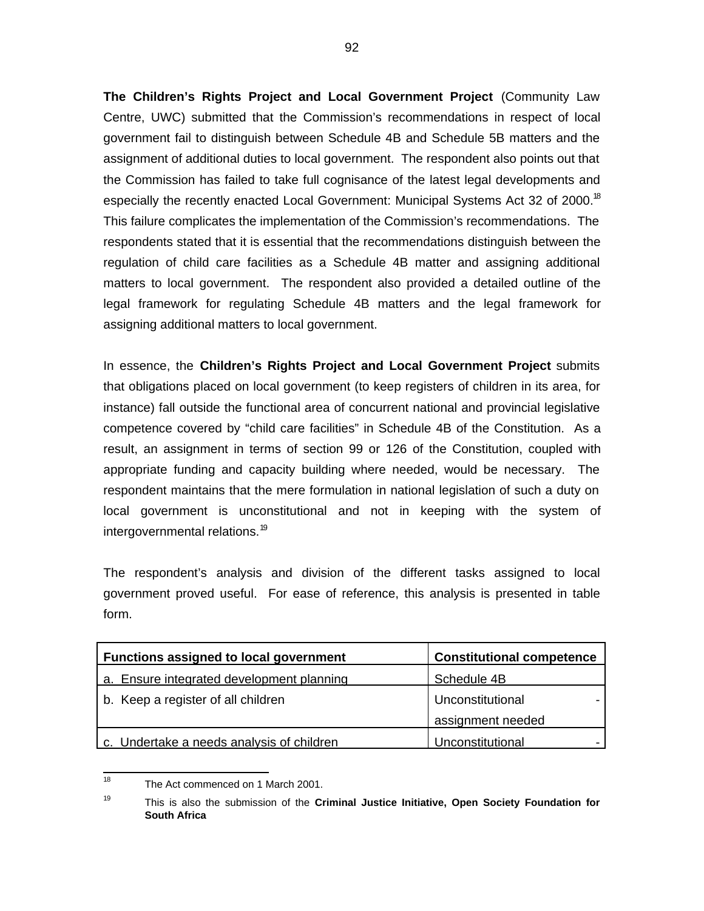**The Children's Rights Project and Local Government Project** (Community Law Centre, UWC) submitted that the Commission's recommendations in respect of local government fail to distinguish between Schedule 4B and Schedule 5B matters and the assignment of additional duties to local government. The respondent also points out that the Commission has failed to take full cognisance of the latest legal developments and especially the recently enacted Local Government: Municipal Systems Act 32 of 2000.[18] This failure complicates the implementation of the Commission's recommendations. The respondents stated that it is essential that the recommendations distinguish between the regulation of child care facilities as a Schedule 4B matter and assigning additional matters to local government. The respondent also provided a detailed outline of the legal framework for regulating Schedule 4B matters and the legal framework for assigning additional matters to local government.

In essence, the **Children's Rights Project and Local Government Project** submits that obligations placed on local government (to keep registers of children in its area, for instance) fall outside the functional area of concurrent national and provincial legislative competence covered by "child care facilities" in Schedule 4B of the Constitution. As a result, an assignment in terms of section 99 or 126 of the Constitution, coupled with appropriate funding and capacity building where needed, would be necessary. The respondent maintains that the mere formulation in national legislation of such a duty on local government is unconstitutional and not in keeping with the system of intergovernmental relations.[19]

The respondent's analysis and division of the different tasks assigned to local government proved useful. For ease of reference, this analysis is presented in table form.

| Functions assigned to local government | Constitutional competence |
|---|---|
| a. Ensure integrated development planning | Schedule 4B |
| b. Keep a register of all children | Unconstitutional - assignment needed |
| c. Undertake a needs analysis of children | Unconstitutional - |

[18] The Act commenced on 1 March 2001.

[19] This is also the submission of the **Criminal Justice Initiative, Open Society Foundation for South Africa**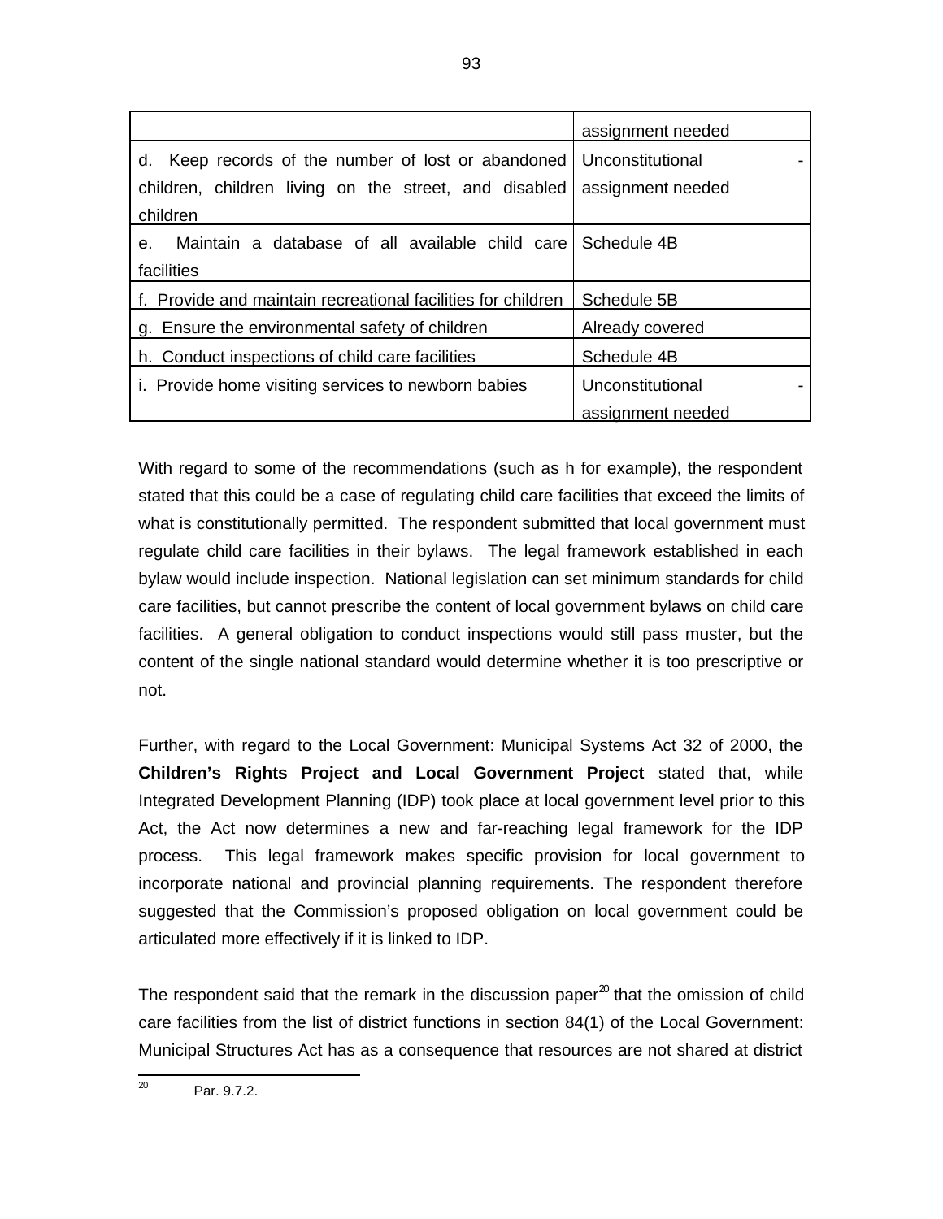| | |
|---|---|
| | assignment needed |
| d. Keep records of the number of lost or abandoned children, children living on the street, and disabled children | Unconstitutional - assignment needed |
| e. Maintain a database of all available child care facilities | Schedule 4B |
| f. Provide and maintain recreational facilities for children | Schedule 5B |
| g. Ensure the environmental safety of children | Already covered |
| h. Conduct inspections of child care facilities | Schedule 4B |
| i. Provide home visiting services to newborn babies | Unconstitutional - assignment needed |

With regard to some of the recommendations (such as h for example), the respondent stated that this could be a case of regulating child care facilities that exceed the limits of what is constitutionally permitted. The respondent submitted that local government must regulate child care facilities in their bylaws. The legal framework established in each bylaw would include inspection. National legislation can set minimum standards for child care facilities, but cannot prescribe the content of local government bylaws on child care facilities. A general obligation to conduct inspections would still pass muster, but the content of the single national standard would determine whether it is too prescriptive or not.

Further, with regard to the Local Government: Municipal Systems Act 32 of 2000, the **Children's Rights Project and Local Government Project** stated that, while Integrated Development Planning (IDP) took place at local government level prior to this Act, the Act now determines a new and far-reaching legal framework for the IDP process. This legal framework makes specific provision for local government to incorporate national and provincial planning requirements. The respondent therefore suggested that the Commission's proposed obligation on local government could be articulated more effectively if it is linked to IDP.

The respondent said that the remark in the discussion paper[20] that the omission of child care facilities from the list of district functions in section 84(1) of the Local Government: Municipal Structures Act has as a consequence that resources are not shared at district

---

[20] Par. 9.7.2.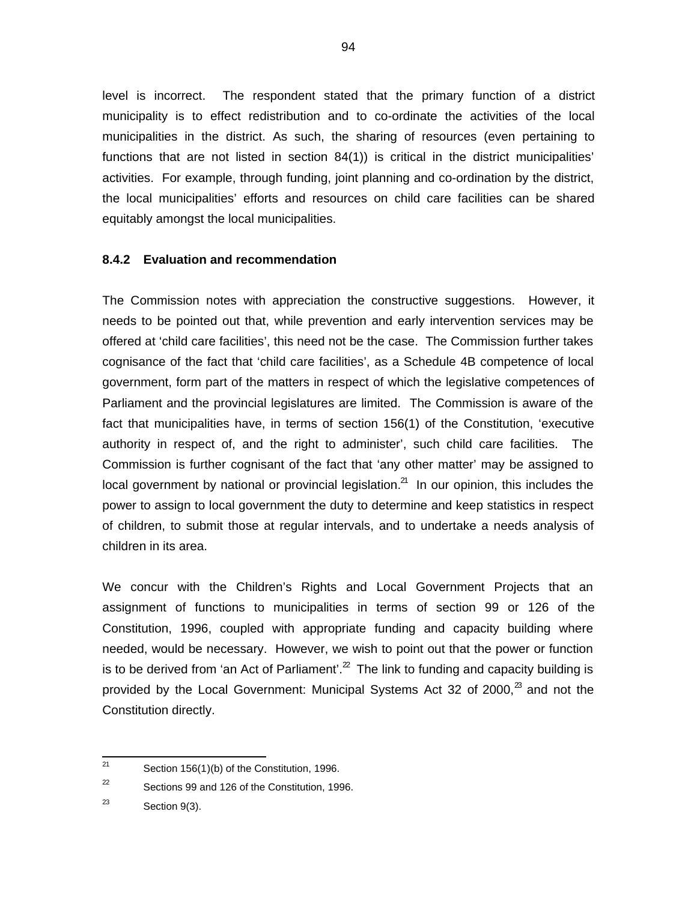level is incorrect. The respondent stated that the primary function of a district municipality is to effect redistribution and to co-ordinate the activities of the local municipalities in the district. As such, the sharing of resources (even pertaining to functions that are not listed in section 84(1)) is critical in the district municipalities' activities. For example, through funding, joint planning and co-ordination by the district, the local municipalities' efforts and resources on child care facilities can be shared equitably amongst the local municipalities.

**8.4.2 Evaluation and recommendation**

The Commission notes with appreciation the constructive suggestions. However, it needs to be pointed out that, while prevention and early intervention services may be offered at 'child care facilities', this need not be the case. The Commission further takes cognisance of the fact that 'child care facilities', as a Schedule 4B competence of local government, form part of the matters in respect of which the legislative competences of Parliament and the provincial legislatures are limited. The Commission is aware of the fact that municipalities have, in terms of section 156(1) of the Constitution, 'executive authority in respect of, and the right to administer', such child care facilities. The Commission is further cognisant of the fact that 'any other matter' may be assigned to local government by national or provincial legislation.[21] In our opinion, this includes the power to assign to local government the duty to determine and keep statistics in respect of children, to submit those at regular intervals, and to undertake a needs analysis of children in its area.

We concur with the Children's Rights and Local Government Projects that an assignment of functions to municipalities in terms of section 99 or 126 of the Constitution, 1996, coupled with appropriate funding and capacity building where needed, would be necessary. However, we wish to point out that the power or function is to be derived from 'an Act of Parliament'.[22] The link to funding and capacity building is provided by the Local Government: Municipal Systems Act 32 of 2000,[23] and not the Constitution directly.

---

[21] Section 156(1)(b) of the Constitution, 1996.

[22] Sections 99 and 126 of the Constitution, 1996.

[23] Section 9(3).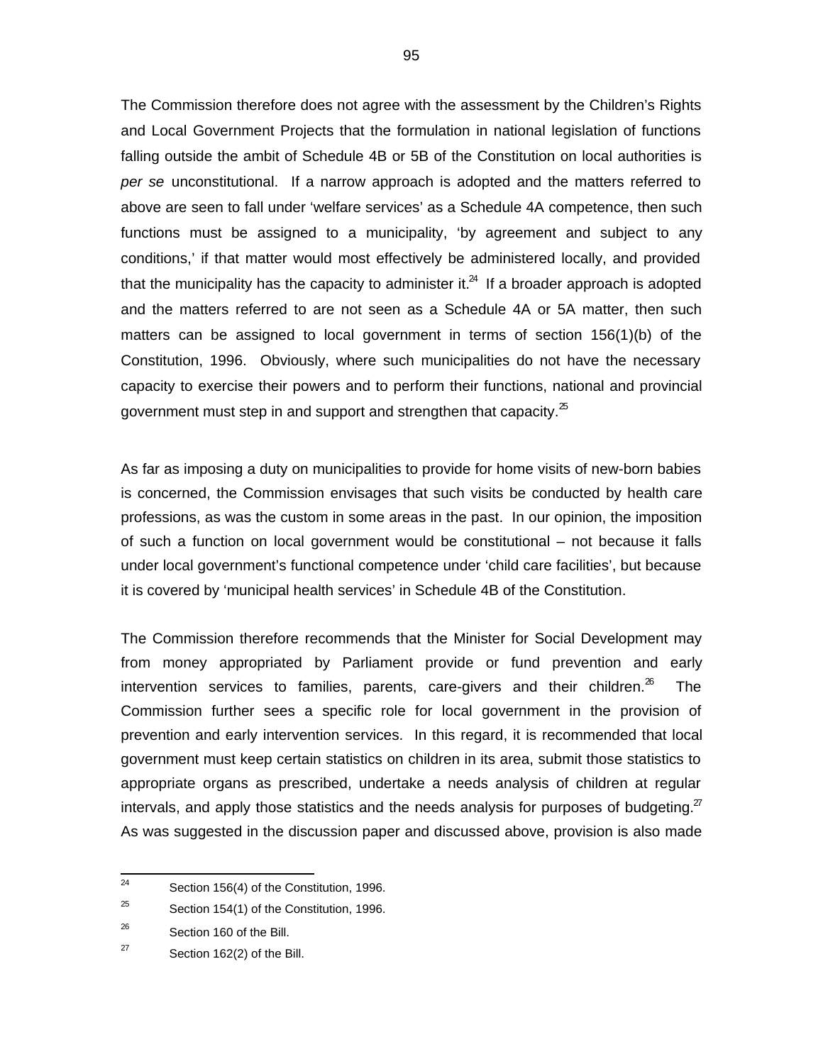The Commission therefore does not agree with the assessment by the Children's Rights and Local Government Projects that the formulation in national legislation of functions falling outside the ambit of Schedule 4B or 5B of the Constitution on local authorities is *per se* unconstitutional. If a narrow approach is adopted and the matters referred to above are seen to fall under 'welfare services' as a Schedule 4A competence, then such functions must be assigned to a municipality, 'by agreement and subject to any conditions,' if that matter would most effectively be administered locally, and provided that the municipality has the capacity to administer it.[24] If a broader approach is adopted and the matters referred to are not seen as a Schedule 4A or 5A matter, then such matters can be assigned to local government in terms of section 156(1)(b) of the Constitution, 1996. Obviously, where such municipalities do not have the necessary capacity to exercise their powers and to perform their functions, national and provincial government must step in and support and strengthen that capacity.[25]

As far as imposing a duty on municipalities to provide for home visits of new-born babies is concerned, the Commission envisages that such visits be conducted by health care professions, as was the custom in some areas in the past. In our opinion, the imposition of such a function on local government would be constitutional – not because it falls under local government's functional competence under 'child care facilities', but because it is covered by 'municipal health services' in Schedule 4B of the Constitution.

The Commission therefore recommends that the Minister for Social Development may from money appropriated by Parliament provide or fund prevention and early intervention services to families, parents, care-givers and their children.[26] The Commission further sees a specific role for local government in the provision of prevention and early intervention services. In this regard, it is recommended that local government must keep certain statistics on children in its area, submit those statistics to appropriate organs as prescribed, undertake a needs analysis of children at regular intervals, and apply those statistics and the needs analysis for purposes of budgeting.[27] As was suggested in the discussion paper and discussed above, provision is also made

---

[24] Section 156(4) of the Constitution, 1996.

[25] Section 154(1) of the Constitution, 1996.

[26] Section 160 of the Bill.

[27] Section 162(2) of the Bill.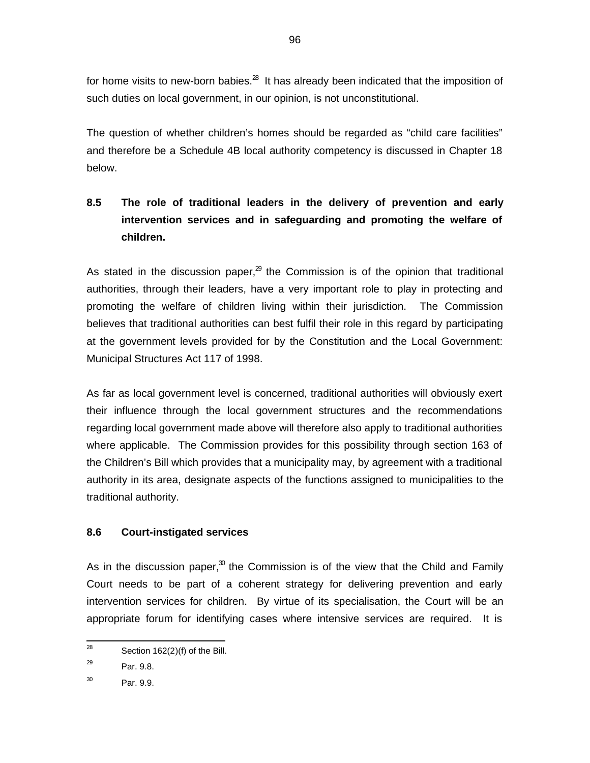for home visits to new-born babies.[28] It has already been indicated that the imposition of such duties on local government, in our opinion, is not unconstitutional.

The question of whether children's homes should be regarded as "child care facilities" and therefore be a Schedule 4B local authority competency is discussed in Chapter 18 below.

## 8.5 The role of traditional leaders in the delivery of prevention and early intervention services and in safeguarding and promoting the welfare of children.

As stated in the discussion paper,[29] the Commission is of the opinion that traditional authorities, through their leaders, have a very important role to play in protecting and promoting the welfare of children living within their jurisdiction. The Commission believes that traditional authorities can best fulfil their role in this regard by participating at the government levels provided for by the Constitution and the Local Government: Municipal Structures Act 117 of 1998.

As far as local government level is concerned, traditional authorities will obviously exert their influence through the local government structures and the recommendations regarding local government made above will therefore also apply to traditional authorities where applicable. The Commission provides for this possibility through section 163 of the Children's Bill which provides that a municipality may, by agreement with a traditional authority in its area, designate aspects of the functions assigned to municipalities to the traditional authority.

## 8.6 Court-instigated services

As in the discussion paper,[30] the Commission is of the view that the Child and Family Court needs to be part of a coherent strategy for delivering prevention and early intervention services for children. By virtue of its specialisation, the Court will be an appropriate forum for identifying cases where intensive services are required. It is

---

[28] Section 162(2)(f) of the Bill.

[29] Par. 9.8.

[30] Par. 9.9.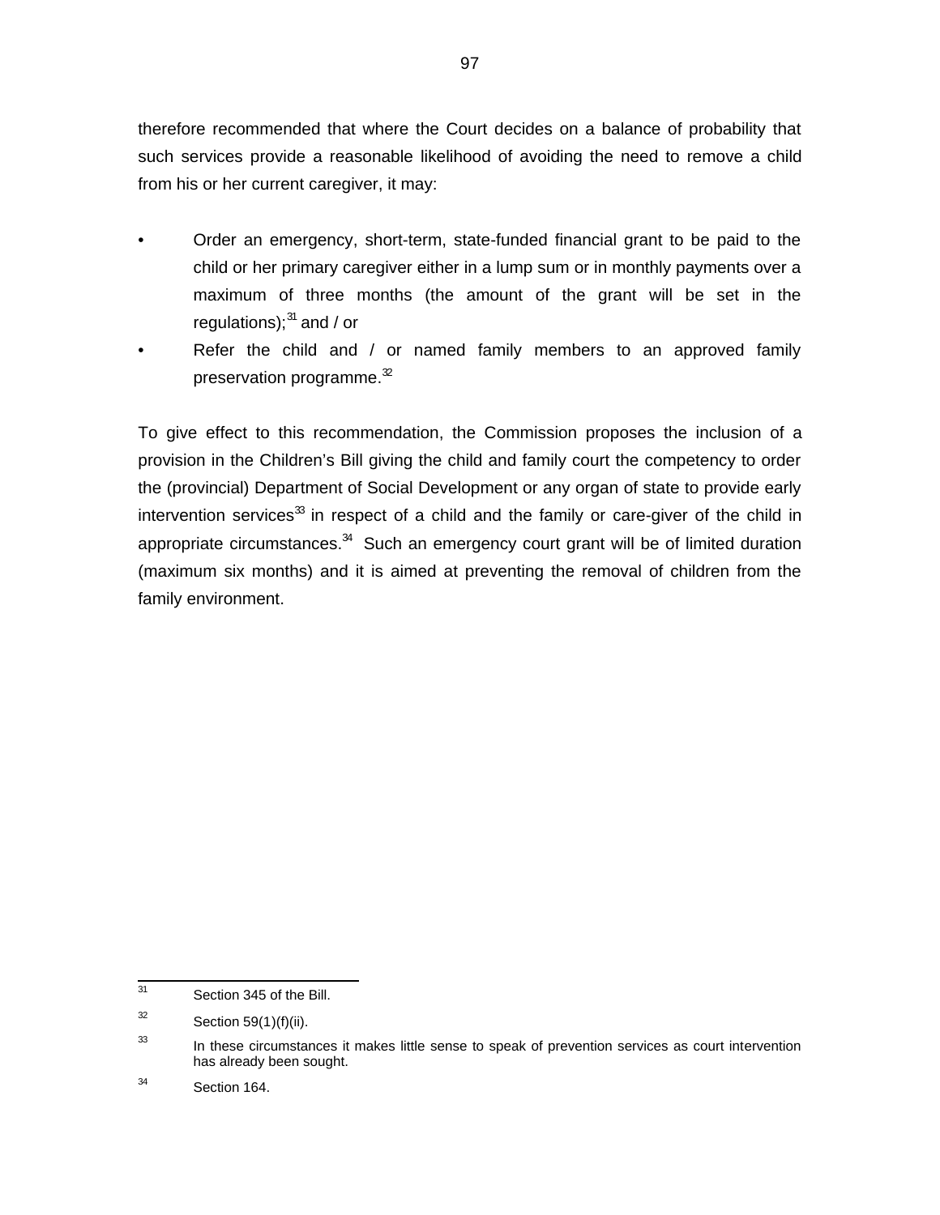therefore recommended that where the Court decides on a balance of probability that such services provide a reasonable likelihood of avoiding the need to remove a child from his or her current caregiver, it may:

- Order an emergency, short-term, state-funded financial grant to be paid to the child or her primary caregiver either in a lump sum or in monthly payments over a maximum of three months (the amount of the grant will be set in the regulations);[31] and / or
- Refer the child and / or named family members to an approved family preservation programme.[32]

To give effect to this recommendation, the Commission proposes the inclusion of a provision in the Children's Bill giving the child and family court the competency to order the (provincial) Department of Social Development or any organ of state to provide early intervention services[33] in respect of a child and the family or care-giver of the child in appropriate circumstances.[34] Such an emergency court grant will be of limited duration (maximum six months) and it is aimed at preventing the removal of children from the family environment.

---

[31] Section 345 of the Bill.

[32] Section 59(1)(f)(ii).

[33] In these circumstances it makes little sense to speak of prevention services as court intervention has already been sought.

[34] Section 164.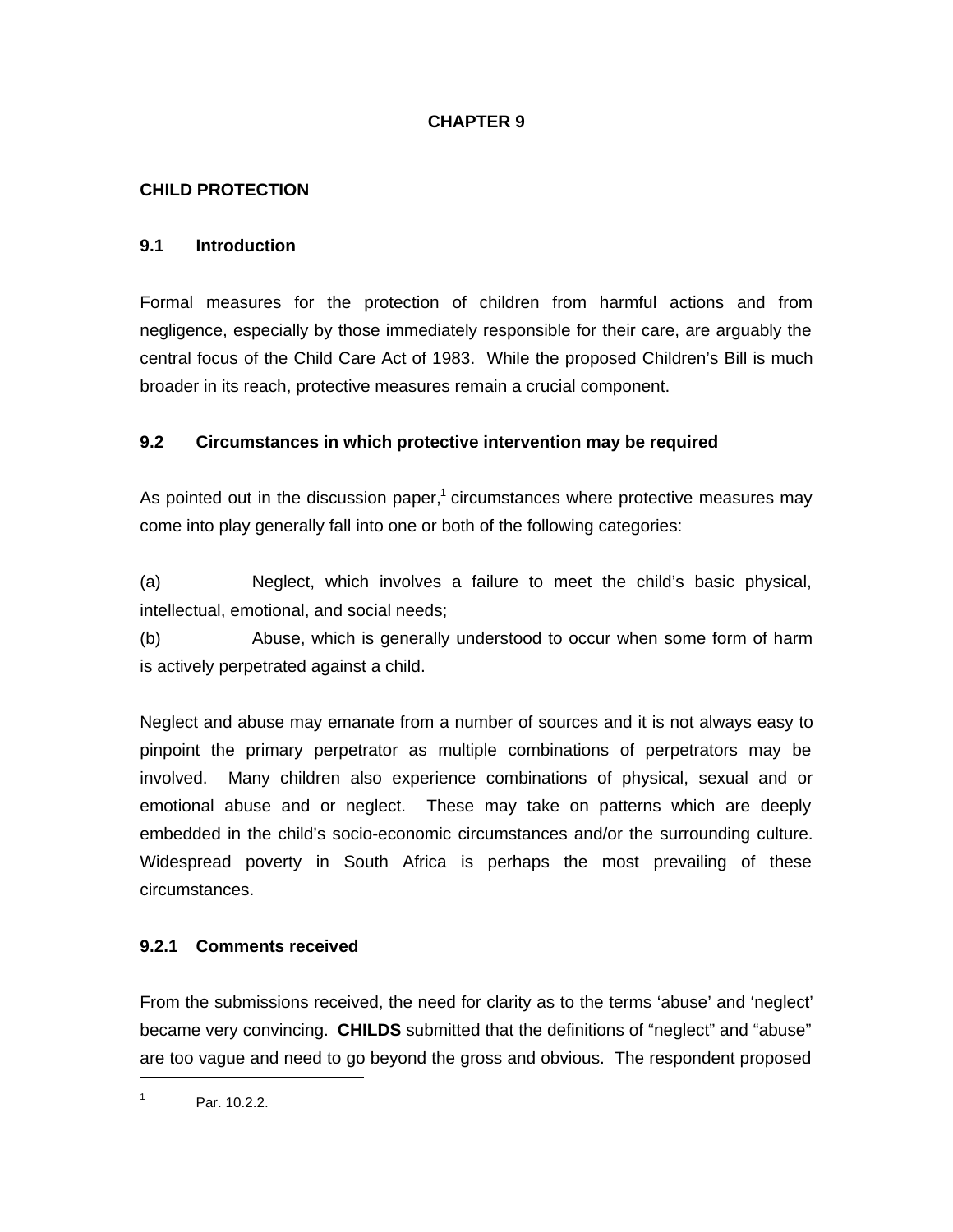# CHAPTER 9

## CHILD PROTECTION

### 9.1 Introduction

Formal measures for the protection of children from harmful actions and from negligence, especially by those immediately responsible for their care, are arguably the central focus of the Child Care Act of 1983. While the proposed Children's Bill is much broader in its reach, protective measures remain a crucial component.

### 9.2 Circumstances in which protective intervention may be required

As pointed out in the discussion paper,[1] circumstances where protective measures may come into play generally fall into one or both of the following categories:

(a) Neglect, which involves a failure to meet the child's basic physical, intellectual, emotional, and social needs;
(b) Abuse, which is generally understood to occur when some form of harm is actively perpetrated against a child.

Neglect and abuse may emanate from a number of sources and it is not always easy to pinpoint the primary perpetrator as multiple combinations of perpetrators may be involved. Many children also experience combinations of physical, sexual and or emotional abuse and or neglect. These may take on patterns which are deeply embedded in the child's socio-economic circumstances and/or the surrounding culture. Widespread poverty in South Africa is perhaps the most prevailing of these circumstances.

#### 9.2.1 Comments received

From the submissions received, the need for clarity as to the terms 'abuse' and 'neglect' became very convincing. **CHILDS** submitted that the definitions of "neglect" and "abuse" are too vague and need to go beyond the gross and obvious. The respondent proposed

---

[1] Par. 10.2.2.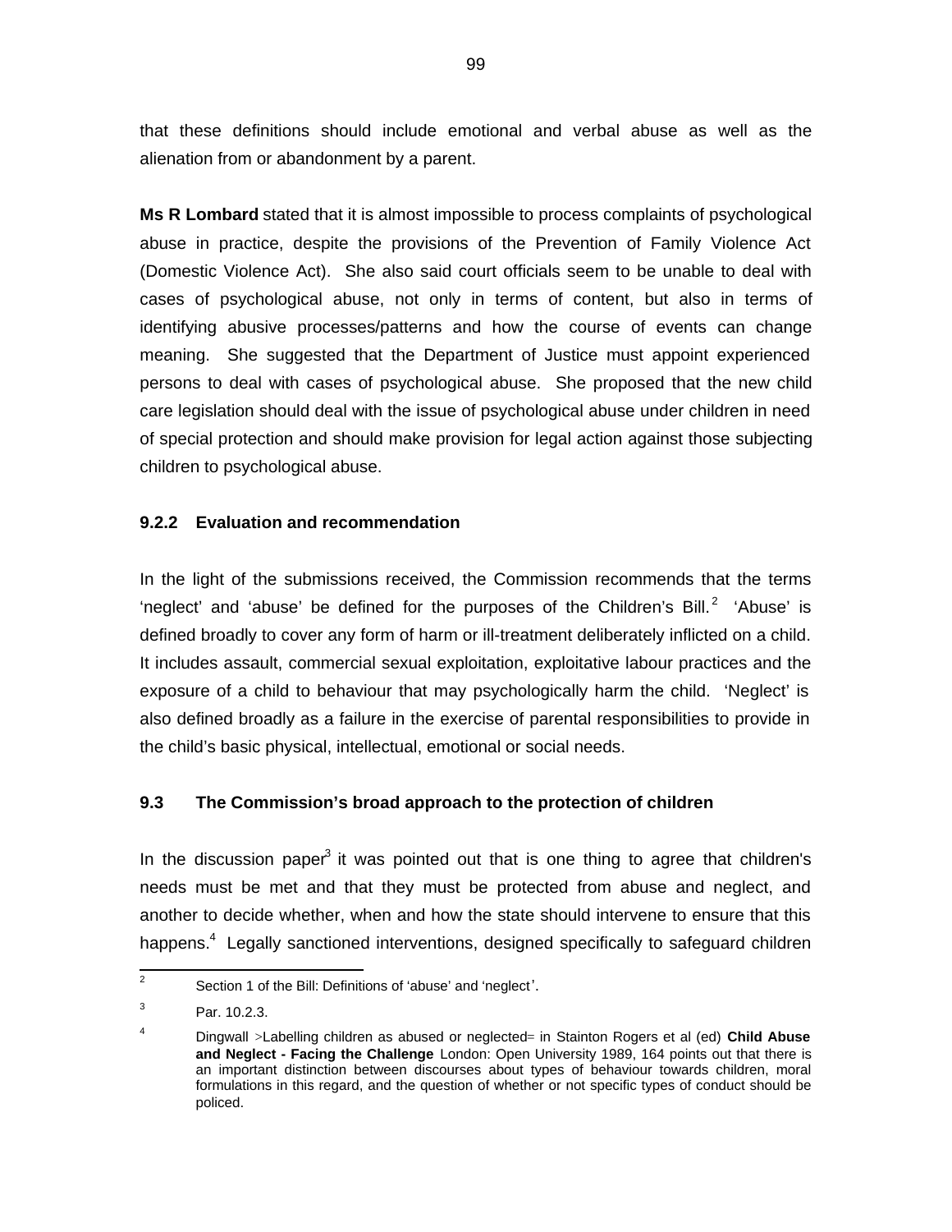that these definitions should include emotional and verbal abuse as well as the alienation from or abandonment by a parent.

**Ms R Lombard** stated that it is almost impossible to process complaints of psychological abuse in practice, despite the provisions of the Prevention of Family Violence Act (Domestic Violence Act). She also said court officials seem to be unable to deal with cases of psychological abuse, not only in terms of content, but also in terms of identifying abusive processes/patterns and how the course of events can change meaning. She suggested that the Department of Justice must appoint experienced persons to deal with cases of psychological abuse. She proposed that the new child care legislation should deal with the issue of psychological abuse under children in need of special protection and should make provision for legal action against those subjecting children to psychological abuse.

### 9.2.2 Evaluation and recommendation

In the light of the submissions received, the Commission recommends that the terms 'neglect' and 'abuse' be defined for the purposes of the Children's Bill.[2] 'Abuse' is defined broadly to cover any form of harm or ill-treatment deliberately inflicted on a child. It includes assault, commercial sexual exploitation, exploitative labour practices and the exposure of a child to behaviour that may psychologically harm the child. 'Neglect' is also defined broadly as a failure in the exercise of parental responsibilities to provide in the child's basic physical, intellectual, emotional or social needs.

## 9.3 The Commission's broad approach to the protection of children

In the discussion paper[3] it was pointed out that is one thing to agree that children's needs must be met and that they must be protected from abuse and neglect, and another to decide whether, when and how the state should intervene to ensure that this happens.[4] Legally sanctioned interventions, designed specifically to safeguard children

---

[2] Section 1 of the Bill: Definitions of 'abuse' and 'neglect'.

[3] Par. 10.2.3.

[4] Dingwall >Labelling children as abused or neglected= in Stainton Rogers et al (ed) **Child Abuse and Neglect - Facing the Challenge** London: Open University 1989, 164 points out that there is an important distinction between discourses about types of behaviour towards children, moral formulations in this regard, and the question of whether or not specific types of conduct should be policed.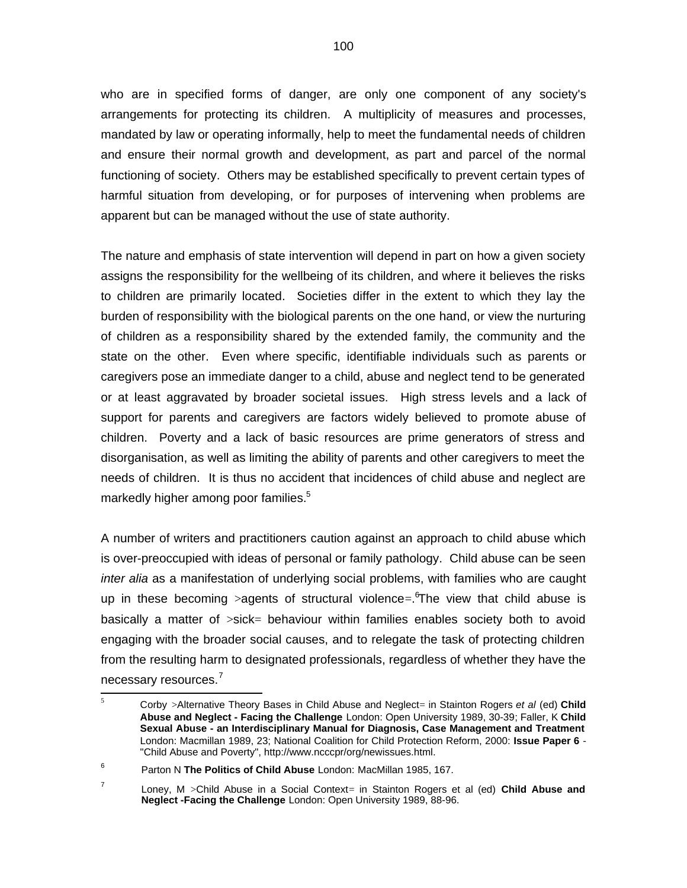who are in specified forms of danger, are only one component of any society's arrangements for protecting its children. A multiplicity of measures and processes, mandated by law or operating informally, help to meet the fundamental needs of children and ensure their normal growth and development, as part and parcel of the normal functioning of society. Others may be established specifically to prevent certain types of harmful situation from developing, or for purposes of intervening when problems are apparent but can be managed without the use of state authority.

The nature and emphasis of state intervention will depend in part on how a given society assigns the responsibility for the wellbeing of its children, and where it believes the risks to children are primarily located. Societies differ in the extent to which they lay the burden of responsibility with the biological parents on the one hand, or view the nurturing of children as a responsibility shared by the extended family, the community and the state on the other. Even where specific, identifiable individuals such as parents or caregivers pose an immediate danger to a child, abuse and neglect tend to be generated or at least aggravated by broader societal issues. High stress levels and a lack of support for parents and caregivers are factors widely believed to promote abuse of children. Poverty and a lack of basic resources are prime generators of stress and disorganisation, as well as limiting the ability of parents and other caregivers to meet the needs of children. It is thus no accident that incidences of child abuse and neglect are markedly higher among poor families.[5]

A number of writers and practitioners caution against an approach to child abuse which is over-preoccupied with ideas of personal or family pathology. Child abuse can be seen *inter alia* as a manifestation of underlying social problems, with families who are caught up in these becoming >agents of structural violence=.[6] The view that child abuse is basically a matter of >sick= behaviour within families enables society both to avoid engaging with the broader social causes, and to relegate the task of protecting children from the resulting harm to designated professionals, regardless of whether they have the necessary resources.[7]

---

[5] Corby >Alternative Theory Bases in Child Abuse and Neglect= in Stainton Rogers *et al* (ed) **Child Abuse and Neglect - Facing the Challenge** London: Open University 1989, 30-39; Faller, K **Child Sexual Abuse - an Interdisciplinary Manual for Diagnosis, Case Management and Treatment** London: Macmillan 1989, 23; National Coalition for Child Protection Reform, 2000: **Issue Paper 6** - "Child Abuse and Poverty", http://www.ncccpr/org/newissues.html.

[6] Parton N **The Politics of Child Abuse** London: MacMillan 1985, 167.

[7] Loney, M >Child Abuse in a Social Context= in Stainton Rogers et al (ed) **Child Abuse and Neglect -Facing the Challenge** London: Open University 1989, 88-96.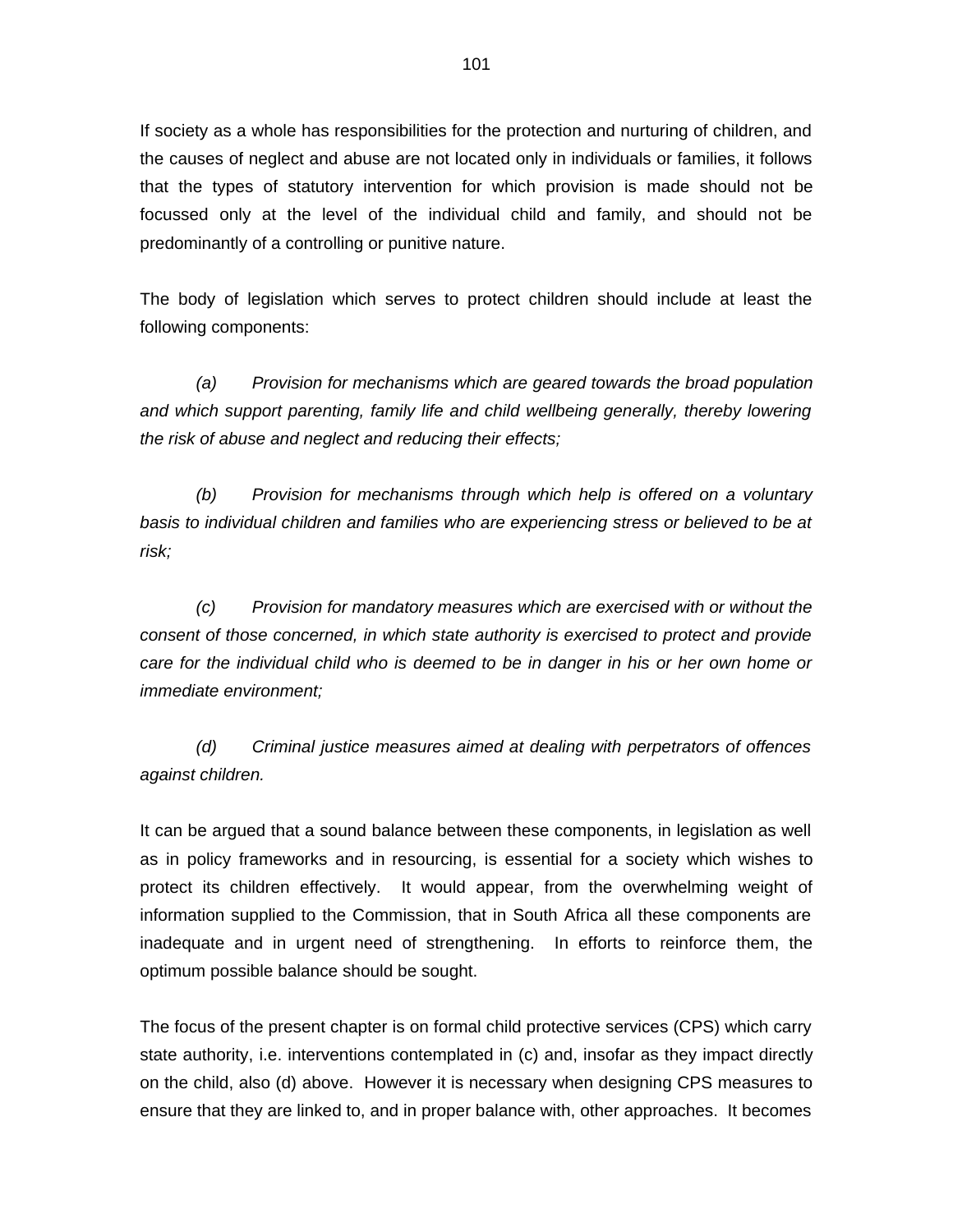If society as a whole has responsibilities for the protection and nurturing of children, and the causes of neglect and abuse are not located only in individuals or families, it follows that the types of statutory intervention for which provision is made should not be focussed only at the level of the individual child and family, and should not be predominantly of a controlling or punitive nature.

The body of legislation which serves to protect children should include at least the following components:

*(a) Provision for mechanisms which are geared towards the broad population and which support parenting, family life and child wellbeing generally, thereby lowering the risk of abuse and neglect and reducing their effects;*

*(b) Provision for mechanisms through which help is offered on a voluntary basis to individual children and families who are experiencing stress or believed to be at risk;*

*(c) Provision for mandatory measures which are exercised with or without the consent of those concerned, in which state authority is exercised to protect and provide care for the individual child who is deemed to be in danger in his or her own home or immediate environment;*

*(d) Criminal justice measures aimed at dealing with perpetrators of offences against children.*

It can be argued that a sound balance between these components, in legislation as well as in policy frameworks and in resourcing, is essential for a society which wishes to protect its children effectively. It would appear, from the overwhelming weight of information supplied to the Commission, that in South Africa all these components are inadequate and in urgent need of strengthening. In efforts to reinforce them, the optimum possible balance should be sought.

The focus of the present chapter is on formal child protective services (CPS) which carry state authority, i.e. interventions contemplated in (c) and, insofar as they impact directly on the child, also (d) above. However it is necessary when designing CPS measures to ensure that they are linked to, and in proper balance with, other approaches. It becomes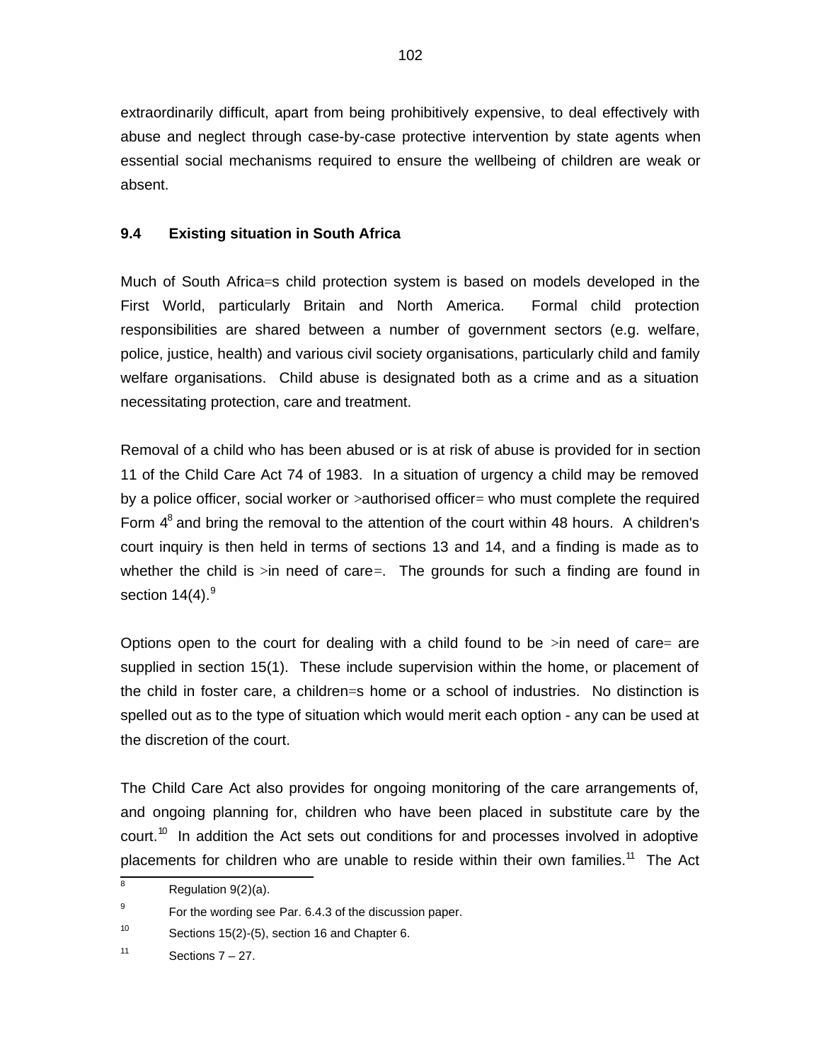extraordinarily difficult, apart from being prohibitively expensive, to deal effectively with abuse and neglect through case-by-case protective intervention by state agents when essential social mechanisms required to ensure the wellbeing of children are weak or absent.

### 9.4 Existing situation in South Africa

Much of South Africa=s child protection system is based on models developed in the First World, particularly Britain and North America. Formal child protection responsibilities are shared between a number of government sectors (e.g. welfare, police, justice, health) and various civil society organisations, particularly child and family welfare organisations. Child abuse is designated both as a crime and as a situation necessitating protection, care and treatment.

Removal of a child who has been abused or is at risk of abuse is provided for in section 11 of the Child Care Act 74 of 1983. In a situation of urgency a child may be removed by a police officer, social worker or >authorised officer= who must complete the required Form 4[8] and bring the removal to the attention of the court within 48 hours. A children's court inquiry is then held in terms of sections 13 and 14, and a finding is made as to whether the child is >in need of care=. The grounds for such a finding are found in section 14(4).[9]

Options open to the court for dealing with a child found to be >in need of care= are supplied in section 15(1). These include supervision within the home, or placement of the child in foster care, a children=s home or a school of industries. No distinction is spelled out as to the type of situation which would merit each option - any can be used at the discretion of the court.

The Child Care Act also provides for ongoing monitoring of the care arrangements of, and ongoing planning for, children who have been placed in substitute care by the court.[10] In addition the Act sets out conditions for and processes involved in adoptive placements for children who are unable to reside within their own families.[11] The Act

---

[8] Regulation 9(2)(a).

[9] For the wording see Par. 6.4.3 of the discussion paper.

[10] Sections 15(2)-(5), section 16 and Chapter 6.

[11] Sections 7 – 27.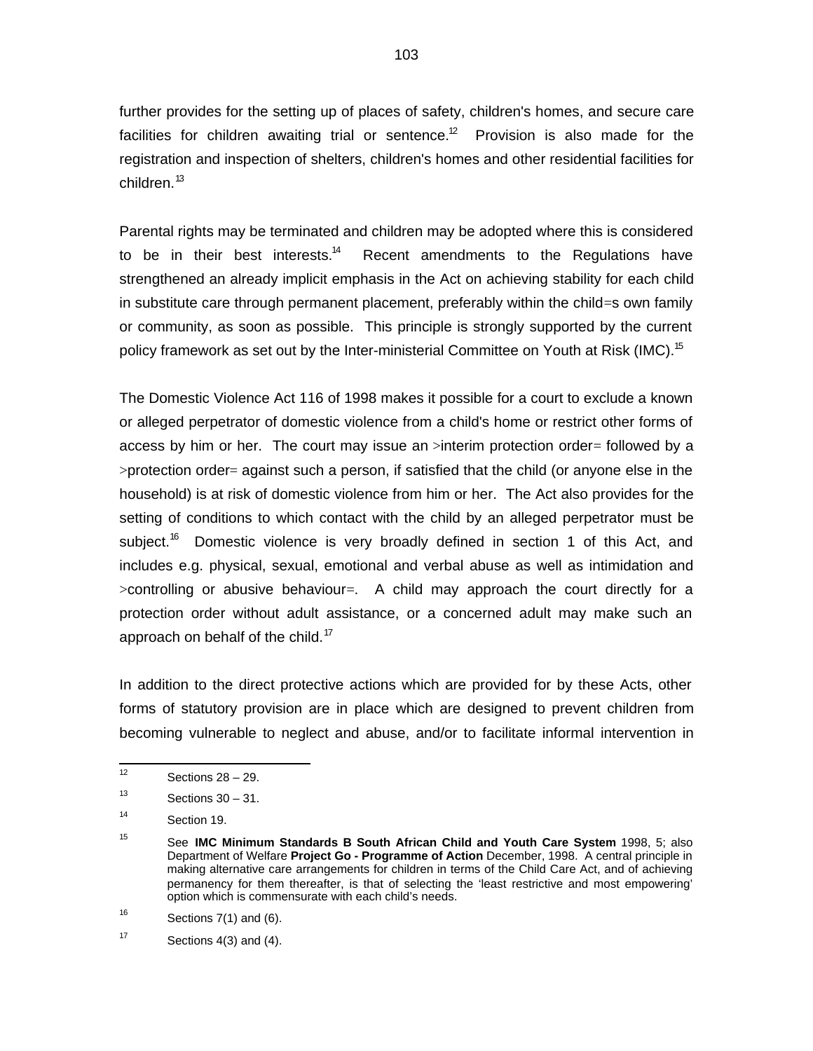further provides for the setting up of places of safety, children's homes, and secure care facilities for children awaiting trial or sentence.[12] Provision is also made for the registration and inspection of shelters, children's homes and other residential facilities for children.[13]

Parental rights may be terminated and children may be adopted where this is considered to be in their best interests.[14] Recent amendments to the Regulations have strengthened an already implicit emphasis in the Act on achieving stability for each child in substitute care through permanent placement, preferably within the child=s own family or community, as soon as possible. This principle is strongly supported by the current policy framework as set out by the Inter-ministerial Committee on Youth at Risk (IMC).[15]

The Domestic Violence Act 116 of 1998 makes it possible for a court to exclude a known or alleged perpetrator of domestic violence from a child's home or restrict other forms of access by him or her. The court may issue an >interim protection order= followed by a >protection order= against such a person, if satisfied that the child (or anyone else in the household) is at risk of domestic violence from him or her. The Act also provides for the setting of conditions to which contact with the child by an alleged perpetrator must be subject.[16] Domestic violence is very broadly defined in section 1 of this Act, and includes e.g. physical, sexual, emotional and verbal abuse as well as intimidation and >controlling or abusive behaviour=. A child may approach the court directly for a protection order without adult assistance, or a concerned adult may make such an approach on behalf of the child.[17]

In addition to the direct protective actions which are provided for by these Acts, other forms of statutory provision are in place which are designed to prevent children from becoming vulnerable to neglect and abuse, and/or to facilitate informal intervention in

---

[12] Sections 28 – 29.

[13] Sections 30 – 31.

[14] Section 19.

[15] See **IMC Minimum Standards B South African Child and Youth Care System** 1998, 5; also Department of Welfare **Project Go - Programme of Action** December, 1998. A central principle in making alternative care arrangements for children in terms of the Child Care Act, and of achieving permanency for them thereafter, is that of selecting the 'least restrictive and most empowering' option which is commensurate with each child's needs.

[16] Sections 7(1) and (6).

[17] Sections 4(3) and (4).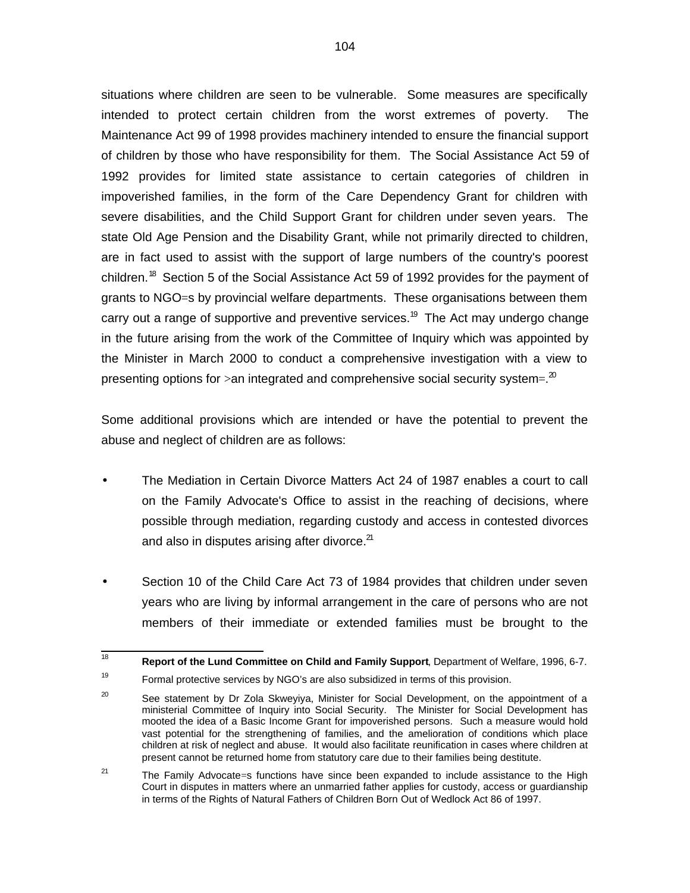situations where children are seen to be vulnerable. Some measures are specifically intended to protect certain children from the worst extremes of poverty. The Maintenance Act 99 of 1998 provides machinery intended to ensure the financial support of children by those who have responsibility for them. The Social Assistance Act 59 of 1992 provides for limited state assistance to certain categories of children in impoverished families, in the form of the Care Dependency Grant for children with severe disabilities, and the Child Support Grant for children under seven years. The state Old Age Pension and the Disability Grant, while not primarily directed to children, are in fact used to assist with the support of large numbers of the country's poorest children.[18] Section 5 of the Social Assistance Act 59 of 1992 provides for the payment of grants to NGO=s by provincial welfare departments. These organisations between them carry out a range of supportive and preventive services.[19] The Act may undergo change in the future arising from the work of the Committee of Inquiry which was appointed by the Minister in March 2000 to conduct a comprehensive investigation with a view to presenting options for >an integrated and comprehensive social security system=.[20]

Some additional provisions which are intended or have the potential to prevent the abuse and neglect of children are as follows:

- The Mediation in Certain Divorce Matters Act 24 of 1987 enables a court to call on the Family Advocate's Office to assist in the reaching of decisions, where possible through mediation, regarding custody and access in contested divorces and also in disputes arising after divorce.[21]

- Section 10 of the Child Care Act 73 of 1984 provides that children under seven years who are living by informal arrangement in the care of persons who are not members of their immediate or extended families must be brought to the

---

[18] **Report of the Lund Committee on Child and Family Support**, Department of Welfare, 1996, 6-7.

[19] Formal protective services by NGO's are also subsidized in terms of this provision.

[20] See statement by Dr Zola Skweyiya, Minister for Social Development, on the appointment of a ministerial Committee of Inquiry into Social Security. The Minister for Social Development has mooted the idea of a Basic Income Grant for impoverished persons. Such a measure would hold vast potential for the strengthening of families, and the amelioration of conditions which place children at risk of neglect and abuse. It would also facilitate reunification in cases where children at present cannot be returned home from statutory care due to their families being destitute.

[21] The Family Advocate=s functions have since been expanded to include assistance to the High Court in disputes in matters where an unmarried father applies for custody, access or guardianship in terms of the Rights of Natural Fathers of Children Born Out of Wedlock Act 86 of 1997.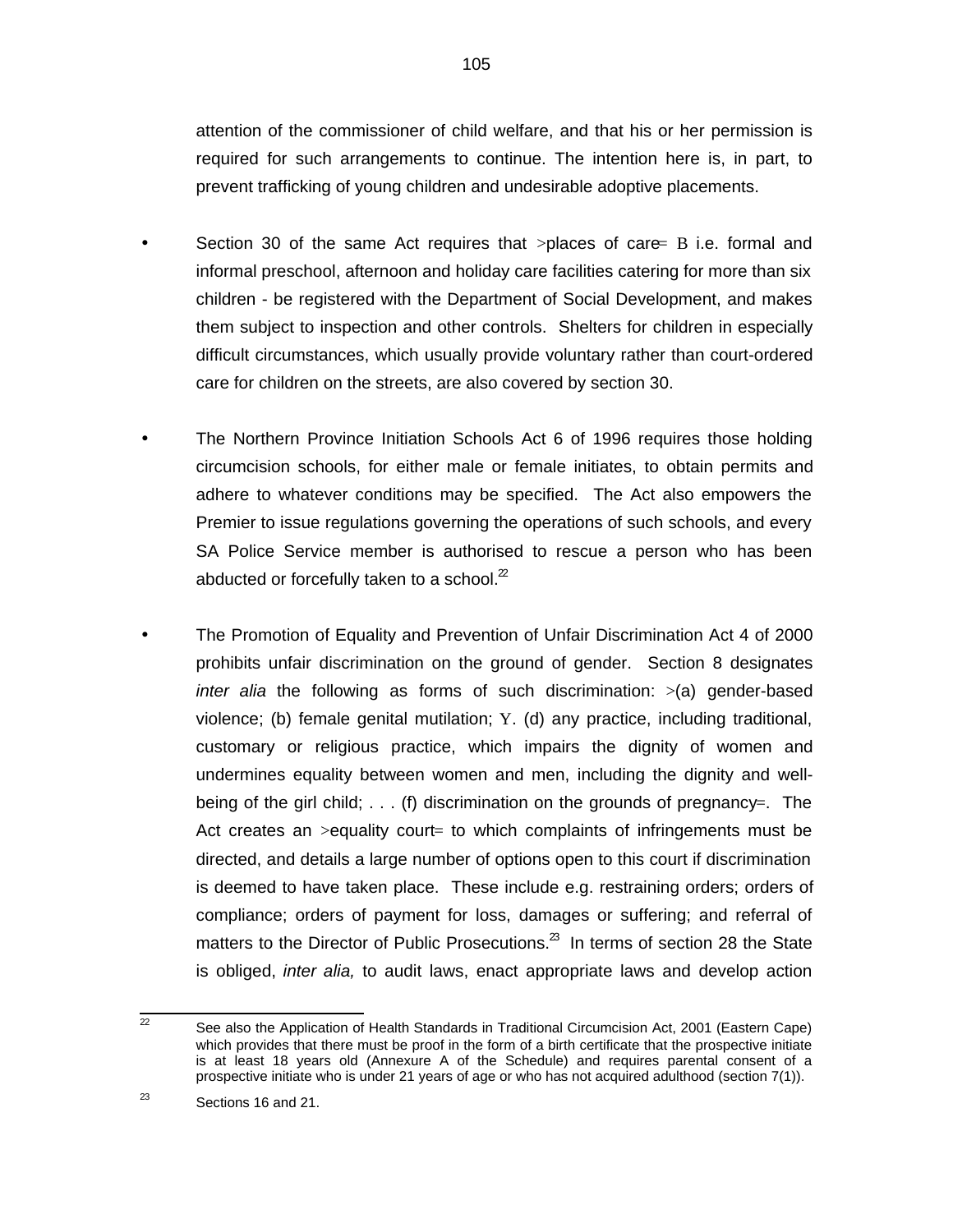attention of the commissioner of child welfare, and that his or her permission is required for such arrangements to continue. The intention here is, in part, to prevent trafficking of young children and undesirable adoptive placements.

- Section 30 of the same Act requires that >places of care= B i.e. formal and informal preschool, afternoon and holiday care facilities catering for more than six children - be registered with the Department of Social Development, and makes them subject to inspection and other controls. Shelters for children in especially difficult circumstances, which usually provide voluntary rather than court-ordered care for children on the streets, are also covered by section 30.

- The Northern Province Initiation Schools Act 6 of 1996 requires those holding circumcision schools, for either male or female initiates, to obtain permits and adhere to whatever conditions may be specified. The Act also empowers the Premier to issue regulations governing the operations of such schools, and every SA Police Service member is authorised to rescue a person who has been abducted or forcefully taken to a school.[22]

- The Promotion of Equality and Prevention of Unfair Discrimination Act 4 of 2000 prohibits unfair discrimination on the ground of gender. Section 8 designates *inter alia* the following as forms of such discrimination: >(a) gender-based violence; (b) female genital mutilation; Y. (d) any practice, including traditional, customary or religious practice, which impairs the dignity of women and undermines equality between women and men, including the dignity and well-being of the girl child; . . . (f) discrimination on the grounds of pregnancy=. The Act creates an >equality court= to which complaints of infringements must be directed, and details a large number of options open to this court if discrimination is deemed to have taken place. These include e.g. restraining orders; orders of compliance; orders of payment for loss, damages or suffering; and referral of matters to the Director of Public Prosecutions.[23] In terms of section 28 the State is obliged, *inter alia,* to audit laws, enact appropriate laws and develop action

---

[22] See also the Application of Health Standards in Traditional Circumcision Act, 2001 (Eastern Cape) which provides that there must be proof in the form of a birth certificate that the prospective initiate is at least 18 years old (Annexure A of the Schedule) and requires parental consent of a prospective initiate who is under 21 years of age or who has not acquired adulthood (section 7(1)).

[23] Sections 16 and 21.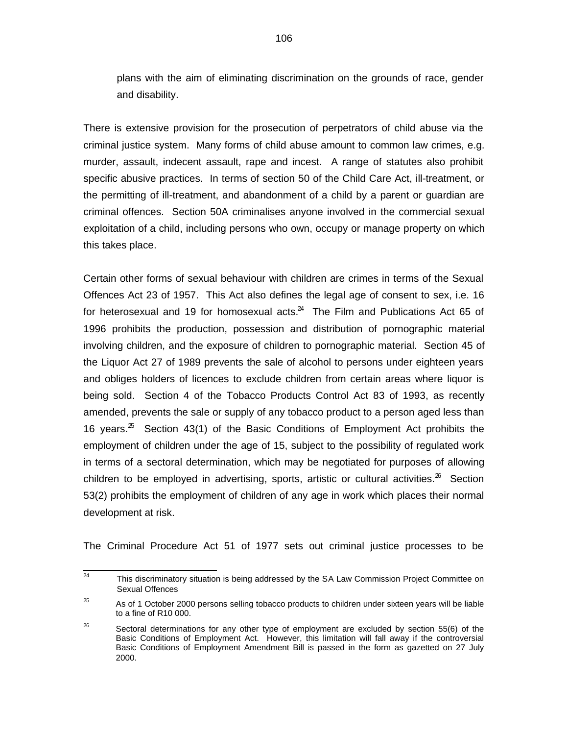plans with the aim of eliminating discrimination on the grounds of race, gender and disability.

There is extensive provision for the prosecution of perpetrators of child abuse via the criminal justice system. Many forms of child abuse amount to common law crimes, e.g. murder, assault, indecent assault, rape and incest. A range of statutes also prohibit specific abusive practices. In terms of section 50 of the Child Care Act, ill-treatment, or the permitting of ill-treatment, and abandonment of a child by a parent or guardian are criminal offences. Section 50A criminalises anyone involved in the commercial sexual exploitation of a child, including persons who own, occupy or manage property on which this takes place.

Certain other forms of sexual behaviour with children are crimes in terms of the Sexual Offences Act 23 of 1957. This Act also defines the legal age of consent to sex, i.e. 16 for heterosexual and 19 for homosexual acts.[24] The Film and Publications Act 65 of 1996 prohibits the production, possession and distribution of pornographic material involving children, and the exposure of children to pornographic material. Section 45 of the Liquor Act 27 of 1989 prevents the sale of alcohol to persons under eighteen years and obliges holders of licences to exclude children from certain areas where liquor is being sold. Section 4 of the Tobacco Products Control Act 83 of 1993, as recently amended, prevents the sale or supply of any tobacco product to a person aged less than 16 years.[25] Section 43(1) of the Basic Conditions of Employment Act prohibits the employment of children under the age of 15, subject to the possibility of regulated work in terms of a sectoral determination, which may be negotiated for purposes of allowing children to be employed in advertising, sports, artistic or cultural activities.[26] Section 53(2) prohibits the employment of children of any age in work which places their normal development at risk.

The Criminal Procedure Act 51 of 1977 sets out criminal justice processes to be

---

[24] This discriminatory situation is being addressed by the SA Law Commission Project Committee on Sexual Offences

[25] As of 1 October 2000 persons selling tobacco products to children under sixteen years will be liable to a fine of R10 000.

[26] Sectoral determinations for any other type of employment are excluded by section 55(6) of the Basic Conditions of Employment Act. However, this limitation will fall away if the controversial Basic Conditions of Employment Amendment Bill is passed in the form as gazetted on 27 July 2000.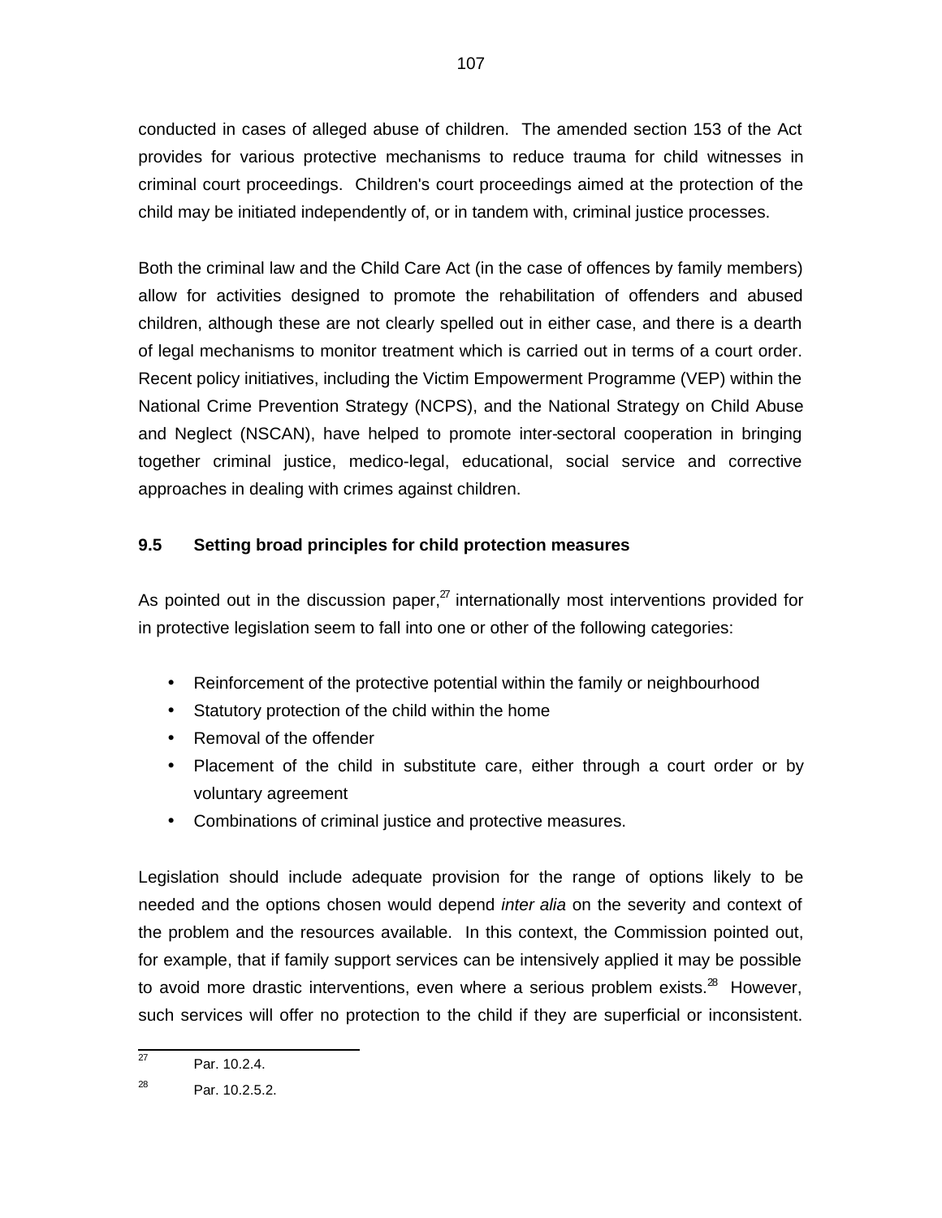conducted in cases of alleged abuse of children. The amended section 153 of the Act provides for various protective mechanisms to reduce trauma for child witnesses in criminal court proceedings. Children's court proceedings aimed at the protection of the child may be initiated independently of, or in tandem with, criminal justice processes.

Both the criminal law and the Child Care Act (in the case of offences by family members) allow for activities designed to promote the rehabilitation of offenders and abused children, although these are not clearly spelled out in either case, and there is a dearth of legal mechanisms to monitor treatment which is carried out in terms of a court order. Recent policy initiatives, including the Victim Empowerment Programme (VEP) within the National Crime Prevention Strategy (NCPS), and the National Strategy on Child Abuse and Neglect (NSCAN), have helped to promote inter-sectoral cooperation in bringing together criminal justice, medico-legal, educational, social service and corrective approaches in dealing with crimes against children.

### 9.5 Setting broad principles for child protection measures

As pointed out in the discussion paper,[27] internationally most interventions provided for in protective legislation seem to fall into one or other of the following categories:

- Reinforcement of the protective potential within the family or neighbourhood
- Statutory protection of the child within the home
- Removal of the offender
- Placement of the child in substitute care, either through a court order or by voluntary agreement
- Combinations of criminal justice and protective measures.

Legislation should include adequate provision for the range of options likely to be needed and the options chosen would depend *inter alia* on the severity and context of the problem and the resources available. In this context, the Commission pointed out, for example, that if family support services can be intensively applied it may be possible to avoid more drastic interventions, even where a serious problem exists.[28] However, such services will offer no protection to the child if they are superficial or inconsistent.

---

[27] Par. 10.2.4.

[28] Par. 10.2.5.2.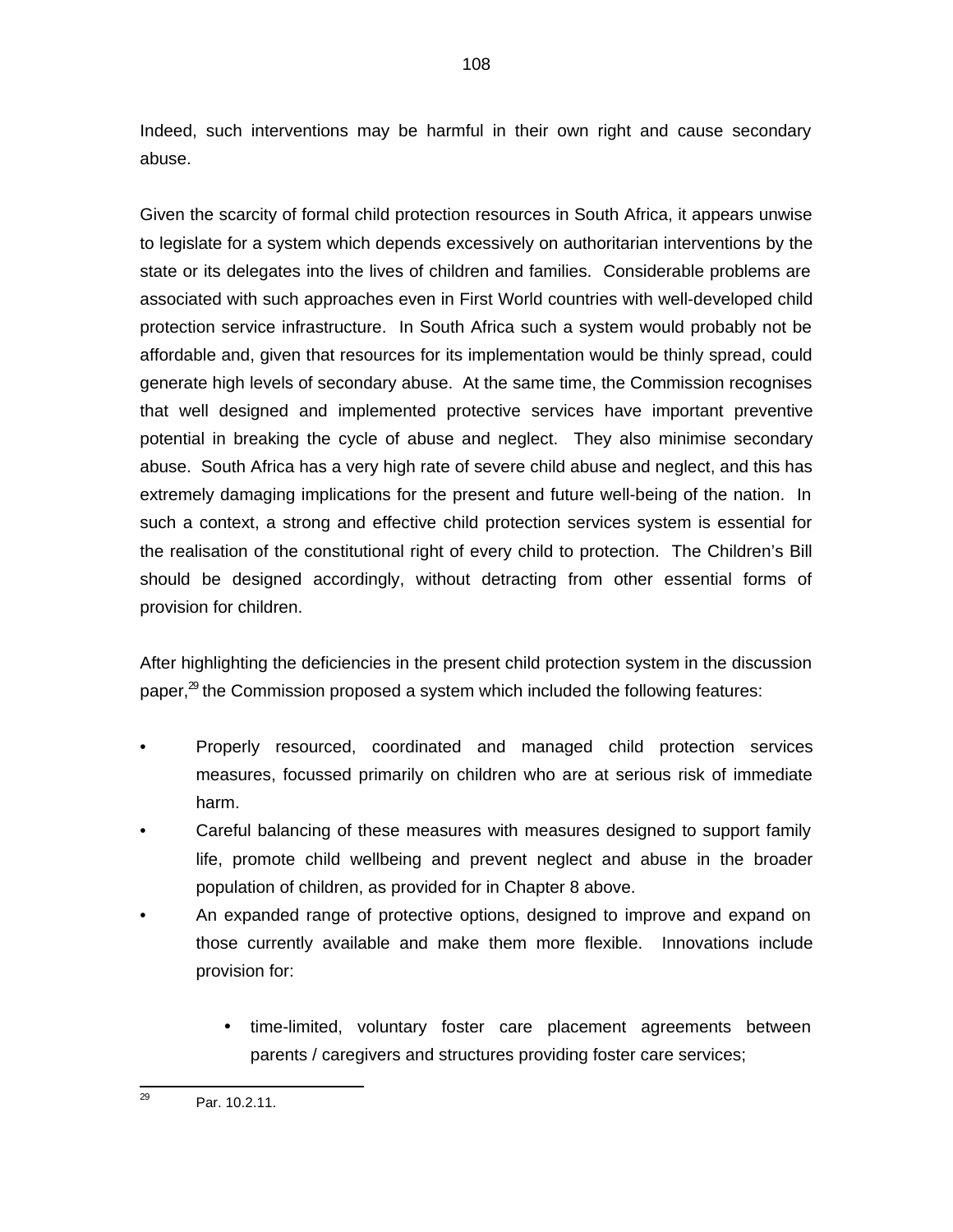Indeed, such interventions may be harmful in their own right and cause secondary abuse.

Given the scarcity of formal child protection resources in South Africa, it appears unwise to legislate for a system which depends excessively on authoritarian interventions by the state or its delegates into the lives of children and families. Considerable problems are associated with such approaches even in First World countries with well-developed child protection service infrastructure. In South Africa such a system would probably not be affordable and, given that resources for its implementation would be thinly spread, could generate high levels of secondary abuse. At the same time, the Commission recognises that well designed and implemented protective services have important preventive potential in breaking the cycle of abuse and neglect. They also minimise secondary abuse. South Africa has a very high rate of severe child abuse and neglect, and this has extremely damaging implications for the present and future well-being of the nation. In such a context, a strong and effective child protection services system is essential for the realisation of the constitutional right of every child to protection. The Children's Bill should be designed accordingly, without detracting from other essential forms of provision for children.

After highlighting the deficiencies in the present child protection system in the discussion paper,[29] the Commission proposed a system which included the following features:

- Properly resourced, coordinated and managed child protection services measures, focussed primarily on children who are at serious risk of immediate harm.
- Careful balancing of these measures with measures designed to support family life, promote child wellbeing and prevent neglect and abuse in the broader population of children, as provided for in Chapter 8 above.
- An expanded range of protective options, designed to improve and expand on those currently available and make them more flexible. Innovations include provision for:
    - time-limited, voluntary foster care placement agreements between parents / caregivers and structures providing foster care services;

[29] Par. 10.2.11.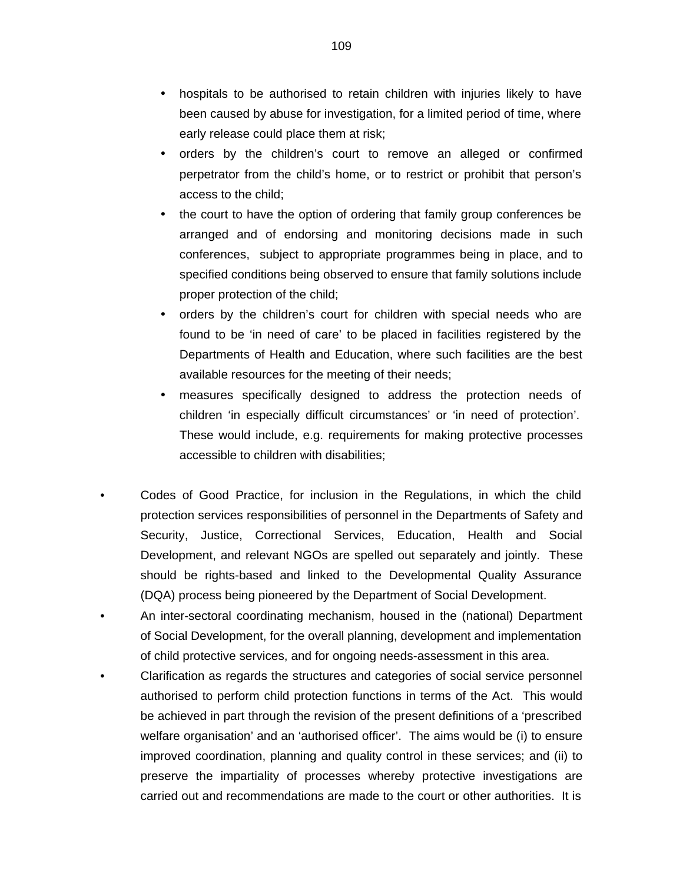- hospitals to be authorised to retain children with injuries likely to have been caused by abuse for investigation, for a limited period of time, where early release could place them at risk;
  - orders by the children's court to remove an alleged or confirmed perpetrator from the child's home, or to restrict or prohibit that person's access to the child;
  - the court to have the option of ordering that family group conferences be arranged and of endorsing and monitoring decisions made in such conferences, subject to appropriate programmes being in place, and to specified conditions being observed to ensure that family solutions include proper protection of the child;
  - orders by the children's court for children with special needs who are found to be 'in need of care' to be placed in facilities registered by the Departments of Health and Education, where such facilities are the best available resources for the meeting of their needs;
  - measures specifically designed to address the protection needs of children 'in especially difficult circumstances' or 'in need of protection'. These would include, e.g. requirements for making protective processes accessible to children with disabilities;

- Codes of Good Practice, for inclusion in the Regulations, in which the child protection services responsibilities of personnel in the Departments of Safety and Security, Justice, Correctional Services, Education, Health and Social Development, and relevant NGOs are spelled out separately and jointly. These should be rights-based and linked to the Developmental Quality Assurance (DQA) process being pioneered by the Department of Social Development.
- An inter-sectoral coordinating mechanism, housed in the (national) Department of Social Development, for the overall planning, development and implementation of child protective services, and for ongoing needs-assessment in this area.
- Clarification as regards the structures and categories of social service personnel authorised to perform child protection functions in terms of the Act. This would be achieved in part through the revision of the present definitions of a 'prescribed welfare organisation' and an 'authorised officer'. The aims would be (i) to ensure improved coordination, planning and quality control in these services; and (ii) to preserve the impartiality of processes whereby protective investigations are carried out and recommendations are made to the court or other authorities. It is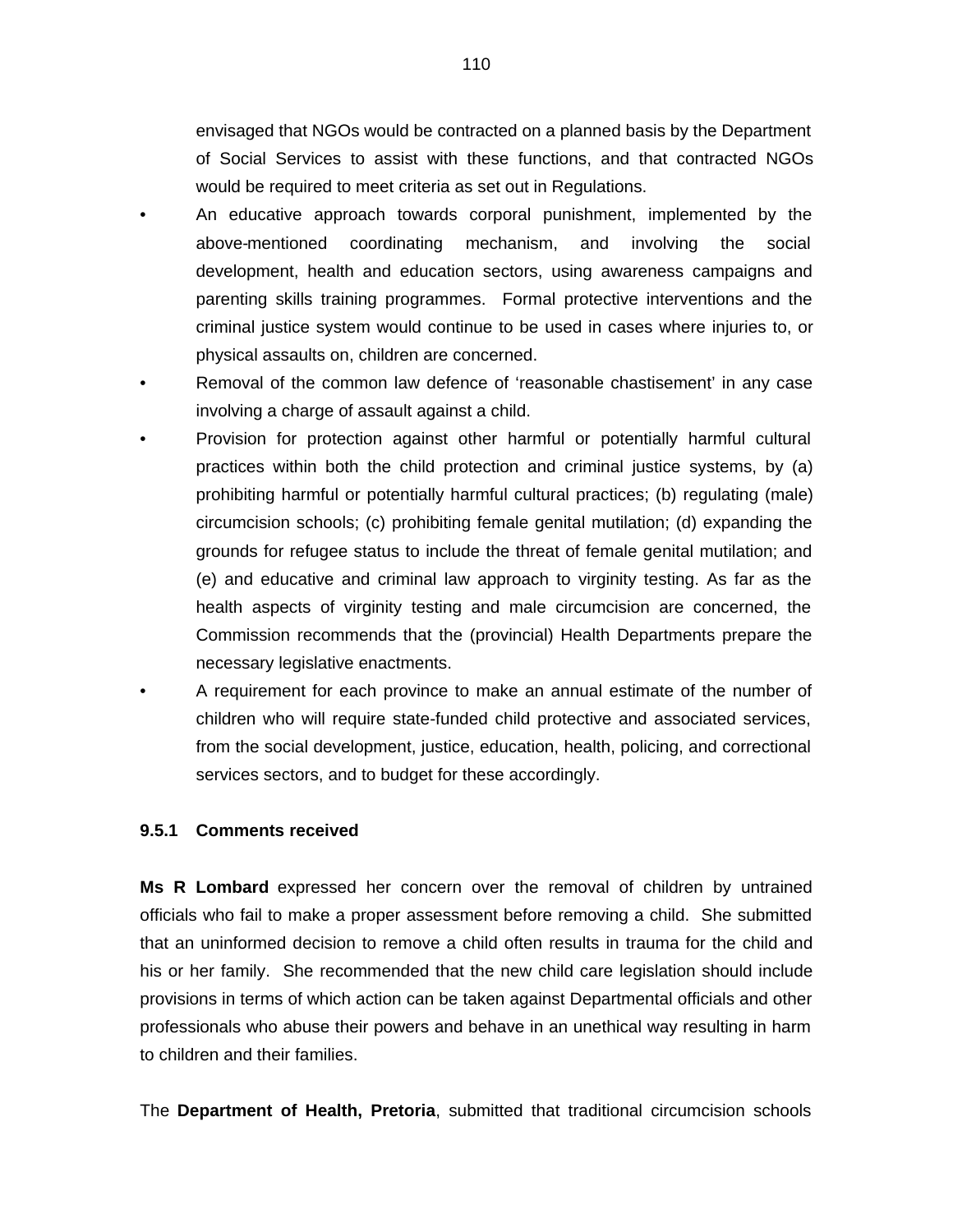envisaged that NGOs would be contracted on a planned basis by the Department of Social Services to assist with these functions, and that contracted NGOs would be required to meet criteria as set out in Regulations.

- An educative approach towards corporal punishment, implemented by the above-mentioned coordinating mechanism, and involving the social development, health and education sectors, using awareness campaigns and parenting skills training programmes. Formal protective interventions and the criminal justice system would continue to be used in cases where injuries to, or physical assaults on, children are concerned.
- Removal of the common law defence of 'reasonable chastisement' in any case involving a charge of assault against a child.
- Provision for protection against other harmful or potentially harmful cultural practices within both the child protection and criminal justice systems, by (a) prohibiting harmful or potentially harmful cultural practices; (b) regulating (male) circumcision schools; (c) prohibiting female genital mutilation; (d) expanding the grounds for refugee status to include the threat of female genital mutilation; and (e) and educative and criminal law approach to virginity testing. As far as the health aspects of virginity testing and male circumcision are concerned, the Commission recommends that the (provincial) Health Departments prepare the necessary legislative enactments.
- A requirement for each province to make an annual estimate of the number of children who will require state-funded child protective and associated services, from the social development, justice, education, health, policing, and correctional services sectors, and to budget for these accordingly.

### 9.5.1 Comments received

**Ms R Lombard** expressed her concern over the removal of children by untrained officials who fail to make a proper assessment before removing a child. She submitted that an uninformed decision to remove a child often results in trauma for the child and his or her family. She recommended that the new child care legislation should include provisions in terms of which action can be taken against Departmental officials and other professionals who abuse their powers and behave in an unethical way resulting in harm to children and their families.

The **Department of Health, Pretoria**, submitted that traditional circumcision schools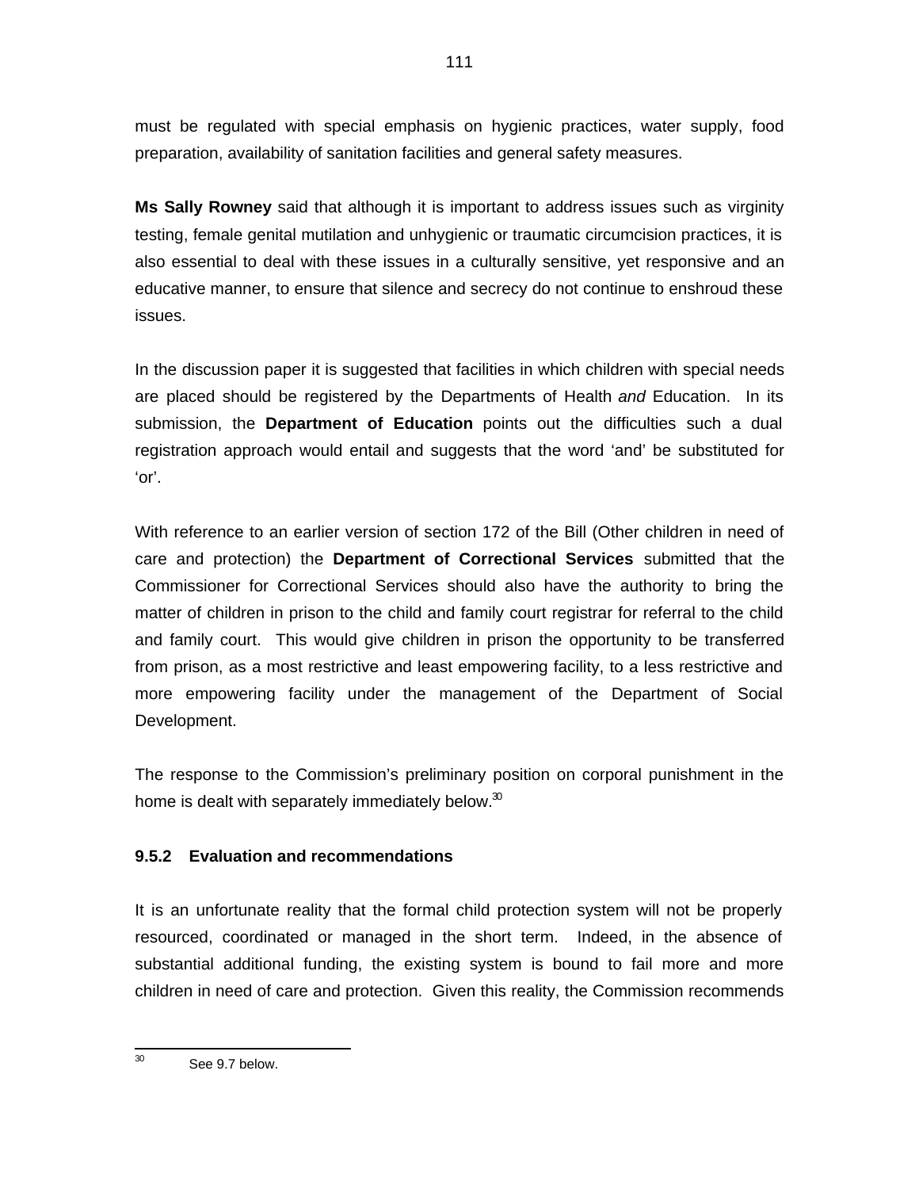must be regulated with special emphasis on hygienic practices, water supply, food preparation, availability of sanitation facilities and general safety measures.

**Ms Sally Rowney** said that although it is important to address issues such as virginity testing, female genital mutilation and unhygienic or traumatic circumcision practices, it is also essential to deal with these issues in a culturally sensitive, yet responsive and an educative manner, to ensure that silence and secrecy do not continue to enshroud these issues.

In the discussion paper it is suggested that facilities in which children with special needs are placed should be registered by the Departments of Health *and* Education. In its submission, the **Department of Education** points out the difficulties such a dual registration approach would entail and suggests that the word 'and' be substituted for 'or'.

With reference to an earlier version of section 172 of the Bill (Other children in need of care and protection) the **Department of Correctional Services** submitted that the Commissioner for Correctional Services should also have the authority to bring the matter of children in prison to the child and family court registrar for referral to the child and family court. This would give children in prison the opportunity to be transferred from prison, as a most restrictive and least empowering facility, to a less restrictive and more empowering facility under the management of the Department of Social Development.

The response to the Commission's preliminary position on corporal punishment in the home is dealt with separately immediately below.[30]

### 9.5.2 Evaluation and recommendations

It is an unfortunate reality that the formal child protection system will not be properly resourced, coordinated or managed in the short term. Indeed, in the absence of substantial additional funding, the existing system is bound to fail more and more children in need of care and protection. Given this reality, the Commission recommends

---

[30] See 9.7 below.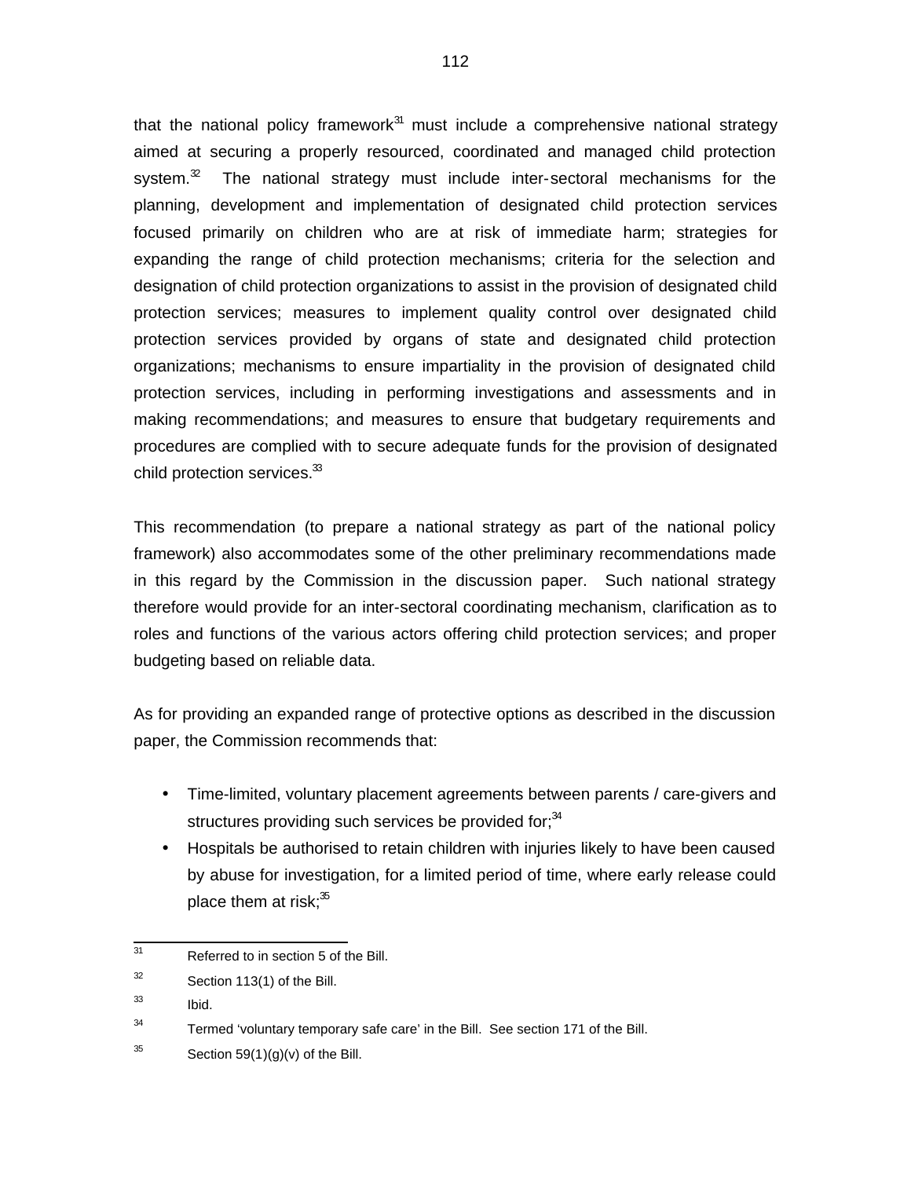that the national policy framework[31] must include a comprehensive national strategy aimed at securing a properly resourced, coordinated and managed child protection system.[32] The national strategy must include inter-sectoral mechanisms for the planning, development and implementation of designated child protection services focused primarily on children who are at risk of immediate harm; strategies for expanding the range of child protection mechanisms; criteria for the selection and designation of child protection organizations to assist in the provision of designated child protection services; measures to implement quality control over designated child protection services provided by organs of state and designated child protection organizations; mechanisms to ensure impartiality in the provision of designated child protection services, including in performing investigations and assessments and in making recommendations; and measures to ensure that budgetary requirements and procedures are complied with to secure adequate funds for the provision of designated child protection services.[33]

This recommendation (to prepare a national strategy as part of the national policy framework) also accommodates some of the other preliminary recommendations made in this regard by the Commission in the discussion paper. Such national strategy therefore would provide for an inter-sectoral coordinating mechanism, clarification as to roles and functions of the various actors offering child protection services; and proper budgeting based on reliable data.

As for providing an expanded range of protective options as described in the discussion paper, the Commission recommends that:

- Time-limited, voluntary placement agreements between parents / care-givers and structures providing such services be provided for;[34]
- Hospitals be authorised to retain children with injuries likely to have been caused by abuse for investigation, for a limited period of time, where early release could place them at risk;[35]

---

[31] Referred to in section 5 of the Bill.

[32] Section 113(1) of the Bill.

[33] Ibid.

[34] Termed 'voluntary temporary safe care' in the Bill. See section 171 of the Bill.

[35] Section 59(1)(g)(v) of the Bill.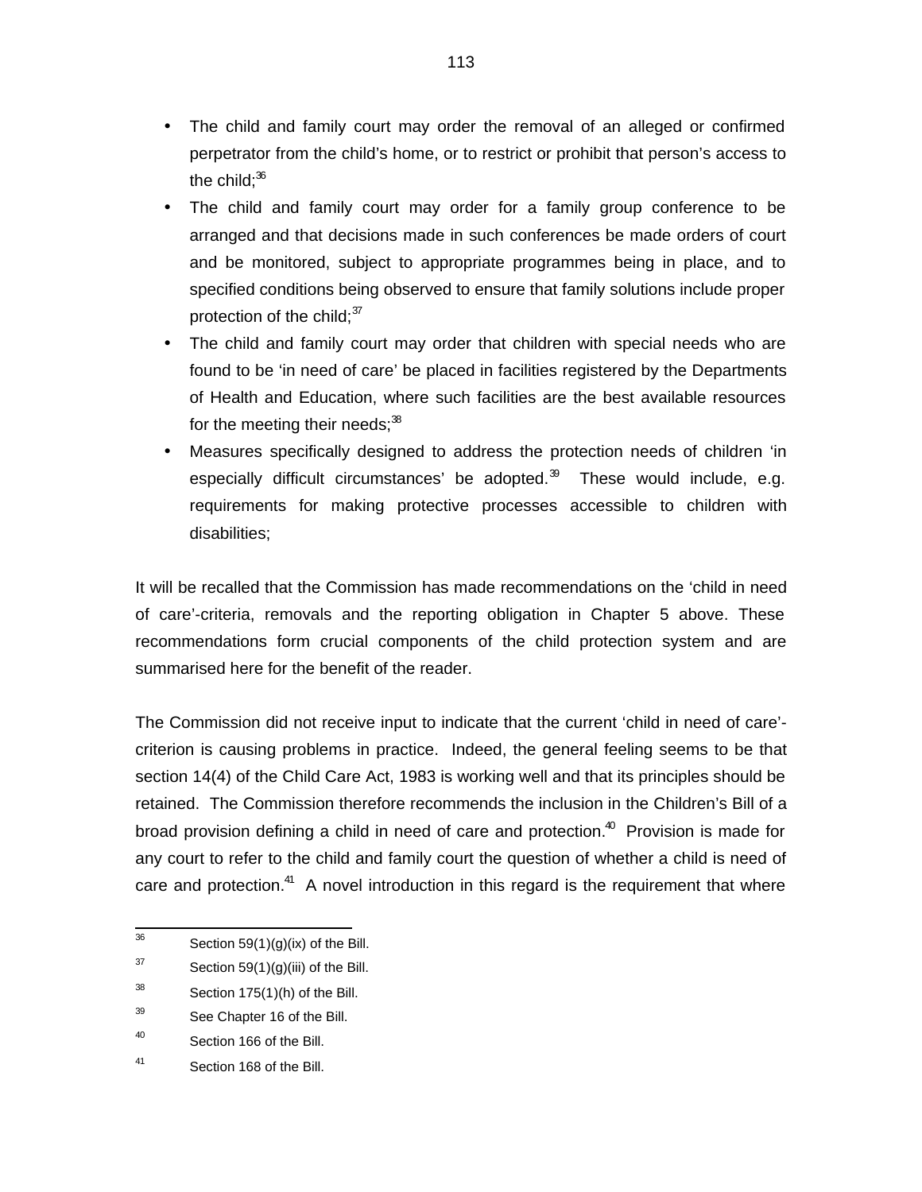- The child and family court may order the removal of an alleged or confirmed perpetrator from the child's home, or to restrict or prohibit that person's access to the child;[36]
- The child and family court may order for a family group conference to be arranged and that decisions made in such conferences be made orders of court and be monitored, subject to appropriate programmes being in place, and to specified conditions being observed to ensure that family solutions include proper protection of the child;[37]
- The child and family court may order that children with special needs who are found to be 'in need of care' be placed in facilities registered by the Departments of Health and Education, where such facilities are the best available resources for the meeting their needs;[38]
- Measures specifically designed to address the protection needs of children 'in especially difficult circumstances' be adopted.[39] These would include, e.g. requirements for making protective processes accessible to children with disabilities;

It will be recalled that the Commission has made recommendations on the 'child in need of care'-criteria, removals and the reporting obligation in Chapter 5 above. These recommendations form crucial components of the child protection system and are summarised here for the benefit of the reader.

The Commission did not receive input to indicate that the current 'child in need of care'-criterion is causing problems in practice. Indeed, the general feeling seems to be that section 14(4) of the Child Care Act, 1983 is working well and that its principles should be retained. The Commission therefore recommends the inclusion in the Children's Bill of a broad provision defining a child in need of care and protection.[40] Provision is made for any court to refer to the child and family court the question of whether a child is need of care and protection.[41] A novel introduction in this regard is the requirement that where

---

[36] Section 59(1)(g)(ix) of the Bill.

[37] Section 59(1)(g)(iii) of the Bill.

[38] Section 175(1)(h) of the Bill.

[39] See Chapter 16 of the Bill.

[40] Section 166 of the Bill.

[41] Section 168 of the Bill.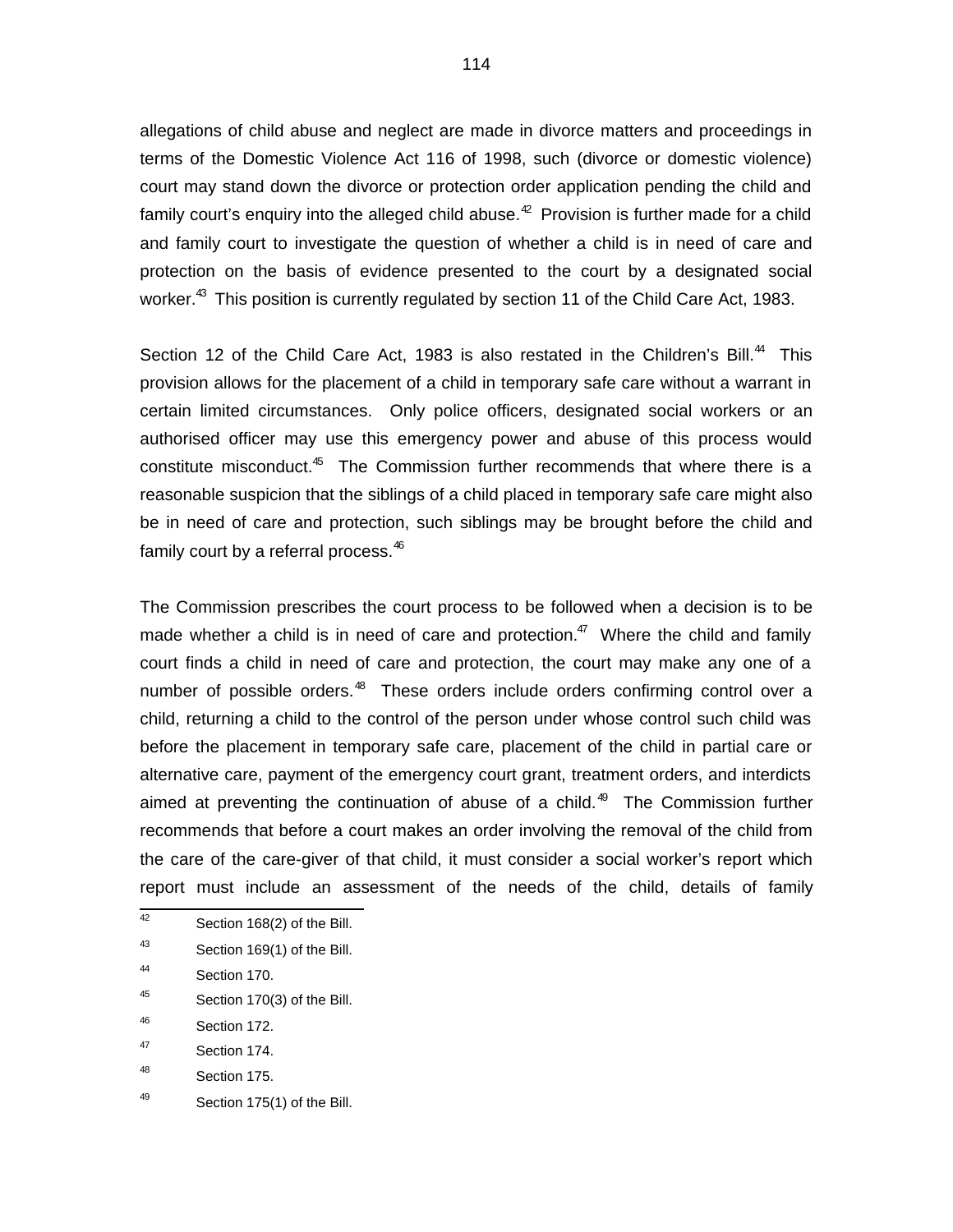allegations of child abuse and neglect are made in divorce matters and proceedings in terms of the Domestic Violence Act 116 of 1998, such (divorce or domestic violence) court may stand down the divorce or protection order application pending the child and family court's enquiry into the alleged child abuse.[42] Provision is further made for a child and family court to investigate the question of whether a child is in need of care and protection on the basis of evidence presented to the court by a designated social worker.[43] This position is currently regulated by section 11 of the Child Care Act, 1983.

Section 12 of the Child Care Act, 1983 is also restated in the Children's Bill.[44] This provision allows for the placement of a child in temporary safe care without a warrant in certain limited circumstances. Only police officers, designated social workers or an authorised officer may use this emergency power and abuse of this process would constitute misconduct.[45] The Commission further recommends that where there is a reasonable suspicion that the siblings of a child placed in temporary safe care might also be in need of care and protection, such siblings may be brought before the child and family court by a referral process.[46]

The Commission prescribes the court process to be followed when a decision is to be made whether a child is in need of care and protection.[47] Where the child and family court finds a child in need of care and protection, the court may make any one of a number of possible orders.[48] These orders include orders confirming control over a child, returning a child to the control of the person under whose control such child was before the placement in temporary safe care, placement of the child in partial care or alternative care, payment of the emergency court grant, treatment orders, and interdicts aimed at preventing the continuation of abuse of a child.[49] The Commission further recommends that before a court makes an order involving the removal of the child from the care of the care-giver of that child, it must consider a social worker's report which report must include an assessment of the needs of the child, details of family

---

[42] Section 168(2) of the Bill.

[43] Section 169(1) of the Bill.

[44] Section 170.

[45] Section 170(3) of the Bill.

[46] Section 172.

[47] Section 174.

[48] Section 175.

[49] Section 175(1) of the Bill.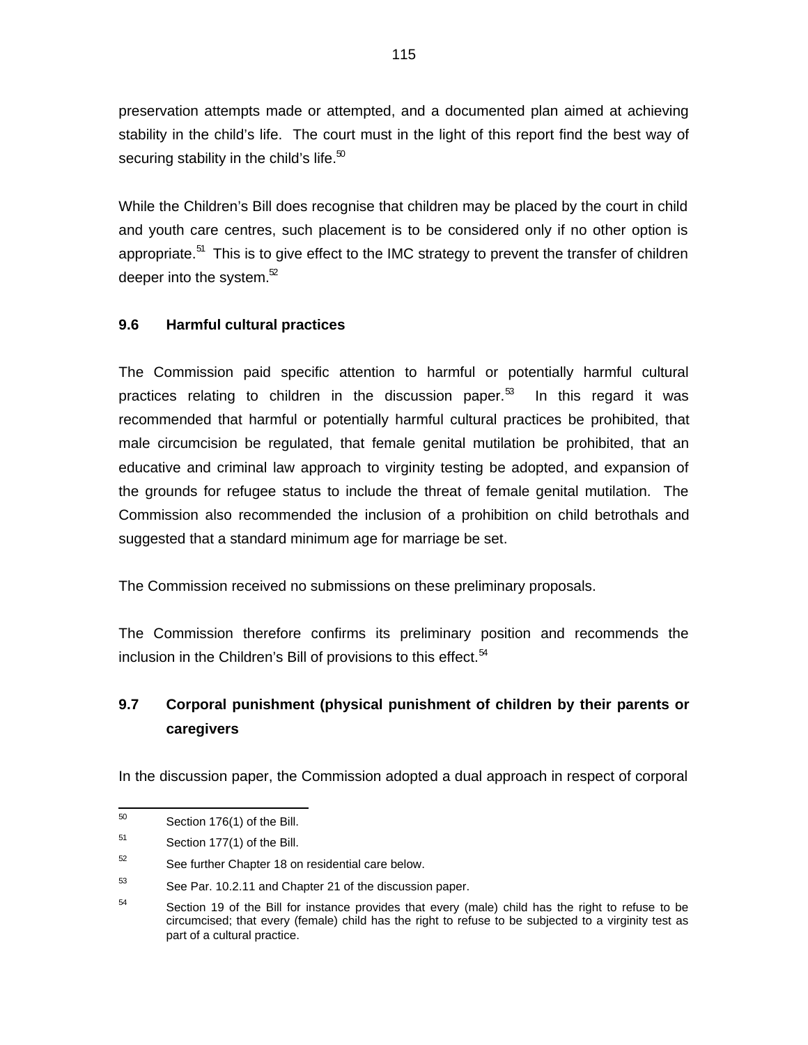preservation attempts made or attempted, and a documented plan aimed at achieving stability in the child's life. The court must in the light of this report find the best way of securing stability in the child's life.[50]

While the Children's Bill does recognise that children may be placed by the court in child and youth care centres, such placement is to be considered only if no other option is appropriate.[51] This is to give effect to the IMC strategy to prevent the transfer of children deeper into the system.[52]

### 9.6 Harmful cultural practices

The Commission paid specific attention to harmful or potentially harmful cultural practices relating to children in the discussion paper.[53] In this regard it was recommended that harmful or potentially harmful cultural practices be prohibited, that male circumcision be regulated, that female genital mutilation be prohibited, that an educative and criminal law approach to virginity testing be adopted, and expansion of the grounds for refugee status to include the threat of female genital mutilation. The Commission also recommended the inclusion of a prohibition on child betrothals and suggested that a standard minimum age for marriage be set.

The Commission received no submissions on these preliminary proposals.

The Commission therefore confirms its preliminary position and recommends the inclusion in the Children's Bill of provisions to this effect.[54]

### 9.7 Corporal punishment (physical punishment of children by their parents or caregivers

In the discussion paper, the Commission adopted a dual approach in respect of corporal

---

[50] Section 176(1) of the Bill.

[51] Section 177(1) of the Bill.

[52] See further Chapter 18 on residential care below.

[53] See Par. 10.2.11 and Chapter 21 of the discussion paper.

[54] Section 19 of the Bill for instance provides that every (male) child has the right to refuse to be circumcised; that every (female) child has the right to refuse to be subjected to a virginity test as part of a cultural practice.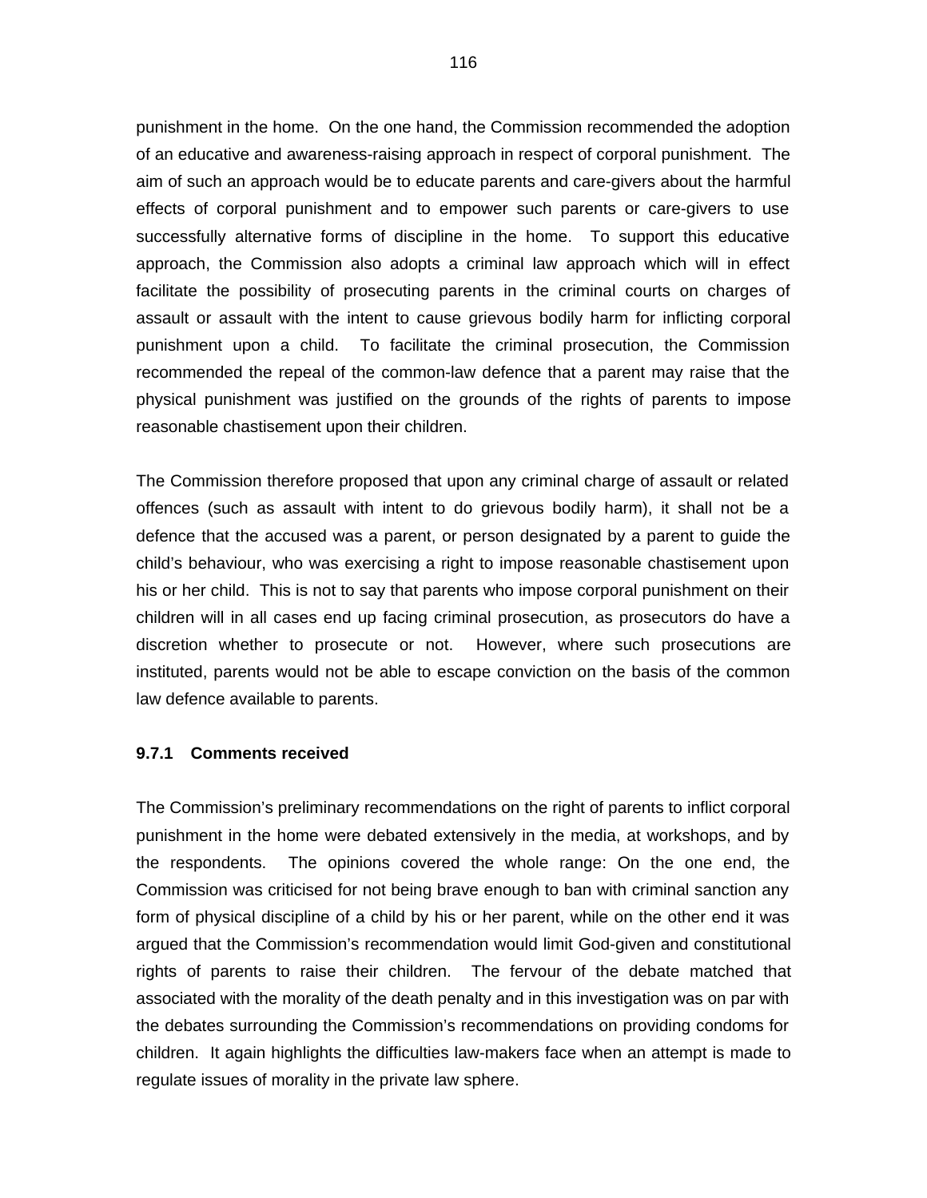punishment in the home. On the one hand, the Commission recommended the adoption of an educative and awareness-raising approach in respect of corporal punishment. The aim of such an approach would be to educate parents and care-givers about the harmful effects of corporal punishment and to empower such parents or care-givers to use successfully alternative forms of discipline in the home. To support this educative approach, the Commission also adopts a criminal law approach which will in effect facilitate the possibility of prosecuting parents in the criminal courts on charges of assault or assault with the intent to cause grievous bodily harm for inflicting corporal punishment upon a child. To facilitate the criminal prosecution, the Commission recommended the repeal of the common-law defence that a parent may raise that the physical punishment was justified on the grounds of the rights of parents to impose reasonable chastisement upon their children.

The Commission therefore proposed that upon any criminal charge of assault or related offences (such as assault with intent to do grievous bodily harm), it shall not be a defence that the accused was a parent, or person designated by a parent to guide the child's behaviour, who was exercising a right to impose reasonable chastisement upon his or her child. This is not to say that parents who impose corporal punishment on their children will in all cases end up facing criminal prosecution, as prosecutors do have a discretion whether to prosecute or not. However, where such prosecutions are instituted, parents would not be able to escape conviction on the basis of the common law defence available to parents.

**9.7.1 Comments received**

The Commission's preliminary recommendations on the right of parents to inflict corporal punishment in the home were debated extensively in the media, at workshops, and by the respondents. The opinions covered the whole range: On the one end, the Commission was criticised for not being brave enough to ban with criminal sanction any form of physical discipline of a child by his or her parent, while on the other end it was argued that the Commission's recommendation would limit God-given and constitutional rights of parents to raise their children. The fervour of the debate matched that associated with the morality of the death penalty and in this investigation was on par with the debates surrounding the Commission's recommendations on providing condoms for children. It again highlights the difficulties law-makers face when an attempt is made to regulate issues of morality in the private law sphere.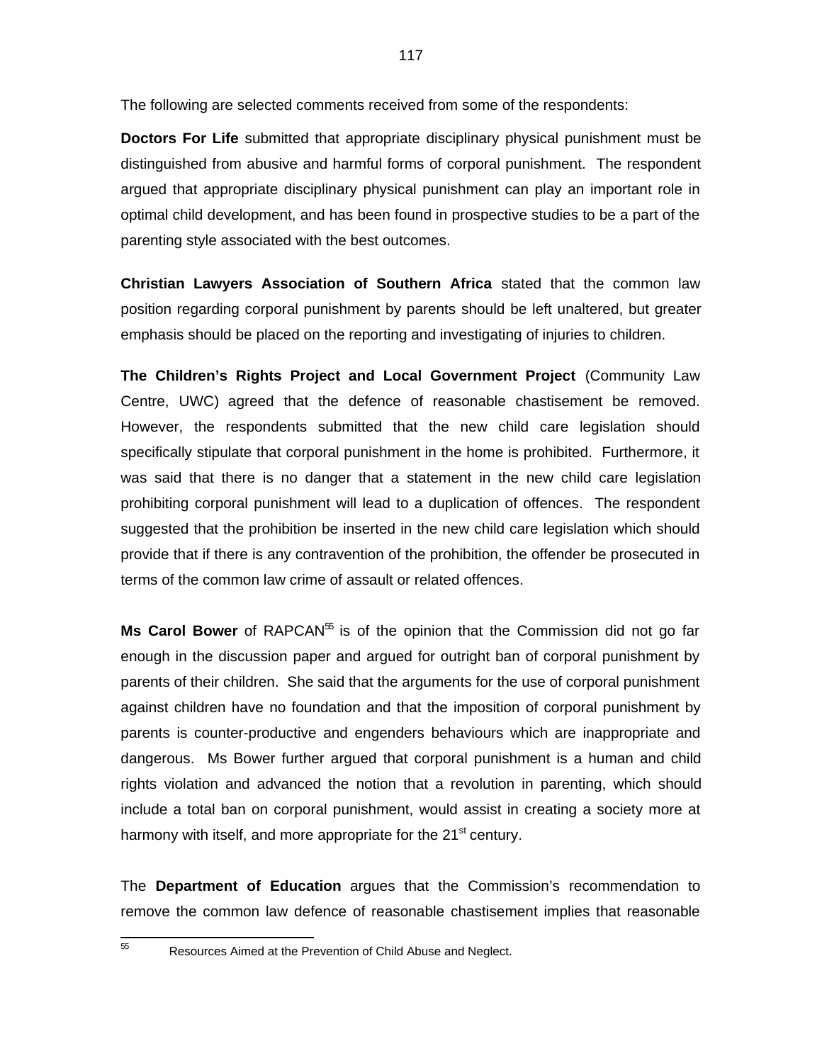The following are selected comments received from some of the respondents:

**Doctors For Life** submitted that appropriate disciplinary physical punishment must be distinguished from abusive and harmful forms of corporal punishment. The respondent argued that appropriate disciplinary physical punishment can play an important role in optimal child development, and has been found in prospective studies to be a part of the parenting style associated with the best outcomes.

**Christian Lawyers Association of Southern Africa** stated that the common law position regarding corporal punishment by parents should be left unaltered, but greater emphasis should be placed on the reporting and investigating of injuries to children.

**The Children's Rights Project and Local Government Project** (Community Law Centre, UWC) agreed that the defence of reasonable chastisement be removed. However, the respondents submitted that the new child care legislation should specifically stipulate that corporal punishment in the home is prohibited. Furthermore, it was said that there is no danger that a statement in the new child care legislation prohibiting corporal punishment will lead to a duplication of offences. The respondent suggested that the prohibition be inserted in the new child care legislation which should provide that if there is any contravention of the prohibition, the offender be prosecuted in terms of the common law crime of assault or related offences.

**Ms Carol Bower** of RAPCAN[55] is of the opinion that the Commission did not go far enough in the discussion paper and argued for outright ban of corporal punishment by parents of their children. She said that the arguments for the use of corporal punishment against children have no foundation and that the imposition of corporal punishment by parents is counter-productive and engenders behaviours which are inappropriate and dangerous. Ms Bower further argued that corporal punishment is a human and child rights violation and advanced the notion that a revolution in parenting, which should include a total ban on corporal punishment, would assist in creating a society more at harmony with itself, and more appropriate for the 21st century.

The **Department of Education** argues that the Commission's recommendation to remove the common law defence of reasonable chastisement implies that reasonable

[55] Resources Aimed at the Prevention of Child Abuse and Neglect.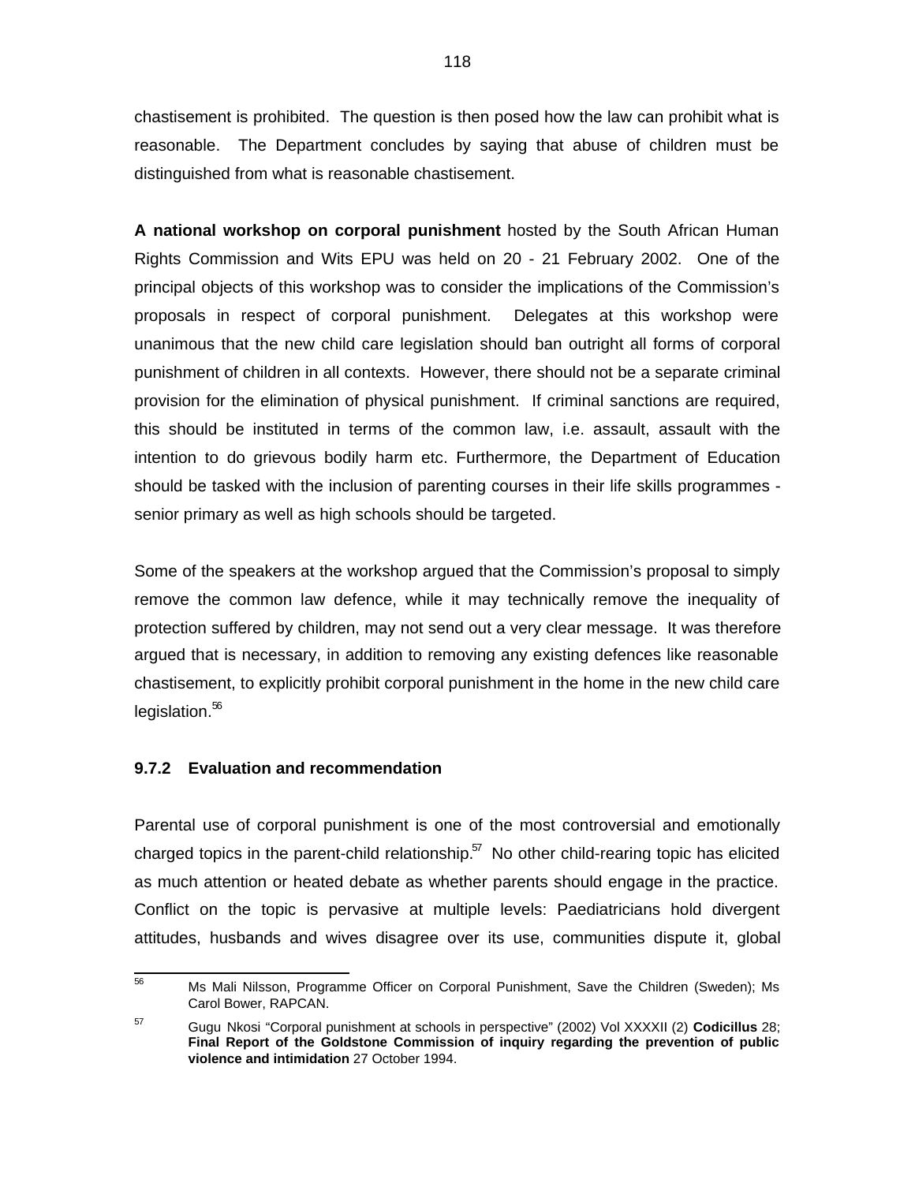chastisement is prohibited. The question is then posed how the law can prohibit what is reasonable. The Department concludes by saying that abuse of children must be distinguished from what is reasonable chastisement.

**A national workshop on corporal punishment** hosted by the South African Human Rights Commission and Wits EPU was held on 20 - 21 February 2002. One of the principal objects of this workshop was to consider the implications of the Commission's proposals in respect of corporal punishment. Delegates at this workshop were unanimous that the new child care legislation should ban outright all forms of corporal punishment of children in all contexts. However, there should not be a separate criminal provision for the elimination of physical punishment. If criminal sanctions are required, this should be instituted in terms of the common law, i.e. assault, assault with the intention to do grievous bodily harm etc. Furthermore, the Department of Education should be tasked with the inclusion of parenting courses in their life skills programmes - senior primary as well as high schools should be targeted.

Some of the speakers at the workshop argued that the Commission's proposal to simply remove the common law defence, while it may technically remove the inequality of protection suffered by children, may not send out a very clear message. It was therefore argued that is necessary, in addition to removing any existing defences like reasonable chastisement, to explicitly prohibit corporal punishment in the home in the new child care legislation.[56]

### 9.7.2 Evaluation and recommendation

Parental use of corporal punishment is one of the most controversial and emotionally charged topics in the parent-child relationship.[57] No other child-rearing topic has elicited as much attention or heated debate as whether parents should engage in the practice. Conflict on the topic is pervasive at multiple levels: Paediatricians hold divergent attitudes, husbands and wives disagree over its use, communities dispute it, global

---

[56] Ms Mali Nilsson, Programme Officer on Corporal Punishment, Save the Children (Sweden); Ms Carol Bower, RAPCAN.

[57] Gugu Nkosi "Corporal punishment at schools in perspective" (2002) Vol XXXXII (2) **Codicillus** 28; **Final Report of the Goldstone Commission of inquiry regarding the prevention of public violence and intimidation** 27 October 1994.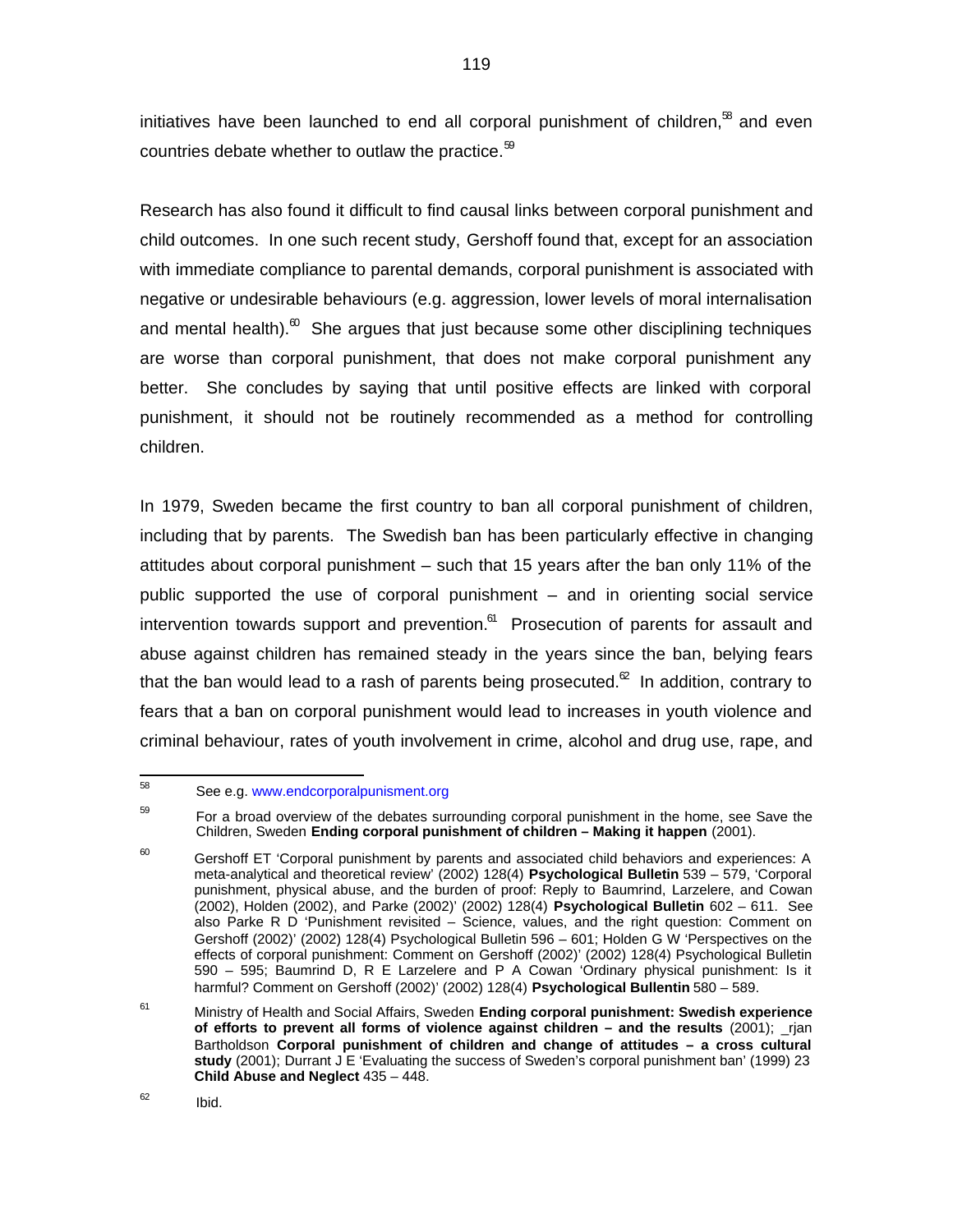initiatives have been launched to end all corporal punishment of children,[58] and even countries debate whether to outlaw the practice.[59]

Research has also found it difficult to find causal links between corporal punishment and child outcomes. In one such recent study, Gershoff found that, except for an association with immediate compliance to parental demands, corporal punishment is associated with negative or undesirable behaviours (e.g. aggression, lower levels of moral internalisation and mental health).[60] She argues that just because some other disciplining techniques are worse than corporal punishment, that does not make corporal punishment any better. She concludes by saying that until positive effects are linked with corporal punishment, it should not be routinely recommended as a method for controlling children.

In 1979, Sweden became the first country to ban all corporal punishment of children, including that by parents. The Swedish ban has been particularly effective in changing attitudes about corporal punishment – such that 15 years after the ban only 11% of the public supported the use of corporal punishment – and in orienting social service intervention towards support and prevention.[61] Prosecution of parents for assault and abuse against children has remained steady in the years since the ban, belying fears that the ban would lead to a rash of parents being prosecuted.[62] In addition, contrary to fears that a ban on corporal punishment would lead to increases in youth violence and criminal behaviour, rates of youth involvement in crime, alcohol and drug use, rape, and

---

[58] See e.g. www.endcorporalpunishment.org

[59] For a broad overview of the debates surrounding corporal punishment in the home, see Save the Children, Sweden **Ending corporal punishment of children – Making it happen** (2001).

[60] Gershoff ET 'Corporal punishment by parents and associated child behaviors and experiences: A meta-analytical and theoretical review' (2002) 128(4) **Psychological Bulletin** 539 – 579, 'Corporal punishment, physical abuse, and the burden of proof: Reply to Baumrind, Larzelere, and Cowan (2002), Holden (2002), and Parke (2002)' (2002) 128(4) **Psychological Bulletin** 602 – 611. See also Parke R D 'Punishment revisited – Science, values, and the right question: Comment on Gershoff (2002)' (2002) 128(4) Psychological Bulletin 596 – 601; Holden G W 'Perspectives on the effects of corporal punishment: Comment on Gershoff (2002)' (2002) 128(4) Psychological Bulletin 590 – 595; Baumrind D, R E Larzelere and P A Cowan 'Ordinary physical punishment: Is it harmful? Comment on Gershoff (2002)' (2002) 128(4) **Psychological Bullentin** 580 – 589.

[61] Ministry of Health and Social Affairs, Sweden **Ending corporal punishment: Swedish experience of efforts to prevent all forms of violence against children – and the results** (2001); _rjan Bartholdson **Corporal punishment of children and change of attitudes – a cross cultural study** (2001); Durrant J E 'Evaluating the success of Sweden's corporal punishment ban' (1999) 23 **Child Abuse and Neglect** 435 – 448.

[62] Ibid.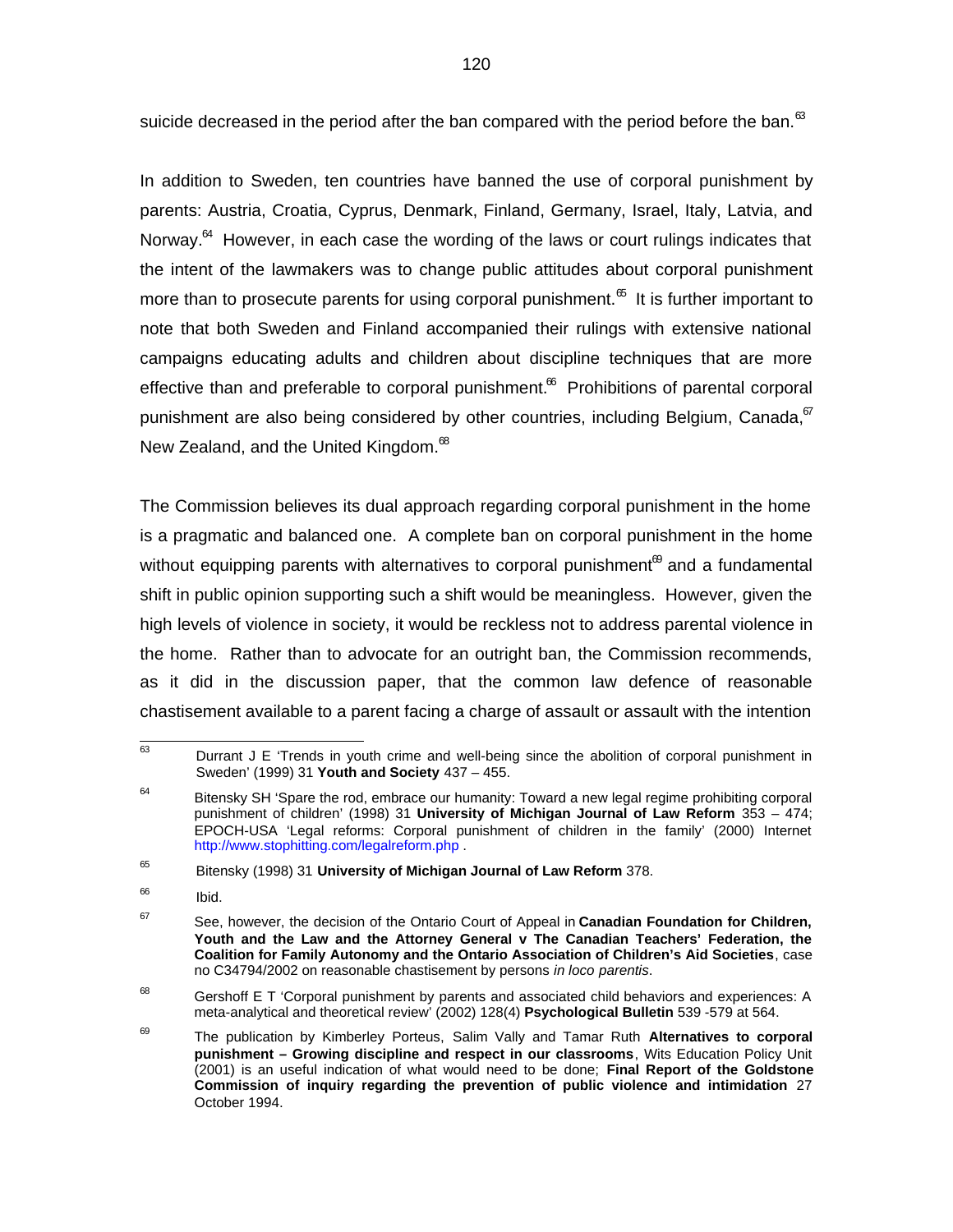suicide decreased in the period after the ban compared with the period before the ban.[63]

In addition to Sweden, ten countries have banned the use of corporal punishment by parents: Austria, Croatia, Cyprus, Denmark, Finland, Germany, Israel, Italy, Latvia, and Norway.[64] However, in each case the wording of the laws or court rulings indicates that the intent of the lawmakers was to change public attitudes about corporal punishment more than to prosecute parents for using corporal punishment.[65] It is further important to note that both Sweden and Finland accompanied their rulings with extensive national campaigns educating adults and children about discipline techniques that are more effective than and preferable to corporal punishment.[66] Prohibitions of parental corporal punishment are also being considered by other countries, including Belgium, Canada,[67] New Zealand, and the United Kingdom.[68]

The Commission believes its dual approach regarding corporal punishment in the home is a pragmatic and balanced one. A complete ban on corporal punishment in the home without equipping parents with alternatives to corporal punishment[69] and a fundamental shift in public opinion supporting such a shift would be meaningless. However, given the high levels of violence in society, it would be reckless not to address parental violence in the home. Rather than to advocate for an outright ban, the Commission recommends, as it did in the discussion paper, that the common law defence of reasonable chastisement available to a parent facing a charge of assault or assault with the intention

---

63 Durrant J E 'Trends in youth crime and well-being since the abolition of corporal punishment in Sweden' (1999) 31 **Youth and Society** 437 – 455.

64 Bitensky SH 'Spare the rod, embrace our humanity: Toward a new legal regime prohibiting corporal punishment of children' (1998) 31 **University of Michigan Journal of Law Reform** 353 – 474; EPOCH-USA 'Legal reforms: Corporal punishment of children in the family' (2000) Internet http://www.stophitting.com/legalreform.php .

65 Bitensky (1998) 31 **University of Michigan Journal of Law Reform** 378.

66 Ibid.

67 See, however, the decision of the Ontario Court of Appeal in **Canadian Foundation for Children, Youth and the Law and the Attorney General v The Canadian Teachers' Federation, the Coalition for Family Autonomy and the Ontario Association of Children's Aid Societies**, case no C34794/2002 on reasonable chastisement by persons *in loco parentis*.

68 Gershoff E T 'Corporal punishment by parents and associated child behaviors and experiences: A meta-analytical and theoretical review' (2002) 128(4) **Psychological Bulletin** 539 -579 at 564.

69 The publication by Kimberley Porteus, Salim Vally and Tamar Ruth **Alternatives to corporal punishment – Growing discipline and respect in our classrooms**, Wits Education Policy Unit (2001) is an useful indication of what would need to be done; **Final Report of the Goldstone Commission of inquiry regarding the prevention of public violence and intimidation** 27 October 1994.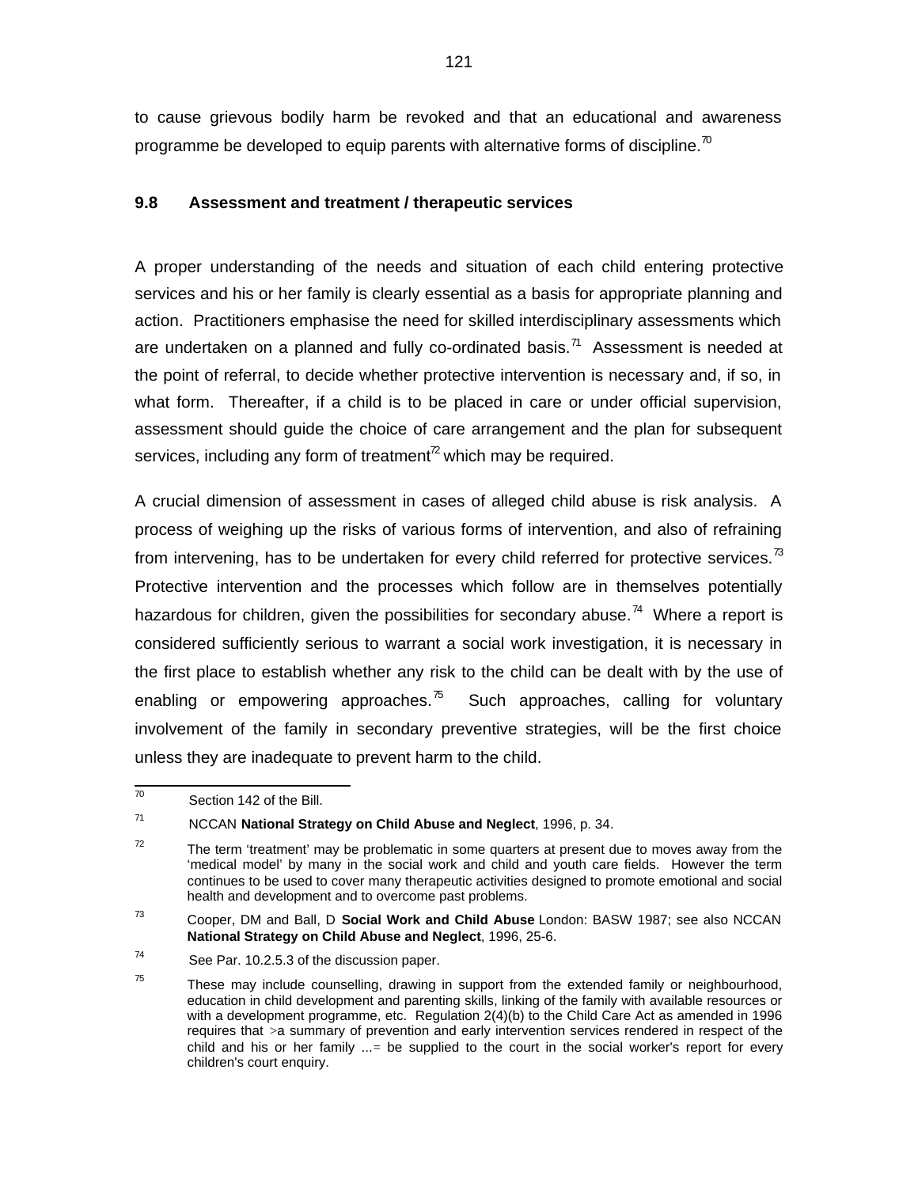to cause grievous bodily harm be revoked and that an educational and awareness programme be developed to equip parents with alternative forms of discipline.[70]

## 9.8 Assessment and treatment / therapeutic services

A proper understanding of the needs and situation of each child entering protective services and his or her family is clearly essential as a basis for appropriate planning and action. Practitioners emphasise the need for skilled interdisciplinary assessments which are undertaken on a planned and fully co-ordinated basis.[71] Assessment is needed at the point of referral, to decide whether protective intervention is necessary and, if so, in what form. Thereafter, if a child is to be placed in care or under official supervision, assessment should guide the choice of care arrangement and the plan for subsequent services, including any form of treatment[72] which may be required.

A crucial dimension of assessment in cases of alleged child abuse is risk analysis. A process of weighing up the risks of various forms of intervention, and also of refraining from intervening, has to be undertaken for every child referred for protective services.[73] Protective intervention and the processes which follow are in themselves potentially hazardous for children, given the possibilities for secondary abuse.[74] Where a report is considered sufficiently serious to warrant a social work investigation, it is necessary in the first place to establish whether any risk to the child can be dealt with by the use of enabling or empowering approaches.[75] Such approaches, calling for voluntary involvement of the family in secondary preventive strategies, will be the first choice unless they are inadequate to prevent harm to the child.

---

[70] Section 142 of the Bill.

[71] NCCAN **National Strategy on Child Abuse and Neglect**, 1996, p. 34.

[72] The term 'treatment' may be problematic in some quarters at present due to moves away from the 'medical model' by many in the social work and child and youth care fields. However the term continues to be used to cover many therapeutic activities designed to promote emotional and social health and development and to overcome past problems.

[73] Cooper, DM and Ball, D **Social Work and Child Abuse** London: BASW 1987; see also NCCAN **National Strategy on Child Abuse and Neglect**, 1996, 25-6.

[74] See Par. 10.2.5.3 of the discussion paper.

[75] These may include counselling, drawing in support from the extended family or neighbourhood, education in child development and parenting skills, linking of the family with available resources or with a development programme, etc. Regulation 2(4)(b) to the Child Care Act as amended in 1996 requires that >a summary of prevention and early intervention services rendered in respect of the child and his or her family ...= be supplied to the court in the social worker's report for every children's court enquiry.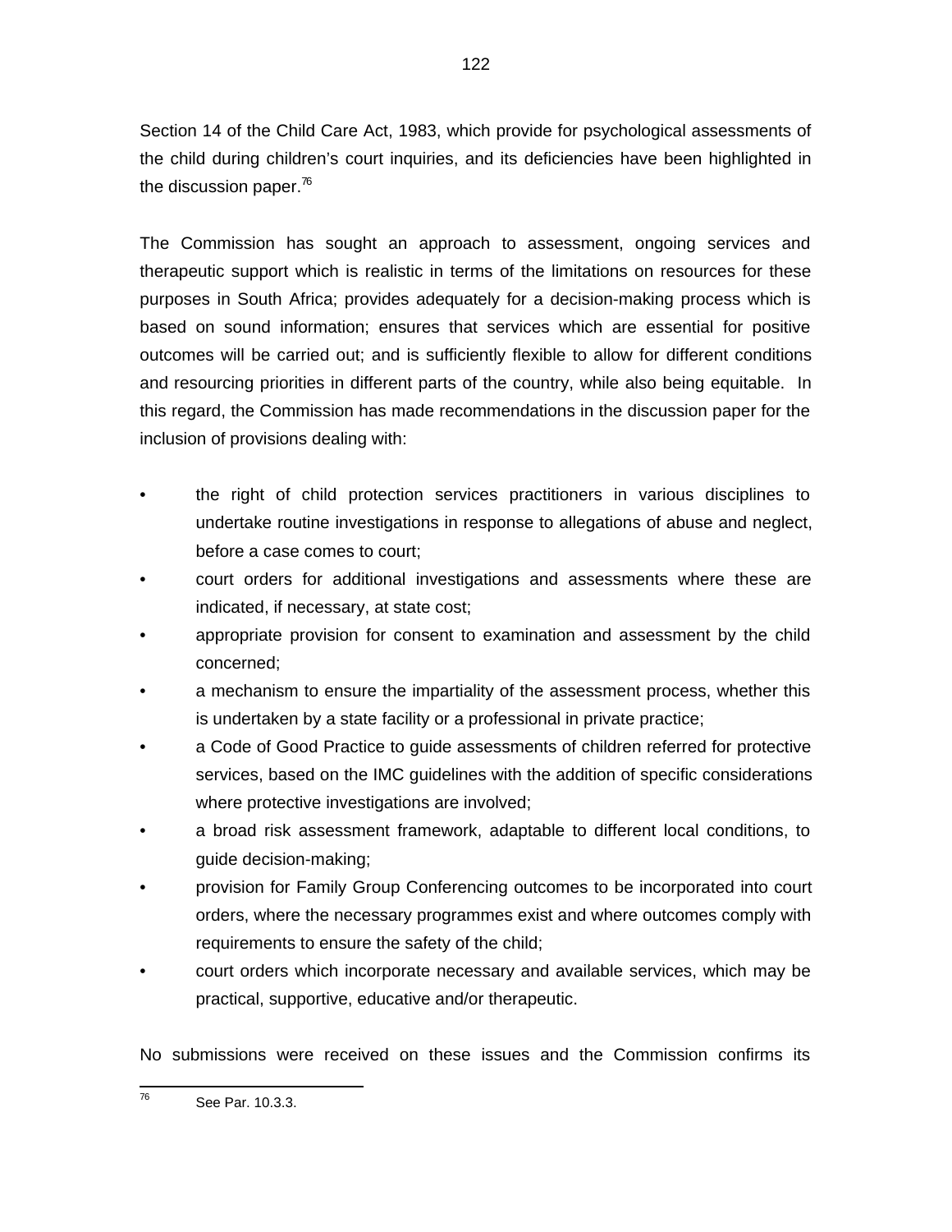Section 14 of the Child Care Act, 1983, which provide for psychological assessments of the child during children's court inquiries, and its deficiencies have been highlighted in the discussion paper.[76]

The Commission has sought an approach to assessment, ongoing services and therapeutic support which is realistic in terms of the limitations on resources for these purposes in South Africa; provides adequately for a decision-making process which is based on sound information; ensures that services which are essential for positive outcomes will be carried out; and is sufficiently flexible to allow for different conditions and resourcing priorities in different parts of the country, while also being equitable. In this regard, the Commission has made recommendations in the discussion paper for the inclusion of provisions dealing with:

- the right of child protection services practitioners in various disciplines to undertake routine investigations in response to allegations of abuse and neglect, before a case comes to court;
- court orders for additional investigations and assessments where these are indicated, if necessary, at state cost;
- appropriate provision for consent to examination and assessment by the child concerned;
- a mechanism to ensure the impartiality of the assessment process, whether this is undertaken by a state facility or a professional in private practice;
- a Code of Good Practice to guide assessments of children referred for protective services, based on the IMC guidelines with the addition of specific considerations where protective investigations are involved;
- a broad risk assessment framework, adaptable to different local conditions, to guide decision-making;
- provision for Family Group Conferencing outcomes to be incorporated into court orders, where the necessary programmes exist and where outcomes comply with requirements to ensure the safety of the child;
- court orders which incorporate necessary and available services, which may be practical, supportive, educative and/or therapeutic.

No submissions were received on these issues and the Commission confirms its

[76] See Par. 10.3.3.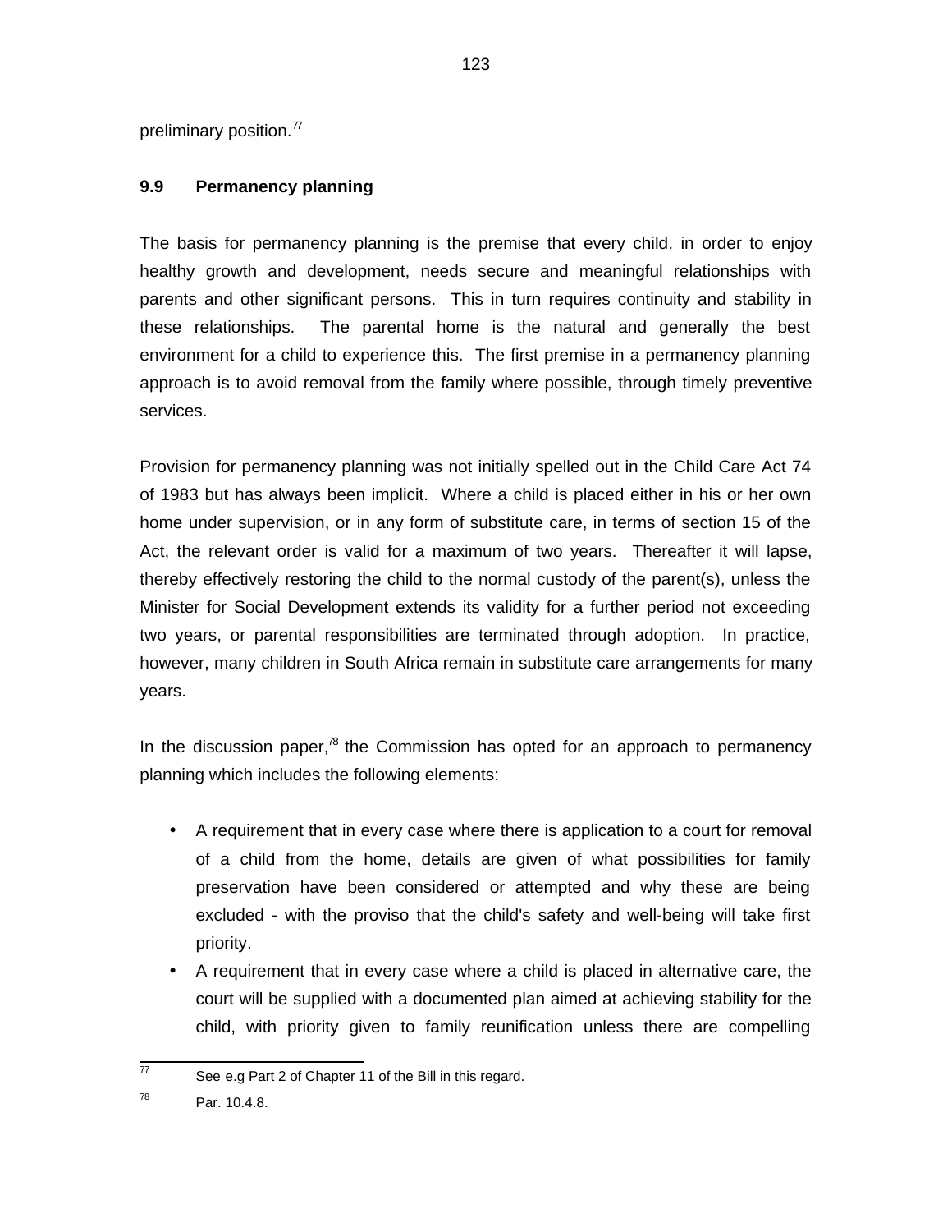preliminary position.[77]

### 9.9 Permanency planning

The basis for permanency planning is the premise that every child, in order to enjoy healthy growth and development, needs secure and meaningful relationships with parents and other significant persons. This in turn requires continuity and stability in these relationships. The parental home is the natural and generally the best environment for a child to experience this. The first premise in a permanency planning approach is to avoid removal from the family where possible, through timely preventive services.

Provision for permanency planning was not initially spelled out in the Child Care Act 74 of 1983 but has always been implicit. Where a child is placed either in his or her own home under supervision, or in any form of substitute care, in terms of section 15 of the Act, the relevant order is valid for a maximum of two years. Thereafter it will lapse, thereby effectively restoring the child to the normal custody of the parent(s), unless the Minister for Social Development extends its validity for a further period not exceeding two years, or parental responsibilities are terminated through adoption. In practice, however, many children in South Africa remain in substitute care arrangements for many years.

In the discussion paper,[78] the Commission has opted for an approach to permanency planning which includes the following elements:

- A requirement that in every case where there is application to a court for removal of a child from the home, details are given of what possibilities for family preservation have been considered or attempted and why these are being excluded - with the proviso that the child's safety and well-being will take first priority.
- A requirement that in every case where a child is placed in alternative care, the court will be supplied with a documented plan aimed at achieving stability for the child, with priority given to family reunification unless there are compelling

---

[77] See e.g Part 2 of Chapter 11 of the Bill in this regard.

[78] Par. 10.4.8.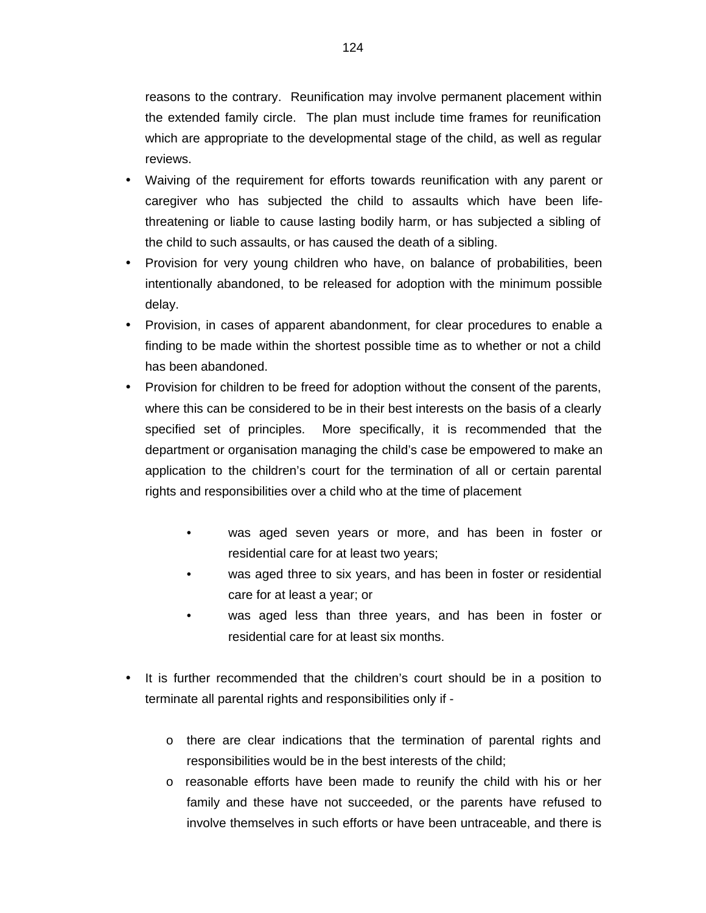reasons to the contrary. Reunification may involve permanent placement within the extended family circle. The plan must include time frames for reunification which are appropriate to the developmental stage of the child, as well as regular reviews.

- Waiving of the requirement for efforts towards reunification with any parent or caregiver who has subjected the child to assaults which have been life-threatening or liable to cause lasting bodily harm, or has subjected a sibling of the child to such assaults, or has caused the death of a sibling.
- Provision for very young children who have, on balance of probabilities, been intentionally abandoned, to be released for adoption with the minimum possible delay.
- Provision, in cases of apparent abandonment, for clear procedures to enable a finding to be made within the shortest possible time as to whether or not a child has been abandoned.
- Provision for children to be freed for adoption without the consent of the parents, where this can be considered to be in their best interests on the basis of a clearly specified set of principles. More specifically, it is recommended that the department or organisation managing the child's case be empowered to make an application to the children's court for the termination of all or certain parental rights and responsibilities over a child who at the time of placement

    - was aged seven years or more, and has been in foster or residential care for at least two years;
    - was aged three to six years, and has been in foster or residential care for at least a year; or
    - was aged less than three years, and has been in foster or residential care for at least six months.

- It is further recommended that the children's court should be in a position to terminate all parental rights and responsibilities only if -

    - there are clear indications that the termination of parental rights and responsibilities would be in the best interests of the child;
    - reasonable efforts have been made to reunify the child with his or her family and these have not succeeded, or the parents have refused to involve themselves in such efforts or have been untraceable, and there is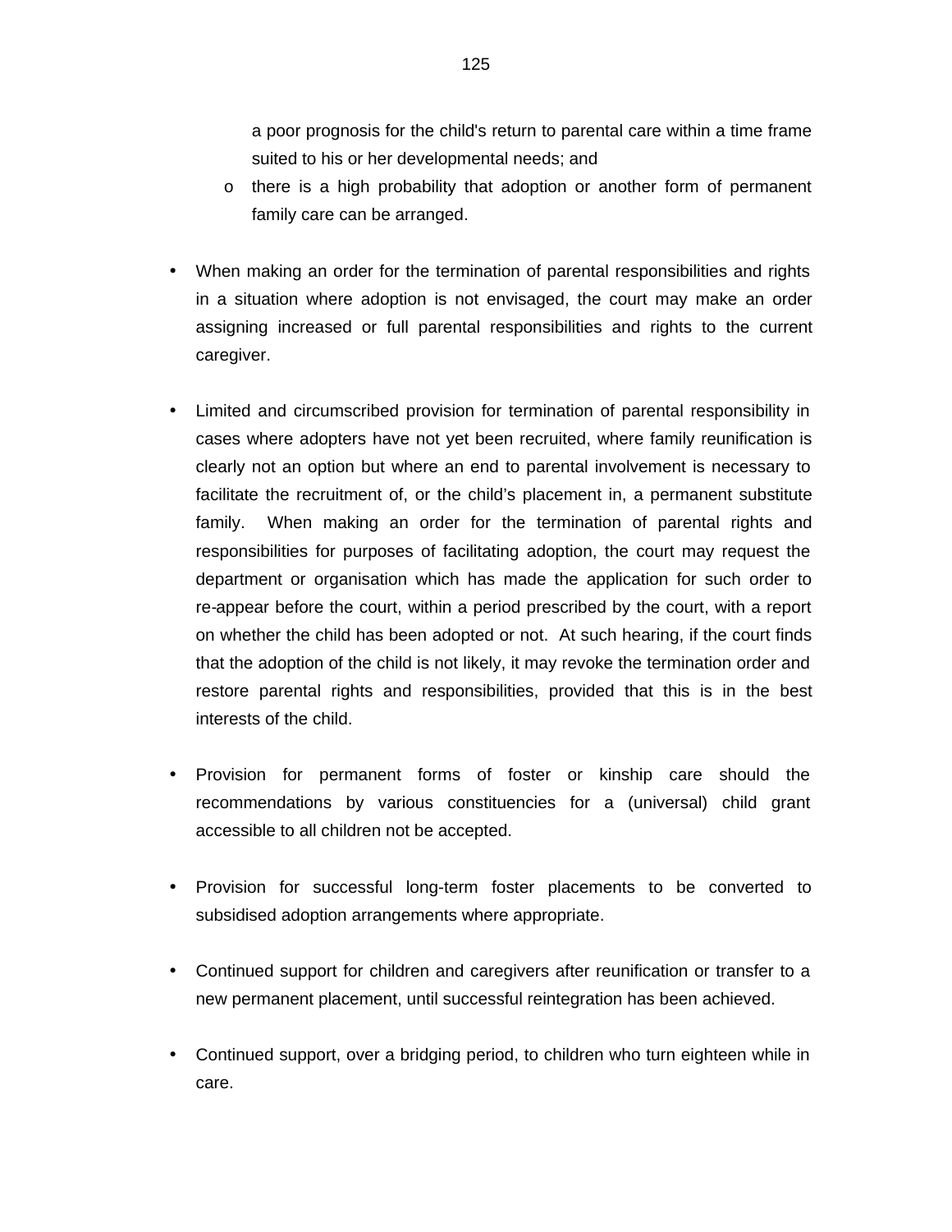a poor prognosis for the child's return to parental care within a time frame suited to his or her developmental needs; and
    - there is a high probability that adoption or another form of permanent family care can be arranged.

- When making an order for the termination of parental responsibilities and rights in a situation where adoption is not envisaged, the court may make an order assigning increased or full parental responsibilities and rights to the current caregiver.

- Limited and circumscribed provision for termination of parental responsibility in cases where adopters have not yet been recruited, where family reunification is clearly not an option but where an end to parental involvement is necessary to facilitate the recruitment of, or the child's placement in, a permanent substitute family. When making an order for the termination of parental rights and responsibilities for purposes of facilitating adoption, the court may request the department or organisation which has made the application for such order to re-appear before the court, within a period prescribed by the court, with a report on whether the child has been adopted or not. At such hearing, if the court finds that the adoption of the child is not likely, it may revoke the termination order and restore parental rights and responsibilities, provided that this is in the best interests of the child.

- Provision for permanent forms of foster or kinship care should the recommendations by various constituencies for a (universal) child grant accessible to all children not be accepted.

- Provision for successful long-term foster placements to be converted to subsidised adoption arrangements where appropriate.

- Continued support for children and caregivers after reunification or transfer to a new permanent placement, until successful reintegration has been achieved.

- Continued support, over a bridging period, to children who turn eighteen while in care.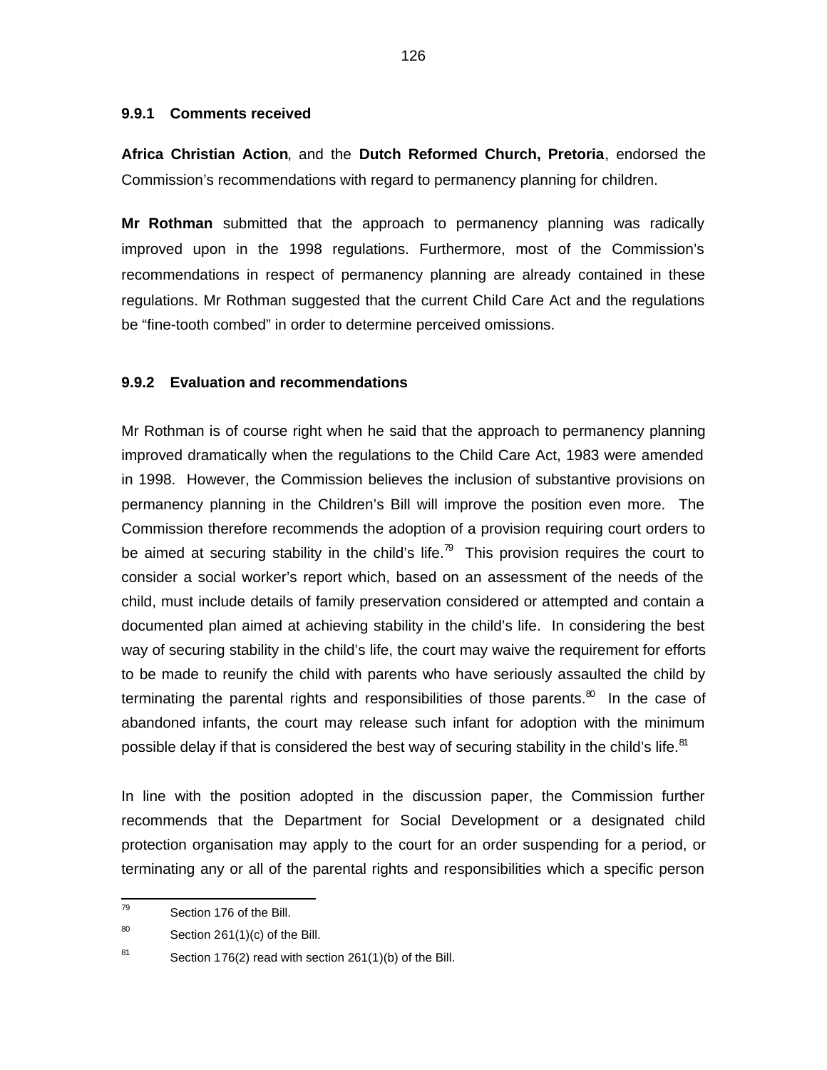### 9.9.1 Comments received

**Africa Christian Action**, and the **Dutch Reformed Church, Pretoria**, endorsed the Commission's recommendations with regard to permanency planning for children.

**Mr Rothman** submitted that the approach to permanency planning was radically improved upon in the 1998 regulations. Furthermore, most of the Commission's recommendations in respect of permanency planning are already contained in these regulations. Mr Rothman suggested that the current Child Care Act and the regulations be "fine-tooth combed" in order to determine perceived omissions.

### 9.9.2 Evaluation and recommendations

Mr Rothman is of course right when he said that the approach to permanency planning improved dramatically when the regulations to the Child Care Act, 1983 were amended in 1998. However, the Commission believes the inclusion of substantive provisions on permanency planning in the Children's Bill will improve the position even more. The Commission therefore recommends the adoption of a provision requiring court orders to be aimed at securing stability in the child's life.[79] This provision requires the court to consider a social worker's report which, based on an assessment of the needs of the child, must include details of family preservation considered or attempted and contain a documented plan aimed at achieving stability in the child's life. In considering the best way of securing stability in the child's life, the court may waive the requirement for efforts to be made to reunify the child with parents who have seriously assaulted the child by terminating the parental rights and responsibilities of those parents.[80] In the case of abandoned infants, the court may release such infant for adoption with the minimum possible delay if that is considered the best way of securing stability in the child's life.[81]

In line with the position adopted in the discussion paper, the Commission further recommends that the Department for Social Development or a designated child protection organisation may apply to the court for an order suspending for a period, or terminating any or all of the parental rights and responsibilities which a specific person

---

[79] Section 176 of the Bill.

[80] Section 261(1)(c) of the Bill.

[81] Section 176(2) read with section 261(1)(b) of the Bill.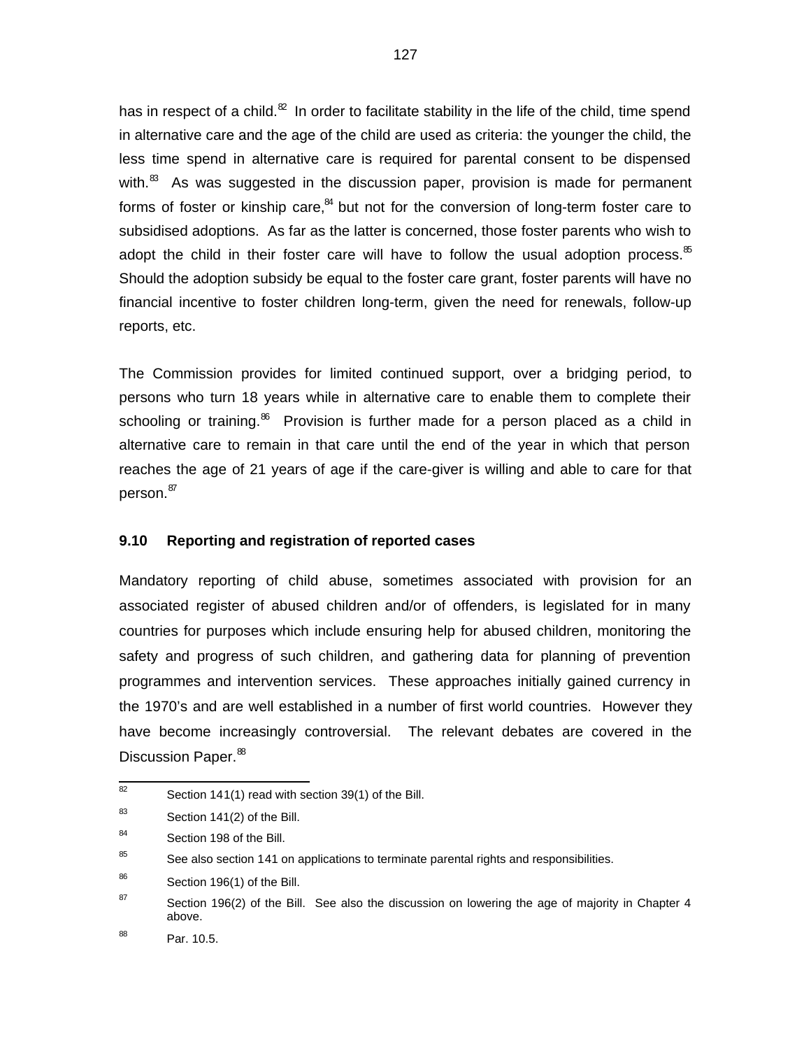has in respect of a child.[82] In order to facilitate stability in the life of the child, time spend in alternative care and the age of the child are used as criteria: the younger the child, the less time spend in alternative care is required for parental consent to be dispensed with.[83] As was suggested in the discussion paper, provision is made for permanent forms of foster or kinship care,[84] but not for the conversion of long-term foster care to subsidised adoptions. As far as the latter is concerned, those foster parents who wish to adopt the child in their foster care will have to follow the usual adoption process.[85] Should the adoption subsidy be equal to the foster care grant, foster parents will have no financial incentive to foster children long-term, given the need for renewals, follow-up reports, etc.

The Commission provides for limited continued support, over a bridging period, to persons who turn 18 years while in alternative care to enable them to complete their schooling or training.[86] Provision is further made for a person placed as a child in alternative care to remain in that care until the end of the year in which that person reaches the age of 21 years of age if the care-giver is willing and able to care for that person.[87]

### 9.10 Reporting and registration of reported cases

Mandatory reporting of child abuse, sometimes associated with provision for an associated register of abused children and/or of offenders, is legislated for in many countries for purposes which include ensuring help for abused children, monitoring the safety and progress of such children, and gathering data for planning of prevention programmes and intervention services. These approaches initially gained currency in the 1970's and are well established in a number of first world countries. However they have become increasingly controversial. The relevant debates are covered in the Discussion Paper.[88]

---

[82] Section 141(1) read with section 39(1) of the Bill.

[83] Section 141(2) of the Bill.

[84] Section 198 of the Bill.

[85] See also section 141 on applications to terminate parental rights and responsibilities.

[86] Section 196(1) of the Bill.

[87] Section 196(2) of the Bill. See also the discussion on lowering the age of majority in Chapter 4 above.

[88] Par. 10.5.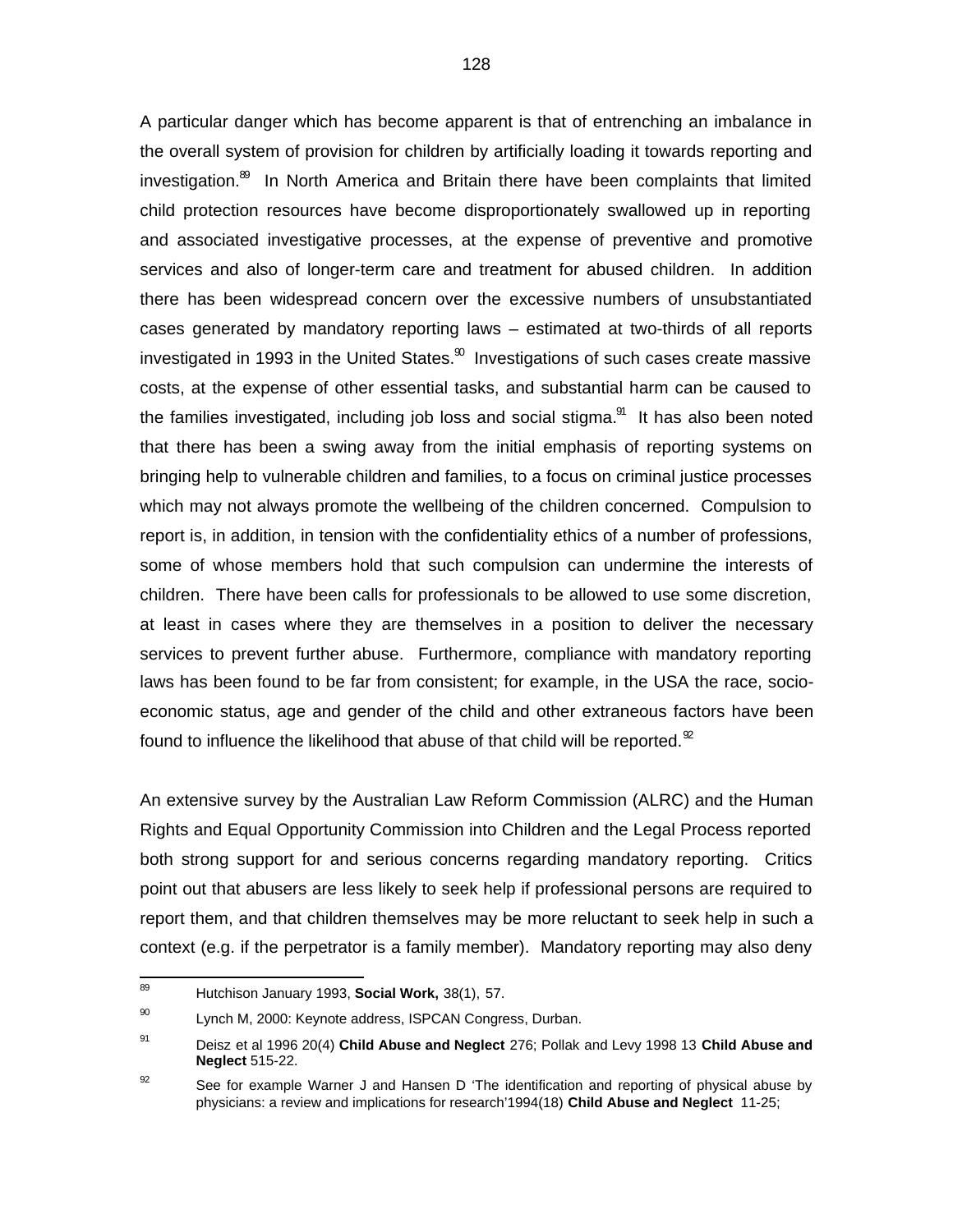A particular danger which has become apparent is that of entrenching an imbalance in the overall system of provision for children by artificially loading it towards reporting and investigation.[89] In North America and Britain there have been complaints that limited child protection resources have become disproportionately swallowed up in reporting and associated investigative processes, at the expense of preventive and promotive services and also of longer-term care and treatment for abused children. In addition there has been widespread concern over the excessive numbers of unsubstantiated cases generated by mandatory reporting laws – estimated at two-thirds of all reports investigated in 1993 in the United States.[90] Investigations of such cases create massive costs, at the expense of other essential tasks, and substantial harm can be caused to the families investigated, including job loss and social stigma.[91] It has also been noted that there has been a swing away from the initial emphasis of reporting systems on bringing help to vulnerable children and families, to a focus on criminal justice processes which may not always promote the wellbeing of the children concerned. Compulsion to report is, in addition, in tension with the confidentiality ethics of a number of professions, some of whose members hold that such compulsion can undermine the interests of children. There have been calls for professionals to be allowed to use some discretion, at least in cases where they are themselves in a position to deliver the necessary services to prevent further abuse. Furthermore, compliance with mandatory reporting laws has been found to be far from consistent; for example, in the USA the race, socio-economic status, age and gender of the child and other extraneous factors have been found to influence the likelihood that abuse of that child will be reported.[92]

An extensive survey by the Australian Law Reform Commission (ALRC) and the Human Rights and Equal Opportunity Commission into Children and the Legal Process reported both strong support for and serious concerns regarding mandatory reporting. Critics point out that abusers are less likely to seek help if professional persons are required to report them, and that children themselves may be more reluctant to seek help in such a context (e.g. if the perpetrator is a family member). Mandatory reporting may also deny

---

[89] Hutchison January 1993, **Social Work,** 38(1), 57.

[90] Lynch M, 2000: Keynote address, ISPCAN Congress, Durban.

[91] Deisz et al 1996 20(4) **Child Abuse and Neglect** 276; Pollak and Levy 1998 13 **Child Abuse and Neglect** 515-22.

[92] See for example Warner J and Hansen D 'The identification and reporting of physical abuse by physicians: a review and implications for research'1994(18) **Child Abuse and Neglect** 11-25;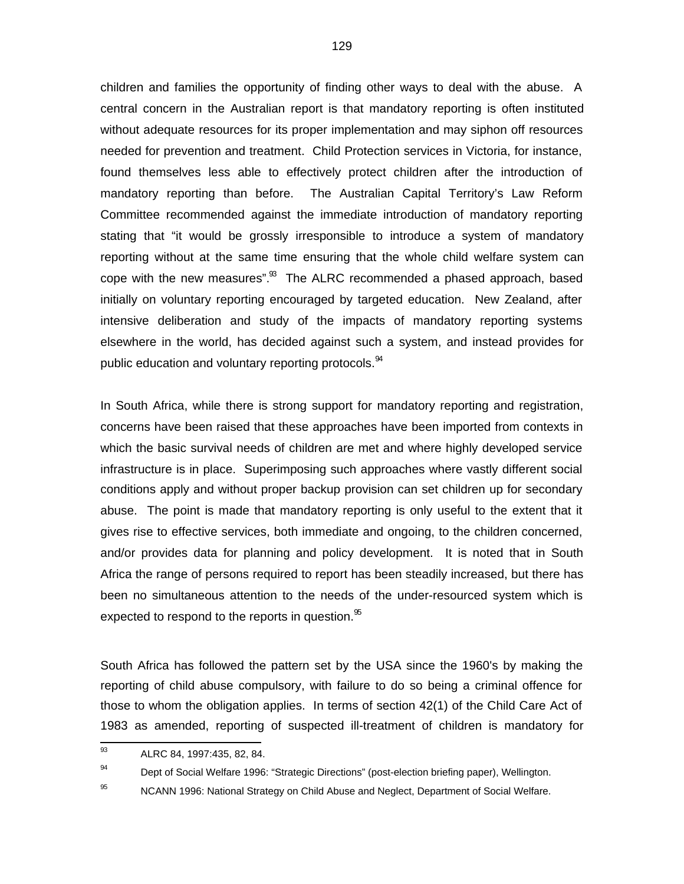children and families the opportunity of finding other ways to deal with the abuse. A central concern in the Australian report is that mandatory reporting is often instituted without adequate resources for its proper implementation and may siphon off resources needed for prevention and treatment. Child Protection services in Victoria, for instance, found themselves less able to effectively protect children after the introduction of mandatory reporting than before. The Australian Capital Territory's Law Reform Committee recommended against the immediate introduction of mandatory reporting stating that "it would be grossly irresponsible to introduce a system of mandatory reporting without at the same time ensuring that the whole child welfare system can cope with the new measures".[93] The ALRC recommended a phased approach, based initially on voluntary reporting encouraged by targeted education. New Zealand, after intensive deliberation and study of the impacts of mandatory reporting systems elsewhere in the world, has decided against such a system, and instead provides for public education and voluntary reporting protocols.[94]

In South Africa, while there is strong support for mandatory reporting and registration, concerns have been raised that these approaches have been imported from contexts in which the basic survival needs of children are met and where highly developed service infrastructure is in place. Superimposing such approaches where vastly different social conditions apply and without proper backup provision can set children up for secondary abuse. The point is made that mandatory reporting is only useful to the extent that it gives rise to effective services, both immediate and ongoing, to the children concerned, and/or provides data for planning and policy development. It is noted that in South Africa the range of persons required to report has been steadily increased, but there has been no simultaneous attention to the needs of the under-resourced system which is expected to respond to the reports in question.[95]

South Africa has followed the pattern set by the USA since the 1960's by making the reporting of child abuse compulsory, with failure to do so being a criminal offence for those to whom the obligation applies. In terms of section 42(1) of the Child Care Act of 1983 as amended, reporting of suspected ill-treatment of children is mandatory for

---

[93] ALRC 84, 1997:435, 82, 84.

[94] Dept of Social Welfare 1996: "Strategic Directions" (post-election briefing paper), Wellington.

[95] NCANN 1996: National Strategy on Child Abuse and Neglect, Department of Social Welfare.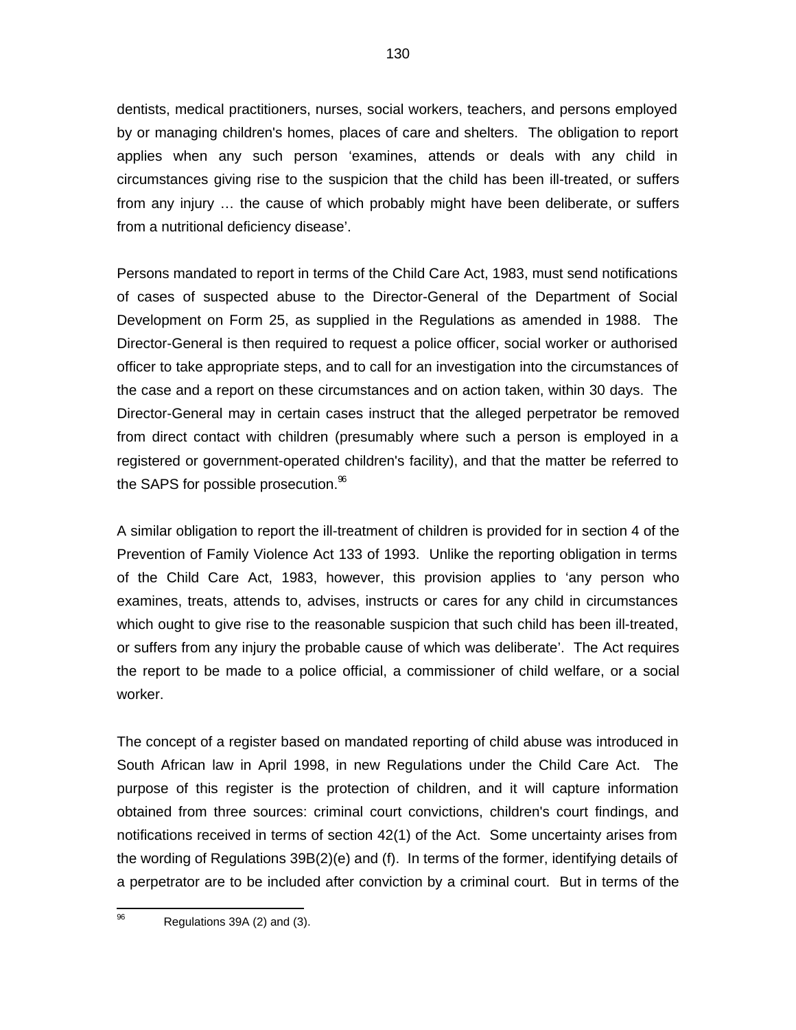dentists, medical practitioners, nurses, social workers, teachers, and persons employed by or managing children's homes, places of care and shelters. The obligation to report applies when any such person 'examines, attends or deals with any child in circumstances giving rise to the suspicion that the child has been ill-treated, or suffers from any injury … the cause of which probably might have been deliberate, or suffers from a nutritional deficiency disease'.

Persons mandated to report in terms of the Child Care Act, 1983, must send notifications of cases of suspected abuse to the Director-General of the Department of Social Development on Form 25, as supplied in the Regulations as amended in 1988. The Director-General is then required to request a police officer, social worker or authorised officer to take appropriate steps, and to call for an investigation into the circumstances of the case and a report on these circumstances and on action taken, within 30 days. The Director-General may in certain cases instruct that the alleged perpetrator be removed from direct contact with children (presumably where such a person is employed in a registered or government-operated children's facility), and that the matter be referred to the SAPS for possible prosecution.[96]

A similar obligation to report the ill-treatment of children is provided for in section 4 of the Prevention of Family Violence Act 133 of 1993. Unlike the reporting obligation in terms of the Child Care Act, 1983, however, this provision applies to 'any person who examines, treats, attends to, advises, instructs or cares for any child in circumstances which ought to give rise to the reasonable suspicion that such child has been ill-treated, or suffers from any injury the probable cause of which was deliberate'. The Act requires the report to be made to a police official, a commissioner of child welfare, or a social worker.

The concept of a register based on mandated reporting of child abuse was introduced in South African law in April 1998, in new Regulations under the Child Care Act. The purpose of this register is the protection of children, and it will capture information obtained from three sources: criminal court convictions, children's court findings, and notifications received in terms of section 42(1) of the Act. Some uncertainty arises from the wording of Regulations 39B(2)(e) and (f). In terms of the former, identifying details of a perpetrator are to be included after conviction by a criminal court. But in terms of the

[96] Regulations 39A (2) and (3).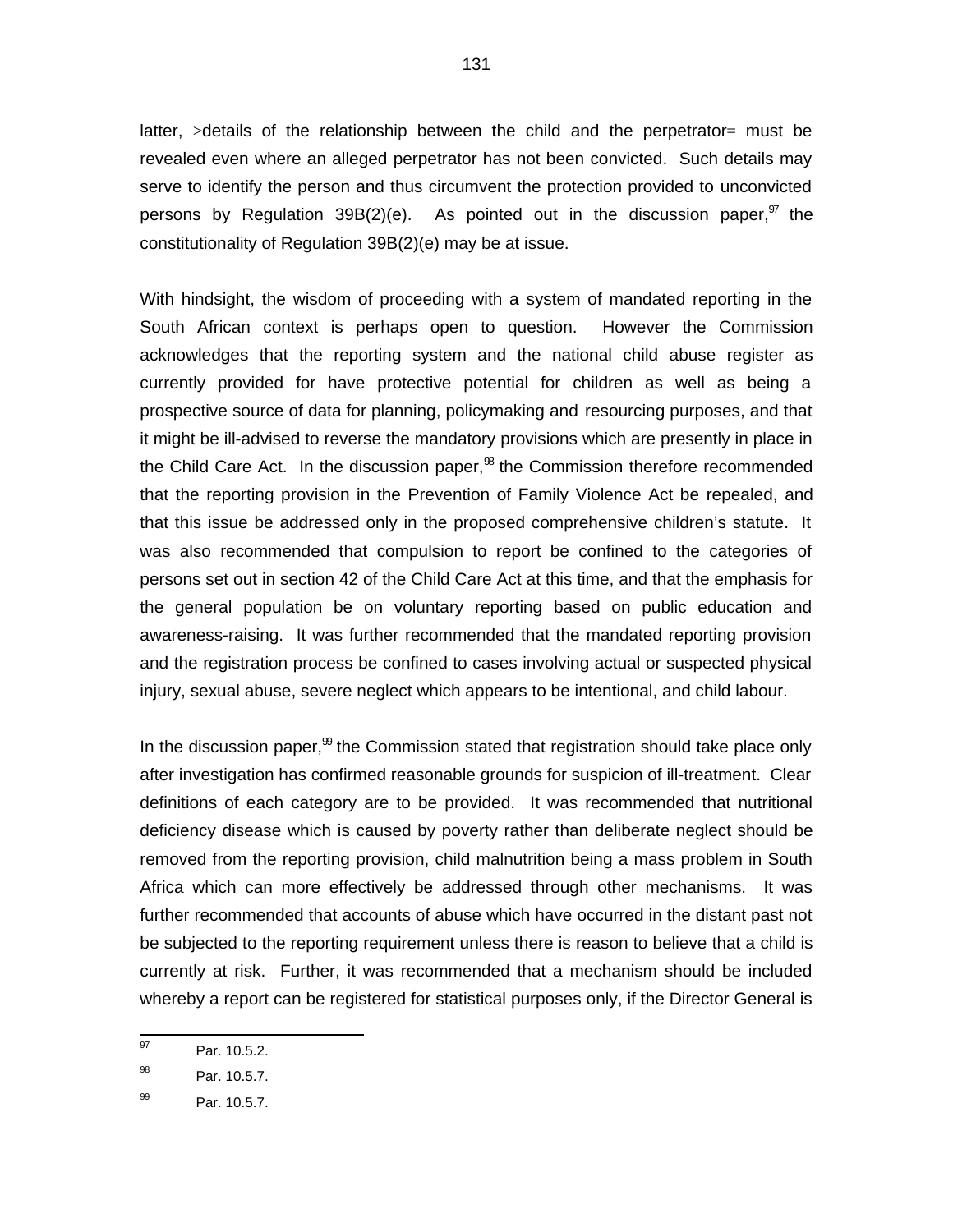latter, >details of the relationship between the child and the perpetrator= must be revealed even where an alleged perpetrator has not been convicted. Such details may serve to identify the person and thus circumvent the protection provided to unconvicted persons by Regulation 39B(2)(e). As pointed out in the discussion paper,[97] the constitutionality of Regulation 39B(2)(e) may be at issue.

With hindsight, the wisdom of proceeding with a system of mandated reporting in the South African context is perhaps open to question. However the Commission acknowledges that the reporting system and the national child abuse register as currently provided for have protective potential for children as well as being a prospective source of data for planning, policymaking and resourcing purposes, and that it might be ill-advised to reverse the mandatory provisions which are presently in place in the Child Care Act. In the discussion paper,[98] the Commission therefore recommended that the reporting provision in the Prevention of Family Violence Act be repealed, and that this issue be addressed only in the proposed comprehensive children's statute. It was also recommended that compulsion to report be confined to the categories of persons set out in section 42 of the Child Care Act at this time, and that the emphasis for the general population be on voluntary reporting based on public education and awareness-raising. It was further recommended that the mandated reporting provision and the registration process be confined to cases involving actual or suspected physical injury, sexual abuse, severe neglect which appears to be intentional, and child labour.

In the discussion paper,[99] the Commission stated that registration should take place only after investigation has confirmed reasonable grounds for suspicion of ill-treatment. Clear definitions of each category are to be provided. It was recommended that nutritional deficiency disease which is caused by poverty rather than deliberate neglect should be removed from the reporting provision, child malnutrition being a mass problem in South Africa which can more effectively be addressed through other mechanisms. It was further recommended that accounts of abuse which have occurred in the distant past not be subjected to the reporting requirement unless there is reason to believe that a child is currently at risk. Further, it was recommended that a mechanism should be included whereby a report can be registered for statistical purposes only, if the Director General is

---

[97] Par. 10.5.2.

[98] Par. 10.5.7.

[99] Par. 10.5.7.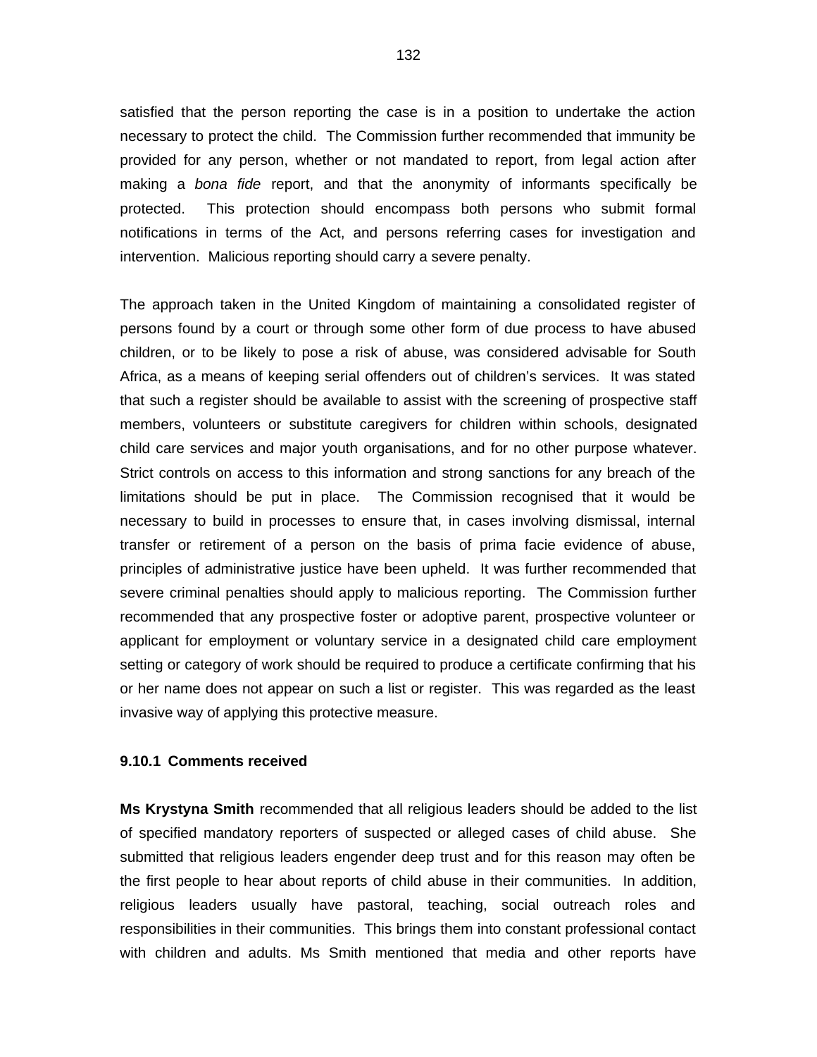satisfied that the person reporting the case is in a position to undertake the action necessary to protect the child. The Commission further recommended that immunity be provided for any person, whether or not mandated to report, from legal action after making a *bona fide* report, and that the anonymity of informants specifically be protected. This protection should encompass both persons who submit formal notifications in terms of the Act, and persons referring cases for investigation and intervention. Malicious reporting should carry a severe penalty.

The approach taken in the United Kingdom of maintaining a consolidated register of persons found by a court or through some other form of due process to have abused children, or to be likely to pose a risk of abuse, was considered advisable for South Africa, as a means of keeping serial offenders out of children's services. It was stated that such a register should be available to assist with the screening of prospective staff members, volunteers or substitute caregivers for children within schools, designated child care services and major youth organisations, and for no other purpose whatever. Strict controls on access to this information and strong sanctions for any breach of the limitations should be put in place. The Commission recognised that it would be necessary to build in processes to ensure that, in cases involving dismissal, internal transfer or retirement of a person on the basis of prima facie evidence of abuse, principles of administrative justice have been upheld. It was further recommended that severe criminal penalties should apply to malicious reporting. The Commission further recommended that any prospective foster or adoptive parent, prospective volunteer or applicant for employment or voluntary service in a designated child care employment setting or category of work should be required to produce a certificate confirming that his or her name does not appear on such a list or register. This was regarded as the least invasive way of applying this protective measure.

#### 9.10.1 Comments received

**Ms Krystyna Smith** recommended that all religious leaders should be added to the list of specified mandatory reporters of suspected or alleged cases of child abuse. She submitted that religious leaders engender deep trust and for this reason may often be the first people to hear about reports of child abuse in their communities. In addition, religious leaders usually have pastoral, teaching, social outreach roles and responsibilities in their communities. This brings them into constant professional contact with children and adults. Ms Smith mentioned that media and other reports have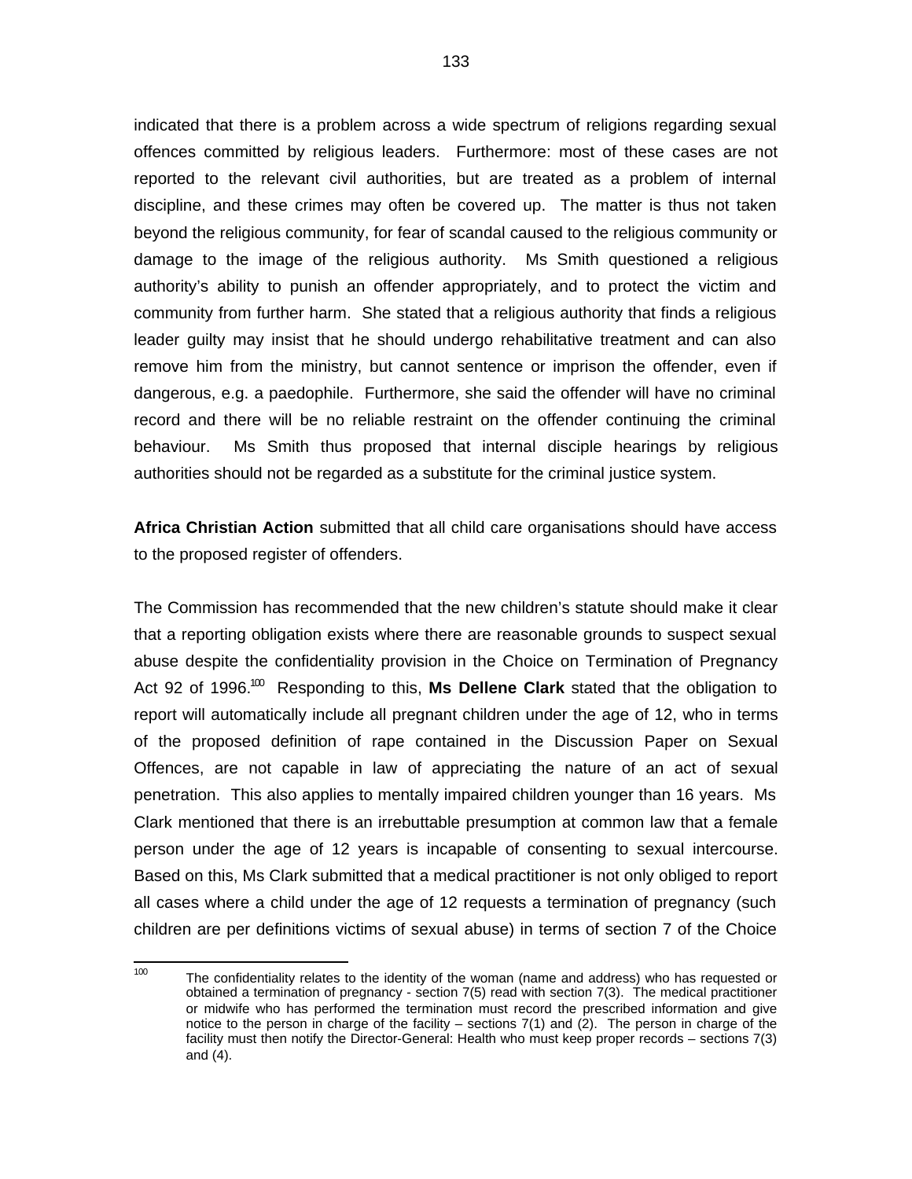indicated that there is a problem across a wide spectrum of religions regarding sexual offences committed by religious leaders. Furthermore: most of these cases are not reported to the relevant civil authorities, but are treated as a problem of internal discipline, and these crimes may often be covered up. The matter is thus not taken beyond the religious community, for fear of scandal caused to the religious community or damage to the image of the religious authority. Ms Smith questioned a religious authority's ability to punish an offender appropriately, and to protect the victim and community from further harm. She stated that a religious authority that finds a religious leader guilty may insist that he should undergo rehabilitative treatment and can also remove him from the ministry, but cannot sentence or imprison the offender, even if dangerous, e.g. a paedophile. Furthermore, she said the offender will have no criminal record and there will be no reliable restraint on the offender continuing the criminal behaviour. Ms Smith thus proposed that internal disciple hearings by religious authorities should not be regarded as a substitute for the criminal justice system.

**Africa Christian Action** submitted that all child care organisations should have access to the proposed register of offenders.

The Commission has recommended that the new children's statute should make it clear that a reporting obligation exists where there are reasonable grounds to suspect sexual abuse despite the confidentiality provision in the Choice on Termination of Pregnancy Act 92 of 1996.[100] Responding to this, **Ms Dellene Clark** stated that the obligation to report will automatically include all pregnant children under the age of 12, who in terms of the proposed definition of rape contained in the Discussion Paper on Sexual Offences, are not capable in law of appreciating the nature of an act of sexual penetration. This also applies to mentally impaired children younger than 16 years. Ms Clark mentioned that there is an irrebuttable presumption at common law that a female person under the age of 12 years is incapable of consenting to sexual intercourse. Based on this, Ms Clark submitted that a medical practitioner is not only obliged to report all cases where a child under the age of 12 requests a termination of pregnancy (such children are per definitions victims of sexual abuse) in terms of section 7 of the Choice

---

[100] The confidentiality relates to the identity of the woman (name and address) who has requested or obtained a termination of pregnancy - section 7(5) read with section 7(3). The medical practitioner or midwife who has performed the termination must record the prescribed information and give notice to the person in charge of the facility – sections 7(1) and (2). The person in charge of the facility must then notify the Director-General: Health who must keep proper records – sections 7(3) and (4).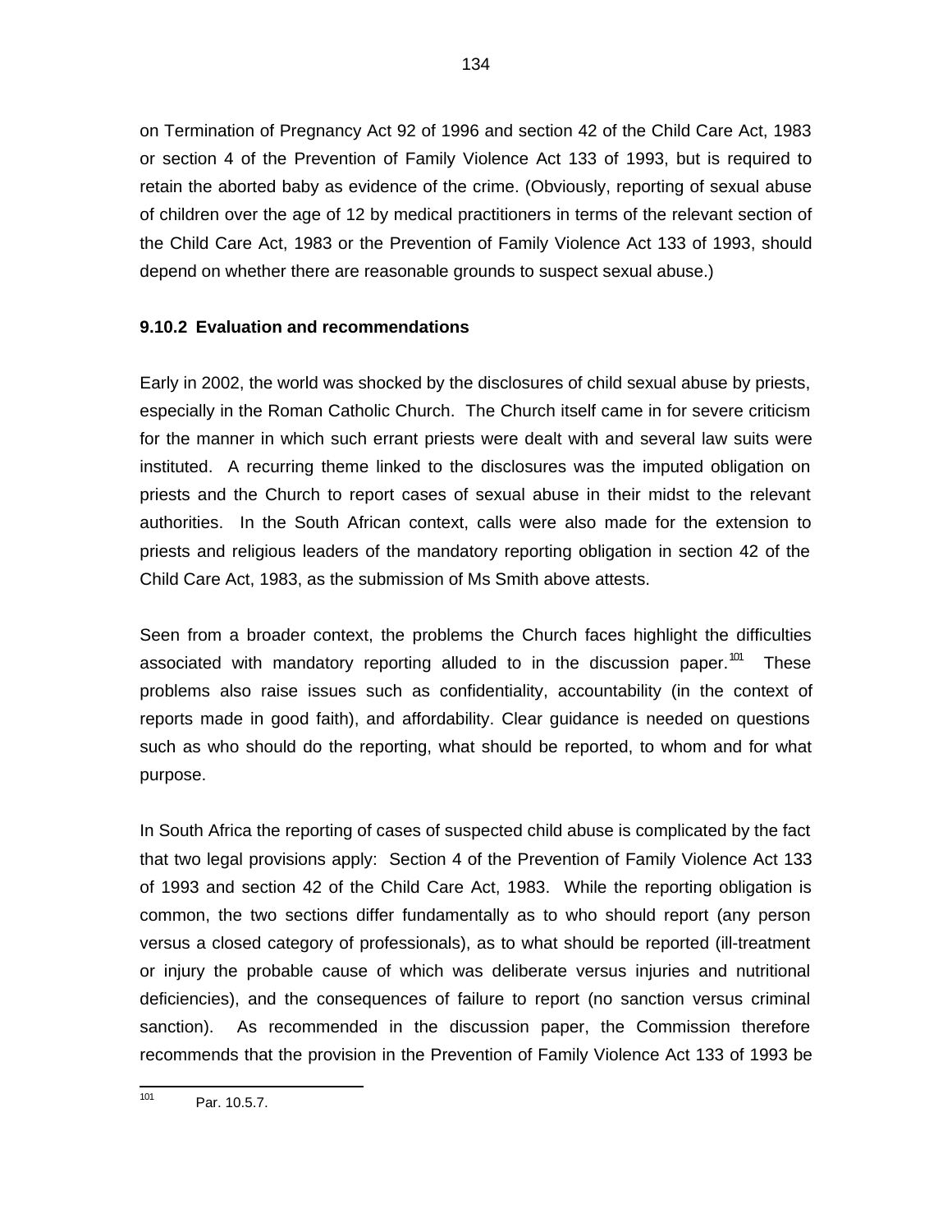on Termination of Pregnancy Act 92 of 1996 and section 42 of the Child Care Act, 1983 or section 4 of the Prevention of Family Violence Act 133 of 1993, but is required to retain the aborted baby as evidence of the crime. (Obviously, reporting of sexual abuse of children over the age of 12 by medical practitioners in terms of the relevant section of the Child Care Act, 1983 or the Prevention of Family Violence Act 133 of 1993, should depend on whether there are reasonable grounds to suspect sexual abuse.)

**9.10.2 Evaluation and recommendations**

Early in 2002, the world was shocked by the disclosures of child sexual abuse by priests, especially in the Roman Catholic Church. The Church itself came in for severe criticism for the manner in which such errant priests were dealt with and several law suits were instituted. A recurring theme linked to the disclosures was the imputed obligation on priests and the Church to report cases of sexual abuse in their midst to the relevant authorities. In the South African context, calls were also made for the extension to priests and religious leaders of the mandatory reporting obligation in section 42 of the Child Care Act, 1983, as the submission of Ms Smith above attests.

Seen from a broader context, the problems the Church faces highlight the difficulties associated with mandatory reporting alluded to in the discussion paper.[101] These problems also raise issues such as confidentiality, accountability (in the context of reports made in good faith), and affordability. Clear guidance is needed on questions such as who should do the reporting, what should be reported, to whom and for what purpose.

In South Africa the reporting of cases of suspected child abuse is complicated by the fact that two legal provisions apply: Section 4 of the Prevention of Family Violence Act 133 of 1993 and section 42 of the Child Care Act, 1983. While the reporting obligation is common, the two sections differ fundamentally as to who should report (any person versus a closed category of professionals), as to what should be reported (ill-treatment or injury the probable cause of which was deliberate versus injuries and nutritional deficiencies), and the consequences of failure to report (no sanction versus criminal sanction). As recommended in the discussion paper, the Commission therefore recommends that the provision in the Prevention of Family Violence Act 133 of 1993 be

[101] Par. 10.5.7.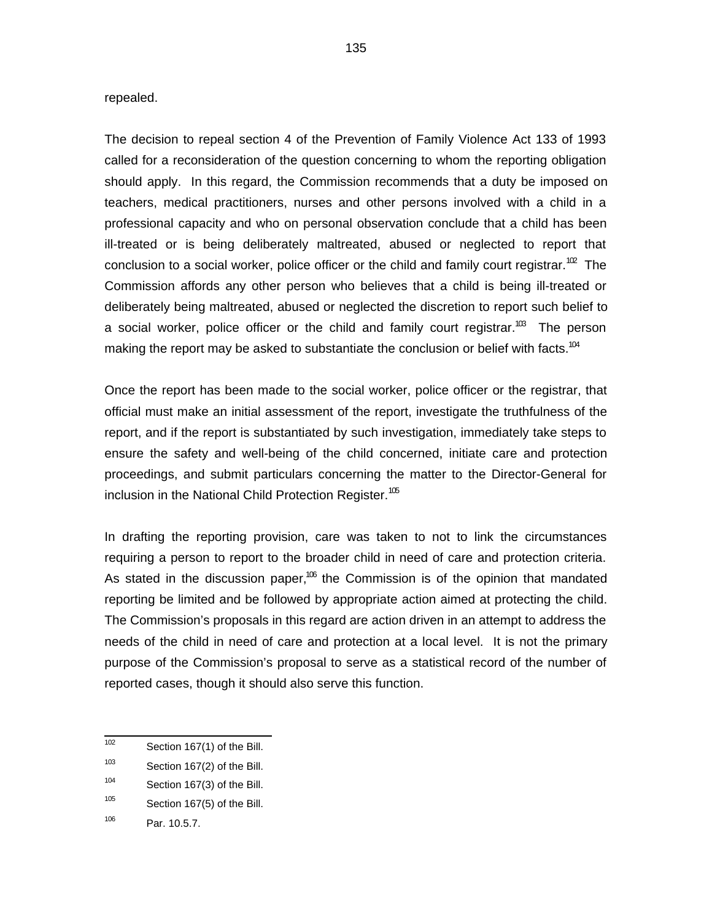repealed.

The decision to repeal section 4 of the Prevention of Family Violence Act 133 of 1993 called for a reconsideration of the question concerning to whom the reporting obligation should apply. In this regard, the Commission recommends that a duty be imposed on teachers, medical practitioners, nurses and other persons involved with a child in a professional capacity and who on personal observation conclude that a child has been ill-treated or is being deliberately maltreated, abused or neglected to report that conclusion to a social worker, police officer or the child and family court registrar.[102] The Commission affords any other person who believes that a child is being ill-treated or deliberately being maltreated, abused or neglected the discretion to report such belief to a social worker, police officer or the child and family court registrar.[103] The person making the report may be asked to substantiate the conclusion or belief with facts.[104]

Once the report has been made to the social worker, police officer or the registrar, that official must make an initial assessment of the report, investigate the truthfulness of the report, and if the report is substantiated by such investigation, immediately take steps to ensure the safety and well-being of the child concerned, initiate care and protection proceedings, and submit particulars concerning the matter to the Director-General for inclusion in the National Child Protection Register.[105]

In drafting the reporting provision, care was taken to not to link the circumstances requiring a person to report to the broader child in need of care and protection criteria. As stated in the discussion paper,[106] the Commission is of the opinion that mandated reporting be limited and be followed by appropriate action aimed at protecting the child. The Commission's proposals in this regard are action driven in an attempt to address the needs of the child in need of care and protection at a local level. It is not the primary purpose of the Commission's proposal to serve as a statistical record of the number of reported cases, though it should also serve this function.

---

[102] Section 167(1) of the Bill.

[103] Section 167(2) of the Bill.

[104] Section 167(3) of the Bill.

[105] Section 167(5) of the Bill.

[106] Par. 10.5.7.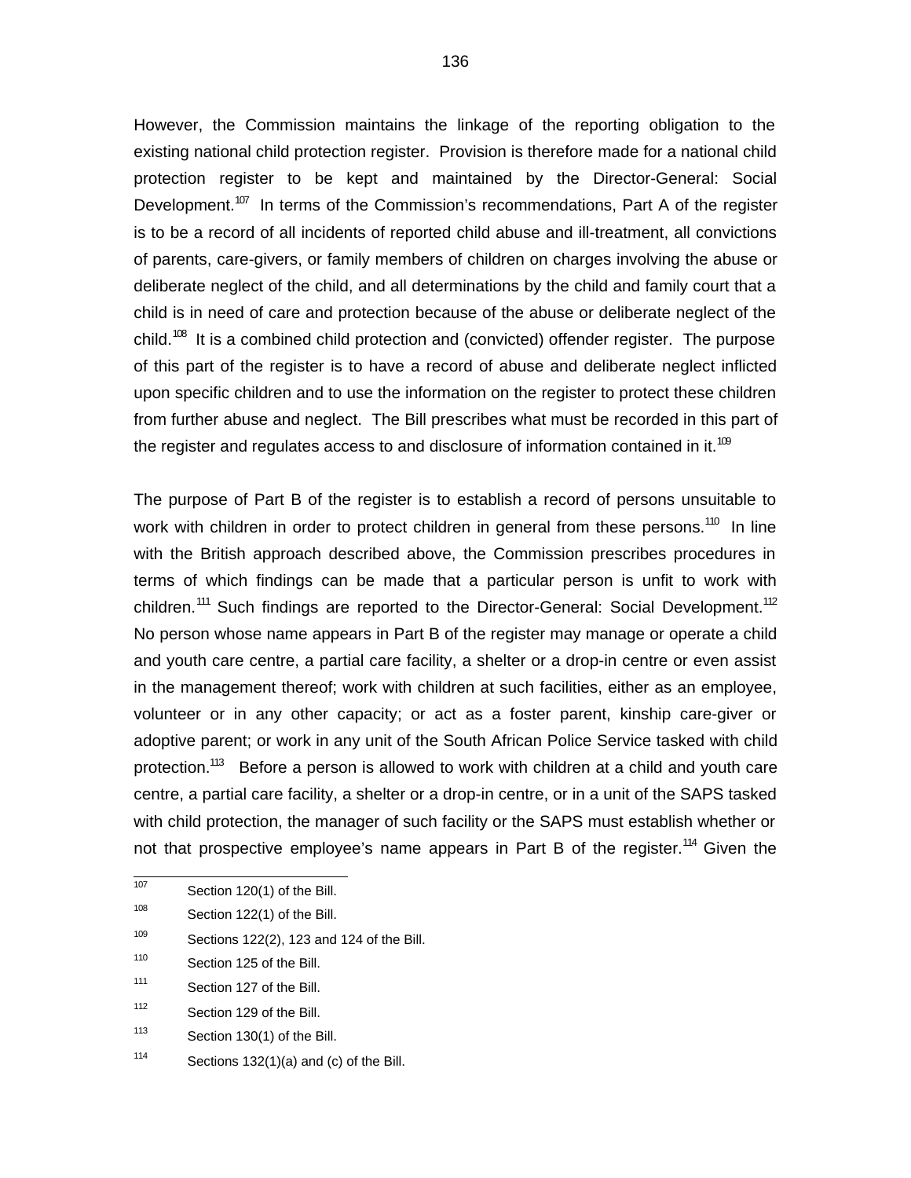However, the Commission maintains the linkage of the reporting obligation to the existing national child protection register. Provision is therefore made for a national child protection register to be kept and maintained by the Director-General: Social Development.[107] In terms of the Commission's recommendations, Part A of the register is to be a record of all incidents of reported child abuse and ill-treatment, all convictions of parents, care-givers, or family members of children on charges involving the abuse or deliberate neglect of the child, and all determinations by the child and family court that a child is in need of care and protection because of the abuse or deliberate neglect of the child.[108] It is a combined child protection and (convicted) offender register. The purpose of this part of the register is to have a record of abuse and deliberate neglect inflicted upon specific children and to use the information on the register to protect these children from further abuse and neglect. The Bill prescribes what must be recorded in this part of the register and regulates access to and disclosure of information contained in it.[109]

The purpose of Part B of the register is to establish a record of persons unsuitable to work with children in order to protect children in general from these persons.[110] In line with the British approach described above, the Commission prescribes procedures in terms of which findings can be made that a particular person is unfit to work with children.[111] Such findings are reported to the Director-General: Social Development.[112] No person whose name appears in Part B of the register may manage or operate a child and youth care centre, a partial care facility, a shelter or a drop-in centre or even assist in the management thereof; work with children at such facilities, either as an employee, volunteer or in any other capacity; or act as a foster parent, kinship care-giver or adoptive parent; or work in any unit of the South African Police Service tasked with child protection.[113] Before a person is allowed to work with children at a child and youth care centre, a partial care facility, a shelter or a drop-in centre, or in a unit of the SAPS tasked with child protection, the manager of such facility or the SAPS must establish whether or not that prospective employee's name appears in Part B of the register.[114] Given the

---

[107] Section 120(1) of the Bill.

[108] Section 122(1) of the Bill.

[109] Sections 122(2), 123 and 124 of the Bill.

[110] Section 125 of the Bill.

[111] Section 127 of the Bill.

[112] Section 129 of the Bill.

[113] Section 130(1) of the Bill.

[114] Sections 132(1)(a) and (c) of the Bill.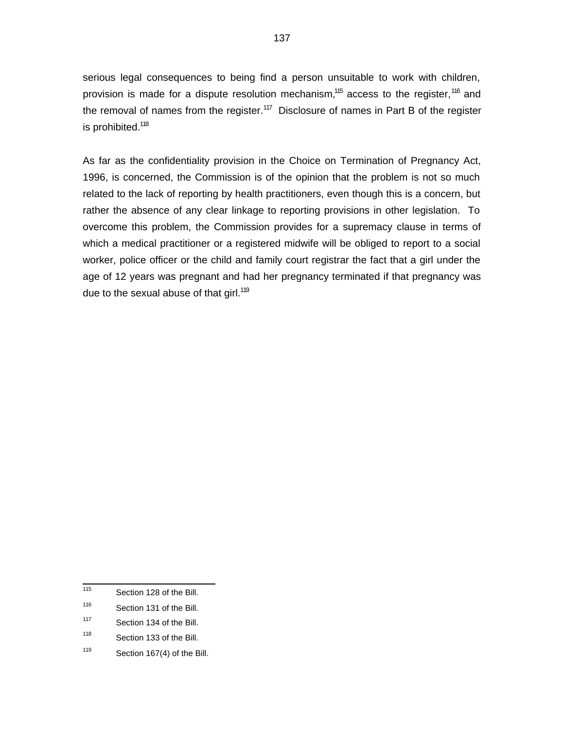serious legal consequences to being find a person unsuitable to work with children, provision is made for a dispute resolution mechanism,[115] access to the register,[116] and the removal of names from the register.[117] Disclosure of names in Part B of the register is prohibited.[118]

As far as the confidentiality provision in the Choice on Termination of Pregnancy Act, 1996, is concerned, the Commission is of the opinion that the problem is not so much related to the lack of reporting by health practitioners, even though this is a concern, but rather the absence of any clear linkage to reporting provisions in other legislation. To overcome this problem, the Commission provides for a supremacy clause in terms of which a medical practitioner or a registered midwife will be obliged to report to a social worker, police officer or the child and family court registrar the fact that a girl under the age of 12 years was pregnant and had her pregnancy terminated if that pregnancy was due to the sexual abuse of that girl.[119]

---

[115] Section 128 of the Bill.

[116] Section 131 of the Bill.

[117] Section 134 of the Bill.

[118] Section 133 of the Bill.

[119] Section 167(4) of the Bill.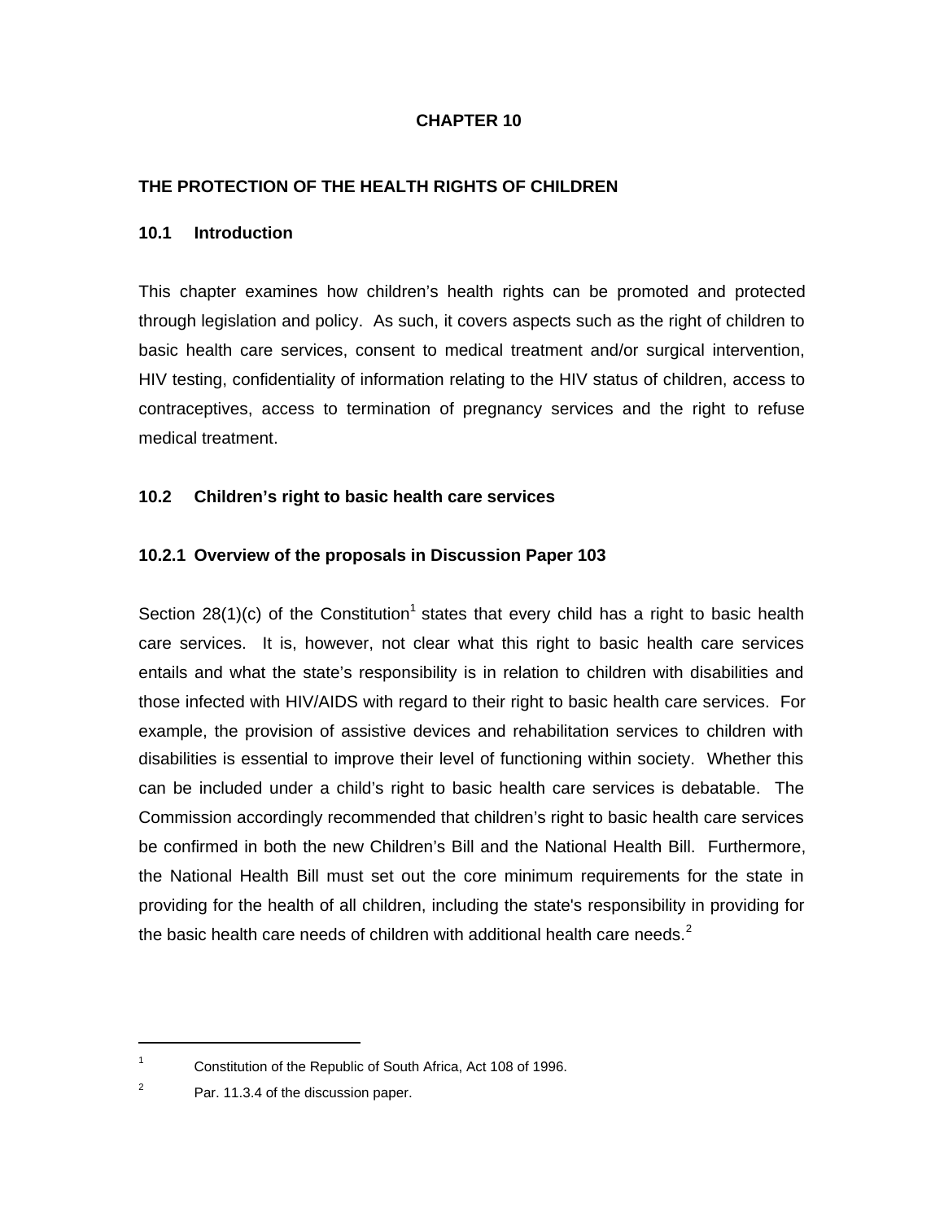# CHAPTER 10

## THE PROTECTION OF THE HEALTH RIGHTS OF CHILDREN

### 10.1 Introduction

This chapter examines how children's health rights can be promoted and protected through legislation and policy. As such, it covers aspects such as the right of children to basic health care services, consent to medical treatment and/or surgical intervention, HIV testing, confidentiality of information relating to the HIV status of children, access to contraceptives, access to termination of pregnancy services and the right to refuse medical treatment.

### 10.2 Children's right to basic health care services

#### 10.2.1 Overview of the proposals in Discussion Paper 103

Section 28(1)(c) of the Constitution[1] states that every child has a right to basic health care services. It is, however, not clear what this right to basic health care services entails and what the state's responsibility is in relation to children with disabilities and those infected with HIV/AIDS with regard to their right to basic health care services. For example, the provision of assistive devices and rehabilitation services to children with disabilities is essential to improve their level of functioning within society. Whether this can be included under a child's right to basic health care services is debatable. The Commission accordingly recommended that children's right to basic health care services be confirmed in both the new Children's Bill and the National Health Bill. Furthermore, the National Health Bill must set out the core minimum requirements for the state in providing for the health of all children, including the state's responsibility in providing for the basic health care needs of children with additional health care needs.[2]

---

[1] Constitution of the Republic of South Africa, Act 108 of 1996.

[2] Par. 11.3.4 of the discussion paper.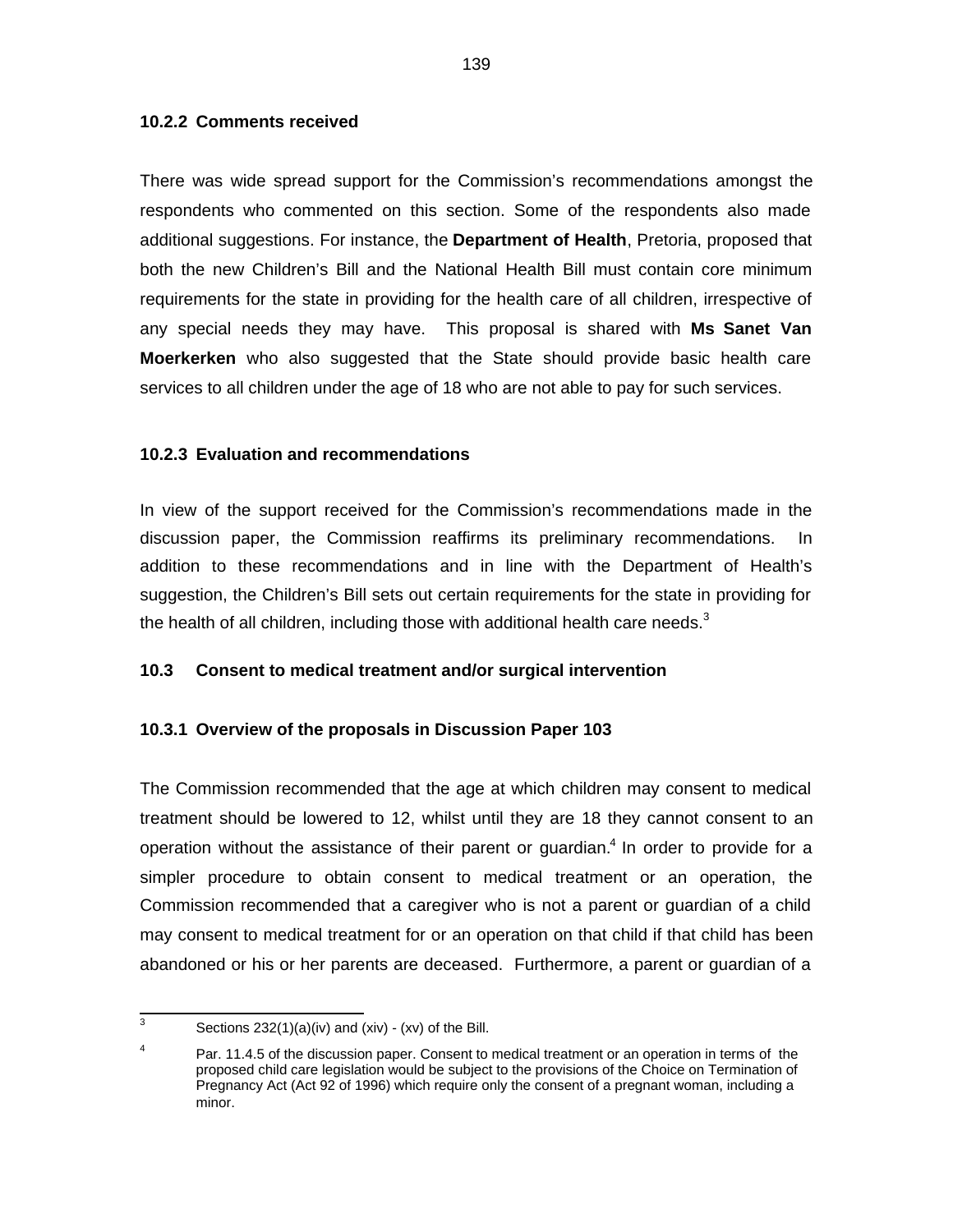### 10.2.2 Comments received

There was wide spread support for the Commission's recommendations amongst the respondents who commented on this section. Some of the respondents also made additional suggestions. For instance, the **Department of Health**, Pretoria, proposed that both the new Children's Bill and the National Health Bill must contain core minimum requirements for the state in providing for the health care of all children, irrespective of any special needs they may have. This proposal is shared with **Ms Sanet Van Moerkerken** who also suggested that the State should provide basic health care services to all children under the age of 18 who are not able to pay for such services.

### 10.2.3 Evaluation and recommendations

In view of the support received for the Commission's recommendations made in the discussion paper, the Commission reaffirms its preliminary recommendations. In addition to these recommendations and in line with the Department of Health's suggestion, the Children's Bill sets out certain requirements for the state in providing for the health of all children, including those with additional health care needs.[3]

## 10.3 Consent to medical treatment and/or surgical intervention

### 10.3.1 Overview of the proposals in Discussion Paper 103

The Commission recommended that the age at which children may consent to medical treatment should be lowered to 12, whilst until they are 18 they cannot consent to an operation without the assistance of their parent or guardian.[4] In order to provide for a simpler procedure to obtain consent to medical treatment or an operation, the Commission recommended that a caregiver who is not a parent or guardian of a child may consent to medical treatment for or an operation on that child if that child has been abandoned or his or her parents are deceased. Furthermore, a parent or guardian of a

---

[3] Sections 232(1)(a)(iv) and (xiv) - (xv) of the Bill.

[4] Par. 11.4.5 of the discussion paper. Consent to medical treatment or an operation in terms of the proposed child care legislation would be subject to the provisions of the Choice on Termination of Pregnancy Act (Act 92 of 1996) which require only the consent of a pregnant woman, including a minor.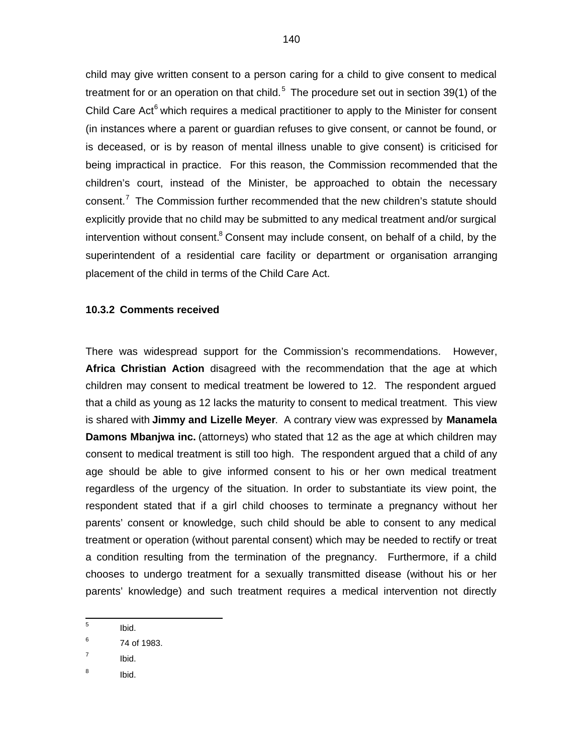child may give written consent to a person caring for a child to give consent to medical treatment for or an operation on that child.[5] The procedure set out in section 39(1) of the Child Care Act[6] which requires a medical practitioner to apply to the Minister for consent (in instances where a parent or guardian refuses to give consent, or cannot be found, or is deceased, or is by reason of mental illness unable to give consent) is criticised for being impractical in practice. For this reason, the Commission recommended that the children's court, instead of the Minister, be approached to obtain the necessary consent.[7] The Commission further recommended that the new children's statute should explicitly provide that no child may be submitted to any medical treatment and/or surgical intervention without consent.[8] Consent may include consent, on behalf of a child, by the superintendent of a residential care facility or department or organisation arranging placement of the child in terms of the Child Care Act.

#### 10.3.2 Comments received

There was widespread support for the Commission's recommendations. However, **Africa Christian Action** disagreed with the recommendation that the age at which children may consent to medical treatment be lowered to 12. The respondent argued that a child as young as 12 lacks the maturity to consent to medical treatment. This view is shared with **Jimmy and Lizelle Meyer**. A contrary view was expressed by **Manamela Damons Mbanjwa inc.** (attorneys) who stated that 12 as the age at which children may consent to medical treatment is still too high. The respondent argued that a child of any age should be able to give informed consent to his or her own medical treatment regardless of the urgency of the situation. In order to substantiate its view point, the respondent stated that if a girl child chooses to terminate a pregnancy without her parents' consent or knowledge, such child should be able to consent to any medical treatment or operation (without parental consent) which may be needed to rectify or treat a condition resulting from the termination of the pregnancy. Furthermore, if a child chooses to undergo treatment for a sexually transmitted disease (without his or her parents' knowledge) and such treatment requires a medical intervention not directly

---

[5] Ibid.

[6] 74 of 1983.

[7] Ibid.

[8] Ibid.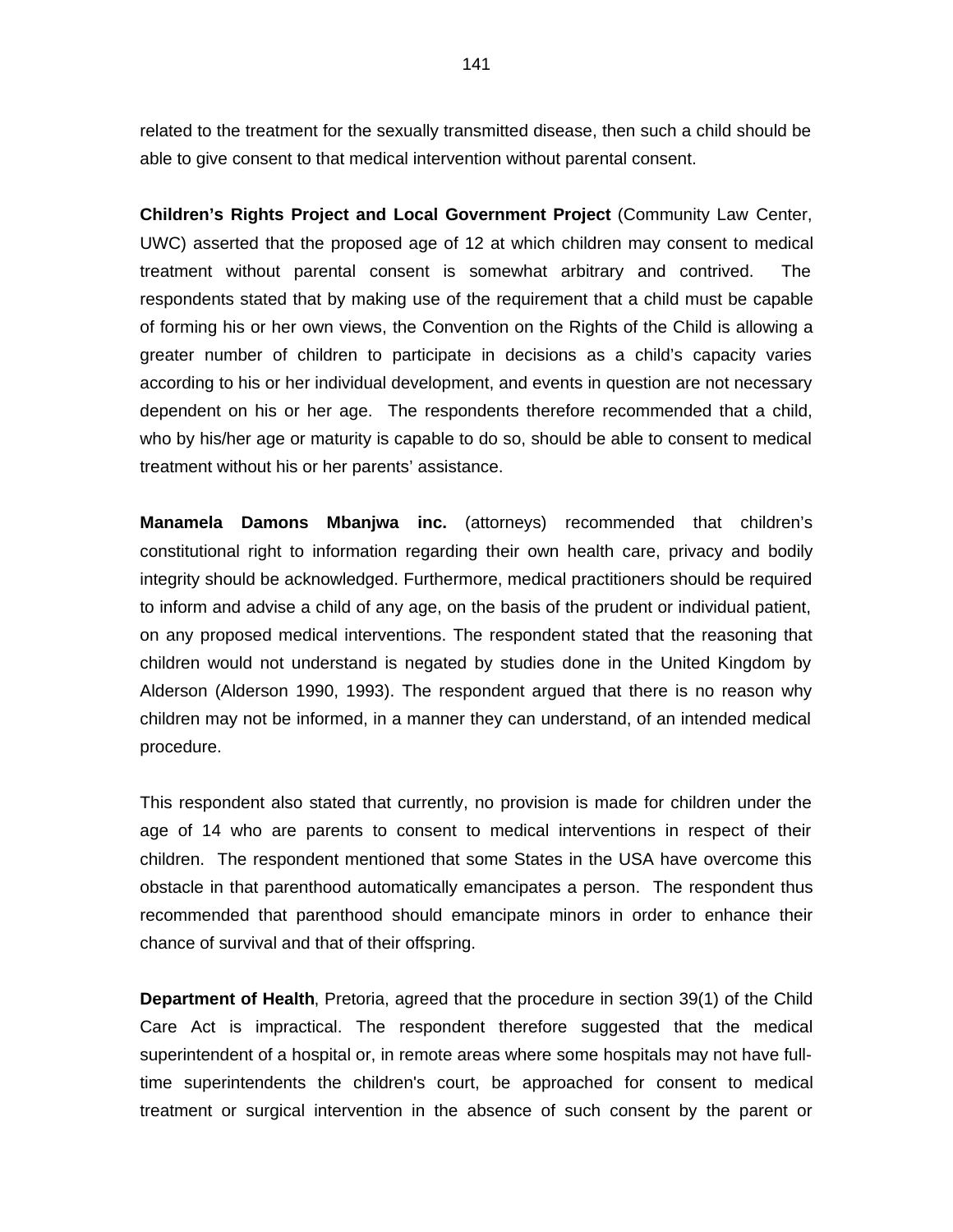related to the treatment for the sexually transmitted disease, then such a child should be able to give consent to that medical intervention without parental consent.

**Children's Rights Project and Local Government Project** (Community Law Center, UWC) asserted that the proposed age of 12 at which children may consent to medical treatment without parental consent is somewhat arbitrary and contrived. The respondents stated that by making use of the requirement that a child must be capable of forming his or her own views, the Convention on the Rights of the Child is allowing a greater number of children to participate in decisions as a child's capacity varies according to his or her individual development, and events in question are not necessary dependent on his or her age. The respondents therefore recommended that a child, who by his/her age or maturity is capable to do so, should be able to consent to medical treatment without his or her parents' assistance.

**Manamela Damons Mbanjwa inc.** (attorneys) recommended that children's constitutional right to information regarding their own health care, privacy and bodily integrity should be acknowledged. Furthermore, medical practitioners should be required to inform and advise a child of any age, on the basis of the prudent or individual patient, on any proposed medical interventions. The respondent stated that the reasoning that children would not understand is negated by studies done in the United Kingdom by Alderson (Alderson 1990, 1993). The respondent argued that there is no reason why children may not be informed, in a manner they can understand, of an intended medical procedure.

This respondent also stated that currently, no provision is made for children under the age of 14 who are parents to consent to medical interventions in respect of their children. The respondent mentioned that some States in the USA have overcome this obstacle in that parenthood automatically emancipates a person. The respondent thus recommended that parenthood should emancipate minors in order to enhance their chance of survival and that of their offspring.

**Department of Health**, Pretoria, agreed that the procedure in section 39(1) of the Child Care Act is impractical. The respondent therefore suggested that the medical superintendent of a hospital or, in remote areas where some hospitals may not have full-time superintendents the children's court, be approached for consent to medical treatment or surgical intervention in the absence of such consent by the parent or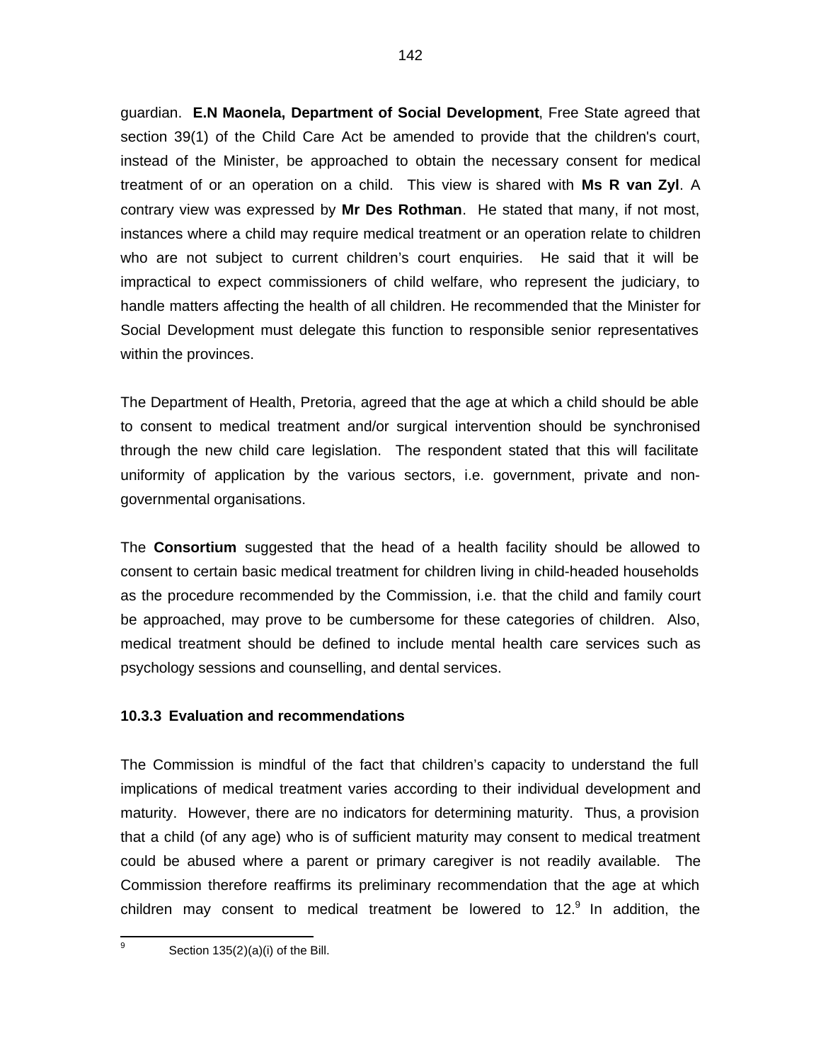guardian. **E.N Maonela, Department of Social Development**, Free State agreed that section 39(1) of the Child Care Act be amended to provide that the children's court, instead of the Minister, be approached to obtain the necessary consent for medical treatment of or an operation on a child. This view is shared with **Ms R van Zyl**. A contrary view was expressed by **Mr Des Rothman**. He stated that many, if not most, instances where a child may require medical treatment or an operation relate to children who are not subject to current children's court enquiries. He said that it will be impractical to expect commissioners of child welfare, who represent the judiciary, to handle matters affecting the health of all children. He recommended that the Minister for Social Development must delegate this function to responsible senior representatives within the provinces.

The Department of Health, Pretoria, agreed that the age at which a child should be able to consent to medical treatment and/or surgical intervention should be synchronised through the new child care legislation. The respondent stated that this will facilitate uniformity of application by the various sectors, i.e. government, private and non-governmental organisations.

The **Consortium** suggested that the head of a health facility should be allowed to consent to certain basic medical treatment for children living in child-headed households as the procedure recommended by the Commission, i.e. that the child and family court be approached, may prove to be cumbersome for these categories of children. Also, medical treatment should be defined to include mental health care services such as psychology sessions and counselling, and dental services.

### 10.3.3 Evaluation and recommendations

The Commission is mindful of the fact that children's capacity to understand the full implications of medical treatment varies according to their individual development and maturity. However, there are no indicators for determining maturity. Thus, a provision that a child (of any age) who is of sufficient maturity may consent to medical treatment could be abused where a parent or primary caregiver is not readily available. The Commission therefore reaffirms its preliminary recommendation that the age at which children may consent to medical treatment be lowered to 12.[9] In addition, the

[9] Section 135(2)(a)(i) of the Bill.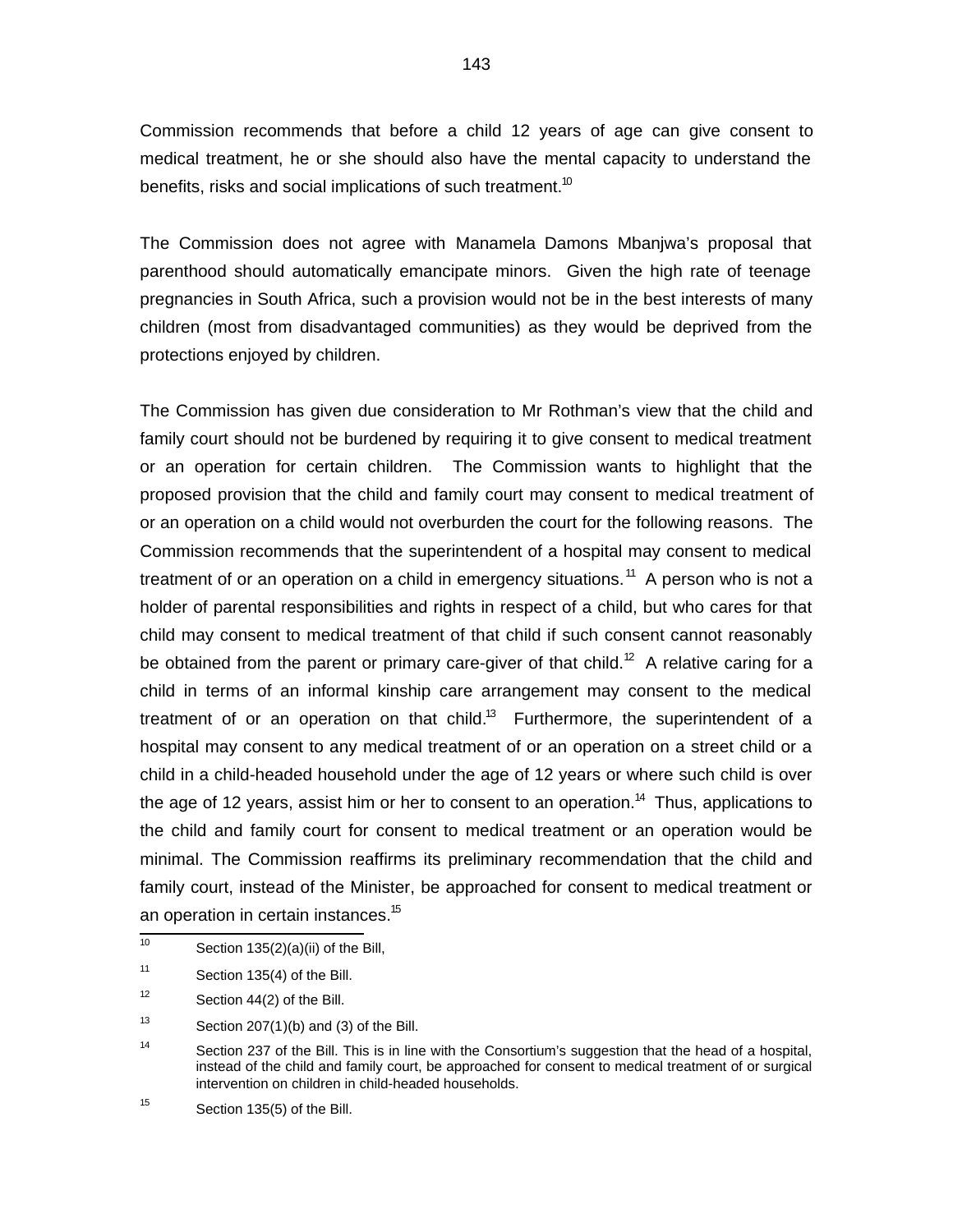Commission recommends that before a child 12 years of age can give consent to medical treatment, he or she should also have the mental capacity to understand the benefits, risks and social implications of such treatment.[10]

The Commission does not agree with Manamela Damons Mbanjwa's proposal that parenthood should automatically emancipate minors. Given the high rate of teenage pregnancies in South Africa, such a provision would not be in the best interests of many children (most from disadvantaged communities) as they would be deprived from the protections enjoyed by children.

The Commission has given due consideration to Mr Rothman's view that the child and family court should not be burdened by requiring it to give consent to medical treatment or an operation for certain children. The Commission wants to highlight that the proposed provision that the child and family court may consent to medical treatment of or an operation on a child would not overburden the court for the following reasons. The Commission recommends that the superintendent of a hospital may consent to medical treatment of or an operation on a child in emergency situations.[11] A person who is not a holder of parental responsibilities and rights in respect of a child, but who cares for that child may consent to medical treatment of that child if such consent cannot reasonably be obtained from the parent or primary care-giver of that child.[12] A relative caring for a child in terms of an informal kinship care arrangement may consent to the medical treatment of or an operation on that child.[13] Furthermore, the superintendent of a hospital may consent to any medical treatment of or an operation on a street child or a child in a child-headed household under the age of 12 years or where such child is over the age of 12 years, assist him or her to consent to an operation.[14] Thus, applications to the child and family court for consent to medical treatment or an operation would be minimal. The Commission reaffirms its preliminary recommendation that the child and family court, instead of the Minister, be approached for consent to medical treatment or an operation in certain instances.[15]

---

[10] Section 135(2)(a)(ii) of the Bill,

[11] Section 135(4) of the Bill.

[12] Section 44(2) of the Bill.

[13] Section 207(1)(b) and (3) of the Bill.

[14] Section 237 of the Bill. This is in line with the Consortium's suggestion that the head of a hospital, instead of the child and family court, be approached for consent to medical treatment of or surgical intervention on children in child-headed households.

[15] Section 135(5) of the Bill.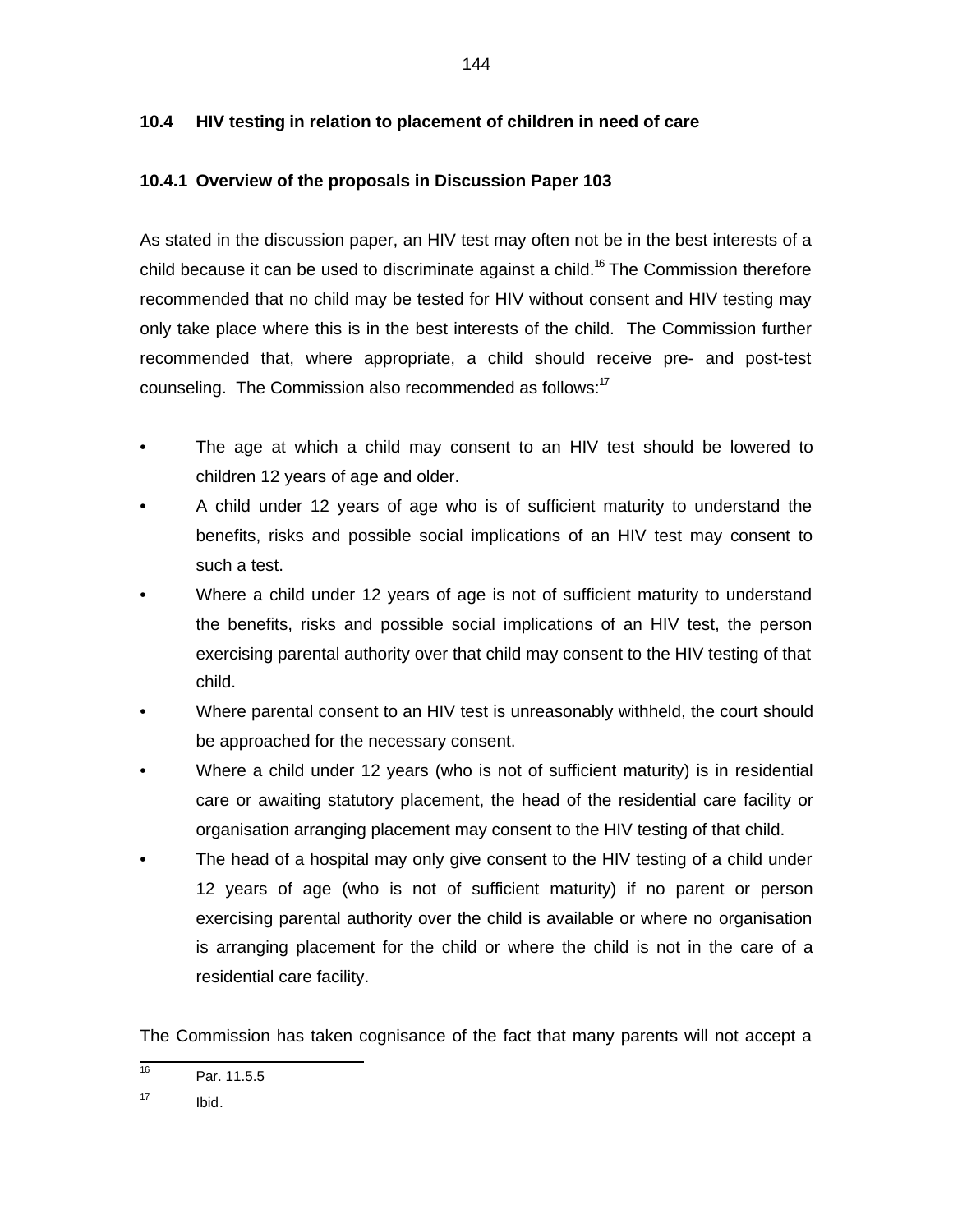## 10.4 HIV testing in relation to placement of children in need of care

### 10.4.1 Overview of the proposals in Discussion Paper 103

As stated in the discussion paper, an HIV test may often not be in the best interests of a child because it can be used to discriminate against a child.[16] The Commission therefore recommended that no child may be tested for HIV without consent and HIV testing may only take place where this is in the best interests of the child. The Commission further recommended that, where appropriate, a child should receive pre- and post-test counseling. The Commission also recommended as follows:[17]

- The age at which a child may consent to an HIV test should be lowered to children 12 years of age and older.
- A child under 12 years of age who is of sufficient maturity to understand the benefits, risks and possible social implications of an HIV test may consent to such a test.
- Where a child under 12 years of age is not of sufficient maturity to understand the benefits, risks and possible social implications of an HIV test, the person exercising parental authority over that child may consent to the HIV testing of that child.
- Where parental consent to an HIV test is unreasonably withheld, the court should be approached for the necessary consent.
- Where a child under 12 years (who is not of sufficient maturity) is in residential care or awaiting statutory placement, the head of the residential care facility or organisation arranging placement may consent to the HIV testing of that child.
- The head of a hospital may only give consent to the HIV testing of a child under 12 years of age (who is not of sufficient maturity) if no parent or person exercising parental authority over the child is available or where no organisation is arranging placement for the child or where the child is not in the care of a residential care facility.

The Commission has taken cognisance of the fact that many parents will not accept a

---

[16] Par. 11.5.5

[17] Ibid.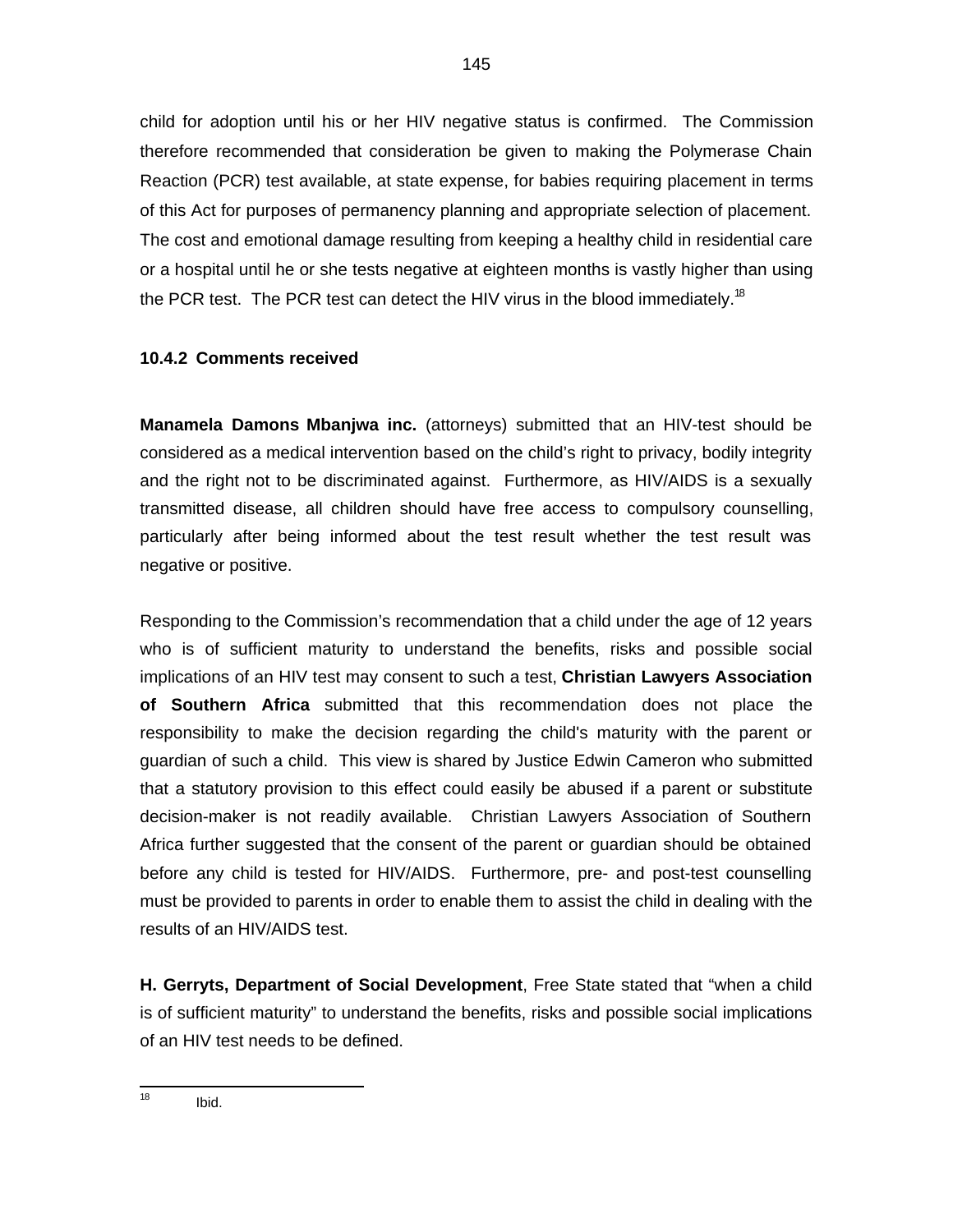child for adoption until his or her HIV negative status is confirmed. The Commission therefore recommended that consideration be given to making the Polymerase Chain Reaction (PCR) test available, at state expense, for babies requiring placement in terms of this Act for purposes of permanency planning and appropriate selection of placement. The cost and emotional damage resulting from keeping a healthy child in residential care or a hospital until he or she tests negative at eighteen months is vastly higher than using the PCR test. The PCR test can detect the HIV virus in the blood immediately.[18]

**10.4.2 Comments received**

**Manamela Damons Mbanjwa inc.** (attorneys) submitted that an HIV-test should be considered as a medical intervention based on the child's right to privacy, bodily integrity and the right not to be discriminated against. Furthermore, as HIV/AIDS is a sexually transmitted disease, all children should have free access to compulsory counselling, particularly after being informed about the test result whether the test result was negative or positive.

Responding to the Commission's recommendation that a child under the age of 12 years who is of sufficient maturity to understand the benefits, risks and possible social implications of an HIV test may consent to such a test, **Christian Lawyers Association of Southern Africa** submitted that this recommendation does not place the responsibility to make the decision regarding the child's maturity with the parent or guardian of such a child. This view is shared by Justice Edwin Cameron who submitted that a statutory provision to this effect could easily be abused if a parent or substitute decision-maker is not readily available. Christian Lawyers Association of Southern Africa further suggested that the consent of the parent or guardian should be obtained before any child is tested for HIV/AIDS. Furthermore, pre- and post-test counselling must be provided to parents in order to enable them to assist the child in dealing with the results of an HIV/AIDS test.

**H. Gerryts, Department of Social Development**, Free State stated that "when a child is of sufficient maturity" to understand the benefits, risks and possible social implications of an HIV test needs to be defined.

---

[18] Ibid.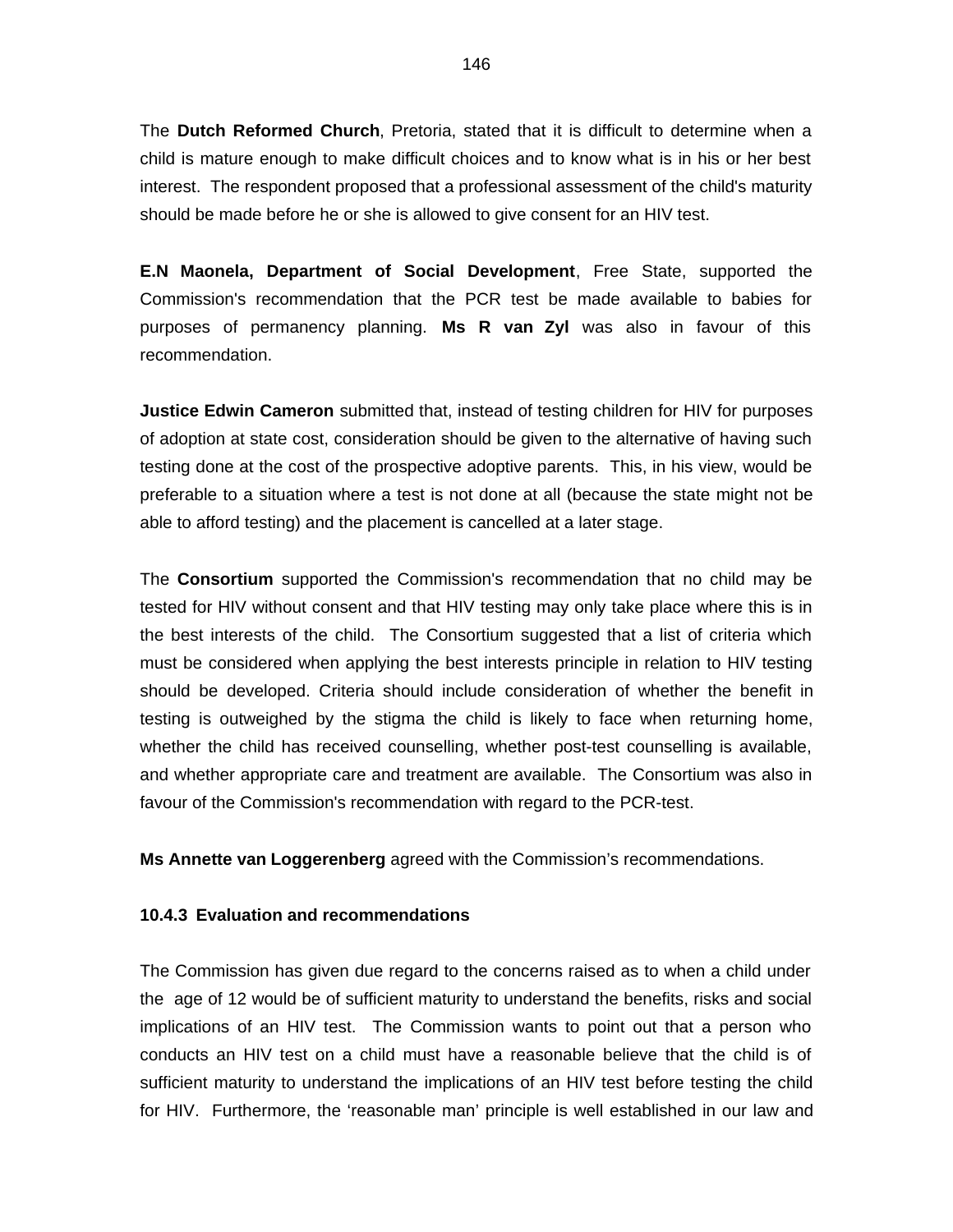The **Dutch Reformed Church**, Pretoria, stated that it is difficult to determine when a child is mature enough to make difficult choices and to know what is in his or her best interest. The respondent proposed that a professional assessment of the child's maturity should be made before he or she is allowed to give consent for an HIV test.

**E.N Maonela, Department of Social Development**, Free State, supported the Commission's recommendation that the PCR test be made available to babies for purposes of permanency planning. **Ms R van Zyl** was also in favour of this recommendation.

**Justice Edwin Cameron** submitted that, instead of testing children for HIV for purposes of adoption at state cost, consideration should be given to the alternative of having such testing done at the cost of the prospective adoptive parents. This, in his view, would be preferable to a situation where a test is not done at all (because the state might not be able to afford testing) and the placement is cancelled at a later stage.

The **Consortium** supported the Commission's recommendation that no child may be tested for HIV without consent and that HIV testing may only take place where this is in the best interests of the child. The Consortium suggested that a list of criteria which must be considered when applying the best interests principle in relation to HIV testing should be developed. Criteria should include consideration of whether the benefit in testing is outweighed by the stigma the child is likely to face when returning home, whether the child has received counselling, whether post-test counselling is available, and whether appropriate care and treatment are available. The Consortium was also in favour of the Commission's recommendation with regard to the PCR-test.

**Ms Annette van Loggerenberg** agreed with the Commission's recommendations.

### 10.4.3 Evaluation and recommendations

The Commission has given due regard to the concerns raised as to when a child under the age of 12 would be of sufficient maturity to understand the benefits, risks and social implications of an HIV test. The Commission wants to point out that a person who conducts an HIV test on a child must have a reasonable believe that the child is of sufficient maturity to understand the implications of an HIV test before testing the child for HIV. Furthermore, the 'reasonable man' principle is well established in our law and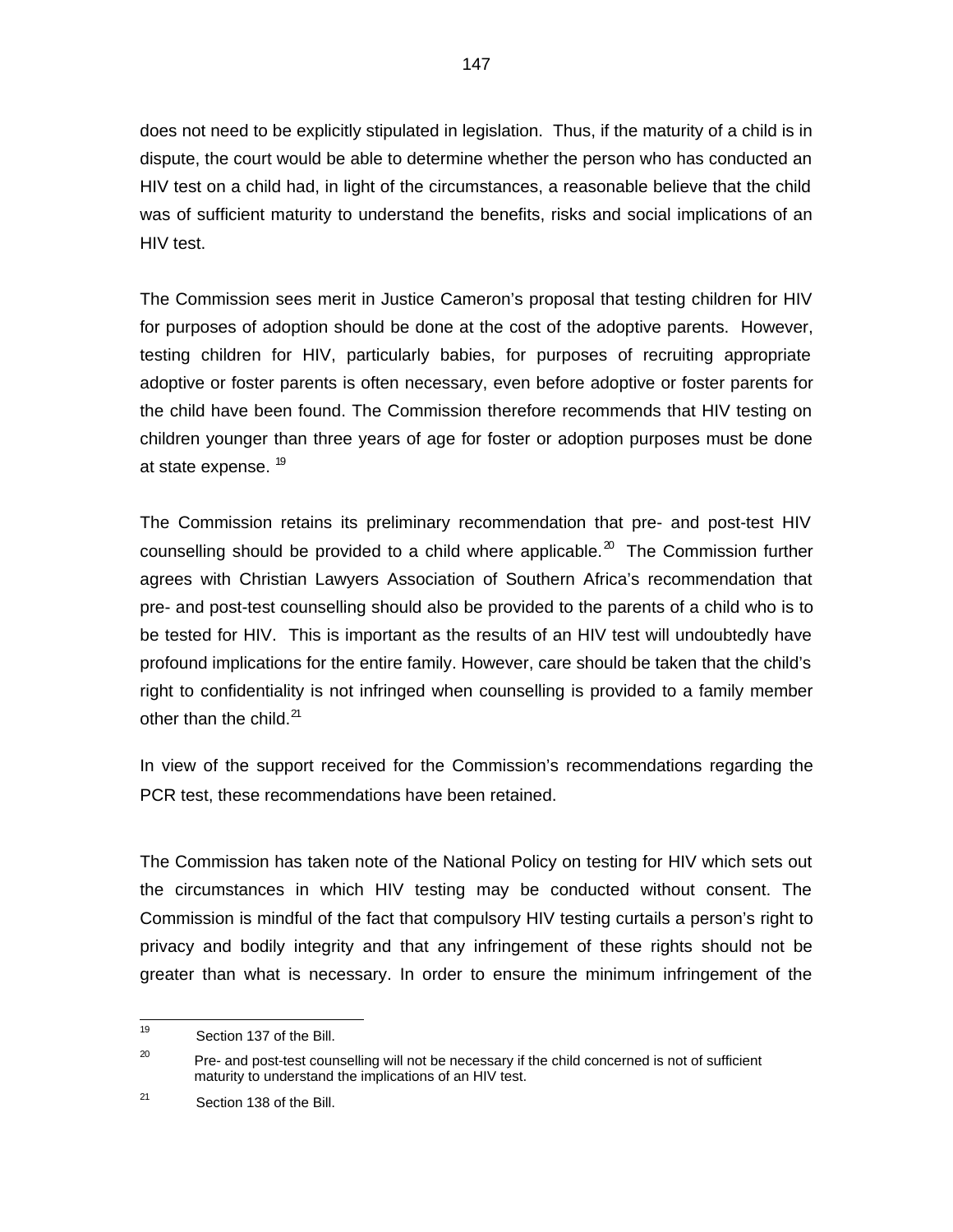does not need to be explicitly stipulated in legislation. Thus, if the maturity of a child is in dispute, the court would be able to determine whether the person who has conducted an HIV test on a child had, in light of the circumstances, a reasonable believe that the child was of sufficient maturity to understand the benefits, risks and social implications of an HIV test.

The Commission sees merit in Justice Cameron's proposal that testing children for HIV for purposes of adoption should be done at the cost of the adoptive parents. However, testing children for HIV, particularly babies, for purposes of recruiting appropriate adoptive or foster parents is often necessary, even before adoptive or foster parents for the child have been found. The Commission therefore recommends that HIV testing on children younger than three years of age for foster or adoption purposes must be done at state expense. [19]

The Commission retains its preliminary recommendation that pre- and post-test HIV counselling should be provided to a child where applicable.[20] The Commission further agrees with Christian Lawyers Association of Southern Africa's recommendation that pre- and post-test counselling should also be provided to the parents of a child who is to be tested for HIV. This is important as the results of an HIV test will undoubtedly have profound implications for the entire family. However, care should be taken that the child's right to confidentiality is not infringed when counselling is provided to a family member other than the child.[21]

In view of the support received for the Commission's recommendations regarding the PCR test, these recommendations have been retained.

The Commission has taken note of the National Policy on testing for HIV which sets out the circumstances in which HIV testing may be conducted without consent. The Commission is mindful of the fact that compulsory HIV testing curtails a person's right to privacy and bodily integrity and that any infringement of these rights should not be greater than what is necessary. In order to ensure the minimum infringement of the

---

[19] Section 137 of the Bill.

[20] Pre- and post-test counselling will not be necessary if the child concerned is not of sufficient maturity to understand the implications of an HIV test.

[21] Section 138 of the Bill.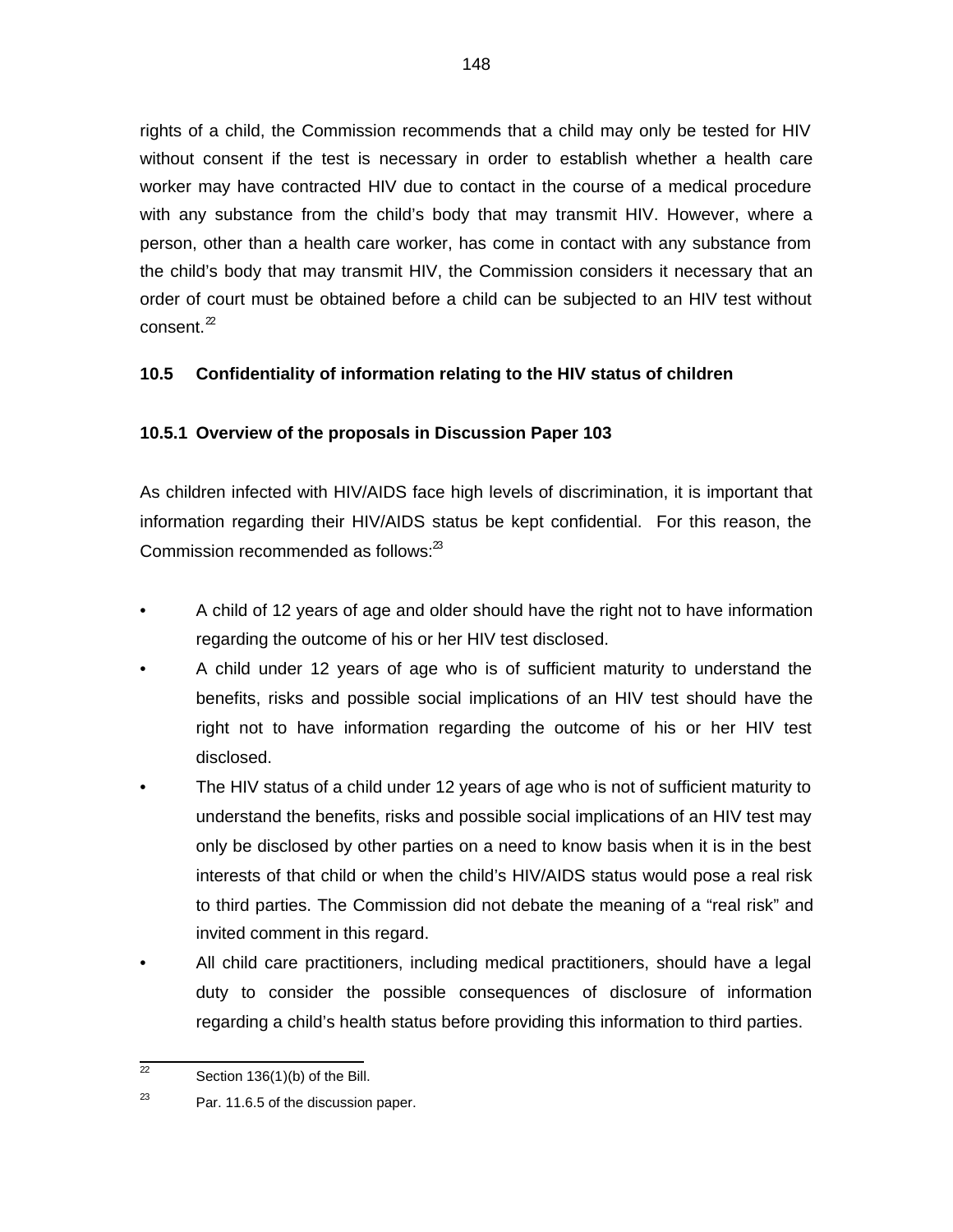rights of a child, the Commission recommends that a child may only be tested for HIV without consent if the test is necessary in order to establish whether a health care worker may have contracted HIV due to contact in the course of a medical procedure with any substance from the child's body that may transmit HIV. However, where a person, other than a health care worker, has come in contact with any substance from the child's body that may transmit HIV, the Commission considers it necessary that an order of court must be obtained before a child can be subjected to an HIV test without consent.[22]

### 10.5 Confidentiality of information relating to the HIV status of children

#### 10.5.1 Overview of the proposals in Discussion Paper 103

As children infected with HIV/AIDS face high levels of discrimination, it is important that information regarding their HIV/AIDS status be kept confidential. For this reason, the Commission recommended as follows:[23]

- A child of 12 years of age and older should have the right not to have information regarding the outcome of his or her HIV test disclosed.
- A child under 12 years of age who is of sufficient maturity to understand the benefits, risks and possible social implications of an HIV test should have the right not to have information regarding the outcome of his or her HIV test disclosed.
- The HIV status of a child under 12 years of age who is not of sufficient maturity to understand the benefits, risks and possible social implications of an HIV test may only be disclosed by other parties on a need to know basis when it is in the best interests of that child or when the child's HIV/AIDS status would pose a real risk to third parties. The Commission did not debate the meaning of a "real risk" and invited comment in this regard.
- All child care practitioners, including medical practitioners, should have a legal duty to consider the possible consequences of disclosure of information regarding a child's health status before providing this information to third parties.

---

[22] Section 136(1)(b) of the Bill.

[23] Par. 11.6.5 of the discussion paper.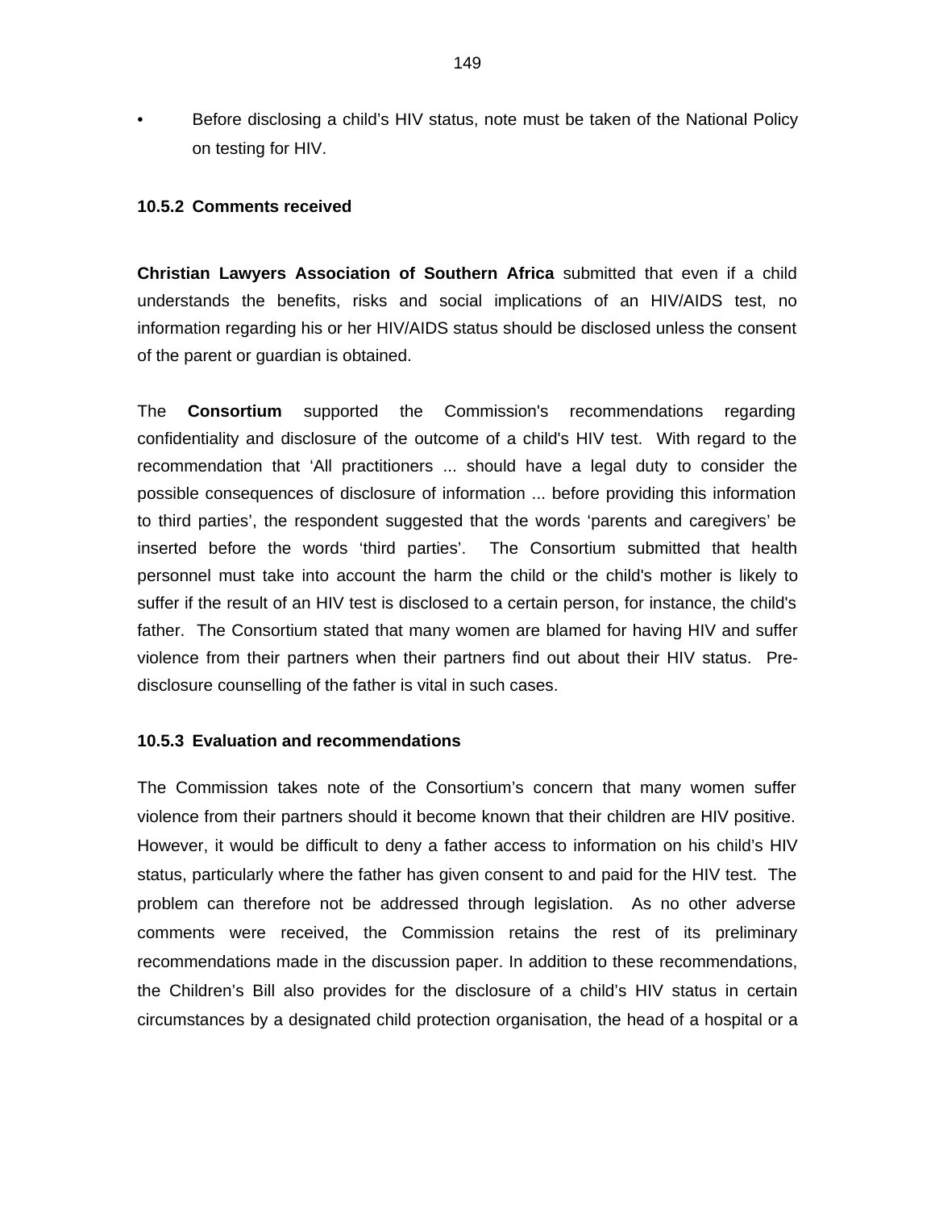- Before disclosing a child's HIV status, note must be taken of the National Policy on testing for HIV.

### 10.5.2 Comments received

**Christian Lawyers Association of Southern Africa** submitted that even if a child understands the benefits, risks and social implications of an HIV/AIDS test, no information regarding his or her HIV/AIDS status should be disclosed unless the consent of the parent or guardian is obtained.

The **Consortium** supported the Commission's recommendations regarding confidentiality and disclosure of the outcome of a child's HIV test. With regard to the recommendation that 'All practitioners ... should have a legal duty to consider the possible consequences of disclosure of information ... before providing this information to third parties', the respondent suggested that the words 'parents and caregivers' be inserted before the words 'third parties'. The Consortium submitted that health personnel must take into account the harm the child or the child's mother is likely to suffer if the result of an HIV test is disclosed to a certain person, for instance, the child's father. The Consortium stated that many women are blamed for having HIV and suffer violence from their partners when their partners find out about their HIV status. Pre-disclosure counselling of the father is vital in such cases.

### 10.5.3 Evaluation and recommendations

The Commission takes note of the Consortium's concern that many women suffer violence from their partners should it become known that their children are HIV positive. However, it would be difficult to deny a father access to information on his child's HIV status, particularly where the father has given consent to and paid for the HIV test. The problem can therefore not be addressed through legislation. As no other adverse comments were received, the Commission retains the rest of its preliminary recommendations made in the discussion paper. In addition to these recommendations, the Children's Bill also provides for the disclosure of a child's HIV status in certain circumstances by a designated child protection organisation, the head of a hospital or a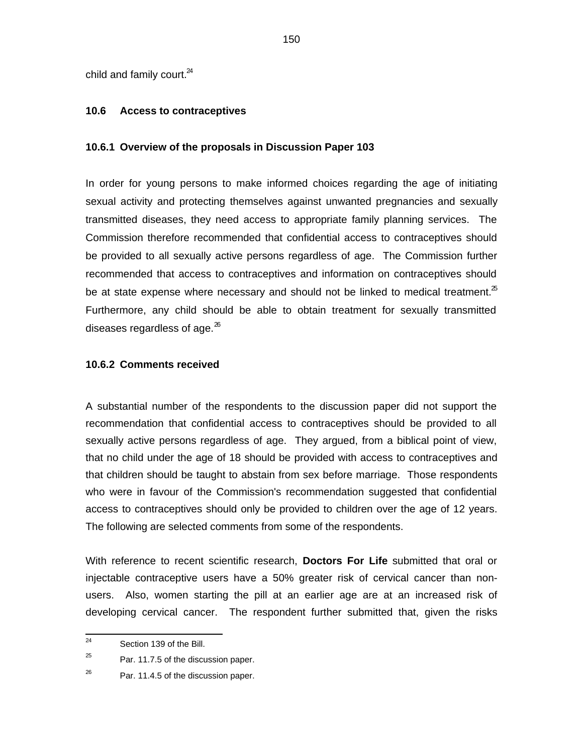child and family court.[24]

### 10.6 Access to contraceptives

#### 10.6.1 Overview of the proposals in Discussion Paper 103

In order for young persons to make informed choices regarding the age of initiating sexual activity and protecting themselves against unwanted pregnancies and sexually transmitted diseases, they need access to appropriate family planning services. The Commission therefore recommended that confidential access to contraceptives should be provided to all sexually active persons regardless of age. The Commission further recommended that access to contraceptives and information on contraceptives should be at state expense where necessary and should not be linked to medical treatment.[25] Furthermore, any child should be able to obtain treatment for sexually transmitted diseases regardless of age.[26]

#### 10.6.2 Comments received

A substantial number of the respondents to the discussion paper did not support the recommendation that confidential access to contraceptives should be provided to all sexually active persons regardless of age. They argued, from a biblical point of view, that no child under the age of 18 should be provided with access to contraceptives and that children should be taught to abstain from sex before marriage. Those respondents who were in favour of the Commission's recommendation suggested that confidential access to contraceptives should only be provided to children over the age of 12 years. The following are selected comments from some of the respondents.

With reference to recent scientific research, **Doctors For Life** submitted that oral or injectable contraceptive users have a 50% greater risk of cervical cancer than non-users. Also, women starting the pill at an earlier age are at an increased risk of developing cervical cancer. The respondent further submitted that, given the risks

---

[24] Section 139 of the Bill.

[25] Par. 11.7.5 of the discussion paper.

[26] Par. 11.4.5 of the discussion paper.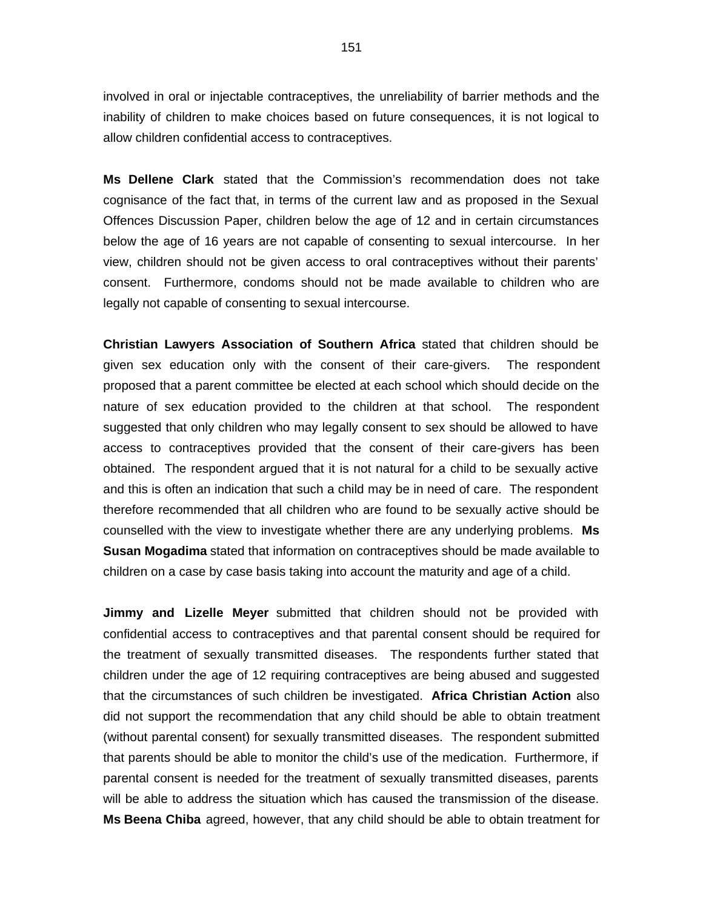involved in oral or injectable contraceptives, the unreliability of barrier methods and the inability of children to make choices based on future consequences, it is not logical to allow children confidential access to contraceptives.

**Ms Dellene Clark** stated that the Commission's recommendation does not take cognisance of the fact that, in terms of the current law and as proposed in the Sexual Offences Discussion Paper, children below the age of 12 and in certain circumstances below the age of 16 years are not capable of consenting to sexual intercourse. In her view, children should not be given access to oral contraceptives without their parents' consent. Furthermore, condoms should not be made available to children who are legally not capable of consenting to sexual intercourse.

**Christian Lawyers Association of Southern Africa** stated that children should be given sex education only with the consent of their care-givers. The respondent proposed that a parent committee be elected at each school which should decide on the nature of sex education provided to the children at that school. The respondent suggested that only children who may legally consent to sex should be allowed to have access to contraceptives provided that the consent of their care-givers has been obtained. The respondent argued that it is not natural for a child to be sexually active and this is often an indication that such a child may be in need of care. The respondent therefore recommended that all children who are found to be sexually active should be counselled with the view to investigate whether there are any underlying problems. **Ms Susan Mogadima** stated that information on contraceptives should be made available to children on a case by case basis taking into account the maturity and age of a child.

**Jimmy and Lizelle Meyer** submitted that children should not be provided with confidential access to contraceptives and that parental consent should be required for the treatment of sexually transmitted diseases. The respondents further stated that children under the age of 12 requiring contraceptives are being abused and suggested that the circumstances of such children be investigated. **Africa Christian Action** also did not support the recommendation that any child should be able to obtain treatment (without parental consent) for sexually transmitted diseases. The respondent submitted that parents should be able to monitor the child's use of the medication. Furthermore, if parental consent is needed for the treatment of sexually transmitted diseases, parents will be able to address the situation which has caused the transmission of the disease. **Ms Beena Chiba** agreed, however, that any child should be able to obtain treatment for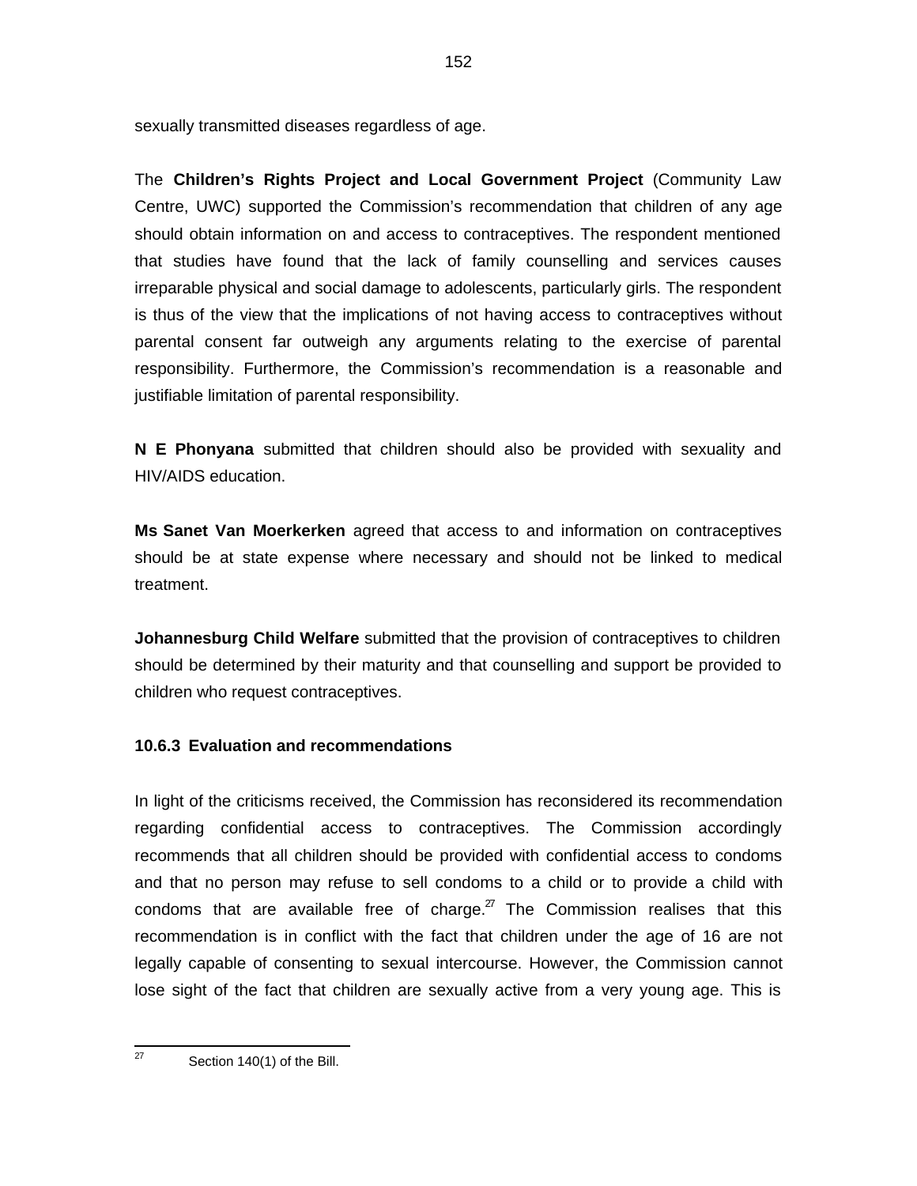sexually transmitted diseases regardless of age.

The **Children's Rights Project and Local Government Project** (Community Law Centre, UWC) supported the Commission's recommendation that children of any age should obtain information on and access to contraceptives. The respondent mentioned that studies have found that the lack of family counselling and services causes irreparable physical and social damage to adolescents, particularly girls. The respondent is thus of the view that the implications of not having access to contraceptives without parental consent far outweigh any arguments relating to the exercise of parental responsibility. Furthermore, the Commission's recommendation is a reasonable and justifiable limitation of parental responsibility.

**N E Phonyana** submitted that children should also be provided with sexuality and HIV/AIDS education.

**Ms Sanet Van Moerkerken** agreed that access to and information on contraceptives should be at state expense where necessary and should not be linked to medical treatment.

**Johannesburg Child Welfare** submitted that the provision of contraceptives to children should be determined by their maturity and that counselling and support be provided to children who request contraceptives.

### 10.6.3 Evaluation and recommendations

In light of the criticisms received, the Commission has reconsidered its recommendation regarding confidential access to contraceptives. The Commission accordingly recommends that all children should be provided with confidential access to condoms and that no person may refuse to sell condoms to a child or to provide a child with condoms that are available free of charge.[27] The Commission realises that this recommendation is in conflict with the fact that children under the age of 16 are not legally capable of consenting to sexual intercourse. However, the Commission cannot lose sight of the fact that children are sexually active from a very young age. This is

---

[27] Section 140(1) of the Bill.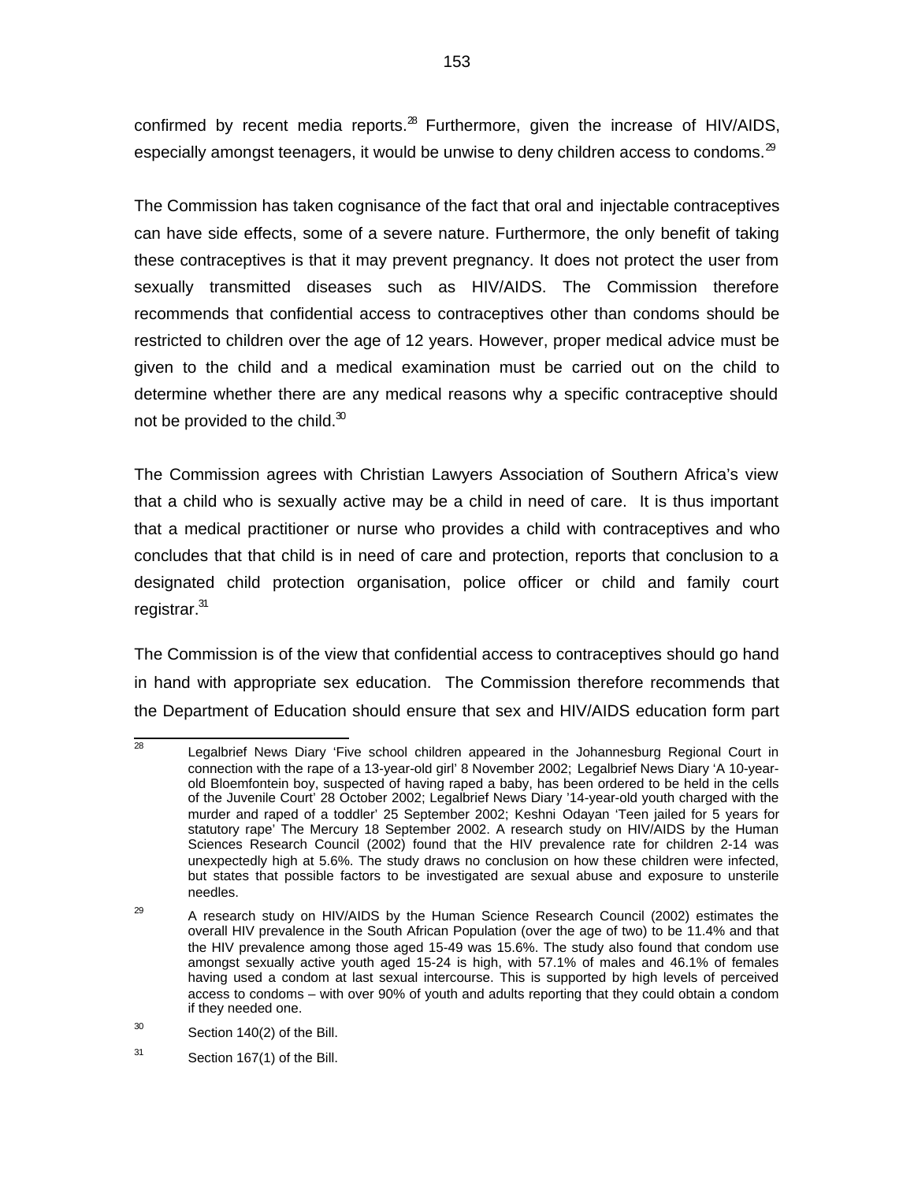confirmed by recent media reports.[28] Furthermore, given the increase of HIV/AIDS, especially amongst teenagers, it would be unwise to deny children access to condoms.[29]

The Commission has taken cognisance of the fact that oral and injectable contraceptives can have side effects, some of a severe nature. Furthermore, the only benefit of taking these contraceptives is that it may prevent pregnancy. It does not protect the user from sexually transmitted diseases such as HIV/AIDS. The Commission therefore recommends that confidential access to contraceptives other than condoms should be restricted to children over the age of 12 years. However, proper medical advice must be given to the child and a medical examination must be carried out on the child to determine whether there are any medical reasons why a specific contraceptive should not be provided to the child.[30]

The Commission agrees with Christian Lawyers Association of Southern Africa's view that a child who is sexually active may be a child in need of care. It is thus important that a medical practitioner or nurse who provides a child with contraceptives and who concludes that that child is in need of care and protection, reports that conclusion to a designated child protection organisation, police officer or child and family court registrar.[31]

The Commission is of the view that confidential access to contraceptives should go hand in hand with appropriate sex education. The Commission therefore recommends that the Department of Education should ensure that sex and HIV/AIDS education form part

---

[28] Legalbrief News Diary 'Five school children appeared in the Johannesburg Regional Court in connection with the rape of a 13-year-old girl' 8 November 2002; Legalbrief News Diary 'A 10-year-old Bloemfontein boy, suspected of having raped a baby, has been ordered to be held in the cells of the Juvenile Court' 28 October 2002; Legalbrief News Diary '14-year-old youth charged with the murder and raped of a toddler' 25 September 2002; Keshni Odayan 'Teen jailed for 5 years for statutory rape' The Mercury 18 September 2002. A research study on HIV/AIDS by the Human Sciences Research Council (2002) found that the HIV prevalence rate for children 2-14 was unexpectedly high at 5.6%. The study draws no conclusion on how these children were infected, but states that possible factors to be investigated are sexual abuse and exposure to unsterile needles.

[29] A research study on HIV/AIDS by the Human Science Research Council (2002) estimates the overall HIV prevalence in the South African Population (over the age of two) to be 11.4% and that the HIV prevalence among those aged 15-49 was 15.6%. The study also found that condom use amongst sexually active youth aged 15-24 is high, with 57.1% of males and 46.1% of females having used a condom at last sexual intercourse. This is supported by high levels of perceived access to condoms – with over 90% of youth and adults reporting that they could obtain a condom if they needed one.

[30] Section 140(2) of the Bill.

[31] Section 167(1) of the Bill.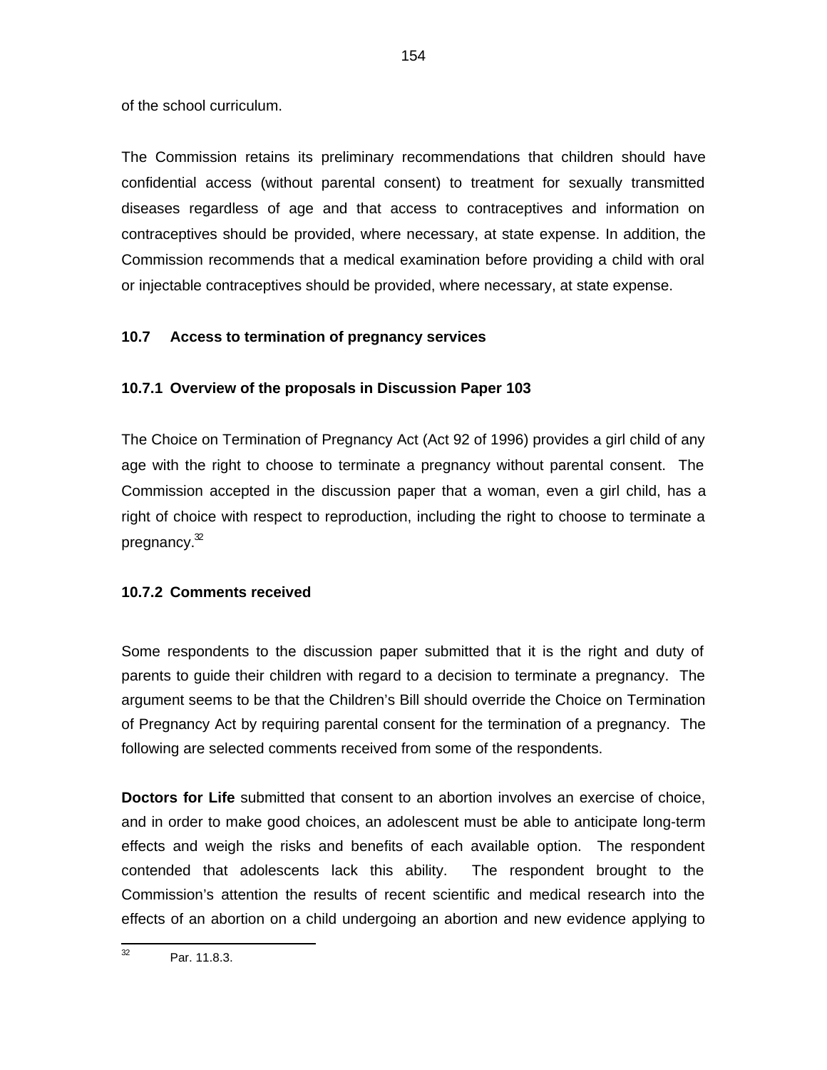of the school curriculum.

The Commission retains its preliminary recommendations that children should have confidential access (without parental consent) to treatment for sexually transmitted diseases regardless of age and that access to contraceptives and information on contraceptives should be provided, where necessary, at state expense. In addition, the Commission recommends that a medical examination before providing a child with oral or injectable contraceptives should be provided, where necessary, at state expense.

### 10.7 Access to termination of pregnancy services

#### 10.7.1 Overview of the proposals in Discussion Paper 103

The Choice on Termination of Pregnancy Act (Act 92 of 1996) provides a girl child of any age with the right to choose to terminate a pregnancy without parental consent. The Commission accepted in the discussion paper that a woman, even a girl child, has a right of choice with respect to reproduction, including the right to choose to terminate a pregnancy.[32]

#### 10.7.2 Comments received

Some respondents to the discussion paper submitted that it is the right and duty of parents to guide their children with regard to a decision to terminate a pregnancy. The argument seems to be that the Children's Bill should override the Choice on Termination of Pregnancy Act by requiring parental consent for the termination of a pregnancy. The following are selected comments received from some of the respondents.

**Doctors for Life** submitted that consent to an abortion involves an exercise of choice, and in order to make good choices, an adolescent must be able to anticipate long-term effects and weigh the risks and benefits of each available option. The respondent contended that adolescents lack this ability. The respondent brought to the Commission's attention the results of recent scientific and medical research into the effects of an abortion on a child undergoing an abortion and new evidence applying to

---

[32] Par. 11.8.3.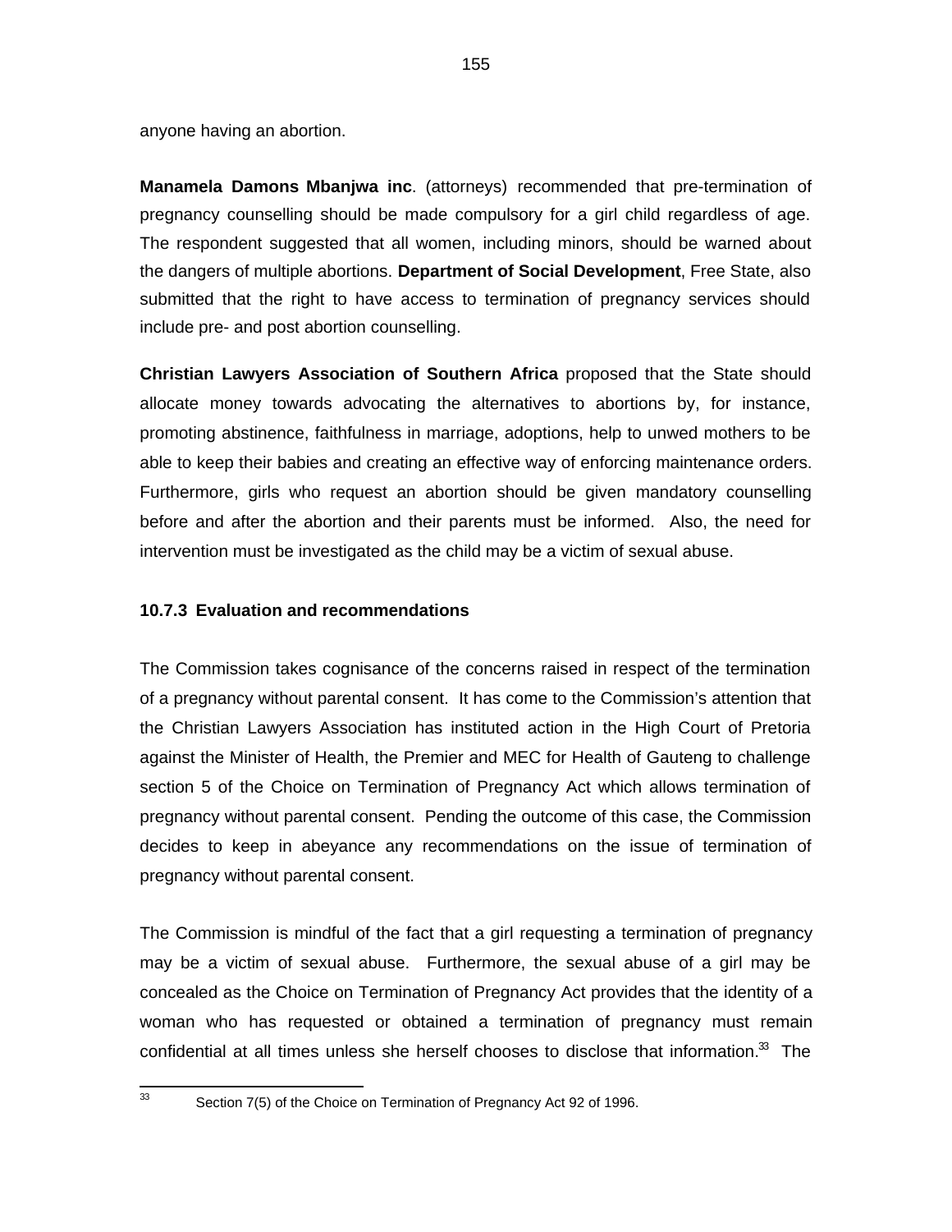anyone having an abortion.

**Manamela Damons Mbanjwa inc**. (attorneys) recommended that pre-termination of pregnancy counselling should be made compulsory for a girl child regardless of age. The respondent suggested that all women, including minors, should be warned about the dangers of multiple abortions. **Department of Social Development**, Free State, also submitted that the right to have access to termination of pregnancy services should include pre- and post abortion counselling.

**Christian Lawyers Association of Southern Africa** proposed that the State should allocate money towards advocating the alternatives to abortions by, for instance, promoting abstinence, faithfulness in marriage, adoptions, help to unwed mothers to be able to keep their babies and creating an effective way of enforcing maintenance orders. Furthermore, girls who request an abortion should be given mandatory counselling before and after the abortion and their parents must be informed. Also, the need for intervention must be investigated as the child may be a victim of sexual abuse.

### 10.7.3 Evaluation and recommendations

The Commission takes cognisance of the concerns raised in respect of the termination of a pregnancy without parental consent. It has come to the Commission's attention that the Christian Lawyers Association has instituted action in the High Court of Pretoria against the Minister of Health, the Premier and MEC for Health of Gauteng to challenge section 5 of the Choice on Termination of Pregnancy Act which allows termination of pregnancy without parental consent. Pending the outcome of this case, the Commission decides to keep in abeyance any recommendations on the issue of termination of pregnancy without parental consent.

The Commission is mindful of the fact that a girl requesting a termination of pregnancy may be a victim of sexual abuse. Furthermore, the sexual abuse of a girl may be concealed as the Choice on Termination of Pregnancy Act provides that the identity of a woman who has requested or obtained a termination of pregnancy must remain confidential at all times unless she herself chooses to disclose that information.[33] The

---

[33] Section 7(5) of the Choice on Termination of Pregnancy Act 92 of 1996.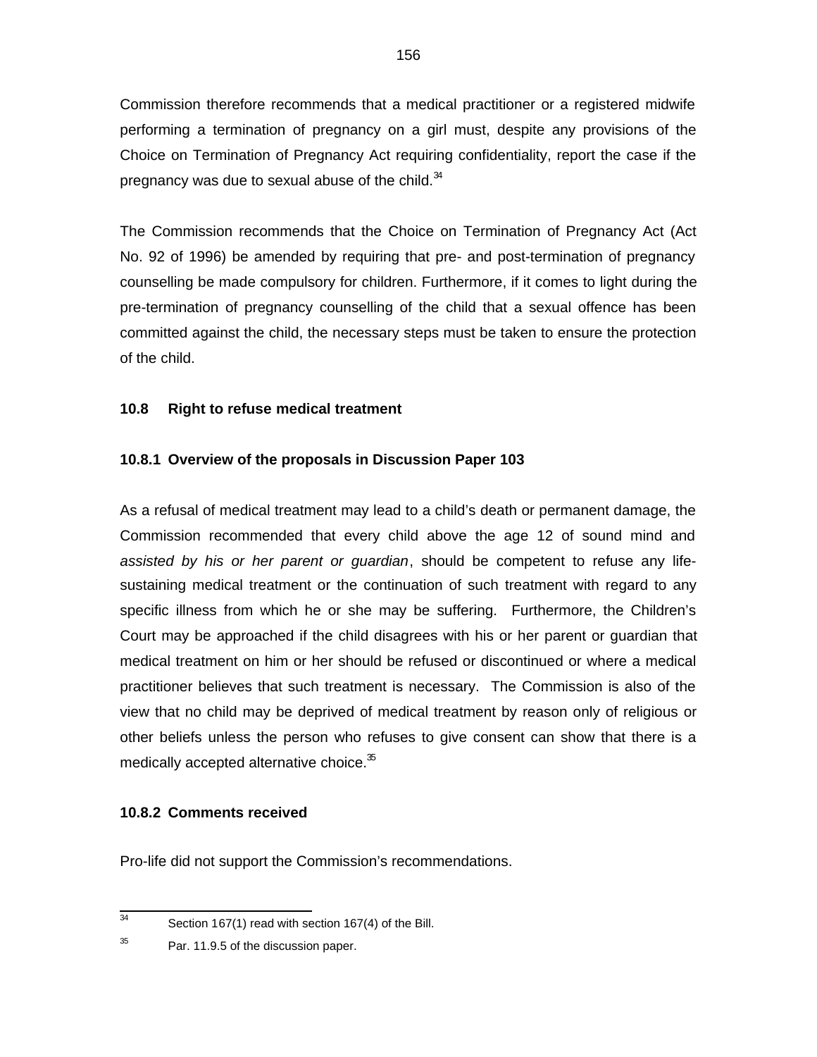Commission therefore recommends that a medical practitioner or a registered midwife performing a termination of pregnancy on a girl must, despite any provisions of the Choice on Termination of Pregnancy Act requiring confidentiality, report the case if the pregnancy was due to sexual abuse of the child.[34]

The Commission recommends that the Choice on Termination of Pregnancy Act (Act No. 92 of 1996) be amended by requiring that pre- and post-termination of pregnancy counselling be made compulsory for children. Furthermore, if it comes to light during the pre-termination of pregnancy counselling of the child that a sexual offence has been committed against the child, the necessary steps must be taken to ensure the protection of the child.

### 10.8 Right to refuse medical treatment

#### 10.8.1 Overview of the proposals in Discussion Paper 103

As a refusal of medical treatment may lead to a child's death or permanent damage, the Commission recommended that every child above the age 12 of sound mind and *assisted by his or her parent or guardian*, should be competent to refuse any life-sustaining medical treatment or the continuation of such treatment with regard to any specific illness from which he or she may be suffering. Furthermore, the Children's Court may be approached if the child disagrees with his or her parent or guardian that medical treatment on him or her should be refused or discontinued or where a medical practitioner believes that such treatment is necessary. The Commission is also of the view that no child may be deprived of medical treatment by reason only of religious or other beliefs unless the person who refuses to give consent can show that there is a medically accepted alternative choice.[35]

#### 10.8.2 Comments received

Pro-life did not support the Commission's recommendations.

---

[34] Section 167(1) read with section 167(4) of the Bill.

[35] Par. 11.9.5 of the discussion paper.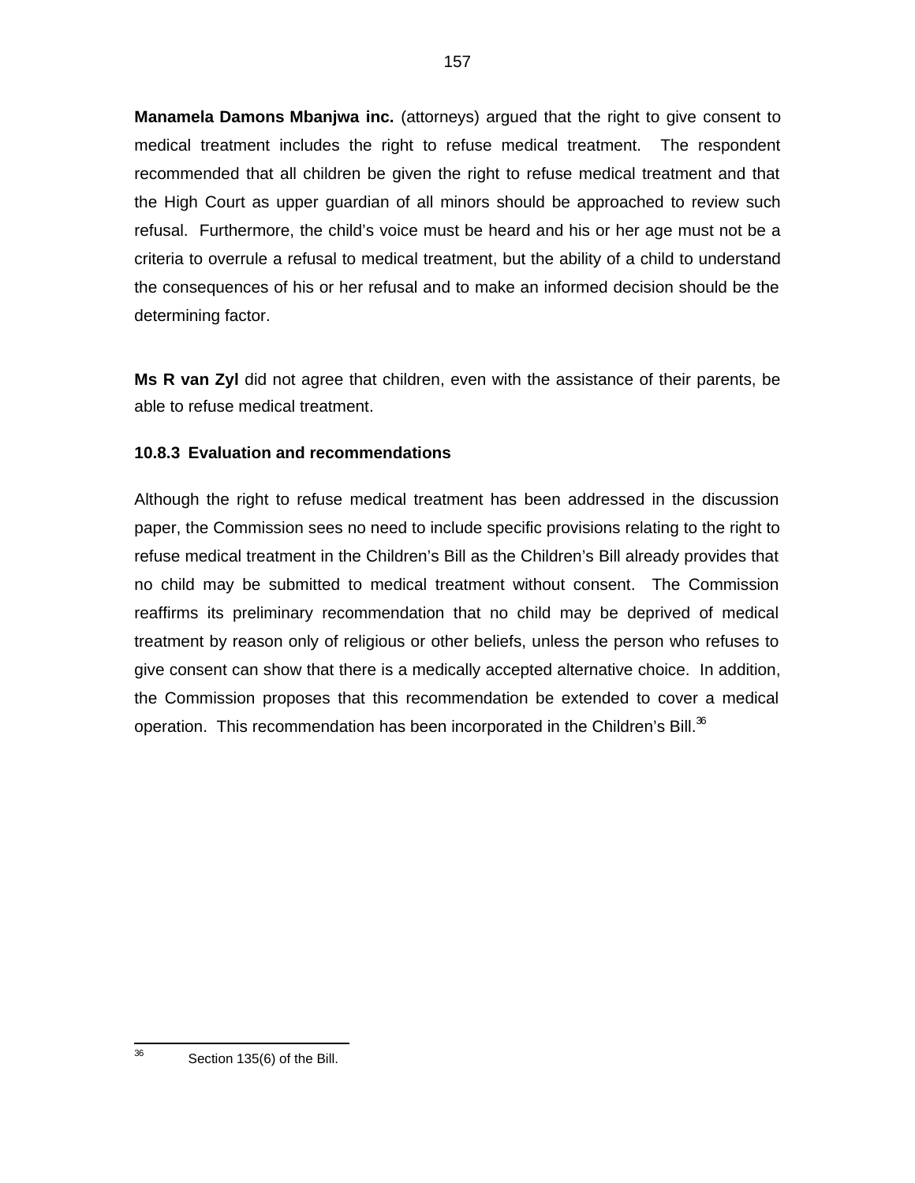**Manamela Damons Mbanjwa inc.** (attorneys) argued that the right to give consent to medical treatment includes the right to refuse medical treatment. The respondent recommended that all children be given the right to refuse medical treatment and that the High Court as upper guardian of all minors should be approached to review such refusal. Furthermore, the child's voice must be heard and his or her age must not be a criteria to overrule a refusal to medical treatment, but the ability of a child to understand the consequences of his or her refusal and to make an informed decision should be the determining factor.

**Ms R van Zyl** did not agree that children, even with the assistance of their parents, be able to refuse medical treatment.

### 10.8.3 Evaluation and recommendations

Although the right to refuse medical treatment has been addressed in the discussion paper, the Commission sees no need to include specific provisions relating to the right to refuse medical treatment in the Children's Bill as the Children's Bill already provides that no child may be submitted to medical treatment without consent. The Commission reaffirms its preliminary recommendation that no child may be deprived of medical treatment by reason only of religious or other beliefs, unless the person who refuses to give consent can show that there is a medically accepted alternative choice. In addition, the Commission proposes that this recommendation be extended to cover a medical operation. This recommendation has been incorporated in the Children's Bill.[36]

[36] Section 135(6) of the Bill.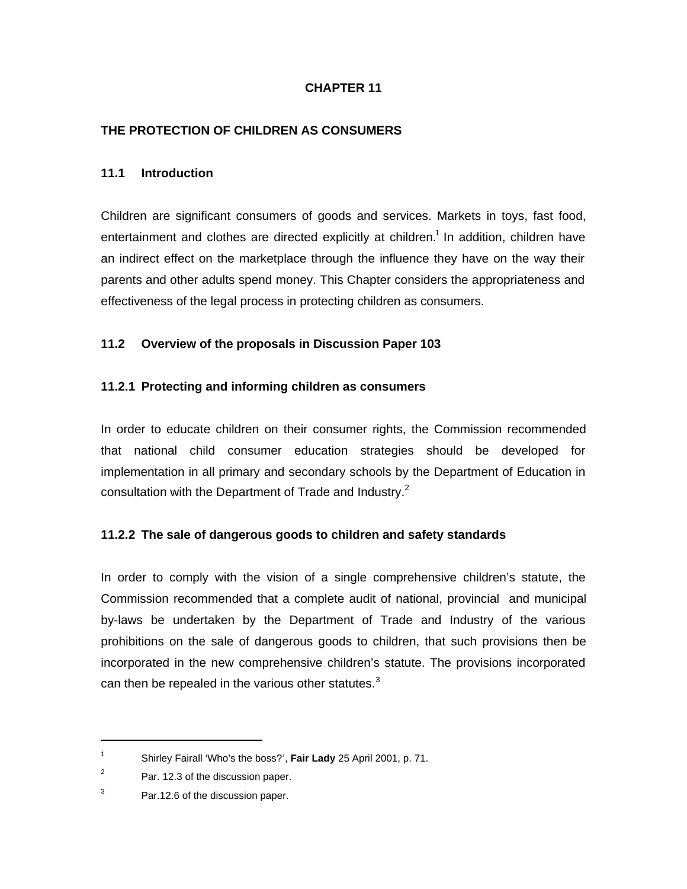# CHAPTER 11

## THE PROTECTION OF CHILDREN AS CONSUMERS

### 11.1 Introduction

Children are significant consumers of goods and services. Markets in toys, fast food, entertainment and clothes are directed explicitly at children.[1] In addition, children have an indirect effect on the marketplace through the influence they have on the way their parents and other adults spend money. This Chapter considers the appropriateness and effectiveness of the legal process in protecting children as consumers.

### 11.2 Overview of the proposals in Discussion Paper 103

#### 11.2.1 Protecting and informing children as consumers

In order to educate children on their consumer rights, the Commission recommended that national child consumer education strategies should be developed for implementation in all primary and secondary schools by the Department of Education in consultation with the Department of Trade and Industry.[2]

#### 11.2.2 The sale of dangerous goods to children and safety standards

In order to comply with the vision of a single comprehensive children's statute, the Commission recommended that a complete audit of national, provincial and municipal by-laws be undertaken by the Department of Trade and Industry of the various prohibitions on the sale of dangerous goods to children, that such provisions then be incorporated in the new comprehensive children's statute. The provisions incorporated can then be repealed in the various other statutes.[3]

---

[1] Shirley Fairall 'Who's the boss?', **Fair Lady** 25 April 2001, p. 71.

[2] Par. 12.3 of the discussion paper.

[3] Par.12.6 of the discussion paper.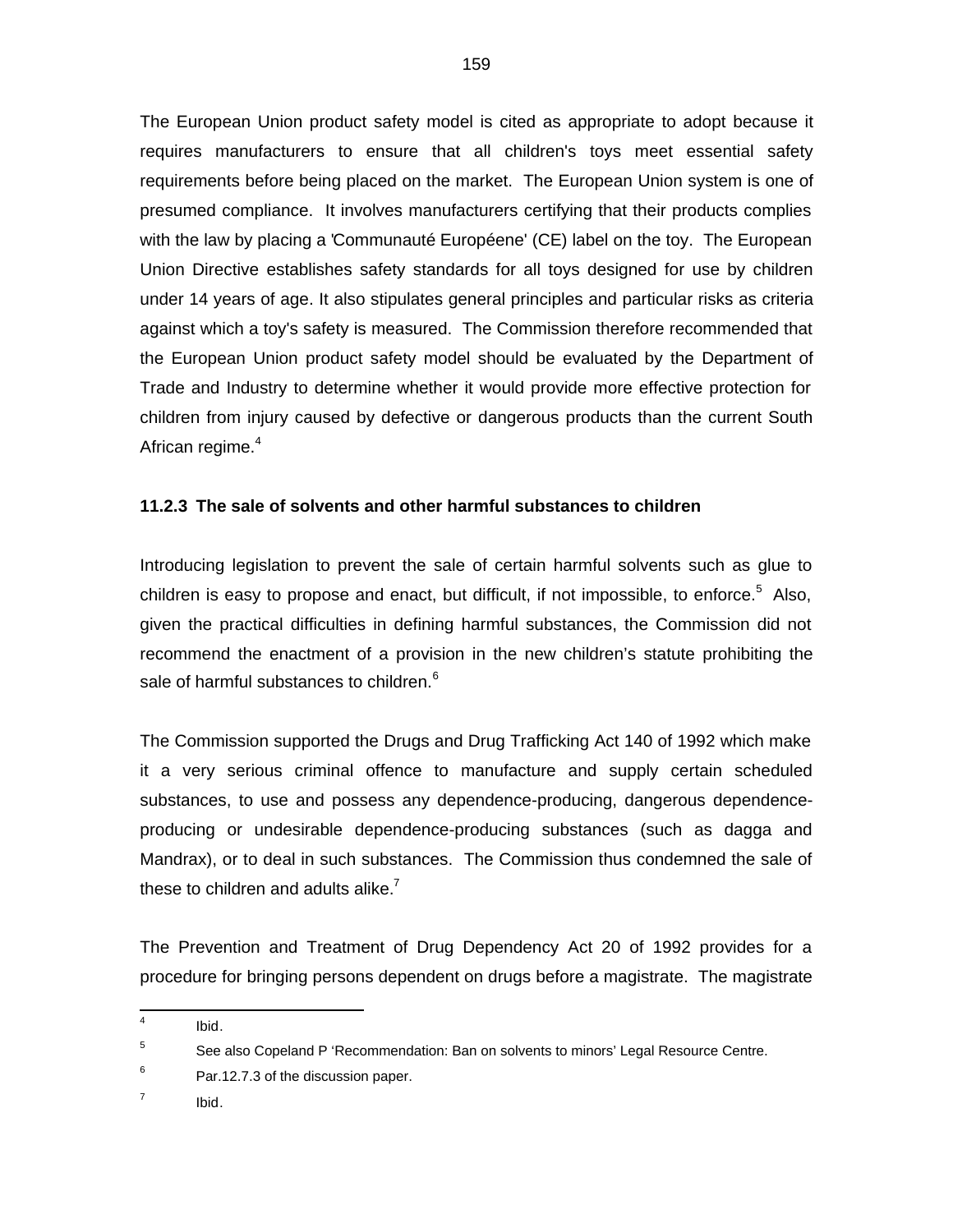The European Union product safety model is cited as appropriate to adopt because it requires manufacturers to ensure that all children's toys meet essential safety requirements before being placed on the market. The European Union system is one of presumed compliance. It involves manufacturers certifying that their products complies with the law by placing a 'Communauté Européene' (CE) label on the toy. The European Union Directive establishes safety standards for all toys designed for use by children under 14 years of age. It also stipulates general principles and particular risks as criteria against which a toy's safety is measured. The Commission therefore recommended that the European Union product safety model should be evaluated by the Department of Trade and Industry to determine whether it would provide more effective protection for children from injury caused by defective or dangerous products than the current South African regime.[4]

### 11.2.3 The sale of solvents and other harmful substances to children

Introducing legislation to prevent the sale of certain harmful solvents such as glue to children is easy to propose and enact, but difficult, if not impossible, to enforce.[5] Also, given the practical difficulties in defining harmful substances, the Commission did not recommend the enactment of a provision in the new children's statute prohibiting the sale of harmful substances to children.[6]

The Commission supported the Drugs and Drug Trafficking Act 140 of 1992 which make it a very serious criminal offence to manufacture and supply certain scheduled substances, to use and possess any dependence-producing, dangerous dependence-producing or undesirable dependence-producing substances (such as dagga and Mandrax), or to deal in such substances. The Commission thus condemned the sale of these to children and adults alike.[7]

The Prevention and Treatment of Drug Dependency Act 20 of 1992 provides for a procedure for bringing persons dependent on drugs before a magistrate. The magistrate

---

[4] Ibid.

[5] See also Copeland P 'Recommendation: Ban on solvents to minors' Legal Resource Centre.

[6] Par.12.7.3 of the discussion paper.

[7] Ibid.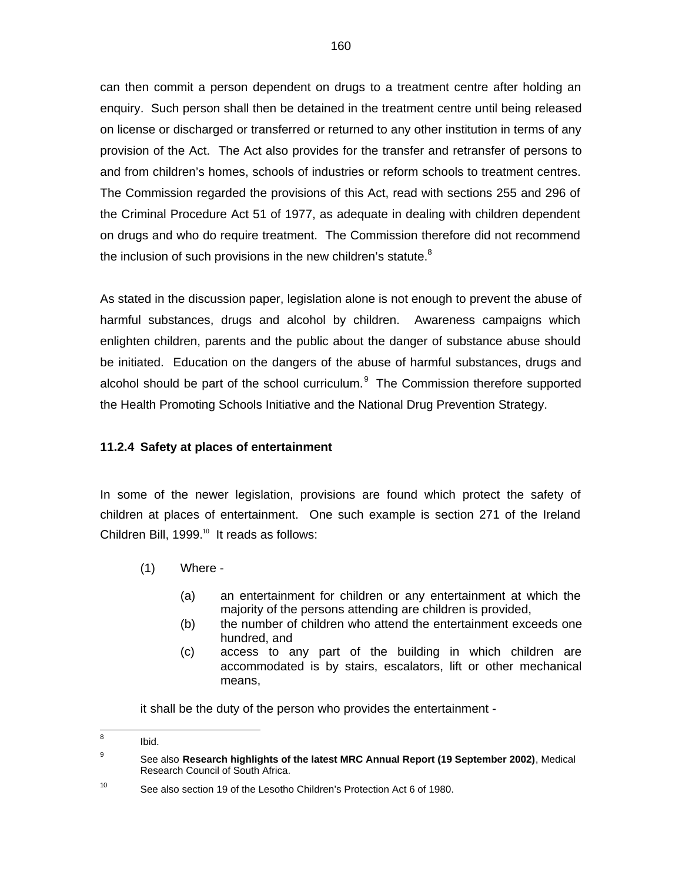can then commit a person dependent on drugs to a treatment centre after holding an enquiry. Such person shall then be detained in the treatment centre until being released on license or discharged or transferred or returned to any other institution in terms of any provision of the Act. The Act also provides for the transfer and retransfer of persons to and from children's homes, schools of industries or reform schools to treatment centres. The Commission regarded the provisions of this Act, read with sections 255 and 296 of the Criminal Procedure Act 51 of 1977, as adequate in dealing with children dependent on drugs and who do require treatment. The Commission therefore did not recommend the inclusion of such provisions in the new children's statute.[8]

As stated in the discussion paper, legislation alone is not enough to prevent the abuse of harmful substances, drugs and alcohol by children. Awareness campaigns which enlighten children, parents and the public about the danger of substance abuse should be initiated. Education on the dangers of the abuse of harmful substances, drugs and alcohol should be part of the school curriculum.[9] The Commission therefore supported the Health Promoting Schools Initiative and the National Drug Prevention Strategy.

### 11.2.4 Safety at places of entertainment

In some of the newer legislation, provisions are found which protect the safety of children at places of entertainment. One such example is section 271 of the Ireland Children Bill, 1999.[10] It reads as follows:

> (1) Where -
>
> (a) an entertainment for children or any entertainment at which the majority of the persons attending are children is provided,
>
> (b) the number of children who attend the entertainment exceeds one hundred, and
>
> (c) access to any part of the building in which children are accommodated is by stairs, escalators, lift or other mechanical means,
>
> it shall be the duty of the person who provides the entertainment -

---

[8] Ibid.

[9] See also **Research highlights of the latest MRC Annual Report (19 September 2002)**, Medical Research Council of South Africa.

[10] See also section 19 of the Lesotho Children's Protection Act 6 of 1980.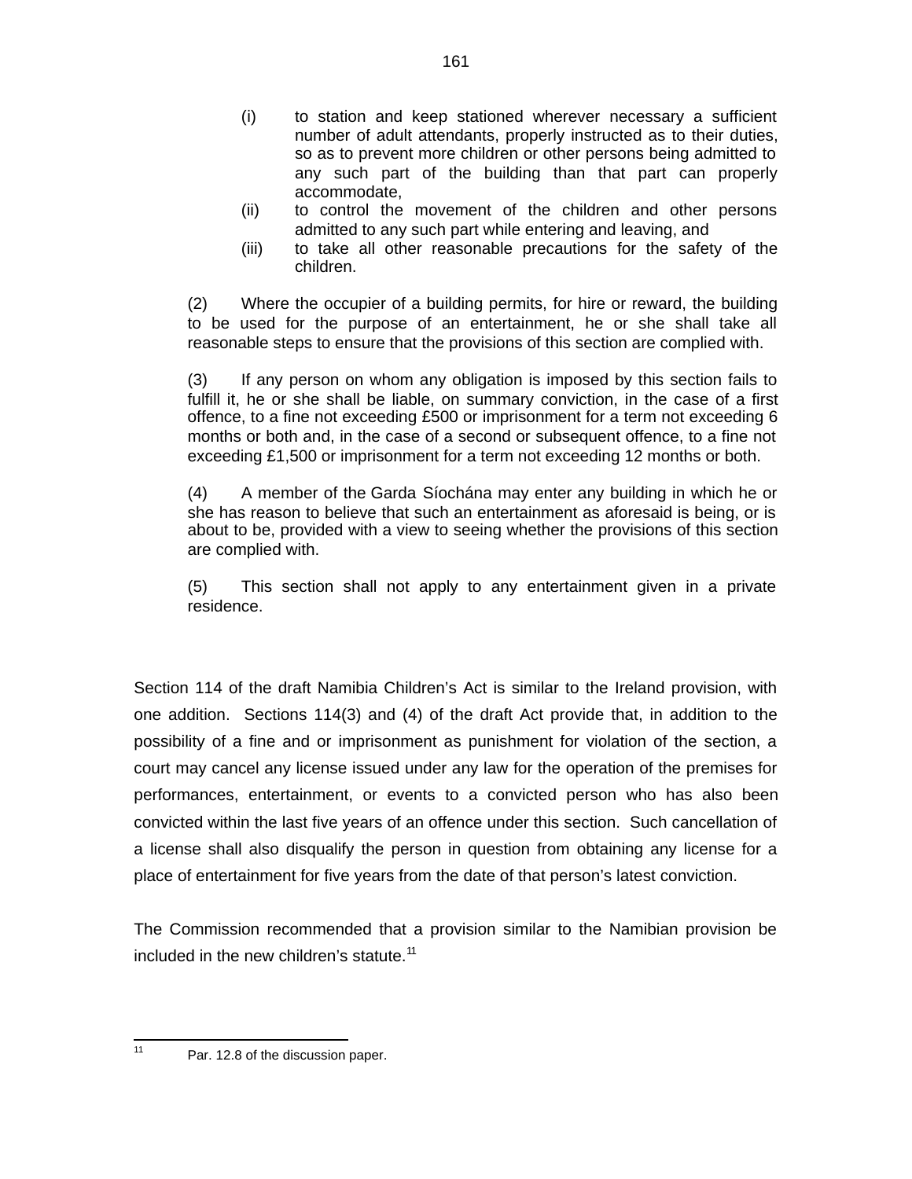(i) to station and keep stationed wherever necessary a sufficient number of adult attendants, properly instructed as to their duties, so as to prevent more children or other persons being admitted to any such part of the building than that part can properly accommodate,

(ii) to control the movement of the children and other persons admitted to any such part while entering and leaving, and

(iii) to take all other reasonable precautions for the safety of the children.

(2) Where the occupier of a building permits, for hire or reward, the building to be used for the purpose of an entertainment, he or she shall take all reasonable steps to ensure that the provisions of this section are complied with.

(3) If any person on whom any obligation is imposed by this section fails to fulfill it, he or she shall be liable, on summary conviction, in the case of a first offence, to a fine not exceeding £500 or imprisonment for a term not exceeding 6 months or both and, in the case of a second or subsequent offence, to a fine not exceeding £1,500 or imprisonment for a term not exceeding 12 months or both.

(4) A member of the Garda Síochána may enter any building in which he or she has reason to believe that such an entertainment as aforesaid is being, or is about to be, provided with a view to seeing whether the provisions of this section are complied with.

(5) This section shall not apply to any entertainment given in a private residence.

Section 114 of the draft Namibia Children's Act is similar to the Ireland provision, with one addition. Sections 114(3) and (4) of the draft Act provide that, in addition to the possibility of a fine and or imprisonment as punishment for violation of the section, a court may cancel any license issued under any law for the operation of the premises for performances, entertainment, or events to a convicted person who has also been convicted within the last five years of an offence under this section. Such cancellation of a license shall also disqualify the person in question from obtaining any license for a place of entertainment for five years from the date of that person's latest conviction.

The Commission recommended that a provision similar to the Namibian provision be included in the new children's statute.[11]

[11] Par. 12.8 of the discussion paper.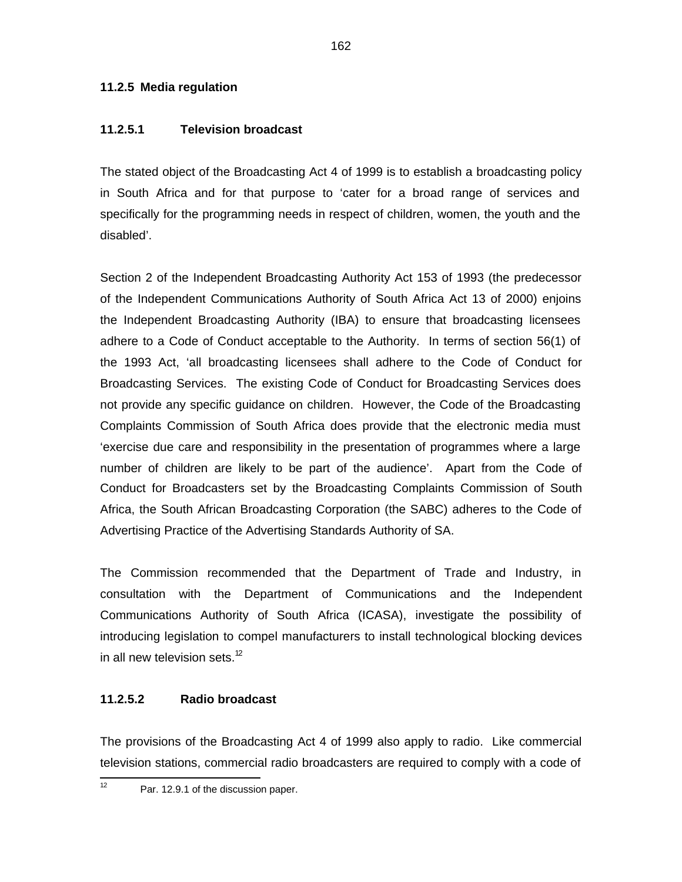### 11.2.5 Media regulation

#### 11.2.5.1 Television broadcast

The stated object of the Broadcasting Act 4 of 1999 is to establish a broadcasting policy in South Africa and for that purpose to 'cater for a broad range of services and specifically for the programming needs in respect of children, women, the youth and the disabled'.

Section 2 of the Independent Broadcasting Authority Act 153 of 1993 (the predecessor of the Independent Communications Authority of South Africa Act 13 of 2000) enjoins the Independent Broadcasting Authority (IBA) to ensure that broadcasting licensees adhere to a Code of Conduct acceptable to the Authority. In terms of section 56(1) of the 1993 Act, 'all broadcasting licensees shall adhere to the Code of Conduct for Broadcasting Services. The existing Code of Conduct for Broadcasting Services does not provide any specific guidance on children. However, the Code of the Broadcasting Complaints Commission of South Africa does provide that the electronic media must 'exercise due care and responsibility in the presentation of programmes where a large number of children are likely to be part of the audience'. Apart from the Code of Conduct for Broadcasters set by the Broadcasting Complaints Commission of South Africa, the South African Broadcasting Corporation (the SABC) adheres to the Code of Advertising Practice of the Advertising Standards Authority of SA.

The Commission recommended that the Department of Trade and Industry, in consultation with the Department of Communications and the Independent Communications Authority of South Africa (ICASA), investigate the possibility of introducing legislation to compel manufacturers to install technological blocking devices in all new television sets.[12]

#### 11.2.5.2 Radio broadcast

The provisions of the Broadcasting Act 4 of 1999 also apply to radio. Like commercial television stations, commercial radio broadcasters are required to comply with a code of

---

[12] Par. 12.9.1 of the discussion paper.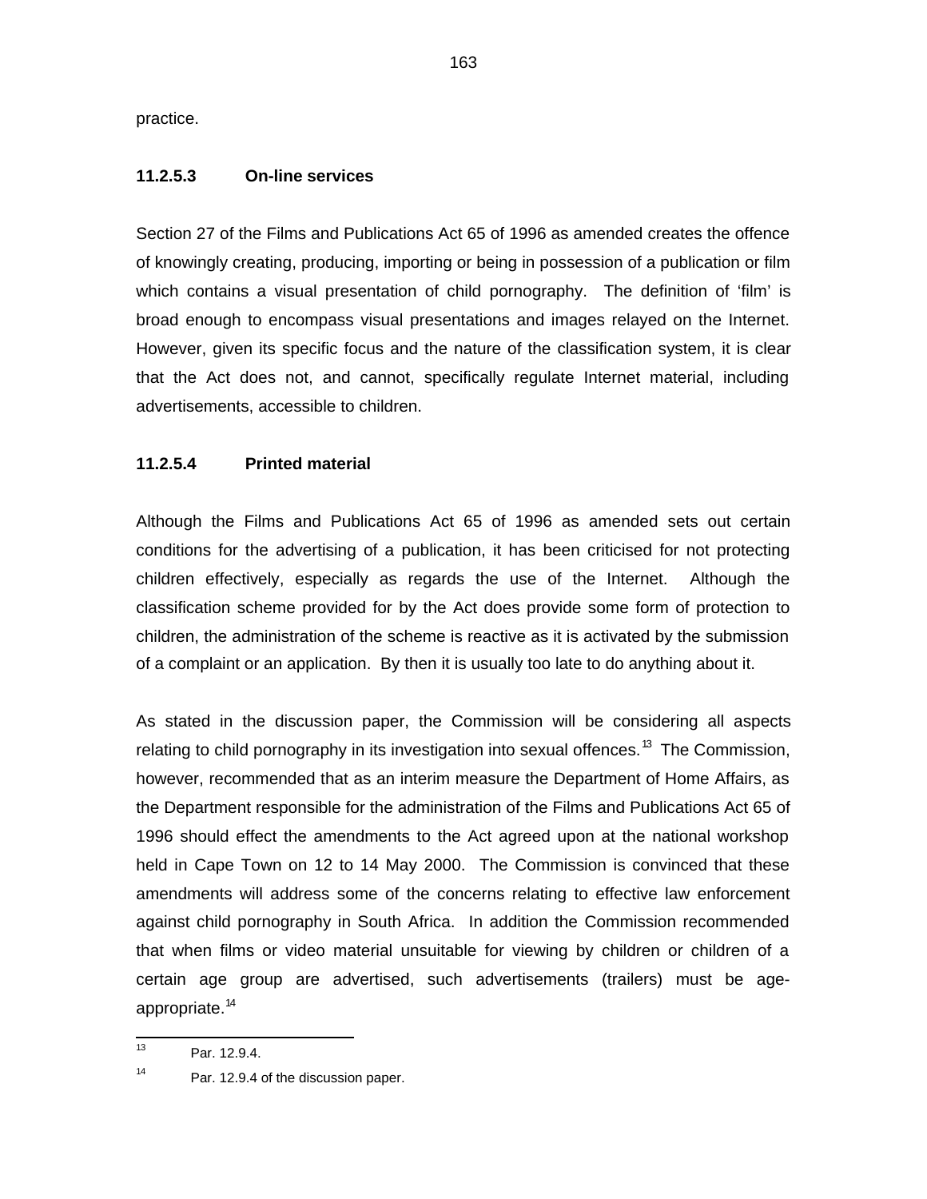practice.

#### 11.2.5.3 On-line services

Section 27 of the Films and Publications Act 65 of 1996 as amended creates the offence of knowingly creating, producing, importing or being in possession of a publication or film which contains a visual presentation of child pornography. The definition of 'film' is broad enough to encompass visual presentations and images relayed on the Internet. However, given its specific focus and the nature of the classification system, it is clear that the Act does not, and cannot, specifically regulate Internet material, including advertisements, accessible to children.

#### 11.2.5.4 Printed material

Although the Films and Publications Act 65 of 1996 as amended sets out certain conditions for the advertising of a publication, it has been criticised for not protecting children effectively, especially as regards the use of the Internet. Although the classification scheme provided for by the Act does provide some form of protection to children, the administration of the scheme is reactive as it is activated by the submission of a complaint or an application. By then it is usually too late to do anything about it.

As stated in the discussion paper, the Commission will be considering all aspects relating to child pornography in its investigation into sexual offences.[13] The Commission, however, recommended that as an interim measure the Department of Home Affairs, as the Department responsible for the administration of the Films and Publications Act 65 of 1996 should effect the amendments to the Act agreed upon at the national workshop held in Cape Town on 12 to 14 May 2000. The Commission is convinced that these amendments will address some of the concerns relating to effective law enforcement against child pornography in South Africa. In addition the Commission recommended that when films or video material unsuitable for viewing by children or children of a certain age group are advertised, such advertisements (trailers) must be age-appropriate.[14]

---

[13] Par. 12.9.4.

[14] Par. 12.9.4 of the discussion paper.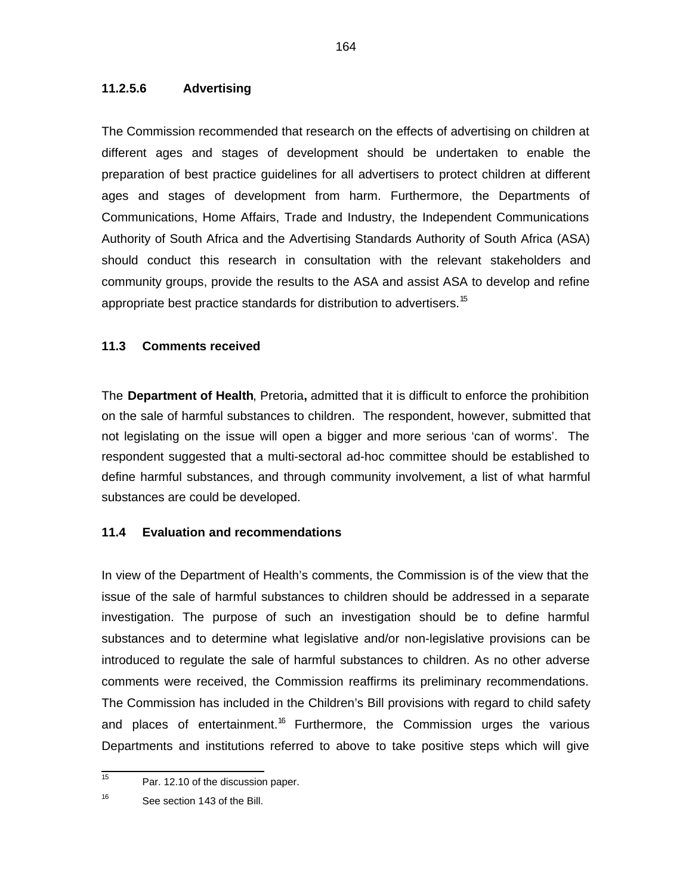#### 11.2.5.6 Advertising

The Commission recommended that research on the effects of advertising on children at different ages and stages of development should be undertaken to enable the preparation of best practice guidelines for all advertisers to protect children at different ages and stages of development from harm. Furthermore, the Departments of Communications, Home Affairs, Trade and Industry, the Independent Communications Authority of South Africa and the Advertising Standards Authority of South Africa (ASA) should conduct this research in consultation with the relevant stakeholders and community groups, provide the results to the ASA and assist ASA to develop and refine appropriate best practice standards for distribution to advertisers.[15]

### 11.3 Comments received

The **Department of Health**, Pretoria**,** admitted that it is difficult to enforce the prohibition on the sale of harmful substances to children. The respondent, however, submitted that not legislating on the issue will open a bigger and more serious 'can of worms'. The respondent suggested that a multi-sectoral ad-hoc committee should be established to define harmful substances, and through community involvement, a list of what harmful substances are could be developed.

### 11.4 Evaluation and recommendations

In view of the Department of Health's comments, the Commission is of the view that the issue of the sale of harmful substances to children should be addressed in a separate investigation. The purpose of such an investigation should be to define harmful substances and to determine what legislative and/or non-legislative provisions can be introduced to regulate the sale of harmful substances to children. As no other adverse comments were received, the Commission reaffirms its preliminary recommendations. The Commission has included in the Children's Bill provisions with regard to child safety and places of entertainment.[16] Furthermore, the Commission urges the various Departments and institutions referred to above to take positive steps which will give

---

[15] Par. 12.10 of the discussion paper.

[16] See section 143 of the Bill.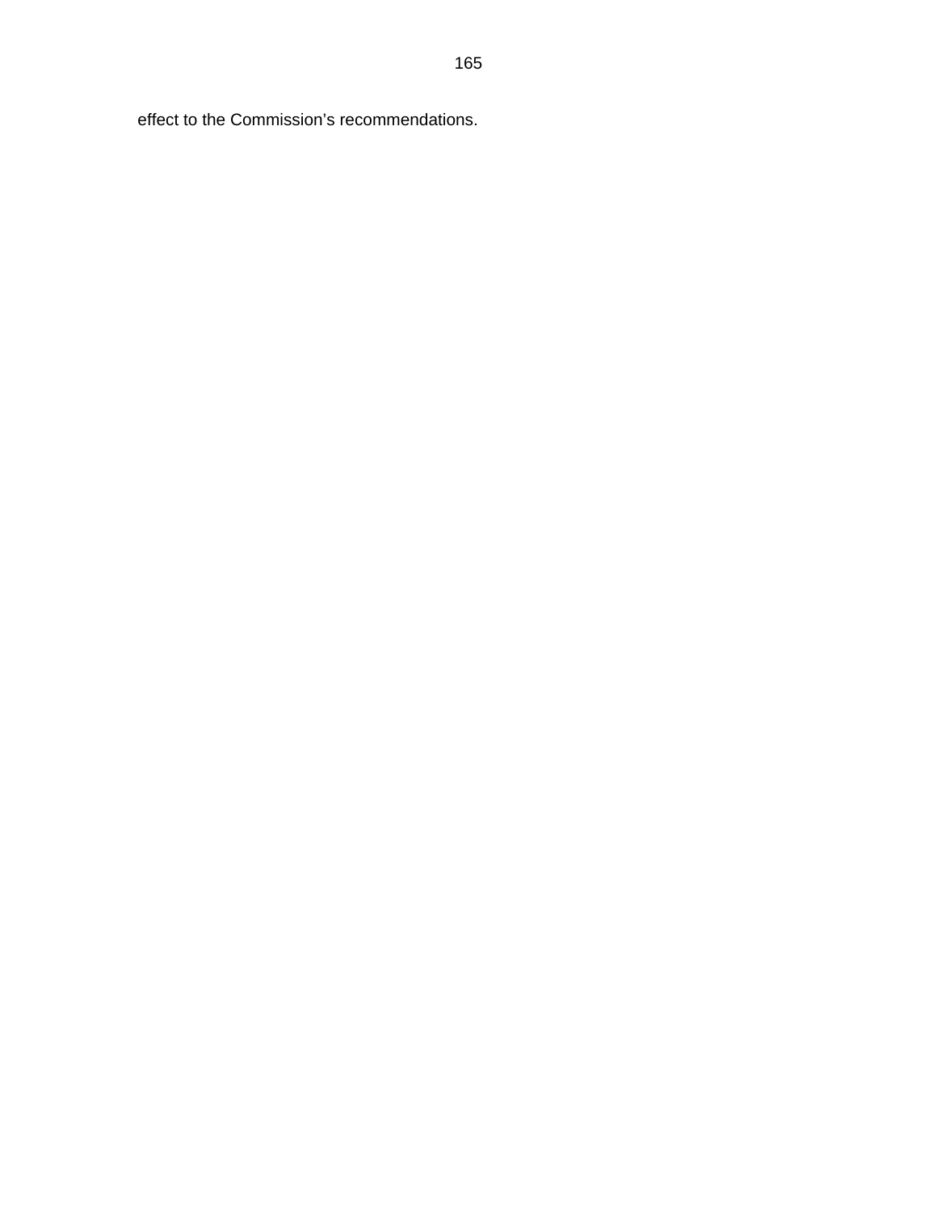effect to the Commission’s recommendations.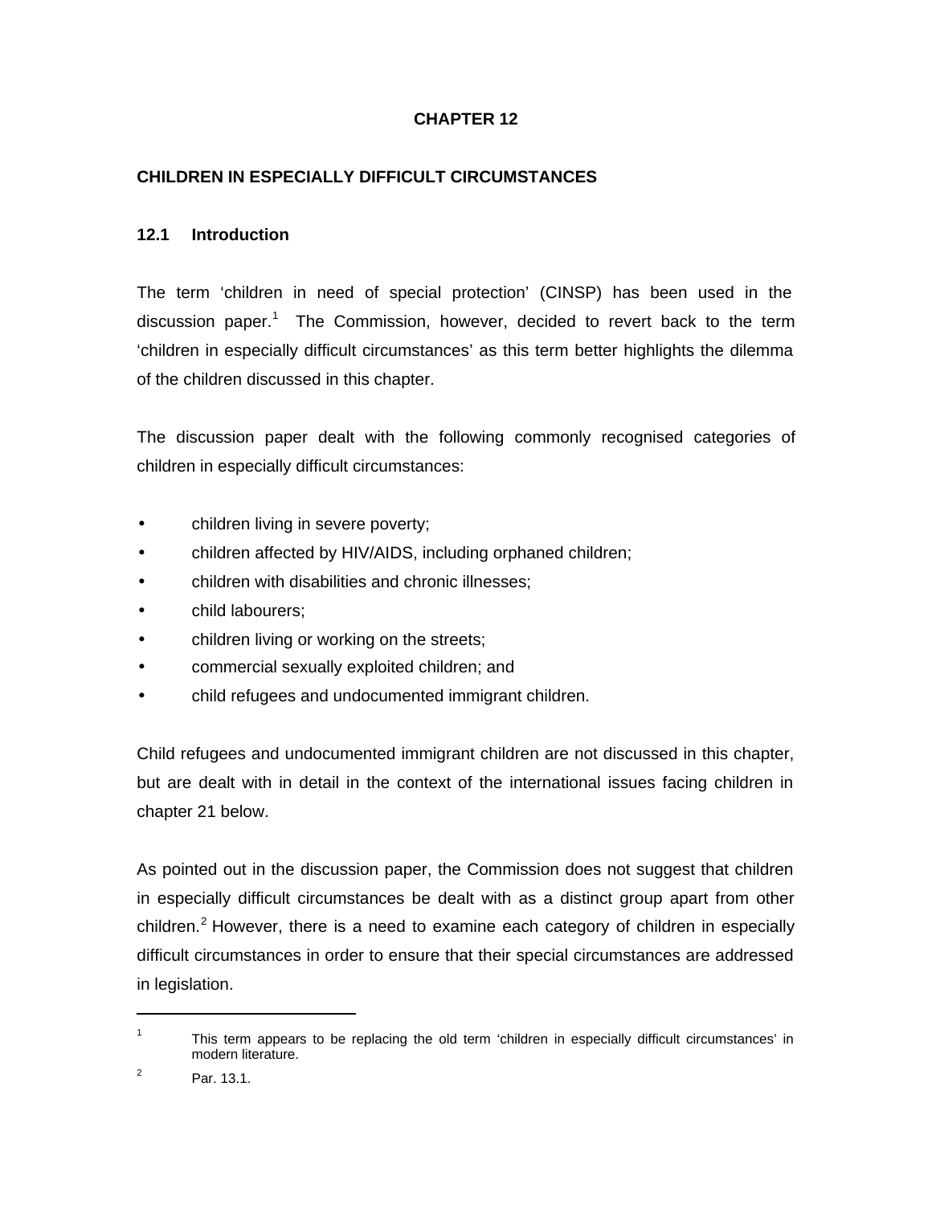# CHAPTER 12

## CHILDREN IN ESPECIALLY DIFFICULT CIRCUMSTANCES

### 12.1 Introduction

The term 'children in need of special protection' (CINSP) has been used in the discussion paper.[1] The Commission, however, decided to revert back to the term 'children in especially difficult circumstances' as this term better highlights the dilemma of the children discussed in this chapter.

The discussion paper dealt with the following commonly recognised categories of children in especially difficult circumstances:

- children living in severe poverty;
- children affected by HIV/AIDS, including orphaned children;
- children with disabilities and chronic illnesses;
- child labourers;
- children living or working on the streets;
- commercial sexually exploited children; and
- child refugees and undocumented immigrant children.

Child refugees and undocumented immigrant children are not discussed in this chapter, but are dealt with in detail in the context of the international issues facing children in chapter 21 below.

As pointed out in the discussion paper, the Commission does not suggest that children in especially difficult circumstances be dealt with as a distinct group apart from other children.[2] However, there is a need to examine each category of children in especially difficult circumstances in order to ensure that their special circumstances are addressed in legislation.

---

[1] This term appears to be replacing the old term 'children in especially difficult circumstances' in modern literature.

[2] Par. 13.1.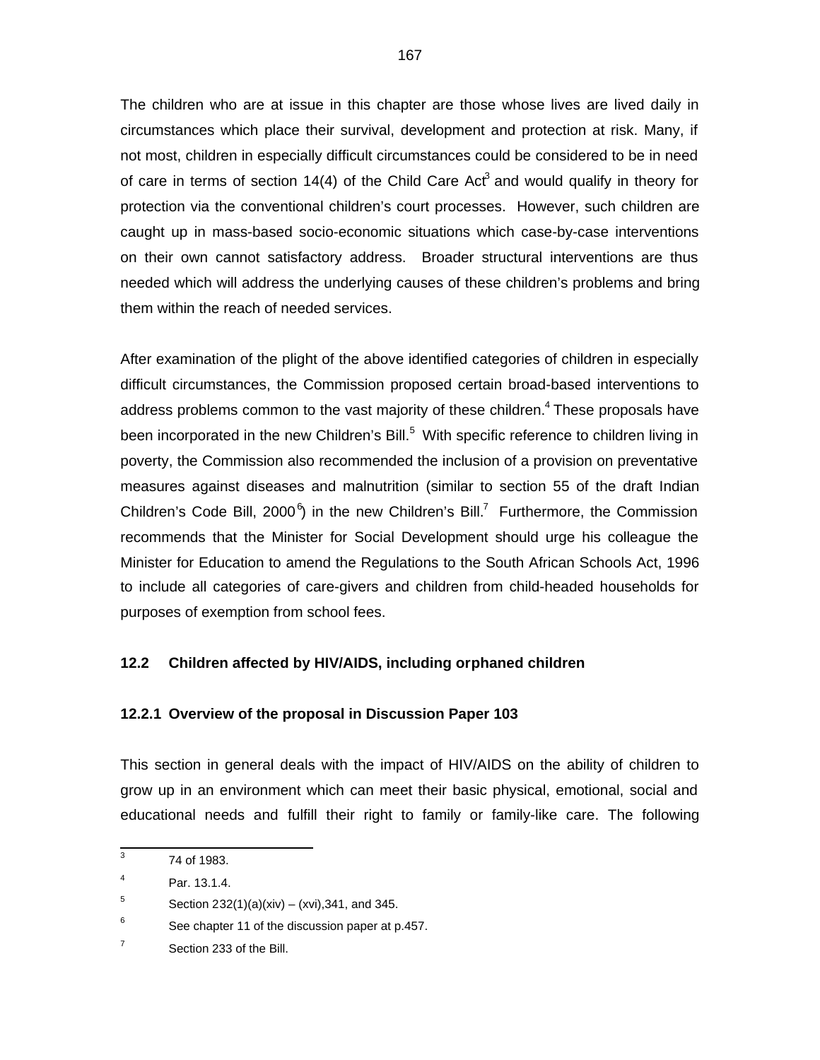The children who are at issue in this chapter are those whose lives are lived daily in circumstances which place their survival, development and protection at risk. Many, if not most, children in especially difficult circumstances could be considered to be in need of care in terms of section 14(4) of the Child Care Act[3] and would qualify in theory for protection via the conventional children's court processes. However, such children are caught up in mass-based socio-economic situations which case-by-case interventions on their own cannot satisfactory address. Broader structural interventions are thus needed which will address the underlying causes of these children's problems and bring them within the reach of needed services.

After examination of the plight of the above identified categories of children in especially difficult circumstances, the Commission proposed certain broad-based interventions to address problems common to the vast majority of these children.[4] These proposals have been incorporated in the new Children's Bill.[5] With specific reference to children living in poverty, the Commission also recommended the inclusion of a provision on preventative measures against diseases and malnutrition (similar to section 55 of the draft Indian Children's Code Bill, 2000[6]) in the new Children's Bill.[7] Furthermore, the Commission recommends that the Minister for Social Development should urge his colleague the Minister for Education to amend the Regulations to the South African Schools Act, 1996 to include all categories of care-givers and children from child-headed households for purposes of exemption from school fees.

### 12.2 Children affected by HIV/AIDS, including orphaned children

#### 12.2.1 Overview of the proposal in Discussion Paper 103

This section in general deals with the impact of HIV/AIDS on the ability of children to grow up in an environment which can meet their basic physical, emotional, social and educational needs and fulfill their right to family or family-like care. The following

---

[3] 74 of 1983.

[4] Par. 13.1.4.

[5] Section 232(1)(a)(xiv) – (xvi),341, and 345.

[6] See chapter 11 of the discussion paper at p.457.

[7] Section 233 of the Bill.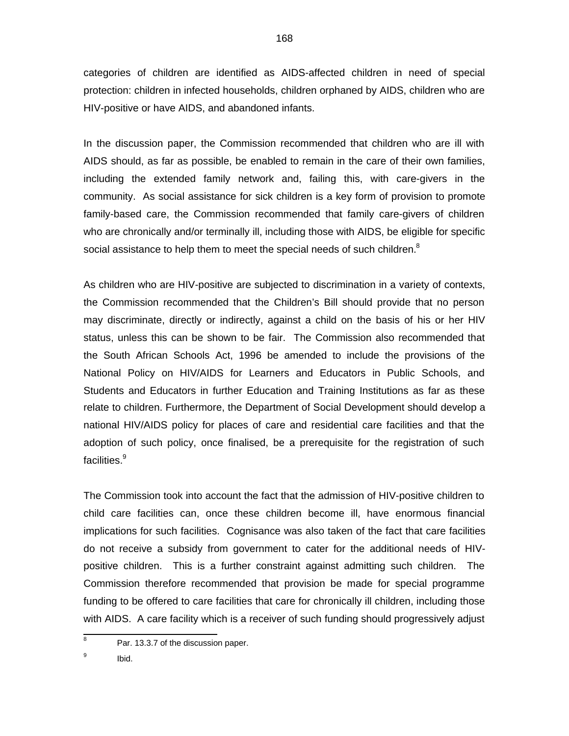categories of children are identified as AIDS-affected children in need of special protection: children in infected households, children orphaned by AIDS, children who are HIV-positive or have AIDS, and abandoned infants.

In the discussion paper, the Commission recommended that children who are ill with AIDS should, as far as possible, be enabled to remain in the care of their own families, including the extended family network and, failing this, with care-givers in the community. As social assistance for sick children is a key form of provision to promote family-based care, the Commission recommended that family care-givers of children who are chronically and/or terminally ill, including those with AIDS, be eligible for specific social assistance to help them to meet the special needs of such children.[8]

As children who are HIV-positive are subjected to discrimination in a variety of contexts, the Commission recommended that the Children's Bill should provide that no person may discriminate, directly or indirectly, against a child on the basis of his or her HIV status, unless this can be shown to be fair. The Commission also recommended that the South African Schools Act, 1996 be amended to include the provisions of the National Policy on HIV/AIDS for Learners and Educators in Public Schools, and Students and Educators in further Education and Training Institutions as far as these relate to children. Furthermore, the Department of Social Development should develop a national HIV/AIDS policy for places of care and residential care facilities and that the adoption of such policy, once finalised, be a prerequisite for the registration of such facilities.[9]

The Commission took into account the fact that the admission of HIV-positive children to child care facilities can, once these children become ill, have enormous financial implications for such facilities. Cognisance was also taken of the fact that care facilities do not receive a subsidy from government to cater for the additional needs of HIV-positive children. This is a further constraint against admitting such children. The Commission therefore recommended that provision be made for special programme funding to be offered to care facilities that care for chronically ill children, including those with AIDS. A care facility which is a receiver of such funding should progressively adjust

---

[8] Par. 13.3.7 of the discussion paper.

[9] Ibid.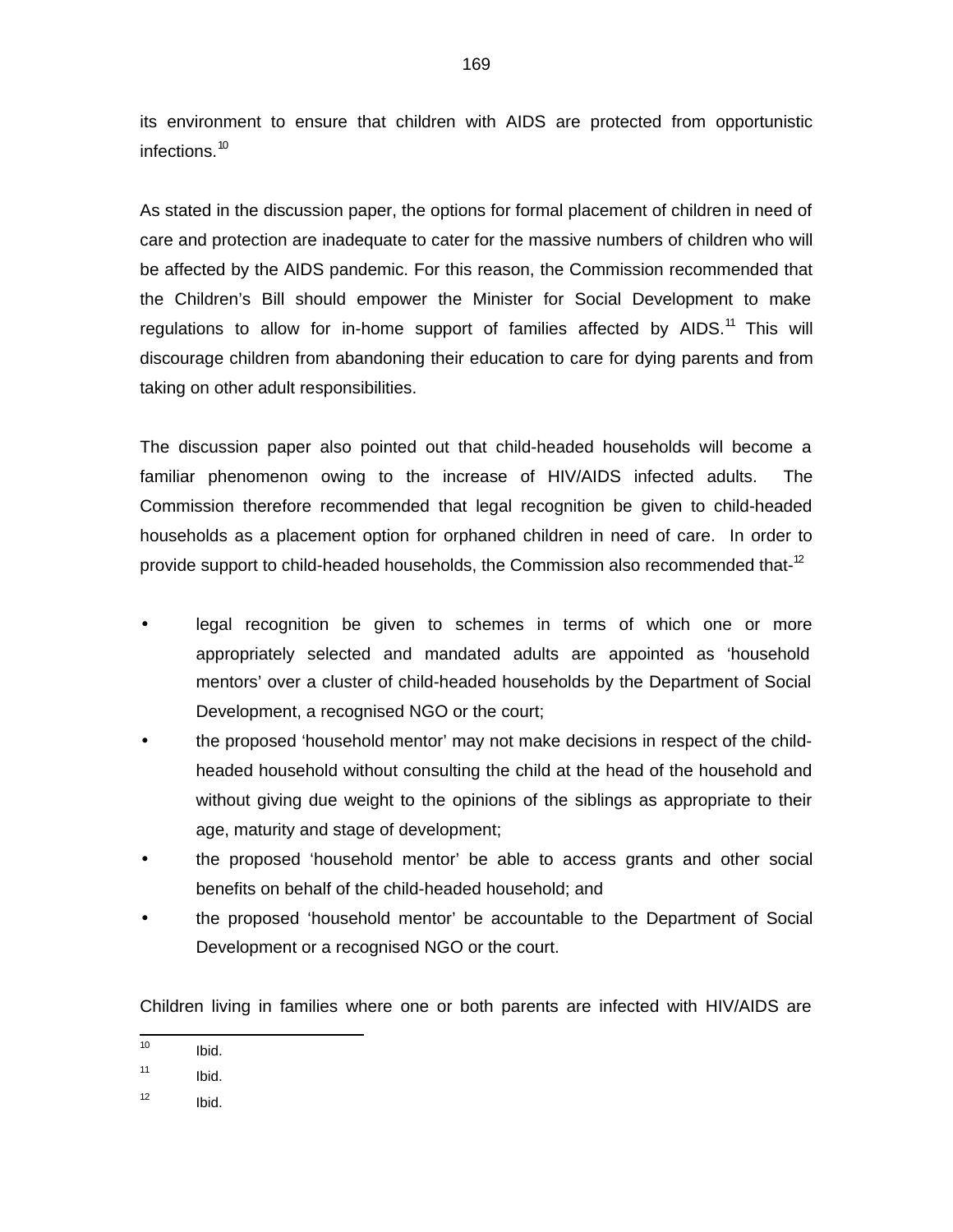its environment to ensure that children with AIDS are protected from opportunistic infections.[10]

As stated in the discussion paper, the options for formal placement of children in need of care and protection are inadequate to cater for the massive numbers of children who will be affected by the AIDS pandemic. For this reason, the Commission recommended that the Children's Bill should empower the Minister for Social Development to make regulations to allow for in-home support of families affected by AIDS.[11] This will discourage children from abandoning their education to care for dying parents and from taking on other adult responsibilities.

The discussion paper also pointed out that child-headed households will become a familiar phenomenon owing to the increase of HIV/AIDS infected adults. The Commission therefore recommended that legal recognition be given to child-headed households as a placement option for orphaned children in need of care. In order to provide support to child-headed households, the Commission also recommended that-[12]

- legal recognition be given to schemes in terms of which one or more appropriately selected and mandated adults are appointed as 'household mentors' over a cluster of child-headed households by the Department of Social Development, a recognised NGO or the court;
- the proposed 'household mentor' may not make decisions in respect of the child-headed household without consulting the child at the head of the household and without giving due weight to the opinions of the siblings as appropriate to their age, maturity and stage of development;
- the proposed 'household mentor' be able to access grants and other social benefits on behalf of the child-headed household; and
- the proposed 'household mentor' be accountable to the Department of Social Development or a recognised NGO or the court.

Children living in families where one or both parents are infected with HIV/AIDS are

---

[10] Ibid.

[11] Ibid.

[12] Ibid.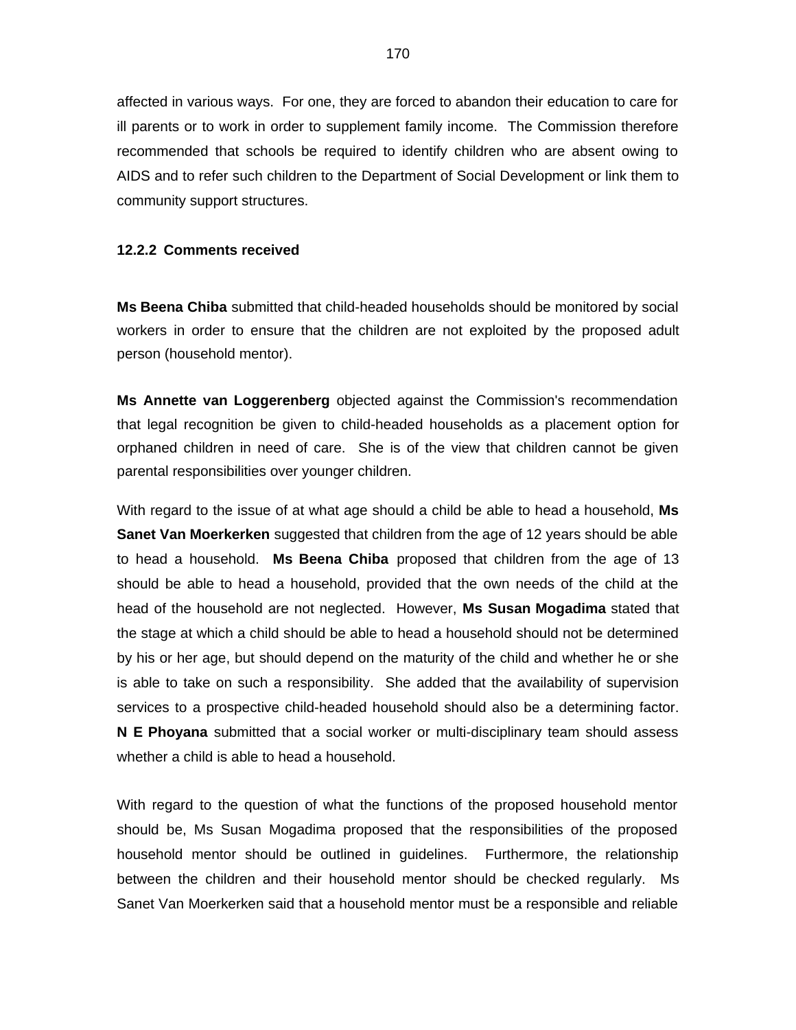affected in various ways. For one, they are forced to abandon their education to care for ill parents or to work in order to supplement family income. The Commission therefore recommended that schools be required to identify children who are absent owing to AIDS and to refer such children to the Department of Social Development or link them to community support structures.

### 12.2.2 Comments received

**Ms Beena Chiba** submitted that child-headed households should be monitored by social workers in order to ensure that the children are not exploited by the proposed adult person (household mentor).

**Ms Annette van Loggerenberg** objected against the Commission's recommendation that legal recognition be given to child-headed households as a placement option for orphaned children in need of care. She is of the view that children cannot be given parental responsibilities over younger children.

With regard to the issue of at what age should a child be able to head a household, **Ms Sanet Van Moerkerken** suggested that children from the age of 12 years should be able to head a household. **Ms Beena Chiba** proposed that children from the age of 13 should be able to head a household, provided that the own needs of the child at the head of the household are not neglected. However, **Ms Susan Mogadima** stated that the stage at which a child should be able to head a household should not be determined by his or her age, but should depend on the maturity of the child and whether he or she is able to take on such a responsibility. She added that the availability of supervision services to a prospective child-headed household should also be a determining factor. **N E Phoyana** submitted that a social worker or multi-disciplinary team should assess whether a child is able to head a household.

With regard to the question of what the functions of the proposed household mentor should be, Ms Susan Mogadima proposed that the responsibilities of the proposed household mentor should be outlined in guidelines. Furthermore, the relationship between the children and their household mentor should be checked regularly. Ms Sanet Van Moerkerken said that a household mentor must be a responsible and reliable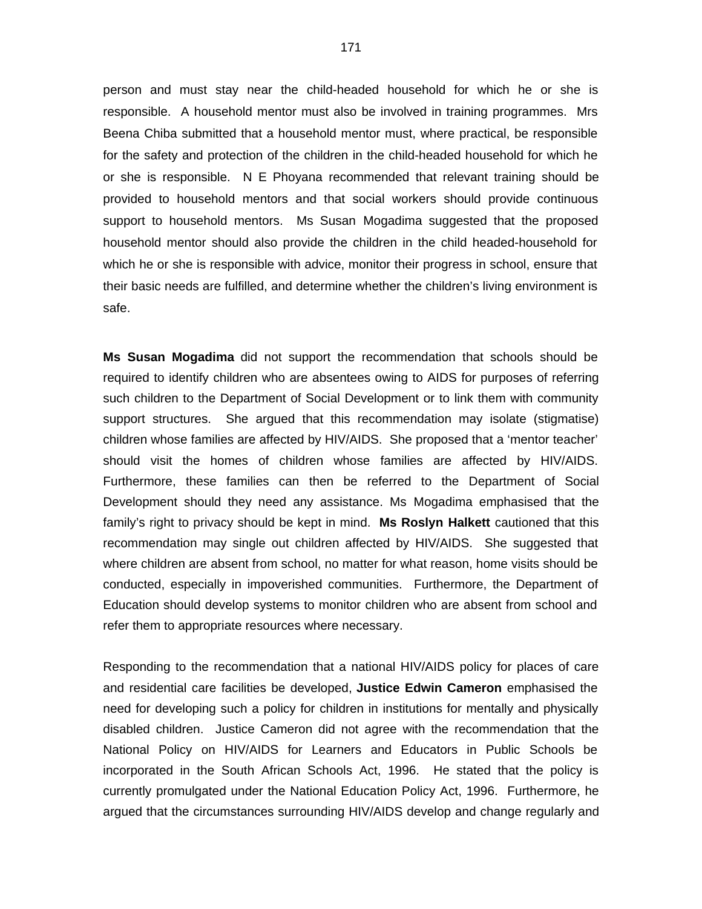person and must stay near the child-headed household for which he or she is responsible. A household mentor must also be involved in training programmes. Mrs Beena Chiba submitted that a household mentor must, where practical, be responsible for the safety and protection of the children in the child-headed household for which he or she is responsible. N E Phoyana recommended that relevant training should be provided to household mentors and that social workers should provide continuous support to household mentors. Ms Susan Mogadima suggested that the proposed household mentor should also provide the children in the child headed-household for which he or she is responsible with advice, monitor their progress in school, ensure that their basic needs are fulfilled, and determine whether the children's living environment is safe.

**Ms Susan Mogadima** did not support the recommendation that schools should be required to identify children who are absentees owing to AIDS for purposes of referring such children to the Department of Social Development or to link them with community support structures. She argued that this recommendation may isolate (stigmatise) children whose families are affected by HIV/AIDS. She proposed that a 'mentor teacher' should visit the homes of children whose families are affected by HIV/AIDS. Furthermore, these families can then be referred to the Department of Social Development should they need any assistance. Ms Mogadima emphasised that the family's right to privacy should be kept in mind. **Ms Roslyn Halkett** cautioned that this recommendation may single out children affected by HIV/AIDS. She suggested that where children are absent from school, no matter for what reason, home visits should be conducted, especially in impoverished communities. Furthermore, the Department of Education should develop systems to monitor children who are absent from school and refer them to appropriate resources where necessary.

Responding to the recommendation that a national HIV/AIDS policy for places of care and residential care facilities be developed, **Justice Edwin Cameron** emphasised the need for developing such a policy for children in institutions for mentally and physically disabled children. Justice Cameron did not agree with the recommendation that the National Policy on HIV/AIDS for Learners and Educators in Public Schools be incorporated in the South African Schools Act, 1996. He stated that the policy is currently promulgated under the National Education Policy Act, 1996. Furthermore, he argued that the circumstances surrounding HIV/AIDS develop and change regularly and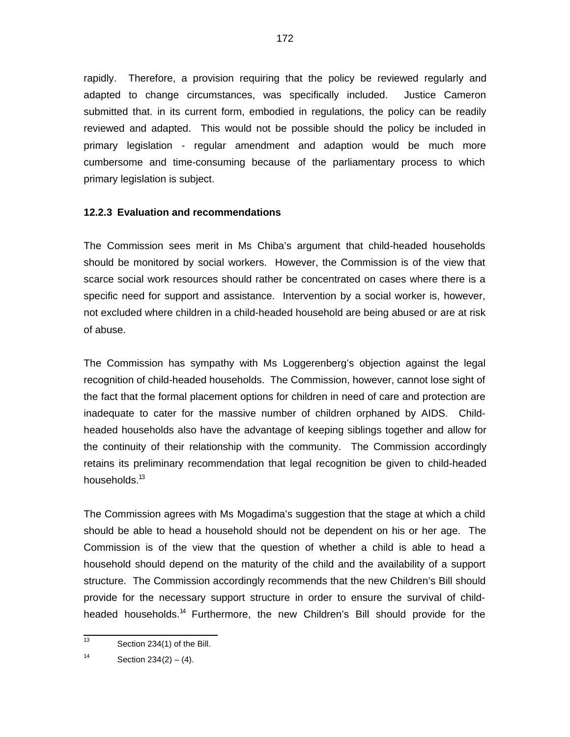rapidly. Therefore, a provision requiring that the policy be reviewed regularly and adapted to change circumstances, was specifically included. Justice Cameron submitted that. in its current form, embodied in regulations, the policy can be readily reviewed and adapted. This would not be possible should the policy be included in primary legislation - regular amendment and adaption would be much more cumbersome and time-consuming because of the parliamentary process to which primary legislation is subject.

### 12.2.3 Evaluation and recommendations

The Commission sees merit in Ms Chiba's argument that child-headed households should be monitored by social workers. However, the Commission is of the view that scarce social work resources should rather be concentrated on cases where there is a specific need for support and assistance. Intervention by a social worker is, however, not excluded where children in a child-headed household are being abused or are at risk of abuse.

The Commission has sympathy with Ms Loggerenberg's objection against the legal recognition of child-headed households. The Commission, however, cannot lose sight of the fact that the formal placement options for children in need of care and protection are inadequate to cater for the massive number of children orphaned by AIDS. Child-headed households also have the advantage of keeping siblings together and allow for the continuity of their relationship with the community. The Commission accordingly retains its preliminary recommendation that legal recognition be given to child-headed households.[13]

The Commission agrees with Ms Mogadima's suggestion that the stage at which a child should be able to head a household should not be dependent on his or her age. The Commission is of the view that the question of whether a child is able to head a household should depend on the maturity of the child and the availability of a support structure. The Commission accordingly recommends that the new Children's Bill should provide for the necessary support structure in order to ensure the survival of child-headed households.[14] Furthermore, the new Children's Bill should provide for the

---

[13] Section 234(1) of the Bill.

[14] Section 234(2) – (4).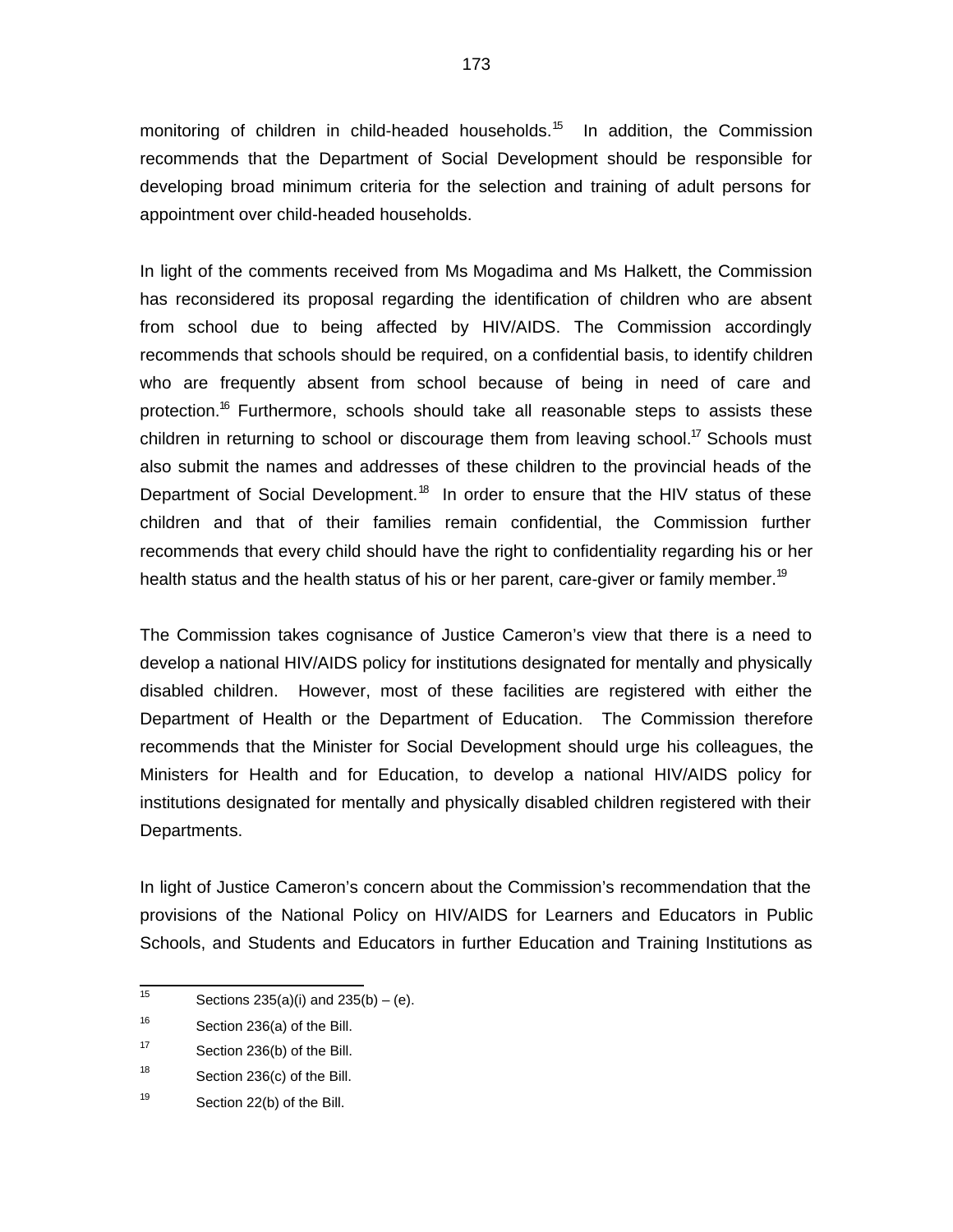monitoring of children in child-headed households.[15] In addition, the Commission recommends that the Department of Social Development should be responsible for developing broad minimum criteria for the selection and training of adult persons for appointment over child-headed households.

In light of the comments received from Ms Mogadima and Ms Halkett, the Commission has reconsidered its proposal regarding the identification of children who are absent from school due to being affected by HIV/AIDS. The Commission accordingly recommends that schools should be required, on a confidential basis, to identify children who are frequently absent from school because of being in need of care and protection.[16] Furthermore, schools should take all reasonable steps to assists these children in returning to school or discourage them from leaving school.[17] Schools must also submit the names and addresses of these children to the provincial heads of the Department of Social Development.[18] In order to ensure that the HIV status of these children and that of their families remain confidential, the Commission further recommends that every child should have the right to confidentiality regarding his or her health status and the health status of his or her parent, care-giver or family member.[19]

The Commission takes cognisance of Justice Cameron's view that there is a need to develop a national HIV/AIDS policy for institutions designated for mentally and physically disabled children. However, most of these facilities are registered with either the Department of Health or the Department of Education. The Commission therefore recommends that the Minister for Social Development should urge his colleagues, the Ministers for Health and for Education, to develop a national HIV/AIDS policy for institutions designated for mentally and physically disabled children registered with their Departments.

In light of Justice Cameron's concern about the Commission's recommendation that the provisions of the National Policy on HIV/AIDS for Learners and Educators in Public Schools, and Students and Educators in further Education and Training Institutions as

---

[15] Sections 235(a)(i) and 235(b) – (e).

[16] Section 236(a) of the Bill.

[17] Section 236(b) of the Bill.

[18] Section 236(c) of the Bill.

[19] Section 22(b) of the Bill.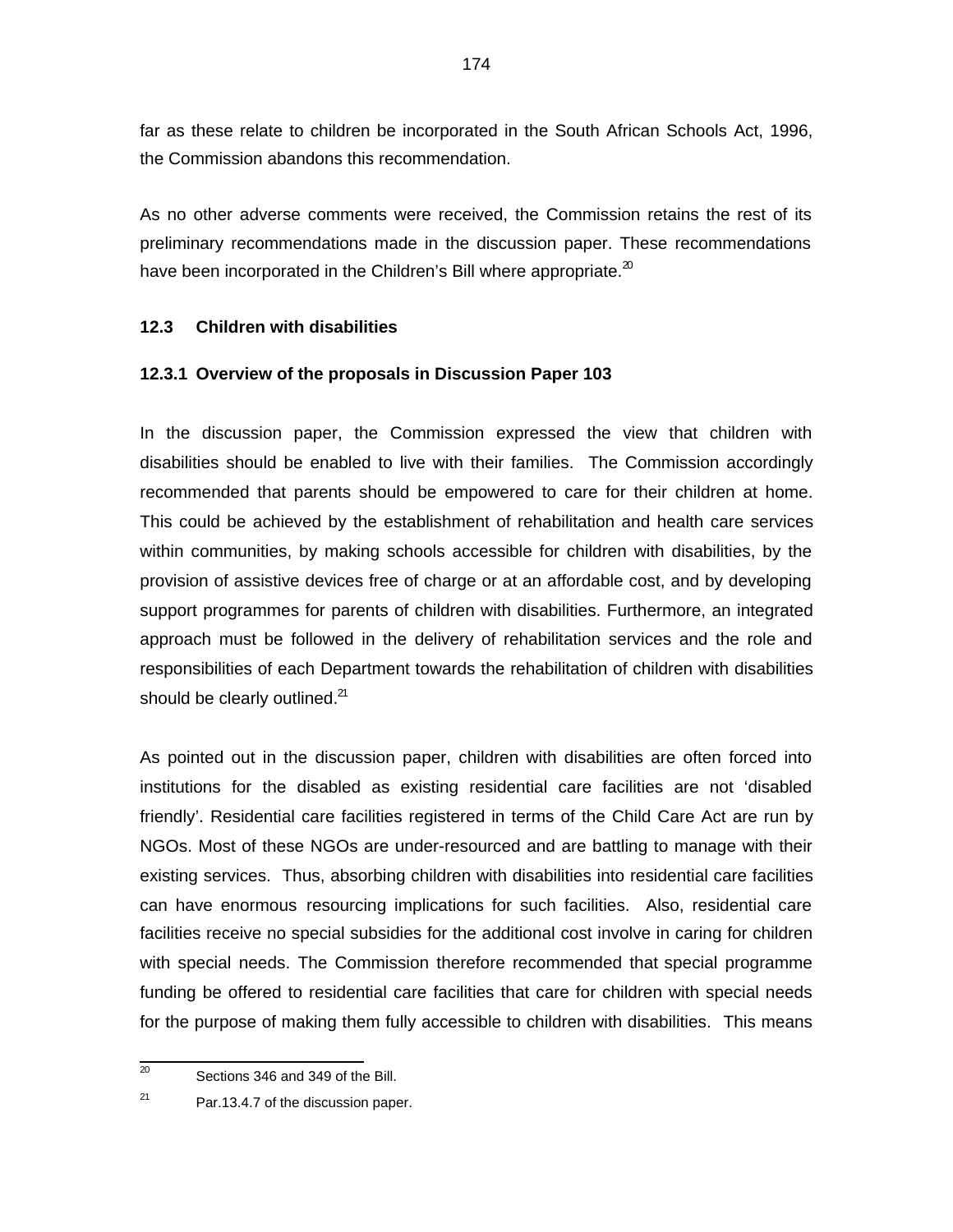far as these relate to children be incorporated in the South African Schools Act, 1996, the Commission abandons this recommendation.

As no other adverse comments were received, the Commission retains the rest of its preliminary recommendations made in the discussion paper. These recommendations have been incorporated in the Children's Bill where appropriate.[20]

### 12.3 Children with disabilities

#### 12.3.1 Overview of the proposals in Discussion Paper 103

In the discussion paper, the Commission expressed the view that children with disabilities should be enabled to live with their families. The Commission accordingly recommended that parents should be empowered to care for their children at home. This could be achieved by the establishment of rehabilitation and health care services within communities, by making schools accessible for children with disabilities, by the provision of assistive devices free of charge or at an affordable cost, and by developing support programmes for parents of children with disabilities. Furthermore, an integrated approach must be followed in the delivery of rehabilitation services and the role and responsibilities of each Department towards the rehabilitation of children with disabilities should be clearly outlined.[21]

As pointed out in the discussion paper, children with disabilities are often forced into institutions for the disabled as existing residential care facilities are not 'disabled friendly'. Residential care facilities registered in terms of the Child Care Act are run by NGOs. Most of these NGOs are under-resourced and are battling to manage with their existing services. Thus, absorbing children with disabilities into residential care facilities can have enormous resourcing implications for such facilities. Also, residential care facilities receive no special subsidies for the additional cost involve in caring for children with special needs. The Commission therefore recommended that special programme funding be offered to residential care facilities that care for children with special needs for the purpose of making them fully accessible to children with disabilities. This means

---

[20] Sections 346 and 349 of the Bill.

[21] Par.13.4.7 of the discussion paper.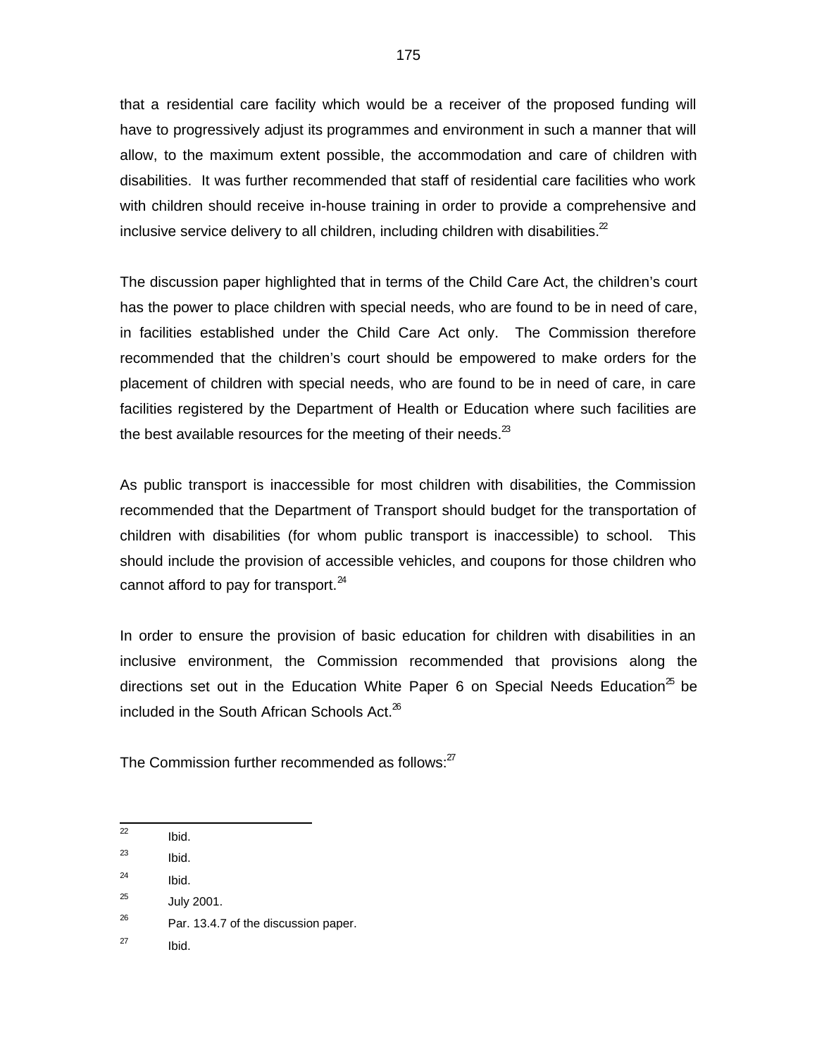that a residential care facility which would be a receiver of the proposed funding will have to progressively adjust its programmes and environment in such a manner that will allow, to the maximum extent possible, the accommodation and care of children with disabilities. It was further recommended that staff of residential care facilities who work with children should receive in-house training in order to provide a comprehensive and inclusive service delivery to all children, including children with disabilities.[22]

The discussion paper highlighted that in terms of the Child Care Act, the children's court has the power to place children with special needs, who are found to be in need of care, in facilities established under the Child Care Act only. The Commission therefore recommended that the children's court should be empowered to make orders for the placement of children with special needs, who are found to be in need of care, in care facilities registered by the Department of Health or Education where such facilities are the best available resources for the meeting of their needs.[23]

As public transport is inaccessible for most children with disabilities, the Commission recommended that the Department of Transport should budget for the transportation of children with disabilities (for whom public transport is inaccessible) to school. This should include the provision of accessible vehicles, and coupons for those children who cannot afford to pay for transport.[24]

In order to ensure the provision of basic education for children with disabilities in an inclusive environment, the Commission recommended that provisions along the directions set out in the Education White Paper 6 on Special Needs Education[25] be included in the South African Schools Act.[26]

The Commission further recommended as follows:[27]

---

[22] Ibid.

[23] Ibid.

[24] Ibid.

[25] July 2001.

[26] Par. 13.4.7 of the discussion paper.

[27] Ibid.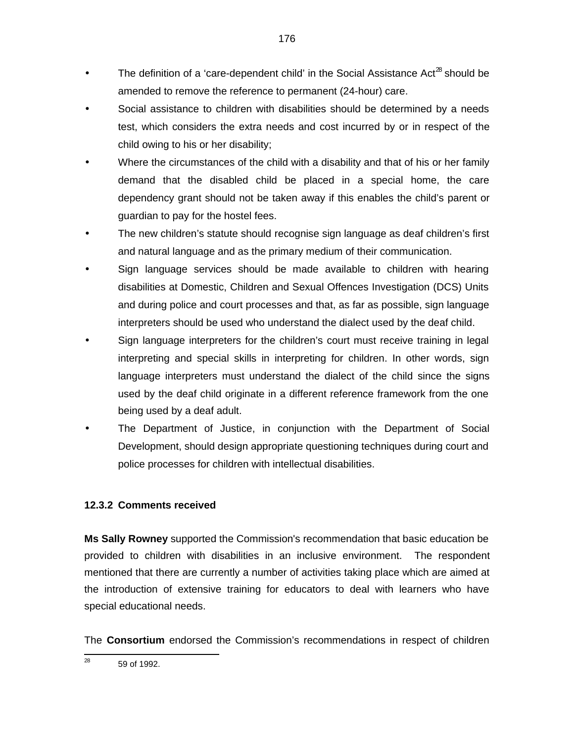- The definition of a 'care-dependent child' in the Social Assistance Act[28] should be amended to remove the reference to permanent (24-hour) care.
- Social assistance to children with disabilities should be determined by a needs test, which considers the extra needs and cost incurred by or in respect of the child owing to his or her disability;
- Where the circumstances of the child with a disability and that of his or her family demand that the disabled child be placed in a special home, the care dependency grant should not be taken away if this enables the child's parent or guardian to pay for the hostel fees.
- The new children's statute should recognise sign language as deaf children's first and natural language and as the primary medium of their communication.
- Sign language services should be made available to children with hearing disabilities at Domestic, Children and Sexual Offences Investigation (DCS) Units and during police and court processes and that, as far as possible, sign language interpreters should be used who understand the dialect used by the deaf child.
- Sign language interpreters for the children's court must receive training in legal interpreting and special skills in interpreting for children. In other words, sign language interpreters must understand the dialect of the child since the signs used by the deaf child originate in a different reference framework from the one being used by a deaf adult.
- The Department of Justice, in conjunction with the Department of Social Development, should design appropriate questioning techniques during court and police processes for children with intellectual disabilities.

### 12.3.2 Comments received

**Ms Sally Rowney** supported the Commission's recommendation that basic education be provided to children with disabilities in an inclusive environment. The respondent mentioned that there are currently a number of activities taking place which are aimed at the introduction of extensive training for educators to deal with learners who have special educational needs.

The **Consortium** endorsed the Commission's recommendations in respect of children

---

[28] 59 of 1992.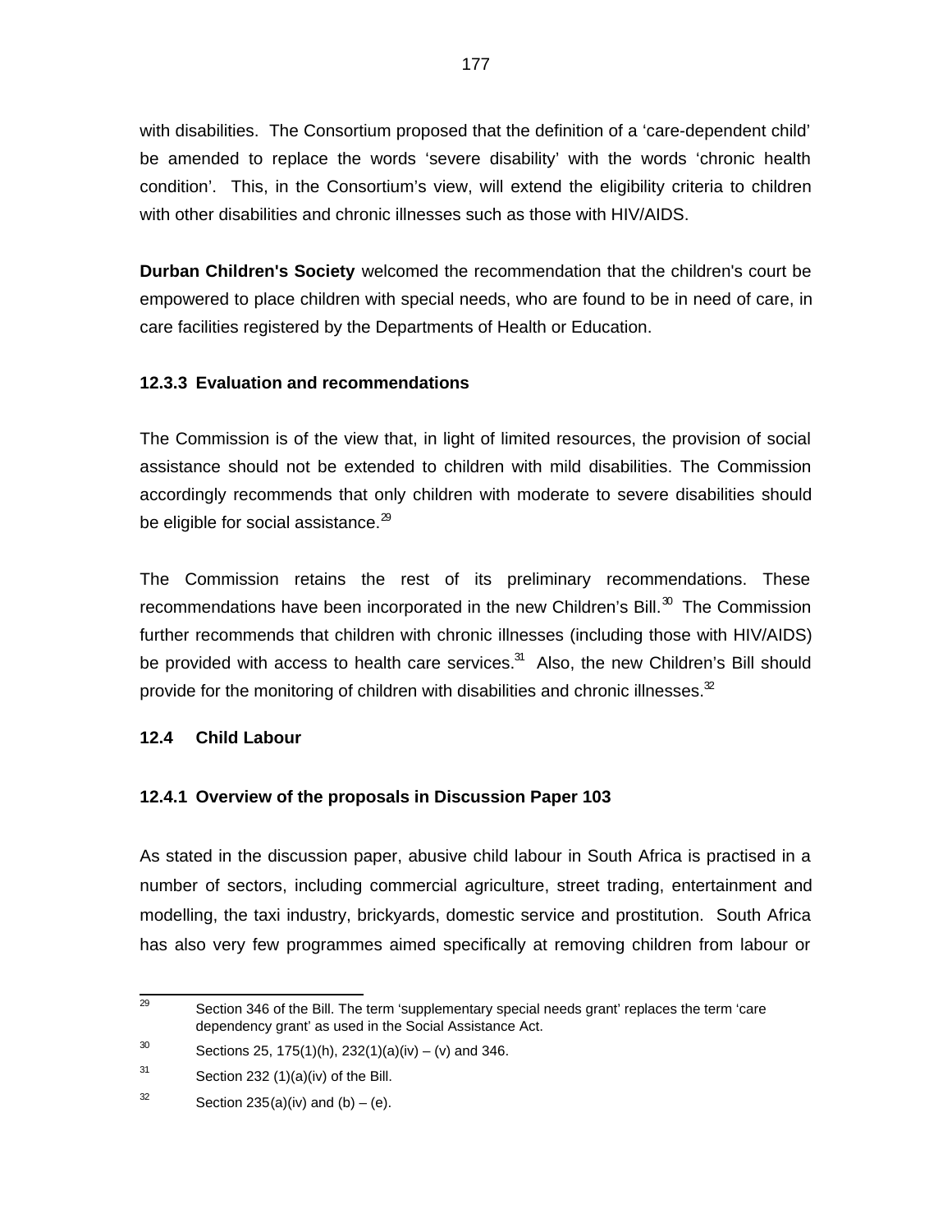with disabilities. The Consortium proposed that the definition of a 'care-dependent child' be amended to replace the words 'severe disability' with the words 'chronic health condition'. This, in the Consortium's view, will extend the eligibility criteria to children with other disabilities and chronic illnesses such as those with HIV/AIDS.

**Durban Children's Society** welcomed the recommendation that the children's court be empowered to place children with special needs, who are found to be in need of care, in care facilities registered by the Departments of Health or Education.

### 12.3.3 Evaluation and recommendations

The Commission is of the view that, in light of limited resources, the provision of social assistance should not be extended to children with mild disabilities. The Commission accordingly recommends that only children with moderate to severe disabilities should be eligible for social assistance.[29]

The Commission retains the rest of its preliminary recommendations. These recommendations have been incorporated in the new Children's Bill.[30] The Commission further recommends that children with chronic illnesses (including those with HIV/AIDS) be provided with access to health care services.[31] Also, the new Children's Bill should provide for the monitoring of children with disabilities and chronic illnesses.[32]

## 12.4 Child Labour

### 12.4.1 Overview of the proposals in Discussion Paper 103

As stated in the discussion paper, abusive child labour in South Africa is practised in a number of sectors, including commercial agriculture, street trading, entertainment and modelling, the taxi industry, brickyards, domestic service and prostitution. South Africa has also very few programmes aimed specifically at removing children from labour or

---

[29] Section 346 of the Bill. The term 'supplementary special needs grant' replaces the term 'care dependency grant' as used in the Social Assistance Act.

[30] Sections 25, 175(1)(h), 232(1)(a)(iv) – (v) and 346.

[31] Section 232 (1)(a)(iv) of the Bill.

[32] Section 235(a)(iv) and (b) – (e).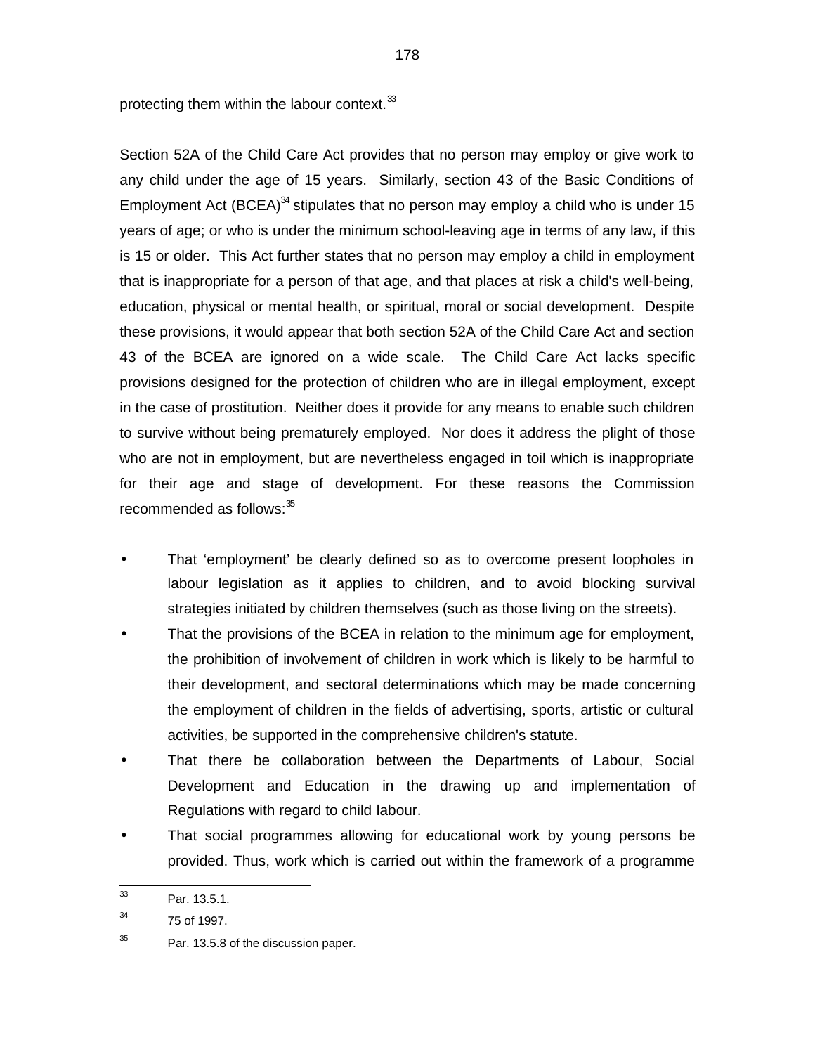protecting them within the labour context.[33]

Section 52A of the Child Care Act provides that no person may employ or give work to any child under the age of 15 years. Similarly, section 43 of the Basic Conditions of Employment Act (BCEA)[34] stipulates that no person may employ a child who is under 15 years of age; or who is under the minimum school-leaving age in terms of any law, if this is 15 or older. This Act further states that no person may employ a child in employment that is inappropriate for a person of that age, and that places at risk a child's well-being, education, physical or mental health, or spiritual, moral or social development. Despite these provisions, it would appear that both section 52A of the Child Care Act and section 43 of the BCEA are ignored on a wide scale. The Child Care Act lacks specific provisions designed for the protection of children who are in illegal employment, except in the case of prostitution. Neither does it provide for any means to enable such children to survive without being prematurely employed. Nor does it address the plight of those who are not in employment, but are nevertheless engaged in toil which is inappropriate for their age and stage of development. For these reasons the Commission recommended as follows:[35]

- That 'employment' be clearly defined so as to overcome present loopholes in labour legislation as it applies to children, and to avoid blocking survival strategies initiated by children themselves (such as those living on the streets).
- That the provisions of the BCEA in relation to the minimum age for employment, the prohibition of involvement of children in work which is likely to be harmful to their development, and sectoral determinations which may be made concerning the employment of children in the fields of advertising, sports, artistic or cultural activities, be supported in the comprehensive children's statute.
- That there be collaboration between the Departments of Labour, Social Development and Education in the drawing up and implementation of Regulations with regard to child labour.
- That social programmes allowing for educational work by young persons be provided. Thus, work which is carried out within the framework of a programme

---

[33] Par. 13.5.1.

[34] 75 of 1997.

[35] Par. 13.5.8 of the discussion paper.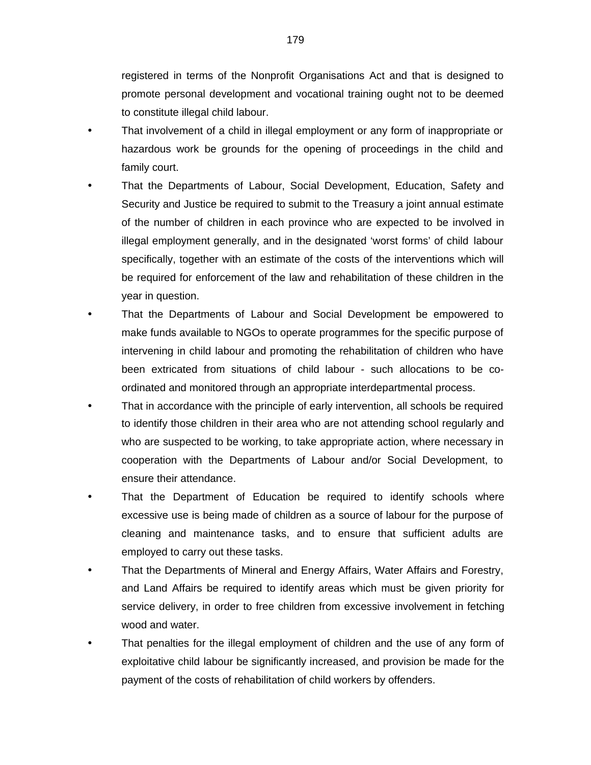registered in terms of the Nonprofit Organisations Act and that is designed to promote personal development and vocational training ought not to be deemed to constitute illegal child labour.

- That involvement of a child in illegal employment or any form of inappropriate or hazardous work be grounds for the opening of proceedings in the child and family court.
- That the Departments of Labour, Social Development, Education, Safety and Security and Justice be required to submit to the Treasury a joint annual estimate of the number of children in each province who are expected to be involved in illegal employment generally, and in the designated 'worst forms' of child labour specifically, together with an estimate of the costs of the interventions which will be required for enforcement of the law and rehabilitation of these children in the year in question.
- That the Departments of Labour and Social Development be empowered to make funds available to NGOs to operate programmes for the specific purpose of intervening in child labour and promoting the rehabilitation of children who have been extricated from situations of child labour - such allocations to be co-ordinated and monitored through an appropriate interdepartmental process.
- That in accordance with the principle of early intervention, all schools be required to identify those children in their area who are not attending school regularly and who are suspected to be working, to take appropriate action, where necessary in cooperation with the Departments of Labour and/or Social Development, to ensure their attendance.
- That the Department of Education be required to identify schools where excessive use is being made of children as a source of labour for the purpose of cleaning and maintenance tasks, and to ensure that sufficient adults are employed to carry out these tasks.
- That the Departments of Mineral and Energy Affairs, Water Affairs and Forestry, and Land Affairs be required to identify areas which must be given priority for service delivery, in order to free children from excessive involvement in fetching wood and water.
- That penalties for the illegal employment of children and the use of any form of exploitative child labour be significantly increased, and provision be made for the payment of the costs of rehabilitation of child workers by offenders.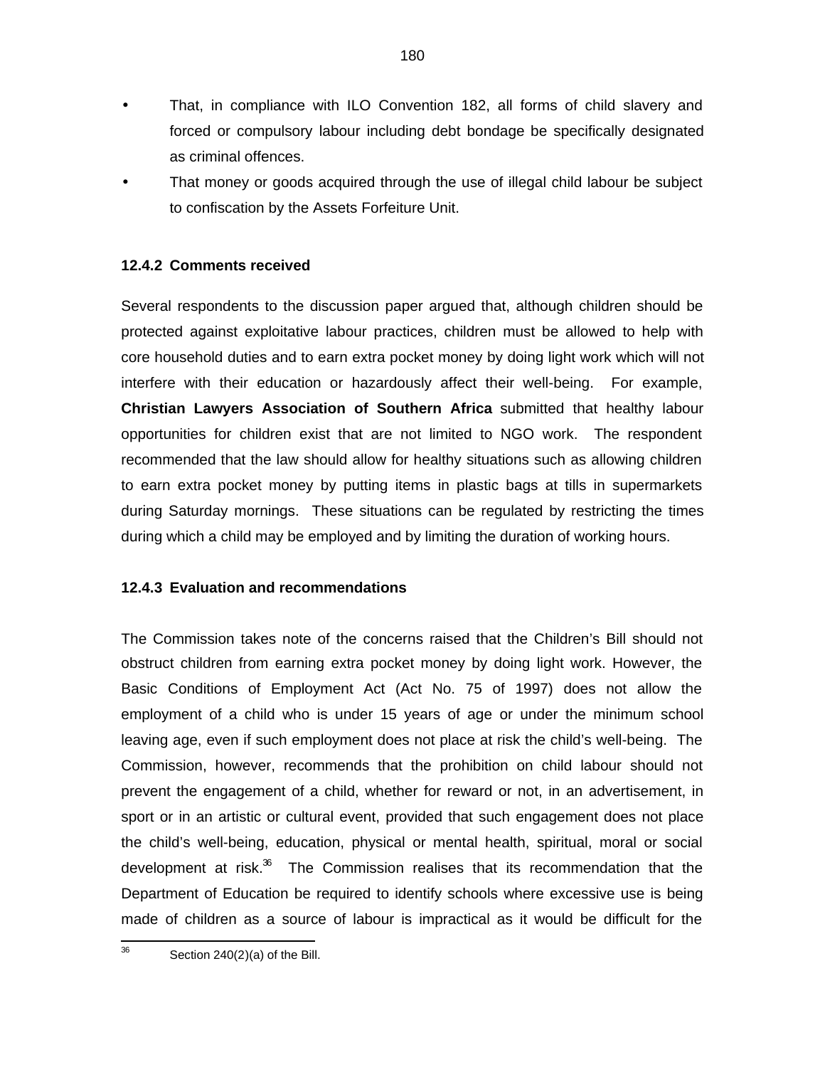- That, in compliance with ILO Convention 182, all forms of child slavery and forced or compulsory labour including debt bondage be specifically designated as criminal offences.
- That money or goods acquired through the use of illegal child labour be subject to confiscation by the Assets Forfeiture Unit.

### 12.4.2 Comments received

Several respondents to the discussion paper argued that, although children should be protected against exploitative labour practices, children must be allowed to help with core household duties and to earn extra pocket money by doing light work which will not interfere with their education or hazardously affect their well-being. For example, **Christian Lawyers Association of Southern Africa** submitted that healthy labour opportunities for children exist that are not limited to NGO work. The respondent recommended that the law should allow for healthy situations such as allowing children to earn extra pocket money by putting items in plastic bags at tills in supermarkets during Saturday mornings. These situations can be regulated by restricting the times during which a child may be employed and by limiting the duration of working hours.

### 12.4.3 Evaluation and recommendations

The Commission takes note of the concerns raised that the Children's Bill should not obstruct children from earning extra pocket money by doing light work. However, the Basic Conditions of Employment Act (Act No. 75 of 1997) does not allow the employment of a child who is under 15 years of age or under the minimum school leaving age, even if such employment does not place at risk the child's well-being. The Commission, however, recommends that the prohibition on child labour should not prevent the engagement of a child, whether for reward or not, in an advertisement, in sport or in an artistic or cultural event, provided that such engagement does not place the child's well-being, education, physical or mental health, spiritual, moral or social development at risk.[36] The Commission realises that its recommendation that the Department of Education be required to identify schools where excessive use is being made of children as a source of labour is impractical as it would be difficult for the

---

[36] Section 240(2)(a) of the Bill.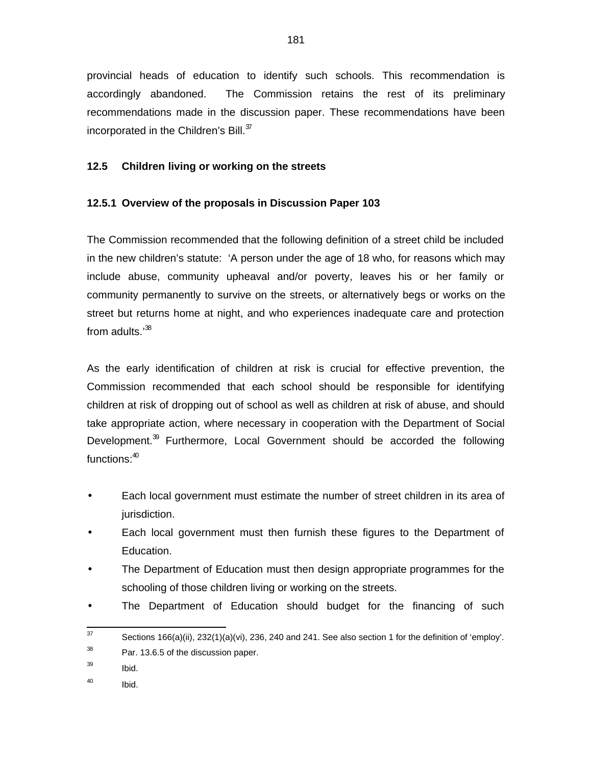provincial heads of education to identify such schools. This recommendation is accordingly abandoned. The Commission retains the rest of its preliminary recommendations made in the discussion paper. These recommendations have been incorporated in the Children's Bill.[37]

### 12.5 Children living or working on the streets

#### 12.5.1 Overview of the proposals in Discussion Paper 103

The Commission recommended that the following definition of a street child be included in the new children's statute: 'A person under the age of 18 who, for reasons which may include abuse, community upheaval and/or poverty, leaves his or her family or community permanently to survive on the streets, or alternatively begs or works on the street but returns home at night, and who experiences inadequate care and protection from adults.'[38]

As the early identification of children at risk is crucial for effective prevention, the Commission recommended that each school should be responsible for identifying children at risk of dropping out of school as well as children at risk of abuse, and should take appropriate action, where necessary in cooperation with the Department of Social Development.[39] Furthermore, Local Government should be accorded the following functions:[40]

- Each local government must estimate the number of street children in its area of jurisdiction.
- Each local government must then furnish these figures to the Department of Education.
- The Department of Education must then design appropriate programmes for the schooling of those children living or working on the streets.
- The Department of Education should budget for the financing of such

---

[37] Sections 166(a)(ii), 232(1)(a)(vi), 236, 240 and 241. See also section 1 for the definition of 'employ'.

[38] Par. 13.6.5 of the discussion paper.

[39] Ibid.

[40] Ibid.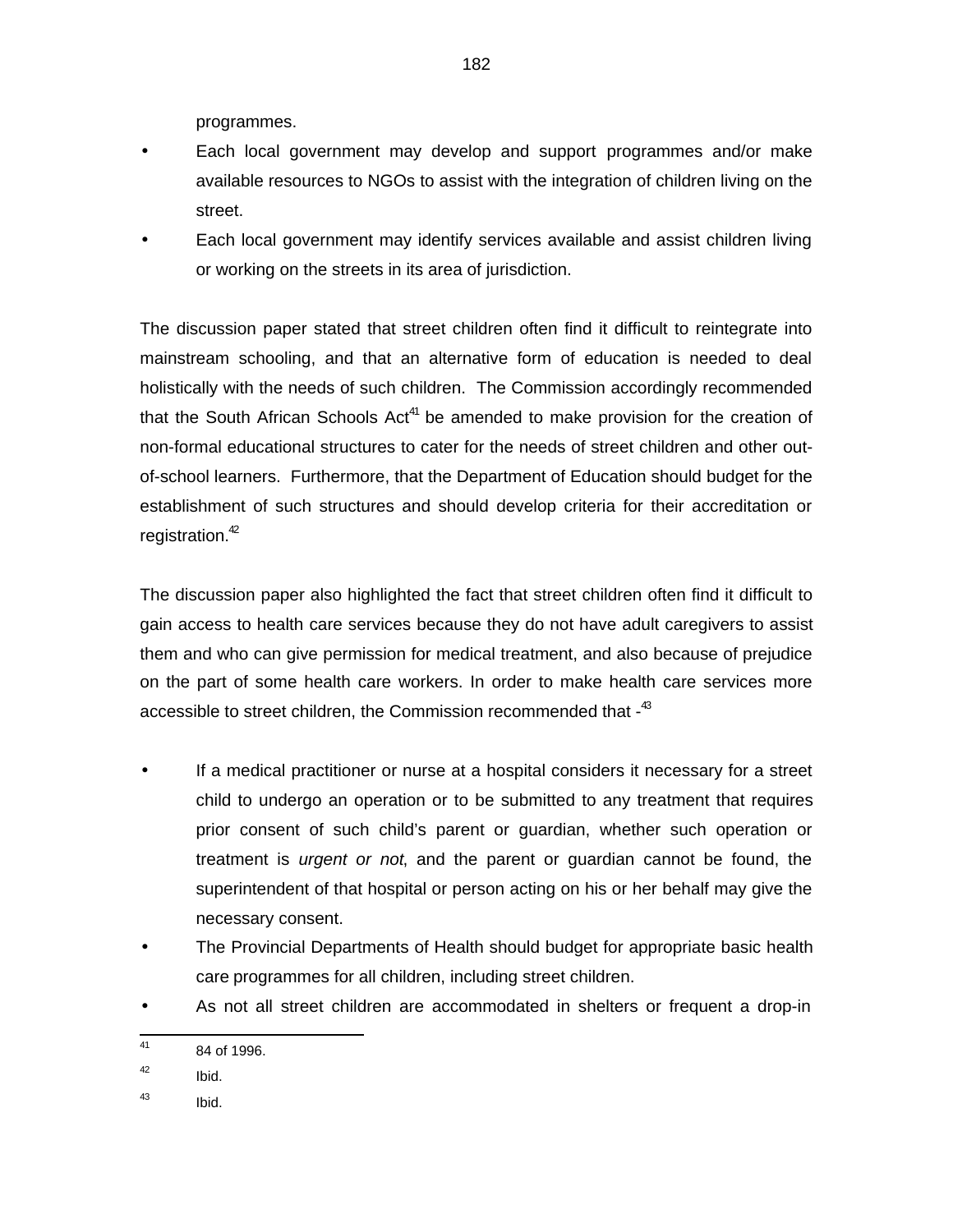programmes.

- Each local government may develop and support programmes and/or make available resources to NGOs to assist with the integration of children living on the street.
- Each local government may identify services available and assist children living or working on the streets in its area of jurisdiction.

The discussion paper stated that street children often find it difficult to reintegrate into mainstream schooling, and that an alternative form of education is needed to deal holistically with the needs of such children. The Commission accordingly recommended that the South African Schools Act[41] be amended to make provision for the creation of non-formal educational structures to cater for the needs of street children and other out-of-school learners. Furthermore, that the Department of Education should budget for the establishment of such structures and should develop criteria for their accreditation or registration.[42]

The discussion paper also highlighted the fact that street children often find it difficult to gain access to health care services because they do not have adult caregivers to assist them and who can give permission for medical treatment, and also because of prejudice on the part of some health care workers. In order to make health care services more accessible to street children, the Commission recommended that -[43]

- If a medical practitioner or nurse at a hospital considers it necessary for a street child to undergo an operation or to be submitted to any treatment that requires prior consent of such child's parent or guardian, whether such operation or treatment is *urgent or not*, and the parent or guardian cannot be found, the superintendent of that hospital or person acting on his or her behalf may give the necessary consent.
- The Provincial Departments of Health should budget for appropriate basic health care programmes for all children, including street children.
- As not all street children are accommodated in shelters or frequent a drop-in

---

[41] 84 of 1996.

[42] Ibid.

[43] Ibid.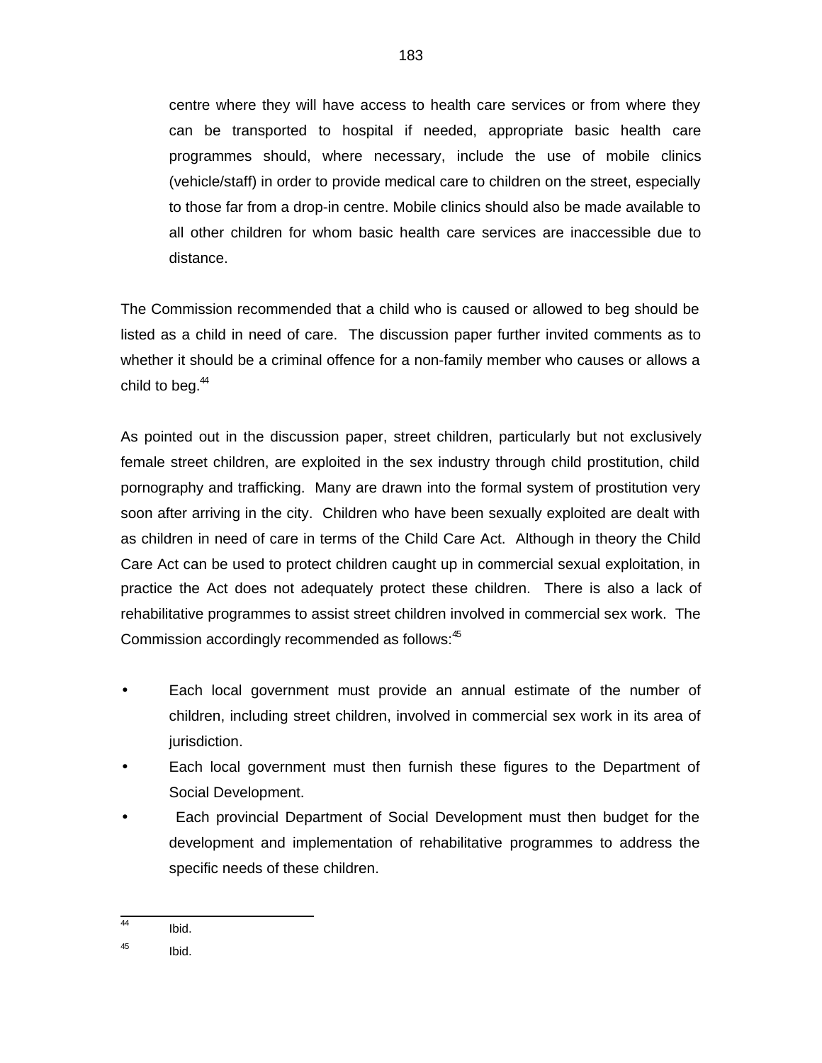centre where they will have access to health care services or from where they can be transported to hospital if needed, appropriate basic health care programmes should, where necessary, include the use of mobile clinics (vehicle/staff) in order to provide medical care to children on the street, especially to those far from a drop-in centre. Mobile clinics should also be made available to all other children for whom basic health care services are inaccessible due to distance.

The Commission recommended that a child who is caused or allowed to beg should be listed as a child in need of care. The discussion paper further invited comments as to whether it should be a criminal offence for a non-family member who causes or allows a child to beg.[44]

As pointed out in the discussion paper, street children, particularly but not exclusively female street children, are exploited in the sex industry through child prostitution, child pornography and trafficking. Many are drawn into the formal system of prostitution very soon after arriving in the city. Children who have been sexually exploited are dealt with as children in need of care in terms of the Child Care Act. Although in theory the Child Care Act can be used to protect children caught up in commercial sexual exploitation, in practice the Act does not adequately protect these children. There is also a lack of rehabilitative programmes to assist street children involved in commercial sex work. The Commission accordingly recommended as follows:[45]

- Each local government must provide an annual estimate of the number of children, including street children, involved in commercial sex work in its area of jurisdiction.
- Each local government must then furnish these figures to the Department of Social Development.
- Each provincial Department of Social Development must then budget for the development and implementation of rehabilitative programmes to address the specific needs of these children.

---

[44] Ibid.

[45] Ibid.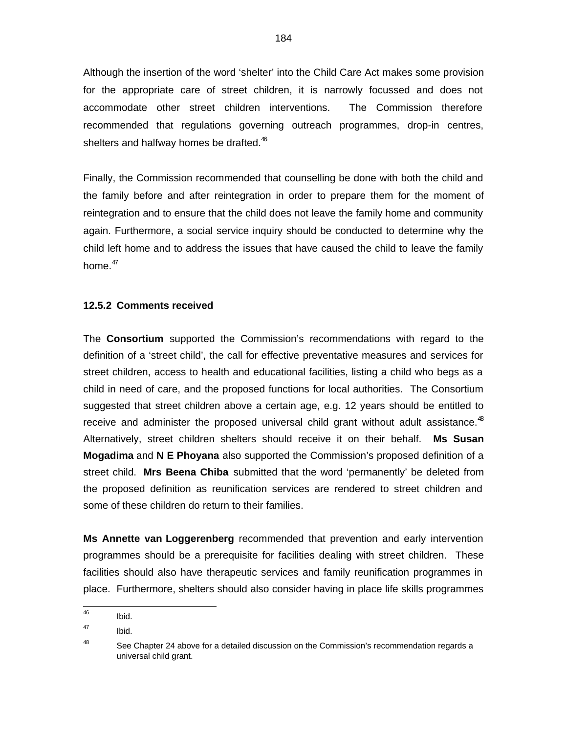Although the insertion of the word 'shelter' into the Child Care Act makes some provision for the appropriate care of street children, it is narrowly focussed and does not accommodate other street children interventions. The Commission therefore recommended that regulations governing outreach programmes, drop-in centres, shelters and halfway homes be drafted.[46]

Finally, the Commission recommended that counselling be done with both the child and the family before and after reintegration in order to prepare them for the moment of reintegration and to ensure that the child does not leave the family home and community again. Furthermore, a social service inquiry should be conducted to determine why the child left home and to address the issues that have caused the child to leave the family home.[47]

### 12.5.2 Comments received

The **Consortium** supported the Commission's recommendations with regard to the definition of a 'street child', the call for effective preventative measures and services for street children, access to health and educational facilities, listing a child who begs as a child in need of care, and the proposed functions for local authorities. The Consortium suggested that street children above a certain age, e.g. 12 years should be entitled to receive and administer the proposed universal child grant without adult assistance.[48] Alternatively, street children shelters should receive it on their behalf. **Ms Susan Mogadima** and **N E Phoyana** also supported the Commission's proposed definition of a street child. **Mrs Beena Chiba** submitted that the word 'permanently' be deleted from the proposed definition as reunification services are rendered to street children and some of these children do return to their families.

**Ms Annette van Loggerenberg** recommended that prevention and early intervention programmes should be a prerequisite for facilities dealing with street children. These facilities should also have therapeutic services and family reunification programmes in place. Furthermore, shelters should also consider having in place life skills programmes

---

[46] Ibid.

[47] Ibid.

[48] See Chapter 24 above for a detailed discussion on the Commission's recommendation regards a universal child grant.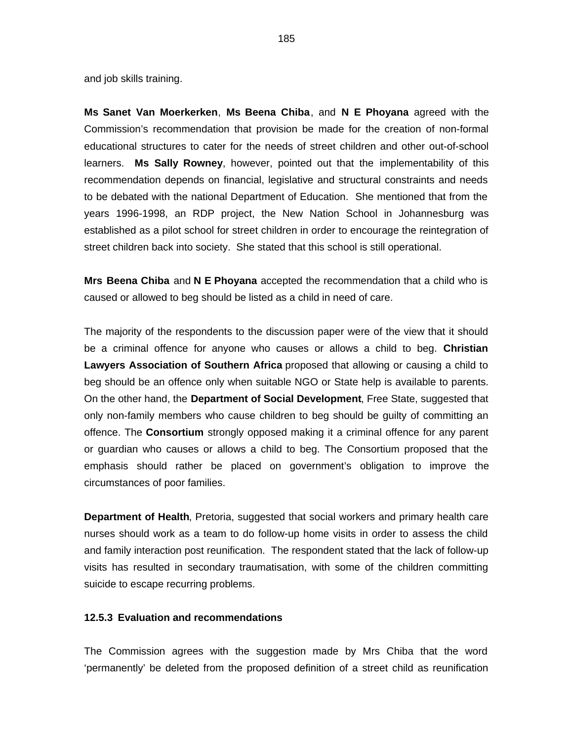and job skills training.

**Ms Sanet Van Moerkerken**, **Ms Beena Chiba**, and **N E Phoyana** agreed with the Commission's recommendation that provision be made for the creation of non-formal educational structures to cater for the needs of street children and other out-of-school learners. **Ms Sally Rowney**, however, pointed out that the implementability of this recommendation depends on financial, legislative and structural constraints and needs to be debated with the national Department of Education. She mentioned that from the years 1996-1998, an RDP project, the New Nation School in Johannesburg was established as a pilot school for street children in order to encourage the reintegration of street children back into society. She stated that this school is still operational.

**Mrs Beena Chiba** and **N E Phoyana** accepted the recommendation that a child who is caused or allowed to beg should be listed as a child in need of care.

The majority of the respondents to the discussion paper were of the view that it should be a criminal offence for anyone who causes or allows a child to beg. **Christian Lawyers Association of Southern Africa** proposed that allowing or causing a child to beg should be an offence only when suitable NGO or State help is available to parents. On the other hand, the **Department of Social Development**, Free State, suggested that only non-family members who cause children to beg should be guilty of committing an offence. The **Consortium** strongly opposed making it a criminal offence for any parent or guardian who causes or allows a child to beg. The Consortium proposed that the emphasis should rather be placed on government's obligation to improve the circumstances of poor families.

**Department of Health**, Pretoria, suggested that social workers and primary health care nurses should work as a team to do follow-up home visits in order to assess the child and family interaction post reunification. The respondent stated that the lack of follow-up visits has resulted in secondary traumatisation, with some of the children committing suicide to escape recurring problems.

### 12.5.3 Evaluation and recommendations

The Commission agrees with the suggestion made by Mrs Chiba that the word 'permanently' be deleted from the proposed definition of a street child as reunification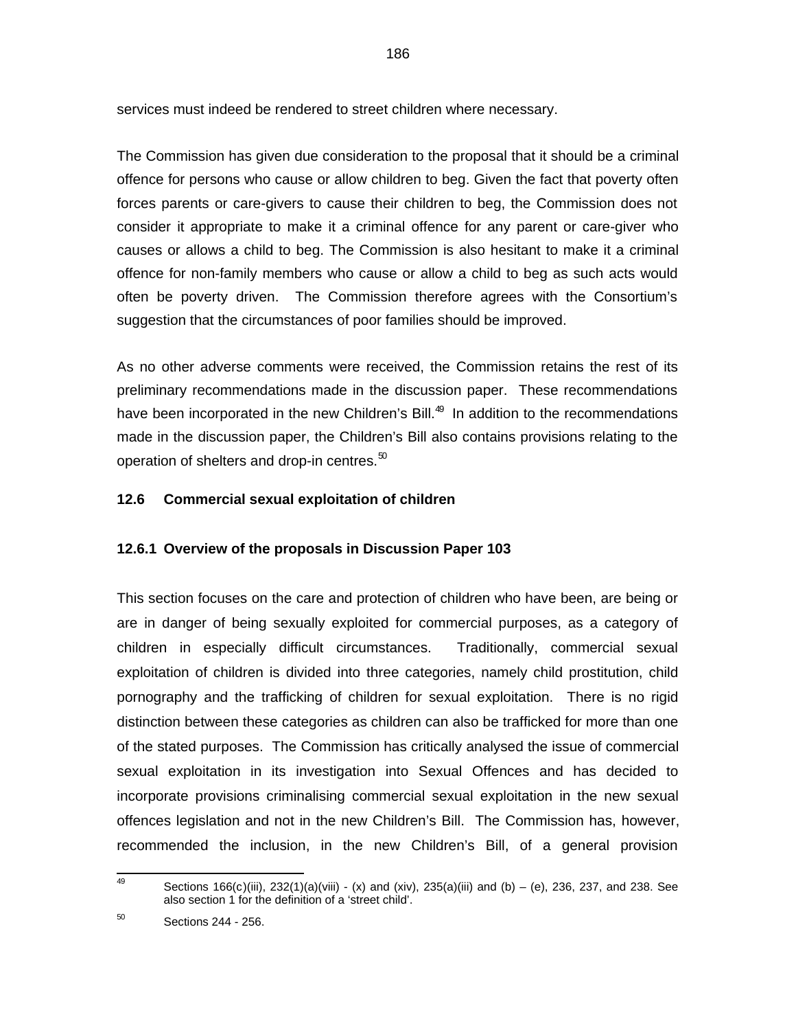services must indeed be rendered to street children where necessary.

The Commission has given due consideration to the proposal that it should be a criminal offence for persons who cause or allow children to beg. Given the fact that poverty often forces parents or care-givers to cause their children to beg, the Commission does not consider it appropriate to make it a criminal offence for any parent or care-giver who causes or allows a child to beg. The Commission is also hesitant to make it a criminal offence for non-family members who cause or allow a child to beg as such acts would often be poverty driven. The Commission therefore agrees with the Consortium's suggestion that the circumstances of poor families should be improved.

As no other adverse comments were received, the Commission retains the rest of its preliminary recommendations made in the discussion paper. These recommendations have been incorporated in the new Children's Bill.[49] In addition to the recommendations made in the discussion paper, the Children's Bill also contains provisions relating to the operation of shelters and drop-in centres.[50]

### 12.6 Commercial sexual exploitation of children

#### 12.6.1 Overview of the proposals in Discussion Paper 103

This section focuses on the care and protection of children who have been, are being or are in danger of being sexually exploited for commercial purposes, as a category of children in especially difficult circumstances. Traditionally, commercial sexual exploitation of children is divided into three categories, namely child prostitution, child pornography and the trafficking of children for sexual exploitation. There is no rigid distinction between these categories as children can also be trafficked for more than one of the stated purposes. The Commission has critically analysed the issue of commercial sexual exploitation in its investigation into Sexual Offences and has decided to incorporate provisions criminalising commercial sexual exploitation in the new sexual offences legislation and not in the new Children's Bill. The Commission has, however, recommended the inclusion, in the new Children's Bill, of a general provision

---

[49] Sections 166(c)(iii), 232(1)(a)(viii) - (x) and (xiv), 235(a)(iii) and (b) – (e), 236, 237, and 238. See also section 1 for the definition of a 'street child'.

[50] Sections 244 - 256.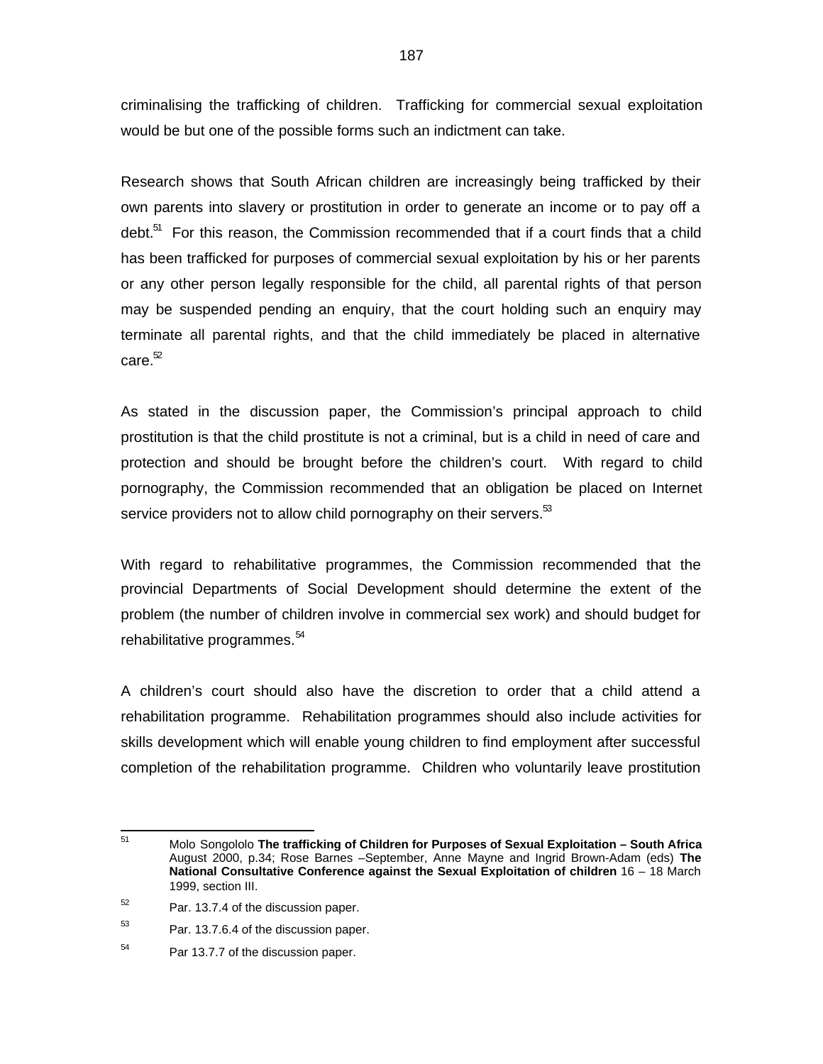criminalising the trafficking of children. Trafficking for commercial sexual exploitation would be but one of the possible forms such an indictment can take.

Research shows that South African children are increasingly being trafficked by their own parents into slavery or prostitution in order to generate an income or to pay off a debt.[51] For this reason, the Commission recommended that if a court finds that a child has been trafficked for purposes of commercial sexual exploitation by his or her parents or any other person legally responsible for the child, all parental rights of that person may be suspended pending an enquiry, that the court holding such an enquiry may terminate all parental rights, and that the child immediately be placed in alternative care.[52]

As stated in the discussion paper, the Commission's principal approach to child prostitution is that the child prostitute is not a criminal, but is a child in need of care and protection and should be brought before the children's court. With regard to child pornography, the Commission recommended that an obligation be placed on Internet service providers not to allow child pornography on their servers.[53]

With regard to rehabilitative programmes, the Commission recommended that the provincial Departments of Social Development should determine the extent of the problem (the number of children involve in commercial sex work) and should budget for rehabilitative programmes.[54]

A children's court should also have the discretion to order that a child attend a rehabilitation programme. Rehabilitation programmes should also include activities for skills development which will enable young children to find employment after successful completion of the rehabilitation programme. Children who voluntarily leave prostitution

---

[51] Molo Songololo **The trafficking of Children for Purposes of Sexual Exploitation – South Africa** August 2000, p.34; Rose Barnes –September, Anne Mayne and Ingrid Brown-Adam (eds) **The National Consultative Conference against the Sexual Exploitation of children** 16 – 18 March 1999, section III.

[52] Par. 13.7.4 of the discussion paper.

[53] Par. 13.7.6.4 of the discussion paper.

[54] Par 13.7.7 of the discussion paper.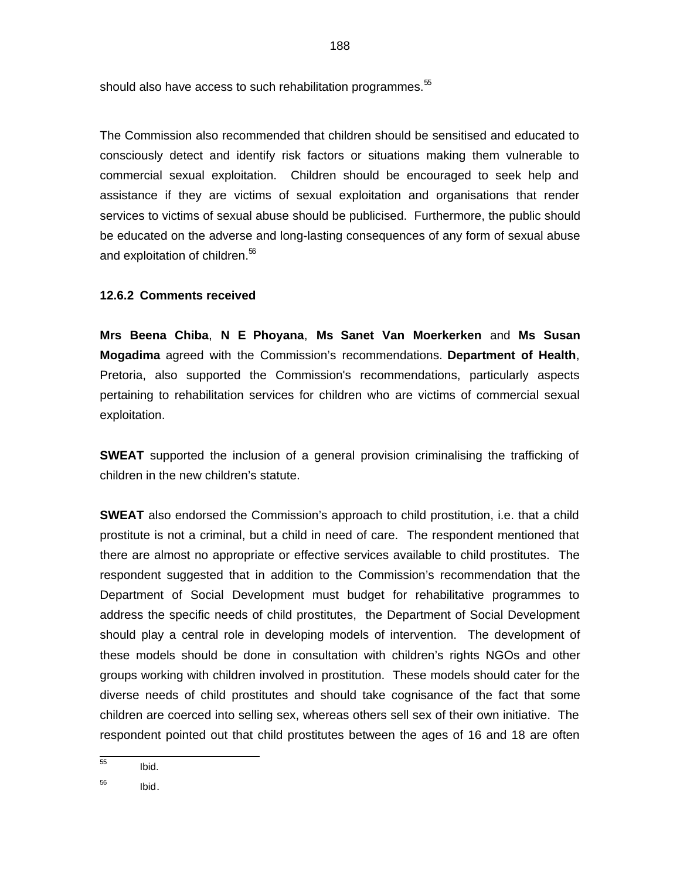should also have access to such rehabilitation programmes.[55]

The Commission also recommended that children should be sensitised and educated to consciously detect and identify risk factors or situations making them vulnerable to commercial sexual exploitation. Children should be encouraged to seek help and assistance if they are victims of sexual exploitation and organisations that render services to victims of sexual abuse should be publicised. Furthermore, the public should be educated on the adverse and long-lasting consequences of any form of sexual abuse and exploitation of children.[56]

### 12.6.2 Comments received

**Mrs Beena Chiba**, **N E Phoyana**, **Ms Sanet Van Moerkerken** and **Ms Susan Mogadima** agreed with the Commission's recommendations. **Department of Health**, Pretoria, also supported the Commission's recommendations, particularly aspects pertaining to rehabilitation services for children who are victims of commercial sexual exploitation.

**SWEAT** supported the inclusion of a general provision criminalising the trafficking of children in the new children's statute.

**SWEAT** also endorsed the Commission's approach to child prostitution, i.e. that a child prostitute is not a criminal, but a child in need of care. The respondent mentioned that there are almost no appropriate or effective services available to child prostitutes. The respondent suggested that in addition to the Commission's recommendation that the Department of Social Development must budget for rehabilitative programmes to address the specific needs of child prostitutes, the Department of Social Development should play a central role in developing models of intervention. The development of these models should be done in consultation with children's rights NGOs and other groups working with children involved in prostitution. These models should cater for the diverse needs of child prostitutes and should take cognisance of the fact that some children are coerced into selling sex, whereas others sell sex of their own initiative. The respondent pointed out that child prostitutes between the ages of 16 and 18 are often

---

[55] Ibid.

[56] Ibid.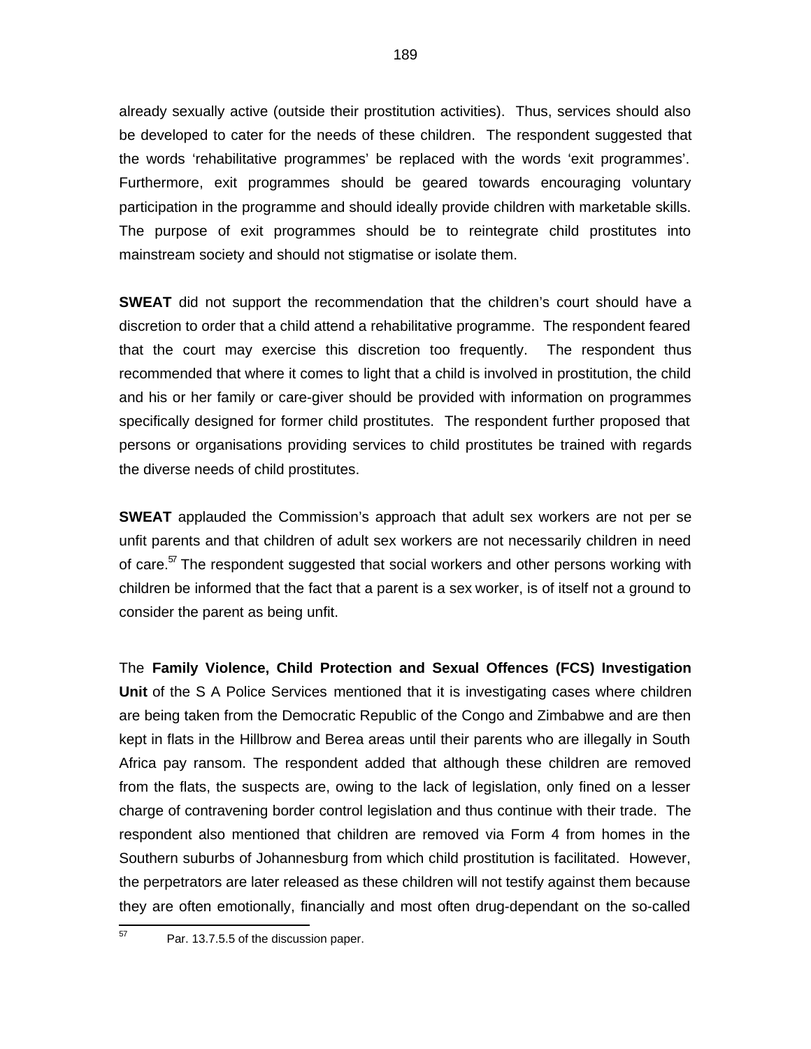already sexually active (outside their prostitution activities). Thus, services should also be developed to cater for the needs of these children. The respondent suggested that the words 'rehabilitative programmes' be replaced with the words 'exit programmes'. Furthermore, exit programmes should be geared towards encouraging voluntary participation in the programme and should ideally provide children with marketable skills. The purpose of exit programmes should be to reintegrate child prostitutes into mainstream society and should not stigmatise or isolate them.

**SWEAT** did not support the recommendation that the children's court should have a discretion to order that a child attend a rehabilitative programme. The respondent feared that the court may exercise this discretion too frequently. The respondent thus recommended that where it comes to light that a child is involved in prostitution, the child and his or her family or care-giver should be provided with information on programmes specifically designed for former child prostitutes. The respondent further proposed that persons or organisations providing services to child prostitutes be trained with regards the diverse needs of child prostitutes.

**SWEAT** applauded the Commission's approach that adult sex workers are not per se unfit parents and that children of adult sex workers are not necessarily children in need of care.[57] The respondent suggested that social workers and other persons working with children be informed that the fact that a parent is a sex worker, is of itself not a ground to consider the parent as being unfit.

The **Family Violence, Child Protection and Sexual Offences (FCS) Investigation Unit** of the S A Police Services mentioned that it is investigating cases where children are being taken from the Democratic Republic of the Congo and Zimbabwe and are then kept in flats in the Hillbrow and Berea areas until their parents who are illegally in South Africa pay ransom. The respondent added that although these children are removed from the flats, the suspects are, owing to the lack of legislation, only fined on a lesser charge of contravening border control legislation and thus continue with their trade. The respondent also mentioned that children are removed via Form 4 from homes in the Southern suburbs of Johannesburg from which child prostitution is facilitated. However, the perpetrators are later released as these children will not testify against them because they are often emotionally, financially and most often drug-dependant on the so-called

---

[57] Par. 13.7.5.5 of the discussion paper.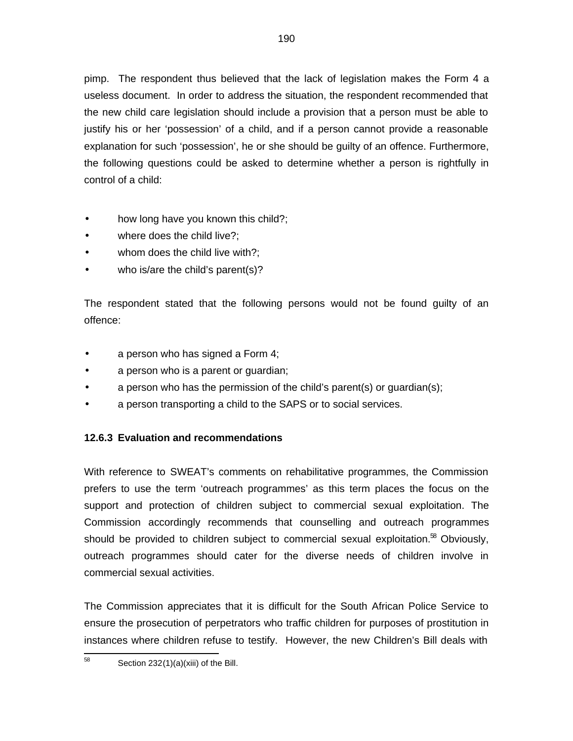pimp. The respondent thus believed that the lack of legislation makes the Form 4 a useless document. In order to address the situation, the respondent recommended that the new child care legislation should include a provision that a person must be able to justify his or her 'possession' of a child, and if a person cannot provide a reasonable explanation for such 'possession', he or she should be guilty of an offence. Furthermore, the following questions could be asked to determine whether a person is rightfully in control of a child:

- how long have you known this child?;
- where does the child live?;
- whom does the child live with?;
- who is/are the child's parent(s)?

The respondent stated that the following persons would not be found guilty of an offence:

- a person who has signed a Form 4;
- a person who is a parent or guardian;
- a person who has the permission of the child's parent(s) or guardian(s);
- a person transporting a child to the SAPS or to social services.

### 12.6.3 Evaluation and recommendations

With reference to SWEAT's comments on rehabilitative programmes, the Commission prefers to use the term 'outreach programmes' as this term places the focus on the support and protection of children subject to commercial sexual exploitation. The Commission accordingly recommends that counselling and outreach programmes should be provided to children subject to commercial sexual exploitation.[58] Obviously, outreach programmes should cater for the diverse needs of children involve in commercial sexual activities.

The Commission appreciates that it is difficult for the South African Police Service to ensure the prosecution of perpetrators who traffic children for purposes of prostitution in instances where children refuse to testify. However, the new Children's Bill deals with

[58] Section 232(1)(a)(xiii) of the Bill.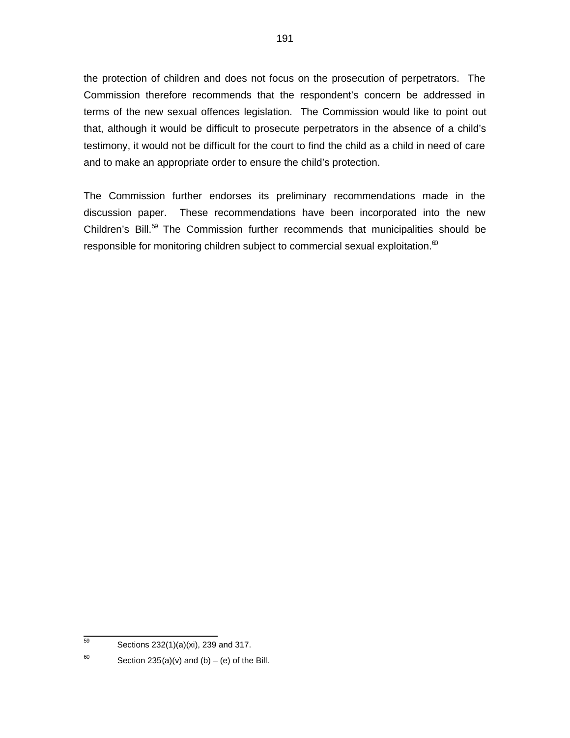the protection of children and does not focus on the prosecution of perpetrators. The Commission therefore recommends that the respondent's concern be addressed in terms of the new sexual offences legislation. The Commission would like to point out that, although it would be difficult to prosecute perpetrators in the absence of a child's testimony, it would not be difficult for the court to find the child as a child in need of care and to make an appropriate order to ensure the child's protection.

The Commission further endorses its preliminary recommendations made in the discussion paper. These recommendations have been incorporated into the new Children's Bill.[59] The Commission further recommends that municipalities should be responsible for monitoring children subject to commercial sexual exploitation.[60]

---

[59] Sections 232(1)(a)(xi), 239 and 317.

[60] Section 235(a)(v) and (b) – (e) of the Bill.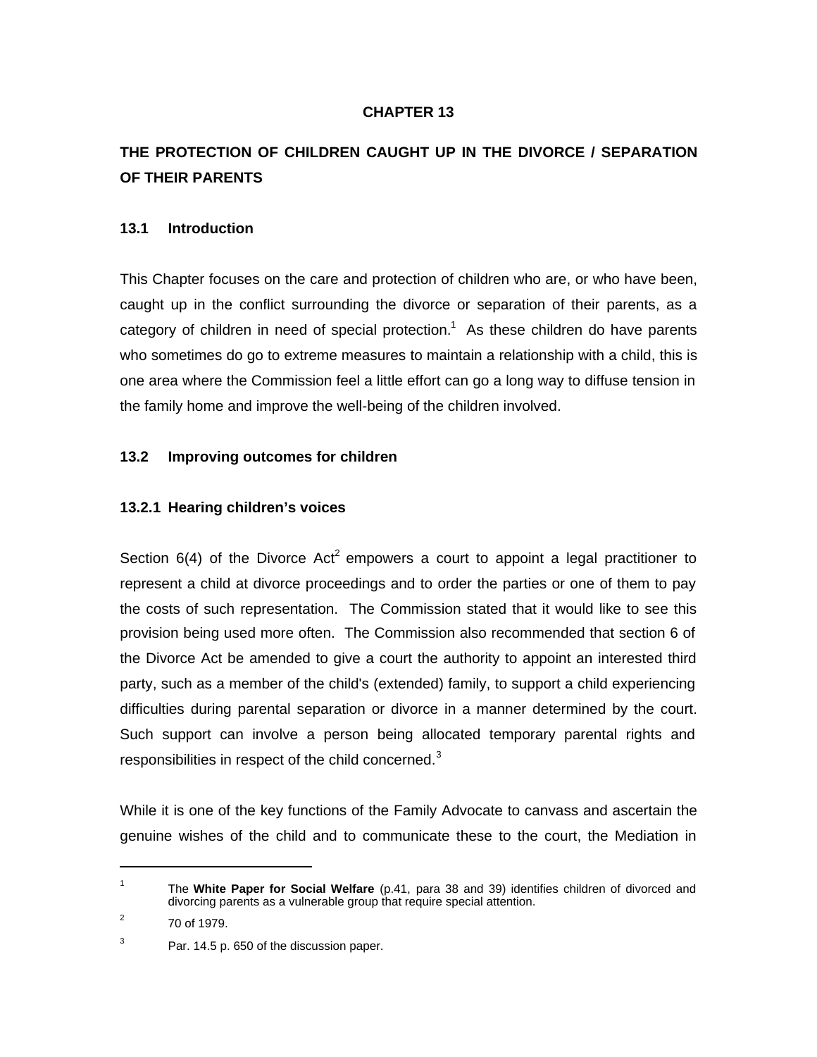## CHAPTER 13

## THE PROTECTION OF CHILDREN CAUGHT UP IN THE DIVORCE / SEPARATION OF THEIR PARENTS

### 13.1 Introduction

This Chapter focuses on the care and protection of children who are, or who have been, caught up in the conflict surrounding the divorce or separation of their parents, as a category of children in need of special protection.[1] As these children do have parents who sometimes do go to extreme measures to maintain a relationship with a child, this is one area where the Commission feel a little effort can go a long way to diffuse tension in the family home and improve the well-being of the children involved.

### 13.2 Improving outcomes for children

#### 13.2.1 Hearing children's voices

Section 6(4) of the Divorce Act[2] empowers a court to appoint a legal practitioner to represent a child at divorce proceedings and to order the parties or one of them to pay the costs of such representation. The Commission stated that it would like to see this provision being used more often. The Commission also recommended that section 6 of the Divorce Act be amended to give a court the authority to appoint an interested third party, such as a member of the child's (extended) family, to support a child experiencing difficulties during parental separation or divorce in a manner determined by the court. Such support can involve a person being allocated temporary parental rights and responsibilities in respect of the child concerned.[3]

While it is one of the key functions of the Family Advocate to canvass and ascertain the genuine wishes of the child and to communicate these to the court, the Mediation in

---

[1] The **White Paper for Social Welfare** (p.41, para 38 and 39) identifies children of divorced and divorcing parents as a vulnerable group that require special attention.

[2] 70 of 1979.

[3] Par. 14.5 p. 650 of the discussion paper.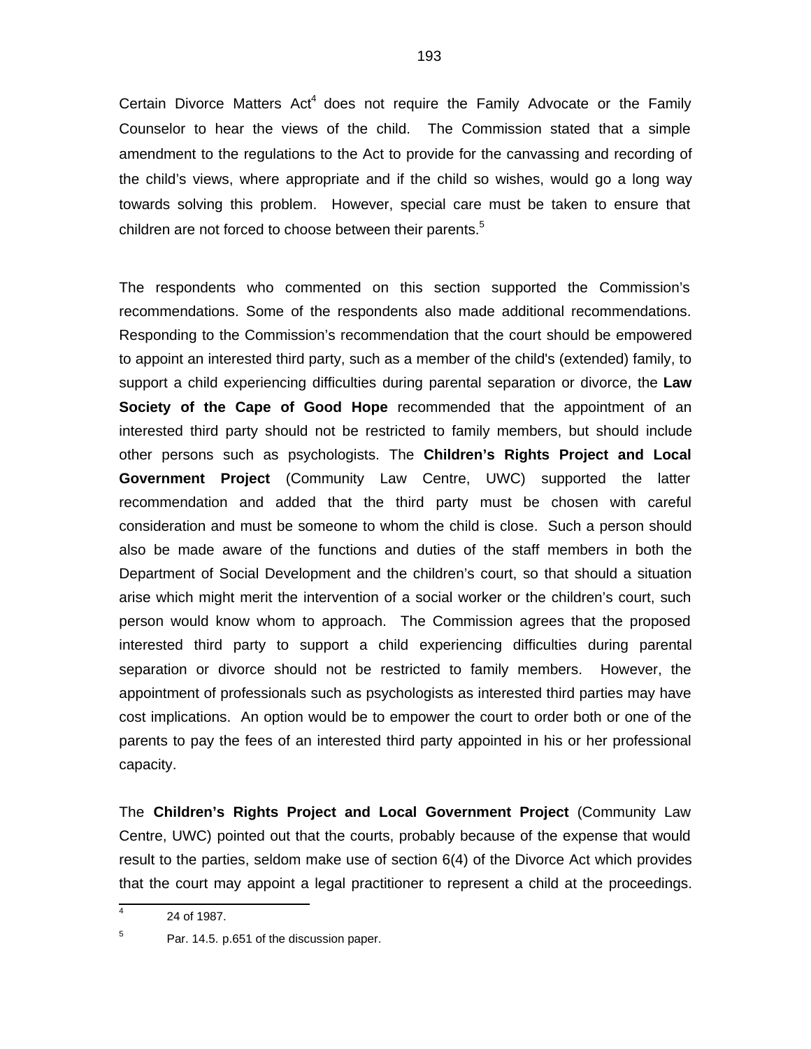Certain Divorce Matters Act[4] does not require the Family Advocate or the Family Counselor to hear the views of the child. The Commission stated that a simple amendment to the regulations to the Act to provide for the canvassing and recording of the child's views, where appropriate and if the child so wishes, would go a long way towards solving this problem. However, special care must be taken to ensure that children are not forced to choose between their parents.[5]

The respondents who commented on this section supported the Commission's recommendations. Some of the respondents also made additional recommendations. Responding to the Commission's recommendation that the court should be empowered to appoint an interested third party, such as a member of the child's (extended) family, to support a child experiencing difficulties during parental separation or divorce, the **Law Society of the Cape of Good Hope** recommended that the appointment of an interested third party should not be restricted to family members, but should include other persons such as psychologists. The **Children's Rights Project and Local Government Project** (Community Law Centre, UWC) supported the latter recommendation and added that the third party must be chosen with careful consideration and must be someone to whom the child is close. Such a person should also be made aware of the functions and duties of the staff members in both the Department of Social Development and the children's court, so that should a situation arise which might merit the intervention of a social worker or the children's court, such person would know whom to approach. The Commission agrees that the proposed interested third party to support a child experiencing difficulties during parental separation or divorce should not be restricted to family members. However, the appointment of professionals such as psychologists as interested third parties may have cost implications. An option would be to empower the court to order both or one of the parents to pay the fees of an interested third party appointed in his or her professional capacity.

The **Children's Rights Project and Local Government Project** (Community Law Centre, UWC) pointed out that the courts, probably because of the expense that would result to the parties, seldom make use of section 6(4) of the Divorce Act which provides that the court may appoint a legal practitioner to represent a child at the proceedings.

---

[4] 24 of 1987.

[5] Par. 14.5. p.651 of the discussion paper.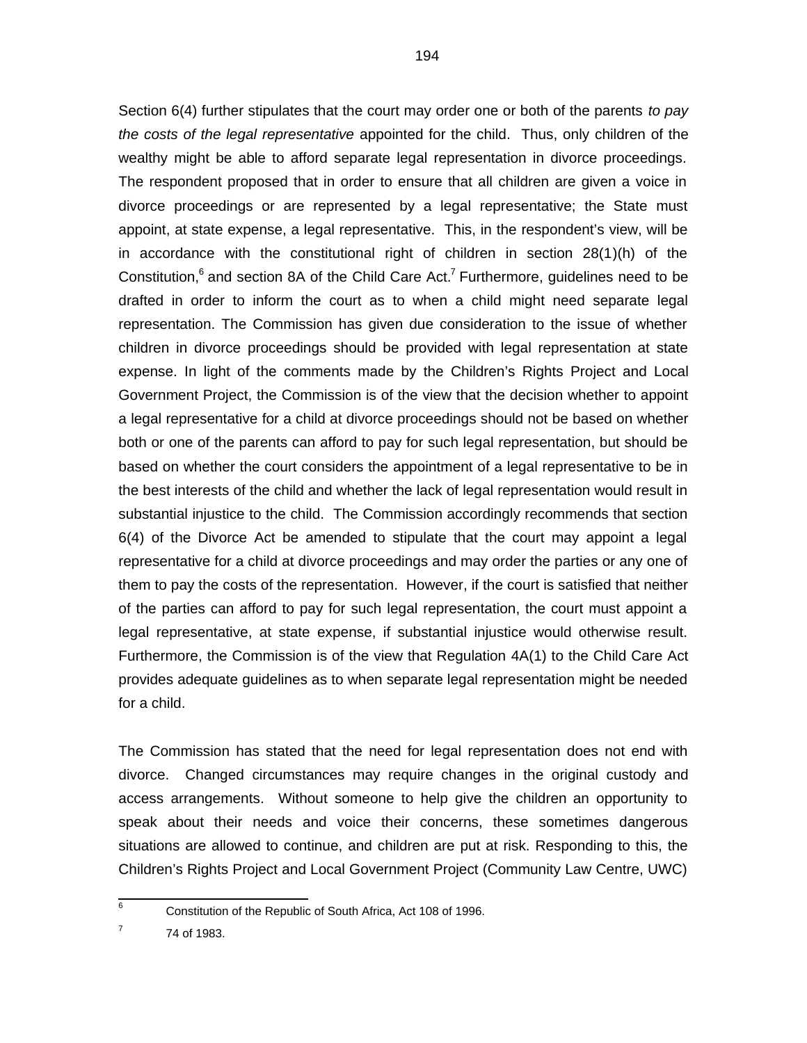Section 6(4) further stipulates that the court may order one or both of the parents *to pay the costs of the legal representative* appointed for the child. Thus, only children of the wealthy might be able to afford separate legal representation in divorce proceedings. The respondent proposed that in order to ensure that all children are given a voice in divorce proceedings or are represented by a legal representative; the State must appoint, at state expense, a legal representative. This, in the respondent's view, will be in accordance with the constitutional right of children in section 28(1)(h) of the Constitution,[6] and section 8A of the Child Care Act.[7] Furthermore, guidelines need to be drafted in order to inform the court as to when a child might need separate legal representation. The Commission has given due consideration to the issue of whether children in divorce proceedings should be provided with legal representation at state expense. In light of the comments made by the Children's Rights Project and Local Government Project, the Commission is of the view that the decision whether to appoint a legal representative for a child at divorce proceedings should not be based on whether both or one of the parents can afford to pay for such legal representation, but should be based on whether the court considers the appointment of a legal representative to be in the best interests of the child and whether the lack of legal representation would result in substantial injustice to the child. The Commission accordingly recommends that section 6(4) of the Divorce Act be amended to stipulate that the court may appoint a legal representative for a child at divorce proceedings and may order the parties or any one of them to pay the costs of the representation. However, if the court is satisfied that neither of the parties can afford to pay for such legal representation, the court must appoint a legal representative, at state expense, if substantial injustice would otherwise result. Furthermore, the Commission is of the view that Regulation 4A(1) to the Child Care Act provides adequate guidelines as to when separate legal representation might be needed for a child.

The Commission has stated that the need for legal representation does not end with divorce. Changed circumstances may require changes in the original custody and access arrangements. Without someone to help give the children an opportunity to speak about their needs and voice their concerns, these sometimes dangerous situations are allowed to continue, and children are put at risk. Responding to this, the Children's Rights Project and Local Government Project (Community Law Centre, UWC)

---

[6] Constitution of the Republic of South Africa, Act 108 of 1996.

[7] 74 of 1983.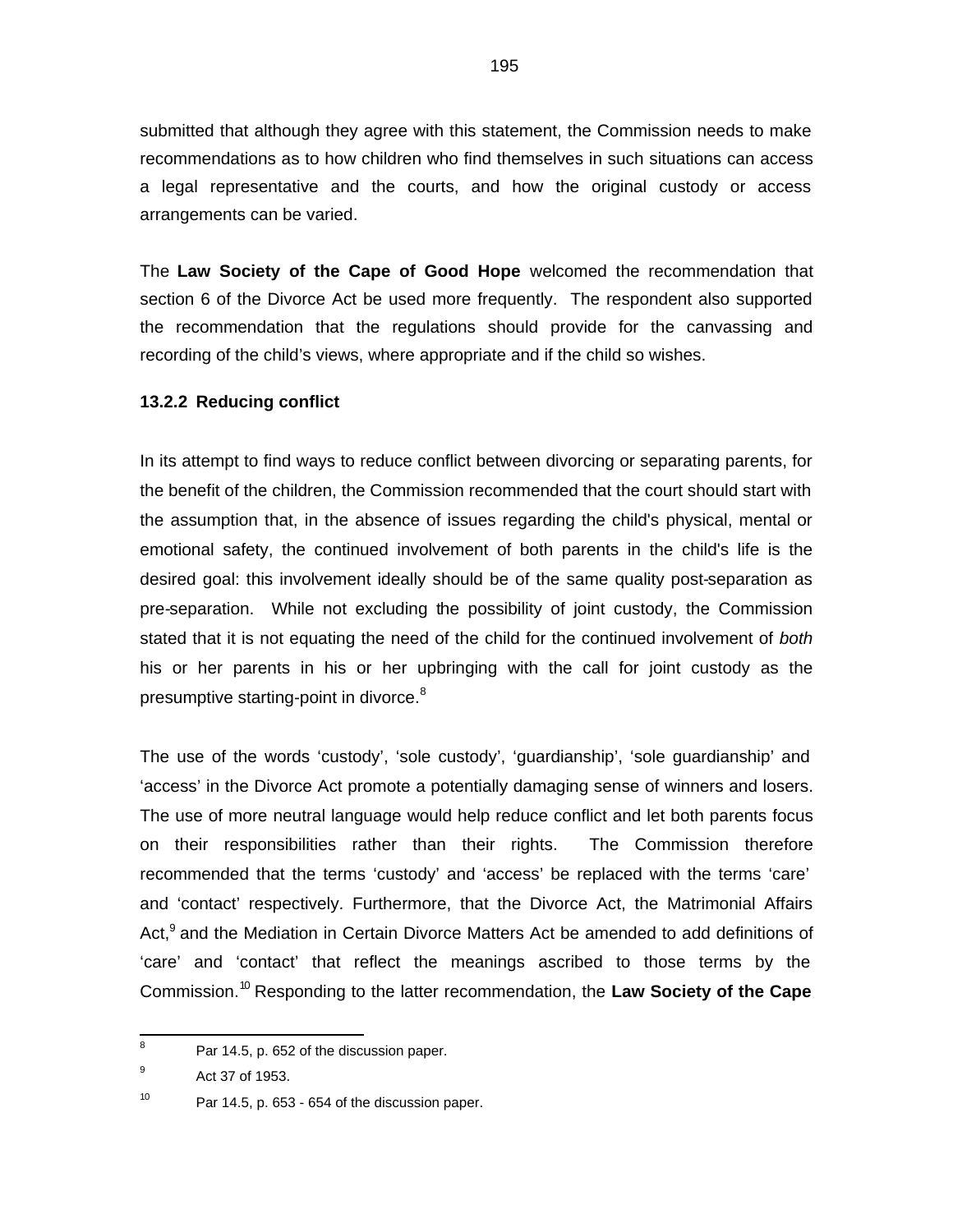submitted that although they agree with this statement, the Commission needs to make recommendations as to how children who find themselves in such situations can access a legal representative and the courts, and how the original custody or access arrangements can be varied.

The **Law Society of the Cape of Good Hope** welcomed the recommendation that section 6 of the Divorce Act be used more frequently. The respondent also supported the recommendation that the regulations should provide for the canvassing and recording of the child's views, where appropriate and if the child so wishes.

### 13.2.2 Reducing conflict

In its attempt to find ways to reduce conflict between divorcing or separating parents, for the benefit of the children, the Commission recommended that the court should start with the assumption that, in the absence of issues regarding the child's physical, mental or emotional safety, the continued involvement of both parents in the child's life is the desired goal: this involvement ideally should be of the same quality post-separation as pre-separation. While not excluding the possibility of joint custody, the Commission stated that it is not equating the need of the child for the continued involvement of *both* his or her parents in his or her upbringing with the call for joint custody as the presumptive starting-point in divorce.[8]

The use of the words 'custody', 'sole custody', 'guardianship', 'sole guardianship' and 'access' in the Divorce Act promote a potentially damaging sense of winners and losers. The use of more neutral language would help reduce conflict and let both parents focus on their responsibilities rather than their rights. The Commission therefore recommended that the terms 'custody' and 'access' be replaced with the terms 'care' and 'contact' respectively. Furthermore, that the Divorce Act, the Matrimonial Affairs Act,[9] and the Mediation in Certain Divorce Matters Act be amended to add definitions of 'care' and 'contact' that reflect the meanings ascribed to those terms by the Commission.[10] Responding to the latter recommendation, the **Law Society of the Cape**

---

[8] Par 14.5, p. 652 of the discussion paper.

[9] Act 37 of 1953.

[10] Par 14.5, p. 653 - 654 of the discussion paper.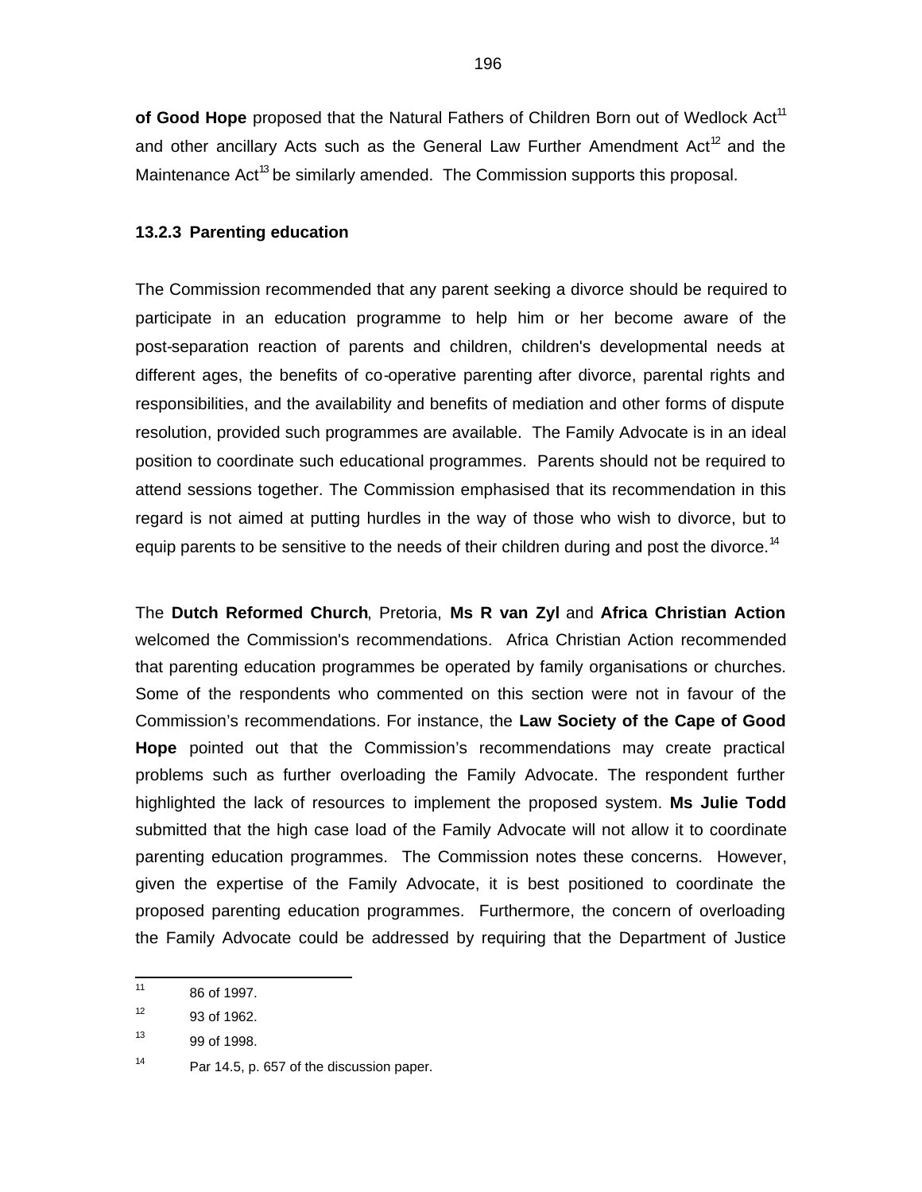**of Good Hope** proposed that the Natural Fathers of Children Born out of Wedlock Act[11] and other ancillary Acts such as the General Law Further Amendment Act[12] and the Maintenance Act[13] be similarly amended. The Commission supports this proposal.

### 13.2.3 Parenting education

The Commission recommended that any parent seeking a divorce should be required to participate in an education programme to help him or her become aware of the post-separation reaction of parents and children, children's developmental needs at different ages, the benefits of co-operative parenting after divorce, parental rights and responsibilities, and the availability and benefits of mediation and other forms of dispute resolution, provided such programmes are available. The Family Advocate is in an ideal position to coordinate such educational programmes. Parents should not be required to attend sessions together. The Commission emphasised that its recommendation in this regard is not aimed at putting hurdles in the way of those who wish to divorce, but to equip parents to be sensitive to the needs of their children during and post the divorce.[14]

The **Dutch Reformed Church**, Pretoria, **Ms R van Zyl** and **Africa Christian Action** welcomed the Commission's recommendations. Africa Christian Action recommended that parenting education programmes be operated by family organisations or churches. Some of the respondents who commented on this section were not in favour of the Commission's recommendations. For instance, the **Law Society of the Cape of Good Hope** pointed out that the Commission's recommendations may create practical problems such as further overloading the Family Advocate. The respondent further highlighted the lack of resources to implement the proposed system. **Ms Julie Todd** submitted that the high case load of the Family Advocate will not allow it to coordinate parenting education programmes. The Commission notes these concerns. However, given the expertise of the Family Advocate, it is best positioned to coordinate the proposed parenting education programmes. Furthermore, the concern of overloading the Family Advocate could be addressed by requiring that the Department of Justice

---

[11] 86 of 1997.

[12] 93 of 1962.

[13] 99 of 1998.

[14] Par 14.5, p. 657 of the discussion paper.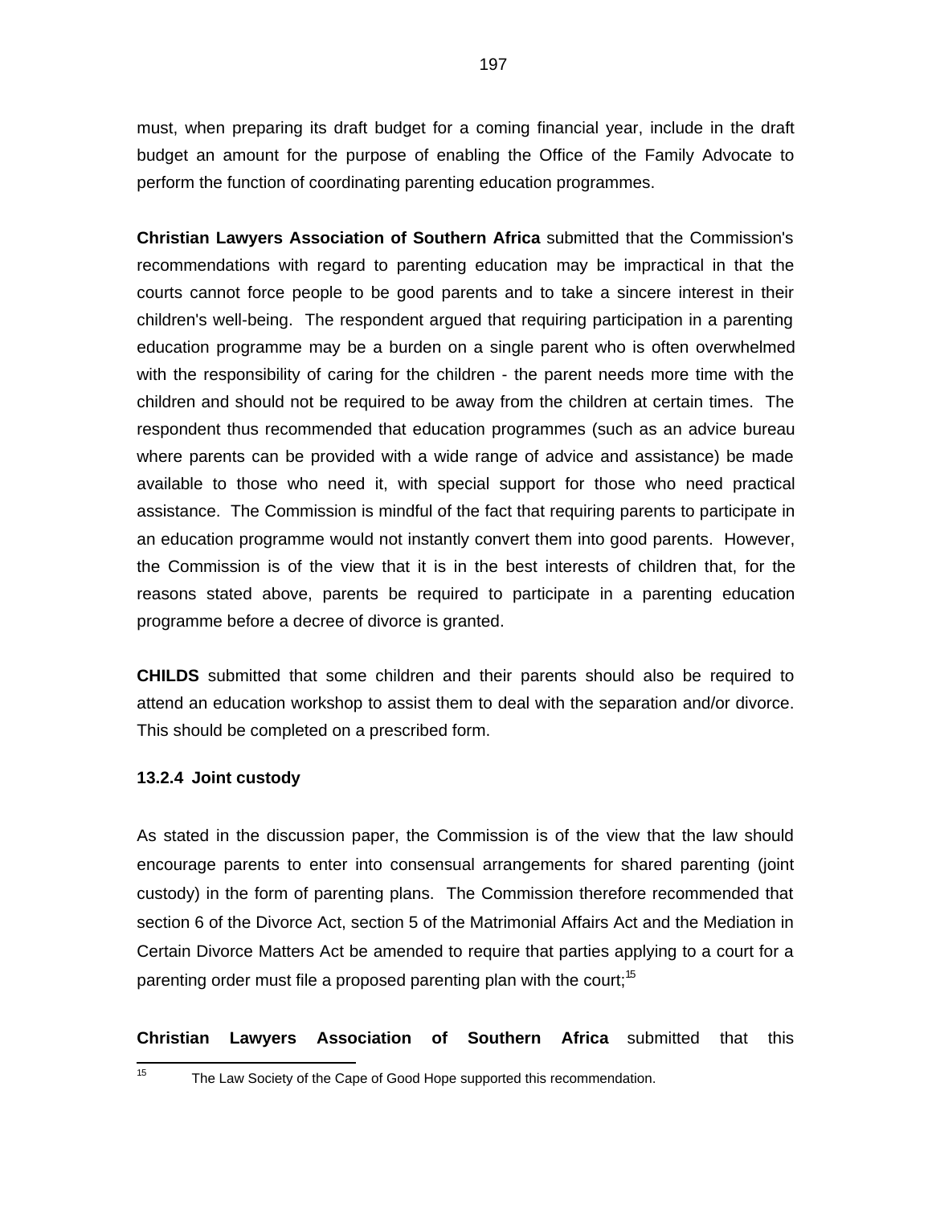must, when preparing its draft budget for a coming financial year, include in the draft budget an amount for the purpose of enabling the Office of the Family Advocate to perform the function of coordinating parenting education programmes.

**Christian Lawyers Association of Southern Africa** submitted that the Commission's recommendations with regard to parenting education may be impractical in that the courts cannot force people to be good parents and to take a sincere interest in their children's well-being. The respondent argued that requiring participation in a parenting education programme may be a burden on a single parent who is often overwhelmed with the responsibility of caring for the children - the parent needs more time with the children and should not be required to be away from the children at certain times. The respondent thus recommended that education programmes (such as an advice bureau where parents can be provided with a wide range of advice and assistance) be made available to those who need it, with special support for those who need practical assistance. The Commission is mindful of the fact that requiring parents to participate in an education programme would not instantly convert them into good parents. However, the Commission is of the view that it is in the best interests of children that, for the reasons stated above, parents be required to participate in a parenting education programme before a decree of divorce is granted.

**CHILDS** submitted that some children and their parents should also be required to attend an education workshop to assist them to deal with the separation and/or divorce. This should be completed on a prescribed form.

### 13.2.4 Joint custody

As stated in the discussion paper, the Commission is of the view that the law should encourage parents to enter into consensual arrangements for shared parenting (joint custody) in the form of parenting plans. The Commission therefore recommended that section 6 of the Divorce Act, section 5 of the Matrimonial Affairs Act and the Mediation in Certain Divorce Matters Act be amended to require that parties applying to a court for a parenting order must file a proposed parenting plan with the court;[15]

**Christian Lawyers Association of Southern Africa** submitted that this

---

[15] The Law Society of the Cape of Good Hope supported this recommendation.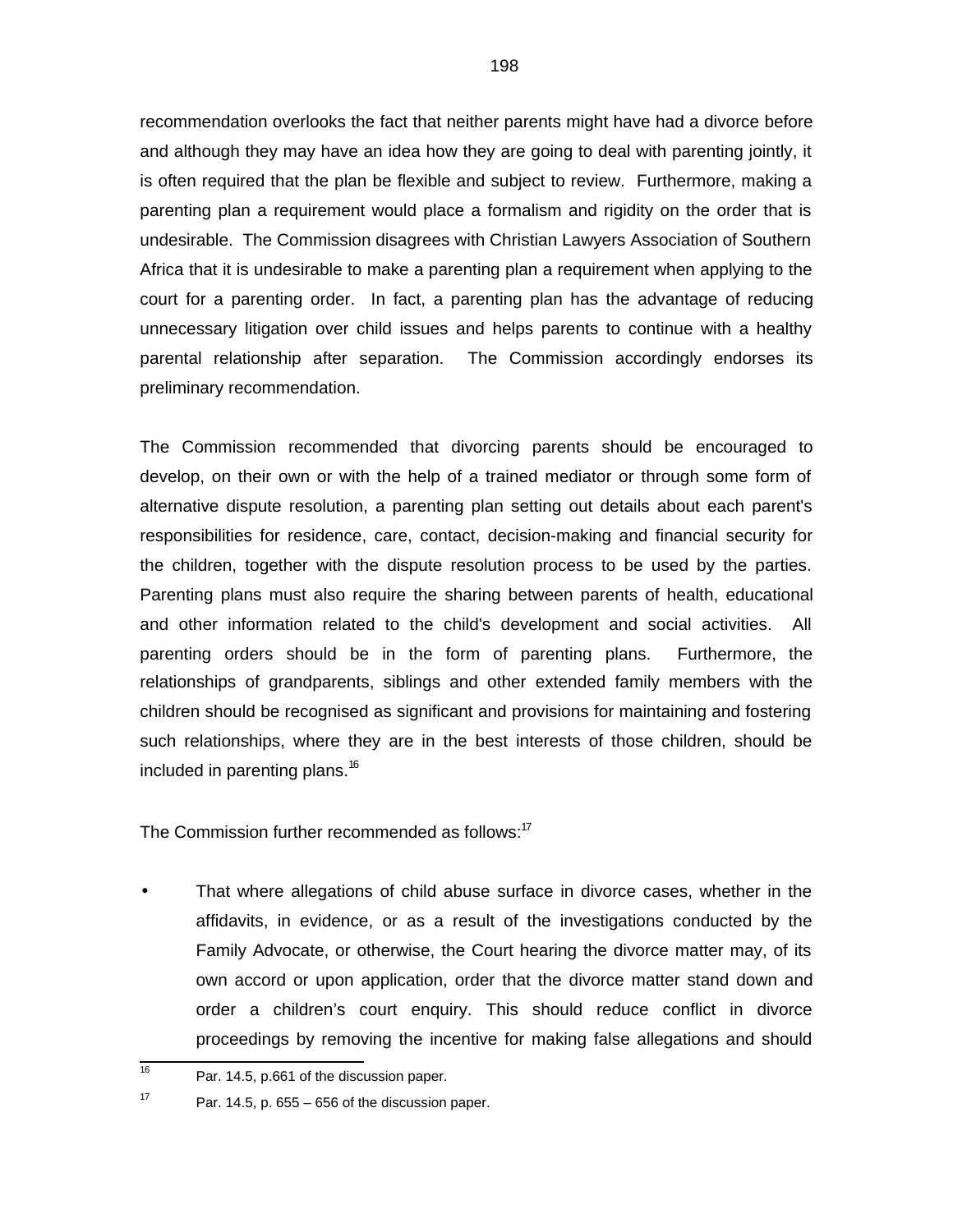recommendation overlooks the fact that neither parents might have had a divorce before and although they may have an idea how they are going to deal with parenting jointly, it is often required that the plan be flexible and subject to review. Furthermore, making a parenting plan a requirement would place a formalism and rigidity on the order that is undesirable. The Commission disagrees with Christian Lawyers Association of Southern Africa that it is undesirable to make a parenting plan a requirement when applying to the court for a parenting order. In fact, a parenting plan has the advantage of reducing unnecessary litigation over child issues and helps parents to continue with a healthy parental relationship after separation. The Commission accordingly endorses its preliminary recommendation.

The Commission recommended that divorcing parents should be encouraged to develop, on their own or with the help of a trained mediator or through some form of alternative dispute resolution, a parenting plan setting out details about each parent's responsibilities for residence, care, contact, decision-making and financial security for the children, together with the dispute resolution process to be used by the parties. Parenting plans must also require the sharing between parents of health, educational and other information related to the child's development and social activities. All parenting orders should be in the form of parenting plans. Furthermore, the relationships of grandparents, siblings and other extended family members with the children should be recognised as significant and provisions for maintaining and fostering such relationships, where they are in the best interests of those children, should be included in parenting plans.[16]

The Commission further recommended as follows:[17]

- That where allegations of child abuse surface in divorce cases, whether in the affidavits, in evidence, or as a result of the investigations conducted by the Family Advocate, or otherwise, the Court hearing the divorce matter may, of its own accord or upon application, order that the divorce matter stand down and order a children's court enquiry. This should reduce conflict in divorce proceedings by removing the incentive for making false allegations and should

[16] Par. 14.5, p.661 of the discussion paper.

[17] Par. 14.5, p. 655 – 656 of the discussion paper.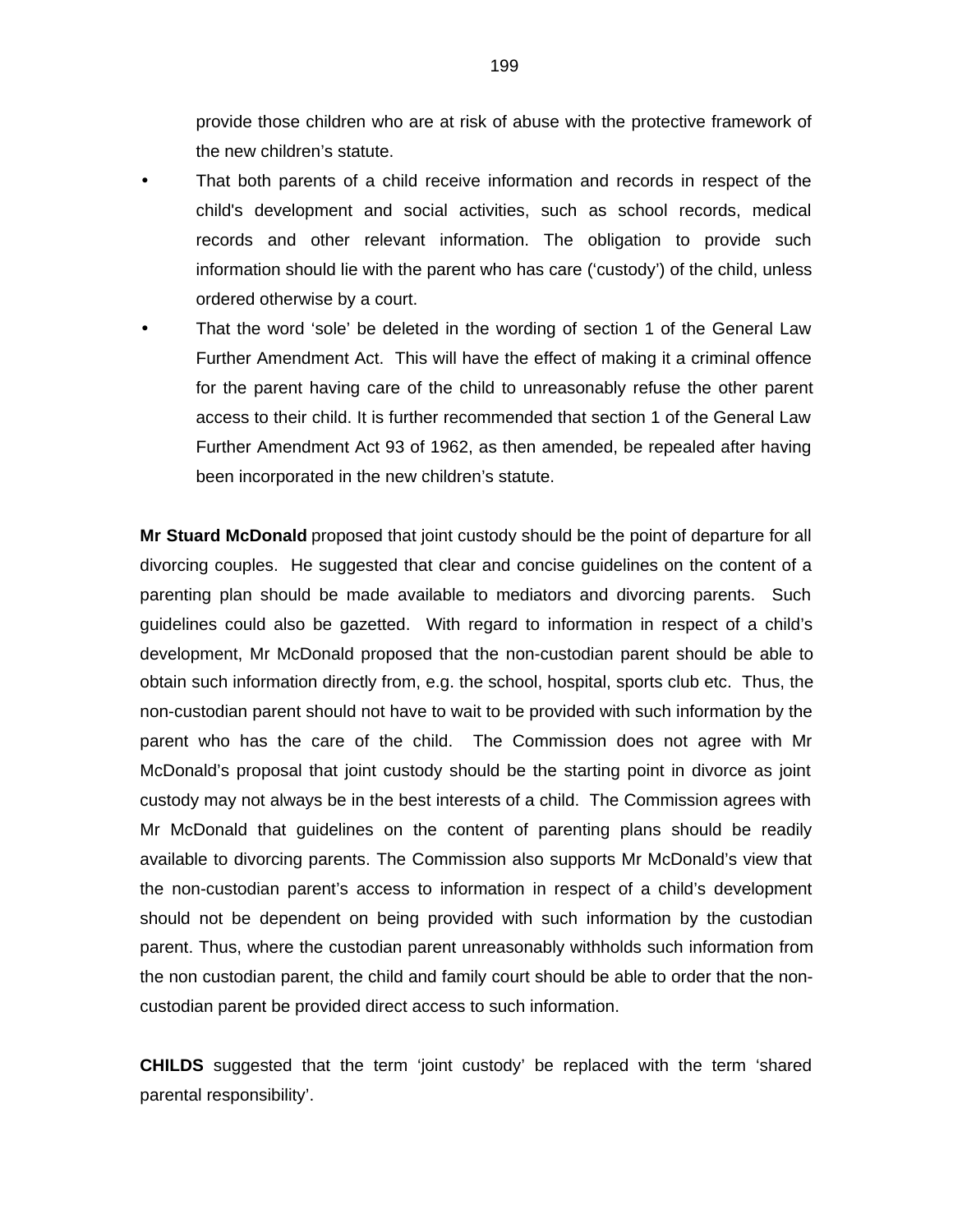provide those children who are at risk of abuse with the protective framework of the new children's statute.

- That both parents of a child receive information and records in respect of the child's development and social activities, such as school records, medical records and other relevant information. The obligation to provide such information should lie with the parent who has care ('custody') of the child, unless ordered otherwise by a court.
- That the word 'sole' be deleted in the wording of section 1 of the General Law Further Amendment Act. This will have the effect of making it a criminal offence for the parent having care of the child to unreasonably refuse the other parent access to their child. It is further recommended that section 1 of the General Law Further Amendment Act 93 of 1962, as then amended, be repealed after having been incorporated in the new children's statute.

**Mr Stuard McDonald** proposed that joint custody should be the point of departure for all divorcing couples. He suggested that clear and concise guidelines on the content of a parenting plan should be made available to mediators and divorcing parents. Such guidelines could also be gazetted. With regard to information in respect of a child's development, Mr McDonald proposed that the non-custodian parent should be able to obtain such information directly from, e.g. the school, hospital, sports club etc. Thus, the non-custodian parent should not have to wait to be provided with such information by the parent who has the care of the child. The Commission does not agree with Mr McDonald's proposal that joint custody should be the starting point in divorce as joint custody may not always be in the best interests of a child. The Commission agrees with Mr McDonald that guidelines on the content of parenting plans should be readily available to divorcing parents. The Commission also supports Mr McDonald's view that the non-custodian parent's access to information in respect of a child's development should not be dependent on being provided with such information by the custodian parent. Thus, where the custodian parent unreasonably withholds such information from the non custodian parent, the child and family court should be able to order that the non-custodian parent be provided direct access to such information.

**CHILDS** suggested that the term 'joint custody' be replaced with the term 'shared parental responsibility'.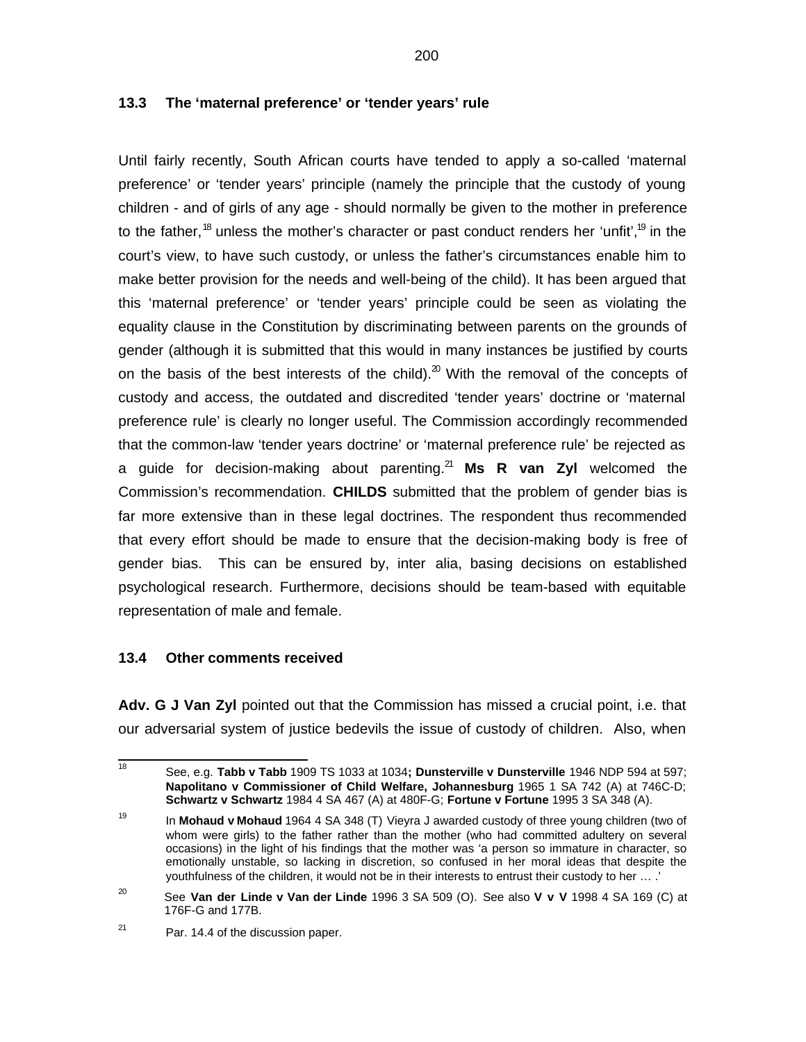### 13.3 The 'maternal preference' or 'tender years' rule

Until fairly recently, South African courts have tended to apply a so-called 'maternal preference' or 'tender years' principle (namely the principle that the custody of young children - and of girls of any age - should normally be given to the mother in preference to the father,[18] unless the mother's character or past conduct renders her 'unfit',[19] in the court's view, to have such custody, or unless the father's circumstances enable him to make better provision for the needs and well-being of the child). It has been argued that this 'maternal preference' or 'tender years' principle could be seen as violating the equality clause in the Constitution by discriminating between parents on the grounds of gender (although it is submitted that this would in many instances be justified by courts on the basis of the best interests of the child).[20] With the removal of the concepts of custody and access, the outdated and discredited 'tender years' doctrine or 'maternal preference rule' is clearly no longer useful. The Commission accordingly recommended that the common-law 'tender years doctrine' or 'maternal preference rule' be rejected as a guide for decision-making about parenting.[21] **Ms R van Zyl** welcomed the Commission's recommendation. **CHILDS** submitted that the problem of gender bias is far more extensive than in these legal doctrines. The respondent thus recommended that every effort should be made to ensure that the decision-making body is free of gender bias. This can be ensured by, inter alia, basing decisions on established psychological research. Furthermore, decisions should be team-based with equitable representation of male and female.

### 13.4 Other comments received

**Adv. G J Van Zyl** pointed out that the Commission has missed a crucial point, i.e. that our adversarial system of justice bedevils the issue of custody of children. Also, when

---

[18] See, e.g. **Tabb v Tabb** 1909 TS 1033 at 1034**; Dunsterville v Dunsterville** 1946 NDP 594 at 597; **Napolitano v Commissioner of Child Welfare, Johannesburg** 1965 1 SA 742 (A) at 746C-D; **Schwartz v Schwartz** 1984 4 SA 467 (A) at 480F-G; **Fortune v Fortune** 1995 3 SA 348 (A).

[19] In **Mohaud v Mohaud** 1964 4 SA 348 (T) Vieyra J awarded custody of three young children (two of whom were girls) to the father rather than the mother (who had committed adultery on several occasions) in the light of his findings that the mother was 'a person so immature in character, so emotionally unstable, so lacking in discretion, so confused in her moral ideas that despite the youthfulness of the children, it would not be in their interests to entrust their custody to her … .'

[20] See **Van der Linde v Van der Linde** 1996 3 SA 509 (O). See also **V v V** 1998 4 SA 169 (C) at 176F-G and 177B.

[21] Par. 14.4 of the discussion paper.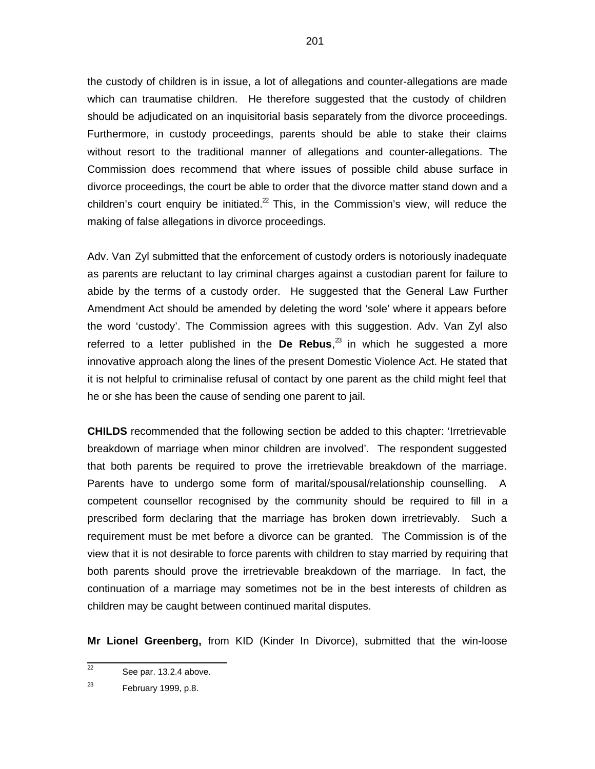the custody of children is in issue, a lot of allegations and counter-allegations are made which can traumatise children. He therefore suggested that the custody of children should be adjudicated on an inquisitorial basis separately from the divorce proceedings. Furthermore, in custody proceedings, parents should be able to stake their claims without resort to the traditional manner of allegations and counter-allegations. The Commission does recommend that where issues of possible child abuse surface in divorce proceedings, the court be able to order that the divorce matter stand down and a children's court enquiry be initiated.[22] This, in the Commission's view, will reduce the making of false allegations in divorce proceedings.

Adv. Van Zyl submitted that the enforcement of custody orders is notoriously inadequate as parents are reluctant to lay criminal charges against a custodian parent for failure to abide by the terms of a custody order. He suggested that the General Law Further Amendment Act should be amended by deleting the word 'sole' where it appears before the word 'custody'. The Commission agrees with this suggestion. Adv. Van Zyl also referred to a letter published in the **De Rebus**,[23] in which he suggested a more innovative approach along the lines of the present Domestic Violence Act. He stated that it is not helpful to criminalise refusal of contact by one parent as the child might feel that he or she has been the cause of sending one parent to jail.

**CHILDS** recommended that the following section be added to this chapter: 'Irretrievable breakdown of marriage when minor children are involved'. The respondent suggested that both parents be required to prove the irretrievable breakdown of the marriage. Parents have to undergo some form of marital/spousal/relationship counselling. A competent counsellor recognised by the community should be required to fill in a prescribed form declaring that the marriage has broken down irretrievably. Such a requirement must be met before a divorce can be granted. The Commission is of the view that it is not desirable to force parents with children to stay married by requiring that both parents should prove the irretrievable breakdown of the marriage. In fact, the continuation of a marriage may sometimes not be in the best interests of children as children may be caught between continued marital disputes.

**Mr Lionel Greenberg,** from KID (Kinder In Divorce), submitted that the win-loose

---

[22] See par. 13.2.4 above.

[23] February 1999, p.8.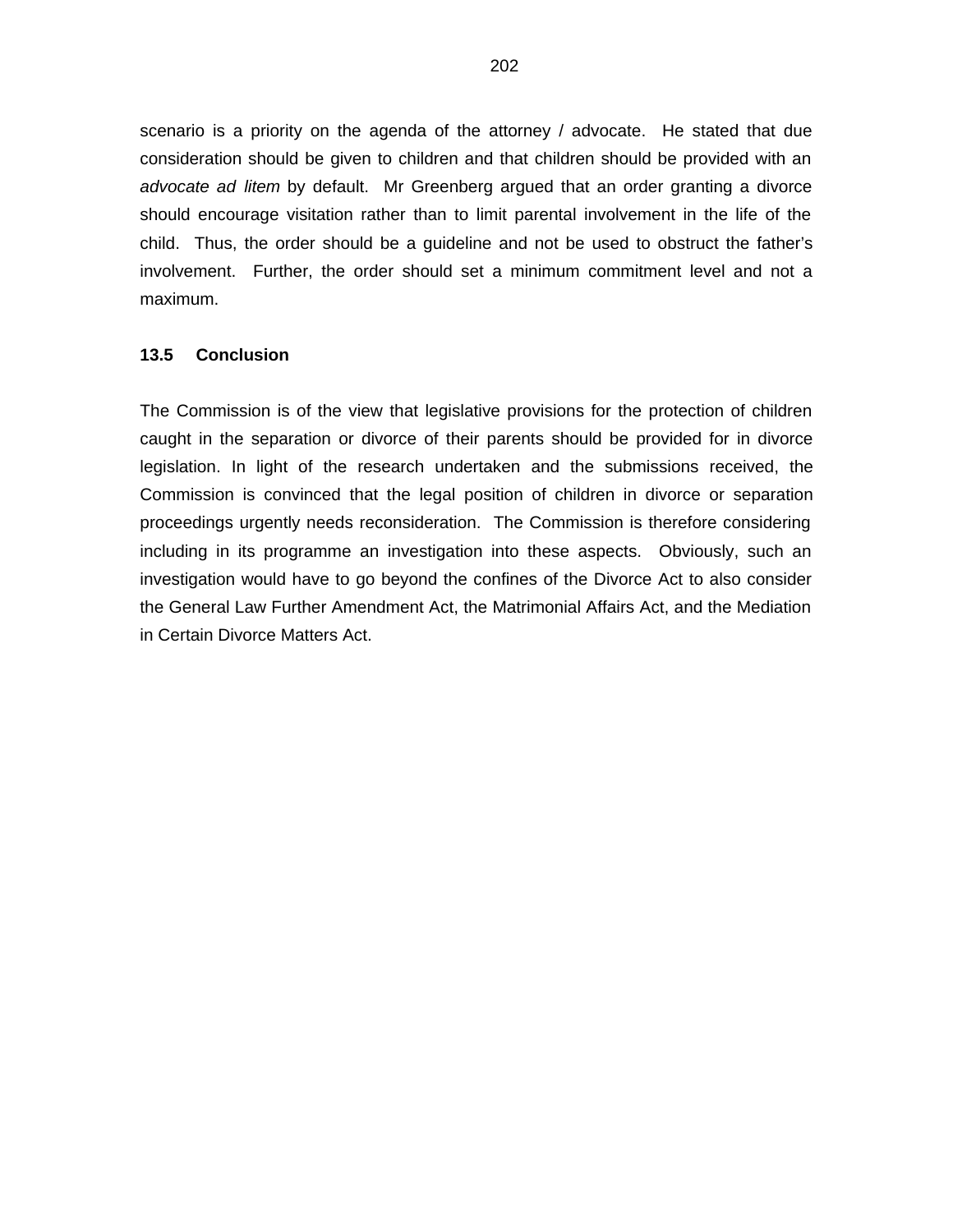scenario is a priority on the agenda of the attorney / advocate. He stated that due consideration should be given to children and that children should be provided with an *advocate ad litem* by default. Mr Greenberg argued that an order granting a divorce should encourage visitation rather than to limit parental involvement in the life of the child. Thus, the order should be a guideline and not be used to obstruct the father's involvement. Further, the order should set a minimum commitment level and not a maximum.

### 13.5 Conclusion

The Commission is of the view that legislative provisions for the protection of children caught in the separation or divorce of their parents should be provided for in divorce legislation. In light of the research undertaken and the submissions received, the Commission is convinced that the legal position of children in divorce or separation proceedings urgently needs reconsideration. The Commission is therefore considering including in its programme an investigation into these aspects. Obviously, such an investigation would have to go beyond the confines of the Divorce Act to also consider the General Law Further Amendment Act, the Matrimonial Affairs Act, and the Mediation in Certain Divorce Matters Act.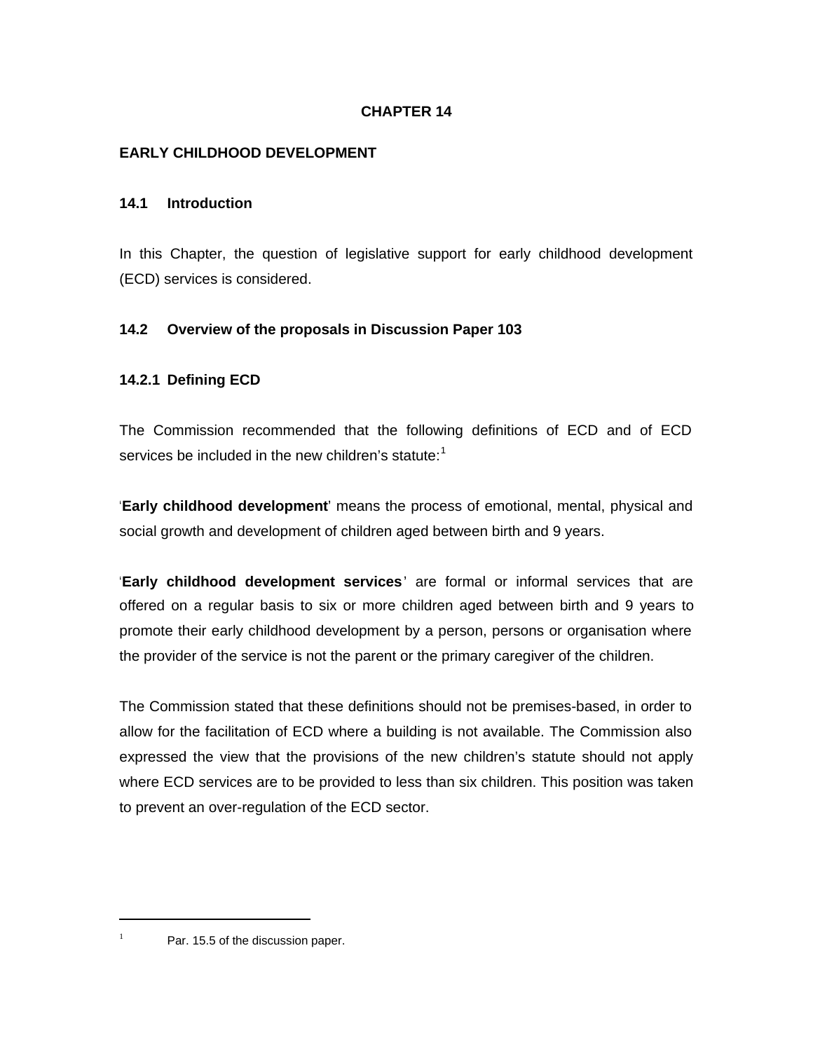# CHAPTER 14

## EARLY CHILDHOOD DEVELOPMENT

### 14.1 Introduction

In this Chapter, the question of legislative support for early childhood development (ECD) services is considered.

### 14.2 Overview of the proposals in Discussion Paper 103

#### 14.2.1 Defining ECD

The Commission recommended that the following definitions of ECD and of ECD services be included in the new children's statute:[1]

'**Early childhood development**' means the process of emotional, mental, physical and social growth and development of children aged between birth and 9 years.

'**Early childhood development services**' are formal or informal services that are offered on a regular basis to six or more children aged between birth and 9 years to promote their early childhood development by a person, persons or organisation where the provider of the service is not the parent or the primary caregiver of the children.

The Commission stated that these definitions should not be premises-based, in order to allow for the facilitation of ECD where a building is not available. The Commission also expressed the view that the provisions of the new children's statute should not apply where ECD services are to be provided to less than six children. This position was taken to prevent an over-regulation of the ECD sector.

---

[1] Par. 15.5 of the discussion paper.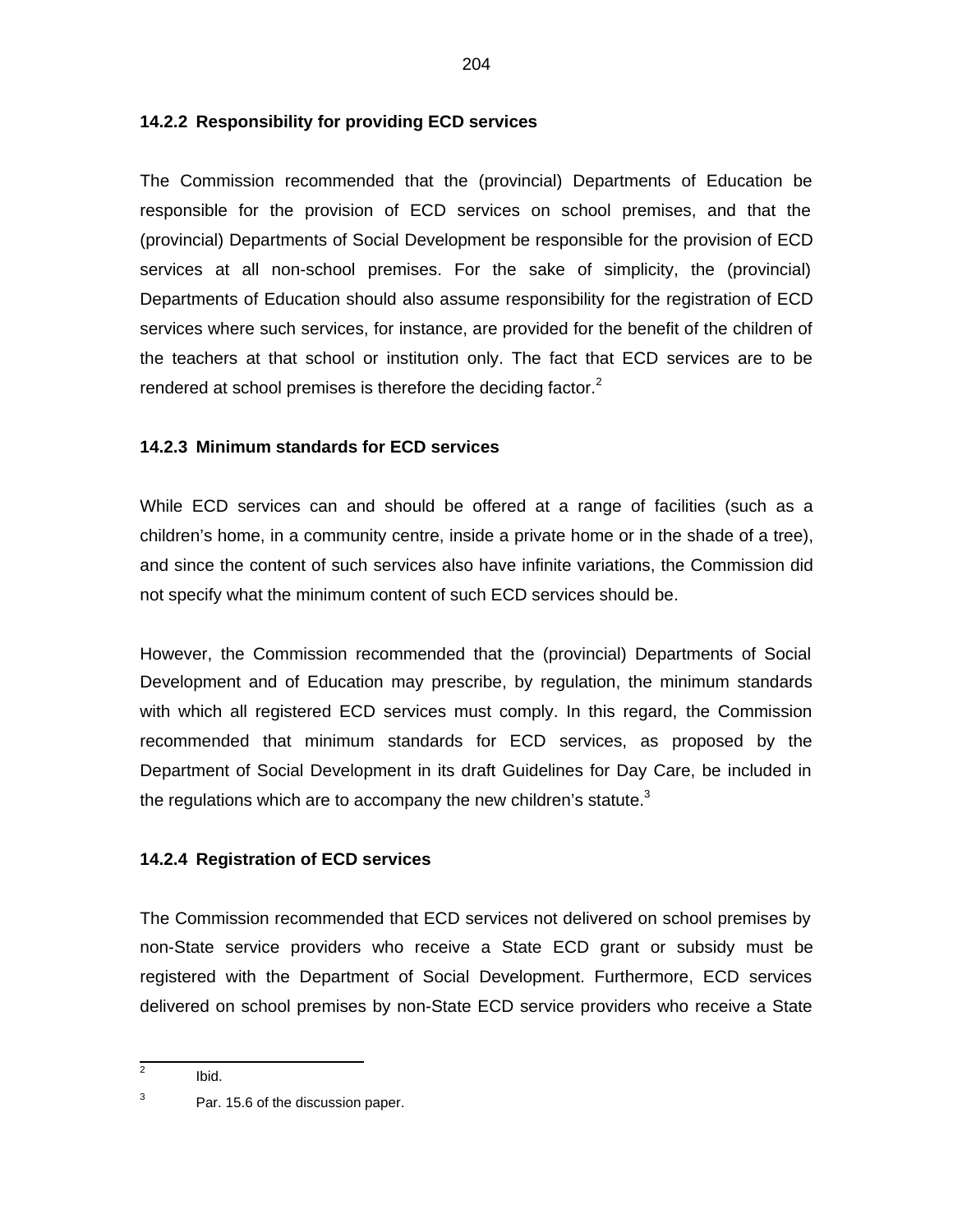### 14.2.2 Responsibility for providing ECD services

The Commission recommended that the (provincial) Departments of Education be responsible for the provision of ECD services on school premises, and that the (provincial) Departments of Social Development be responsible for the provision of ECD services at all non-school premises. For the sake of simplicity, the (provincial) Departments of Education should also assume responsibility for the registration of ECD services where such services, for instance, are provided for the benefit of the children of the teachers at that school or institution only. The fact that ECD services are to be rendered at school premises is therefore the deciding factor.[2]

### 14.2.3 Minimum standards for ECD services

While ECD services can and should be offered at a range of facilities (such as a children's home, in a community centre, inside a private home or in the shade of a tree), and since the content of such services also have infinite variations, the Commission did not specify what the minimum content of such ECD services should be.

However, the Commission recommended that the (provincial) Departments of Social Development and of Education may prescribe, by regulation, the minimum standards with which all registered ECD services must comply. In this regard, the Commission recommended that minimum standards for ECD services, as proposed by the Department of Social Development in its draft Guidelines for Day Care, be included in the regulations which are to accompany the new children's statute.[3]

### 14.2.4 Registration of ECD services

The Commission recommended that ECD services not delivered on school premises by non-State service providers who receive a State ECD grant or subsidy must be registered with the Department of Social Development. Furthermore, ECD services delivered on school premises by non-State ECD service providers who receive a State

---

[2] Ibid.

[3] Par. 15.6 of the discussion paper.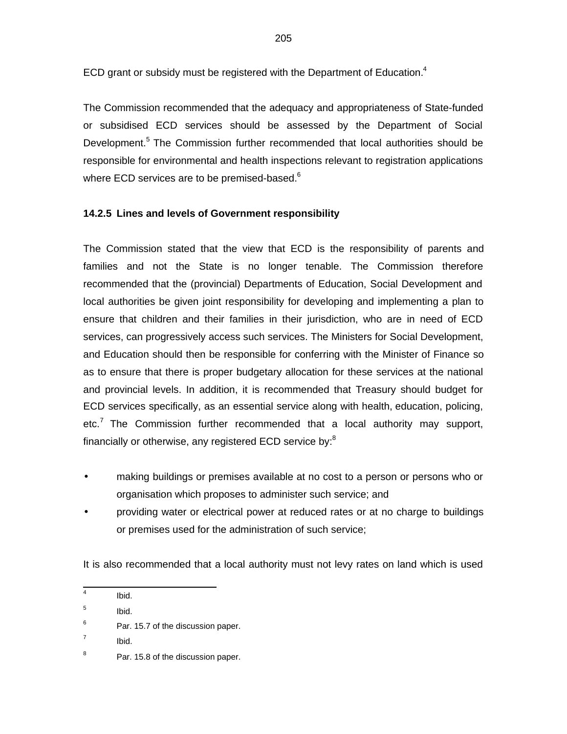ECD grant or subsidy must be registered with the Department of Education.[4]

The Commission recommended that the adequacy and appropriateness of State-funded or subsidised ECD services should be assessed by the Department of Social Development.[5] The Commission further recommended that local authorities should be responsible for environmental and health inspections relevant to registration applications where ECD services are to be premised-based.[6]

**14.2.5 Lines and levels of Government responsibility**

The Commission stated that the view that ECD is the responsibility of parents and families and not the State is no longer tenable. The Commission therefore recommended that the (provincial) Departments of Education, Social Development and local authorities be given joint responsibility for developing and implementing a plan to ensure that children and their families in their jurisdiction, who are in need of ECD services, can progressively access such services. The Ministers for Social Development, and Education should then be responsible for conferring with the Minister of Finance so as to ensure that there is proper budgetary allocation for these services at the national and provincial levels. In addition, it is recommended that Treasury should budget for ECD services specifically, as an essential service along with health, education, policing, etc.[7] The Commission further recommended that a local authority may support, financially or otherwise, any registered ECD service by:[8]

- making buildings or premises available at no cost to a person or persons who or organisation which proposes to administer such service; and
- providing water or electrical power at reduced rates or at no charge to buildings or premises used for the administration of such service;

It is also recommended that a local authority must not levy rates on land which is used

---

4 Ibid.

5 Ibid.

6 Par. 15.7 of the discussion paper.

7 Ibid.

8 Par. 15.8 of the discussion paper.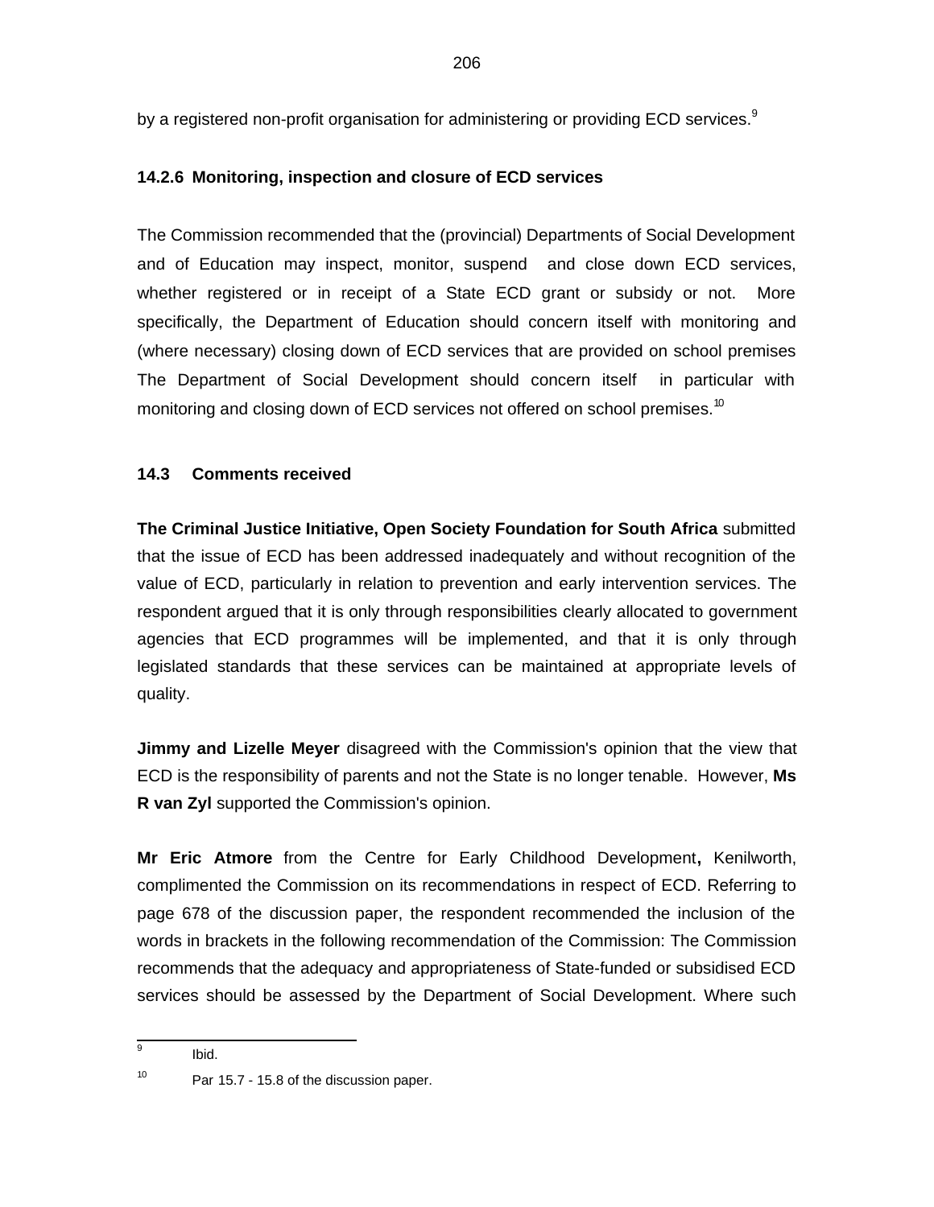by a registered non-profit organisation for administering or providing ECD services.[9]

#### 14.2.6 Monitoring, inspection and closure of ECD services

The Commission recommended that the (provincial) Departments of Social Development and of Education may inspect, monitor, suspend and close down ECD services, whether registered or in receipt of a State ECD grant or subsidy or not. More specifically, the Department of Education should concern itself with monitoring and (where necessary) closing down of ECD services that are provided on school premises The Department of Social Development should concern itself in particular with monitoring and closing down of ECD services not offered on school premises.[10]

### 14.3 Comments received

**The Criminal Justice Initiative, Open Society Foundation for South Africa** submitted that the issue of ECD has been addressed inadequately and without recognition of the value of ECD, particularly in relation to prevention and early intervention services. The respondent argued that it is only through responsibilities clearly allocated to government agencies that ECD programmes will be implemented, and that it is only through legislated standards that these services can be maintained at appropriate levels of quality.

**Jimmy and Lizelle Meyer** disagreed with the Commission's opinion that the view that ECD is the responsibility of parents and not the State is no longer tenable. However, **Ms R van Zyl** supported the Commission's opinion.

**Mr Eric Atmore** from the Centre for Early Childhood Development**,** Kenilworth, complimented the Commission on its recommendations in respect of ECD. Referring to page 678 of the discussion paper, the respondent recommended the inclusion of the words in brackets in the following recommendation of the Commission: The Commission recommends that the adequacy and appropriateness of State-funded or subsidised ECD services should be assessed by the Department of Social Development. Where such

---

[9] Ibid.

[10] Par 15.7 - 15.8 of the discussion paper.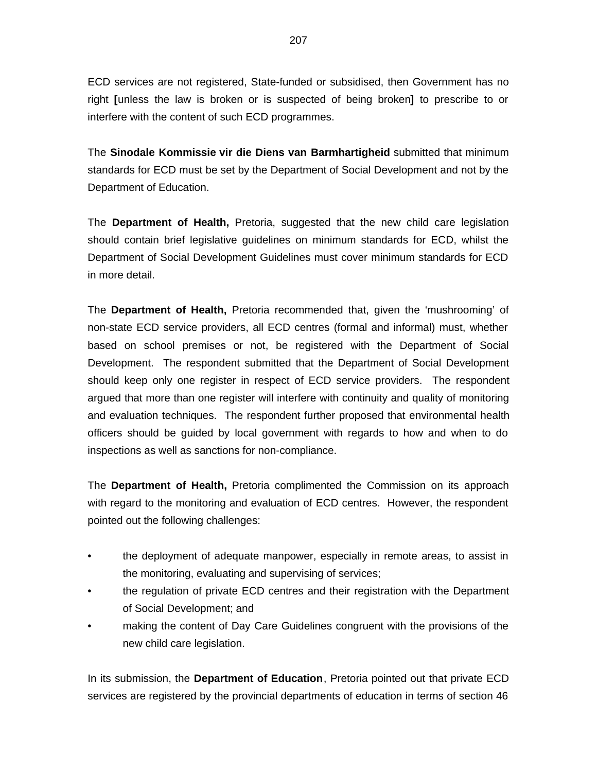ECD services are not registered, State-funded or subsidised, then Government has no right **[**unless the law is broken or is suspected of being broken**]** to prescribe to or interfere with the content of such ECD programmes.

The **Sinodale Kommissie vir die Diens van Barmhartigheid** submitted that minimum standards for ECD must be set by the Department of Social Development and not by the Department of Education.

The **Department of Health,** Pretoria, suggested that the new child care legislation should contain brief legislative guidelines on minimum standards for ECD, whilst the Department of Social Development Guidelines must cover minimum standards for ECD in more detail.

The **Department of Health,** Pretoria recommended that, given the 'mushrooming' of non-state ECD service providers, all ECD centres (formal and informal) must, whether based on school premises or not, be registered with the Department of Social Development. The respondent submitted that the Department of Social Development should keep only one register in respect of ECD service providers. The respondent argued that more than one register will interfere with continuity and quality of monitoring and evaluation techniques. The respondent further proposed that environmental health officers should be guided by local government with regards to how and when to do inspections as well as sanctions for non-compliance.

The **Department of Health,** Pretoria complimented the Commission on its approach with regard to the monitoring and evaluation of ECD centres. However, the respondent pointed out the following challenges:

- the deployment of adequate manpower, especially in remote areas, to assist in the monitoring, evaluating and supervising of services;
- the regulation of private ECD centres and their registration with the Department of Social Development; and
- making the content of Day Care Guidelines congruent with the provisions of the new child care legislation.

In its submission, the **Department of Education**, Pretoria pointed out that private ECD services are registered by the provincial departments of education in terms of section 46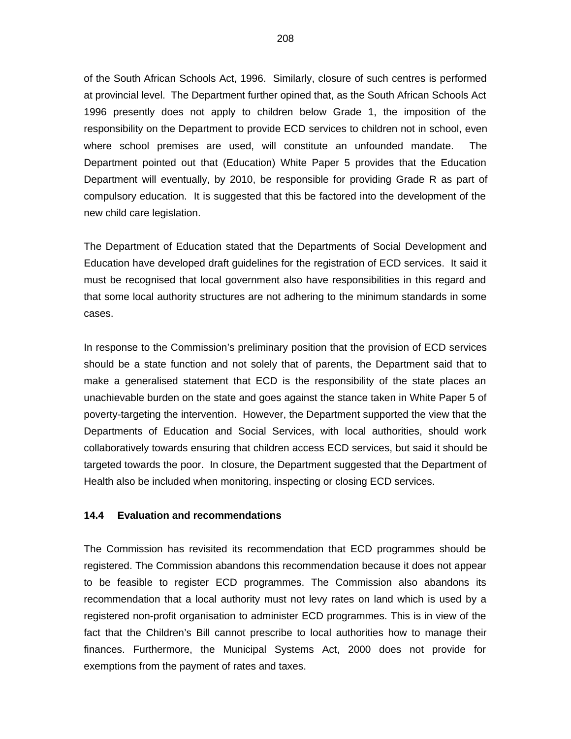of the South African Schools Act, 1996. Similarly, closure of such centres is performed at provincial level. The Department further opined that, as the South African Schools Act 1996 presently does not apply to children below Grade 1, the imposition of the responsibility on the Department to provide ECD services to children not in school, even where school premises are used, will constitute an unfounded mandate. The Department pointed out that (Education) White Paper 5 provides that the Education Department will eventually, by 2010, be responsible for providing Grade R as part of compulsory education. It is suggested that this be factored into the development of the new child care legislation.

The Department of Education stated that the Departments of Social Development and Education have developed draft guidelines for the registration of ECD services. It said it must be recognised that local government also have responsibilities in this regard and that some local authority structures are not adhering to the minimum standards in some cases.

In response to the Commission's preliminary position that the provision of ECD services should be a state function and not solely that of parents, the Department said that to make a generalised statement that ECD is the responsibility of the state places an unachievable burden on the state and goes against the stance taken in White Paper 5 of poverty-targeting the intervention. However, the Department supported the view that the Departments of Education and Social Services, with local authorities, should work collaboratively towards ensuring that children access ECD services, but said it should be targeted towards the poor. In closure, the Department suggested that the Department of Health also be included when monitoring, inspecting or closing ECD services.

### 14.4 Evaluation and recommendations

The Commission has revisited its recommendation that ECD programmes should be registered. The Commission abandons this recommendation because it does not appear to be feasible to register ECD programmes. The Commission also abandons its recommendation that a local authority must not levy rates on land which is used by a registered non-profit organisation to administer ECD programmes. This is in view of the fact that the Children's Bill cannot prescribe to local authorities how to manage their finances. Furthermore, the Municipal Systems Act, 2000 does not provide for exemptions from the payment of rates and taxes.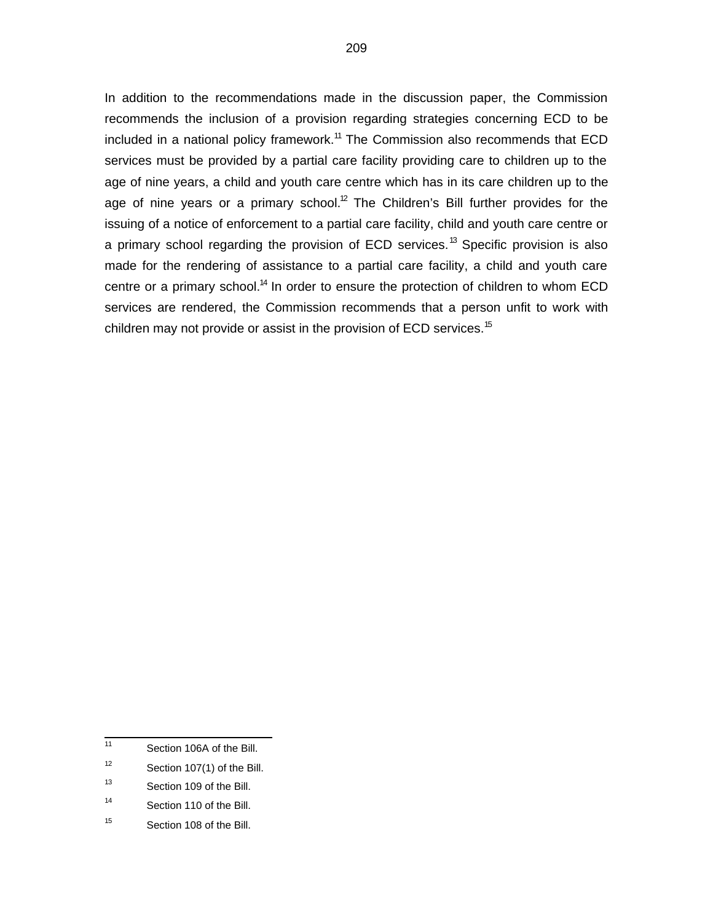In addition to the recommendations made in the discussion paper, the Commission recommends the inclusion of a provision regarding strategies concerning ECD to be included in a national policy framework.[11] The Commission also recommends that ECD services must be provided by a partial care facility providing care to children up to the age of nine years, a child and youth care centre which has in its care children up to the age of nine years or a primary school.[12] The Children's Bill further provides for the issuing of a notice of enforcement to a partial care facility, child and youth care centre or a primary school regarding the provision of ECD services.[13] Specific provision is also made for the rendering of assistance to a partial care facility, a child and youth care centre or a primary school.[14] In order to ensure the protection of children to whom ECD services are rendered, the Commission recommends that a person unfit to work with children may not provide or assist in the provision of ECD services.[15]

---

[11] Section 106A of the Bill.

[12] Section 107(1) of the Bill.

[13] Section 109 of the Bill.

[14] Section 110 of the Bill.

[15] Section 108 of the Bill.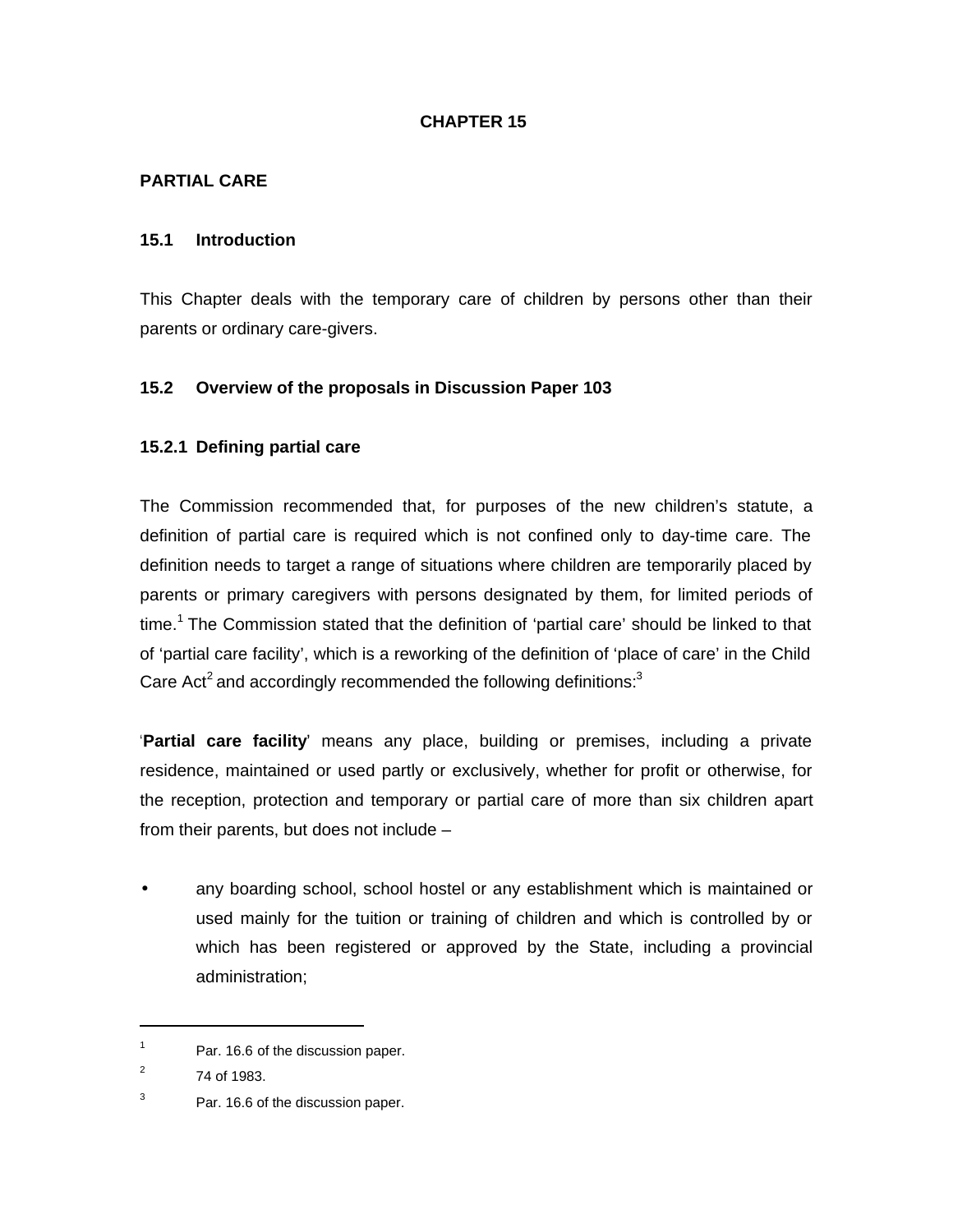# CHAPTER 15

## PARTIAL CARE

### 15.1 Introduction

This Chapter deals with the temporary care of children by persons other than their parents or ordinary care-givers.

### 15.2 Overview of the proposals in Discussion Paper 103

#### 15.2.1 Defining partial care

The Commission recommended that, for purposes of the new children's statute, a definition of partial care is required which is not confined only to day-time care. The definition needs to target a range of situations where children are temporarily placed by parents or primary caregivers with persons designated by them, for limited periods of time.[1] The Commission stated that the definition of 'partial care' should be linked to that of 'partial care facility', which is a reworking of the definition of 'place of care' in the Child Care Act[2] and accordingly recommended the following definitions:[3]

'**Partial care facility**' means any place, building or premises, including a private residence, maintained or used partly or exclusively, whether for profit or otherwise, for the reception, protection and temporary or partial care of more than six children apart from their parents, but does not include –

- any boarding school, school hostel or any establishment which is maintained or used mainly for the tuition or training of children and which is controlled by or which has been registered or approved by the State, including a provincial administration;

---

[1] Par. 16.6 of the discussion paper.

[2] 74 of 1983.

[3] Par. 16.6 of the discussion paper.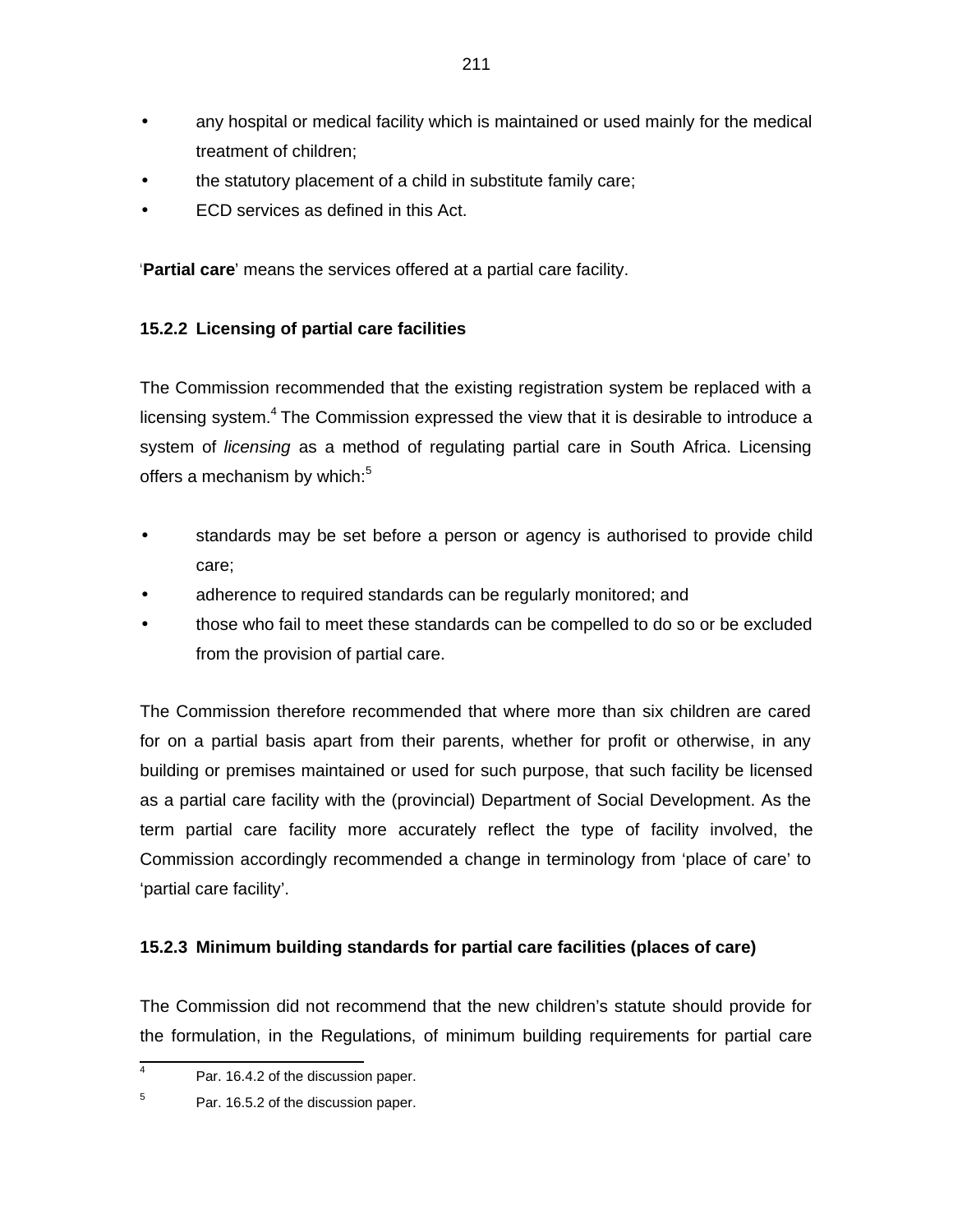- any hospital or medical facility which is maintained or used mainly for the medical treatment of children;
- the statutory placement of a child in substitute family care;
- ECD services as defined in this Act.

'**Partial care**' means the services offered at a partial care facility.

### 15.2.2 Licensing of partial care facilities

The Commission recommended that the existing registration system be replaced with a licensing system.[4] The Commission expressed the view that it is desirable to introduce a system of *licensing* as a method of regulating partial care in South Africa. Licensing offers a mechanism by which:[5]

- standards may be set before a person or agency is authorised to provide child care;
- adherence to required standards can be regularly monitored; and
- those who fail to meet these standards can be compelled to do so or be excluded from the provision of partial care.

The Commission therefore recommended that where more than six children are cared for on a partial basis apart from their parents, whether for profit or otherwise, in any building or premises maintained or used for such purpose, that such facility be licensed as a partial care facility with the (provincial) Department of Social Development. As the term partial care facility more accurately reflect the type of facility involved, the Commission accordingly recommended a change in terminology from 'place of care' to 'partial care facility'.

### 15.2.3 Minimum building standards for partial care facilities (places of care)

The Commission did not recommend that the new children's statute should provide for the formulation, in the Regulations, of minimum building requirements for partial care

---

[4] Par. 16.4.2 of the discussion paper.

[5] Par. 16.5.2 of the discussion paper.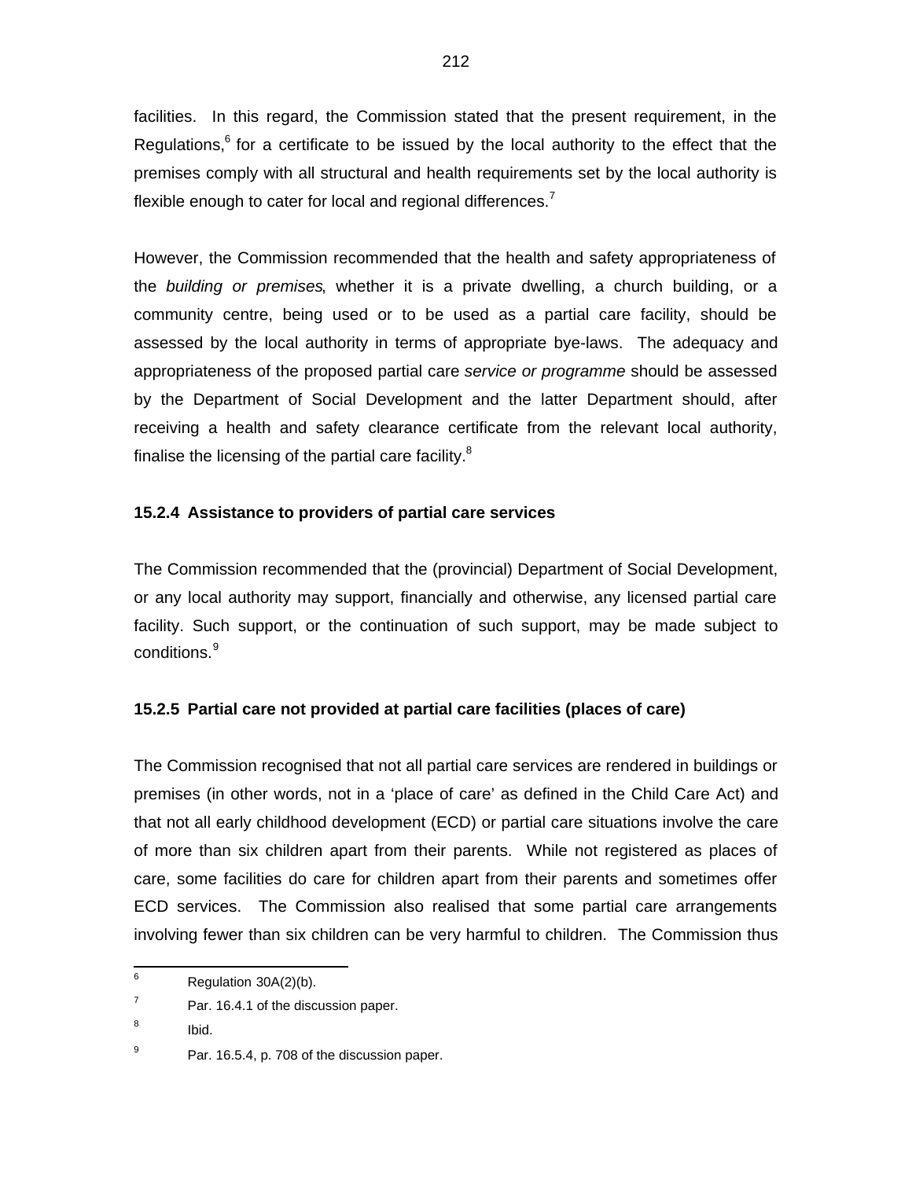facilities. In this regard, the Commission stated that the present requirement, in the Regulations,[6] for a certificate to be issued by the local authority to the effect that the premises comply with all structural and health requirements set by the local authority is flexible enough to cater for local and regional differences.[7]

However, the Commission recommended that the health and safety appropriateness of the *building or premises*, whether it is a private dwelling, a church building, or a community centre, being used or to be used as a partial care facility, should be assessed by the local authority in terms of appropriate bye-laws. The adequacy and appropriateness of the proposed partial care *service or programme* should be assessed by the Department of Social Development and the latter Department should, after receiving a health and safety clearance certificate from the relevant local authority, finalise the licensing of the partial care facility.[8]

### 15.2.4 Assistance to providers of partial care services

The Commission recommended that the (provincial) Department of Social Development, or any local authority may support, financially and otherwise, any licensed partial care facility. Such support, or the continuation of such support, may be made subject to conditions.[9]

### 15.2.5 Partial care not provided at partial care facilities (places of care)

The Commission recognised that not all partial care services are rendered in buildings or premises (in other words, not in a 'place of care' as defined in the Child Care Act) and that not all early childhood development (ECD) or partial care situations involve the care of more than six children apart from their parents. While not registered as places of care, some facilities do care for children apart from their parents and sometimes offer ECD services. The Commission also realised that some partial care arrangements involving fewer than six children can be very harmful to children. The Commission thus

---

[6] Regulation 30A(2)(b).

[7] Par. 16.4.1 of the discussion paper.

[8] Ibid.

[9] Par. 16.5.4, p. 708 of the discussion paper.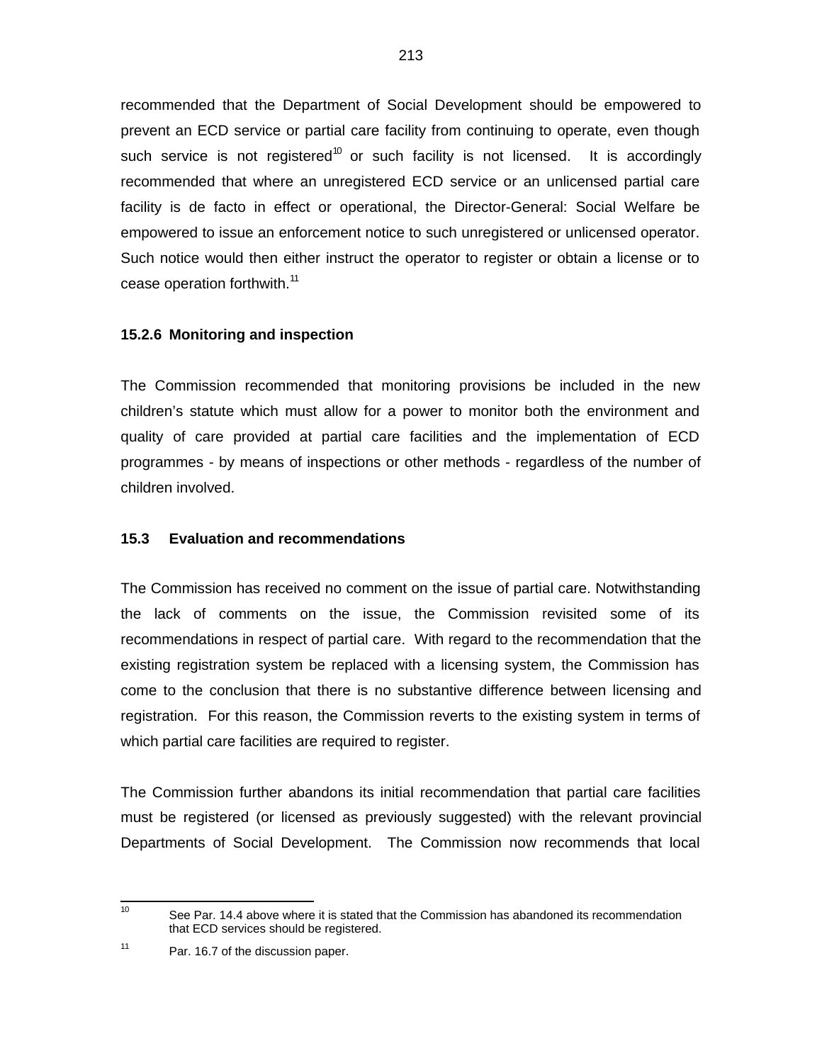recommended that the Department of Social Development should be empowered to prevent an ECD service or partial care facility from continuing to operate, even though such service is not registered[10] or such facility is not licensed. It is accordingly recommended that where an unregistered ECD service or an unlicensed partial care facility is de facto in effect or operational, the Director-General: Social Welfare be empowered to issue an enforcement notice to such unregistered or unlicensed operator. Such notice would then either instruct the operator to register or obtain a license or to cease operation forthwith.[11]

#### 15.2.6 Monitoring and inspection

The Commission recommended that monitoring provisions be included in the new children's statute which must allow for a power to monitor both the environment and quality of care provided at partial care facilities and the implementation of ECD programmes - by means of inspections or other methods - regardless of the number of children involved.

### 15.3 Evaluation and recommendations

The Commission has received no comment on the issue of partial care. Notwithstanding the lack of comments on the issue, the Commission revisited some of its recommendations in respect of partial care. With regard to the recommendation that the existing registration system be replaced with a licensing system, the Commission has come to the conclusion that there is no substantive difference between licensing and registration. For this reason, the Commission reverts to the existing system in terms of which partial care facilities are required to register.

The Commission further abandons its initial recommendation that partial care facilities must be registered (or licensed as previously suggested) with the relevant provincial Departments of Social Development. The Commission now recommends that local

---

[10] See Par. 14.4 above where it is stated that the Commission has abandoned its recommendation that ECD services should be registered.

[11] Par. 16.7 of the discussion paper.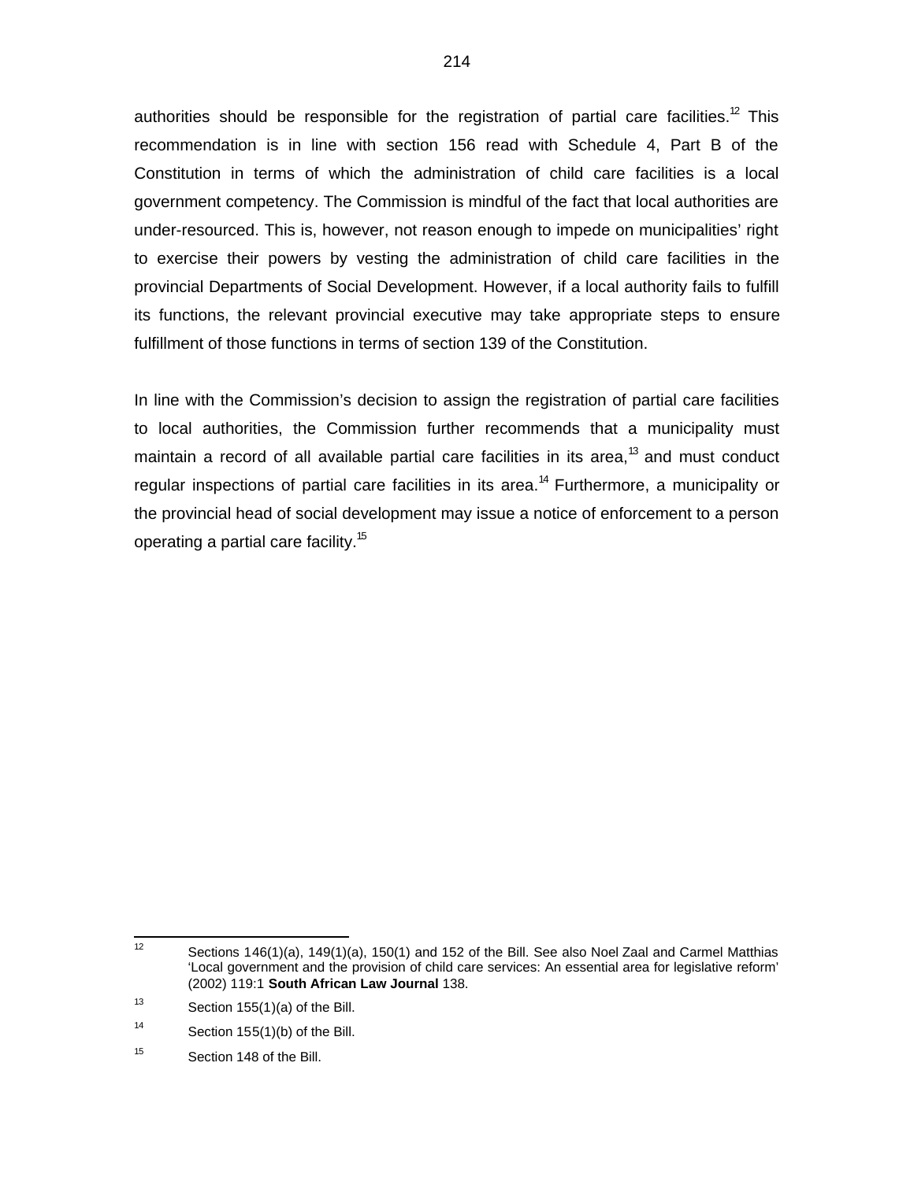authorities should be responsible for the registration of partial care facilities.[12] This recommendation is in line with section 156 read with Schedule 4, Part B of the Constitution in terms of which the administration of child care facilities is a local government competency. The Commission is mindful of the fact that local authorities are under-resourced. This is, however, not reason enough to impede on municipalities' right to exercise their powers by vesting the administration of child care facilities in the provincial Departments of Social Development. However, if a local authority fails to fulfill its functions, the relevant provincial executive may take appropriate steps to ensure fulfillment of those functions in terms of section 139 of the Constitution.

In line with the Commission's decision to assign the registration of partial care facilities to local authorities, the Commission further recommends that a municipality must maintain a record of all available partial care facilities in its area,[13] and must conduct regular inspections of partial care facilities in its area.[14] Furthermore, a municipality or the provincial head of social development may issue a notice of enforcement to a person operating a partial care facility.[15]

---

[12] Sections 146(1)(a), 149(1)(a), 150(1) and 152 of the Bill. See also Noel Zaal and Carmel Matthias 'Local government and the provision of child care services: An essential area for legislative reform' (2002) 119:1 **South African Law Journal** 138.

[13] Section 155(1)(a) of the Bill.

[14] Section 155(1)(b) of the Bill.

[15] Section 148 of the Bill.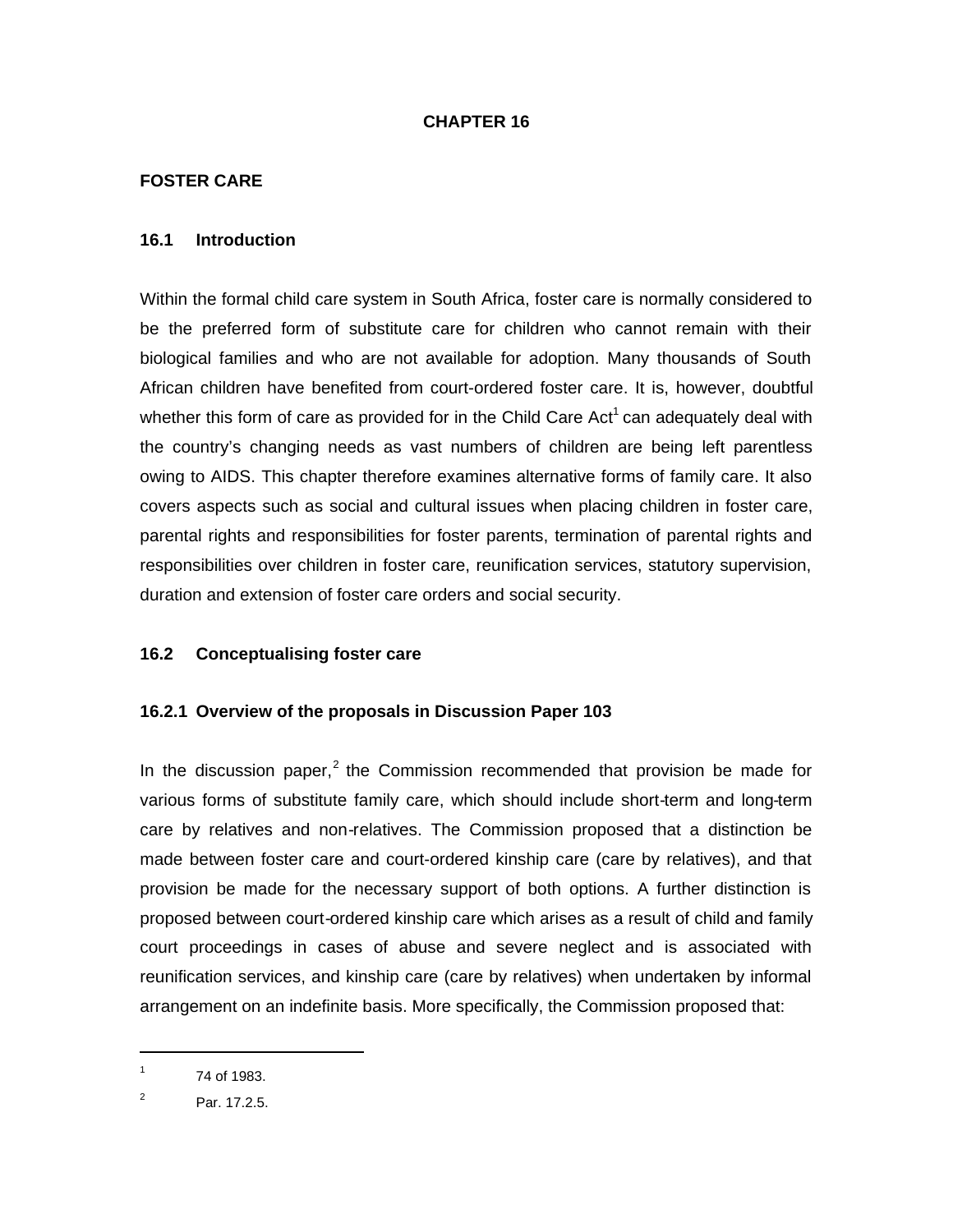# CHAPTER 16

## FOSTER CARE

### 16.1 Introduction

Within the formal child care system in South Africa, foster care is normally considered to be the preferred form of substitute care for children who cannot remain with their biological families and who are not available for adoption. Many thousands of South African children have benefited from court-ordered foster care. It is, however, doubtful whether this form of care as provided for in the Child Care Act[1] can adequately deal with the country's changing needs as vast numbers of children are being left parentless owing to AIDS. This chapter therefore examines alternative forms of family care. It also covers aspects such as social and cultural issues when placing children in foster care, parental rights and responsibilities for foster parents, termination of parental rights and responsibilities over children in foster care, reunification services, statutory supervision, duration and extension of foster care orders and social security.

### 16.2 Conceptualising foster care

#### 16.2.1 Overview of the proposals in Discussion Paper 103

In the discussion paper,[2] the Commission recommended that provision be made for various forms of substitute family care, which should include short-term and long-term care by relatives and non-relatives. The Commission proposed that a distinction be made between foster care and court-ordered kinship care (care by relatives), and that provision be made for the necessary support of both options. A further distinction is proposed between court-ordered kinship care which arises as a result of child and family court proceedings in cases of abuse and severe neglect and is associated with reunification services, and kinship care (care by relatives) when undertaken by informal arrangement on an indefinite basis. More specifically, the Commission proposed that:

---

[1] 74 of 1983.

[2] Par. 17.2.5.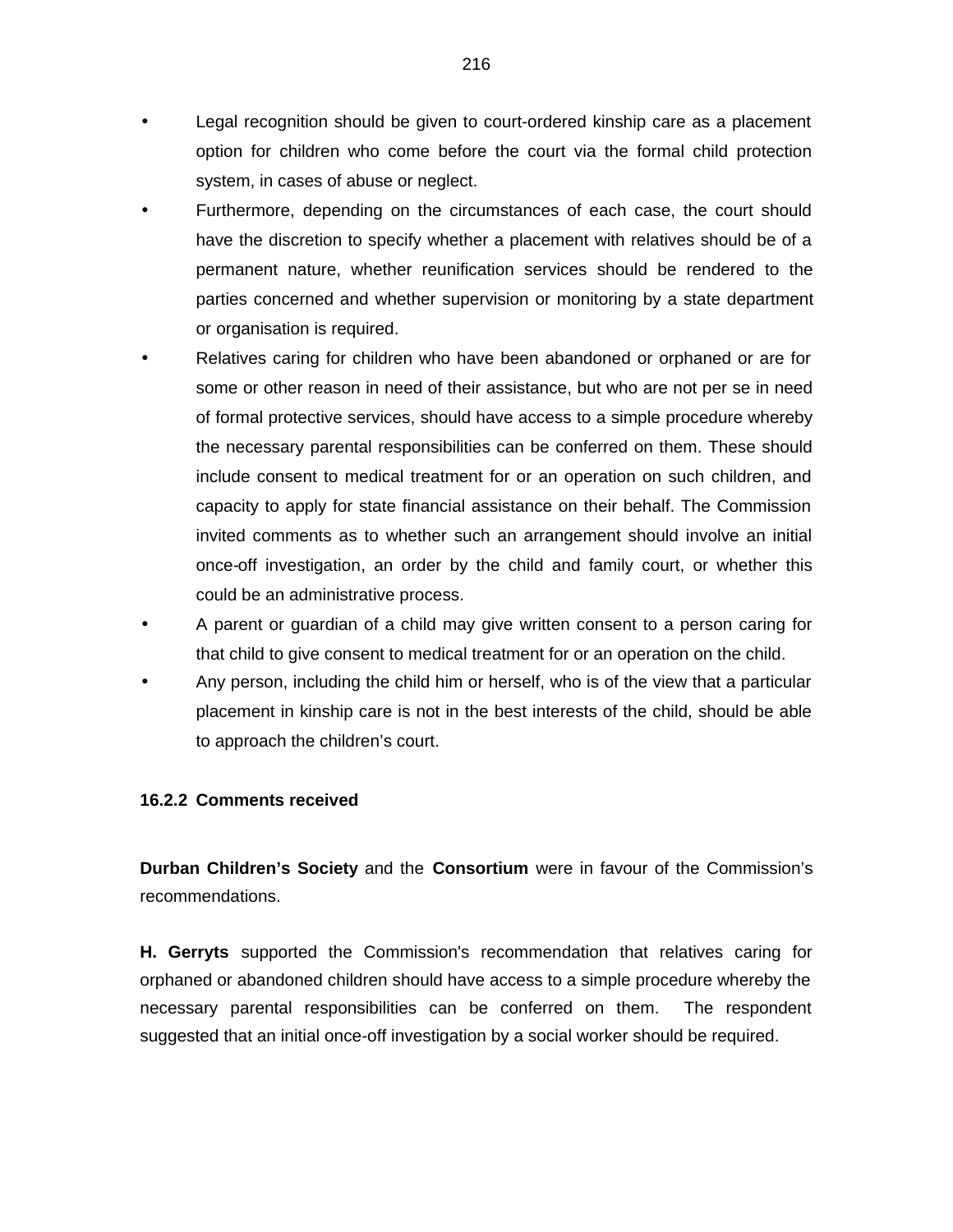- Legal recognition should be given to court-ordered kinship care as a placement option for children who come before the court via the formal child protection system, in cases of abuse or neglect.
- Furthermore, depending on the circumstances of each case, the court should have the discretion to specify whether a placement with relatives should be of a permanent nature, whether reunification services should be rendered to the parties concerned and whether supervision or monitoring by a state department or organisation is required.
- Relatives caring for children who have been abandoned or orphaned or are for some or other reason in need of their assistance, but who are not per se in need of formal protective services, should have access to a simple procedure whereby the necessary parental responsibilities can be conferred on them. These should include consent to medical treatment for or an operation on such children, and capacity to apply for state financial assistance on their behalf. The Commission invited comments as to whether such an arrangement should involve an initial once-off investigation, an order by the child and family court, or whether this could be an administrative process.
- A parent or guardian of a child may give written consent to a person caring for that child to give consent to medical treatment for or an operation on the child.
- Any person, including the child him or herself, who is of the view that a particular placement in kinship care is not in the best interests of the child, should be able to approach the children's court.

### 16.2.2 Comments received

**Durban Children's Society** and the **Consortium** were in favour of the Commission's recommendations.

**H. Gerryts** supported the Commission's recommendation that relatives caring for orphaned or abandoned children should have access to a simple procedure whereby the necessary parental responsibilities can be conferred on them. The respondent suggested that an initial once-off investigation by a social worker should be required.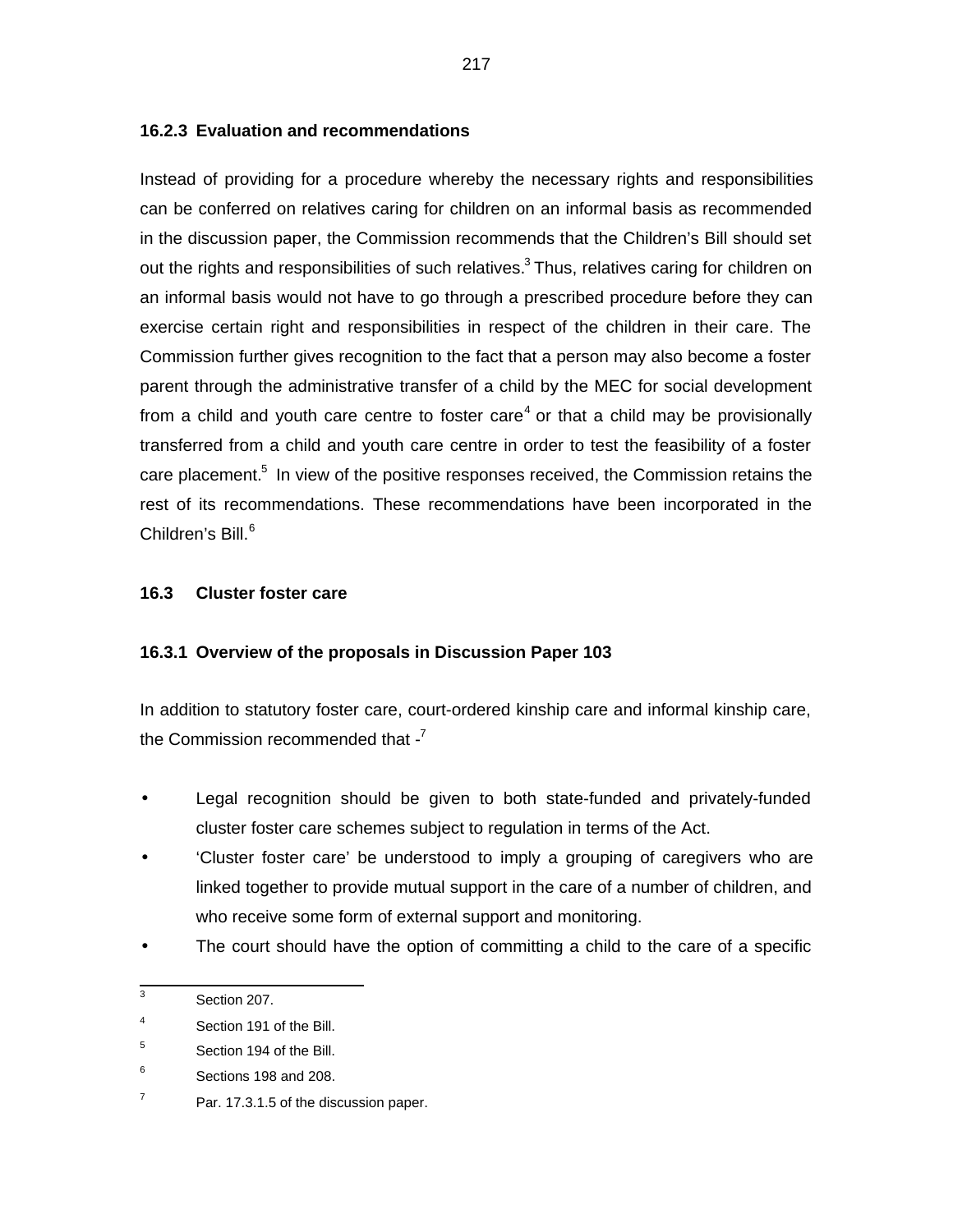### 16.2.3 Evaluation and recommendations

Instead of providing for a procedure whereby the necessary rights and responsibilities can be conferred on relatives caring for children on an informal basis as recommended in the discussion paper, the Commission recommends that the Children's Bill should set out the rights and responsibilities of such relatives.[3] Thus, relatives caring for children on an informal basis would not have to go through a prescribed procedure before they can exercise certain right and responsibilities in respect of the children in their care. The Commission further gives recognition to the fact that a person may also become a foster parent through the administrative transfer of a child by the MEC for social development from a child and youth care centre to foster care[4] or that a child may be provisionally transferred from a child and youth care centre in order to test the feasibility of a foster care placement.[5] In view of the positive responses received, the Commission retains the rest of its recommendations. These recommendations have been incorporated in the Children's Bill.[6]

## 16.3 Cluster foster care

### 16.3.1 Overview of the proposals in Discussion Paper 103

In addition to statutory foster care, court-ordered kinship care and informal kinship care, the Commission recommended that -[7]

- Legal recognition should be given to both state-funded and privately-funded cluster foster care schemes subject to regulation in terms of the Act.
- 'Cluster foster care' be understood to imply a grouping of caregivers who are linked together to provide mutual support in the care of a number of children, and who receive some form of external support and monitoring.
- The court should have the option of committing a child to the care of a specific

---

[3] Section 207.

[4] Section 191 of the Bill.

[5] Section 194 of the Bill.

[6] Sections 198 and 208.

[7] Par. 17.3.1.5 of the discussion paper.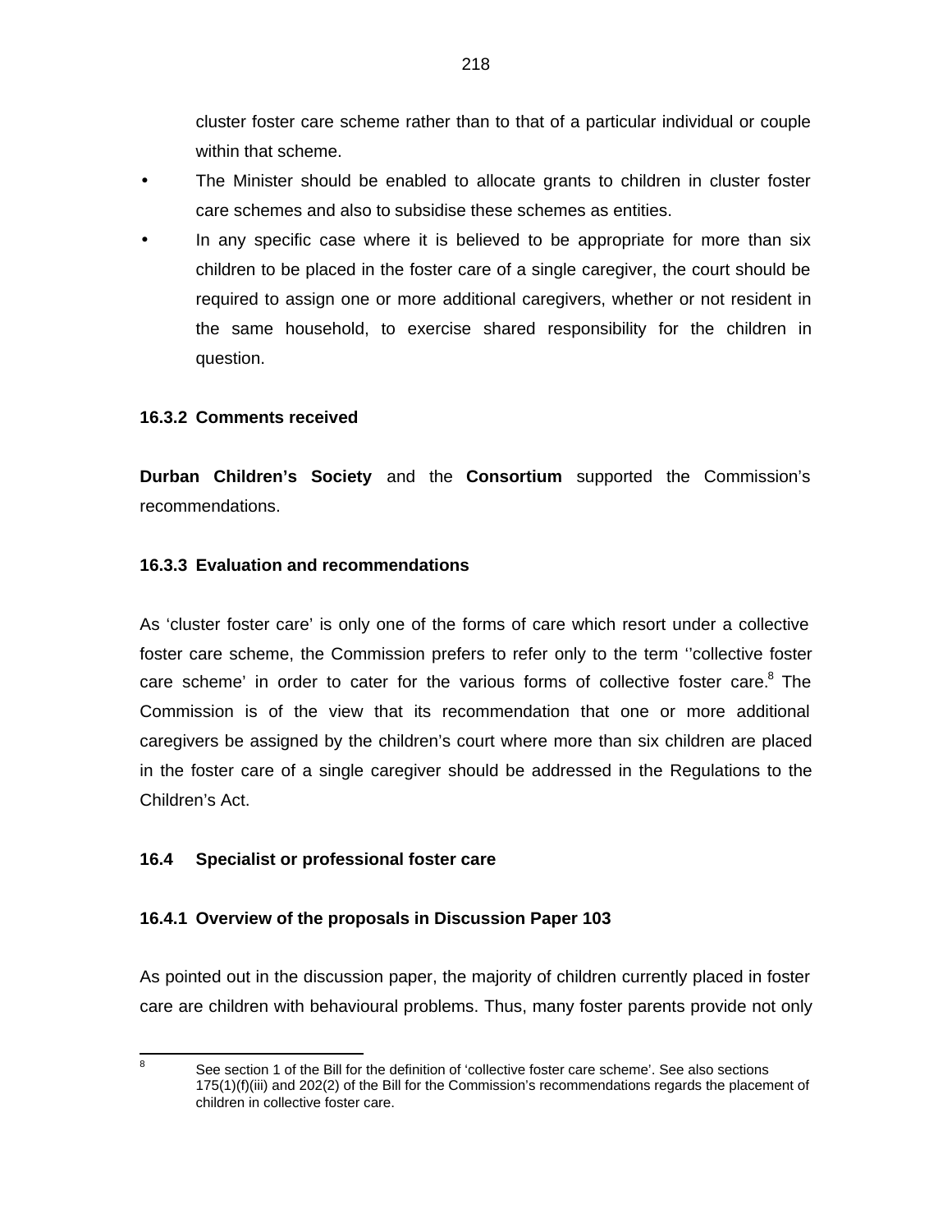cluster foster care scheme rather than to that of a particular individual or couple within that scheme.

- The Minister should be enabled to allocate grants to children in cluster foster care schemes and also to subsidise these schemes as entities.
- In any specific case where it is believed to be appropriate for more than six children to be placed in the foster care of a single caregiver, the court should be required to assign one or more additional caregivers, whether or not resident in the same household, to exercise shared responsibility for the children in question.

### 16.3.2 Comments received

**Durban Children's Society** and the **Consortium** supported the Commission's recommendations.

### 16.3.3 Evaluation and recommendations

As 'cluster foster care' is only one of the forms of care which resort under a collective foster care scheme, the Commission prefers to refer only to the term ''collective foster care scheme' in order to cater for the various forms of collective foster care.[8] The Commission is of the view that its recommendation that one or more additional caregivers be assigned by the children's court where more than six children are placed in the foster care of a single caregiver should be addressed in the Regulations to the Children's Act.

## 16.4 Specialist or professional foster care

### 16.4.1 Overview of the proposals in Discussion Paper 103

As pointed out in the discussion paper, the majority of children currently placed in foster care are children with behavioural problems. Thus, many foster parents provide not only

---

[8] See section 1 of the Bill for the definition of 'collective foster care scheme'. See also sections 175(1)(f)(iii) and 202(2) of the Bill for the Commission's recommendations regards the placement of children in collective foster care.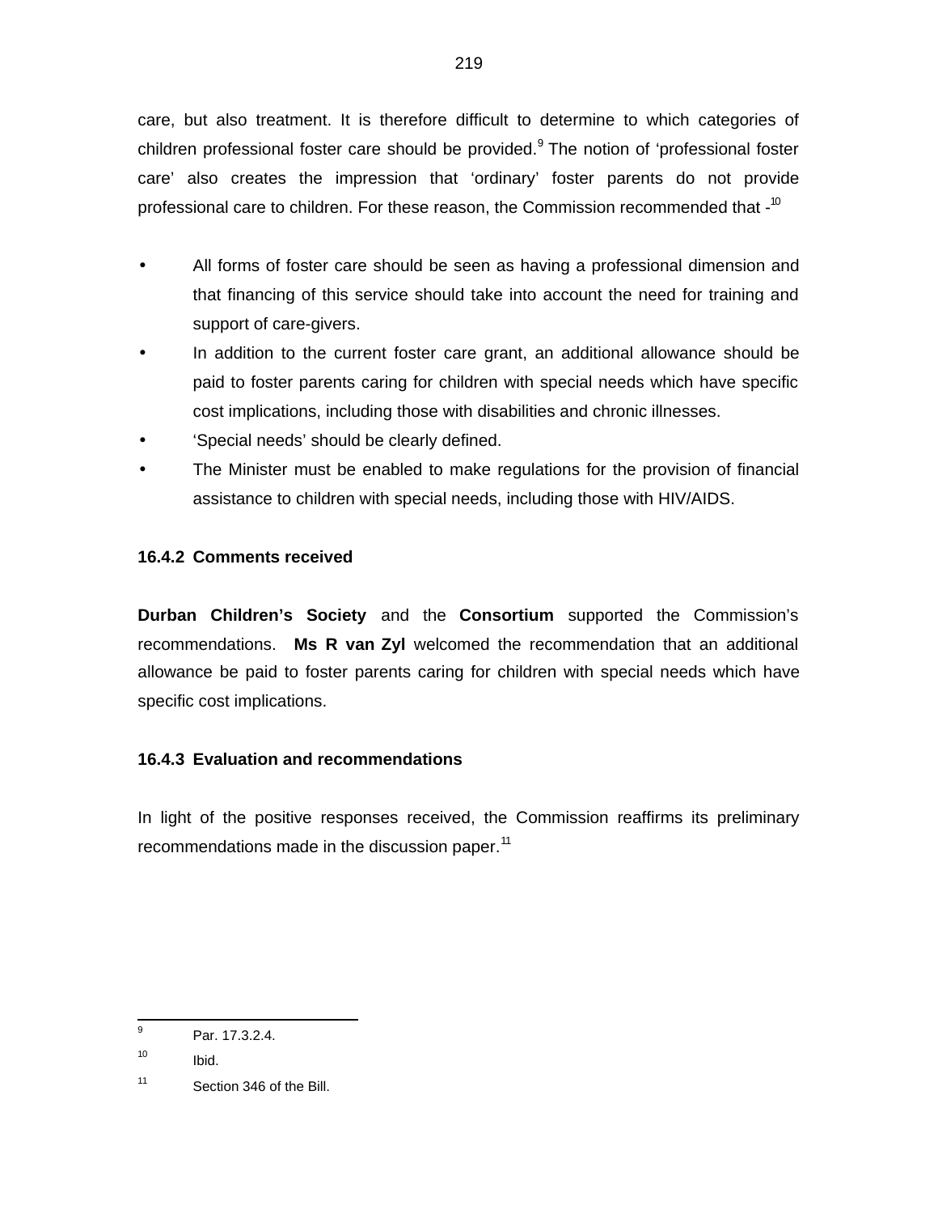care, but also treatment. It is therefore difficult to determine to which categories of children professional foster care should be provided.[9] The notion of 'professional foster care' also creates the impression that 'ordinary' foster parents do not provide professional care to children. For these reason, the Commission recommended that -[10]

- All forms of foster care should be seen as having a professional dimension and that financing of this service should take into account the need for training and support of care-givers.
- In addition to the current foster care grant, an additional allowance should be paid to foster parents caring for children with special needs which have specific cost implications, including those with disabilities and chronic illnesses.
- 'Special needs' should be clearly defined.
- The Minister must be enabled to make regulations for the provision of financial assistance to children with special needs, including those with HIV/AIDS.

### 16.4.2 Comments received

**Durban Children's Society** and the **Consortium** supported the Commission's recommendations. **Ms R van Zyl** welcomed the recommendation that an additional allowance be paid to foster parents caring for children with special needs which have specific cost implications.

### 16.4.3 Evaluation and recommendations

In light of the positive responses received, the Commission reaffirms its preliminary recommendations made in the discussion paper.[11]

---

[9] Par. 17.3.2.4.

[10] Ibid.

[11] Section 346 of the Bill.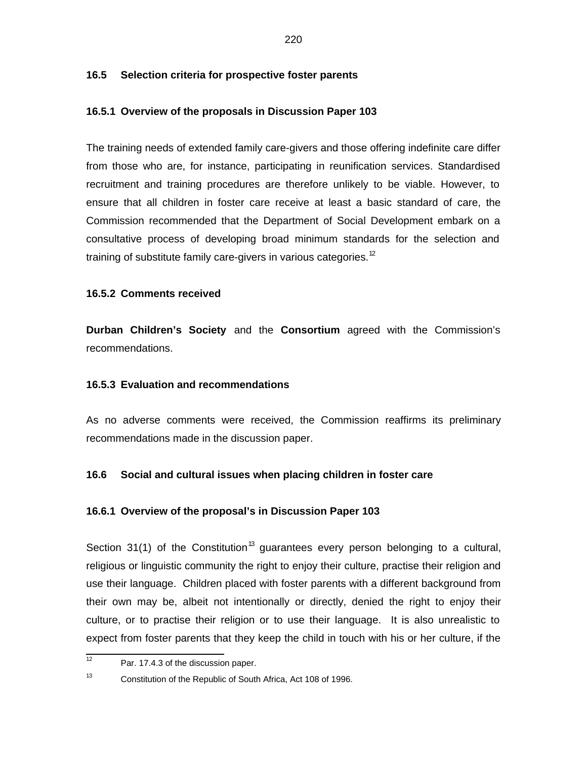### 16.5 Selection criteria for prospective foster parents

#### 16.5.1 Overview of the proposals in Discussion Paper 103

The training needs of extended family care-givers and those offering indefinite care differ from those who are, for instance, participating in reunification services. Standardised recruitment and training procedures are therefore unlikely to be viable. However, to ensure that all children in foster care receive at least a basic standard of care, the Commission recommended that the Department of Social Development embark on a consultative process of developing broad minimum standards for the selection and training of substitute family care-givers in various categories.[12]

#### 16.5.2 Comments received

**Durban Children's Society** and the **Consortium** agreed with the Commission's recommendations.

#### 16.5.3 Evaluation and recommendations

As no adverse comments were received, the Commission reaffirms its preliminary recommendations made in the discussion paper.

### 16.6 Social and cultural issues when placing children in foster care

#### 16.6.1 Overview of the proposal's in Discussion Paper 103

Section 31(1) of the Constitution[13] guarantees every person belonging to a cultural, religious or linguistic community the right to enjoy their culture, practise their religion and use their language. Children placed with foster parents with a different background from their own may be, albeit not intentionally or directly, denied the right to enjoy their culture, or to practise their religion or to use their language. It is also unrealistic to expect from foster parents that they keep the child in touch with his or her culture, if the

---

[12] Par. 17.4.3 of the discussion paper.

[13] Constitution of the Republic of South Africa, Act 108 of 1996.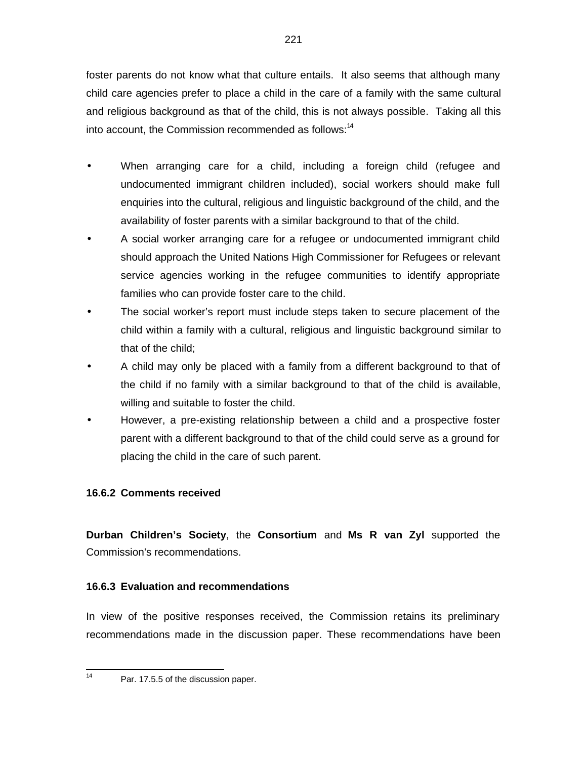foster parents do not know what that culture entails. It also seems that although many child care agencies prefer to place a child in the care of a family with the same cultural and religious background as that of the child, this is not always possible. Taking all this into account, the Commission recommended as follows:[14]

- When arranging care for a child, including a foreign child (refugee and undocumented immigrant children included), social workers should make full enquiries into the cultural, religious and linguistic background of the child, and the availability of foster parents with a similar background to that of the child.
- A social worker arranging care for a refugee or undocumented immigrant child should approach the United Nations High Commissioner for Refugees or relevant service agencies working in the refugee communities to identify appropriate families who can provide foster care to the child.
- The social worker's report must include steps taken to secure placement of the child within a family with a cultural, religious and linguistic background similar to that of the child;
- A child may only be placed with a family from a different background to that of the child if no family with a similar background to that of the child is available, willing and suitable to foster the child.
- However, a pre-existing relationship between a child and a prospective foster parent with a different background to that of the child could serve as a ground for placing the child in the care of such parent.

#### 16.6.2 Comments received

**Durban Children's Society**, the **Consortium** and **Ms R van Zyl** supported the Commission's recommendations.

#### 16.6.3 Evaluation and recommendations

In view of the positive responses received, the Commission retains its preliminary recommendations made in the discussion paper. These recommendations have been

---

[14] Par. 17.5.5 of the discussion paper.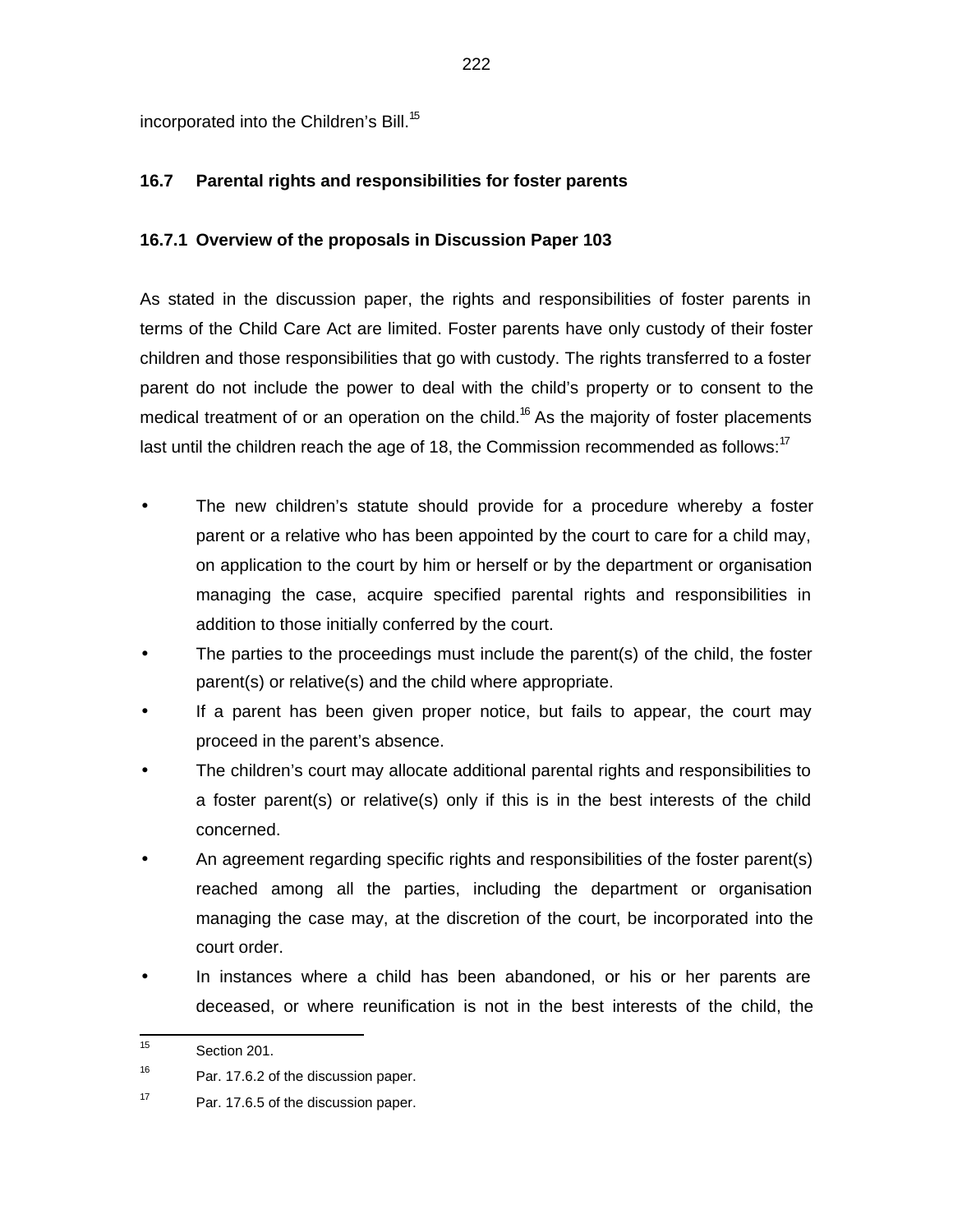incorporated into the Children's Bill.[15]

### 16.7 Parental rights and responsibilities for foster parents

#### 16.7.1 Overview of the proposals in Discussion Paper 103

As stated in the discussion paper, the rights and responsibilities of foster parents in terms of the Child Care Act are limited. Foster parents have only custody of their foster children and those responsibilities that go with custody. The rights transferred to a foster parent do not include the power to deal with the child's property or to consent to the medical treatment of or an operation on the child.[16] As the majority of foster placements last until the children reach the age of 18, the Commission recommended as follows:[17]

- The new children's statute should provide for a procedure whereby a foster parent or a relative who has been appointed by the court to care for a child may, on application to the court by him or herself or by the department or organisation managing the case, acquire specified parental rights and responsibilities in addition to those initially conferred by the court.
- The parties to the proceedings must include the parent(s) of the child, the foster parent(s) or relative(s) and the child where appropriate.
- If a parent has been given proper notice, but fails to appear, the court may proceed in the parent's absence.
- The children's court may allocate additional parental rights and responsibilities to a foster parent(s) or relative(s) only if this is in the best interests of the child concerned.
- An agreement regarding specific rights and responsibilities of the foster parent(s) reached among all the parties, including the department or organisation managing the case may, at the discretion of the court, be incorporated into the court order.
- In instances where a child has been abandoned, or his or her parents are deceased, or where reunification is not in the best interests of the child, the

---

[15] Section 201.

[16] Par. 17.6.2 of the discussion paper.

[17] Par. 17.6.5 of the discussion paper.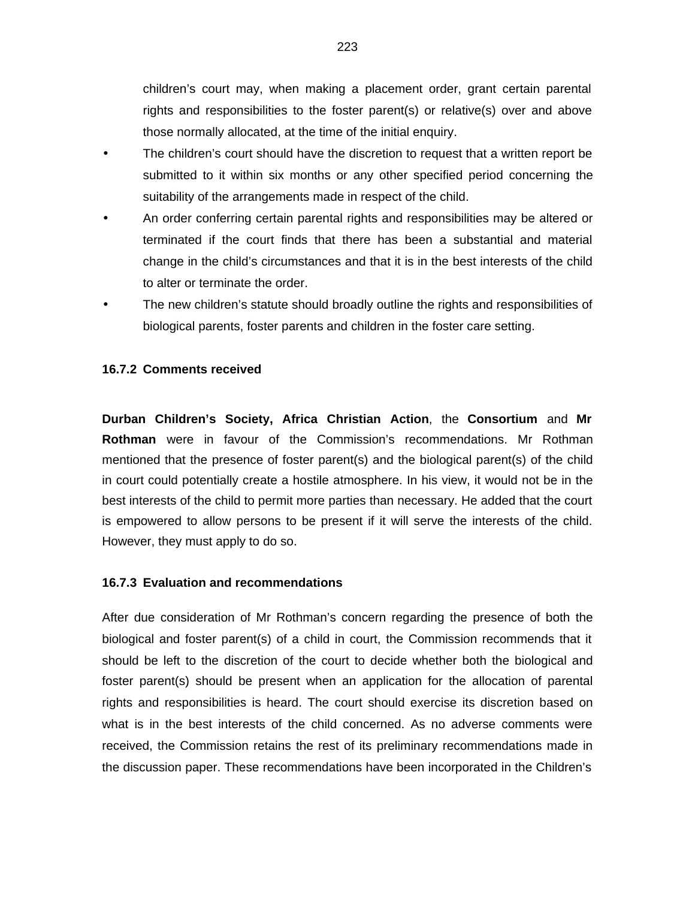children's court may, when making a placement order, grant certain parental rights and responsibilities to the foster parent(s) or relative(s) over and above those normally allocated, at the time of the initial enquiry.

- The children's court should have the discretion to request that a written report be submitted to it within six months or any other specified period concerning the suitability of the arrangements made in respect of the child.
- An order conferring certain parental rights and responsibilities may be altered or terminated if the court finds that there has been a substantial and material change in the child's circumstances and that it is in the best interests of the child to alter or terminate the order.
- The new children's statute should broadly outline the rights and responsibilities of biological parents, foster parents and children in the foster care setting.

### 16.7.2 Comments received

**Durban Children's Society, Africa Christian Action**, the **Consortium** and **Mr Rothman** were in favour of the Commission's recommendations. Mr Rothman mentioned that the presence of foster parent(s) and the biological parent(s) of the child in court could potentially create a hostile atmosphere. In his view, it would not be in the best interests of the child to permit more parties than necessary. He added that the court is empowered to allow persons to be present if it will serve the interests of the child. However, they must apply to do so.

### 16.7.3 Evaluation and recommendations

After due consideration of Mr Rothman's concern regarding the presence of both the biological and foster parent(s) of a child in court, the Commission recommends that it should be left to the discretion of the court to decide whether both the biological and foster parent(s) should be present when an application for the allocation of parental rights and responsibilities is heard. The court should exercise its discretion based on what is in the best interests of the child concerned. As no adverse comments were received, the Commission retains the rest of its preliminary recommendations made in the discussion paper. These recommendations have been incorporated in the Children's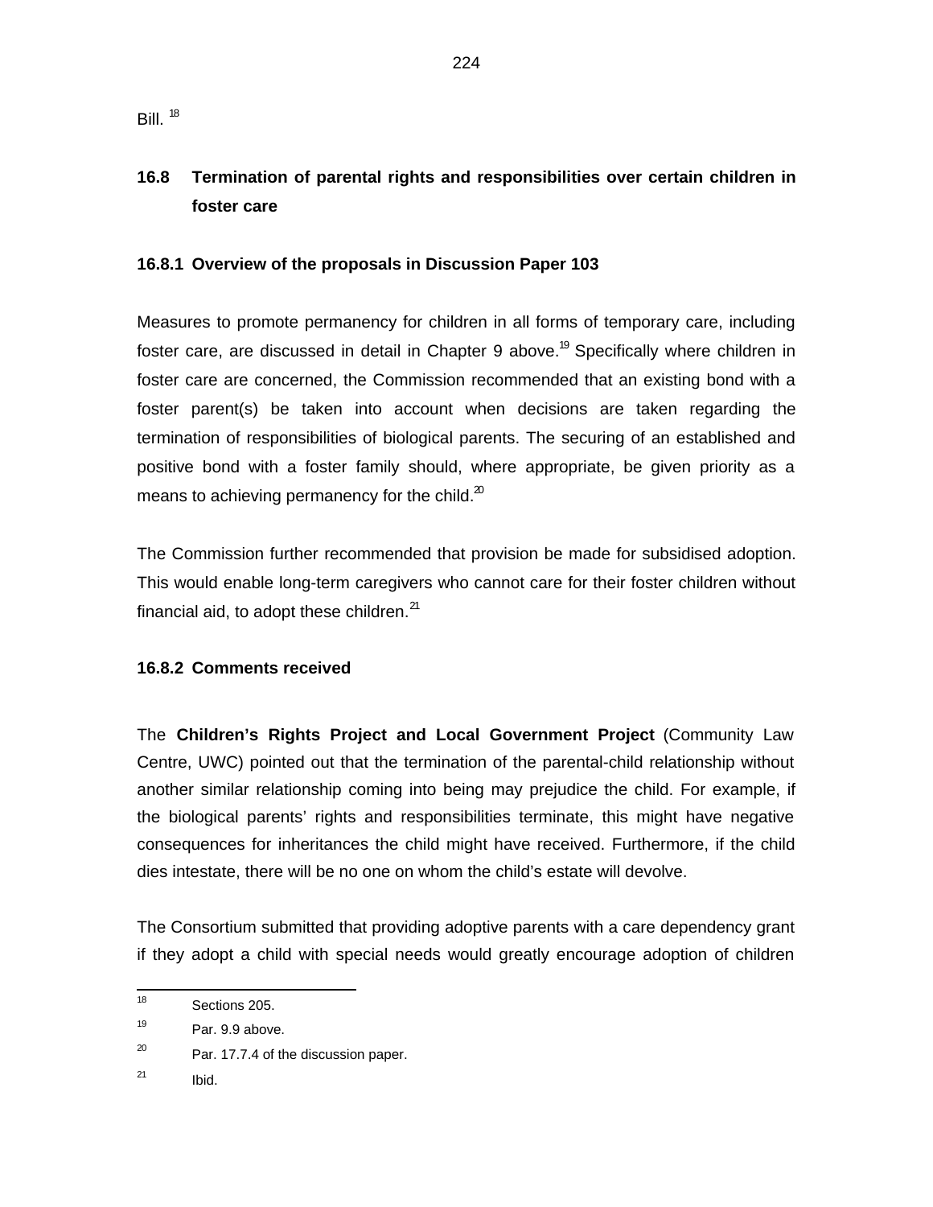Bill. [18]

## 16.8 Termination of parental rights and responsibilities over certain children in foster care

### 16.8.1 Overview of the proposals in Discussion Paper 103

Measures to promote permanency for children in all forms of temporary care, including foster care, are discussed in detail in Chapter 9 above.[19] Specifically where children in foster care are concerned, the Commission recommended that an existing bond with a foster parent(s) be taken into account when decisions are taken regarding the termination of responsibilities of biological parents. The securing of an established and positive bond with a foster family should, where appropriate, be given priority as a means to achieving permanency for the child.[20]

The Commission further recommended that provision be made for subsidised adoption. This would enable long-term caregivers who cannot care for their foster children without financial aid, to adopt these children.[21]

### 16.8.2 Comments received

The **Children's Rights Project and Local Government Project** (Community Law Centre, UWC) pointed out that the termination of the parental-child relationship without another similar relationship coming into being may prejudice the child. For example, if the biological parents' rights and responsibilities terminate, this might have negative consequences for inheritances the child might have received. Furthermore, if the child dies intestate, there will be no one on whom the child's estate will devolve.

The Consortium submitted that providing adoptive parents with a care dependency grant if they adopt a child with special needs would greatly encourage adoption of children

---

[18] Sections 205.

[19] Par. 9.9 above.

[20] Par. 17.7.4 of the discussion paper.

[21] Ibid.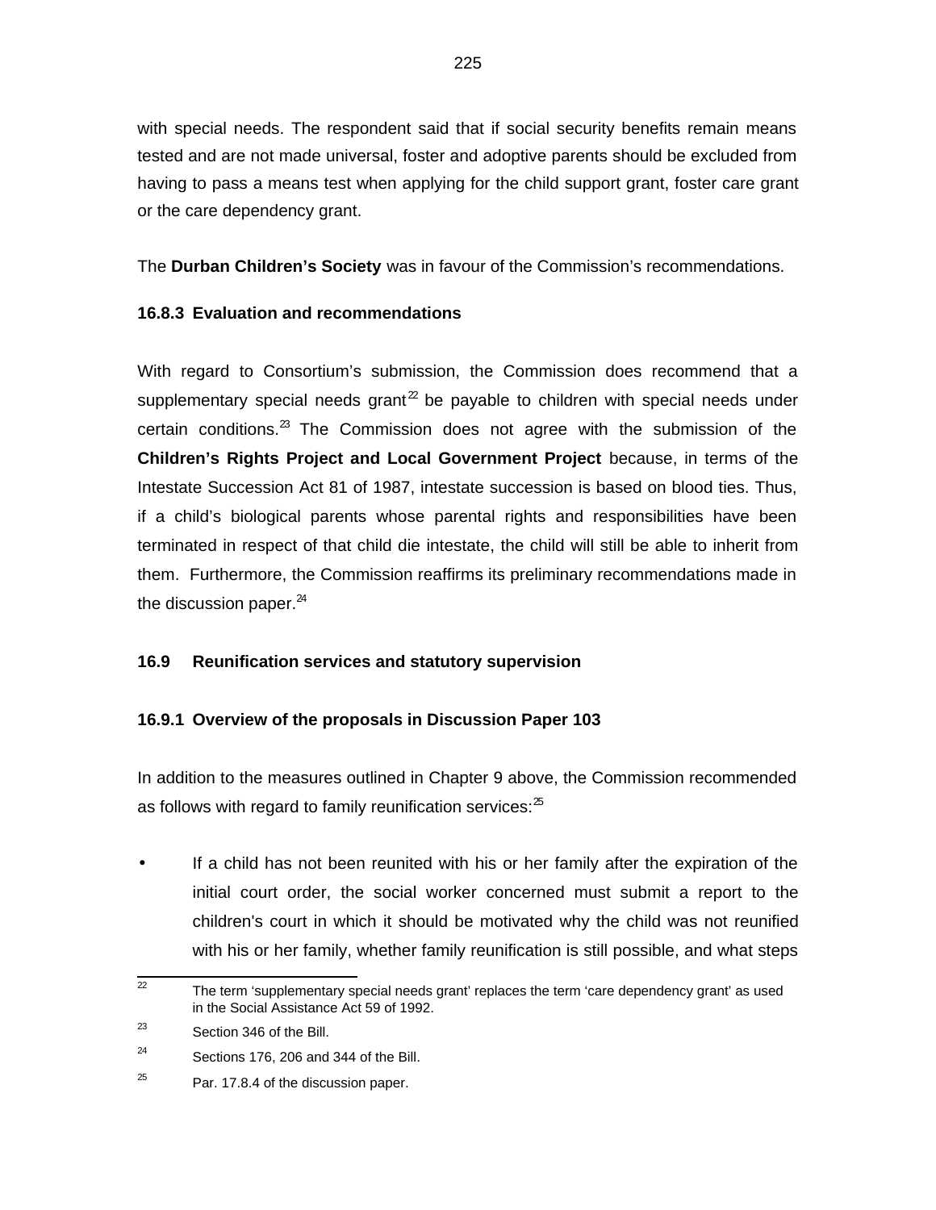with special needs. The respondent said that if social security benefits remain means tested and are not made universal, foster and adoptive parents should be excluded from having to pass a means test when applying for the child support grant, foster care grant or the care dependency grant.

The **Durban Children's Society** was in favour of the Commission's recommendations.

### 16.8.3 Evaluation and recommendations

With regard to Consortium's submission, the Commission does recommend that a supplementary special needs grant[22] be payable to children with special needs under certain conditions.[23] The Commission does not agree with the submission of the **Children's Rights Project and Local Government Project** because, in terms of the Intestate Succession Act 81 of 1987, intestate succession is based on blood ties. Thus, if a child's biological parents whose parental rights and responsibilities have been terminated in respect of that child die intestate, the child will still be able to inherit from them. Furthermore, the Commission reaffirms its preliminary recommendations made in the discussion paper.[24]

## 16.9 Reunification services and statutory supervision

### 16.9.1 Overview of the proposals in Discussion Paper 103

In addition to the measures outlined in Chapter 9 above, the Commission recommended as follows with regard to family reunification services:[25]

- If a child has not been reunited with his or her family after the expiration of the initial court order, the social worker concerned must submit a report to the children's court in which it should be motivated why the child was not reunified with his or her family, whether family reunification is still possible, and what steps

---

[22] The term 'supplementary special needs grant' replaces the term 'care dependency grant' as used in the Social Assistance Act 59 of 1992.

[23] Section 346 of the Bill.

[24] Sections 176, 206 and 344 of the Bill.

[25] Par. 17.8.4 of the discussion paper.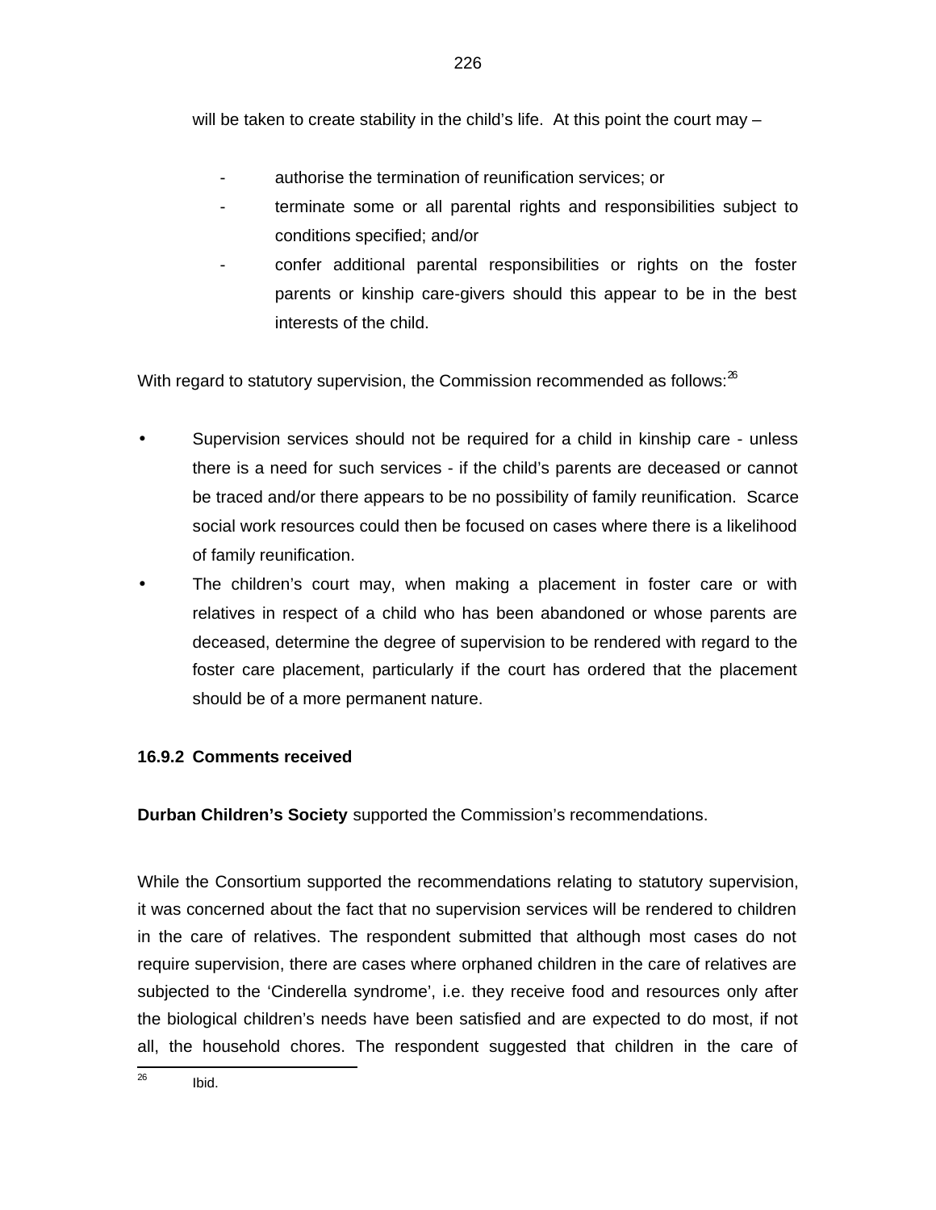will be taken to create stability in the child's life. At this point the court may –

- authorise the termination of reunification services; or
- terminate some or all parental rights and responsibilities subject to conditions specified; and/or
- confer additional parental responsibilities or rights on the foster parents or kinship care-givers should this appear to be in the best interests of the child.

With regard to statutory supervision, the Commission recommended as follows:[26]

- Supervision services should not be required for a child in kinship care - unless there is a need for such services - if the child's parents are deceased or cannot be traced and/or there appears to be no possibility of family reunification. Scarce social work resources could then be focused on cases where there is a likelihood of family reunification.
- The children's court may, when making a placement in foster care or with relatives in respect of a child who has been abandoned or whose parents are deceased, determine the degree of supervision to be rendered with regard to the foster care placement, particularly if the court has ordered that the placement should be of a more permanent nature.

### 16.9.2 Comments received

**Durban Children's Society** supported the Commission's recommendations.

While the Consortium supported the recommendations relating to statutory supervision, it was concerned about the fact that no supervision services will be rendered to children in the care of relatives. The respondent submitted that although most cases do not require supervision, there are cases where orphaned children in the care of relatives are subjected to the 'Cinderella syndrome', i.e. they receive food and resources only after the biological children's needs have been satisfied and are expected to do most, if not all, the household chores. The respondent suggested that children in the care of

---

[26] Ibid.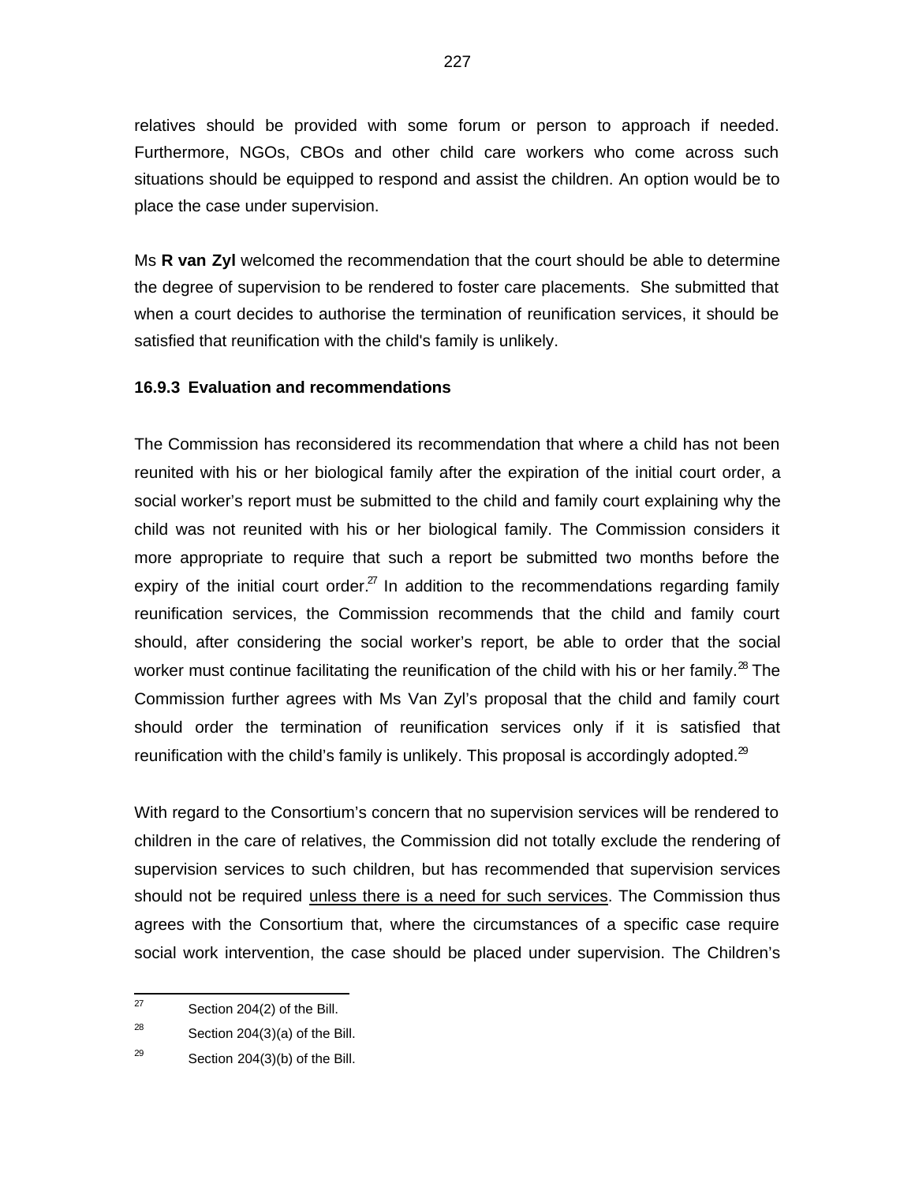relatives should be provided with some forum or person to approach if needed. Furthermore, NGOs, CBOs and other child care workers who come across such situations should be equipped to respond and assist the children. An option would be to place the case under supervision.

Ms **R van Zyl** welcomed the recommendation that the court should be able to determine the degree of supervision to be rendered to foster care placements. She submitted that when a court decides to authorise the termination of reunification services, it should be satisfied that reunification with the child's family is unlikely.

### 16.9.3 Evaluation and recommendations

The Commission has reconsidered its recommendation that where a child has not been reunited with his or her biological family after the expiration of the initial court order, a social worker's report must be submitted to the child and family court explaining why the child was not reunited with his or her biological family. The Commission considers it more appropriate to require that such a report be submitted two months before the expiry of the initial court order.[27] In addition to the recommendations regarding family reunification services, the Commission recommends that the child and family court should, after considering the social worker's report, be able to order that the social worker must continue facilitating the reunification of the child with his or her family.[28] The Commission further agrees with Ms Van Zyl's proposal that the child and family court should order the termination of reunification services only if it is satisfied that reunification with the child's family is unlikely. This proposal is accordingly adopted.[29]

With regard to the Consortium's concern that no supervision services will be rendered to children in the care of relatives, the Commission did not totally exclude the rendering of supervision services to such children, but has recommended that supervision services should not be required <u>unless there is a need for such services</u>. The Commission thus agrees with the Consortium that, where the circumstances of a specific case require social work intervention, the case should be placed under supervision. The Children's

---

[27] Section 204(2) of the Bill.

[28] Section 204(3)(a) of the Bill.

[29] Section 204(3)(b) of the Bill.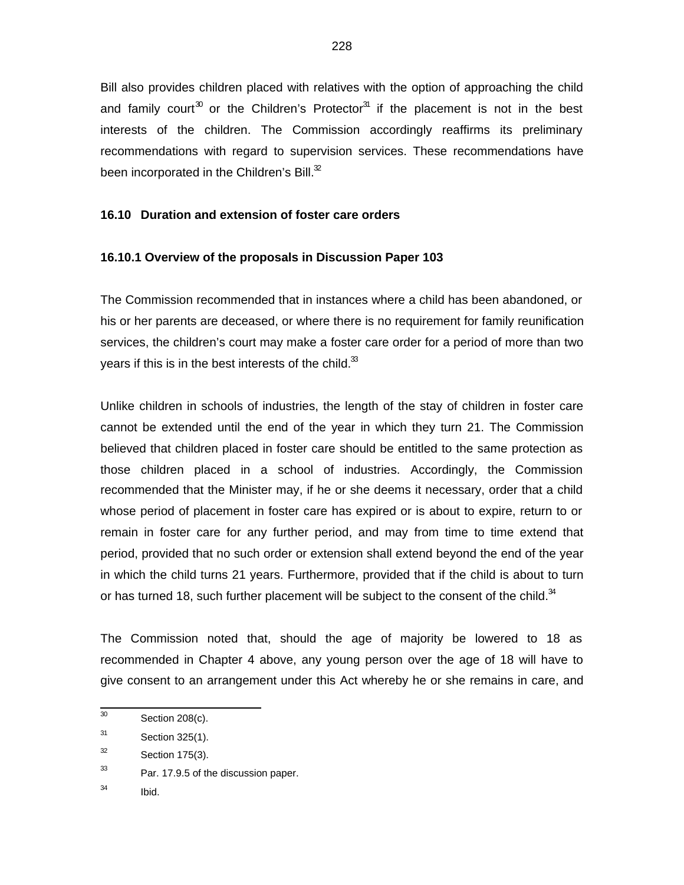Bill also provides children placed with relatives with the option of approaching the child and family court[30] or the Children's Protector[31] if the placement is not in the best interests of the children. The Commission accordingly reaffirms its preliminary recommendations with regard to supervision services. These recommendations have been incorporated in the Children's Bill.[32]

### 16.10 Duration and extension of foster care orders

#### 16.10.1 Overview of the proposals in Discussion Paper 103

The Commission recommended that in instances where a child has been abandoned, or his or her parents are deceased, or where there is no requirement for family reunification services, the children's court may make a foster care order for a period of more than two years if this is in the best interests of the child.[33]

Unlike children in schools of industries, the length of the stay of children in foster care cannot be extended until the end of the year in which they turn 21. The Commission believed that children placed in foster care should be entitled to the same protection as those children placed in a school of industries. Accordingly, the Commission recommended that the Minister may, if he or she deems it necessary, order that a child whose period of placement in foster care has expired or is about to expire, return to or remain in foster care for any further period, and may from time to time extend that period, provided that no such order or extension shall extend beyond the end of the year in which the child turns 21 years. Furthermore, provided that if the child is about to turn or has turned 18, such further placement will be subject to the consent of the child.[34]

The Commission noted that, should the age of majority be lowered to 18 as recommended in Chapter 4 above, any young person over the age of 18 will have to give consent to an arrangement under this Act whereby he or she remains in care, and

---

[30] Section 208(c).

[31] Section 325(1).

[32] Section 175(3).

[33] Par. 17.9.5 of the discussion paper.

[34] Ibid.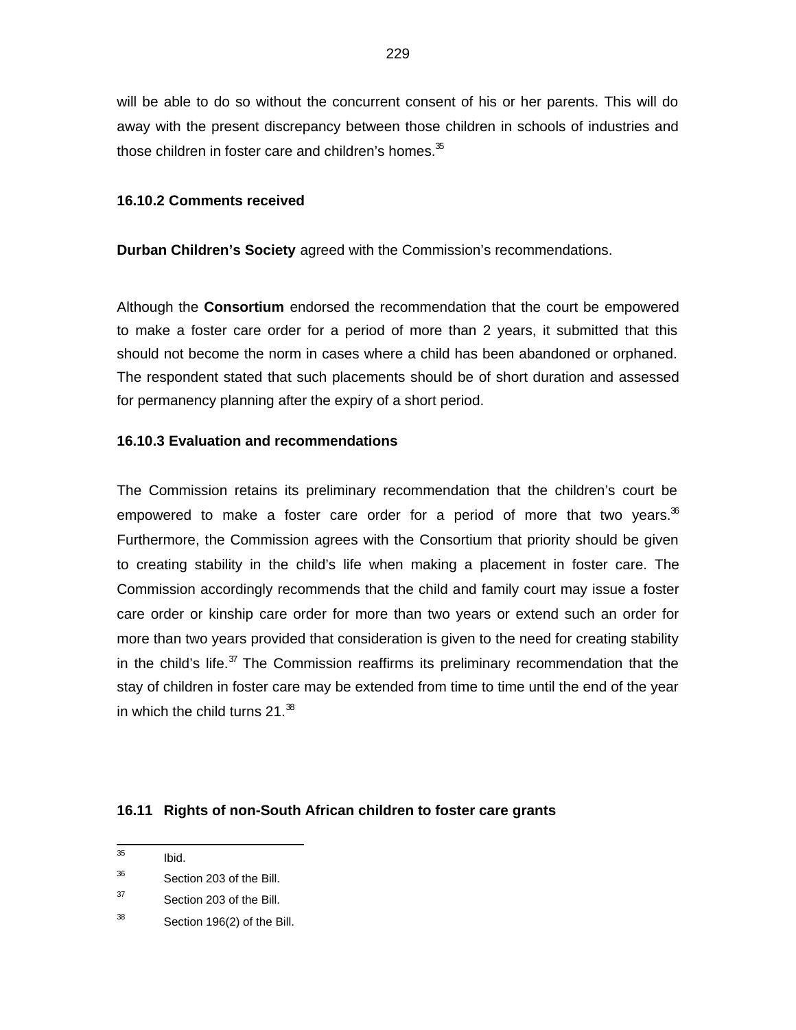will be able to do so without the concurrent consent of his or her parents. This will do away with the present discrepancy between those children in schools of industries and those children in foster care and children's homes.[35]

### 16.10.2 Comments received

**Durban Children's Society** agreed with the Commission's recommendations.

Although the **Consortium** endorsed the recommendation that the court be empowered to make a foster care order for a period of more than 2 years, it submitted that this should not become the norm in cases where a child has been abandoned or orphaned. The respondent stated that such placements should be of short duration and assessed for permanency planning after the expiry of a short period.

### 16.10.3 Evaluation and recommendations

The Commission retains its preliminary recommendation that the children's court be empowered to make a foster care order for a period of more that two years.[36] Furthermore, the Commission agrees with the Consortium that priority should be given to creating stability in the child's life when making a placement in foster care. The Commission accordingly recommends that the child and family court may issue a foster care order or kinship care order for more than two years or extend such an order for more than two years provided that consideration is given to the need for creating stability in the child's life.[37] The Commission reaffirms its preliminary recommendation that the stay of children in foster care may be extended from time to time until the end of the year in which the child turns 21.[38]

## 16.11 Rights of non-South African children to foster care grants

---

[35] Ibid.

[36] Section 203 of the Bill.

[37] Section 203 of the Bill.

[38] Section 196(2) of the Bill.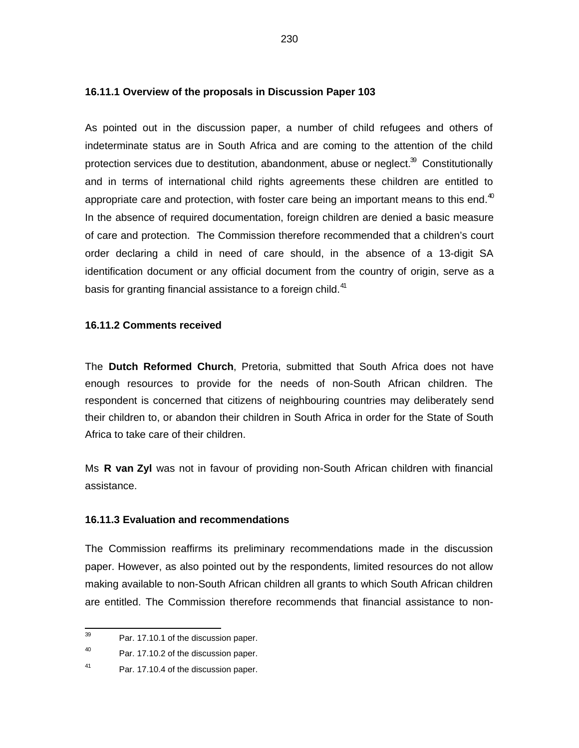### 16.11.1 Overview of the proposals in Discussion Paper 103

As pointed out in the discussion paper, a number of child refugees and others of indeterminate status are in South Africa and are coming to the attention of the child protection services due to destitution, abandonment, abuse or neglect.[39] Constitutionally and in terms of international child rights agreements these children are entitled to appropriate care and protection, with foster care being an important means to this end.[40] In the absence of required documentation, foreign children are denied a basic measure of care and protection. The Commission therefore recommended that a children's court order declaring a child in need of care should, in the absence of a 13-digit SA identification document or any official document from the country of origin, serve as a basis for granting financial assistance to a foreign child.[41]

### 16.11.2 Comments received

The **Dutch Reformed Church**, Pretoria, submitted that South Africa does not have enough resources to provide for the needs of non-South African children. The respondent is concerned that citizens of neighbouring countries may deliberately send their children to, or abandon their children in South Africa in order for the State of South Africa to take care of their children.

Ms **R van Zyl** was not in favour of providing non-South African children with financial assistance.

### 16.11.3 Evaluation and recommendations

The Commission reaffirms its preliminary recommendations made in the discussion paper. However, as also pointed out by the respondents, limited resources do not allow making available to non-South African children all grants to which South African children are entitled. The Commission therefore recommends that financial assistance to non-

---

[39] Par. 17.10.1 of the discussion paper.

[40] Par. 17.10.2 of the discussion paper.

[41] Par. 17.10.4 of the discussion paper.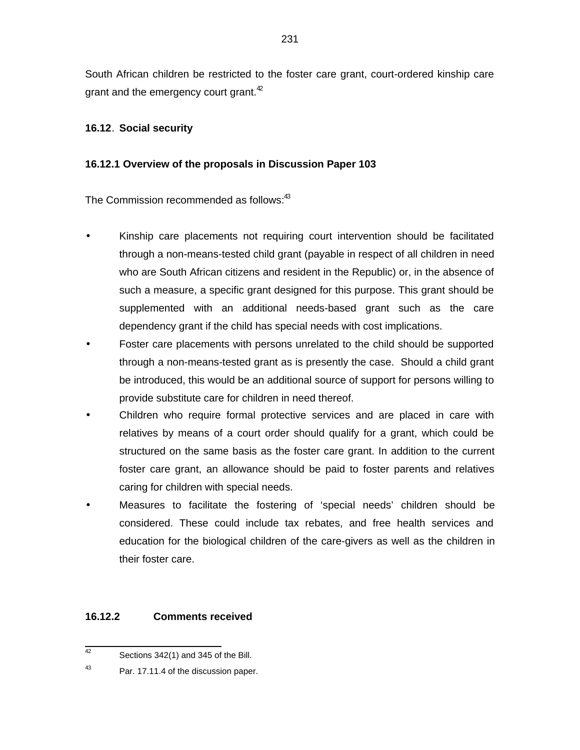South African children be restricted to the foster care grant, court-ordered kinship care grant and the emergency court grant.[42]

### 16.12. Social security

#### 16.12.1 Overview of the proposals in Discussion Paper 103

The Commission recommended as follows:[43]

- Kinship care placements not requiring court intervention should be facilitated through a non-means-tested child grant (payable in respect of all children in need who are South African citizens and resident in the Republic) or, in the absence of such a measure, a specific grant designed for this purpose. This grant should be supplemented with an additional needs-based grant such as the care dependency grant if the child has special needs with cost implications.
- Foster care placements with persons unrelated to the child should be supported through a non-means-tested grant as is presently the case. Should a child grant be introduced, this would be an additional source of support for persons willing to provide substitute care for children in need thereof.
- Children who require formal protective services and are placed in care with relatives by means of a court order should qualify for a grant, which could be structured on the same basis as the foster care grant. In addition to the current foster care grant, an allowance should be paid to foster parents and relatives caring for children with special needs.
- Measures to facilitate the fostering of 'special needs' children should be considered. These could include tax rebates, and free health services and education for the biological children of the care-givers as well as the children in their foster care.

#### 16.12.2 Comments received

[42] Sections 342(1) and 345 of the Bill.

[43] Par. 17.11.4 of the discussion paper.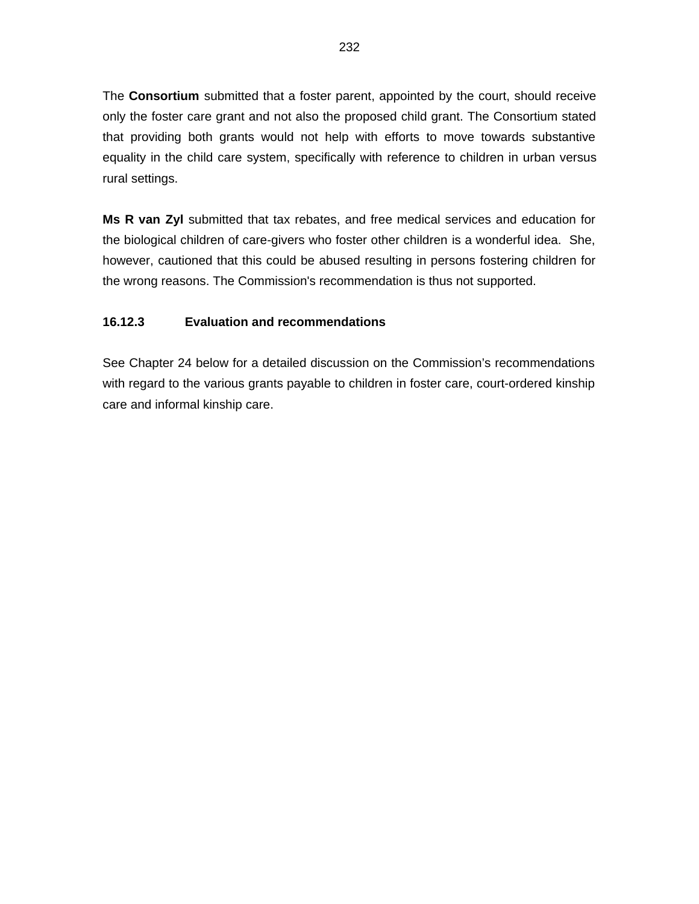The **Consortium** submitted that a foster parent, appointed by the court, should receive only the foster care grant and not also the proposed child grant. The Consortium stated that providing both grants would not help with efforts to move towards substantive equality in the child care system, specifically with reference to children in urban versus rural settings.

**Ms R van Zyl** submitted that tax rebates, and free medical services and education for the biological children of care-givers who foster other children is a wonderful idea. She, however, cautioned that this could be abused resulting in persons fostering children for the wrong reasons. The Commission's recommendation is thus not supported.

### 16.12.3 Evaluation and recommendations

See Chapter 24 below for a detailed discussion on the Commission's recommendations with regard to the various grants payable to children in foster care, court-ordered kinship care and informal kinship care.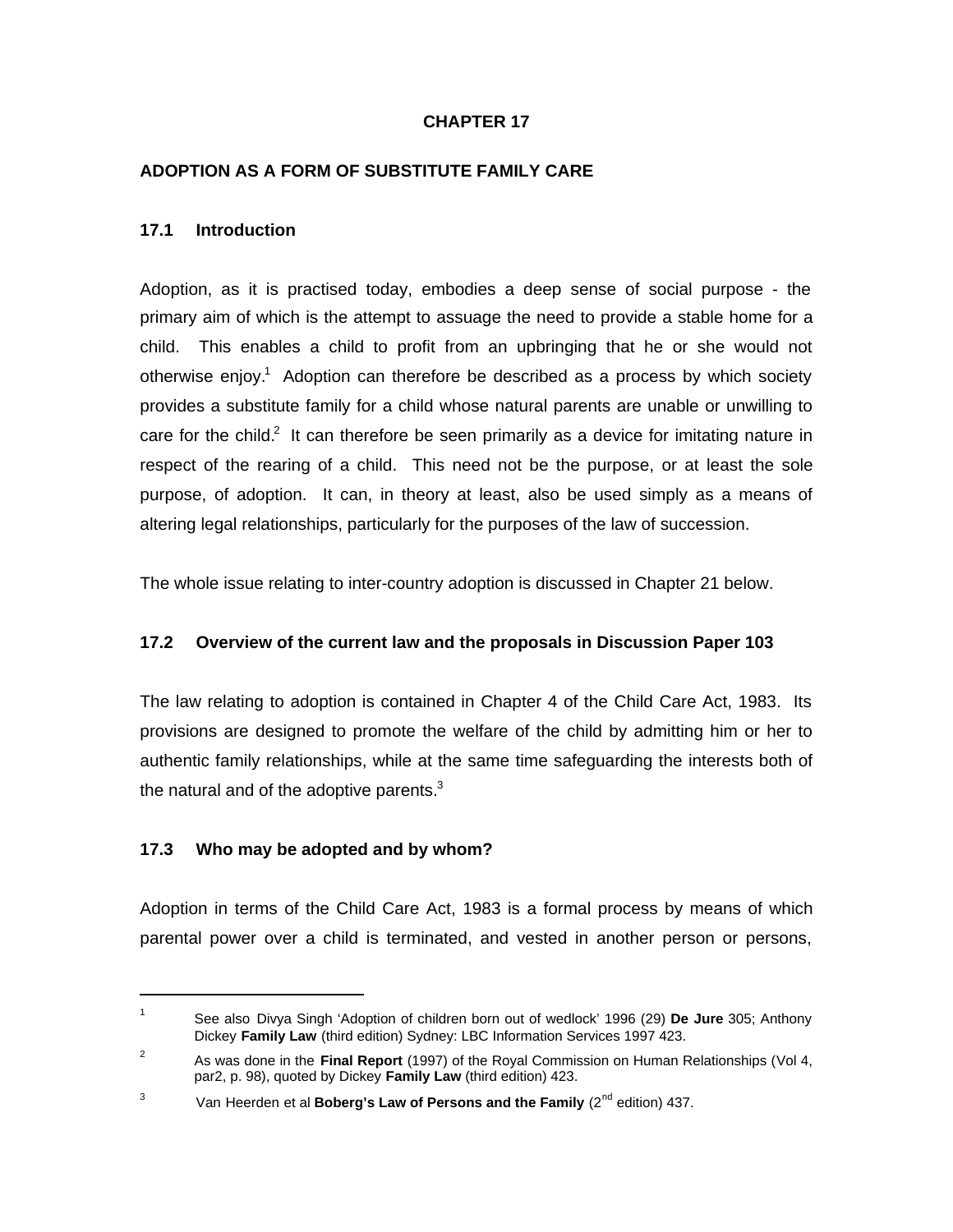# CHAPTER 17

## ADOPTION AS A FORM OF SUBSTITUTE FAMILY CARE

### 17.1 Introduction

Adoption, as it is practised today, embodies a deep sense of social purpose - the primary aim of which is the attempt to assuage the need to provide a stable home for a child. This enables a child to profit from an upbringing that he or she would not otherwise enjoy.[1] Adoption can therefore be described as a process by which society provides a substitute family for a child whose natural parents are unable or unwilling to care for the child.[2] It can therefore be seen primarily as a device for imitating nature in respect of the rearing of a child. This need not be the purpose, or at least the sole purpose, of adoption. It can, in theory at least, also be used simply as a means of altering legal relationships, particularly for the purposes of the law of succession.

The whole issue relating to inter-country adoption is discussed in Chapter 21 below.

### 17.2 Overview of the current law and the proposals in Discussion Paper 103

The law relating to adoption is contained in Chapter 4 of the Child Care Act, 1983. Its provisions are designed to promote the welfare of the child by admitting him or her to authentic family relationships, while at the same time safeguarding the interests both of the natural and of the adoptive parents.[3]

### 17.3 Who may be adopted and by whom?

Adoption in terms of the Child Care Act, 1983 is a formal process by means of which parental power over a child is terminated, and vested in another person or persons,

---

[1] See also Divya Singh 'Adoption of children born out of wedlock' 1996 (29) **De Jure** 305; Anthony Dickey **Family Law** (third edition) Sydney: LBC Information Services 1997 423.

[2] As was done in the **Final Report** (1997) of the Royal Commission on Human Relationships (Vol 4, par2, p. 98), quoted by Dickey **Family Law** (third edition) 423.

[3] Van Heerden et al **Boberg's Law of Persons and the Family** (2nd edition) 437.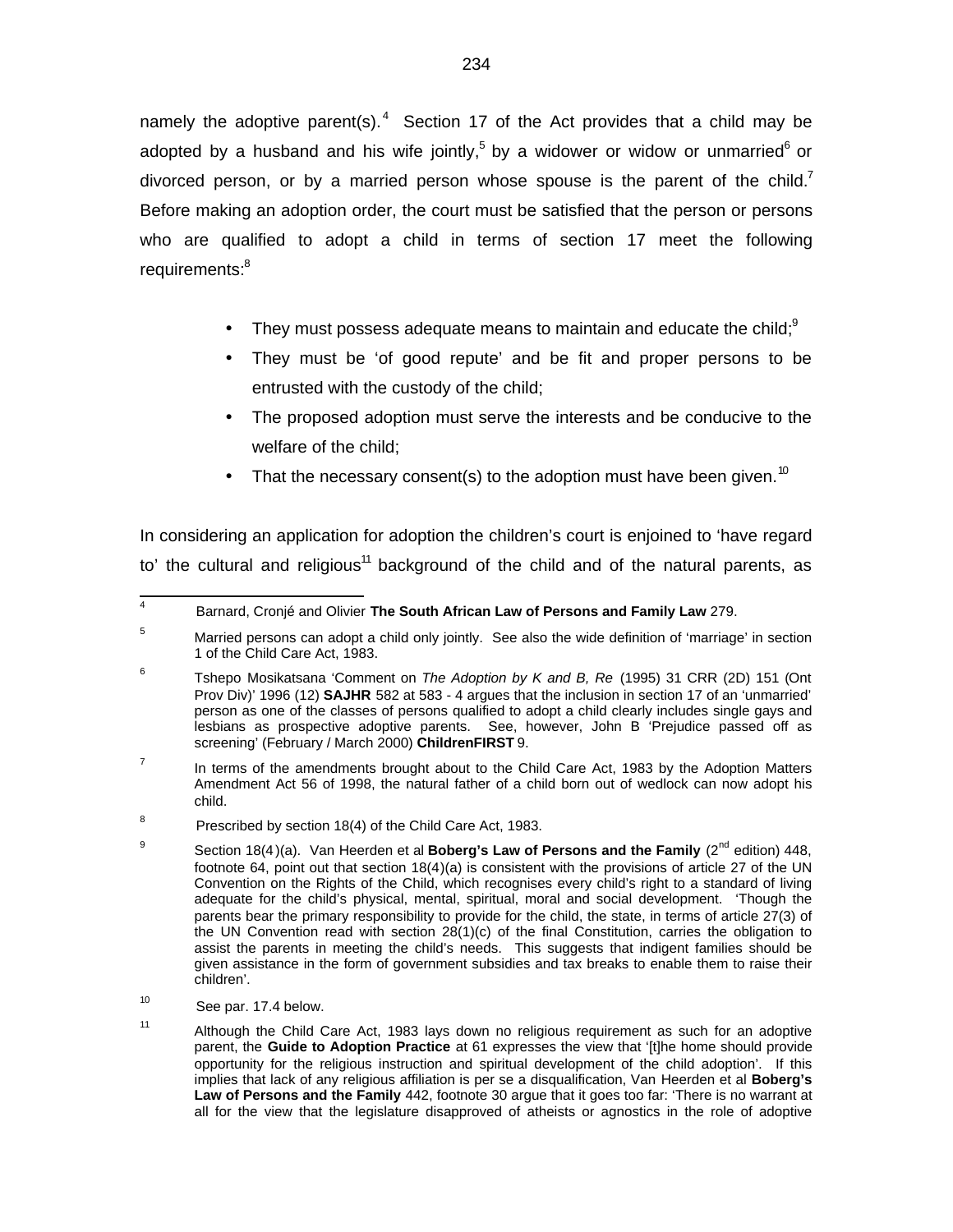namely the adoptive parent(s).[4] Section 17 of the Act provides that a child may be adopted by a husband and his wife jointly,[5] by a widower or widow or unmarried[6] or divorced person, or by a married person whose spouse is the parent of the child.[7] Before making an adoption order, the court must be satisfied that the person or persons who are qualified to adopt a child in terms of section 17 meet the following requirements:[8]

- They must possess adequate means to maintain and educate the child;[9]
- They must be 'of good repute' and be fit and proper persons to be entrusted with the custody of the child;
- The proposed adoption must serve the interests and be conducive to the welfare of the child;
- That the necessary consent(s) to the adoption must have been given.[10]

In considering an application for adoption the children's court is enjoined to 'have regard to' the cultural and religious[11] background of the child and of the natural parents, as

---

[4] Barnard, Cronjé and Olivier **The South African Law of Persons and Family Law** 279.

[5] Married persons can adopt a child only jointly. See also the wide definition of 'marriage' in section 1 of the Child Care Act, 1983.

[6] Tshepo Mosikatsana 'Comment on *The Adoption by K and B, Re* (1995) 31 CRR (2D) 151 (Ont Prov Div)' 1996 (12) **SAJHR** 582 at 583 - 4 argues that the inclusion in section 17 of an 'unmarried' person as one of the classes of persons qualified to adopt a child clearly includes single gays and lesbians as prospective adoptive parents. See, however, John B 'Prejudice passed off as screening' (February / March 2000) **ChildrenFIRST** 9.

[7] In terms of the amendments brought about to the Child Care Act, 1983 by the Adoption Matters Amendment Act 56 of 1998, the natural father of a child born out of wedlock can now adopt his child.

[8] Prescribed by section 18(4) of the Child Care Act, 1983.

[9] Section 18(4)(a). Van Heerden et al **Boberg's Law of Persons and the Family** (2nd edition) 448, footnote 64, point out that section 18(4)(a) is consistent with the provisions of article 27 of the UN Convention on the Rights of the Child, which recognises every child's right to a standard of living adequate for the child's physical, mental, spiritual, moral and social development. 'Though the parents bear the primary responsibility to provide for the child, the state, in terms of article 27(3) of the UN Convention read with section 28(1)(c) of the final Constitution, carries the obligation to assist the parents in meeting the child's needs. This suggests that indigent families should be given assistance in the form of government subsidies and tax breaks to enable them to raise their children'.

[10] See par. 17.4 below.

[11] Although the Child Care Act, 1983 lays down no religious requirement as such for an adoptive parent, the **Guide to Adoption Practice** at 61 expresses the view that '[t]he home should provide opportunity for the religious instruction and spiritual development of the child adoption'. If this implies that lack of any religious affiliation is per se a disqualification, Van Heerden et al **Boberg's Law of Persons and the Family** 442, footnote 30 argue that it goes too far: 'There is no warrant at all for the view that the legislature disapproved of atheists or agnostics in the role of adoptive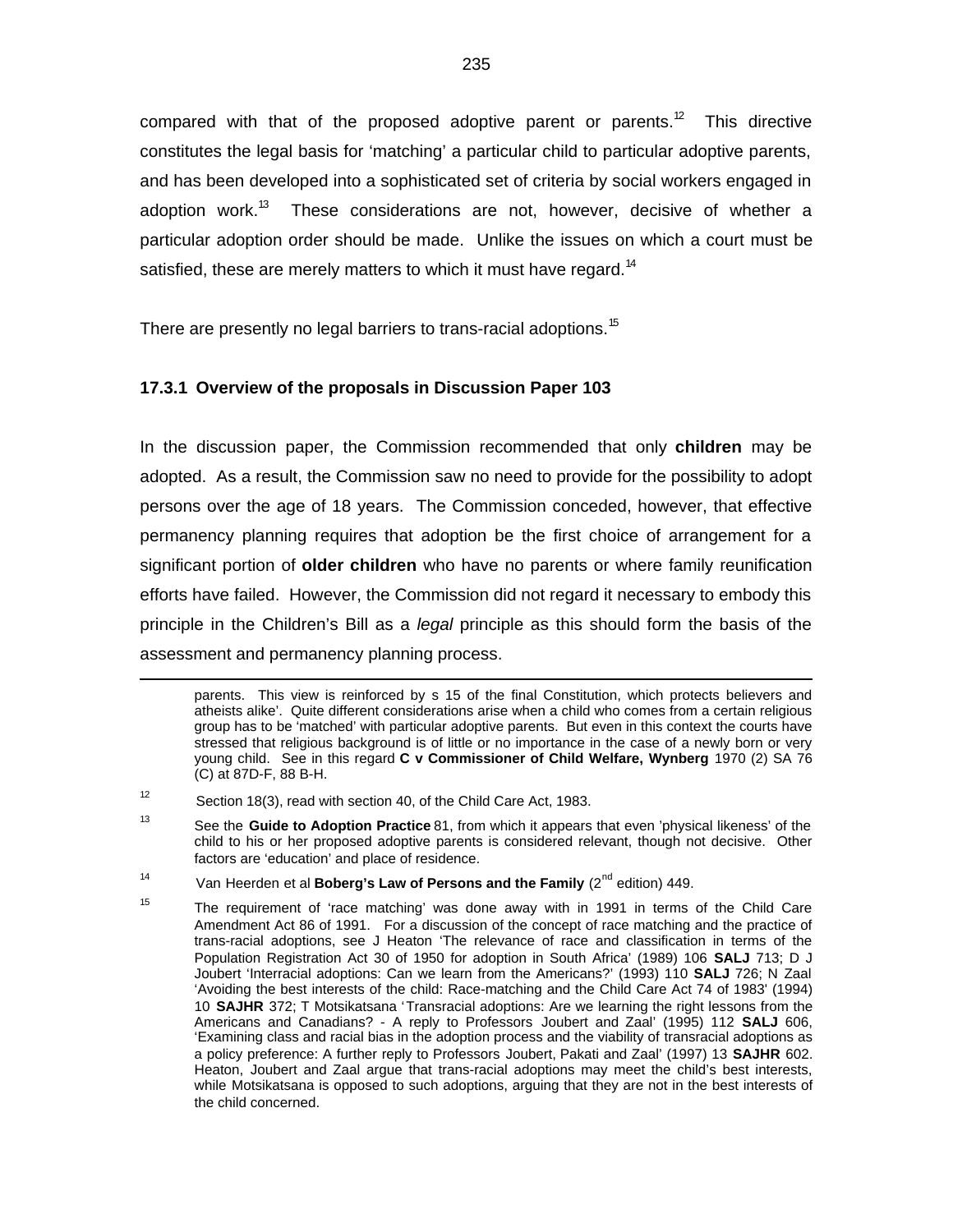compared with that of the proposed adoptive parent or parents.[12] This directive constitutes the legal basis for 'matching' a particular child to particular adoptive parents, and has been developed into a sophisticated set of criteria by social workers engaged in adoption work.[13] These considerations are not, however, decisive of whether a particular adoption order should be made. Unlike the issues on which a court must be satisfied, these are merely matters to which it must have regard.[14]

There are presently no legal barriers to trans-racial adoptions.[15]

### 17.3.1 Overview of the proposals in Discussion Paper 103

In the discussion paper, the Commission recommended that only **children** may be adopted. As a result, the Commission saw no need to provide for the possibility to adopt persons over the age of 18 years. The Commission conceded, however, that effective permanency planning requires that adoption be the first choice of arrangement for a significant portion of **older children** who have no parents or where family reunification efforts have failed. However, the Commission did not regard it necessary to embody this principle in the Children's Bill as a *legal* principle as this should form the basis of the assessment and permanency planning process.

---

parents. This view is reinforced by s 15 of the final Constitution, which protects believers and atheists alike'. Quite different considerations arise when a child who comes from a certain religious group has to be 'matched' with particular adoptive parents. But even in this context the courts have stressed that religious background is of little or no importance in the case of a newly born or very young child. See in this regard **C v Commissioner of Child Welfare, Wynberg** 1970 (2) SA 76 (C) at 87D-F, 88 B-H.

[12] Section 18(3), read with section 40, of the Child Care Act, 1983.

[13] See the **Guide to Adoption Practice** 81, from which it appears that even 'physical likeness' of the child to his or her proposed adoptive parents is considered relevant, though not decisive. Other factors are 'education' and place of residence.

[14] Van Heerden et al **Boberg's Law of Persons and the Family** (2nd edition) 449.

[15] The requirement of 'race matching' was done away with in 1991 in terms of the Child Care Amendment Act 86 of 1991. For a discussion of the concept of race matching and the practice of trans-racial adoptions, see J Heaton 'The relevance of race and classification in terms of the Population Registration Act 30 of 1950 for adoption in South Africa' (1989) 106 **SALJ** 713; D J Joubert 'Interracial adoptions: Can we learn from the Americans?' (1993) 110 **SALJ** 726; N Zaal 'Avoiding the best interests of the child: Race-matching and the Child Care Act 74 of 1983' (1994) 10 **SAJHR** 372; T Motsikatsana 'Transracial adoptions: Are we learning the right lessons from the Americans and Canadians? - A reply to Professors Joubert and Zaal' (1995) 112 **SALJ** 606, 'Examining class and racial bias in the adoption process and the viability of transracial adoptions as a policy preference: A further reply to Professors Joubert, Pakati and Zaal' (1997) 13 **SAJHR** 602. Heaton, Joubert and Zaal argue that trans-racial adoptions may meet the child's best interests, while Motsikatsana is opposed to such adoptions, arguing that they are not in the best interests of the child concerned.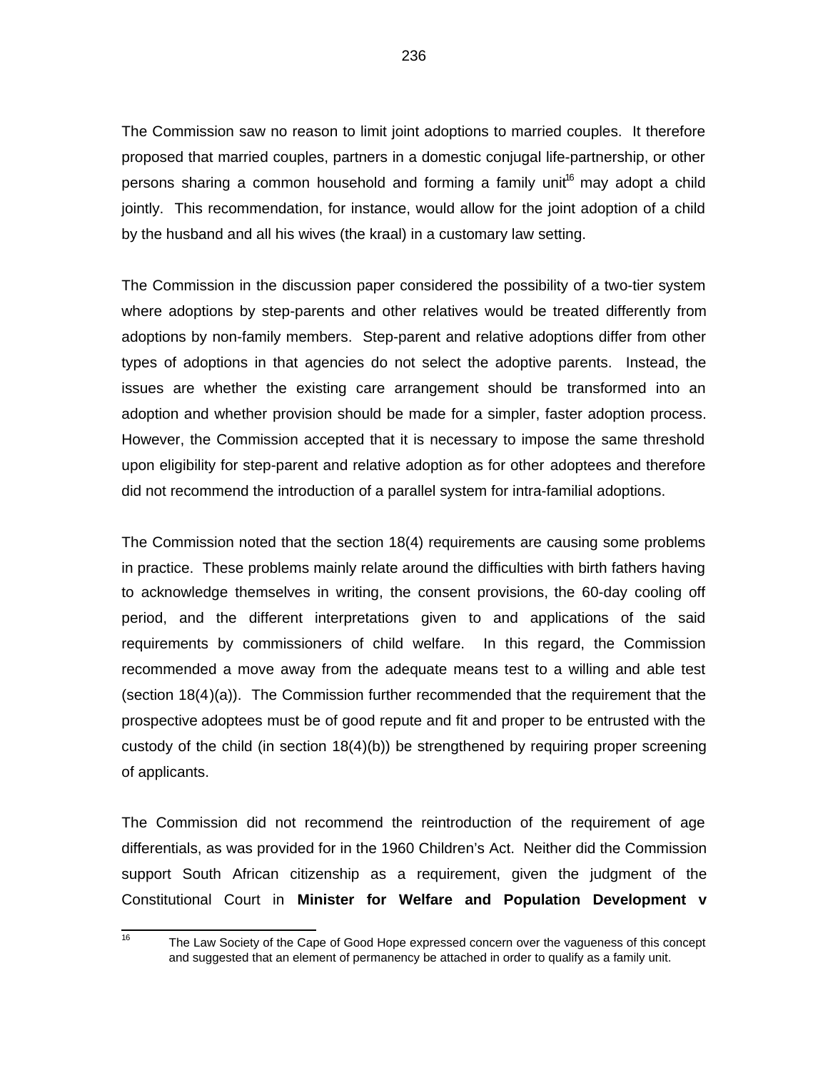The Commission saw no reason to limit joint adoptions to married couples. It therefore proposed that married couples, partners in a domestic conjugal life-partnership, or other persons sharing a common household and forming a family unit[16] may adopt a child jointly. This recommendation, for instance, would allow for the joint adoption of a child by the husband and all his wives (the kraal) in a customary law setting.

The Commission in the discussion paper considered the possibility of a two-tier system where adoptions by step-parents and other relatives would be treated differently from adoptions by non-family members. Step-parent and relative adoptions differ from other types of adoptions in that agencies do not select the adoptive parents. Instead, the issues are whether the existing care arrangement should be transformed into an adoption and whether provision should be made for a simpler, faster adoption process. However, the Commission accepted that it is necessary to impose the same threshold upon eligibility for step-parent and relative adoption as for other adoptees and therefore did not recommend the introduction of a parallel system for intra-familial adoptions.

The Commission noted that the section 18(4) requirements are causing some problems in practice. These problems mainly relate around the difficulties with birth fathers having to acknowledge themselves in writing, the consent provisions, the 60-day cooling off period, and the different interpretations given to and applications of the said requirements by commissioners of child welfare. In this regard, the Commission recommended a move away from the adequate means test to a willing and able test (section 18(4)(a)). The Commission further recommended that the requirement that the prospective adoptees must be of good repute and fit and proper to be entrusted with the custody of the child (in section 18(4)(b)) be strengthened by requiring proper screening of applicants.

The Commission did not recommend the reintroduction of the requirement of age differentials, as was provided for in the 1960 Children's Act. Neither did the Commission support South African citizenship as a requirement, given the judgment of the Constitutional Court in **Minister for Welfare and Population Development v**

---

[16] The Law Society of the Cape of Good Hope expressed concern over the vagueness of this concept and suggested that an element of permanency be attached in order to qualify as a family unit.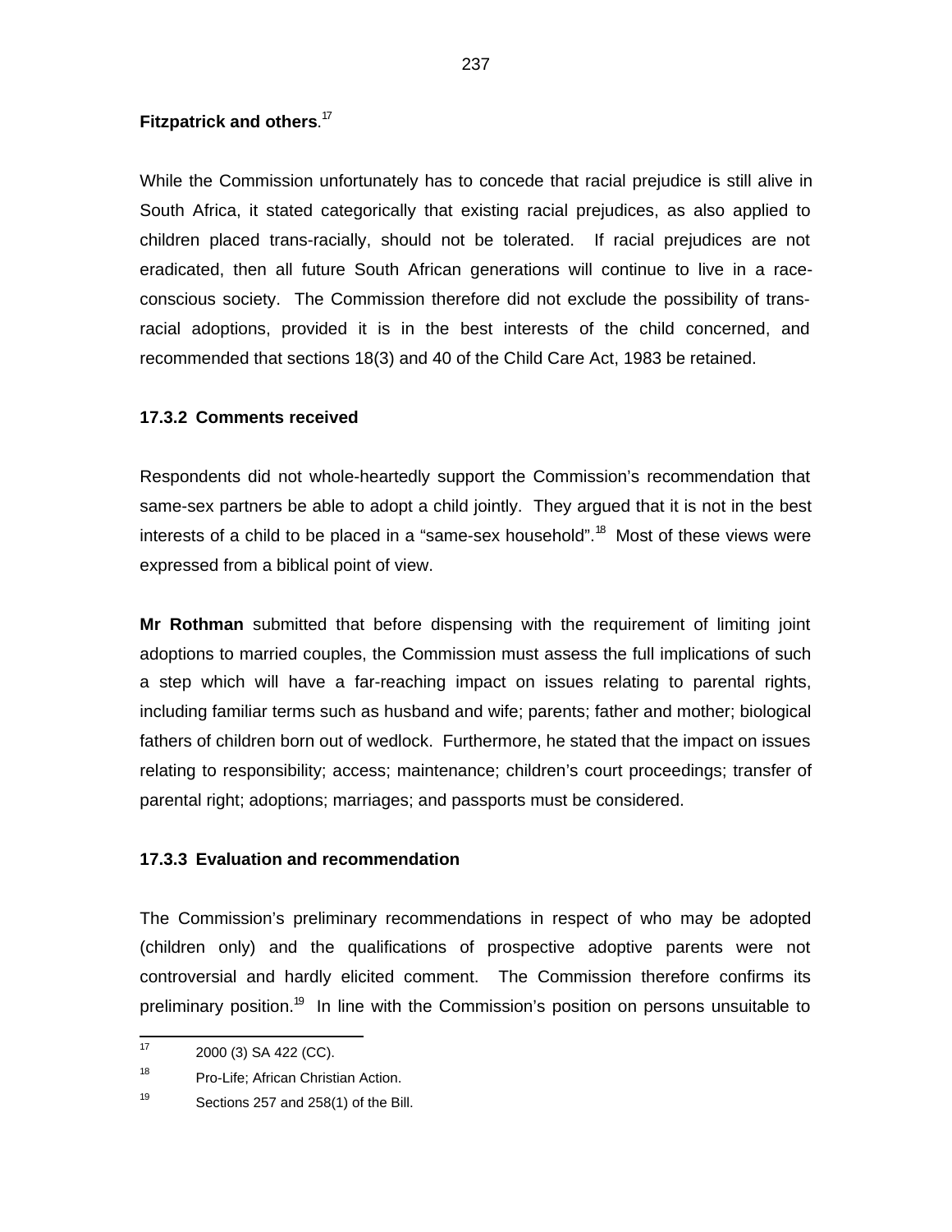**Fitzpatrick and others**.[17]

While the Commission unfortunately has to concede that racial prejudice is still alive in South Africa, it stated categorically that existing racial prejudices, as also applied to children placed trans-racially, should not be tolerated. If racial prejudices are not eradicated, then all future South African generations will continue to live in a race-conscious society. The Commission therefore did not exclude the possibility of trans-racial adoptions, provided it is in the best interests of the child concerned, and recommended that sections 18(3) and 40 of the Child Care Act, 1983 be retained.

### 17.3.2 Comments received

Respondents did not whole-heartedly support the Commission's recommendation that same-sex partners be able to adopt a child jointly. They argued that it is not in the best interests of a child to be placed in a "same-sex household".[18] Most of these views were expressed from a biblical point of view.

**Mr Rothman** submitted that before dispensing with the requirement of limiting joint adoptions to married couples, the Commission must assess the full implications of such a step which will have a far-reaching impact on issues relating to parental rights, including familiar terms such as husband and wife; parents; father and mother; biological fathers of children born out of wedlock. Furthermore, he stated that the impact on issues relating to responsibility; access; maintenance; children's court proceedings; transfer of parental right; adoptions; marriages; and passports must be considered.

### 17.3.3 Evaluation and recommendation

The Commission's preliminary recommendations in respect of who may be adopted (children only) and the qualifications of prospective adoptive parents were not controversial and hardly elicited comment. The Commission therefore confirms its preliminary position.[19] In line with the Commission's position on persons unsuitable to

---

[17] 2000 (3) SA 422 (CC).

[18] Pro-Life; African Christian Action.

[19] Sections 257 and 258(1) of the Bill.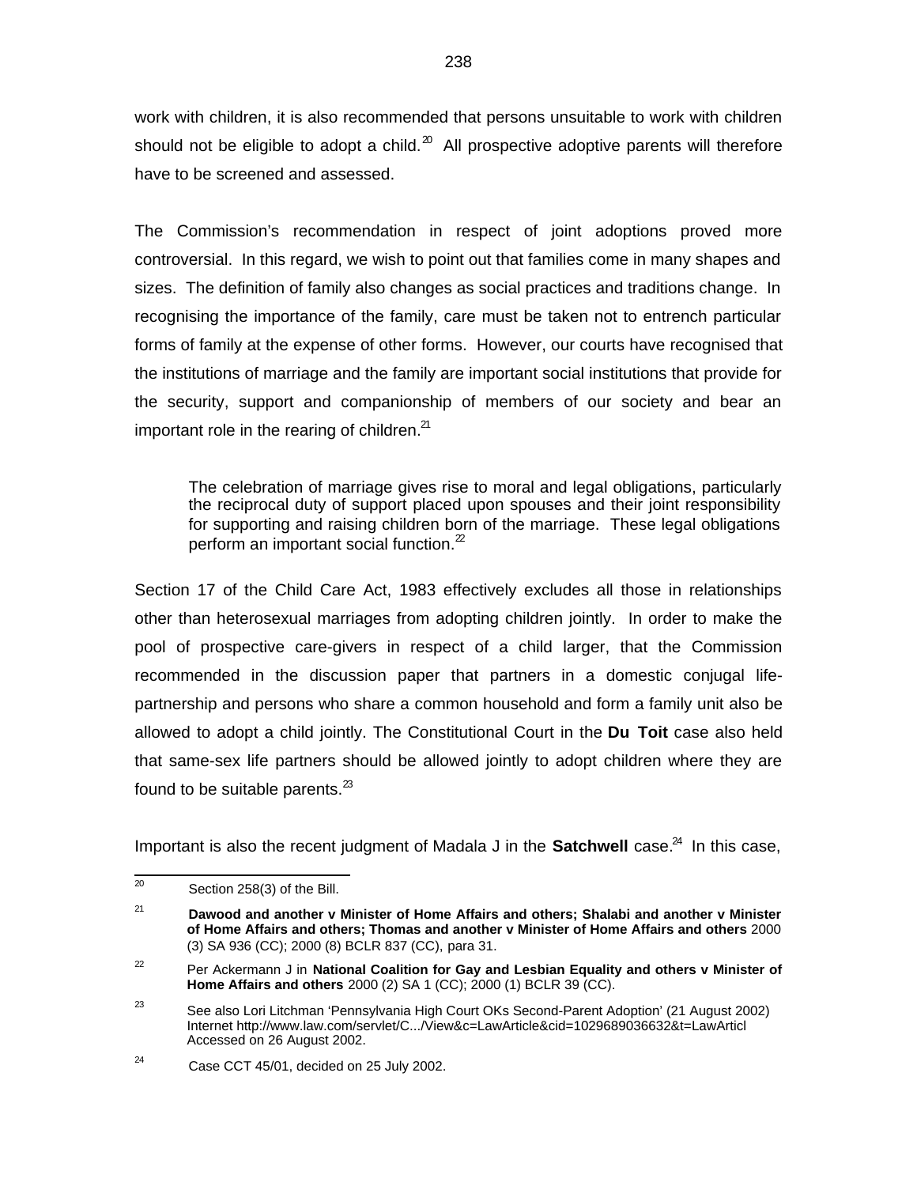work with children, it is also recommended that persons unsuitable to work with children should not be eligible to adopt a child.[20] All prospective adoptive parents will therefore have to be screened and assessed.

The Commission's recommendation in respect of joint adoptions proved more controversial. In this regard, we wish to point out that families come in many shapes and sizes. The definition of family also changes as social practices and traditions change. In recognising the importance of the family, care must be taken not to entrench particular forms of family at the expense of other forms. However, our courts have recognised that the institutions of marriage and the family are important social institutions that provide for the security, support and companionship of members of our society and bear an important role in the rearing of children.[21]

> The celebration of marriage gives rise to moral and legal obligations, particularly the reciprocal duty of support placed upon spouses and their joint responsibility for supporting and raising children born of the marriage. These legal obligations perform an important social function.[22]

Section 17 of the Child Care Act, 1983 effectively excludes all those in relationships other than heterosexual marriages from adopting children jointly. In order to make the pool of prospective care-givers in respect of a child larger, that the Commission recommended in the discussion paper that partners in a domestic conjugal life-partnership and persons who share a common household and form a family unit also be allowed to adopt a child jointly. The Constitutional Court in the **Du Toit** case also held that same-sex life partners should be allowed jointly to adopt children where they are found to be suitable parents.[23]

Important is also the recent judgment of Madala J in the **Satchwell** case.[24] In this case,

---

[20] Section 258(3) of the Bill.

[21] **Dawood and another v Minister of Home Affairs and others; Shalabi and another v Minister of Home Affairs and others; Thomas and another v Minister of Home Affairs and others** 2000 (3) SA 936 (CC); 2000 (8) BCLR 837 (CC), para 31.

[22] Per Ackermann J in **National Coalition for Gay and Lesbian Equality and others v Minister of Home Affairs and others** 2000 (2) SA 1 (CC); 2000 (1) BCLR 39 (CC).

[23] See also Lori Litchman 'Pennsylvania High Court OKs Second-Parent Adoption' (21 August 2002) Internet http://www.law.com/servlet/C.../View&c=LawArticle&cid=1029689036632&t=LawArticl Accessed on 26 August 2002.

[24] Case CCT 45/01, decided on 25 July 2002.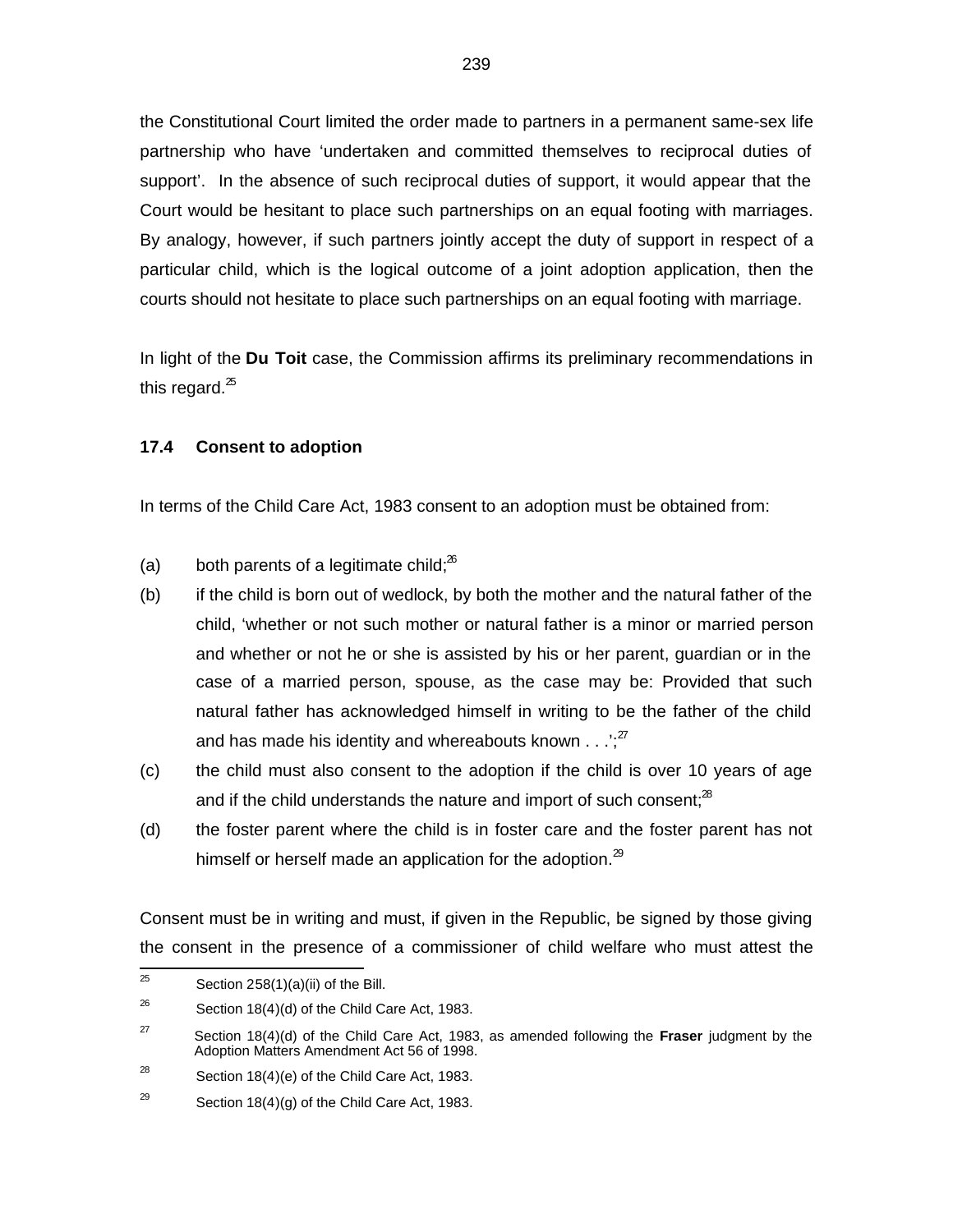the Constitutional Court limited the order made to partners in a permanent same-sex life partnership who have 'undertaken and committed themselves to reciprocal duties of support'. In the absence of such reciprocal duties of support, it would appear that the Court would be hesitant to place such partnerships on an equal footing with marriages. By analogy, however, if such partners jointly accept the duty of support in respect of a particular child, which is the logical outcome of a joint adoption application, then the courts should not hesitate to place such partnerships on an equal footing with marriage.

In light of the **Du Toit** case, the Commission affirms its preliminary recommendations in this regard.[25]

### 17.4 Consent to adoption

In terms of the Child Care Act, 1983 consent to an adoption must be obtained from:

(a) both parents of a legitimate child;[26]

(b) if the child is born out of wedlock, by both the mother and the natural father of the child, 'whether or not such mother or natural father is a minor or married person and whether or not he or she is assisted by his or her parent, guardian or in the case of a married person, spouse, as the case may be: Provided that such natural father has acknowledged himself in writing to be the father of the child and has made his identity and whereabouts known . . .';[27]

(c) the child must also consent to the adoption if the child is over 10 years of age and if the child understands the nature and import of such consent;[28]

(d) the foster parent where the child is in foster care and the foster parent has not himself or herself made an application for the adoption.[29]

Consent must be in writing and must, if given in the Republic, be signed by those giving the consent in the presence of a commissioner of child welfare who must attest the

---

[25] Section 258(1)(a)(ii) of the Bill.

[26] Section 18(4)(d) of the Child Care Act, 1983.

[27] Section 18(4)(d) of the Child Care Act, 1983, as amended following the **Fraser** judgment by the Adoption Matters Amendment Act 56 of 1998.

[28] Section 18(4)(e) of the Child Care Act, 1983.

[29] Section 18(4)(g) of the Child Care Act, 1983.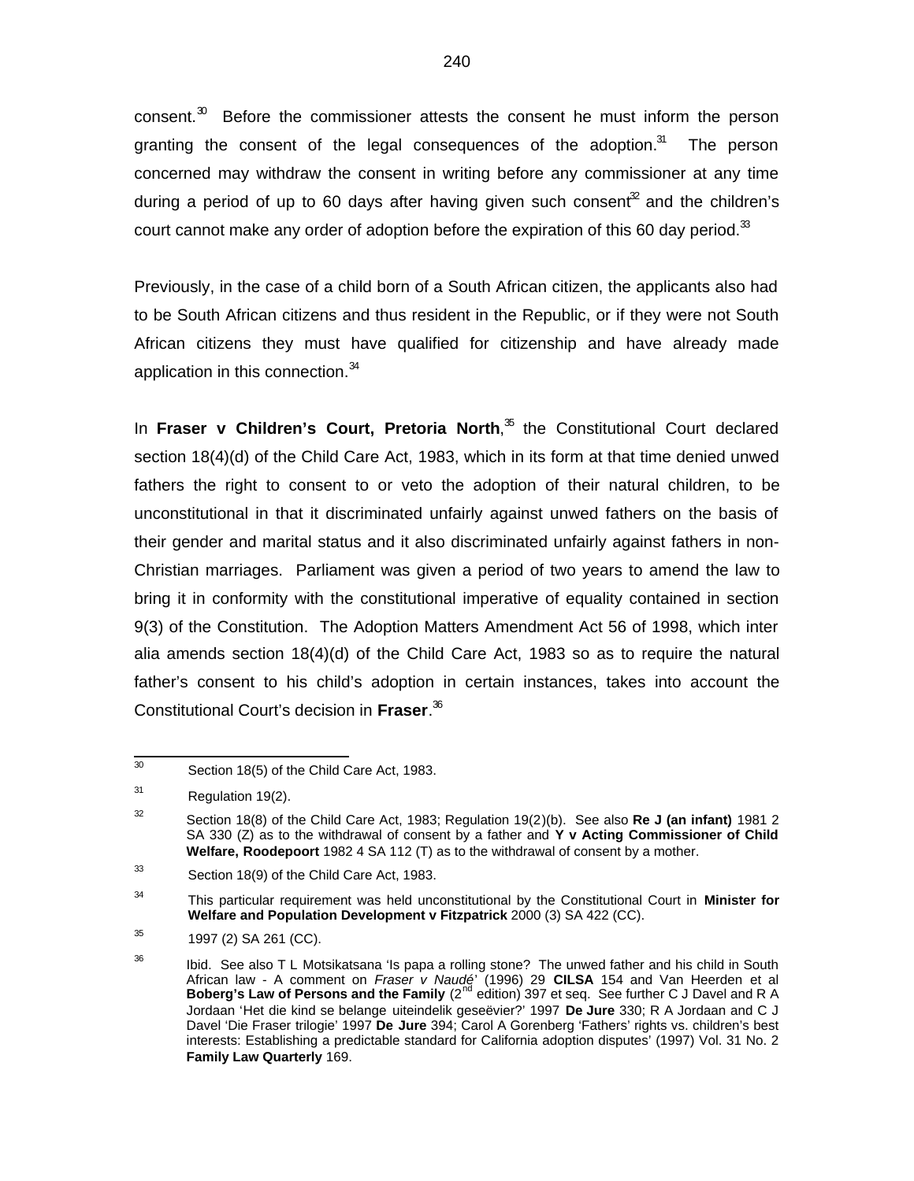consent.[30] Before the commissioner attests the consent he must inform the person granting the consent of the legal consequences of the adoption.[31] The person concerned may withdraw the consent in writing before any commissioner at any time during a period of up to 60 days after having given such consent[32] and the children's court cannot make any order of adoption before the expiration of this 60 day period.[33]

Previously, in the case of a child born of a South African citizen, the applicants also had to be South African citizens and thus resident in the Republic, or if they were not South African citizens they must have qualified for citizenship and have already made application in this connection.[34]

In **Fraser v Children's Court, Pretoria North**,[35] the Constitutional Court declared section 18(4)(d) of the Child Care Act, 1983, which in its form at that time denied unwed fathers the right to consent to or veto the adoption of their natural children, to be unconstitutional in that it discriminated unfairly against unwed fathers on the basis of their gender and marital status and it also discriminated unfairly against fathers in non-Christian marriages. Parliament was given a period of two years to amend the law to bring it in conformity with the constitutional imperative of equality contained in section 9(3) of the Constitution. The Adoption Matters Amendment Act 56 of 1998, which inter alia amends section 18(4)(d) of the Child Care Act, 1983 so as to require the natural father's consent to his child's adoption in certain instances, takes into account the Constitutional Court's decision in **Fraser**.[36]

---

[30] Section 18(5) of the Child Care Act, 1983.

[31] Regulation 19(2).

[32] Section 18(8) of the Child Care Act, 1983; Regulation 19(2)(b). See also **Re J (an infant)** 1981 2 SA 330 (Z) as to the withdrawal of consent by a father and **Y v Acting Commissioner of Child Welfare, Roodepoort** 1982 4 SA 112 (T) as to the withdrawal of consent by a mother.

[33] Section 18(9) of the Child Care Act, 1983.

[34] This particular requirement was held unconstitutional by the Constitutional Court in **Minister for Welfare and Population Development v Fitzpatrick** 2000 (3) SA 422 (CC).

[35] 1997 (2) SA 261 (CC).

[36] Ibid. See also T L Motsikatsana 'Is papa a rolling stone? The unwed father and his child in South African law - A comment on *Fraser v Naudé*' (1996) 29 **CILSA** 154 and Van Heerden et al **Boberg's Law of Persons and the Family** (2nd edition) 397 et seq. See further C J Davel and R A Jordaan 'Het die kind se belange uiteindelik geseëvier?' 1997 **De Jure** 330; R A Jordaan and C J Davel 'Die Fraser trilogie' 1997 **De Jure** 394; Carol A Gorenberg 'Fathers' rights vs. children's best interests: Establishing a predictable standard for California adoption disputes' (1997) Vol. 31 No. 2 **Family Law Quarterly** 169.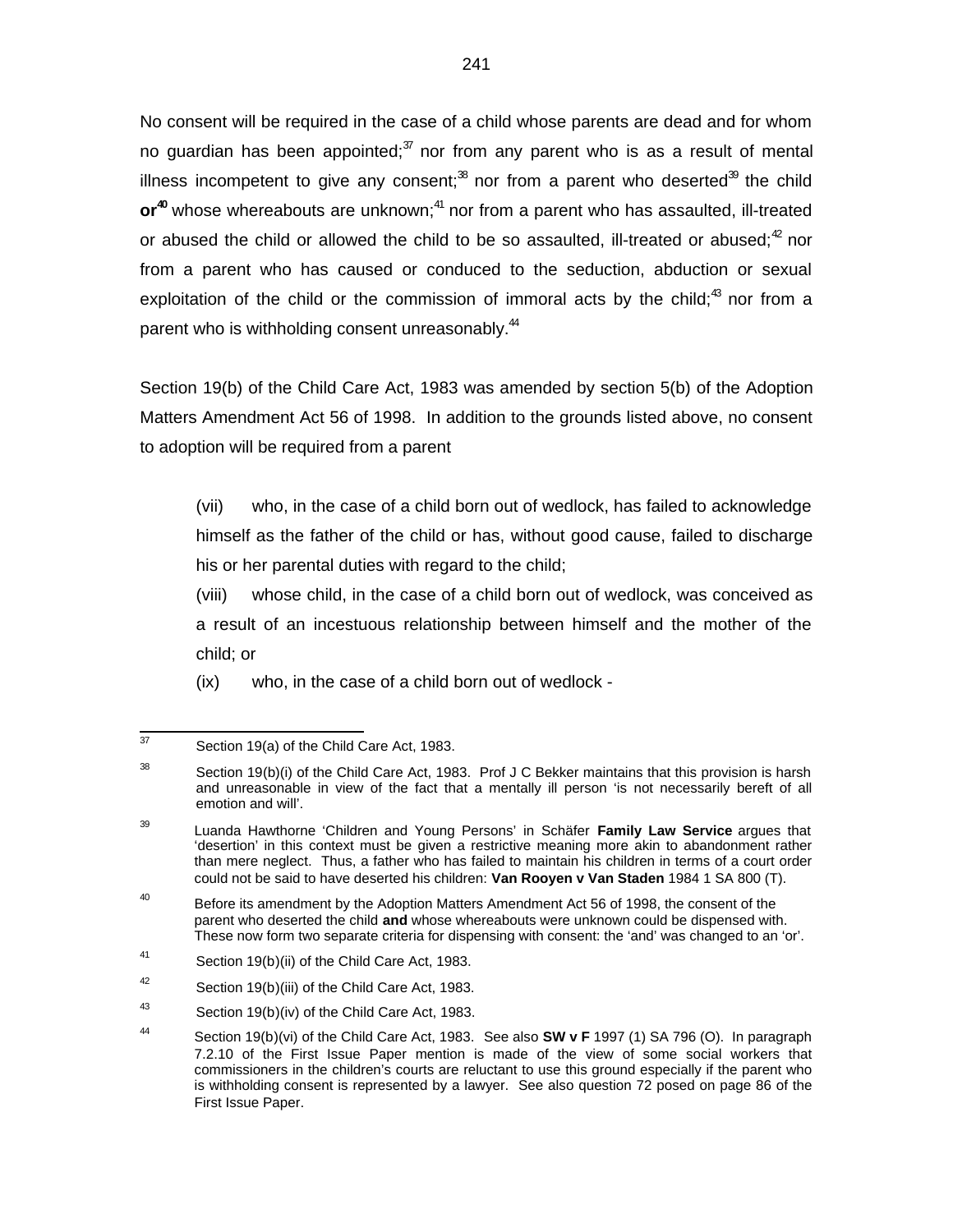No consent will be required in the case of a child whose parents are dead and for whom no guardian has been appointed;[37] nor from any parent who is as a result of mental illness incompetent to give any consent;[38] nor from a parent who deserted[39] the child **or**[40] whose whereabouts are unknown;[41] nor from a parent who has assaulted, ill-treated or abused the child or allowed the child to be so assaulted, ill-treated or abused;[42] nor from a parent who has caused or conduced to the seduction, abduction or sexual exploitation of the child or the commission of immoral acts by the child;[43] nor from a parent who is withholding consent unreasonably.[44]

Section 19(b) of the Child Care Act, 1983 was amended by section 5(b) of the Adoption Matters Amendment Act 56 of 1998. In addition to the grounds listed above, no consent to adoption will be required from a parent

> (vii) who, in the case of a child born out of wedlock, has failed to acknowledge himself as the father of the child or has, without good cause, failed to discharge his or her parental duties with regard to the child;
>
> (viii) whose child, in the case of a child born out of wedlock, was conceived as a result of an incestuous relationship between himself and the mother of the child; or
>
> (ix) who, in the case of a child born out of wedlock -

---

[37] Section 19(a) of the Child Care Act, 1983.

[38] Section 19(b)(i) of the Child Care Act, 1983. Prof J C Bekker maintains that this provision is harsh and unreasonable in view of the fact that a mentally ill person 'is not necessarily bereft of all emotion and will'.

[39] Luanda Hawthorne 'Children and Young Persons' in Schäfer **Family Law Service** argues that 'desertion' in this context must be given a restrictive meaning more akin to abandonment rather than mere neglect. Thus, a father who has failed to maintain his children in terms of a court order could not be said to have deserted his children: **Van Rooyen v Van Staden** 1984 1 SA 800 (T).

[40] Before its amendment by the Adoption Matters Amendment Act 56 of 1998, the consent of the parent who deserted the child **and** whose whereabouts were unknown could be dispensed with. These now form two separate criteria for dispensing with consent: the 'and' was changed to an 'or'.

[41] Section 19(b)(ii) of the Child Care Act, 1983.

[42] Section 19(b)(iii) of the Child Care Act, 1983.

[43] Section 19(b)(iv) of the Child Care Act, 1983.

[44] Section 19(b)(vi) of the Child Care Act, 1983. See also **SW v F** 1997 (1) SA 796 (O). In paragraph 7.2.10 of the First Issue Paper mention is made of the view of some social workers that commissioners in the children's courts are reluctant to use this ground especially if the parent who is withholding consent is represented by a lawyer. See also question 72 posed on page 86 of the First Issue Paper.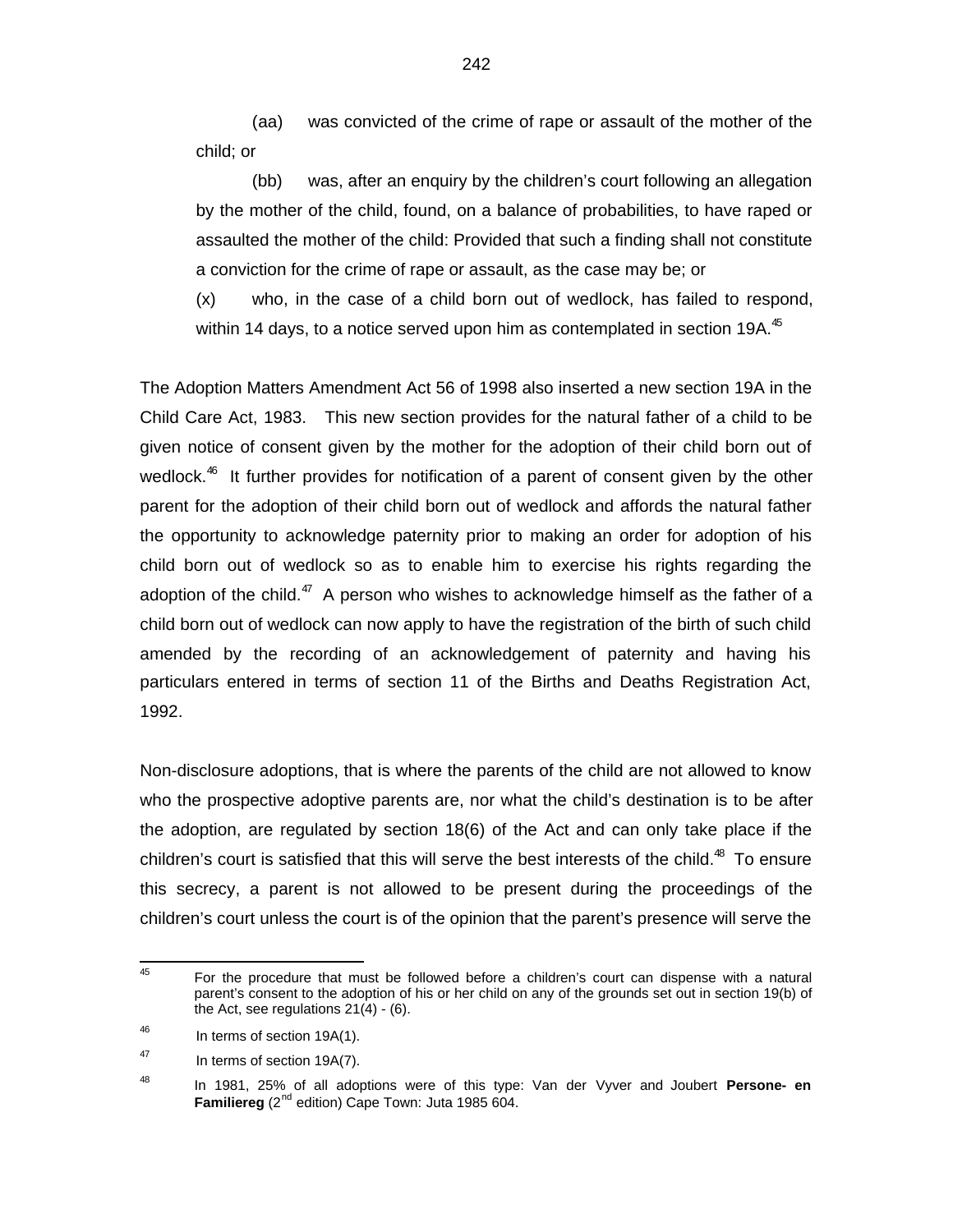(aa) was convicted of the crime of rape or assault of the mother of the child; or

(bb) was, after an enquiry by the children's court following an allegation by the mother of the child, found, on a balance of probabilities, to have raped or assaulted the mother of the child: Provided that such a finding shall not constitute a conviction for the crime of rape or assault, as the case may be; or

(x) who, in the case of a child born out of wedlock, has failed to respond, within 14 days, to a notice served upon him as contemplated in section 19A.[45]

The Adoption Matters Amendment Act 56 of 1998 also inserted a new section 19A in the Child Care Act, 1983. This new section provides for the natural father of a child to be given notice of consent given by the mother for the adoption of their child born out of wedlock.[46] It further provides for notification of a parent of consent given by the other parent for the adoption of their child born out of wedlock and affords the natural father the opportunity to acknowledge paternity prior to making an order for adoption of his child born out of wedlock so as to enable him to exercise his rights regarding the adoption of the child.[47] A person who wishes to acknowledge himself as the father of a child born out of wedlock can now apply to have the registration of the birth of such child amended by the recording of an acknowledgement of paternity and having his particulars entered in terms of section 11 of the Births and Deaths Registration Act, 1992.

Non-disclosure adoptions, that is where the parents of the child are not allowed to know who the prospective adoptive parents are, nor what the child's destination is to be after the adoption, are regulated by section 18(6) of the Act and can only take place if the children's court is satisfied that this will serve the best interests of the child.[48] To ensure this secrecy, a parent is not allowed to be present during the proceedings of the children's court unless the court is of the opinion that the parent's presence will serve the

---

[45] For the procedure that must be followed before a children's court can dispense with a natural parent's consent to the adoption of his or her child on any of the grounds set out in section 19(b) of the Act, see regulations 21(4) - (6).

[46] In terms of section 19A(1).

[47] In terms of section 19A(7).

[48] In 1981, 25% of all adoptions were of this type: Van der Vyver and Joubert **Persone- en Familiereg** (2nd edition) Cape Town: Juta 1985 604.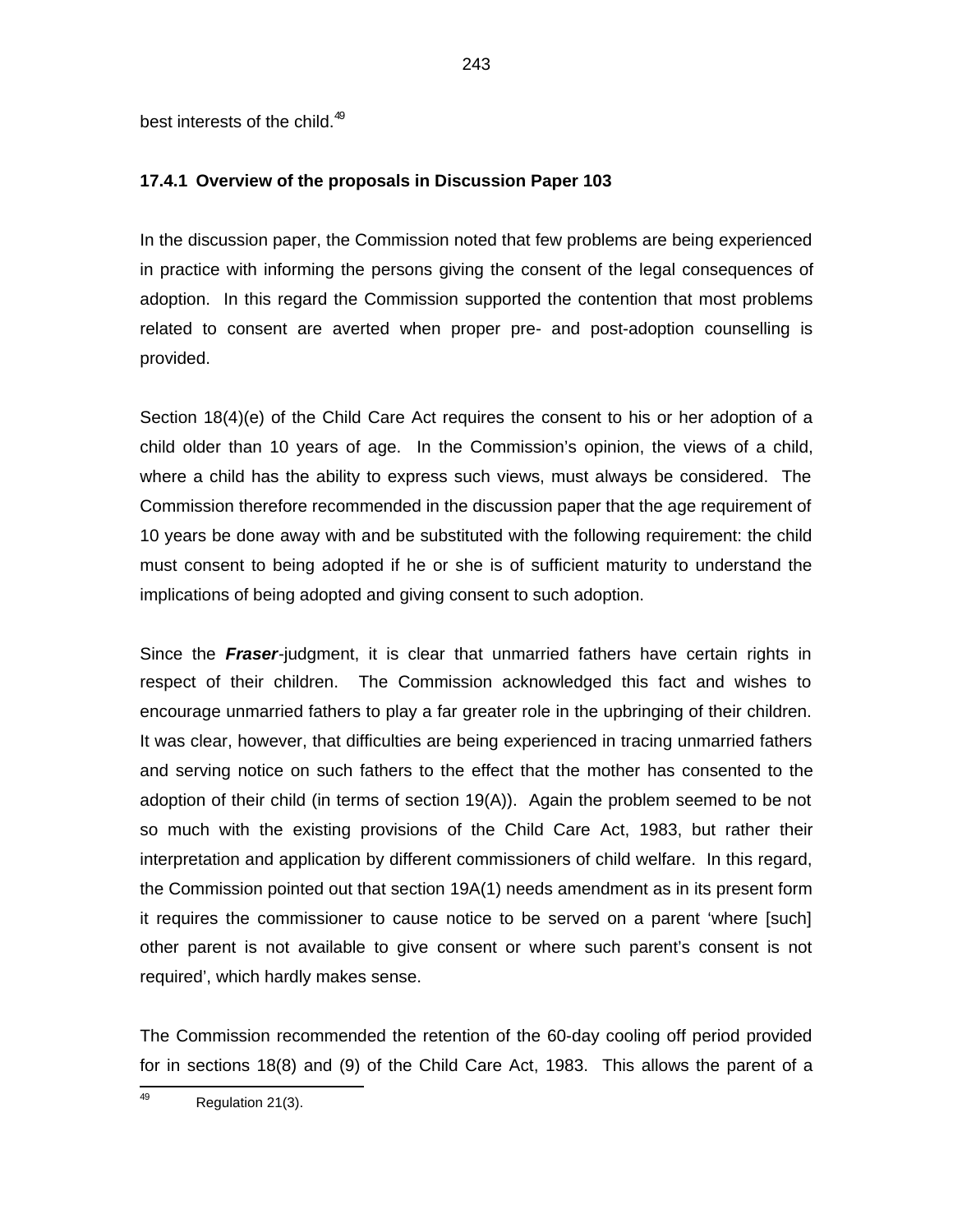best interests of the child.[49]

### 17.4.1 Overview of the proposals in Discussion Paper 103

In the discussion paper, the Commission noted that few problems are being experienced in practice with informing the persons giving the consent of the legal consequences of adoption. In this regard the Commission supported the contention that most problems related to consent are averted when proper pre- and post-adoption counselling is provided.

Section 18(4)(e) of the Child Care Act requires the consent to his or her adoption of a child older than 10 years of age. In the Commission's opinion, the views of a child, where a child has the ability to express such views, must always be considered. The Commission therefore recommended in the discussion paper that the age requirement of 10 years be done away with and be substituted with the following requirement: the child must consent to being adopted if he or she is of sufficient maturity to understand the implications of being adopted and giving consent to such adoption.

Since the ***Fraser***-judgment, it is clear that unmarried fathers have certain rights in respect of their children. The Commission acknowledged this fact and wishes to encourage unmarried fathers to play a far greater role in the upbringing of their children. It was clear, however, that difficulties are being experienced in tracing unmarried fathers and serving notice on such fathers to the effect that the mother has consented to the adoption of their child (in terms of section 19(A)). Again the problem seemed to be not so much with the existing provisions of the Child Care Act, 1983, but rather their interpretation and application by different commissioners of child welfare. In this regard, the Commission pointed out that section 19A(1) needs amendment as in its present form it requires the commissioner to cause notice to be served on a parent 'where [such] other parent is not available to give consent or where such parent's consent is not required', which hardly makes sense.

The Commission recommended the retention of the 60-day cooling off period provided for in sections 18(8) and (9) of the Child Care Act, 1983. This allows the parent of a

[49] Regulation 21(3).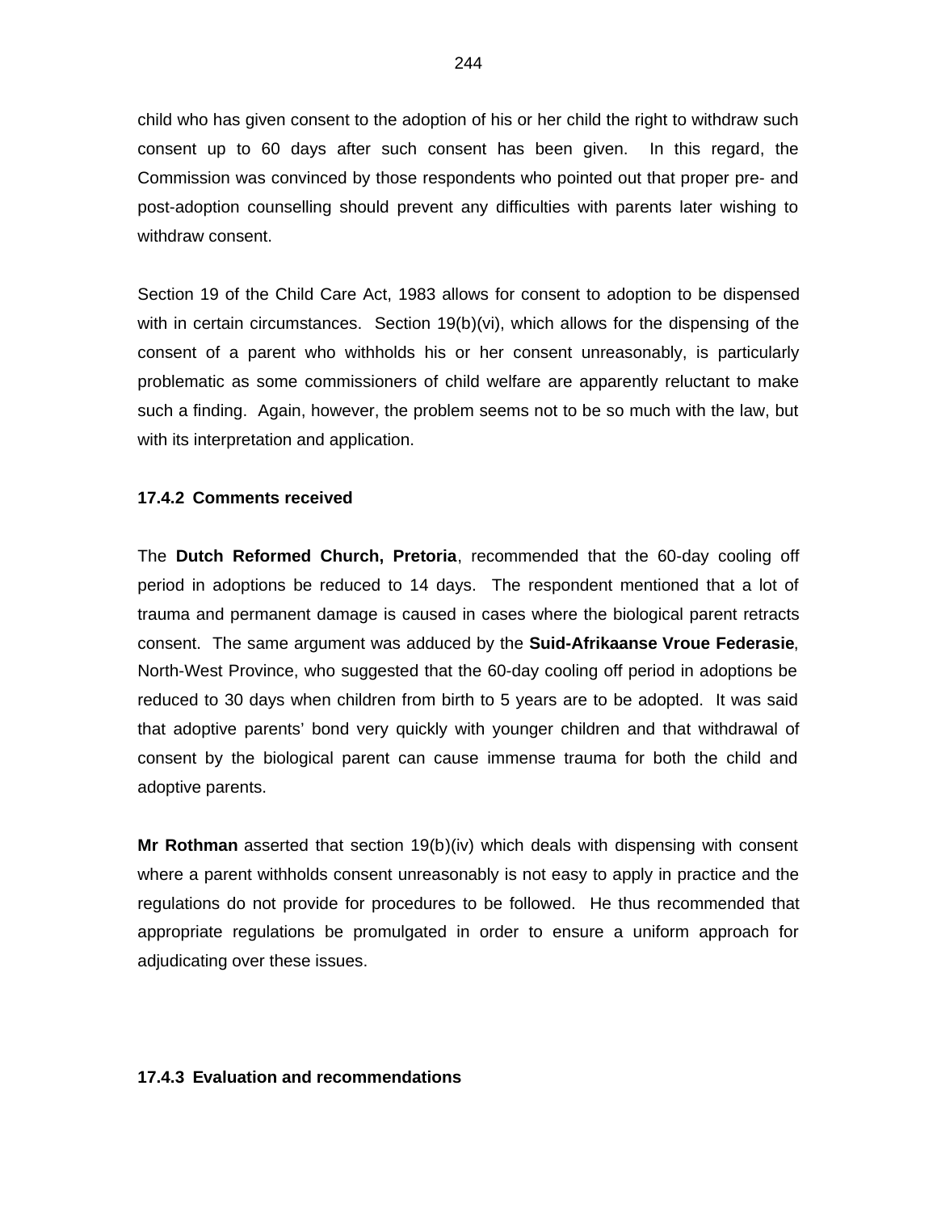child who has given consent to the adoption of his or her child the right to withdraw such consent up to 60 days after such consent has been given. In this regard, the Commission was convinced by those respondents who pointed out that proper pre- and post-adoption counselling should prevent any difficulties with parents later wishing to withdraw consent.

Section 19 of the Child Care Act, 1983 allows for consent to adoption to be dispensed with in certain circumstances. Section 19(b)(vi), which allows for the dispensing of the consent of a parent who withholds his or her consent unreasonably, is particularly problematic as some commissioners of child welfare are apparently reluctant to make such a finding. Again, however, the problem seems not to be so much with the law, but with its interpretation and application.

### 17.4.2 Comments received

The **Dutch Reformed Church, Pretoria**, recommended that the 60-day cooling off period in adoptions be reduced to 14 days. The respondent mentioned that a lot of trauma and permanent damage is caused in cases where the biological parent retracts consent. The same argument was adduced by the **Suid-Afrikaanse Vroue Federasie**, North-West Province, who suggested that the 60-day cooling off period in adoptions be reduced to 30 days when children from birth to 5 years are to be adopted. It was said that adoptive parents' bond very quickly with younger children and that withdrawal of consent by the biological parent can cause immense trauma for both the child and adoptive parents.

**Mr Rothman** asserted that section 19(b)(iv) which deals with dispensing with consent where a parent withholds consent unreasonably is not easy to apply in practice and the regulations do not provide for procedures to be followed. He thus recommended that appropriate regulations be promulgated in order to ensure a uniform approach for adjudicating over these issues.

### 17.4.3 Evaluation and recommendations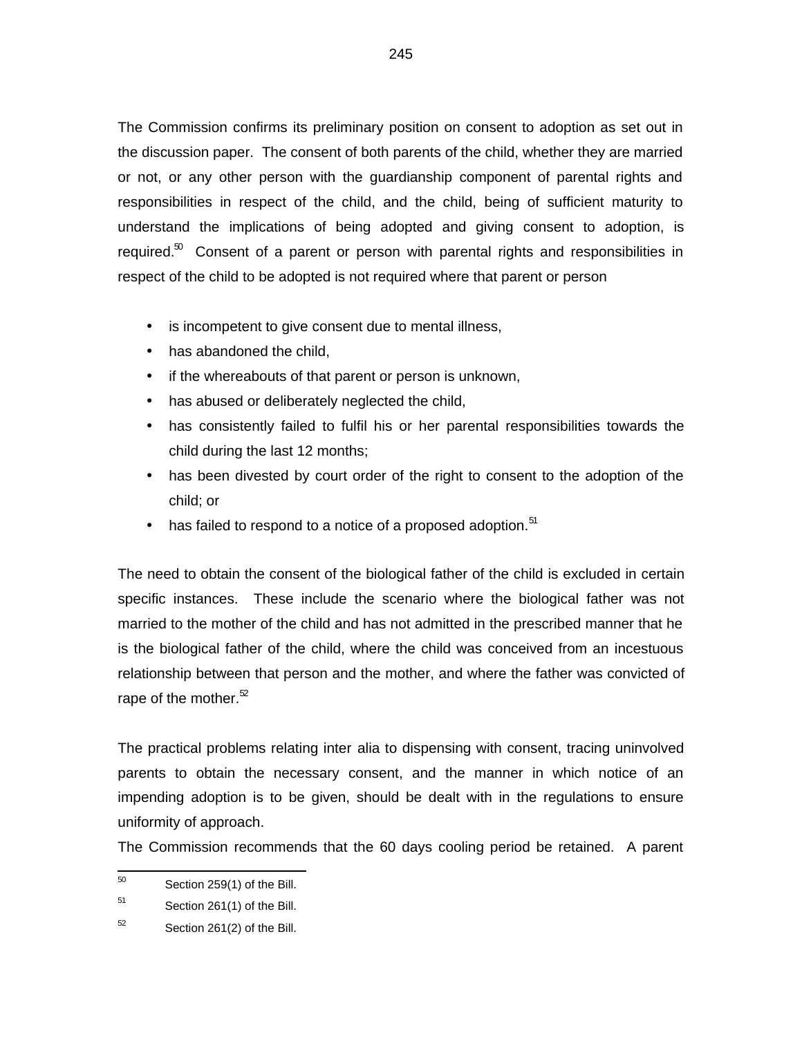The Commission confirms its preliminary position on consent to adoption as set out in the discussion paper. The consent of both parents of the child, whether they are married or not, or any other person with the guardianship component of parental rights and responsibilities in respect of the child, and the child, being of sufficient maturity to understand the implications of being adopted and giving consent to adoption, is required.[50] Consent of a parent or person with parental rights and responsibilities in respect of the child to be adopted is not required where that parent or person

- is incompetent to give consent due to mental illness,
- has abandoned the child,
- if the whereabouts of that parent or person is unknown,
- has abused or deliberately neglected the child,
- has consistently failed to fulfil his or her parental responsibilities towards the child during the last 12 months;
- has been divested by court order of the right to consent to the adoption of the child; or
- has failed to respond to a notice of a proposed adoption.[51]

The need to obtain the consent of the biological father of the child is excluded in certain specific instances. These include the scenario where the biological father was not married to the mother of the child and has not admitted in the prescribed manner that he is the biological father of the child, where the child was conceived from an incestuous relationship between that person and the mother, and where the father was convicted of rape of the mother.[52]

The practical problems relating inter alia to dispensing with consent, tracing uninvolved parents to obtain the necessary consent, and the manner in which notice of an impending adoption is to be given, should be dealt with in the regulations to ensure uniformity of approach.

The Commission recommends that the 60 days cooling period be retained. A parent

---

[50] Section 259(1) of the Bill.

[51] Section 261(1) of the Bill.

[52] Section 261(2) of the Bill.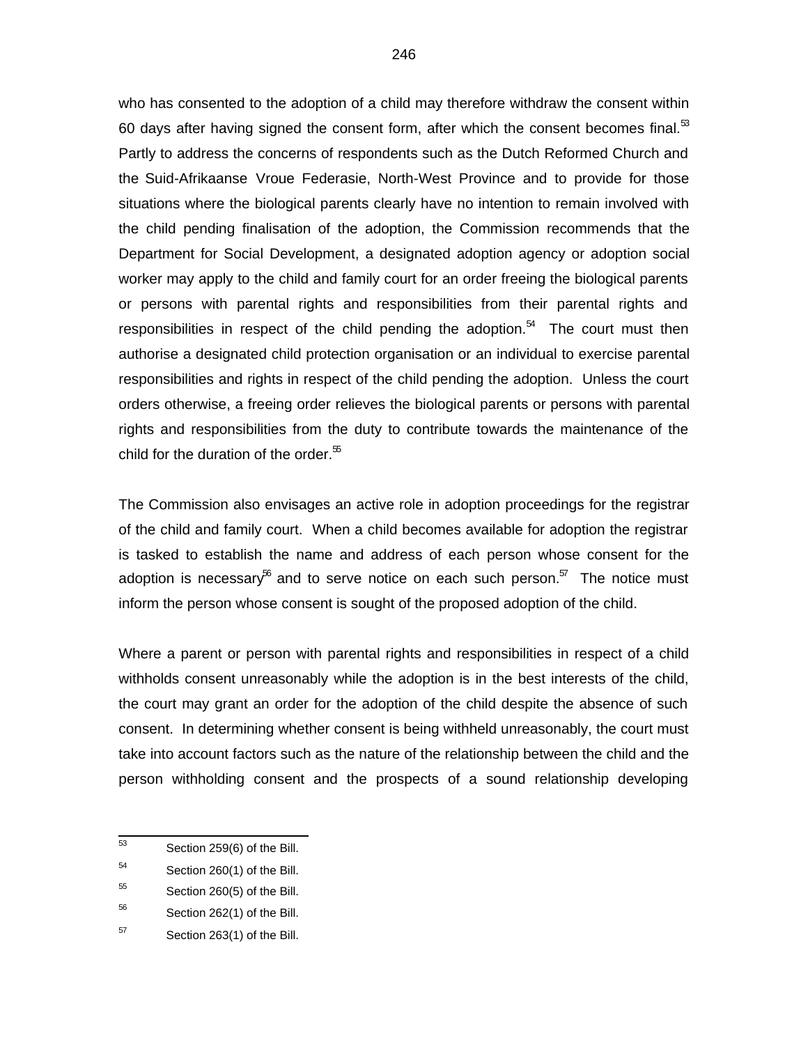who has consented to the adoption of a child may therefore withdraw the consent within 60 days after having signed the consent form, after which the consent becomes final.[53] Partly to address the concerns of respondents such as the Dutch Reformed Church and the Suid-Afrikaanse Vroue Federasie, North-West Province and to provide for those situations where the biological parents clearly have no intention to remain involved with the child pending finalisation of the adoption, the Commission recommends that the Department for Social Development, a designated adoption agency or adoption social worker may apply to the child and family court for an order freeing the biological parents or persons with parental rights and responsibilities from their parental rights and responsibilities in respect of the child pending the adoption.[54] The court must then authorise a designated child protection organisation or an individual to exercise parental responsibilities and rights in respect of the child pending the adoption. Unless the court orders otherwise, a freeing order relieves the biological parents or persons with parental rights and responsibilities from the duty to contribute towards the maintenance of the child for the duration of the order.[55]

The Commission also envisages an active role in adoption proceedings for the registrar of the child and family court. When a child becomes available for adoption the registrar is tasked to establish the name and address of each person whose consent for the adoption is necessary[56] and to serve notice on each such person.[57] The notice must inform the person whose consent is sought of the proposed adoption of the child.

Where a parent or person with parental rights and responsibilities in respect of a child withholds consent unreasonably while the adoption is in the best interests of the child, the court may grant an order for the adoption of the child despite the absence of such consent. In determining whether consent is being withheld unreasonably, the court must take into account factors such as the nature of the relationship between the child and the person withholding consent and the prospects of a sound relationship developing

---

[53] Section 259(6) of the Bill.

[54] Section 260(1) of the Bill.

[55] Section 260(5) of the Bill.

[56] Section 262(1) of the Bill.

[57] Section 263(1) of the Bill.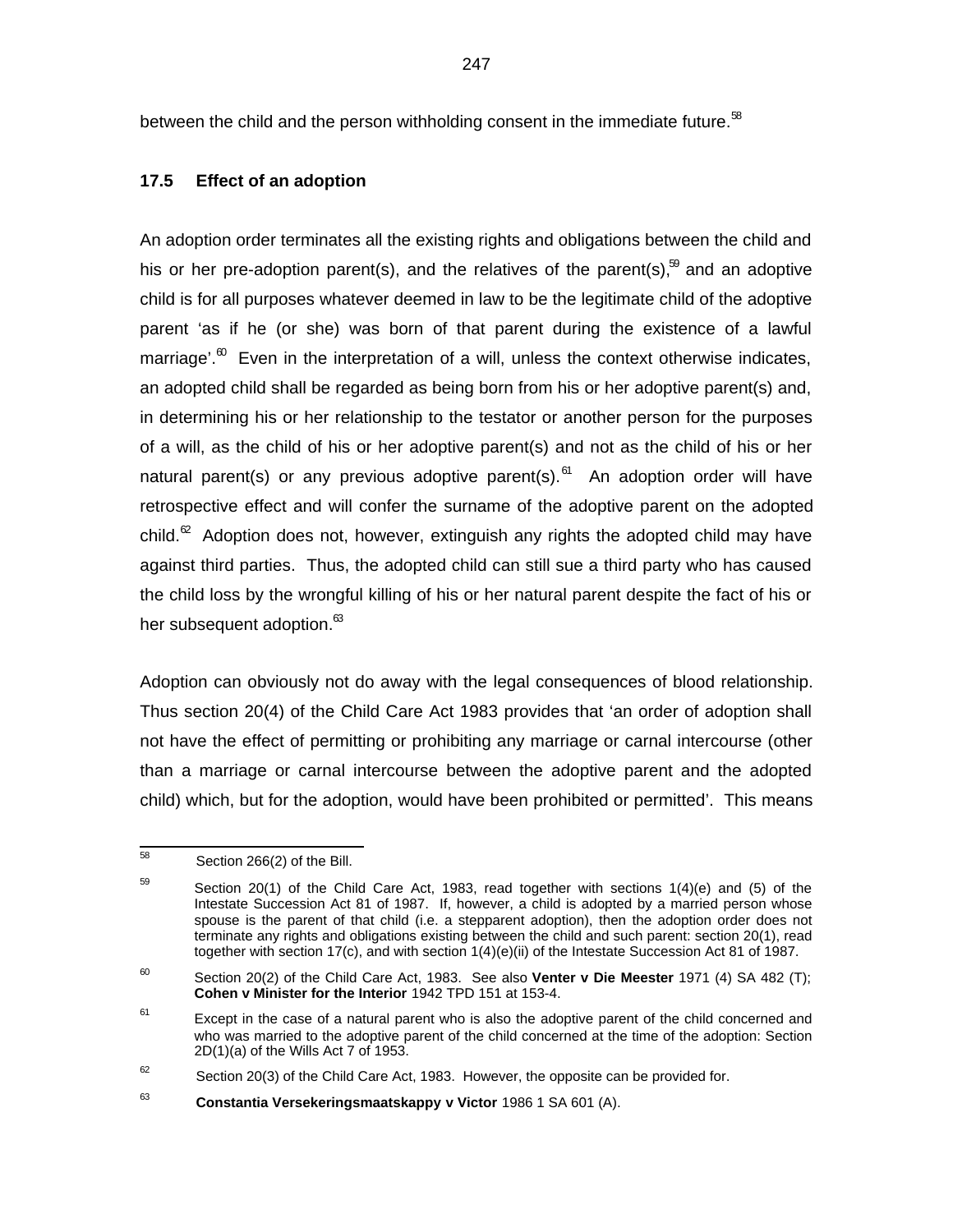between the child and the person withholding consent in the immediate future.[58]

### 17.5 Effect of an adoption

An adoption order terminates all the existing rights and obligations between the child and his or her pre-adoption parent(s), and the relatives of the parent(s),[59] and an adoptive child is for all purposes whatever deemed in law to be the legitimate child of the adoptive parent 'as if he (or she) was born of that parent during the existence of a lawful marriage'.[60] Even in the interpretation of a will, unless the context otherwise indicates, an adopted child shall be regarded as being born from his or her adoptive parent(s) and, in determining his or her relationship to the testator or another person for the purposes of a will, as the child of his or her adoptive parent(s) and not as the child of his or her natural parent(s) or any previous adoptive parent(s).[61] An adoption order will have retrospective effect and will confer the surname of the adoptive parent on the adopted child.[62] Adoption does not, however, extinguish any rights the adopted child may have against third parties. Thus, the adopted child can still sue a third party who has caused the child loss by the wrongful killing of his or her natural parent despite the fact of his or her subsequent adoption.[63]

Adoption can obviously not do away with the legal consequences of blood relationship. Thus section 20(4) of the Child Care Act 1983 provides that 'an order of adoption shall not have the effect of permitting or prohibiting any marriage or carnal intercourse (other than a marriage or carnal intercourse between the adoptive parent and the adopted child) which, but for the adoption, would have been prohibited or permitted'. This means

---

[58] Section 266(2) of the Bill.

[59] Section 20(1) of the Child Care Act, 1983, read together with sections 1(4)(e) and (5) of the Intestate Succession Act 81 of 1987. If, however, a child is adopted by a married person whose spouse is the parent of that child (i.e. a stepparent adoption), then the adoption order does not terminate any rights and obligations existing between the child and such parent: section 20(1), read together with section 17(c), and with section 1(4)(e)(ii) of the Intestate Succession Act 81 of 1987.

[60] Section 20(2) of the Child Care Act, 1983. See also **Venter v Die Meester** 1971 (4) SA 482 (T); **Cohen v Minister for the Interior** 1942 TPD 151 at 153-4.

[61] Except in the case of a natural parent who is also the adoptive parent of the child concerned and who was married to the adoptive parent of the child concerned at the time of the adoption: Section 2D(1)(a) of the Wills Act 7 of 1953.

[62] Section 20(3) of the Child Care Act, 1983. However, the opposite can be provided for.

[63] **Constantia Versekeringsmaatskappy v Victor** 1986 1 SA 601 (A).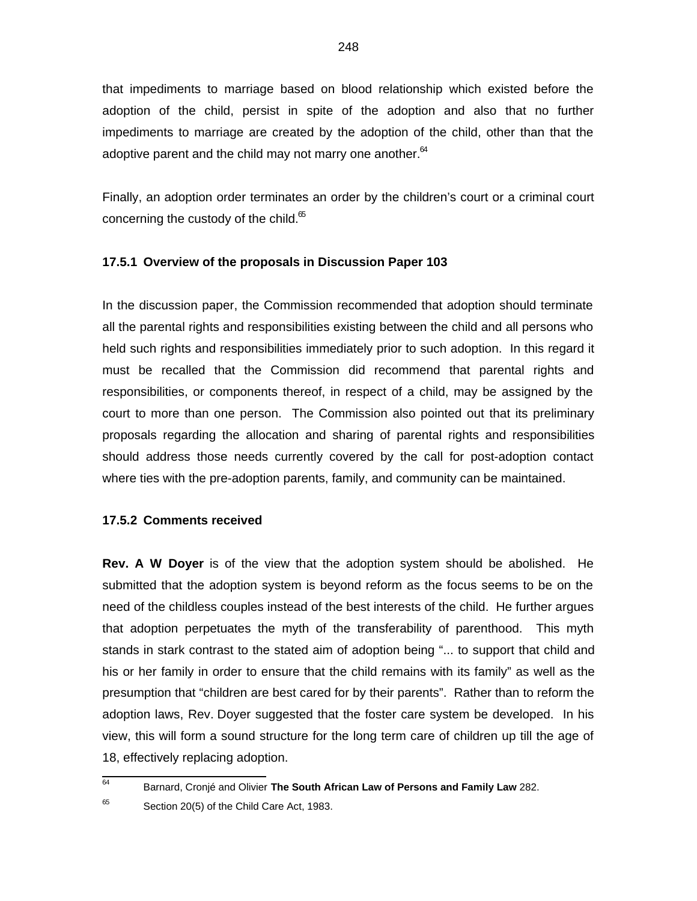that impediments to marriage based on blood relationship which existed before the adoption of the child, persist in spite of the adoption and also that no further impediments to marriage are created by the adoption of the child, other than that the adoptive parent and the child may not marry one another.[64]

Finally, an adoption order terminates an order by the children's court or a criminal court concerning the custody of the child.[65]

### 17.5.1 Overview of the proposals in Discussion Paper 103

In the discussion paper, the Commission recommended that adoption should terminate all the parental rights and responsibilities existing between the child and all persons who held such rights and responsibilities immediately prior to such adoption. In this regard it must be recalled that the Commission did recommend that parental rights and responsibilities, or components thereof, in respect of a child, may be assigned by the court to more than one person. The Commission also pointed out that its preliminary proposals regarding the allocation and sharing of parental rights and responsibilities should address those needs currently covered by the call for post-adoption contact where ties with the pre-adoption parents, family, and community can be maintained.

### 17.5.2 Comments received

**Rev. A W Doyer** is of the view that the adoption system should be abolished. He submitted that the adoption system is beyond reform as the focus seems to be on the need of the childless couples instead of the best interests of the child. He further argues that adoption perpetuates the myth of the transferability of parenthood. This myth stands in stark contrast to the stated aim of adoption being "... to support that child and his or her family in order to ensure that the child remains with its family" as well as the presumption that "children are best cared for by their parents". Rather than to reform the adoption laws, Rev. Doyer suggested that the foster care system be developed. In his view, this will form a sound structure for the long term care of children up till the age of 18, effectively replacing adoption.

---

[64] Barnard, Cronjé and Olivier **The South African Law of Persons and Family Law** 282.

[65] Section 20(5) of the Child Care Act, 1983.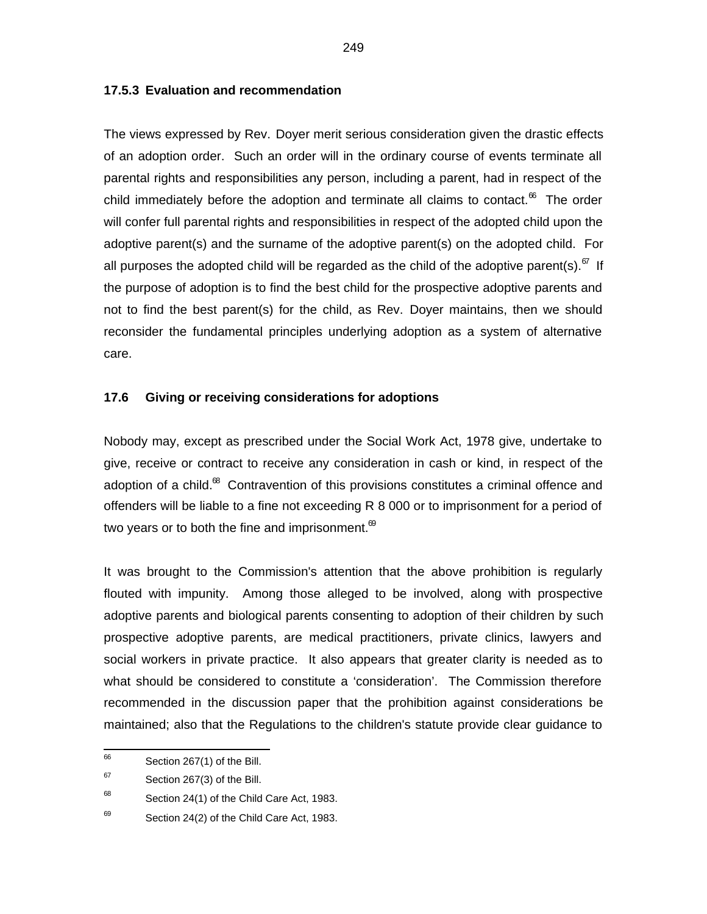### 17.5.3 Evaluation and recommendation

The views expressed by Rev. Doyer merit serious consideration given the drastic effects of an adoption order. Such an order will in the ordinary course of events terminate all parental rights and responsibilities any person, including a parent, had in respect of the child immediately before the adoption and terminate all claims to contact.[66] The order will confer full parental rights and responsibilities in respect of the adopted child upon the adoptive parent(s) and the surname of the adoptive parent(s) on the adopted child. For all purposes the adopted child will be regarded as the child of the adoptive parent(s).[67] If the purpose of adoption is to find the best child for the prospective adoptive parents and not to find the best parent(s) for the child, as Rev. Doyer maintains, then we should reconsider the fundamental principles underlying adoption as a system of alternative care.

## 17.6 Giving or receiving considerations for adoptions

Nobody may, except as prescribed under the Social Work Act, 1978 give, undertake to give, receive or contract to receive any consideration in cash or kind, in respect of the adoption of a child.[68] Contravention of this provisions constitutes a criminal offence and offenders will be liable to a fine not exceeding R 8 000 or to imprisonment for a period of two years or to both the fine and imprisonment.[69]

It was brought to the Commission's attention that the above prohibition is regularly flouted with impunity. Among those alleged to be involved, along with prospective adoptive parents and biological parents consenting to adoption of their children by such prospective adoptive parents, are medical practitioners, private clinics, lawyers and social workers in private practice. It also appears that greater clarity is needed as to what should be considered to constitute a 'consideration'. The Commission therefore recommended in the discussion paper that the prohibition against considerations be maintained; also that the Regulations to the children's statute provide clear guidance to

---

[66] Section 267(1) of the Bill.

[67] Section 267(3) of the Bill.

[68] Section 24(1) of the Child Care Act, 1983.

[69] Section 24(2) of the Child Care Act, 1983.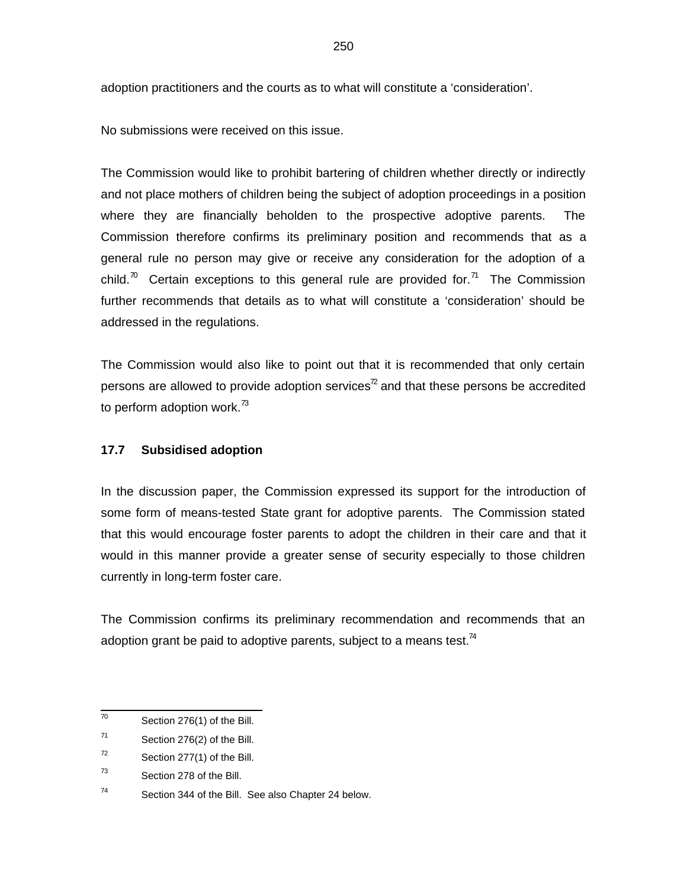adoption practitioners and the courts as to what will constitute a 'consideration'.

No submissions were received on this issue.

The Commission would like to prohibit bartering of children whether directly or indirectly and not place mothers of children being the subject of adoption proceedings in a position where they are financially beholden to the prospective adoptive parents. The Commission therefore confirms its preliminary position and recommends that as a general rule no person may give or receive any consideration for the adoption of a child.[70] Certain exceptions to this general rule are provided for.[71] The Commission further recommends that details as to what will constitute a 'consideration' should be addressed in the regulations.

The Commission would also like to point out that it is recommended that only certain persons are allowed to provide adoption services[72] and that these persons be accredited to perform adoption work.[73]

### 17.7 Subsidised adoption

In the discussion paper, the Commission expressed its support for the introduction of some form of means-tested State grant for adoptive parents. The Commission stated that this would encourage foster parents to adopt the children in their care and that it would in this manner provide a greater sense of security especially to those children currently in long-term foster care.

The Commission confirms its preliminary recommendation and recommends that an adoption grant be paid to adoptive parents, subject to a means test.[74]

---

[70] Section 276(1) of the Bill.

[71] Section 276(2) of the Bill.

[72] Section 277(1) of the Bill.

[73] Section 278 of the Bill.

[74] Section 344 of the Bill. See also Chapter 24 below.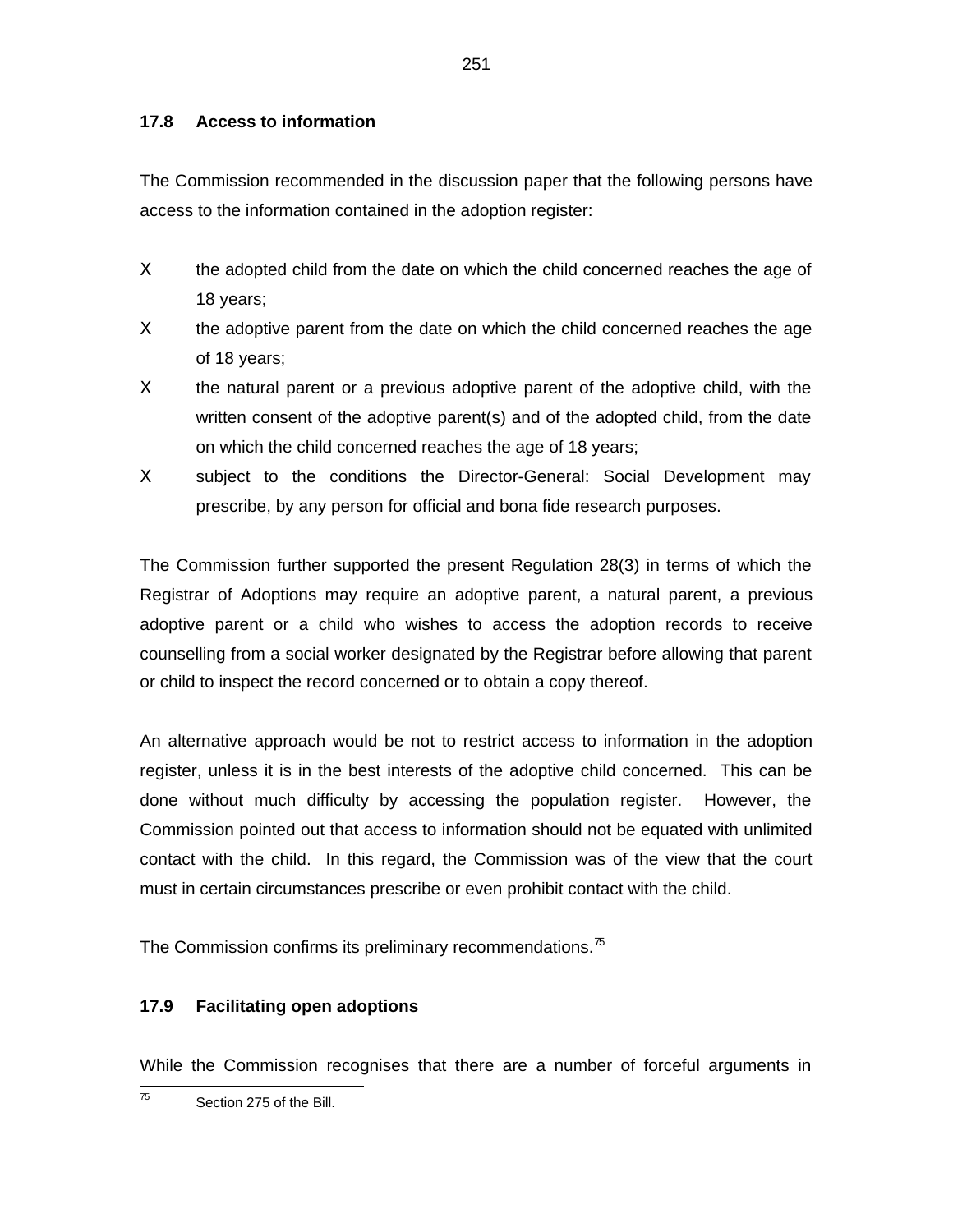### 17.8 Access to information

The Commission recommended in the discussion paper that the following persons have access to the information contained in the adoption register:

- the adopted child from the date on which the child concerned reaches the age of 18 years;
- the adoptive parent from the date on which the child concerned reaches the age of 18 years;
- the natural parent or a previous adoptive parent of the adoptive child, with the written consent of the adoptive parent(s) and of the adopted child, from the date on which the child concerned reaches the age of 18 years;
- subject to the conditions the Director-General: Social Development may prescribe, by any person for official and bona fide research purposes.

The Commission further supported the present Regulation 28(3) in terms of which the Registrar of Adoptions may require an adoptive parent, a natural parent, a previous adoptive parent or a child who wishes to access the adoption records to receive counselling from a social worker designated by the Registrar before allowing that parent or child to inspect the record concerned or to obtain a copy thereof.

An alternative approach would be not to restrict access to information in the adoption register, unless it is in the best interests of the adoptive child concerned. This can be done without much difficulty by accessing the population register. However, the Commission pointed out that access to information should not be equated with unlimited contact with the child. In this regard, the Commission was of the view that the court must in certain circumstances prescribe or even prohibit contact with the child.

The Commission confirms its preliminary recommendations.[75]

### 17.9 Facilitating open adoptions

While the Commission recognises that there are a number of forceful arguments in

---

[75] Section 275 of the Bill.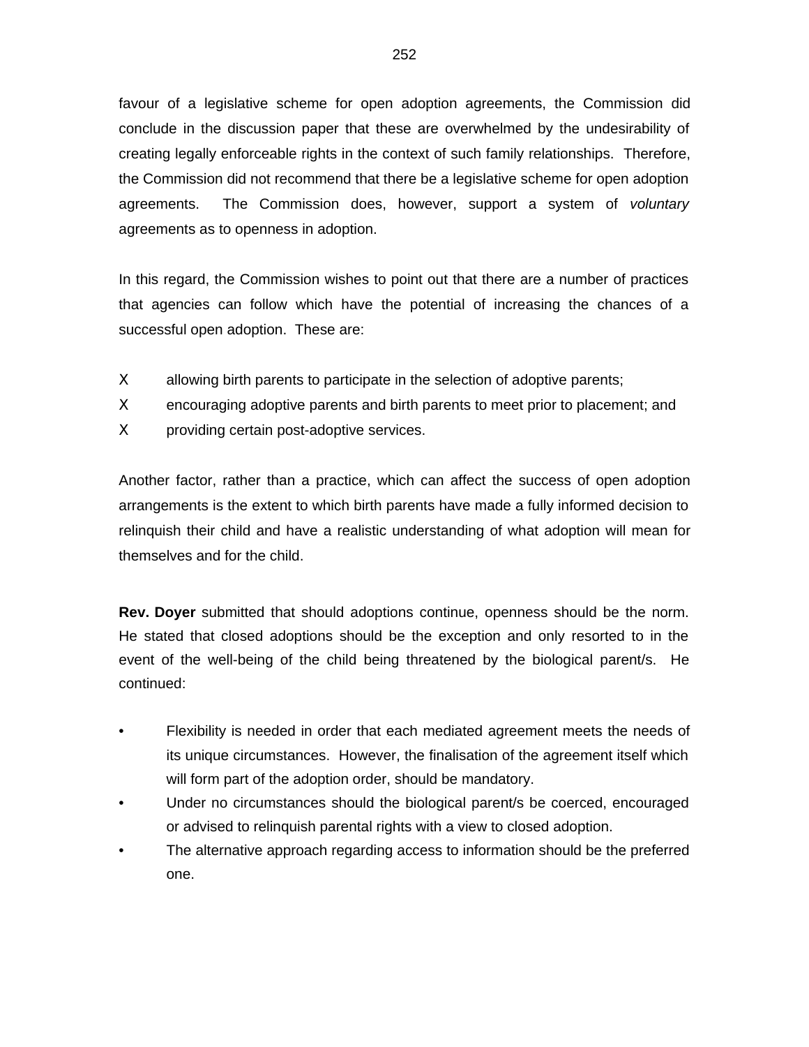favour of a legislative scheme for open adoption agreements, the Commission did conclude in the discussion paper that these are overwhelmed by the undesirability of creating legally enforceable rights in the context of such family relationships. Therefore, the Commission did not recommend that there be a legislative scheme for open adoption agreements. The Commission does, however, support a system of *voluntary* agreements as to openness in adoption.

In this regard, the Commission wishes to point out that there are a number of practices that agencies can follow which have the potential of increasing the chances of a successful open adoption. These are:

- allowing birth parents to participate in the selection of adoptive parents;
- encouraging adoptive parents and birth parents to meet prior to placement; and
- providing certain post-adoptive services.

Another factor, rather than a practice, which can affect the success of open adoption arrangements is the extent to which birth parents have made a fully informed decision to relinquish their child and have a realistic understanding of what adoption will mean for themselves and for the child.

**Rev. Doyer** submitted that should adoptions continue, openness should be the norm. He stated that closed adoptions should be the exception and only resorted to in the event of the well-being of the child being threatened by the biological parent/s. He continued:

- Flexibility is needed in order that each mediated agreement meets the needs of its unique circumstances. However, the finalisation of the agreement itself which will form part of the adoption order, should be mandatory.
- Under no circumstances should the biological parent/s be coerced, encouraged or advised to relinquish parental rights with a view to closed adoption.
- The alternative approach regarding access to information should be the preferred one.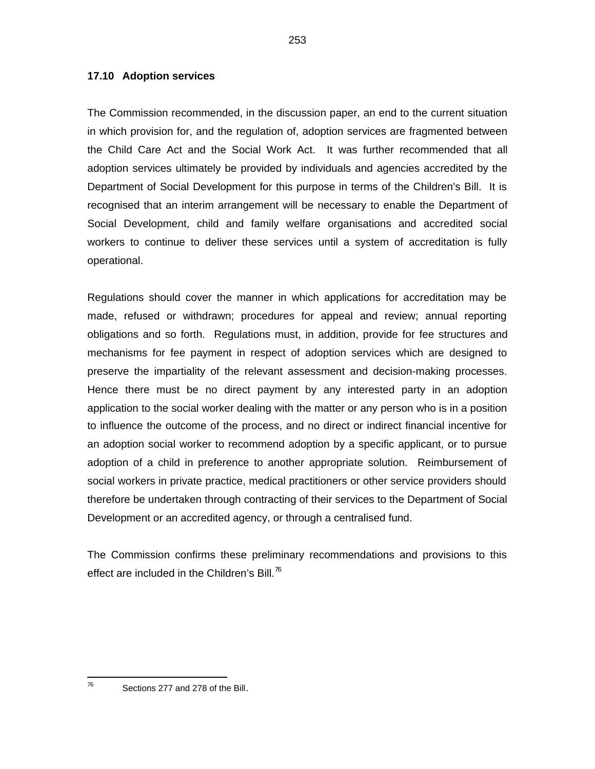### 17.10 Adoption services

The Commission recommended, in the discussion paper, an end to the current situation in which provision for, and the regulation of, adoption services are fragmented between the Child Care Act and the Social Work Act. It was further recommended that all adoption services ultimately be provided by individuals and agencies accredited by the Department of Social Development for this purpose in terms of the Children's Bill. It is recognised that an interim arrangement will be necessary to enable the Department of Social Development, child and family welfare organisations and accredited social workers to continue to deliver these services until a system of accreditation is fully operational.

Regulations should cover the manner in which applications for accreditation may be made, refused or withdrawn; procedures for appeal and review; annual reporting obligations and so forth. Regulations must, in addition, provide for fee structures and mechanisms for fee payment in respect of adoption services which are designed to preserve the impartiality of the relevant assessment and decision-making processes. Hence there must be no direct payment by any interested party in an adoption application to the social worker dealing with the matter or any person who is in a position to influence the outcome of the process, and no direct or indirect financial incentive for an adoption social worker to recommend adoption by a specific applicant, or to pursue adoption of a child in preference to another appropriate solution. Reimbursement of social workers in private practice, medical practitioners or other service providers should therefore be undertaken through contracting of their services to the Department of Social Development or an accredited agency, or through a centralised fund.

The Commission confirms these preliminary recommendations and provisions to this effect are included in the Children's Bill.[76]

---

[76] Sections 277 and 278 of the Bill.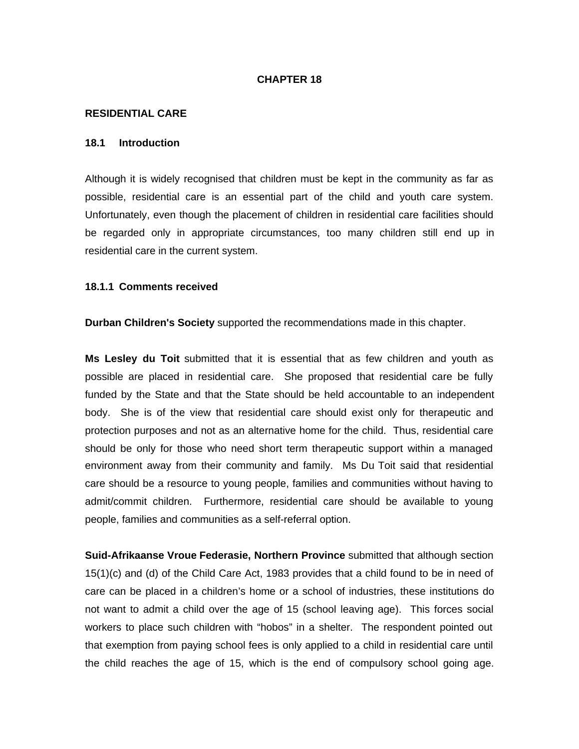# CHAPTER 18

## RESIDENTIAL CARE

### 18.1 Introduction

Although it is widely recognised that children must be kept in the community as far as possible, residential care is an essential part of the child and youth care system. Unfortunately, even though the placement of children in residential care facilities should be regarded only in appropriate circumstances, too many children still end up in residential care in the current system.

#### 18.1.1 Comments received

**Durban Children's Society** supported the recommendations made in this chapter.

**Ms Lesley du Toit** submitted that it is essential that as few children and youth as possible are placed in residential care. She proposed that residential care be fully funded by the State and that the State should be held accountable to an independent body. She is of the view that residential care should exist only for therapeutic and protection purposes and not as an alternative home for the child. Thus, residential care should be only for those who need short term therapeutic support within a managed environment away from their community and family. Ms Du Toit said that residential care should be a resource to young people, families and communities without having to admit/commit children. Furthermore, residential care should be available to young people, families and communities as a self-referral option.

**Suid-Afrikaanse Vroue Federasie, Northern Province** submitted that although section 15(1)(c) and (d) of the Child Care Act, 1983 provides that a child found to be in need of care can be placed in a children's home or a school of industries, these institutions do not want to admit a child over the age of 15 (school leaving age). This forces social workers to place such children with "hobos" in a shelter. The respondent pointed out that exemption from paying school fees is only applied to a child in residential care until the child reaches the age of 15, which is the end of compulsory school going age.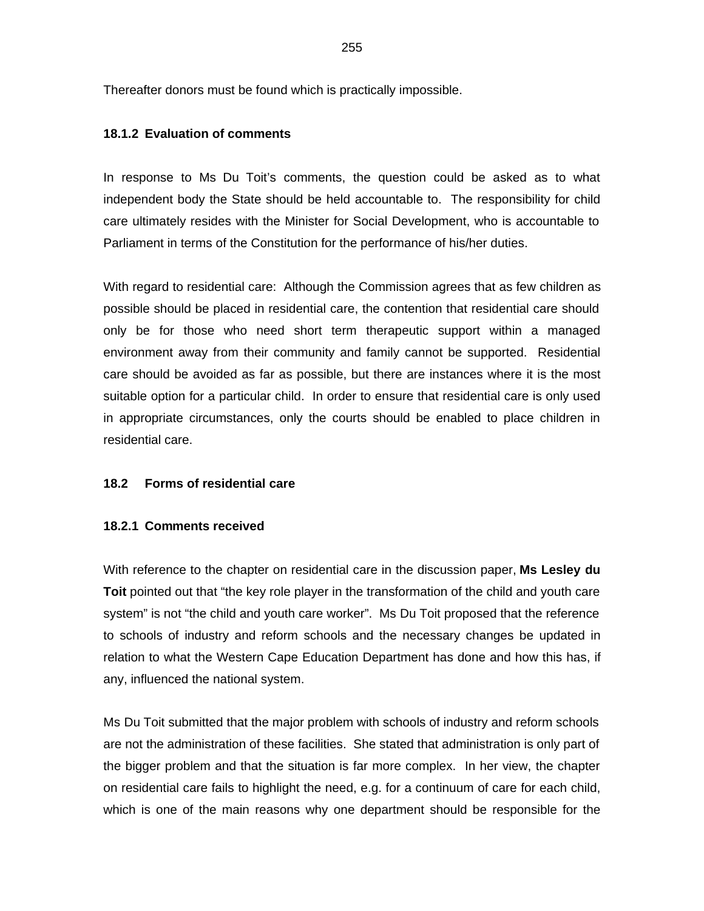Thereafter donors must be found which is practically impossible.

### 18.1.2 Evaluation of comments

In response to Ms Du Toit's comments, the question could be asked as to what independent body the State should be held accountable to. The responsibility for child care ultimately resides with the Minister for Social Development, who is accountable to Parliament in terms of the Constitution for the performance of his/her duties.

With regard to residential care: Although the Commission agrees that as few children as possible should be placed in residential care, the contention that residential care should only be for those who need short term therapeutic support within a managed environment away from their community and family cannot be supported. Residential care should be avoided as far as possible, but there are instances where it is the most suitable option for a particular child. In order to ensure that residential care is only used in appropriate circumstances, only the courts should be enabled to place children in residential care.

## 18.2 Forms of residential care

### 18.2.1 Comments received

With reference to the chapter on residential care in the discussion paper, **Ms Lesley du Toit** pointed out that "the key role player in the transformation of the child and youth care system" is not "the child and youth care worker". Ms Du Toit proposed that the reference to schools of industry and reform schools and the necessary changes be updated in relation to what the Western Cape Education Department has done and how this has, if any, influenced the national system.

Ms Du Toit submitted that the major problem with schools of industry and reform schools are not the administration of these facilities. She stated that administration is only part of the bigger problem and that the situation is far more complex. In her view, the chapter on residential care fails to highlight the need, e.g. for a continuum of care for each child, which is one of the main reasons why one department should be responsible for the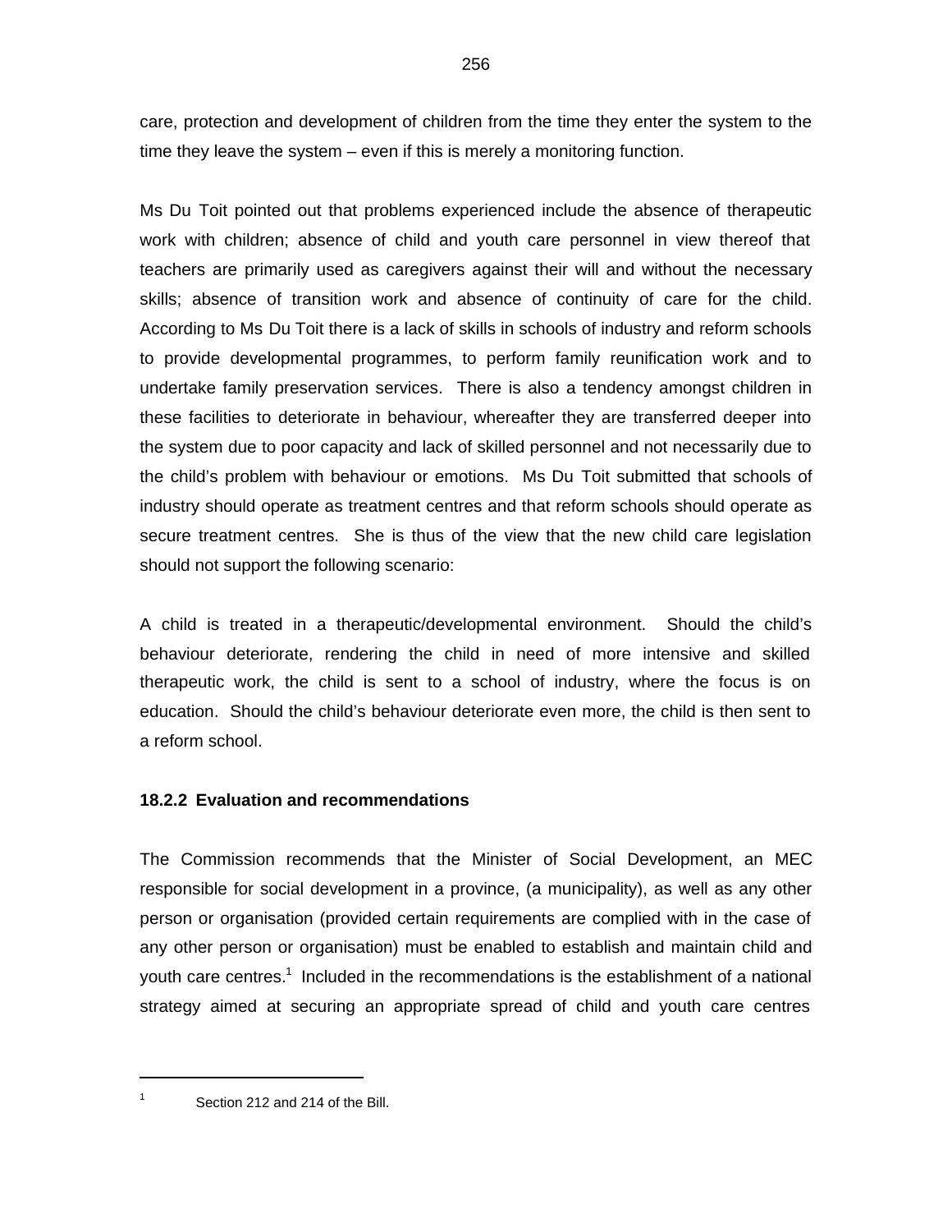care, protection and development of children from the time they enter the system to the time they leave the system – even if this is merely a monitoring function.

Ms Du Toit pointed out that problems experienced include the absence of therapeutic work with children; absence of child and youth care personnel in view thereof that teachers are primarily used as caregivers against their will and without the necessary skills; absence of transition work and absence of continuity of care for the child. According to Ms Du Toit there is a lack of skills in schools of industry and reform schools to provide developmental programmes, to perform family reunification work and to undertake family preservation services. There is also a tendency amongst children in these facilities to deteriorate in behaviour, whereafter they are transferred deeper into the system due to poor capacity and lack of skilled personnel and not necessarily due to the child's problem with behaviour or emotions. Ms Du Toit submitted that schools of industry should operate as treatment centres and that reform schools should operate as secure treatment centres. She is thus of the view that the new child care legislation should not support the following scenario:

A child is treated in a therapeutic/developmental environment. Should the child's behaviour deteriorate, rendering the child in need of more intensive and skilled therapeutic work, the child is sent to a school of industry, where the focus is on education. Should the child's behaviour deteriorate even more, the child is then sent to a reform school.

### 18.2.2 Evaluation and recommendations

The Commission recommends that the Minister of Social Development, an MEC responsible for social development in a province, (a municipality), as well as any other person or organisation (provided certain requirements are complied with in the case of any other person or organisation) must be enabled to establish and maintain child and youth care centres.[1] Included in the recommendations is the establishment of a national strategy aimed at securing an appropriate spread of child and youth care centres

---

[1] Section 212 and 214 of the Bill.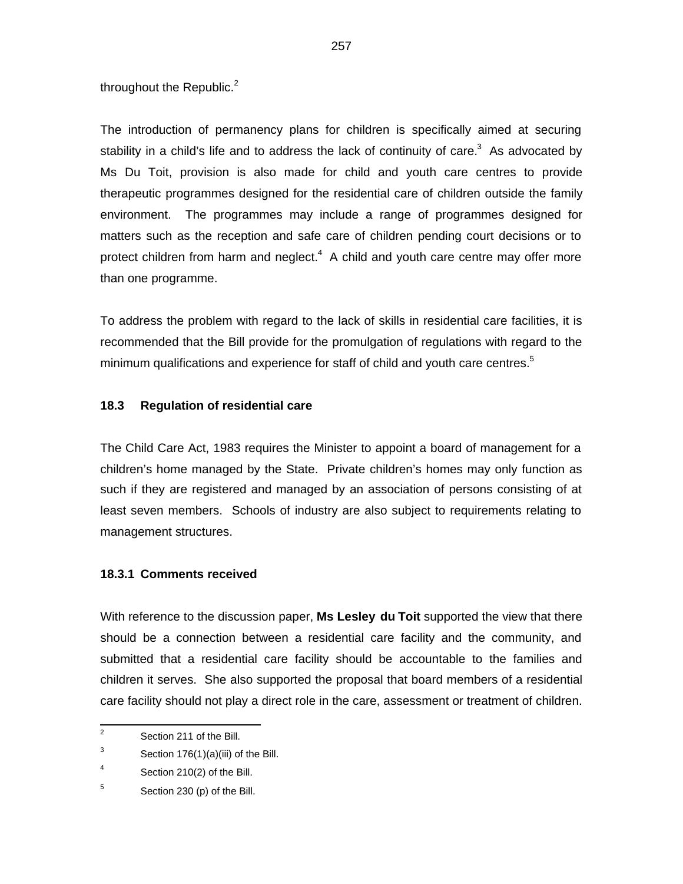throughout the Republic.[2]

The introduction of permanency plans for children is specifically aimed at securing stability in a child's life and to address the lack of continuity of care.[3] As advocated by Ms Du Toit, provision is also made for child and youth care centres to provide therapeutic programmes designed for the residential care of children outside the family environment. The programmes may include a range of programmes designed for matters such as the reception and safe care of children pending court decisions or to protect children from harm and neglect.[4] A child and youth care centre may offer more than one programme.

To address the problem with regard to the lack of skills in residential care facilities, it is recommended that the Bill provide for the promulgation of regulations with regard to the minimum qualifications and experience for staff of child and youth care centres.[5]

### 18.3 Regulation of residential care

The Child Care Act, 1983 requires the Minister to appoint a board of management for a children's home managed by the State. Private children's homes may only function as such if they are registered and managed by an association of persons consisting of at least seven members. Schools of industry are also subject to requirements relating to management structures.

#### 18.3.1 Comments received

With reference to the discussion paper, **Ms Lesley du Toit** supported the view that there should be a connection between a residential care facility and the community, and submitted that a residential care facility should be accountable to the families and children it serves. She also supported the proposal that board members of a residential care facility should not play a direct role in the care, assessment or treatment of children.

---

[2] Section 211 of the Bill.

[3] Section 176(1)(a)(iii) of the Bill.

[4] Section 210(2) of the Bill.

[5] Section 230 (p) of the Bill.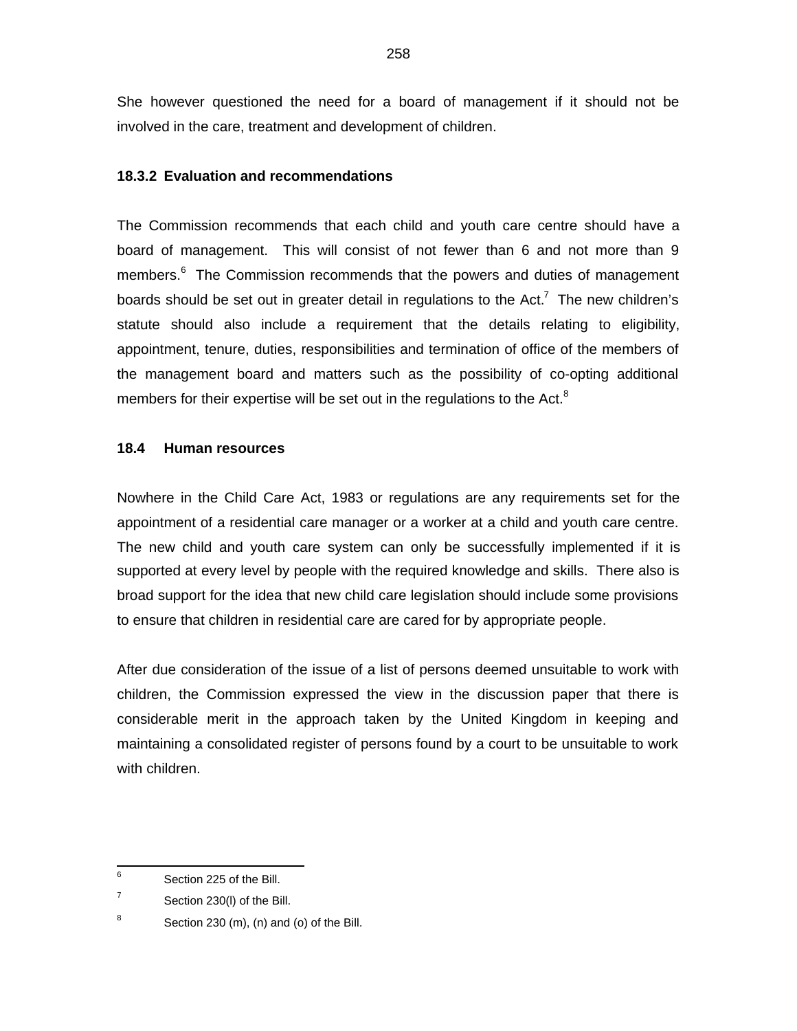She however questioned the need for a board of management if it should not be involved in the care, treatment and development of children.

### 18.3.2 Evaluation and recommendations

The Commission recommends that each child and youth care centre should have a board of management. This will consist of not fewer than 6 and not more than 9 members.[6] The Commission recommends that the powers and duties of management boards should be set out in greater detail in regulations to the Act.[7] The new children's statute should also include a requirement that the details relating to eligibility, appointment, tenure, duties, responsibilities and termination of office of the members of the management board and matters such as the possibility of co-opting additional members for their expertise will be set out in the regulations to the Act.[8]

## 18.4 Human resources

Nowhere in the Child Care Act, 1983 or regulations are any requirements set for the appointment of a residential care manager or a worker at a child and youth care centre. The new child and youth care system can only be successfully implemented if it is supported at every level by people with the required knowledge and skills. There also is broad support for the idea that new child care legislation should include some provisions to ensure that children in residential care are cared for by appropriate people.

After due consideration of the issue of a list of persons deemed unsuitable to work with children, the Commission expressed the view in the discussion paper that there is considerable merit in the approach taken by the United Kingdom in keeping and maintaining a consolidated register of persons found by a court to be unsuitable to work with children.

---

[6] Section 225 of the Bill.

[7] Section 230(l) of the Bill.

[8] Section 230 (m), (n) and (o) of the Bill.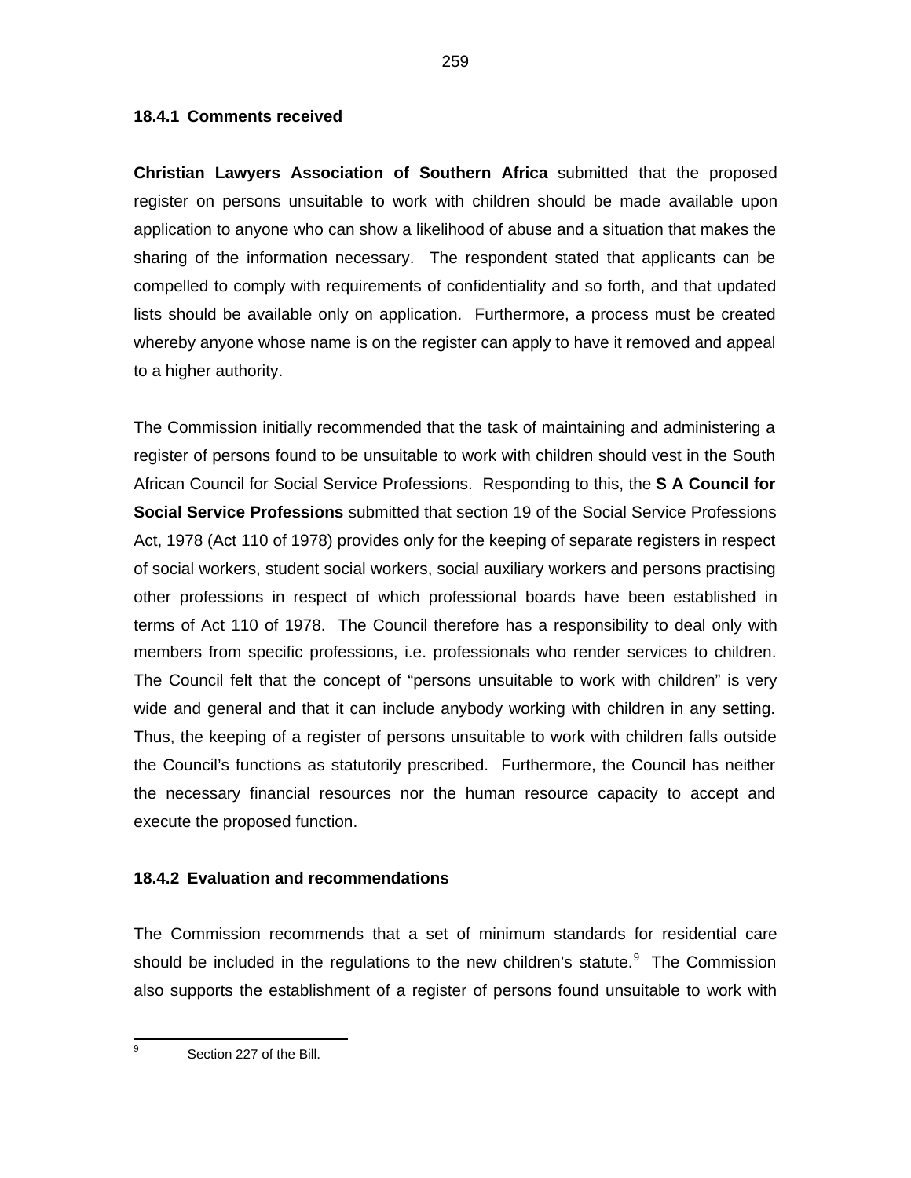#### 18.4.1 Comments received

**Christian Lawyers Association of Southern Africa** submitted that the proposed register on persons unsuitable to work with children should be made available upon application to anyone who can show a likelihood of abuse and a situation that makes the sharing of the information necessary. The respondent stated that applicants can be compelled to comply with requirements of confidentiality and so forth, and that updated lists should be available only on application. Furthermore, a process must be created whereby anyone whose name is on the register can apply to have it removed and appeal to a higher authority.

The Commission initially recommended that the task of maintaining and administering a register of persons found to be unsuitable to work with children should vest in the South African Council for Social Service Professions. Responding to this, the **S A Council for Social Service Professions** submitted that section 19 of the Social Service Professions Act, 1978 (Act 110 of 1978) provides only for the keeping of separate registers in respect of social workers, student social workers, social auxiliary workers and persons practising other professions in respect of which professional boards have been established in terms of Act 110 of 1978. The Council therefore has a responsibility to deal only with members from specific professions, i.e. professionals who render services to children. The Council felt that the concept of "persons unsuitable to work with children" is very wide and general and that it can include anybody working with children in any setting. Thus, the keeping of a register of persons unsuitable to work with children falls outside the Council's functions as statutorily prescribed. Furthermore, the Council has neither the necessary financial resources nor the human resource capacity to accept and execute the proposed function.

#### 18.4.2 Evaluation and recommendations

The Commission recommends that a set of minimum standards for residential care should be included in the regulations to the new children's statute.[9] The Commission also supports the establishment of a register of persons found unsuitable to work with

---

[9] Section 227 of the Bill.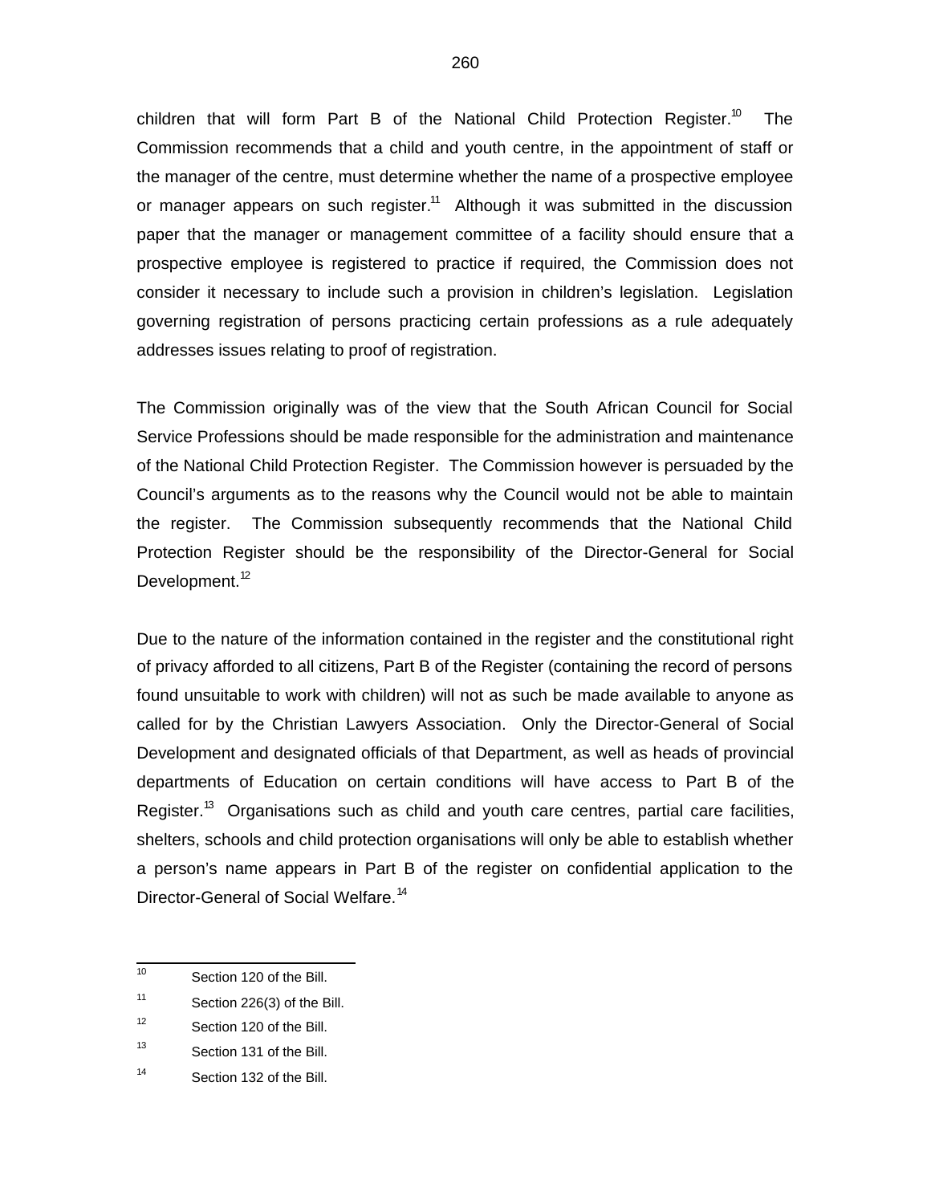children that will form Part B of the National Child Protection Register.[10] The Commission recommends that a child and youth centre, in the appointment of staff or the manager of the centre, must determine whether the name of a prospective employee or manager appears on such register.[11] Although it was submitted in the discussion paper that the manager or management committee of a facility should ensure that a prospective employee is registered to practice if required, the Commission does not consider it necessary to include such a provision in children's legislation. Legislation governing registration of persons practicing certain professions as a rule adequately addresses issues relating to proof of registration.

The Commission originally was of the view that the South African Council for Social Service Professions should be made responsible for the administration and maintenance of the National Child Protection Register. The Commission however is persuaded by the Council's arguments as to the reasons why the Council would not be able to maintain the register. The Commission subsequently recommends that the National Child Protection Register should be the responsibility of the Director-General for Social Development.[12]

Due to the nature of the information contained in the register and the constitutional right of privacy afforded to all citizens, Part B of the Register (containing the record of persons found unsuitable to work with children) will not as such be made available to anyone as called for by the Christian Lawyers Association. Only the Director-General of Social Development and designated officials of that Department, as well as heads of provincial departments of Education on certain conditions will have access to Part B of the Register.[13] Organisations such as child and youth care centres, partial care facilities, shelters, schools and child protection organisations will only be able to establish whether a person's name appears in Part B of the register on confidential application to the Director-General of Social Welfare.[14]

---

[10] Section 120 of the Bill.

[11] Section 226(3) of the Bill.

[12] Section 120 of the Bill.

[13] Section 131 of the Bill.

[14] Section 132 of the Bill.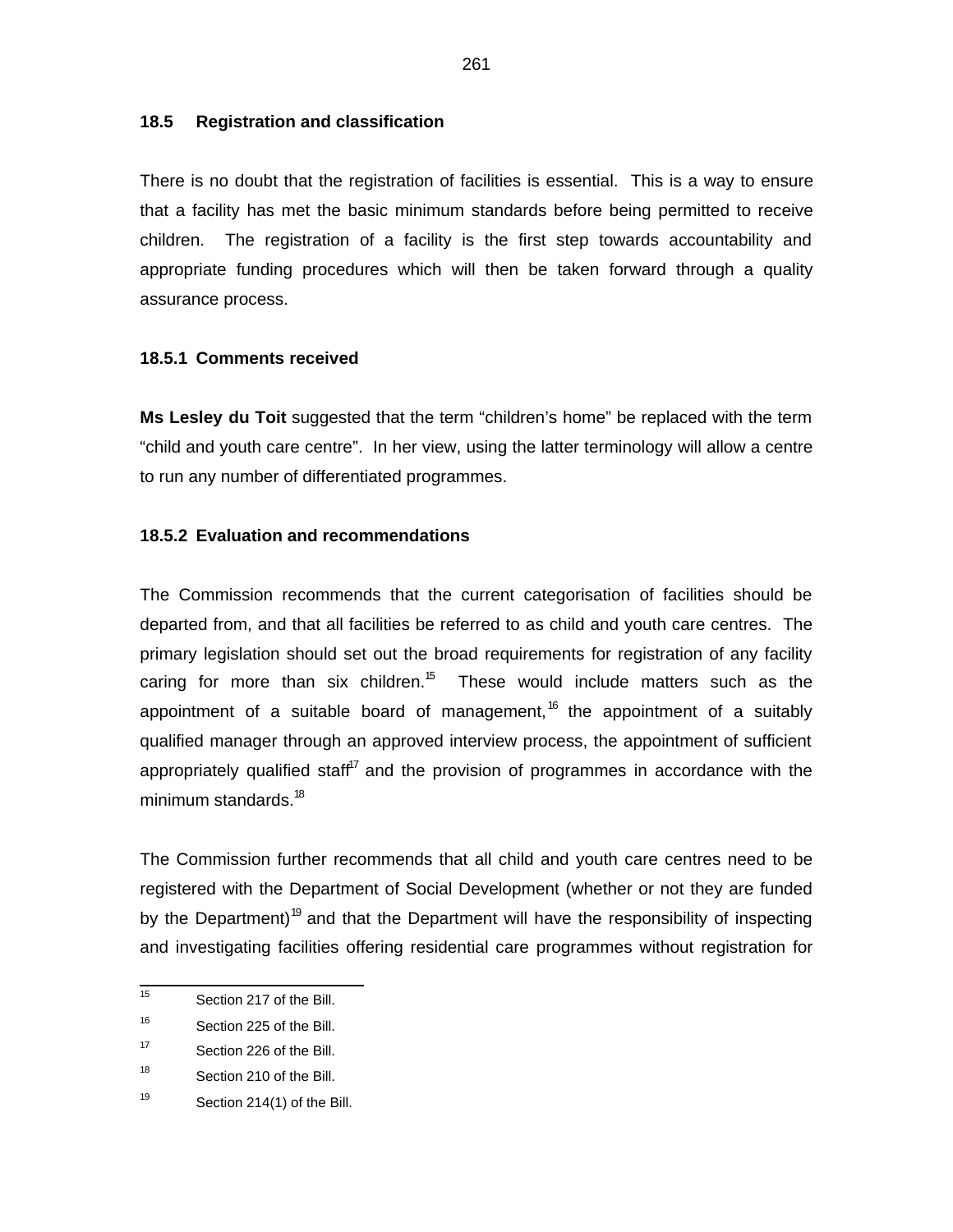### 18.5 Registration and classification

There is no doubt that the registration of facilities is essential. This is a way to ensure that a facility has met the basic minimum standards before being permitted to receive children. The registration of a facility is the first step towards accountability and appropriate funding procedures which will then be taken forward through a quality assurance process.

#### 18.5.1 Comments received

**Ms Lesley du Toit** suggested that the term "children's home" be replaced with the term "child and youth care centre". In her view, using the latter terminology will allow a centre to run any number of differentiated programmes.

#### 18.5.2 Evaluation and recommendations

The Commission recommends that the current categorisation of facilities should be departed from, and that all facilities be referred to as child and youth care centres. The primary legislation should set out the broad requirements for registration of any facility caring for more than six children.[15] These would include matters such as the appointment of a suitable board of management,[16] the appointment of a suitably qualified manager through an approved interview process, the appointment of sufficient appropriately qualified staff[17] and the provision of programmes in accordance with the minimum standards.[18]

The Commission further recommends that all child and youth care centres need to be registered with the Department of Social Development (whether or not they are funded by the Department)[19] and that the Department will have the responsibility of inspecting and investigating facilities offering residential care programmes without registration for

---

[15] Section 217 of the Bill.

[16] Section 225 of the Bill.

[17] Section 226 of the Bill.

[18] Section 210 of the Bill.

[19] Section 214(1) of the Bill.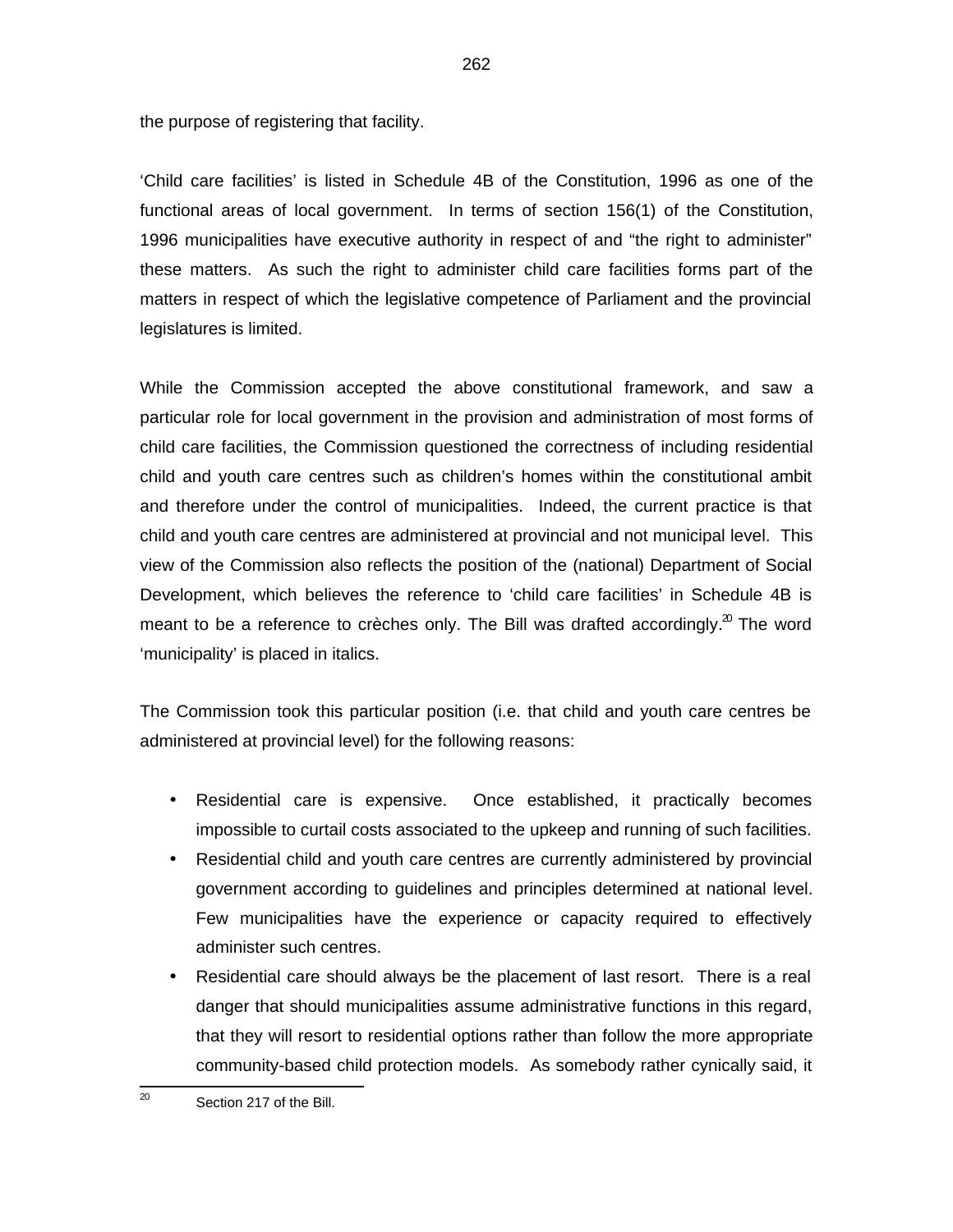the purpose of registering that facility.

'Child care facilities' is listed in Schedule 4B of the Constitution, 1996 as one of the functional areas of local government. In terms of section 156(1) of the Constitution, 1996 municipalities have executive authority in respect of and "the right to administer" these matters. As such the right to administer child care facilities forms part of the matters in respect of which the legislative competence of Parliament and the provincial legislatures is limited.

While the Commission accepted the above constitutional framework, and saw a particular role for local government in the provision and administration of most forms of child care facilities, the Commission questioned the correctness of including residential child and youth care centres such as children's homes within the constitutional ambit and therefore under the control of municipalities. Indeed, the current practice is that child and youth care centres are administered at provincial and not municipal level. This view of the Commission also reflects the position of the (national) Department of Social Development, which believes the reference to 'child care facilities' in Schedule 4B is meant to be a reference to crèches only. The Bill was drafted accordingly.[20] The word 'municipality' is placed in italics.

The Commission took this particular position (i.e. that child and youth care centres be administered at provincial level) for the following reasons:

- Residential care is expensive. Once established, it practically becomes impossible to curtail costs associated to the upkeep and running of such facilities.
- Residential child and youth care centres are currently administered by provincial government according to guidelines and principles determined at national level. Few municipalities have the experience or capacity required to effectively administer such centres.
- Residential care should always be the placement of last resort. There is a real danger that should municipalities assume administrative functions in this regard, that they will resort to residential options rather than follow the more appropriate community-based child protection models. As somebody rather cynically said, it

[20] Section 217 of the Bill.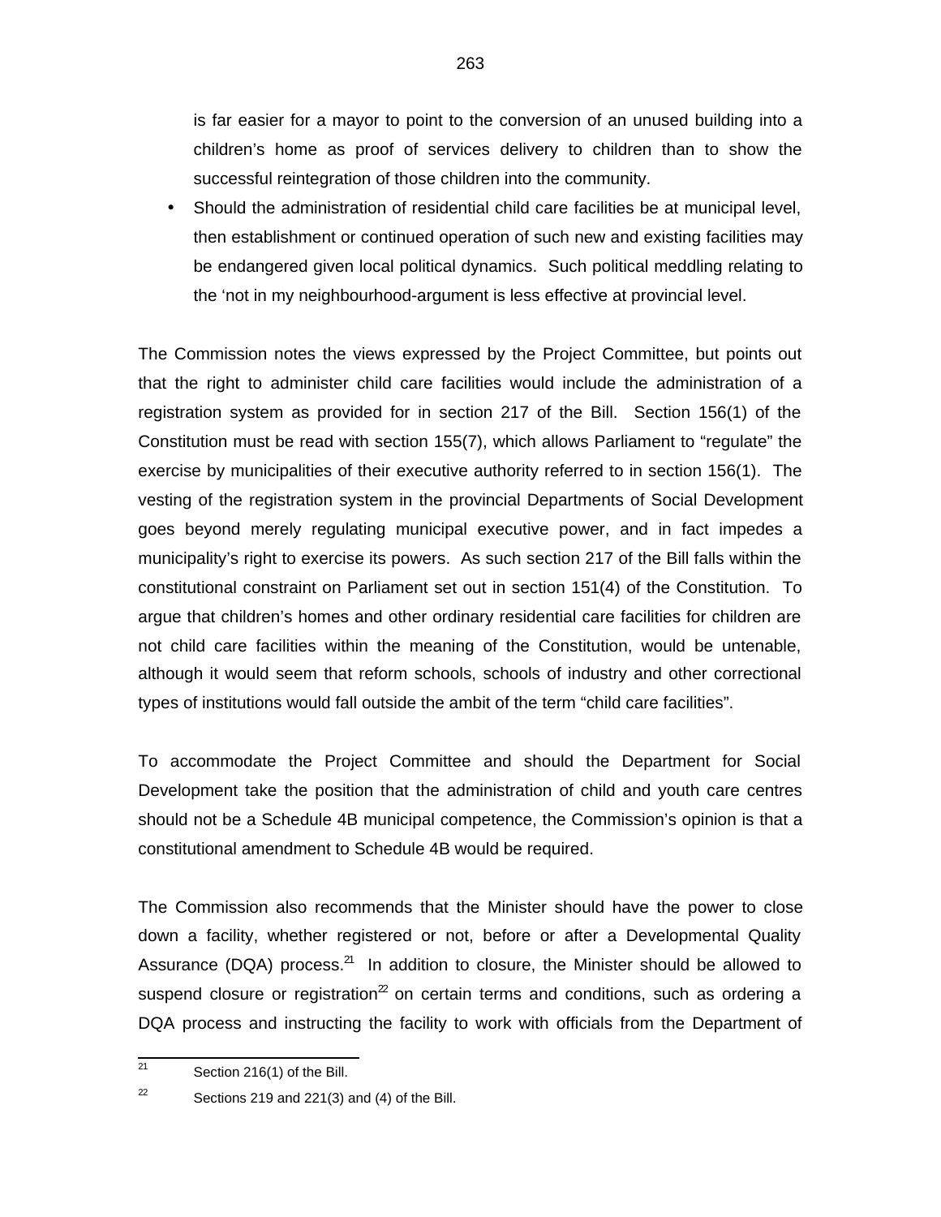is far easier for a mayor to point to the conversion of an unused building into a children's home as proof of services delivery to children than to show the successful reintegration of those children into the community.

- Should the administration of residential child care facilities be at municipal level, then establishment or continued operation of such new and existing facilities may be endangered given local political dynamics. Such political meddling relating to the 'not in my neighbourhood-argument is less effective at provincial level.

The Commission notes the views expressed by the Project Committee, but points out that the right to administer child care facilities would include the administration of a registration system as provided for in section 217 of the Bill. Section 156(1) of the Constitution must be read with section 155(7), which allows Parliament to "regulate" the exercise by municipalities of their executive authority referred to in section 156(1). The vesting of the registration system in the provincial Departments of Social Development goes beyond merely regulating municipal executive power, and in fact impedes a municipality's right to exercise its powers. As such section 217 of the Bill falls within the constitutional constraint on Parliament set out in section 151(4) of the Constitution. To argue that children's homes and other ordinary residential care facilities for children are not child care facilities within the meaning of the Constitution, would be untenable, although it would seem that reform schools, schools of industry and other correctional types of institutions would fall outside the ambit of the term "child care facilities".

To accommodate the Project Committee and should the Department for Social Development take the position that the administration of child and youth care centres should not be a Schedule 4B municipal competence, the Commission's opinion is that a constitutional amendment to Schedule 4B would be required.

The Commission also recommends that the Minister should have the power to close down a facility, whether registered or not, before or after a Developmental Quality Assurance (DQA) process.[21] In addition to closure, the Minister should be allowed to suspend closure or registration[22] on certain terms and conditions, such as ordering a DQA process and instructing the facility to work with officials from the Department of

[21] Section 216(1) of the Bill.

[22] Sections 219 and 221(3) and (4) of the Bill.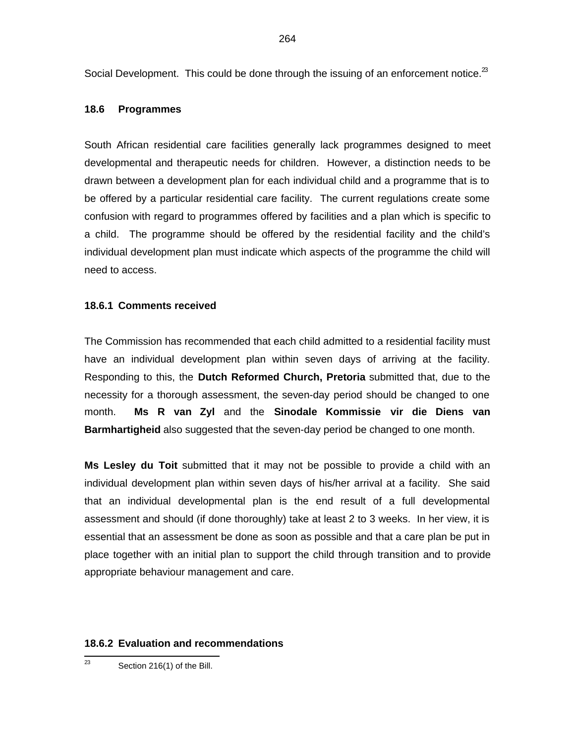Social Development. This could be done through the issuing of an enforcement notice.[23]

### 18.6 Programmes

South African residential care facilities generally lack programmes designed to meet developmental and therapeutic needs for children. However, a distinction needs to be drawn between a development plan for each individual child and a programme that is to be offered by a particular residential care facility. The current regulations create some confusion with regard to programmes offered by facilities and a plan which is specific to a child. The programme should be offered by the residential facility and the child's individual development plan must indicate which aspects of the programme the child will need to access.

#### 18.6.1 Comments received

The Commission has recommended that each child admitted to a residential facility must have an individual development plan within seven days of arriving at the facility. Responding to this, the **Dutch Reformed Church, Pretoria** submitted that, due to the necessity for a thorough assessment, the seven-day period should be changed to one month. **Ms R van Zyl** and the **Sinodale Kommissie vir die Diens van Barmhartigheid** also suggested that the seven-day period be changed to one month.

**Ms Lesley du Toit** submitted that it may not be possible to provide a child with an individual development plan within seven days of his/her arrival at a facility. She said that an individual developmental plan is the end result of a full developmental assessment and should (if done thoroughly) take at least 2 to 3 weeks. In her view, it is essential that an assessment be done as soon as possible and that a care plan be put in place together with an initial plan to support the child through transition and to provide appropriate behaviour management and care.

#### 18.6.2 Evaluation and recommendations

---

[23] Section 216(1) of the Bill.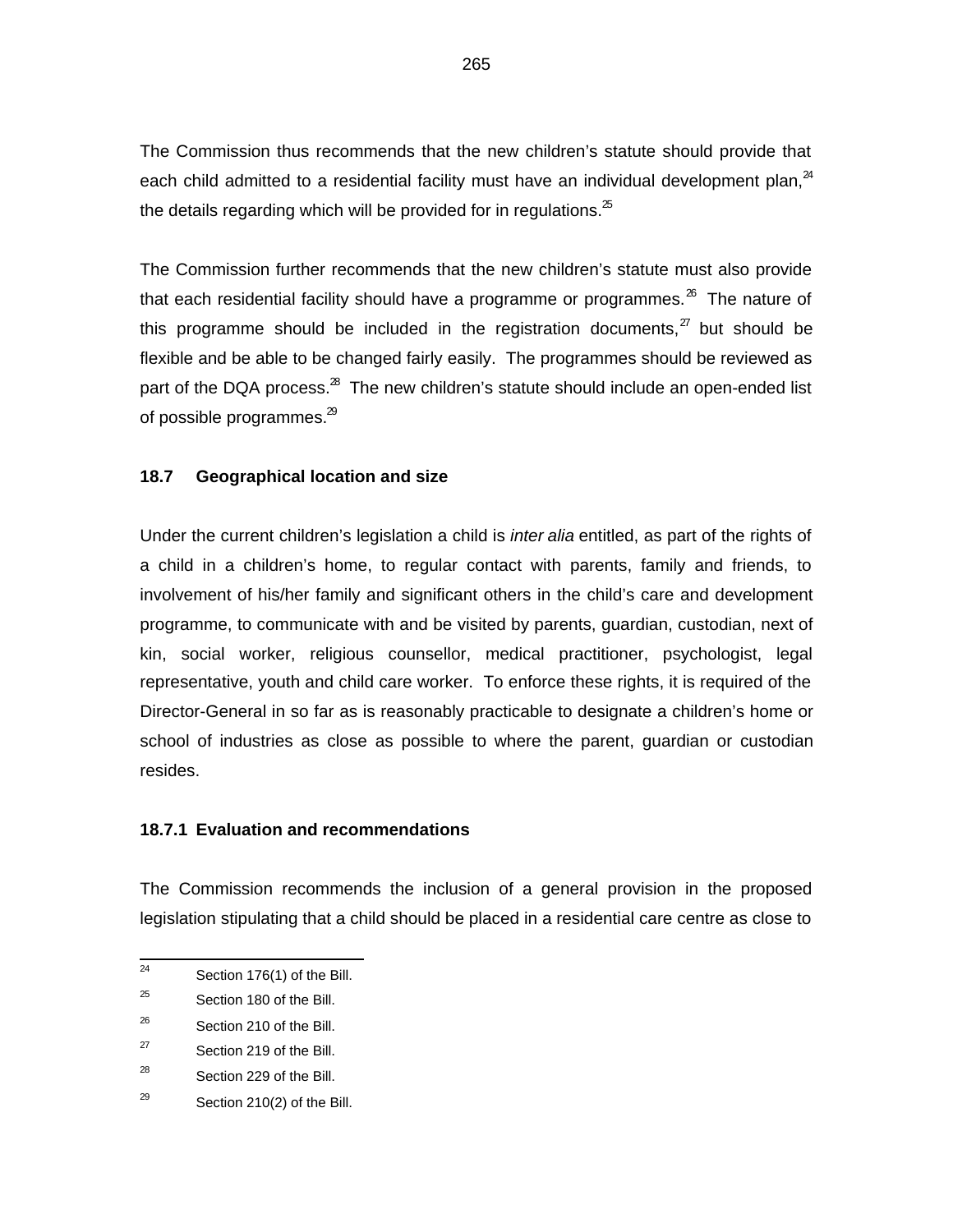The Commission thus recommends that the new children's statute should provide that each child admitted to a residential facility must have an individual development plan,[24] the details regarding which will be provided for in regulations.[25]

The Commission further recommends that the new children's statute must also provide that each residential facility should have a programme or programmes.[26] The nature of this programme should be included in the registration documents,[27] but should be flexible and be able to be changed fairly easily. The programmes should be reviewed as part of the DQA process.[28] The new children's statute should include an open-ended list of possible programmes.[29]

### 18.7 Geographical location and size

Under the current children's legislation a child is *inter alia* entitled, as part of the rights of a child in a children's home, to regular contact with parents, family and friends, to involvement of his/her family and significant others in the child's care and development programme, to communicate with and be visited by parents, guardian, custodian, next of kin, social worker, religious counsellor, medical practitioner, psychologist, legal representative, youth and child care worker. To enforce these rights, it is required of the Director-General in so far as is reasonably practicable to designate a children's home or school of industries as close as possible to where the parent, guardian or custodian resides.

#### 18.7.1 Evaluation and recommendations

The Commission recommends the inclusion of a general provision in the proposed legislation stipulating that a child should be placed in a residential care centre as close to

---

[24] Section 176(1) of the Bill.

[25] Section 180 of the Bill.

[26] Section 210 of the Bill.

[27] Section 219 of the Bill.

[28] Section 229 of the Bill.

[29] Section 210(2) of the Bill.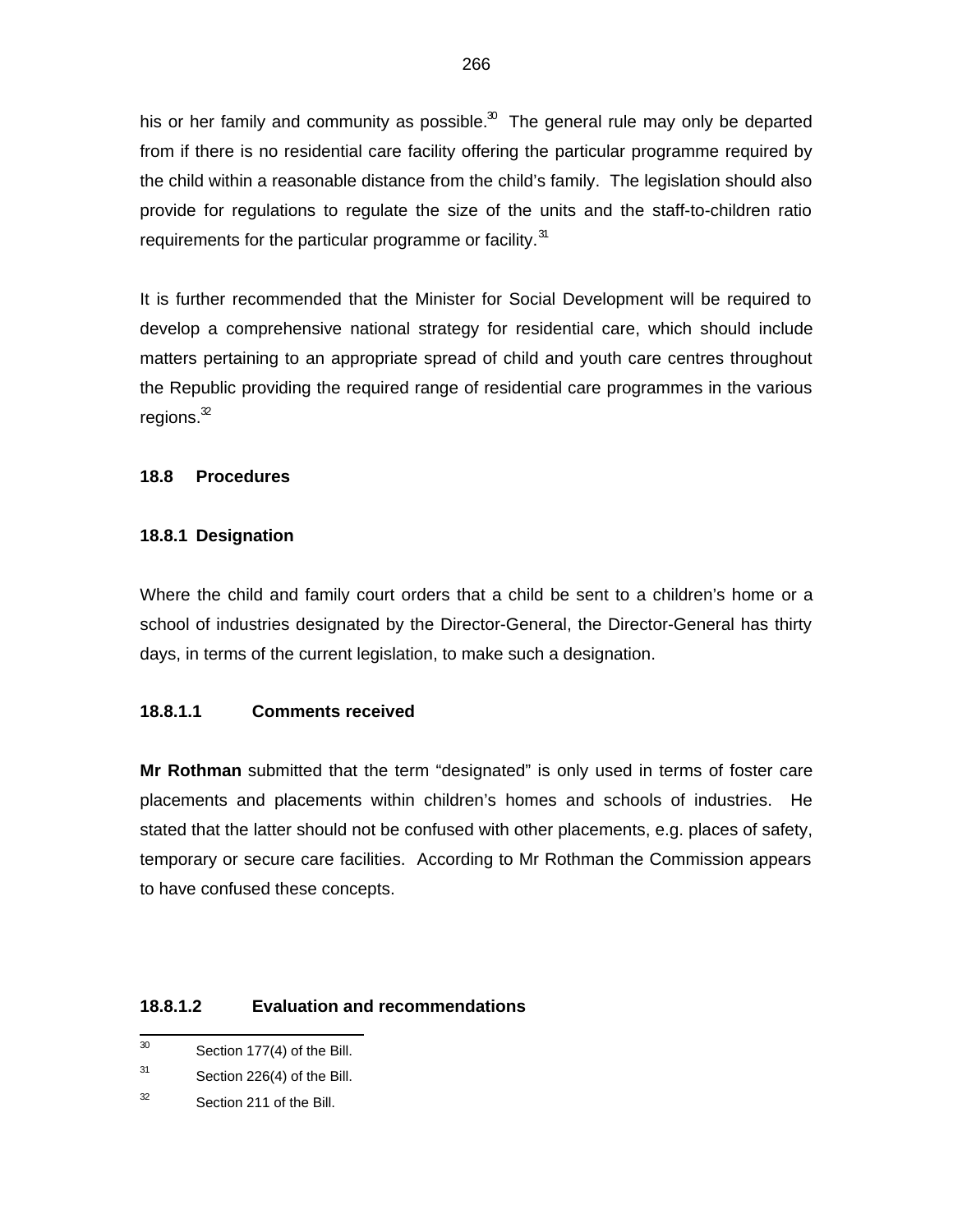his or her family and community as possible.[30] The general rule may only be departed from if there is no residential care facility offering the particular programme required by the child within a reasonable distance from the child's family. The legislation should also provide for regulations to regulate the size of the units and the staff-to-children ratio requirements for the particular programme or facility.[31]

It is further recommended that the Minister for Social Development will be required to develop a comprehensive national strategy for residential care, which should include matters pertaining to an appropriate spread of child and youth care centres throughout the Republic providing the required range of residential care programmes in the various regions.[32]

### 18.8 Procedures

#### 18.8.1 Designation

Where the child and family court orders that a child be sent to a children's home or a school of industries designated by the Director-General, the Director-General has thirty days, in terms of the current legislation, to make such a designation.

##### 18.8.1.1 Comments received

**Mr Rothman** submitted that the term "designated" is only used in terms of foster care placements and placements within children's homes and schools of industries. He stated that the latter should not be confused with other placements, e.g. places of safety, temporary or secure care facilities. According to Mr Rothman the Commission appears to have confused these concepts.

##### 18.8.1.2 Evaluation and recommendations

---

[30] Section 177(4) of the Bill.

[31] Section 226(4) of the Bill.

[32] Section 211 of the Bill.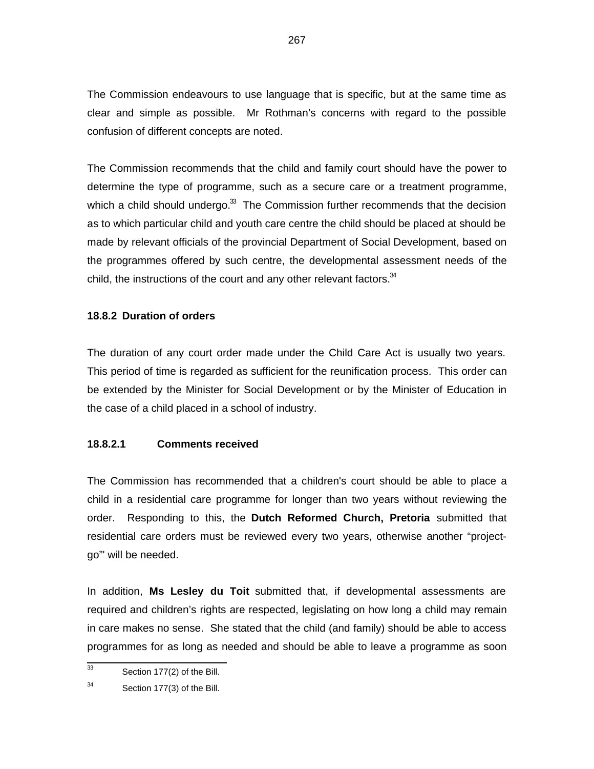The Commission endeavours to use language that is specific, but at the same time as clear and simple as possible. Mr Rothman's concerns with regard to the possible confusion of different concepts are noted.

The Commission recommends that the child and family court should have the power to determine the type of programme, such as a secure care or a treatment programme, which a child should undergo.[33] The Commission further recommends that the decision as to which particular child and youth care centre the child should be placed at should be made by relevant officials of the provincial Department of Social Development, based on the programmes offered by such centre, the developmental assessment needs of the child, the instructions of the court and any other relevant factors.[34]

### 18.8.2 Duration of orders

The duration of any court order made under the Child Care Act is usually two years. This period of time is regarded as sufficient for the reunification process. This order can be extended by the Minister for Social Development or by the Minister of Education in the case of a child placed in a school of industry.

#### 18.8.2.1 Comments received

The Commission has recommended that a children's court should be able to place a child in a residential care programme for longer than two years without reviewing the order. Responding to this, the **Dutch Reformed Church, Pretoria** submitted that residential care orders must be reviewed every two years, otherwise another "project-go"' will be needed.

In addition, **Ms Lesley du Toit** submitted that, if developmental assessments are required and children's rights are respected, legislating on how long a child may remain in care makes no sense. She stated that the child (and family) should be able to access programmes for as long as needed and should be able to leave a programme as soon

---

[33] Section 177(2) of the Bill.

[34] Section 177(3) of the Bill.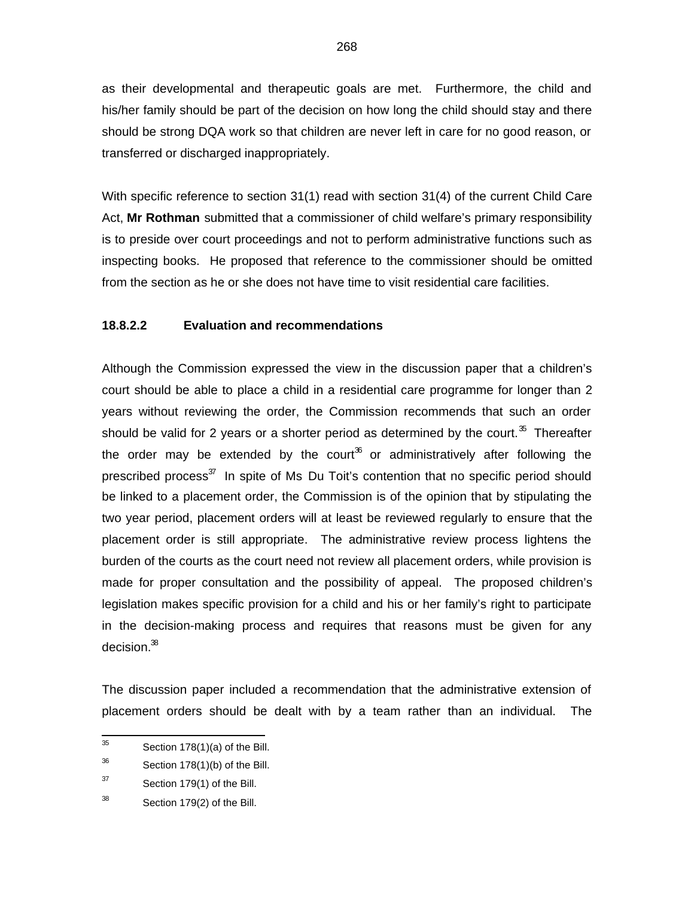as their developmental and therapeutic goals are met. Furthermore, the child and his/her family should be part of the decision on how long the child should stay and there should be strong DQA work so that children are never left in care for no good reason, or transferred or discharged inappropriately.

With specific reference to section 31(1) read with section 31(4) of the current Child Care Act, **Mr Rothman** submitted that a commissioner of child welfare's primary responsibility is to preside over court proceedings and not to perform administrative functions such as inspecting books. He proposed that reference to the commissioner should be omitted from the section as he or she does not have time to visit residential care facilities.

#### 18.8.2.2 Evaluation and recommendations

Although the Commission expressed the view in the discussion paper that a children's court should be able to place a child in a residential care programme for longer than 2 years without reviewing the order, the Commission recommends that such an order should be valid for 2 years or a shorter period as determined by the court.[35] Thereafter the order may be extended by the court[36] or administratively after following the prescribed process[37] In spite of Ms Du Toit's contention that no specific period should be linked to a placement order, the Commission is of the opinion that by stipulating the two year period, placement orders will at least be reviewed regularly to ensure that the placement order is still appropriate. The administrative review process lightens the burden of the courts as the court need not review all placement orders, while provision is made for proper consultation and the possibility of appeal. The proposed children's legislation makes specific provision for a child and his or her family's right to participate in the decision-making process and requires that reasons must be given for any decision.[38]

The discussion paper included a recommendation that the administrative extension of placement orders should be dealt with by a team rather than an individual. The

---

[35] Section 178(1)(a) of the Bill.

[36] Section 178(1)(b) of the Bill.

[37] Section 179(1) of the Bill.

[38] Section 179(2) of the Bill.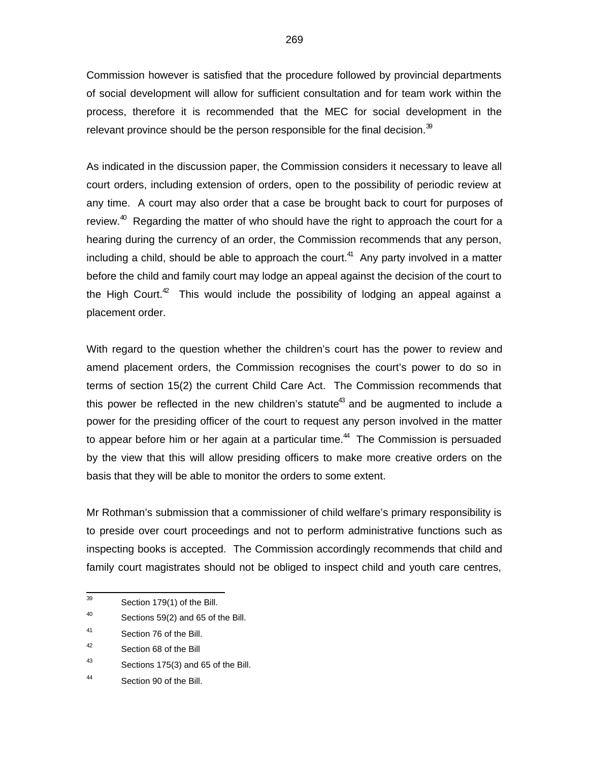Commission however is satisfied that the procedure followed by provincial departments of social development will allow for sufficient consultation and for team work within the process, therefore it is recommended that the MEC for social development in the relevant province should be the person responsible for the final decision.[39]

As indicated in the discussion paper, the Commission considers it necessary to leave all court orders, including extension of orders, open to the possibility of periodic review at any time. A court may also order that a case be brought back to court for purposes of review.[40] Regarding the matter of who should have the right to approach the court for a hearing during the currency of an order, the Commission recommends that any person, including a child, should be able to approach the court.[41] Any party involved in a matter before the child and family court may lodge an appeal against the decision of the court to the High Court.[42] This would include the possibility of lodging an appeal against a placement order.

With regard to the question whether the children's court has the power to review and amend placement orders, the Commission recognises the court's power to do so in terms of section 15(2) the current Child Care Act. The Commission recommends that this power be reflected in the new children's statute[43] and be augmented to include a power for the presiding officer of the court to request any person involved in the matter to appear before him or her again at a particular time.[44] The Commission is persuaded by the view that this will allow presiding officers to make more creative orders on the basis that they will be able to monitor the orders to some extent.

Mr Rothman's submission that a commissioner of child welfare's primary responsibility is to preside over court proceedings and not to perform administrative functions such as inspecting books is accepted. The Commission accordingly recommends that child and family court magistrates should not be obliged to inspect child and youth care centres,

---

[39] Section 179(1) of the Bill.

[40] Sections 59(2) and 65 of the Bill.

[41] Section 76 of the Bill.

[42] Section 68 of the Bill

[43] Sections 175(3) and 65 of the Bill.

[44] Section 90 of the Bill.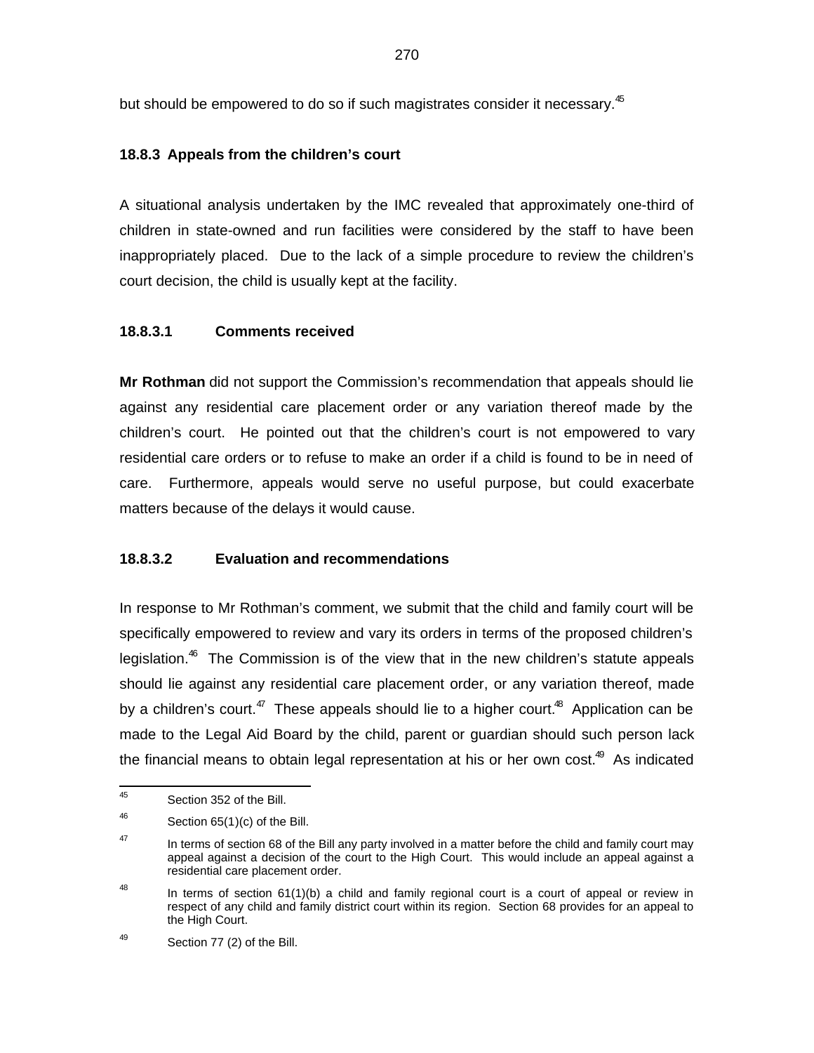but should be empowered to do so if such magistrates consider it necessary.[45]

### 18.8.3 Appeals from the children's court

A situational analysis undertaken by the IMC revealed that approximately one-third of children in state-owned and run facilities were considered by the staff to have been inappropriately placed. Due to the lack of a simple procedure to review the children's court decision, the child is usually kept at the facility.

#### 18.8.3.1 Comments received

**Mr Rothman** did not support the Commission's recommendation that appeals should lie against any residential care placement order or any variation thereof made by the children's court. He pointed out that the children's court is not empowered to vary residential care orders or to refuse to make an order if a child is found to be in need of care. Furthermore, appeals would serve no useful purpose, but could exacerbate matters because of the delays it would cause.

#### 18.8.3.2 Evaluation and recommendations

In response to Mr Rothman's comment, we submit that the child and family court will be specifically empowered to review and vary its orders in terms of the proposed children's legislation.[46] The Commission is of the view that in the new children's statute appeals should lie against any residential care placement order, or any variation thereof, made by a children's court.[47] These appeals should lie to a higher court.[48] Application can be made to the Legal Aid Board by the child, parent or guardian should such person lack the financial means to obtain legal representation at his or her own cost.[49] As indicated

---

[45] Section 352 of the Bill.

[46] Section 65(1)(c) of the Bill.

[47] In terms of section 68 of the Bill any party involved in a matter before the child and family court may appeal against a decision of the court to the High Court. This would include an appeal against a residential care placement order.

[48] In terms of section 61(1)(b) a child and family regional court is a court of appeal or review in respect of any child and family district court within its region. Section 68 provides for an appeal to the High Court.

[49] Section 77 (2) of the Bill.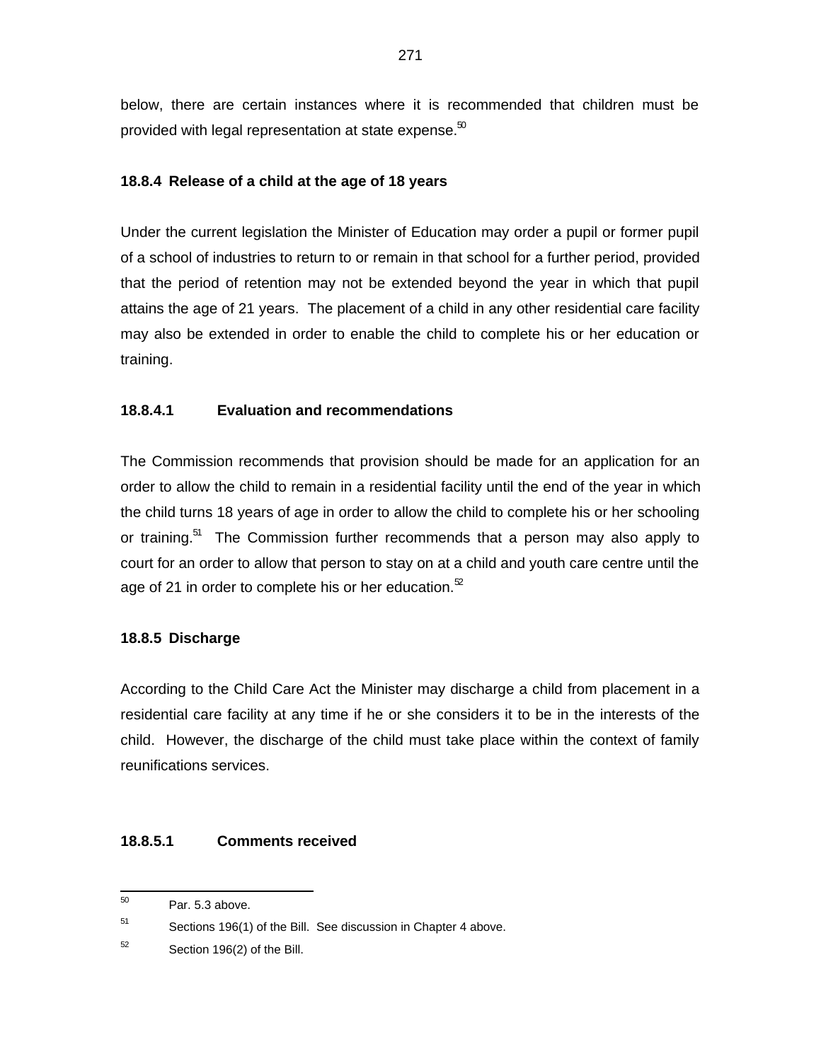below, there are certain instances where it is recommended that children must be provided with legal representation at state expense.[50]

### 18.8.4 Release of a child at the age of 18 years

Under the current legislation the Minister of Education may order a pupil or former pupil of a school of industries to return to or remain in that school for a further period, provided that the period of retention may not be extended beyond the year in which that pupil attains the age of 21 years. The placement of a child in any other residential care facility may also be extended in order to enable the child to complete his or her education or training.

#### 18.8.4.1 Evaluation and recommendations

The Commission recommends that provision should be made for an application for an order to allow the child to remain in a residential facility until the end of the year in which the child turns 18 years of age in order to allow the child to complete his or her schooling or training.[51] The Commission further recommends that a person may also apply to court for an order to allow that person to stay on at a child and youth care centre until the age of 21 in order to complete his or her education.[52]

### 18.8.5 Discharge

According to the Child Care Act the Minister may discharge a child from placement in a residential care facility at any time if he or she considers it to be in the interests of the child. However, the discharge of the child must take place within the context of family reunifications services.

#### 18.8.5.1 Comments received

---

[50] Par. 5.3 above.

[51] Sections 196(1) of the Bill. See discussion in Chapter 4 above.

[52] Section 196(2) of the Bill.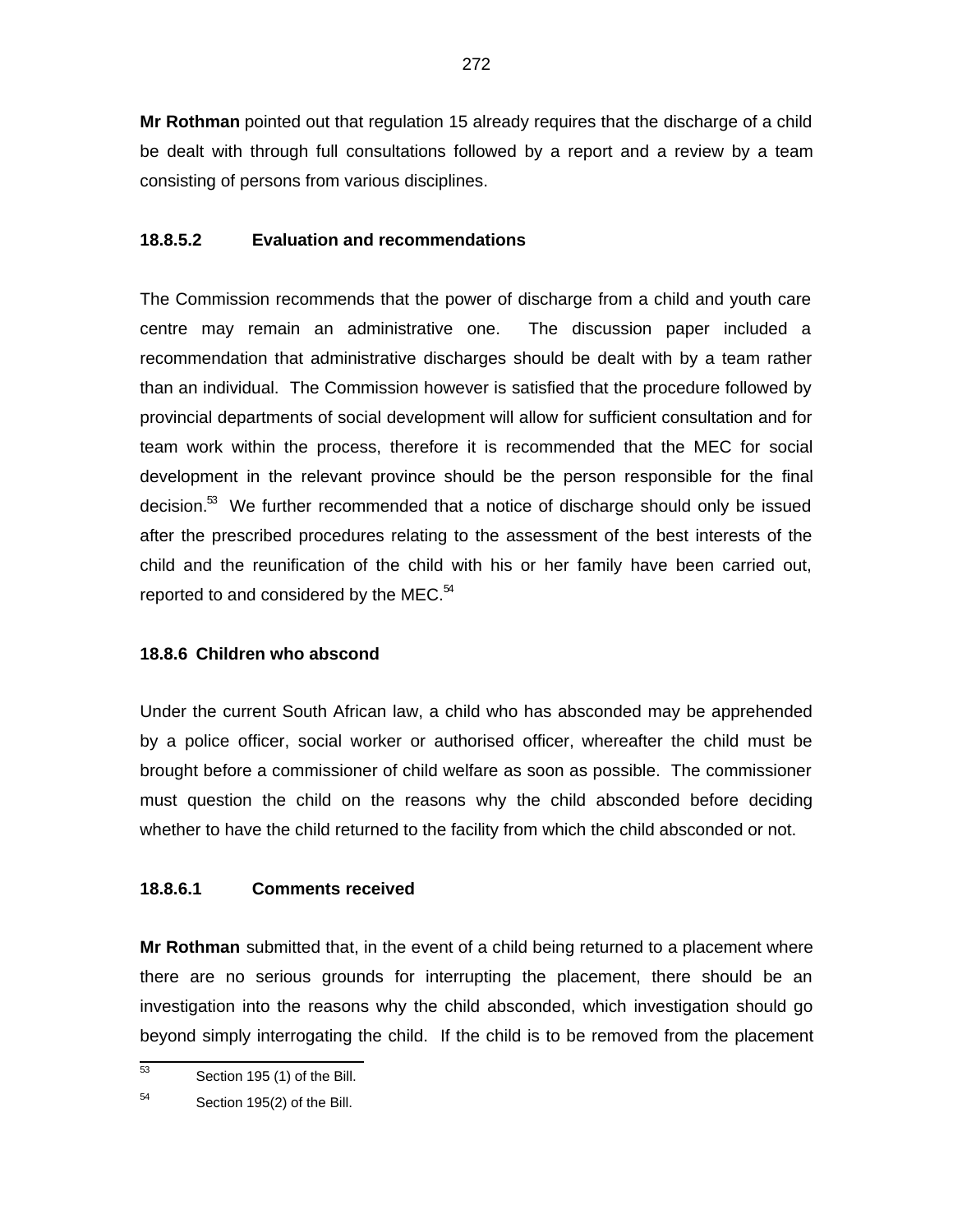**Mr Rothman** pointed out that regulation 15 already requires that the discharge of a child be dealt with through full consultations followed by a report and a review by a team consisting of persons from various disciplines.

#### 18.8.5.2 Evaluation and recommendations

The Commission recommends that the power of discharge from a child and youth care centre may remain an administrative one. The discussion paper included a recommendation that administrative discharges should be dealt with by a team rather than an individual. The Commission however is satisfied that the procedure followed by provincial departments of social development will allow for sufficient consultation and for team work within the process, therefore it is recommended that the MEC for social development in the relevant province should be the person responsible for the final decision.[53] We further recommended that a notice of discharge should only be issued after the prescribed procedures relating to the assessment of the best interests of the child and the reunification of the child with his or her family have been carried out, reported to and considered by the MEC.[54]

### 18.8.6 Children who abscond

Under the current South African law, a child who has absconded may be apprehended by a police officer, social worker or authorised officer, whereafter the child must be brought before a commissioner of child welfare as soon as possible. The commissioner must question the child on the reasons why the child absconded before deciding whether to have the child returned to the facility from which the child absconded or not.

#### 18.8.6.1 Comments received

**Mr Rothman** submitted that, in the event of a child being returned to a placement where there are no serious grounds for interrupting the placement, there should be an investigation into the reasons why the child absconded, which investigation should go beyond simply interrogating the child. If the child is to be removed from the placement

---

[53] Section 195 (1) of the Bill.

[54] Section 195(2) of the Bill.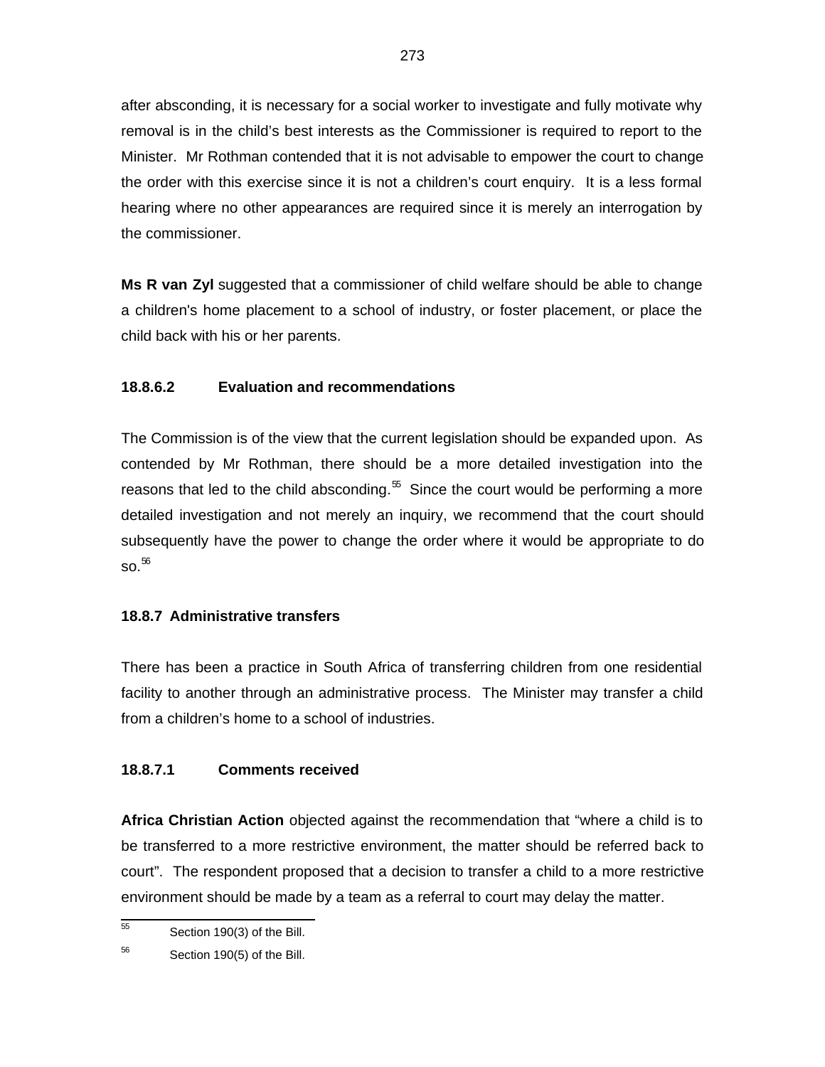after absconding, it is necessary for a social worker to investigate and fully motivate why removal is in the child's best interests as the Commissioner is required to report to the Minister. Mr Rothman contended that it is not advisable to empower the court to change the order with this exercise since it is not a children's court enquiry. It is a less formal hearing where no other appearances are required since it is merely an interrogation by the commissioner.

**Ms R van Zyl** suggested that a commissioner of child welfare should be able to change a children's home placement to a school of industry, or foster placement, or place the child back with his or her parents.

#### 18.8.6.2 Evaluation and recommendations

The Commission is of the view that the current legislation should be expanded upon. As contended by Mr Rothman, there should be a more detailed investigation into the reasons that led to the child absconding.[55] Since the court would be performing a more detailed investigation and not merely an inquiry, we recommend that the court should subsequently have the power to change the order where it would be appropriate to do so.[56]

### 18.8.7 Administrative transfers

There has been a practice in South Africa of transferring children from one residential facility to another through an administrative process. The Minister may transfer a child from a children's home to a school of industries.

#### 18.8.7.1 Comments received

**Africa Christian Action** objected against the recommendation that "where a child is to be transferred to a more restrictive environment, the matter should be referred back to court". The respondent proposed that a decision to transfer a child to a more restrictive environment should be made by a team as a referral to court may delay the matter.

[55] Section 190(3) of the Bill.

[56] Section 190(5) of the Bill.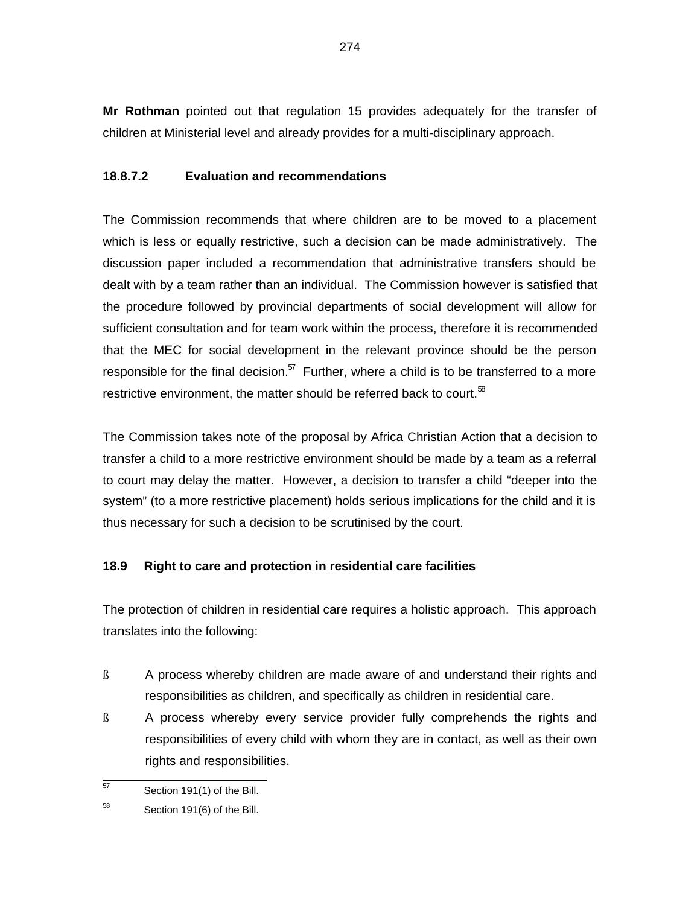**Mr Rothman** pointed out that regulation 15 provides adequately for the transfer of children at Ministerial level and already provides for a multi-disciplinary approach.

### 18.8.7.2 Evaluation and recommendations

The Commission recommends that where children are to be moved to a placement which is less or equally restrictive, such a decision can be made administratively. The discussion paper included a recommendation that administrative transfers should be dealt with by a team rather than an individual. The Commission however is satisfied that the procedure followed by provincial departments of social development will allow for sufficient consultation and for team work within the process, therefore it is recommended that the MEC for social development in the relevant province should be the person responsible for the final decision.[57] Further, where a child is to be transferred to a more restrictive environment, the matter should be referred back to court.[58]

The Commission takes note of the proposal by Africa Christian Action that a decision to transfer a child to a more restrictive environment should be made by a team as a referral to court may delay the matter. However, a decision to transfer a child "deeper into the system" (to a more restrictive placement) holds serious implications for the child and it is thus necessary for such a decision to be scrutinised by the court.

## 18.9 Right to care and protection in residential care facilities

The protection of children in residential care requires a holistic approach. This approach translates into the following:

- A process whereby children are made aware of and understand their rights and responsibilities as children, and specifically as children in residential care.
- A process whereby every service provider fully comprehends the rights and responsibilities of every child with whom they are in contact, as well as their own rights and responsibilities.

---

[57] Section 191(1) of the Bill.

[58] Section 191(6) of the Bill.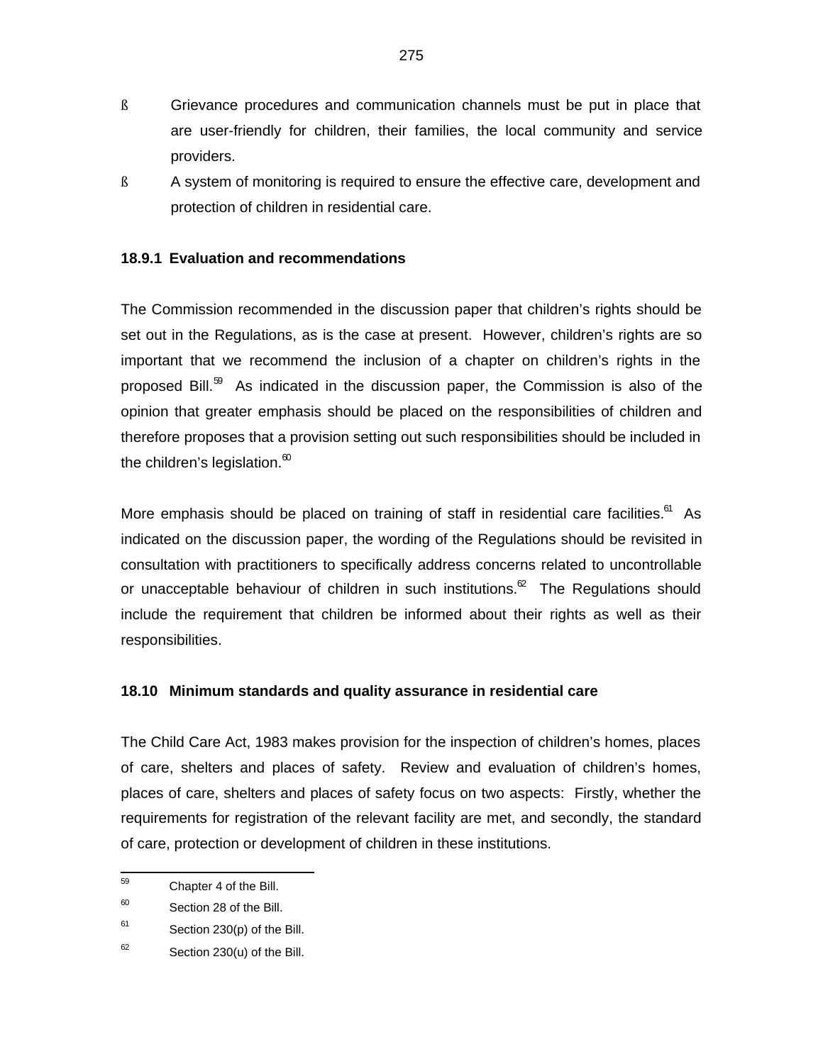- Grievance procedures and communication channels must be put in place that are user-friendly for children, their families, the local community and service providers.
- A system of monitoring is required to ensure the effective care, development and protection of children in residential care.

### 18.9.1 Evaluation and recommendations

The Commission recommended in the discussion paper that children's rights should be set out in the Regulations, as is the case at present. However, children's rights are so important that we recommend the inclusion of a chapter on children's rights in the proposed Bill.[59] As indicated in the discussion paper, the Commission is also of the opinion that greater emphasis should be placed on the responsibilities of children and therefore proposes that a provision setting out such responsibilities should be included in the children's legislation.[60]

More emphasis should be placed on training of staff in residential care facilities.[61] As indicated on the discussion paper, the wording of the Regulations should be revisited in consultation with practitioners to specifically address concerns related to uncontrollable or unacceptable behaviour of children in such institutions.[62] The Regulations should include the requirement that children be informed about their rights as well as their responsibilities.

### 18.10 Minimum standards and quality assurance in residential care

The Child Care Act, 1983 makes provision for the inspection of children's homes, places of care, shelters and places of safety. Review and evaluation of children's homes, places of care, shelters and places of safety focus on two aspects: Firstly, whether the requirements for registration of the relevant facility are met, and secondly, the standard of care, protection or development of children in these institutions.

---

[59] Chapter 4 of the Bill.

[60] Section 28 of the Bill.

[61] Section 230(p) of the Bill.

[62] Section 230(u) of the Bill.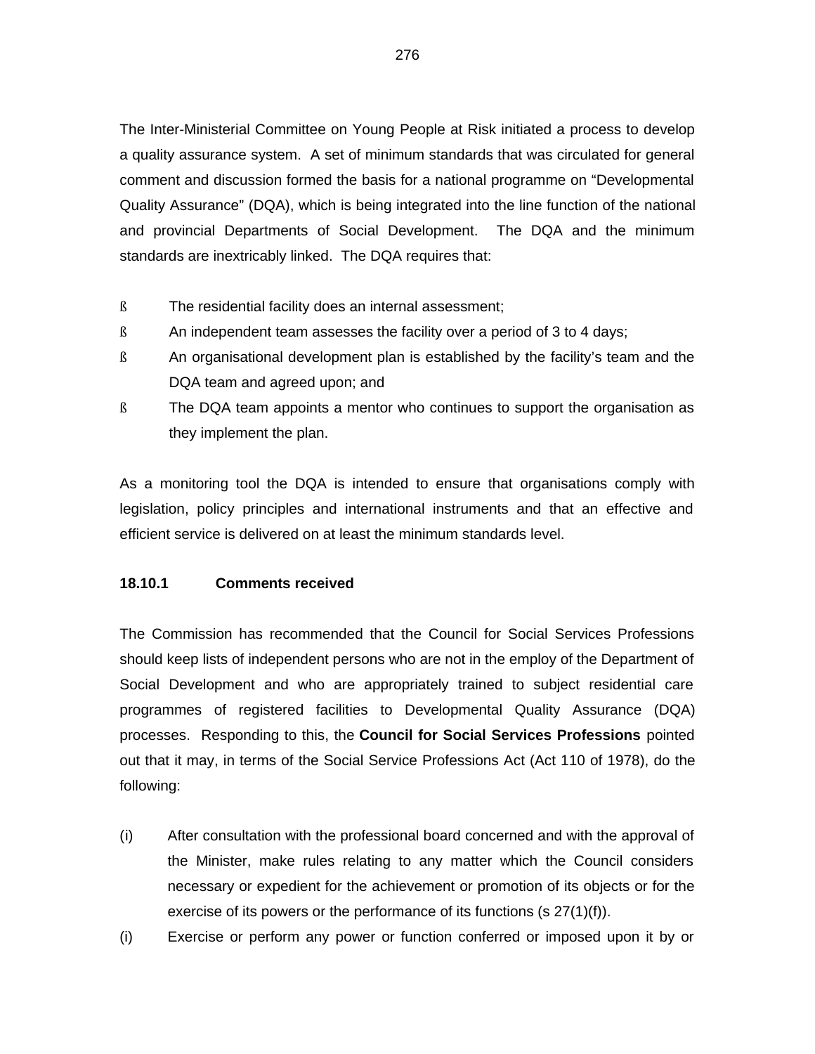The Inter-Ministerial Committee on Young People at Risk initiated a process to develop a quality assurance system. A set of minimum standards that was circulated for general comment and discussion formed the basis for a national programme on "Developmental Quality Assurance" (DQA), which is being integrated into the line function of the national and provincial Departments of Social Development. The DQA and the minimum standards are inextricably linked. The DQA requires that:

- The residential facility does an internal assessment;
- An independent team assesses the facility over a period of 3 to 4 days;
- An organisational development plan is established by the facility's team and the DQA team and agreed upon; and
- The DQA team appoints a mentor who continues to support the organisation as they implement the plan.

As a monitoring tool the DQA is intended to ensure that organisations comply with legislation, policy principles and international instruments and that an effective and efficient service is delivered on at least the minimum standards level.

### 18.10.1 Comments received

The Commission has recommended that the Council for Social Services Professions should keep lists of independent persons who are not in the employ of the Department of Social Development and who are appropriately trained to subject residential care programmes of registered facilities to Developmental Quality Assurance (DQA) processes. Responding to this, the **Council for Social Services Professions** pointed out that it may, in terms of the Social Service Professions Act (Act 110 of 1978), do the following:

(i) After consultation with the professional board concerned and with the approval of the Minister, make rules relating to any matter which the Council considers necessary or expedient for the achievement or promotion of its objects or for the exercise of its powers or the performance of its functions (s 27(1)(f)).

(i) Exercise or perform any power or function conferred or imposed upon it by or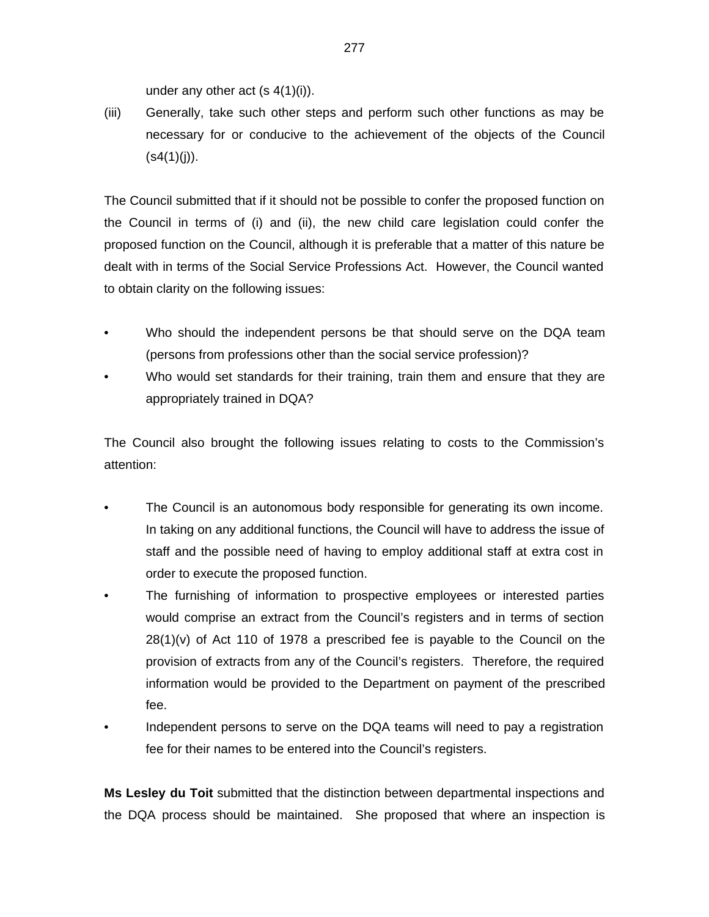under any other act (s 4(1)(i)).

(iii) Generally, take such other steps and perform such other functions as may be necessary for or conducive to the achievement of the objects of the Council (s4(1)(j)).

The Council submitted that if it should not be possible to confer the proposed function on the Council in terms of (i) and (ii), the new child care legislation could confer the proposed function on the Council, although it is preferable that a matter of this nature be dealt with in terms of the Social Service Professions Act. However, the Council wanted to obtain clarity on the following issues:

- Who should the independent persons be that should serve on the DQA team (persons from professions other than the social service profession)?
- Who would set standards for their training, train them and ensure that they are appropriately trained in DQA?

The Council also brought the following issues relating to costs to the Commission's attention:

- The Council is an autonomous body responsible for generating its own income. In taking on any additional functions, the Council will have to address the issue of staff and the possible need of having to employ additional staff at extra cost in order to execute the proposed function.
- The furnishing of information to prospective employees or interested parties would comprise an extract from the Council's registers and in terms of section 28(1)(v) of Act 110 of 1978 a prescribed fee is payable to the Council on the provision of extracts from any of the Council's registers. Therefore, the required information would be provided to the Department on payment of the prescribed fee.
- Independent persons to serve on the DQA teams will need to pay a registration fee for their names to be entered into the Council's registers.

**Ms Lesley du Toit** submitted that the distinction between departmental inspections and the DQA process should be maintained. She proposed that where an inspection is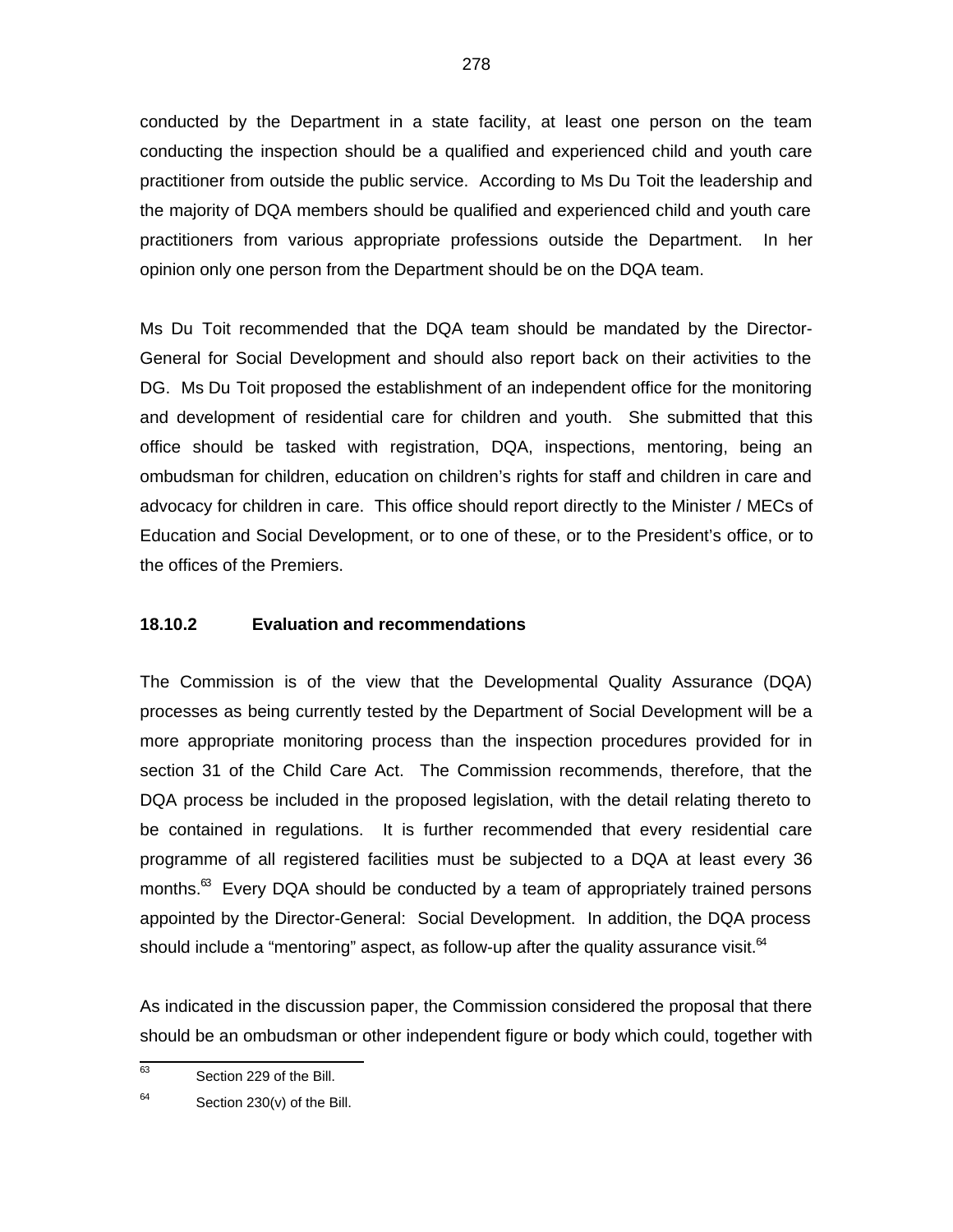conducted by the Department in a state facility, at least one person on the team conducting the inspection should be a qualified and experienced child and youth care practitioner from outside the public service. According to Ms Du Toit the leadership and the majority of DQA members should be qualified and experienced child and youth care practitioners from various appropriate professions outside the Department. In her opinion only one person from the Department should be on the DQA team.

Ms Du Toit recommended that the DQA team should be mandated by the Director-General for Social Development and should also report back on their activities to the DG. Ms Du Toit proposed the establishment of an independent office for the monitoring and development of residential care for children and youth. She submitted that this office should be tasked with registration, DQA, inspections, mentoring, being an ombudsman for children, education on children's rights for staff and children in care and advocacy for children in care. This office should report directly to the Minister / MECs of Education and Social Development, or to one of these, or to the President's office, or to the offices of the Premiers.

### 18.10.2 Evaluation and recommendations

The Commission is of the view that the Developmental Quality Assurance (DQA) processes as being currently tested by the Department of Social Development will be a more appropriate monitoring process than the inspection procedures provided for in section 31 of the Child Care Act. The Commission recommends, therefore, that the DQA process be included in the proposed legislation, with the detail relating thereto to be contained in regulations. It is further recommended that every residential care programme of all registered facilities must be subjected to a DQA at least every 36 months.[63] Every DQA should be conducted by a team of appropriately trained persons appointed by the Director-General: Social Development. In addition, the DQA process should include a "mentoring" aspect, as follow-up after the quality assurance visit.[64]

As indicated in the discussion paper, the Commission considered the proposal that there should be an ombudsman or other independent figure or body which could, together with

---

[63] Section 229 of the Bill.

[64] Section 230(v) of the Bill.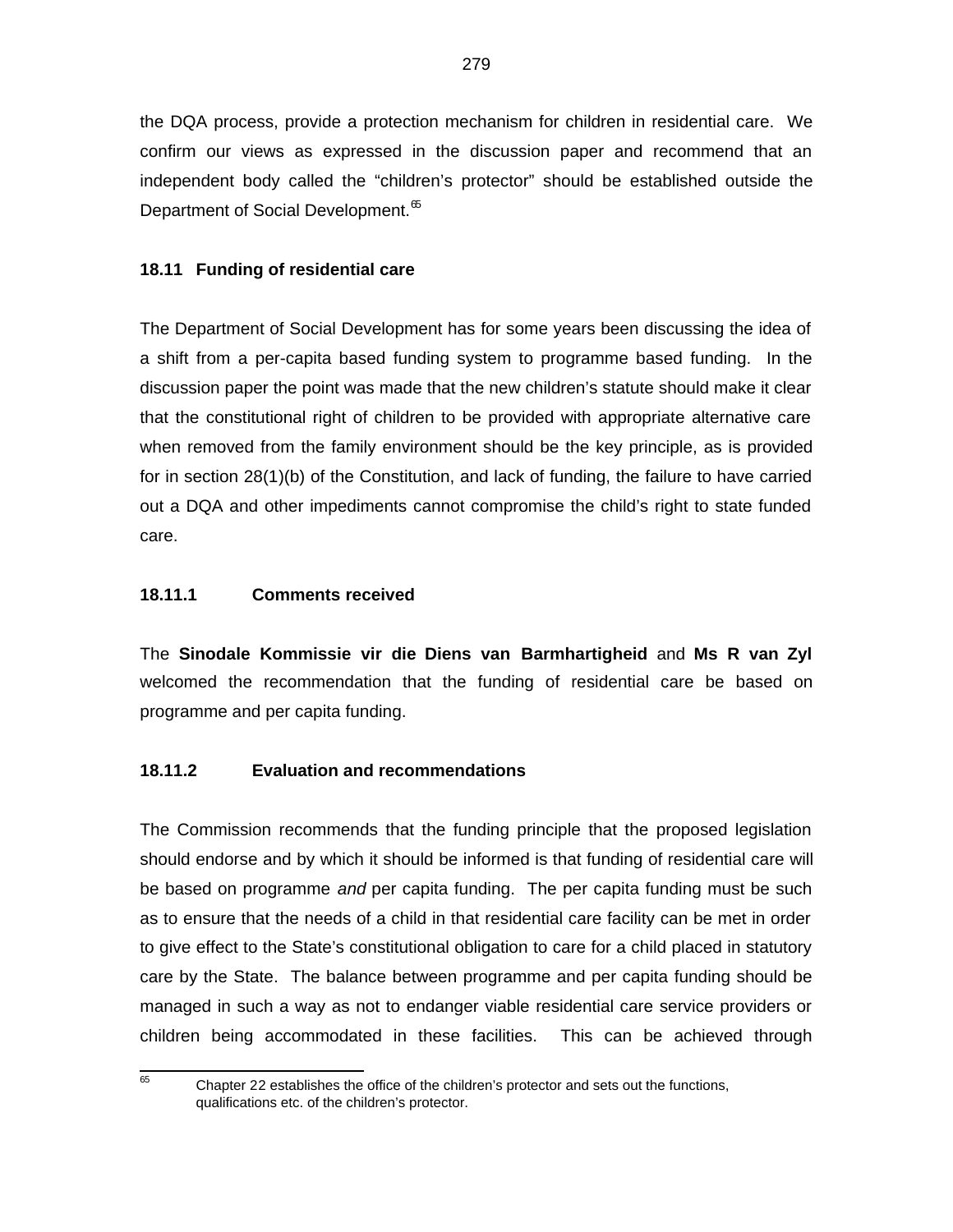the DQA process, provide a protection mechanism for children in residential care. We confirm our views as expressed in the discussion paper and recommend that an independent body called the "children's protector" should be established outside the Department of Social Development.[65]

### 18.11 Funding of residential care

The Department of Social Development has for some years been discussing the idea of a shift from a per-capita based funding system to programme based funding. In the discussion paper the point was made that the new children's statute should make it clear that the constitutional right of children to be provided with appropriate alternative care when removed from the family environment should be the key principle, as is provided for in section 28(1)(b) of the Constitution, and lack of funding, the failure to have carried out a DQA and other impediments cannot compromise the child's right to state funded care.

#### 18.11.1 Comments received

The **Sinodale Kommissie vir die Diens van Barmhartigheid** and **Ms R van Zyl** welcomed the recommendation that the funding of residential care be based on programme and per capita funding.

#### 18.11.2 Evaluation and recommendations

The Commission recommends that the funding principle that the proposed legislation should endorse and by which it should be informed is that funding of residential care will be based on programme *and* per capita funding. The per capita funding must be such as to ensure that the needs of a child in that residential care facility can be met in order to give effect to the State's constitutional obligation to care for a child placed in statutory care by the State. The balance between programme and per capita funding should be managed in such a way as not to endanger viable residential care service providers or children being accommodated in these facilities. This can be achieved through

---

[65] Chapter 22 establishes the office of the children's protector and sets out the functions, qualifications etc. of the children's protector.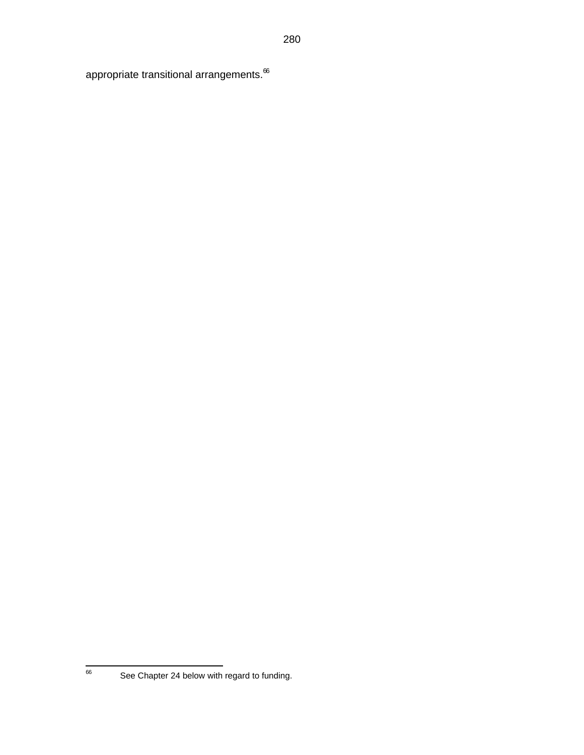appropriate transitional arrangements.[66]

---

[66] See Chapter 24 below with regard to funding.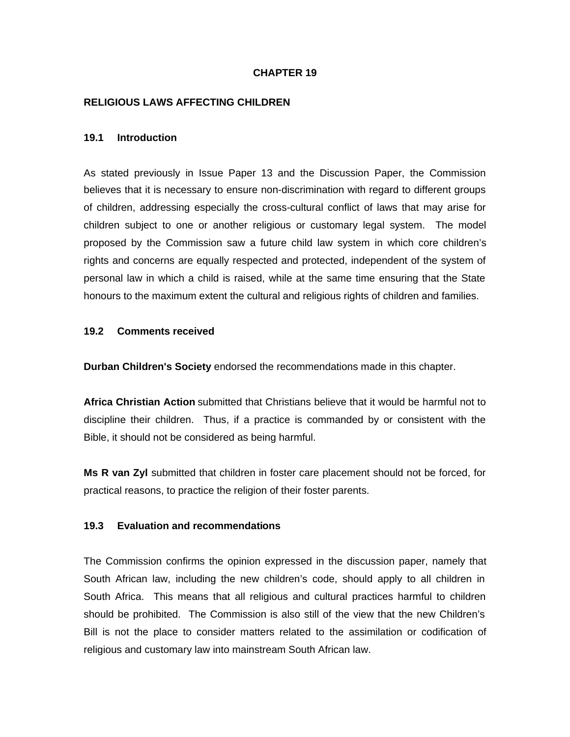# CHAPTER 19

## RELIGIOUS LAWS AFFECTING CHILDREN

### 19.1 Introduction

As stated previously in Issue Paper 13 and the Discussion Paper, the Commission believes that it is necessary to ensure non-discrimination with regard to different groups of children, addressing especially the cross-cultural conflict of laws that may arise for children subject to one or another religious or customary legal system. The model proposed by the Commission saw a future child law system in which core children's rights and concerns are equally respected and protected, independent of the system of personal law in which a child is raised, while at the same time ensuring that the State honours to the maximum extent the cultural and religious rights of children and families.

### 19.2 Comments received

**Durban Children's Society** endorsed the recommendations made in this chapter.

**Africa Christian Action** submitted that Christians believe that it would be harmful not to discipline their children. Thus, if a practice is commanded by or consistent with the Bible, it should not be considered as being harmful.

**Ms R van Zyl** submitted that children in foster care placement should not be forced, for practical reasons, to practice the religion of their foster parents.

### 19.3 Evaluation and recommendations

The Commission confirms the opinion expressed in the discussion paper, namely that South African law, including the new children's code, should apply to all children in South Africa. This means that all religious and cultural practices harmful to children should be prohibited. The Commission is also still of the view that the new Children's Bill is not the place to consider matters related to the assimilation or codification of religious and customary law into mainstream South African law.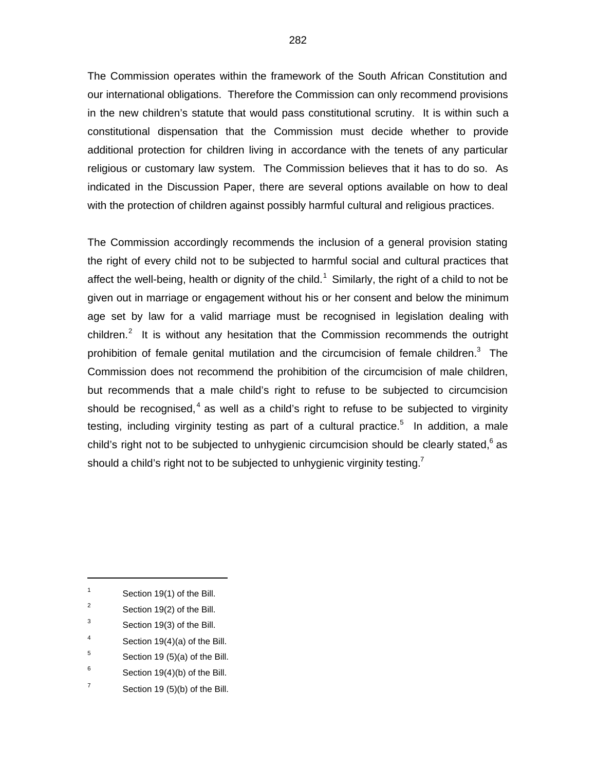The Commission operates within the framework of the South African Constitution and our international obligations. Therefore the Commission can only recommend provisions in the new children's statute that would pass constitutional scrutiny. It is within such a constitutional dispensation that the Commission must decide whether to provide additional protection for children living in accordance with the tenets of any particular religious or customary law system. The Commission believes that it has to do so. As indicated in the Discussion Paper, there are several options available on how to deal with the protection of children against possibly harmful cultural and religious practices.

The Commission accordingly recommends the inclusion of a general provision stating the right of every child not to be subjected to harmful social and cultural practices that affect the well-being, health or dignity of the child.[1] Similarly, the right of a child to not be given out in marriage or engagement without his or her consent and below the minimum age set by law for a valid marriage must be recognised in legislation dealing with children.[2] It is without any hesitation that the Commission recommends the outright prohibition of female genital mutilation and the circumcision of female children.[3] The Commission does not recommend the prohibition of the circumcision of male children, but recommends that a male child's right to refuse to be subjected to circumcision should be recognised,[4] as well as a child's right to refuse to be subjected to virginity testing, including virginity testing as part of a cultural practice.[5] In addition, a male child's right not to be subjected to unhygienic circumcision should be clearly stated,[6] as should a child's right not to be subjected to unhygienic virginity testing.[7]

---

[1] Section 19(1) of the Bill.

[2] Section 19(2) of the Bill.

[3] Section 19(3) of the Bill.

[4] Section 19(4)(a) of the Bill.

[5] Section 19 (5)(a) of the Bill.

[6] Section 19(4)(b) of the Bill.

[7] Section 19 (5)(b) of the Bill.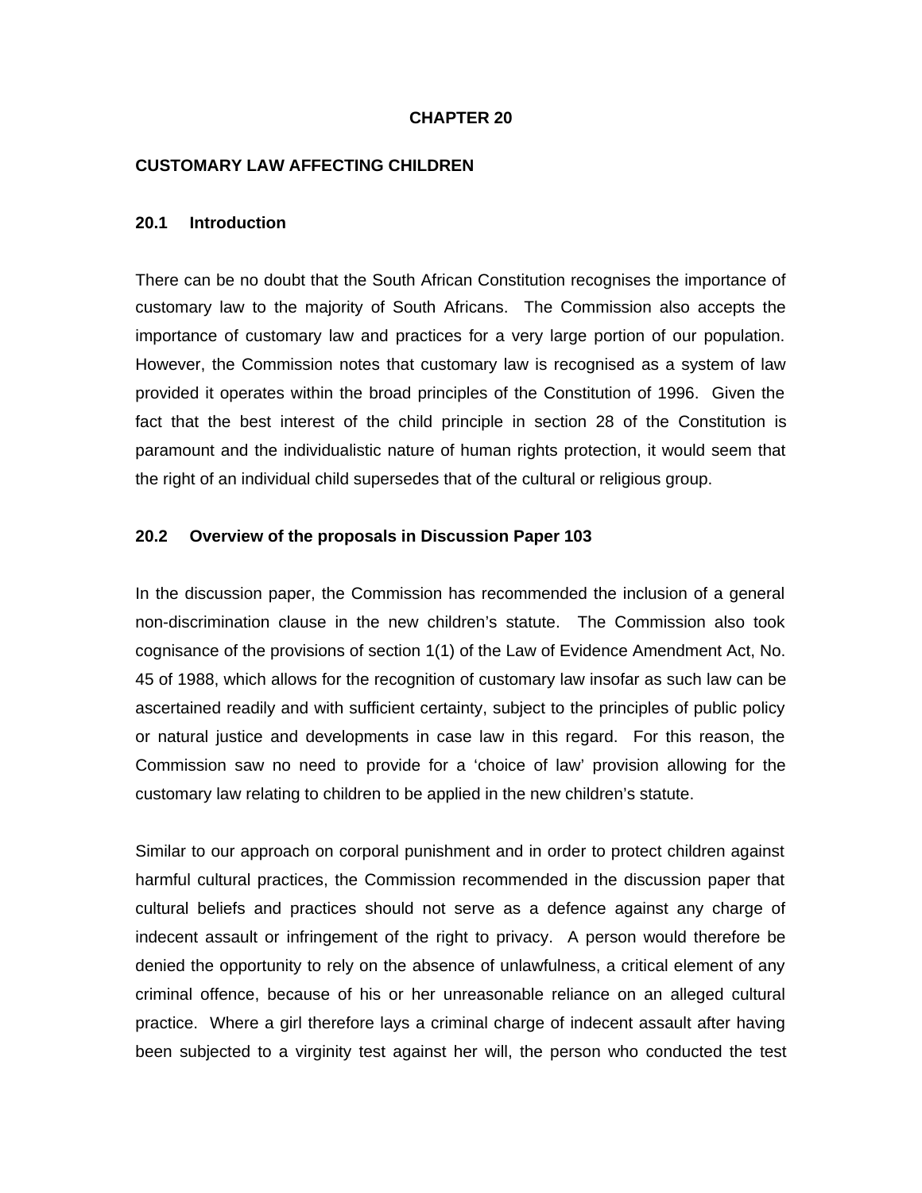# CHAPTER 20

## CUSTOMARY LAW AFFECTING CHILDREN

### 20.1 Introduction

There can be no doubt that the South African Constitution recognises the importance of customary law to the majority of South Africans. The Commission also accepts the importance of customary law and practices for a very large portion of our population. However, the Commission notes that customary law is recognised as a system of law provided it operates within the broad principles of the Constitution of 1996. Given the fact that the best interest of the child principle in section 28 of the Constitution is paramount and the individualistic nature of human rights protection, it would seem that the right of an individual child supersedes that of the cultural or religious group.

### 20.2 Overview of the proposals in Discussion Paper 103

In the discussion paper, the Commission has recommended the inclusion of a general non-discrimination clause in the new children's statute. The Commission also took cognisance of the provisions of section 1(1) of the Law of Evidence Amendment Act, No. 45 of 1988, which allows for the recognition of customary law insofar as such law can be ascertained readily and with sufficient certainty, subject to the principles of public policy or natural justice and developments in case law in this regard. For this reason, the Commission saw no need to provide for a 'choice of law' provision allowing for the customary law relating to children to be applied in the new children's statute.

Similar to our approach on corporal punishment and in order to protect children against harmful cultural practices, the Commission recommended in the discussion paper that cultural beliefs and practices should not serve as a defence against any charge of indecent assault or infringement of the right to privacy. A person would therefore be denied the opportunity to rely on the absence of unlawfulness, a critical element of any criminal offence, because of his or her unreasonable reliance on an alleged cultural practice. Where a girl therefore lays a criminal charge of indecent assault after having been subjected to a virginity test against her will, the person who conducted the test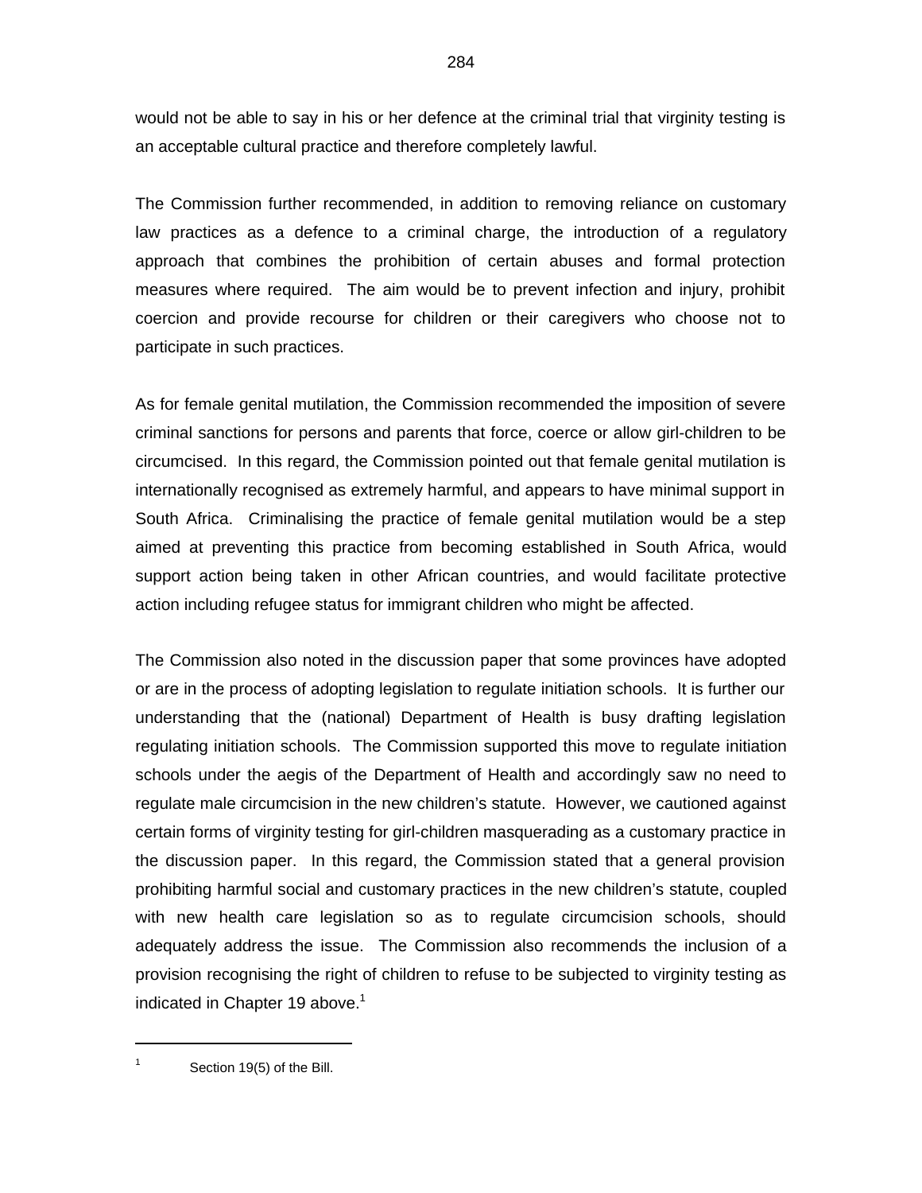would not be able to say in his or her defence at the criminal trial that virginity testing is an acceptable cultural practice and therefore completely lawful.

The Commission further recommended, in addition to removing reliance on customary law practices as a defence to a criminal charge, the introduction of a regulatory approach that combines the prohibition of certain abuses and formal protection measures where required. The aim would be to prevent infection and injury, prohibit coercion and provide recourse for children or their caregivers who choose not to participate in such practices.

As for female genital mutilation, the Commission recommended the imposition of severe criminal sanctions for persons and parents that force, coerce or allow girl-children to be circumcised. In this regard, the Commission pointed out that female genital mutilation is internationally recognised as extremely harmful, and appears to have minimal support in South Africa. Criminalising the practice of female genital mutilation would be a step aimed at preventing this practice from becoming established in South Africa, would support action being taken in other African countries, and would facilitate protective action including refugee status for immigrant children who might be affected.

The Commission also noted in the discussion paper that some provinces have adopted or are in the process of adopting legislation to regulate initiation schools. It is further our understanding that the (national) Department of Health is busy drafting legislation regulating initiation schools. The Commission supported this move to regulate initiation schools under the aegis of the Department of Health and accordingly saw no need to regulate male circumcision in the new children's statute. However, we cautioned against certain forms of virginity testing for girl-children masquerading as a customary practice in the discussion paper. In this regard, the Commission stated that a general provision prohibiting harmful social and customary practices in the new children's statute, coupled with new health care legislation so as to regulate circumcision schools, should adequately address the issue. The Commission also recommends the inclusion of a provision recognising the right of children to refuse to be subjected to virginity testing as indicated in Chapter 19 above.[1]

---

[1] Section 19(5) of the Bill.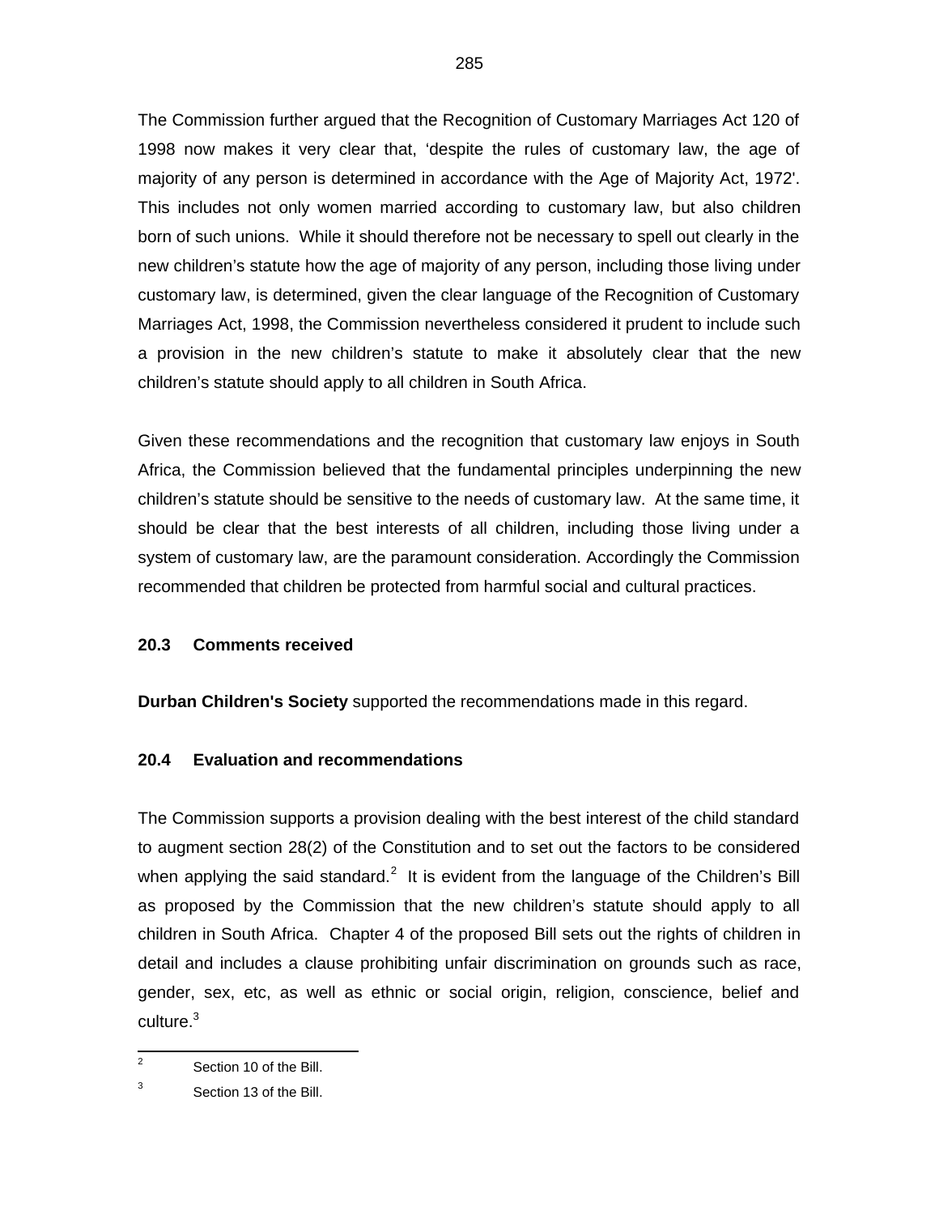The Commission further argued that the Recognition of Customary Marriages Act 120 of 1998 now makes it very clear that, 'despite the rules of customary law, the age of majority of any person is determined in accordance with the Age of Majority Act, 1972'. This includes not only women married according to customary law, but also children born of such unions. While it should therefore not be necessary to spell out clearly in the new children's statute how the age of majority of any person, including those living under customary law, is determined, given the clear language of the Recognition of Customary Marriages Act, 1998, the Commission nevertheless considered it prudent to include such a provision in the new children's statute to make it absolutely clear that the new children's statute should apply to all children in South Africa.

Given these recommendations and the recognition that customary law enjoys in South Africa, the Commission believed that the fundamental principles underpinning the new children's statute should be sensitive to the needs of customary law. At the same time, it should be clear that the best interests of all children, including those living under a system of customary law, are the paramount consideration. Accordingly the Commission recommended that children be protected from harmful social and cultural practices.

### 20.3 Comments received

**Durban Children's Society** supported the recommendations made in this regard.

### 20.4 Evaluation and recommendations

The Commission supports a provision dealing with the best interest of the child standard to augment section 28(2) of the Constitution and to set out the factors to be considered when applying the said standard.[2] It is evident from the language of the Children's Bill as proposed by the Commission that the new children's statute should apply to all children in South Africa. Chapter 4 of the proposed Bill sets out the rights of children in detail and includes a clause prohibiting unfair discrimination on grounds such as race, gender, sex, etc, as well as ethnic or social origin, religion, conscience, belief and culture.[3]

---

[2] Section 10 of the Bill.

[3] Section 13 of the Bill.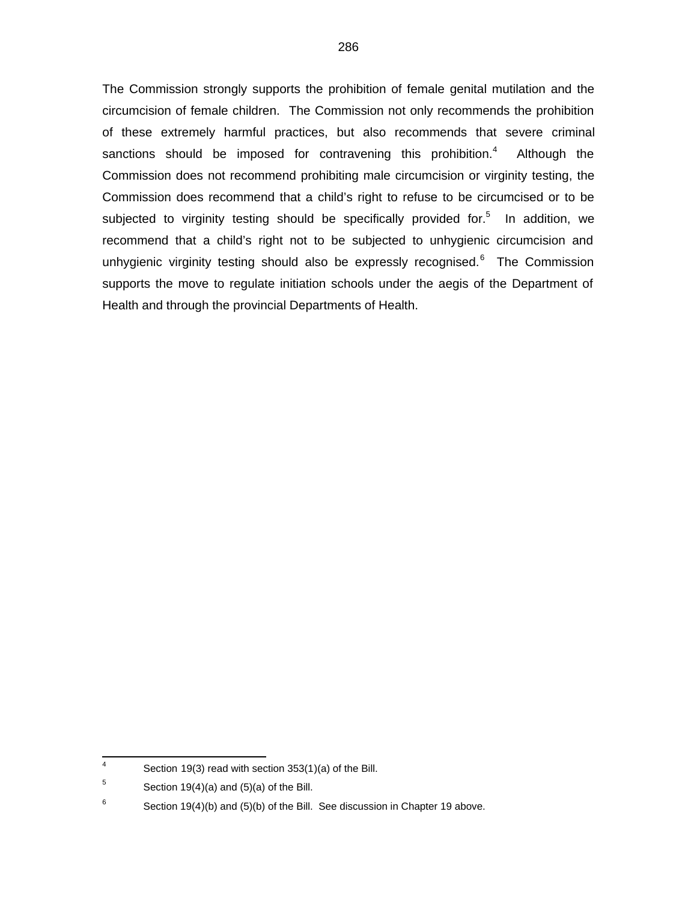The Commission strongly supports the prohibition of female genital mutilation and the circumcision of female children. The Commission not only recommends the prohibition of these extremely harmful practices, but also recommends that severe criminal sanctions should be imposed for contravening this prohibition.[4] Although the Commission does not recommend prohibiting male circumcision or virginity testing, the Commission does recommend that a child's right to refuse to be circumcised or to be subjected to virginity testing should be specifically provided for.[5] In addition, we recommend that a child's right not to be subjected to unhygienic circumcision and unhygienic virginity testing should also be expressly recognised.[6] The Commission supports the move to regulate initiation schools under the aegis of the Department of Health and through the provincial Departments of Health.

---

[4] Section 19(3) read with section 353(1)(a) of the Bill.

[5] Section 19(4)(a) and (5)(a) of the Bill.

[6] Section 19(4)(b) and (5)(b) of the Bill. See discussion in Chapter 19 above.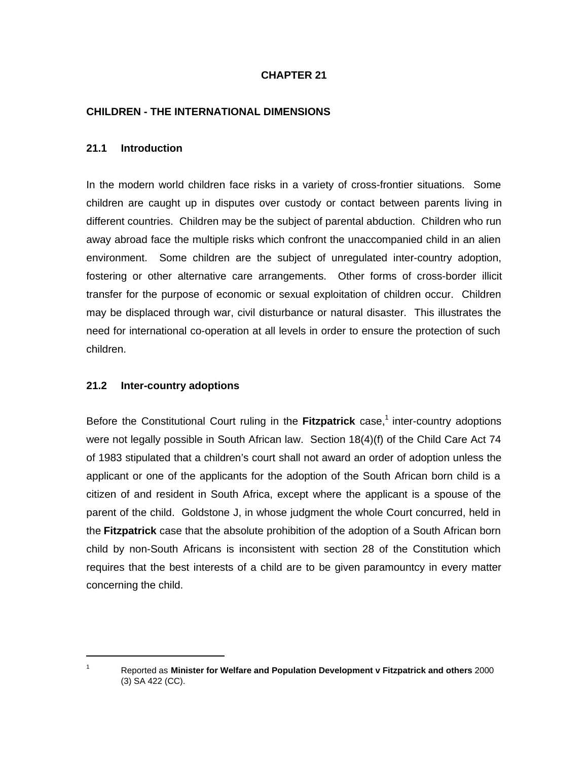# CHAPTER 21

## CHILDREN - THE INTERNATIONAL DIMENSIONS

### 21.1 Introduction

In the modern world children face risks in a variety of cross-frontier situations. Some children are caught up in disputes over custody or contact between parents living in different countries. Children may be the subject of parental abduction. Children who run away abroad face the multiple risks which confront the unaccompanied child in an alien environment. Some children are the subject of unregulated inter-country adoption, fostering or other alternative care arrangements. Other forms of cross-border illicit transfer for the purpose of economic or sexual exploitation of children occur. Children may be displaced through war, civil disturbance or natural disaster. This illustrates the need for international co-operation at all levels in order to ensure the protection of such children.

### 21.2 Inter-country adoptions

Before the Constitutional Court ruling in the **Fitzpatrick** case,[1] inter-country adoptions were not legally possible in South African law. Section 18(4)(f) of the Child Care Act 74 of 1983 stipulated that a children's court shall not award an order of adoption unless the applicant or one of the applicants for the adoption of the South African born child is a citizen of and resident in South Africa, except where the applicant is a spouse of the parent of the child. Goldstone J, in whose judgment the whole Court concurred, held in the **Fitzpatrick** case that the absolute prohibition of the adoption of a South African born child by non-South Africans is inconsistent with section 28 of the Constitution which requires that the best interests of a child are to be given paramountcy in every matter concerning the child.

---

[1] Reported as **Minister for Welfare and Population Development v Fitzpatrick and others** 2000 (3) SA 422 (CC).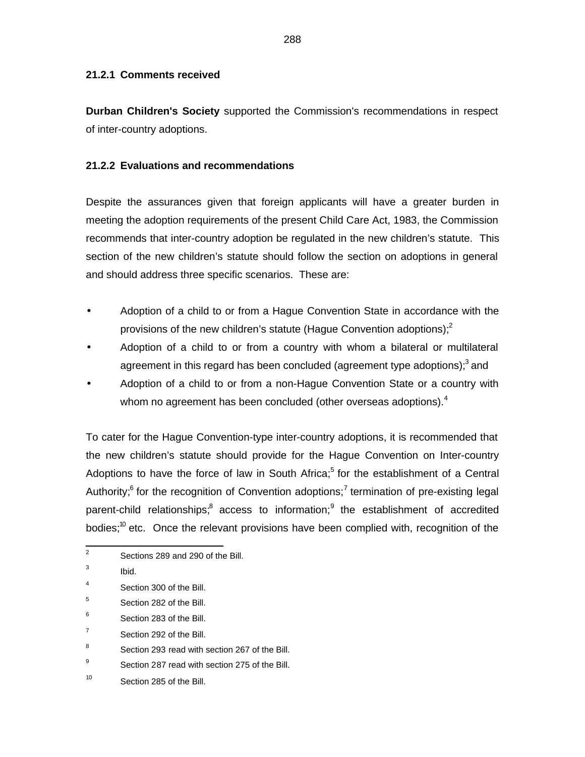### 21.2.1 Comments received

**Durban Children's Society** supported the Commission's recommendations in respect of inter-country adoptions.

### 21.2.2 Evaluations and recommendations

Despite the assurances given that foreign applicants will have a greater burden in meeting the adoption requirements of the present Child Care Act, 1983, the Commission recommends that inter-country adoption be regulated in the new children's statute. This section of the new children's statute should follow the section on adoptions in general and should address three specific scenarios. These are:

- Adoption of a child to or from a Hague Convention State in accordance with the provisions of the new children's statute (Hague Convention adoptions);[2]
- Adoption of a child to or from a country with whom a bilateral or multilateral agreement in this regard has been concluded (agreement type adoptions);[3] and
- Adoption of a child to or from a non-Hague Convention State or a country with whom no agreement has been concluded (other overseas adoptions).[4]

To cater for the Hague Convention-type inter-country adoptions, it is recommended that the new children's statute should provide for the Hague Convention on Inter-country Adoptions to have the force of law in South Africa;[5] for the establishment of a Central Authority;[6] for the recognition of Convention adoptions;[7] termination of pre-existing legal parent-child relationships;[8] access to information;[9] the establishment of accredited bodies;[10] etc. Once the relevant provisions have been complied with, recognition of the

---

[2] Sections 289 and 290 of the Bill.

[3] Ibid.

[4] Section 300 of the Bill.

[5] Section 282 of the Bill.

[6] Section 283 of the Bill.

[7] Section 292 of the Bill.

[8] Section 293 read with section 267 of the Bill.

[9] Section 287 read with section 275 of the Bill.

[10] Section 285 of the Bill.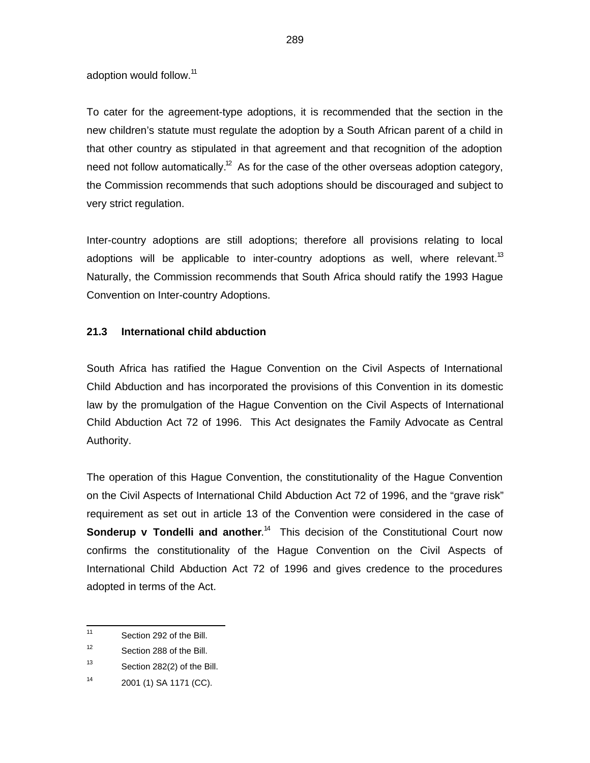adoption would follow.[11]

To cater for the agreement-type adoptions, it is recommended that the section in the new children's statute must regulate the adoption by a South African parent of a child in that other country as stipulated in that agreement and that recognition of the adoption need not follow automatically.[12] As for the case of the other overseas adoption category, the Commission recommends that such adoptions should be discouraged and subject to very strict regulation.

Inter-country adoptions are still adoptions; therefore all provisions relating to local adoptions will be applicable to inter-country adoptions as well, where relevant.[13] Naturally, the Commission recommends that South Africa should ratify the 1993 Hague Convention on Inter-country Adoptions.

### 21.3 International child abduction

South Africa has ratified the Hague Convention on the Civil Aspects of International Child Abduction and has incorporated the provisions of this Convention in its domestic law by the promulgation of the Hague Convention on the Civil Aspects of International Child Abduction Act 72 of 1996. This Act designates the Family Advocate as Central Authority.

The operation of this Hague Convention, the constitutionality of the Hague Convention on the Civil Aspects of International Child Abduction Act 72 of 1996, and the "grave risk" requirement as set out in article 13 of the Convention were considered in the case of **Sonderup v Tondelli and another**.[14] This decision of the Constitutional Court now confirms the constitutionality of the Hague Convention on the Civil Aspects of International Child Abduction Act 72 of 1996 and gives credence to the procedures adopted in terms of the Act.

---

[11] Section 292 of the Bill.

[12] Section 288 of the Bill.

[13] Section 282(2) of the Bill.

[14] 2001 (1) SA 1171 (CC).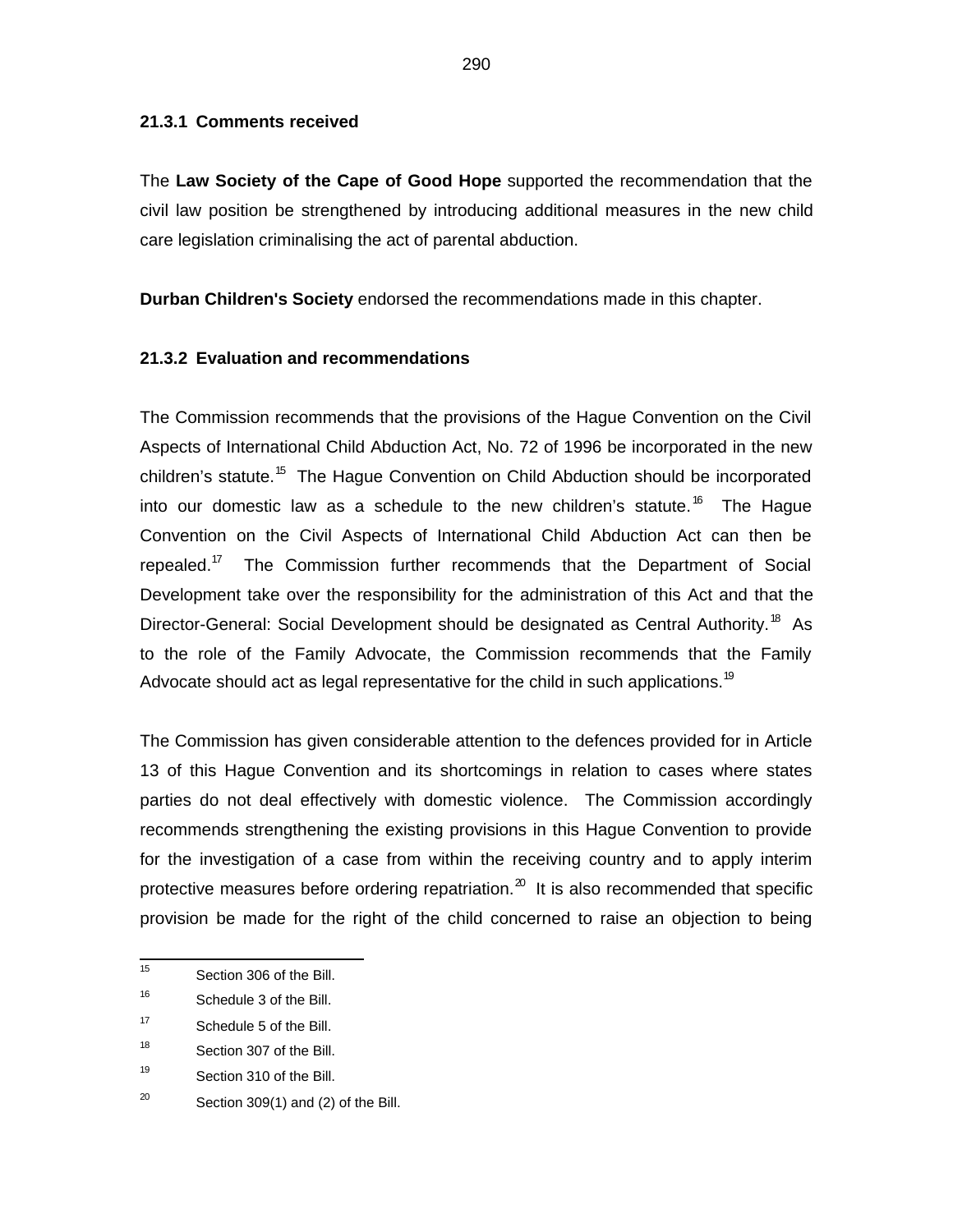### 21.3.1 Comments received

The **Law Society of the Cape of Good Hope** supported the recommendation that the civil law position be strengthened by introducing additional measures in the new child care legislation criminalising the act of parental abduction.

**Durban Children's Society** endorsed the recommendations made in this chapter.

### 21.3.2 Evaluation and recommendations

The Commission recommends that the provisions of the Hague Convention on the Civil Aspects of International Child Abduction Act, No. 72 of 1996 be incorporated in the new children's statute.[15] The Hague Convention on Child Abduction should be incorporated into our domestic law as a schedule to the new children's statute.[16] The Hague Convention on the Civil Aspects of International Child Abduction Act can then be repealed.[17] The Commission further recommends that the Department of Social Development take over the responsibility for the administration of this Act and that the Director-General: Social Development should be designated as Central Authority.[18] As to the role of the Family Advocate, the Commission recommends that the Family Advocate should act as legal representative for the child in such applications.[19]

The Commission has given considerable attention to the defences provided for in Article 13 of this Hague Convention and its shortcomings in relation to cases where states parties do not deal effectively with domestic violence. The Commission accordingly recommends strengthening the existing provisions in this Hague Convention to provide for the investigation of a case from within the receiving country and to apply interim protective measures before ordering repatriation.[20] It is also recommended that specific provision be made for the right of the child concerned to raise an objection to being

---

[15] Section 306 of the Bill.

[16] Schedule 3 of the Bill.

[17] Schedule 5 of the Bill.

[18] Section 307 of the Bill.

[19] Section 310 of the Bill.

[20] Section 309(1) and (2) of the Bill.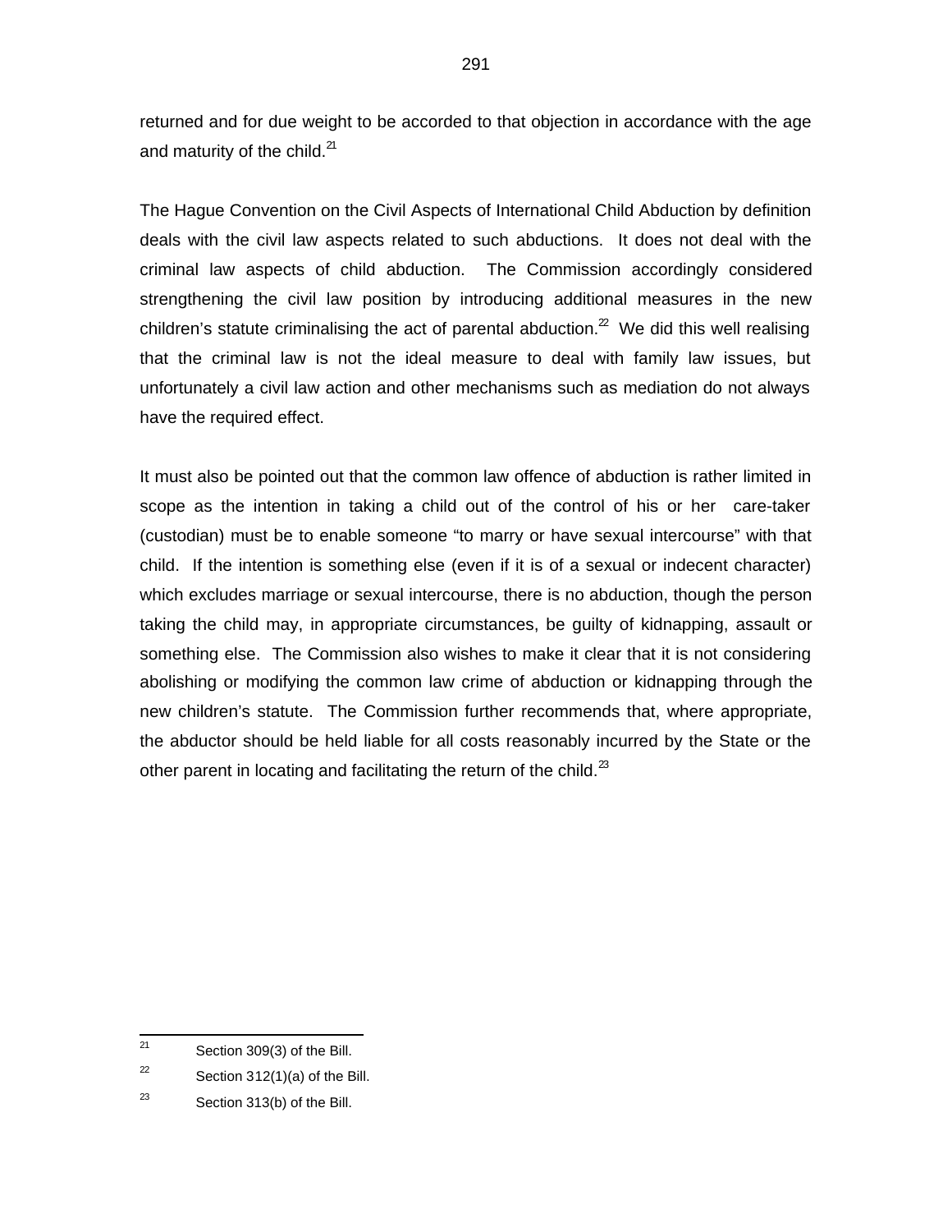returned and for due weight to be accorded to that objection in accordance with the age and maturity of the child.[21]

The Hague Convention on the Civil Aspects of International Child Abduction by definition deals with the civil law aspects related to such abductions. It does not deal with the criminal law aspects of child abduction. The Commission accordingly considered strengthening the civil law position by introducing additional measures in the new children's statute criminalising the act of parental abduction.[22] We did this well realising that the criminal law is not the ideal measure to deal with family law issues, but unfortunately a civil law action and other mechanisms such as mediation do not always have the required effect.

It must also be pointed out that the common law offence of abduction is rather limited in scope as the intention in taking a child out of the control of his or her care-taker (custodian) must be to enable someone "to marry or have sexual intercourse" with that child. If the intention is something else (even if it is of a sexual or indecent character) which excludes marriage or sexual intercourse, there is no abduction, though the person taking the child may, in appropriate circumstances, be guilty of kidnapping, assault or something else. The Commission also wishes to make it clear that it is not considering abolishing or modifying the common law crime of abduction or kidnapping through the new children's statute. The Commission further recommends that, where appropriate, the abductor should be held liable for all costs reasonably incurred by the State or the other parent in locating and facilitating the return of the child.[23]

---

[21] Section 309(3) of the Bill.

[22] Section 312(1)(a) of the Bill.

[23] Section 313(b) of the Bill.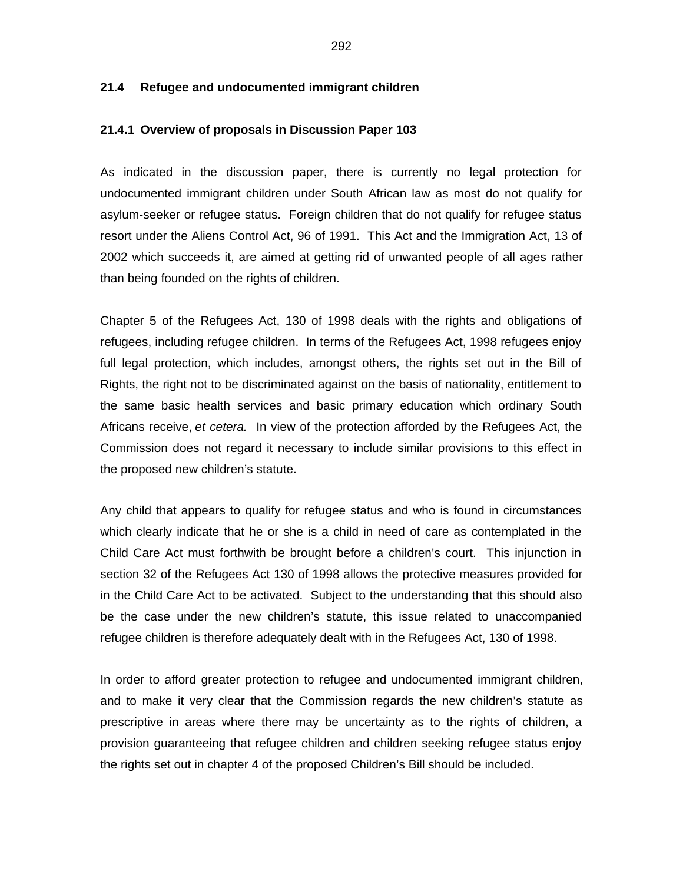## 21.4 Refugee and undocumented immigrant children

### 21.4.1 Overview of proposals in Discussion Paper 103

As indicated in the discussion paper, there is currently no legal protection for undocumented immigrant children under South African law as most do not qualify for asylum-seeker or refugee status. Foreign children that do not qualify for refugee status resort under the Aliens Control Act, 96 of 1991. This Act and the Immigration Act, 13 of 2002 which succeeds it, are aimed at getting rid of unwanted people of all ages rather than being founded on the rights of children.

Chapter 5 of the Refugees Act, 130 of 1998 deals with the rights and obligations of refugees, including refugee children. In terms of the Refugees Act, 1998 refugees enjoy full legal protection, which includes, amongst others, the rights set out in the Bill of Rights, the right not to be discriminated against on the basis of nationality, entitlement to the same basic health services and basic primary education which ordinary South Africans receive, *et cetera.* In view of the protection afforded by the Refugees Act, the Commission does not regard it necessary to include similar provisions to this effect in the proposed new children's statute.

Any child that appears to qualify for refugee status and who is found in circumstances which clearly indicate that he or she is a child in need of care as contemplated in the Child Care Act must forthwith be brought before a children's court. This injunction in section 32 of the Refugees Act 130 of 1998 allows the protective measures provided for in the Child Care Act to be activated. Subject to the understanding that this should also be the case under the new children's statute, this issue related to unaccompanied refugee children is therefore adequately dealt with in the Refugees Act, 130 of 1998.

In order to afford greater protection to refugee and undocumented immigrant children, and to make it very clear that the Commission regards the new children's statute as prescriptive in areas where there may be uncertainty as to the rights of children, a provision guaranteeing that refugee children and children seeking refugee status enjoy the rights set out in chapter 4 of the proposed Children's Bill should be included.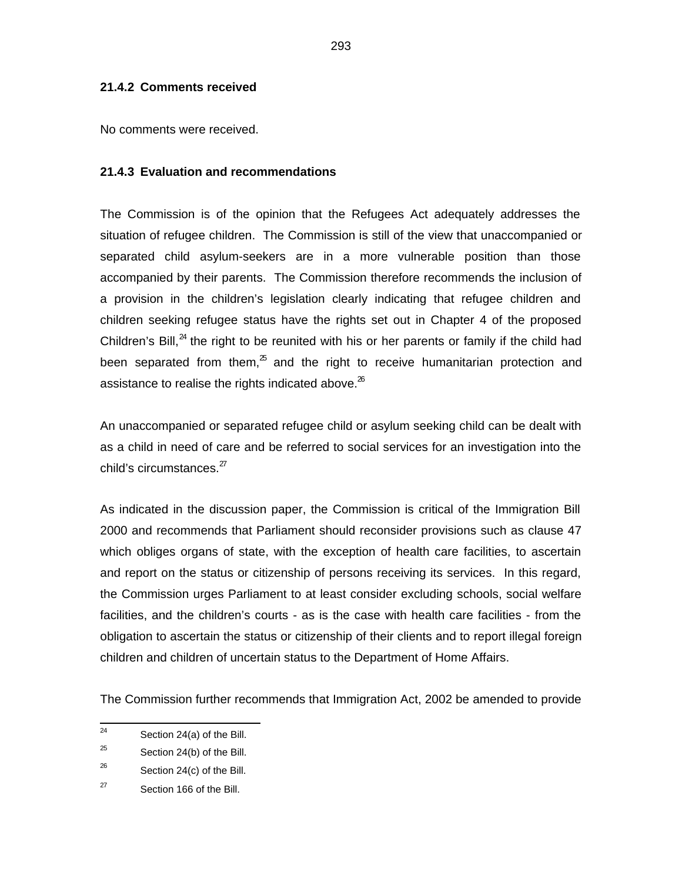### 21.4.2 Comments received

No comments were received.

### 21.4.3 Evaluation and recommendations

The Commission is of the opinion that the Refugees Act adequately addresses the situation of refugee children. The Commission is still of the view that unaccompanied or separated child asylum-seekers are in a more vulnerable position than those accompanied by their parents. The Commission therefore recommends the inclusion of a provision in the children's legislation clearly indicating that refugee children and children seeking refugee status have the rights set out in Chapter 4 of the proposed Children's Bill,[24] the right to be reunited with his or her parents or family if the child had been separated from them,[25] and the right to receive humanitarian protection and assistance to realise the rights indicated above.[26]

An unaccompanied or separated refugee child or asylum seeking child can be dealt with as a child in need of care and be referred to social services for an investigation into the child's circumstances.[27]

As indicated in the discussion paper, the Commission is critical of the Immigration Bill 2000 and recommends that Parliament should reconsider provisions such as clause 47 which obliges organs of state, with the exception of health care facilities, to ascertain and report on the status or citizenship of persons receiving its services. In this regard, the Commission urges Parliament to at least consider excluding schools, social welfare facilities, and the children's courts - as is the case with health care facilities - from the obligation to ascertain the status or citizenship of their clients and to report illegal foreign children and children of uncertain status to the Department of Home Affairs.

The Commission further recommends that Immigration Act, 2002 be amended to provide

---

[24] Section 24(a) of the Bill.

[25] Section 24(b) of the Bill.

[26] Section 24(c) of the Bill.

[27] Section 166 of the Bill.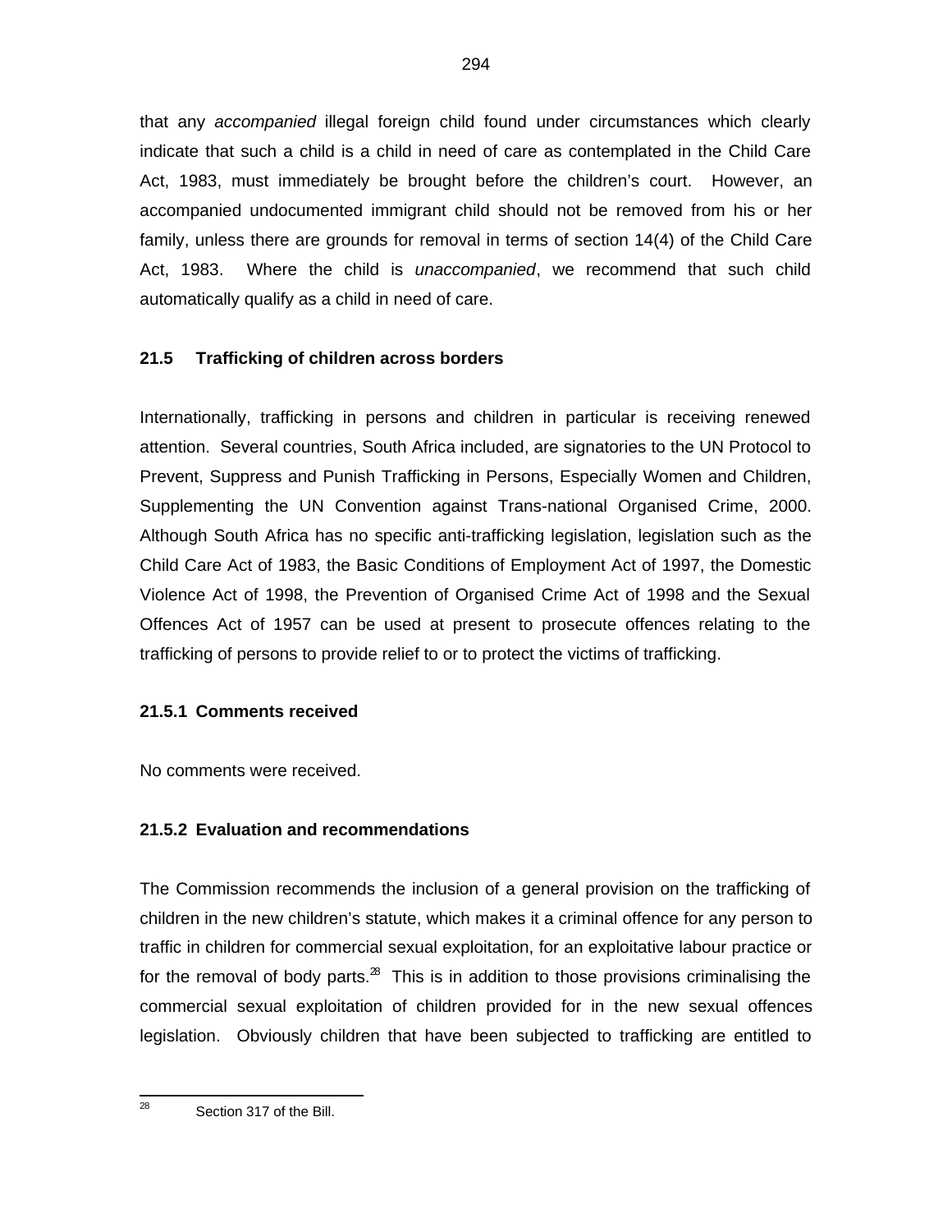that any *accompanied* illegal foreign child found under circumstances which clearly indicate that such a child is a child in need of care as contemplated in the Child Care Act, 1983, must immediately be brought before the children's court. However, an accompanied undocumented immigrant child should not be removed from his or her family, unless there are grounds for removal in terms of section 14(4) of the Child Care Act, 1983. Where the child is *unaccompanied*, we recommend that such child automatically qualify as a child in need of care.

### 21.5 Trafficking of children across borders

Internationally, trafficking in persons and children in particular is receiving renewed attention. Several countries, South Africa included, are signatories to the UN Protocol to Prevent, Suppress and Punish Trafficking in Persons, Especially Women and Children, Supplementing the UN Convention against Trans-national Organised Crime, 2000. Although South Africa has no specific anti-trafficking legislation, legislation such as the Child Care Act of 1983, the Basic Conditions of Employment Act of 1997, the Domestic Violence Act of 1998, the Prevention of Organised Crime Act of 1998 and the Sexual Offences Act of 1957 can be used at present to prosecute offences relating to the trafficking of persons to provide relief to or to protect the victims of trafficking.

#### 21.5.1 Comments received

No comments were received.

#### 21.5.2 Evaluation and recommendations

The Commission recommends the inclusion of a general provision on the trafficking of children in the new children's statute, which makes it a criminal offence for any person to traffic in children for commercial sexual exploitation, for an exploitative labour practice or for the removal of body parts.[28] This is in addition to those provisions criminalising the commercial sexual exploitation of children provided for in the new sexual offences legislation. Obviously children that have been subjected to trafficking are entitled to

---

[28] Section 317 of the Bill.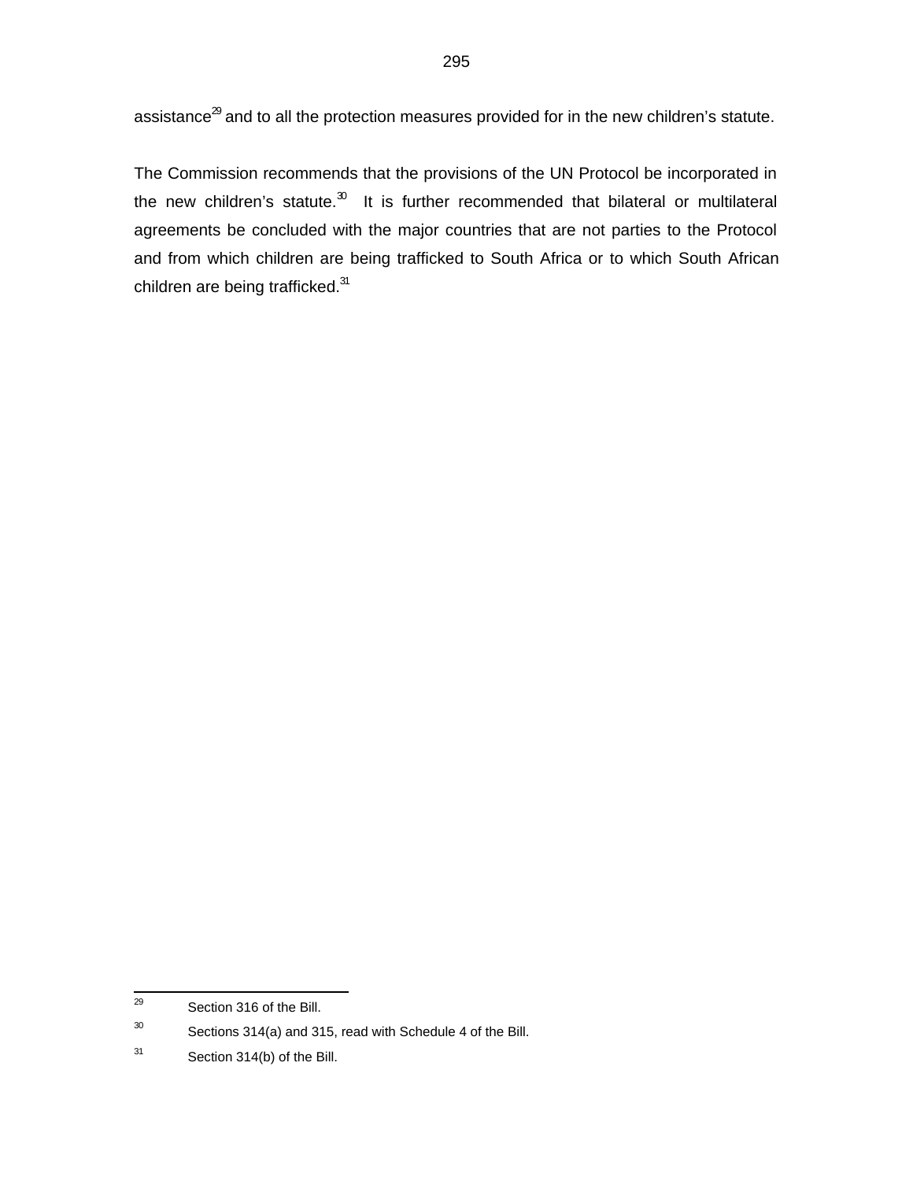assistance[29] and to all the protection measures provided for in the new children's statute.

The Commission recommends that the provisions of the UN Protocol be incorporated in the new children's statute.[30] It is further recommended that bilateral or multilateral agreements be concluded with the major countries that are not parties to the Protocol and from which children are being trafficked to South Africa or to which South African children are being trafficked.[31]

---

[29] Section 316 of the Bill.

[30] Sections 314(a) and 315, read with Schedule 4 of the Bill.

[31] Section 314(b) of the Bill.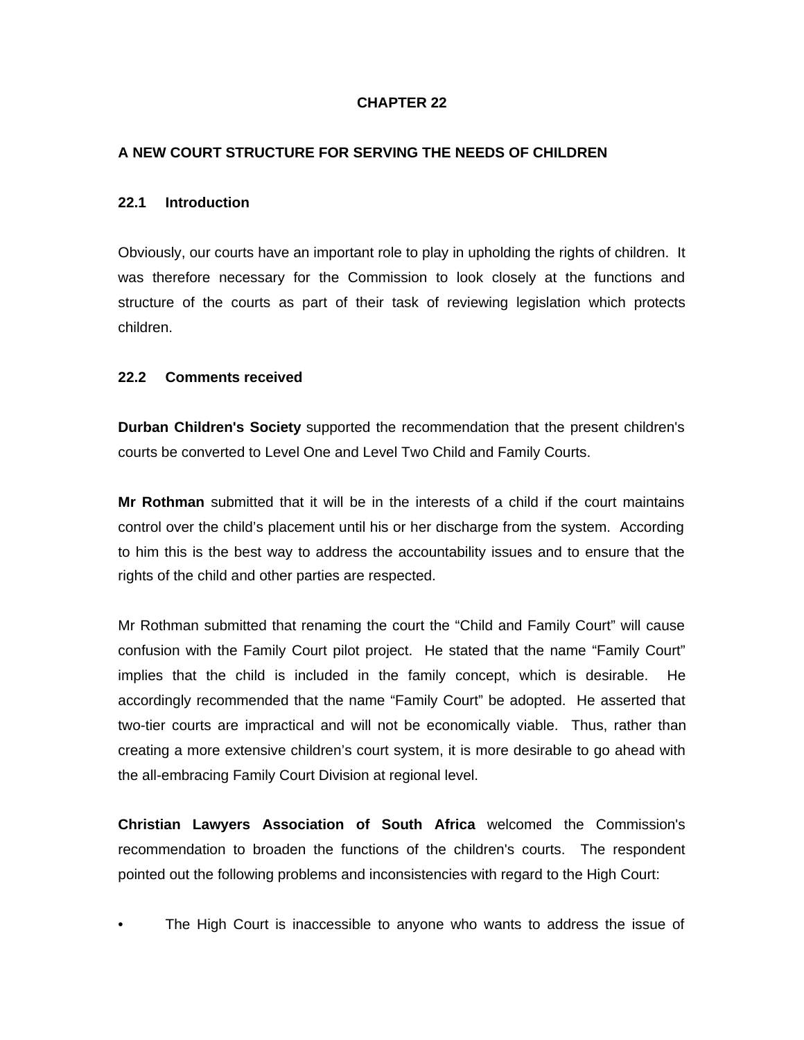# CHAPTER 22

## A NEW COURT STRUCTURE FOR SERVING THE NEEDS OF CHILDREN

### 22.1 Introduction

Obviously, our courts have an important role to play in upholding the rights of children. It was therefore necessary for the Commission to look closely at the functions and structure of the courts as part of their task of reviewing legislation which protects children.

### 22.2 Comments received

**Durban Children's Society** supported the recommendation that the present children's courts be converted to Level One and Level Two Child and Family Courts.

**Mr Rothman** submitted that it will be in the interests of a child if the court maintains control over the child's placement until his or her discharge from the system. According to him this is the best way to address the accountability issues and to ensure that the rights of the child and other parties are respected.

Mr Rothman submitted that renaming the court the "Child and Family Court" will cause confusion with the Family Court pilot project. He stated that the name "Family Court" implies that the child is included in the family concept, which is desirable. He accordingly recommended that the name "Family Court" be adopted. He asserted that two-tier courts are impractical and will not be economically viable. Thus, rather than creating a more extensive children's court system, it is more desirable to go ahead with the all-embracing Family Court Division at regional level.

**Christian Lawyers Association of South Africa** welcomed the Commission's recommendation to broaden the functions of the children's courts. The respondent pointed out the following problems and inconsistencies with regard to the High Court:

- The High Court is inaccessible to anyone who wants to address the issue of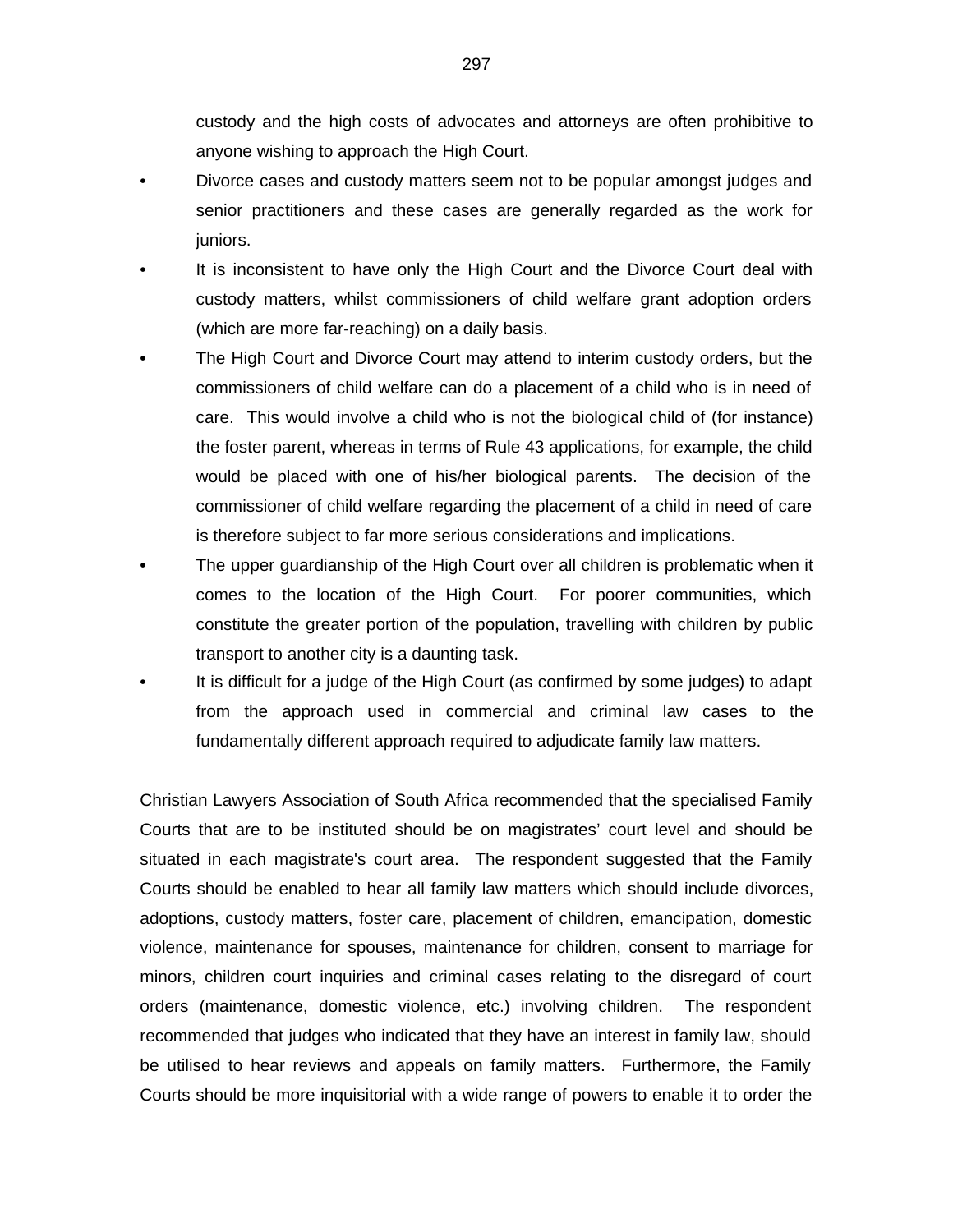custody and the high costs of advocates and attorneys are often prohibitive to anyone wishing to approach the High Court.

- Divorce cases and custody matters seem not to be popular amongst judges and senior practitioners and these cases are generally regarded as the work for juniors.
- It is inconsistent to have only the High Court and the Divorce Court deal with custody matters, whilst commissioners of child welfare grant adoption orders (which are more far-reaching) on a daily basis.
- The High Court and Divorce Court may attend to interim custody orders, but the commissioners of child welfare can do a placement of a child who is in need of care. This would involve a child who is not the biological child of (for instance) the foster parent, whereas in terms of Rule 43 applications, for example, the child would be placed with one of his/her biological parents. The decision of the commissioner of child welfare regarding the placement of a child in need of care is therefore subject to far more serious considerations and implications.
- The upper guardianship of the High Court over all children is problematic when it comes to the location of the High Court. For poorer communities, which constitute the greater portion of the population, travelling with children by public transport to another city is a daunting task.
- It is difficult for a judge of the High Court (as confirmed by some judges) to adapt from the approach used in commercial and criminal law cases to the fundamentally different approach required to adjudicate family law matters.

Christian Lawyers Association of South Africa recommended that the specialised Family Courts that are to be instituted should be on magistrates' court level and should be situated in each magistrate's court area. The respondent suggested that the Family Courts should be enabled to hear all family law matters which should include divorces, adoptions, custody matters, foster care, placement of children, emancipation, domestic violence, maintenance for spouses, maintenance for children, consent to marriage for minors, children court inquiries and criminal cases relating to the disregard of court orders (maintenance, domestic violence, etc.) involving children. The respondent recommended that judges who indicated that they have an interest in family law, should be utilised to hear reviews and appeals on family matters. Furthermore, the Family Courts should be more inquisitorial with a wide range of powers to enable it to order the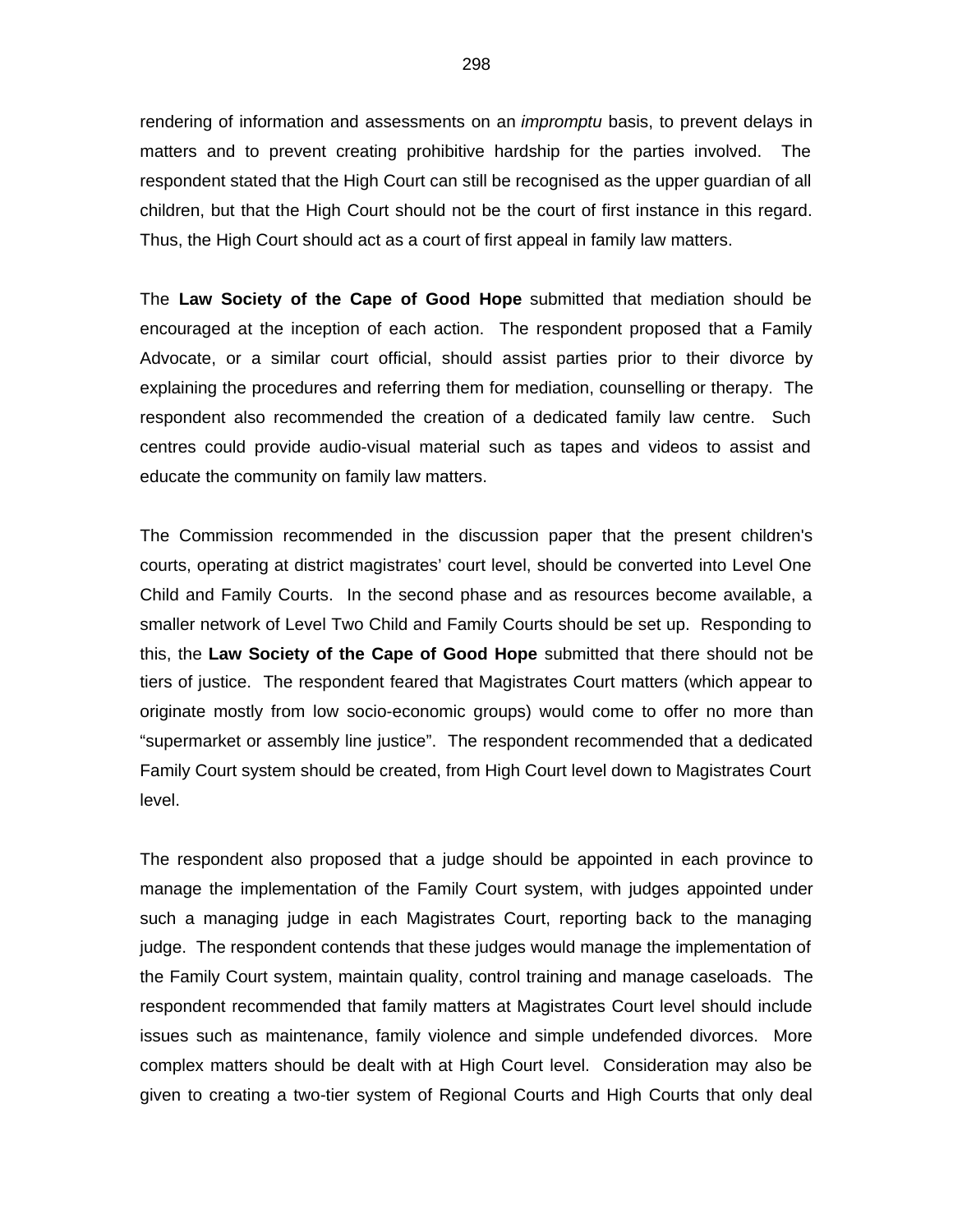rendering of information and assessments on an *impromptu* basis, to prevent delays in matters and to prevent creating prohibitive hardship for the parties involved. The respondent stated that the High Court can still be recognised as the upper guardian of all children, but that the High Court should not be the court of first instance in this regard. Thus, the High Court should act as a court of first appeal in family law matters.

The **Law Society of the Cape of Good Hope** submitted that mediation should be encouraged at the inception of each action. The respondent proposed that a Family Advocate, or a similar court official, should assist parties prior to their divorce by explaining the procedures and referring them for mediation, counselling or therapy. The respondent also recommended the creation of a dedicated family law centre. Such centres could provide audio-visual material such as tapes and videos to assist and educate the community on family law matters.

The Commission recommended in the discussion paper that the present children's courts, operating at district magistrates' court level, should be converted into Level One Child and Family Courts. In the second phase and as resources become available, a smaller network of Level Two Child and Family Courts should be set up. Responding to this, the **Law Society of the Cape of Good Hope** submitted that there should not be tiers of justice. The respondent feared that Magistrates Court matters (which appear to originate mostly from low socio-economic groups) would come to offer no more than "supermarket or assembly line justice". The respondent recommended that a dedicated Family Court system should be created, from High Court level down to Magistrates Court level.

The respondent also proposed that a judge should be appointed in each province to manage the implementation of the Family Court system, with judges appointed under such a managing judge in each Magistrates Court, reporting back to the managing judge. The respondent contends that these judges would manage the implementation of the Family Court system, maintain quality, control training and manage caseloads. The respondent recommended that family matters at Magistrates Court level should include issues such as maintenance, family violence and simple undefended divorces. More complex matters should be dealt with at High Court level. Consideration may also be given to creating a two-tier system of Regional Courts and High Courts that only deal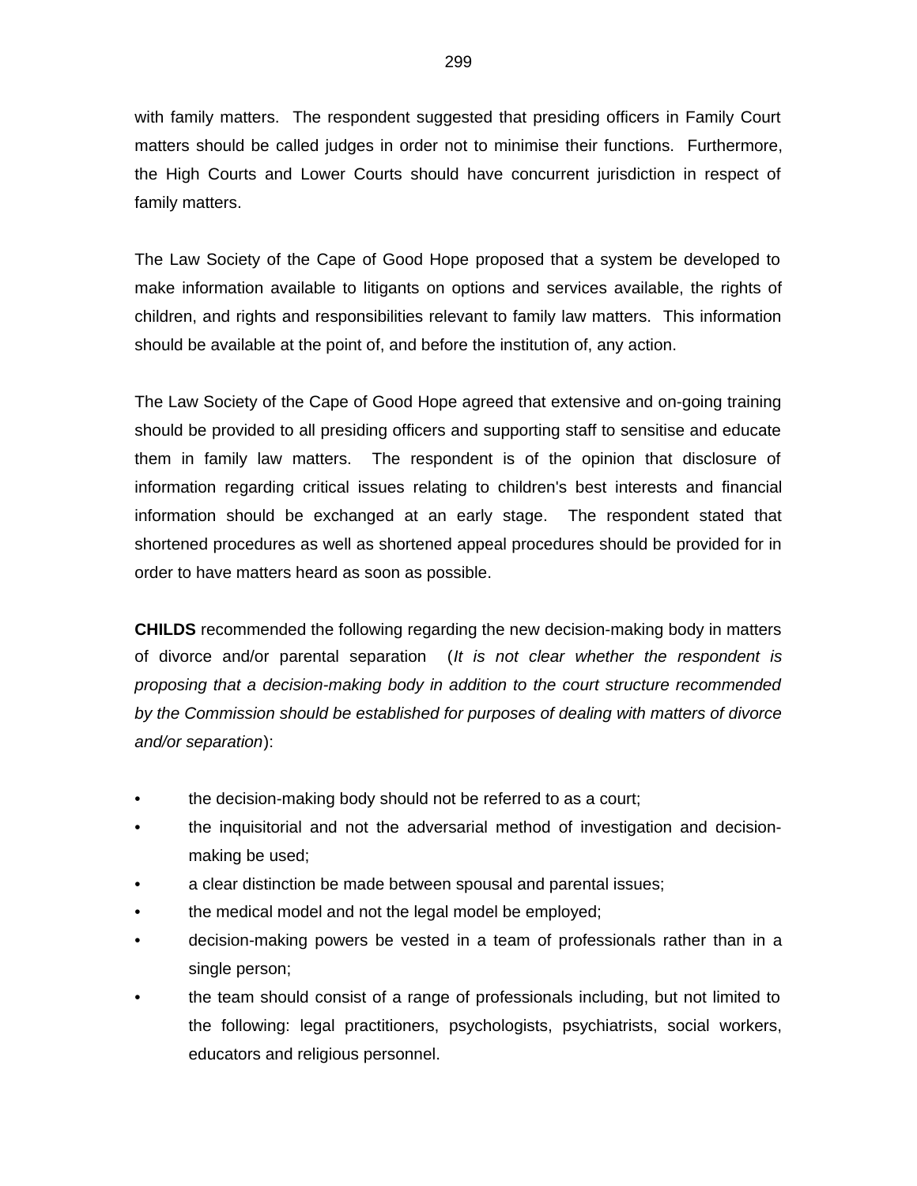with family matters. The respondent suggested that presiding officers in Family Court matters should be called judges in order not to minimise their functions. Furthermore, the High Courts and Lower Courts should have concurrent jurisdiction in respect of family matters.

The Law Society of the Cape of Good Hope proposed that a system be developed to make information available to litigants on options and services available, the rights of children, and rights and responsibilities relevant to family law matters. This information should be available at the point of, and before the institution of, any action.

The Law Society of the Cape of Good Hope agreed that extensive and on-going training should be provided to all presiding officers and supporting staff to sensitise and educate them in family law matters. The respondent is of the opinion that disclosure of information regarding critical issues relating to children's best interests and financial information should be exchanged at an early stage. The respondent stated that shortened procedures as well as shortened appeal procedures should be provided for in order to have matters heard as soon as possible.

**CHILDS** recommended the following regarding the new decision-making body in matters of divorce and/or parental separation (*It is not clear whether the respondent is proposing that a decision-making body in addition to the court structure recommended by the Commission should be established for purposes of dealing with matters of divorce and/or separation*):

- the decision-making body should not be referred to as a court;
- the inquisitorial and not the adversarial method of investigation and decision-making be used;
- a clear distinction be made between spousal and parental issues;
- the medical model and not the legal model be employed;
- decision-making powers be vested in a team of professionals rather than in a single person;
- the team should consist of a range of professionals including, but not limited to the following: legal practitioners, psychologists, psychiatrists, social workers, educators and religious personnel.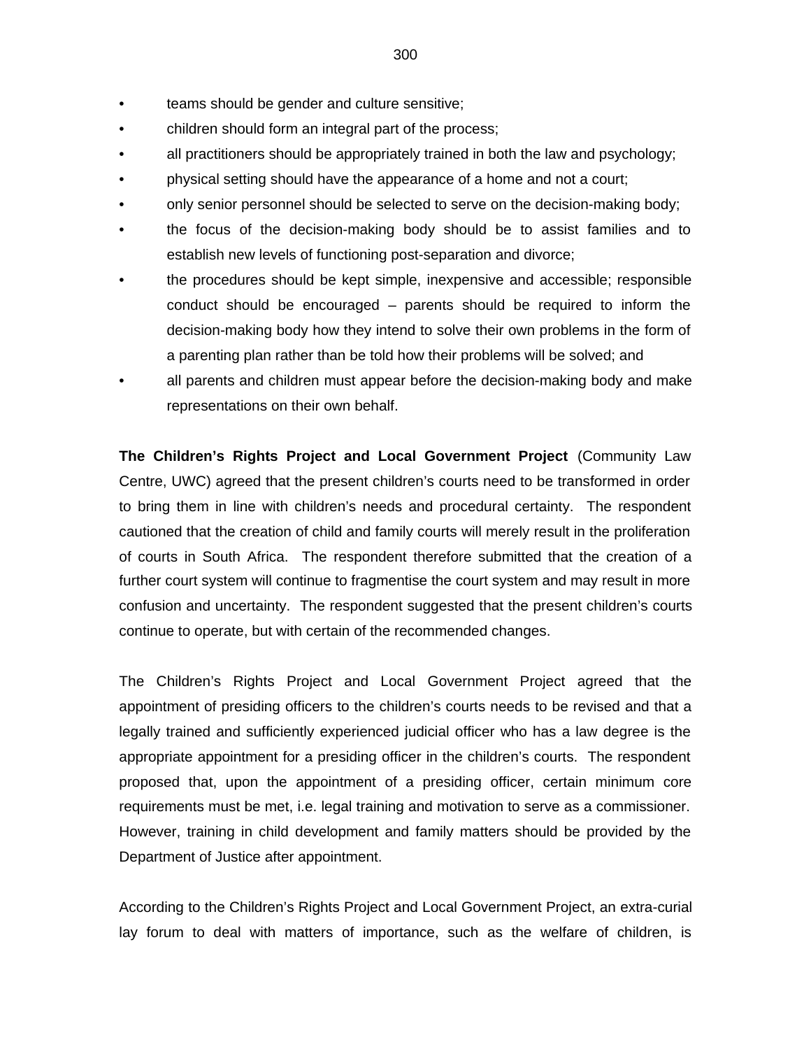- teams should be gender and culture sensitive;
- children should form an integral part of the process;
- all practitioners should be appropriately trained in both the law and psychology;
- physical setting should have the appearance of a home and not a court;
- only senior personnel should be selected to serve on the decision-making body;
- the focus of the decision-making body should be to assist families and to establish new levels of functioning post-separation and divorce;
- the procedures should be kept simple, inexpensive and accessible; responsible conduct should be encouraged – parents should be required to inform the decision-making body how they intend to solve their own problems in the form of a parenting plan rather than be told how their problems will be solved; and
- all parents and children must appear before the decision-making body and make representations on their own behalf.

**The Children's Rights Project and Local Government Project** (Community Law Centre, UWC) agreed that the present children's courts need to be transformed in order to bring them in line with children's needs and procedural certainty. The respondent cautioned that the creation of child and family courts will merely result in the proliferation of courts in South Africa. The respondent therefore submitted that the creation of a further court system will continue to fragmentise the court system and may result in more confusion and uncertainty. The respondent suggested that the present children's courts continue to operate, but with certain of the recommended changes.

The Children's Rights Project and Local Government Project agreed that the appointment of presiding officers to the children's courts needs to be revised and that a legally trained and sufficiently experienced judicial officer who has a law degree is the appropriate appointment for a presiding officer in the children's courts. The respondent proposed that, upon the appointment of a presiding officer, certain minimum core requirements must be met, i.e. legal training and motivation to serve as a commissioner. However, training in child development and family matters should be provided by the Department of Justice after appointment.

According to the Children's Rights Project and Local Government Project, an extra-curial lay forum to deal with matters of importance, such as the welfare of children, is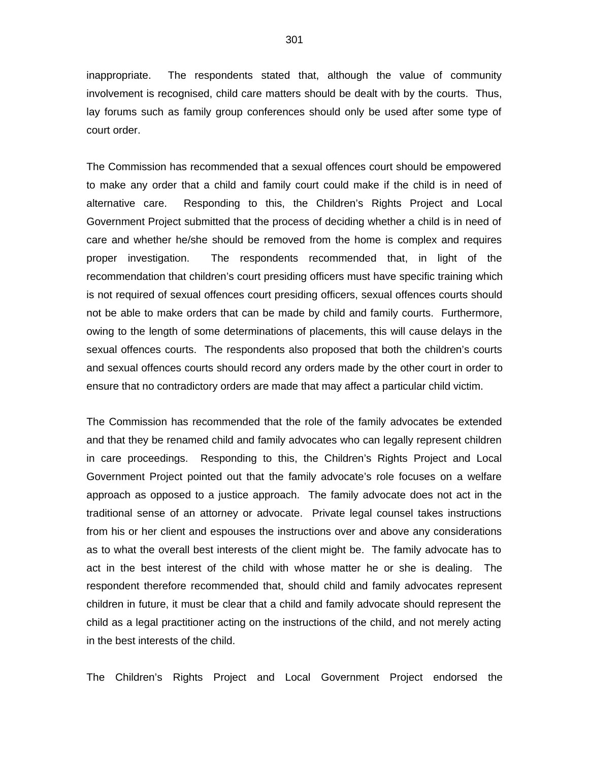inappropriate. The respondents stated that, although the value of community involvement is recognised, child care matters should be dealt with by the courts. Thus, lay forums such as family group conferences should only be used after some type of court order.

The Commission has recommended that a sexual offences court should be empowered to make any order that a child and family court could make if the child is in need of alternative care. Responding to this, the Children's Rights Project and Local Government Project submitted that the process of deciding whether a child is in need of care and whether he/she should be removed from the home is complex and requires proper investigation. The respondents recommended that, in light of the recommendation that children's court presiding officers must have specific training which is not required of sexual offences court presiding officers, sexual offences courts should not be able to make orders that can be made by child and family courts. Furthermore, owing to the length of some determinations of placements, this will cause delays in the sexual offences courts. The respondents also proposed that both the children's courts and sexual offences courts should record any orders made by the other court in order to ensure that no contradictory orders are made that may affect a particular child victim.

The Commission has recommended that the role of the family advocates be extended and that they be renamed child and family advocates who can legally represent children in care proceedings. Responding to this, the Children's Rights Project and Local Government Project pointed out that the family advocate's role focuses on a welfare approach as opposed to a justice approach. The family advocate does not act in the traditional sense of an attorney or advocate. Private legal counsel takes instructions from his or her client and espouses the instructions over and above any considerations as to what the overall best interests of the client might be. The family advocate has to act in the best interest of the child with whose matter he or she is dealing. The respondent therefore recommended that, should child and family advocates represent children in future, it must be clear that a child and family advocate should represent the child as a legal practitioner acting on the instructions of the child, and not merely acting in the best interests of the child.

The Children's Rights Project and Local Government Project endorsed the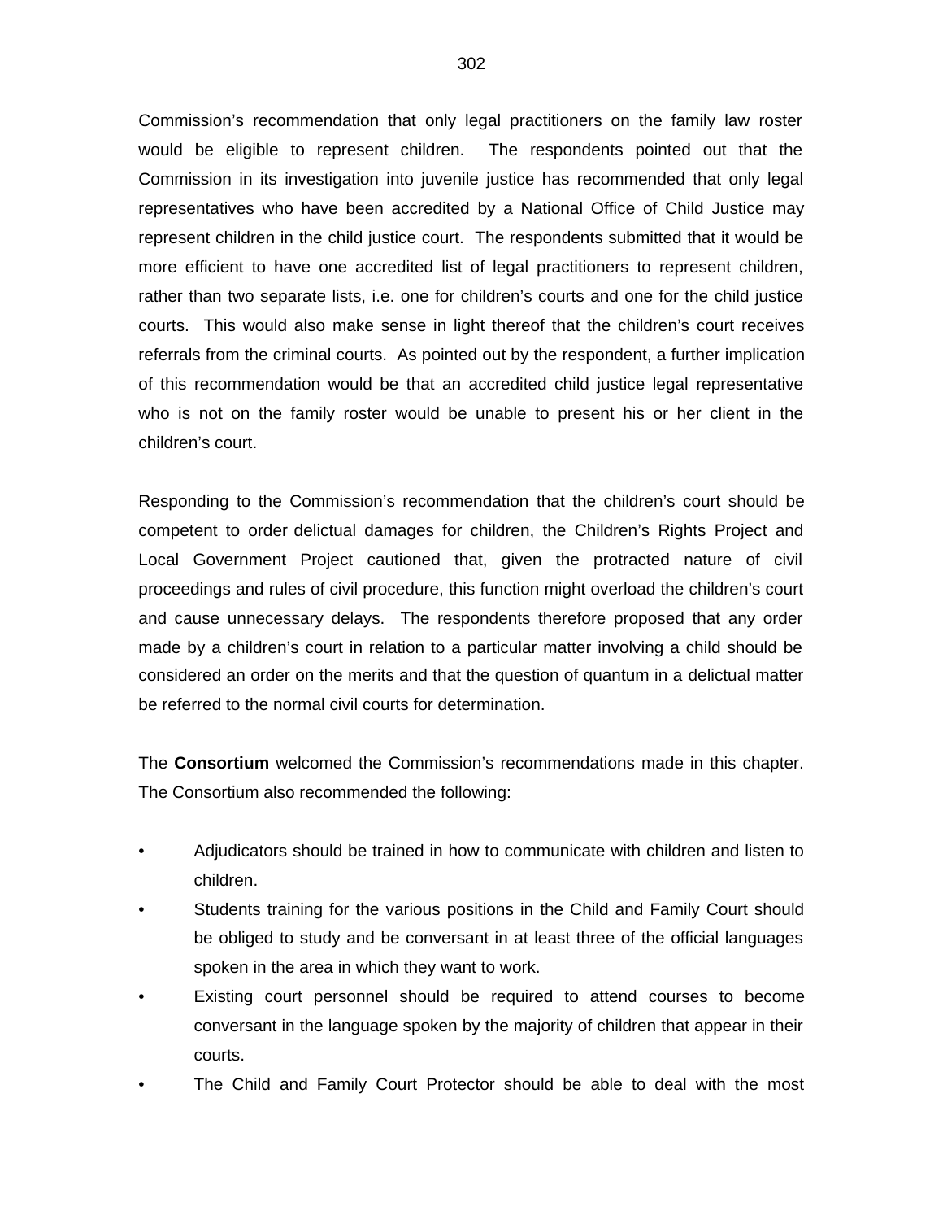Commission's recommendation that only legal practitioners on the family law roster would be eligible to represent children. The respondents pointed out that the Commission in its investigation into juvenile justice has recommended that only legal representatives who have been accredited by a National Office of Child Justice may represent children in the child justice court. The respondents submitted that it would be more efficient to have one accredited list of legal practitioners to represent children, rather than two separate lists, i.e. one for children's courts and one for the child justice courts. This would also make sense in light thereof that the children's court receives referrals from the criminal courts. As pointed out by the respondent, a further implication of this recommendation would be that an accredited child justice legal representative who is not on the family roster would be unable to present his or her client in the children's court.

Responding to the Commission's recommendation that the children's court should be competent to order delictual damages for children, the Children's Rights Project and Local Government Project cautioned that, given the protracted nature of civil proceedings and rules of civil procedure, this function might overload the children's court and cause unnecessary delays. The respondents therefore proposed that any order made by a children's court in relation to a particular matter involving a child should be considered an order on the merits and that the question of quantum in a delictual matter be referred to the normal civil courts for determination.

The **Consortium** welcomed the Commission's recommendations made in this chapter. The Consortium also recommended the following:

- Adjudicators should be trained in how to communicate with children and listen to children.
- Students training for the various positions in the Child and Family Court should be obliged to study and be conversant in at least three of the official languages spoken in the area in which they want to work.
- Existing court personnel should be required to attend courses to become conversant in the language spoken by the majority of children that appear in their courts.
- The Child and Family Court Protector should be able to deal with the most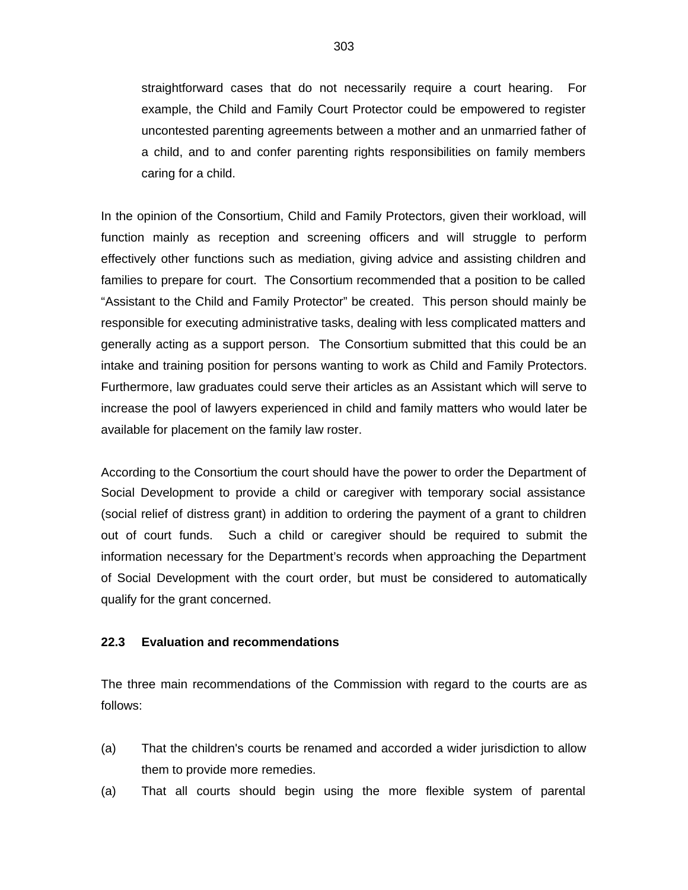straightforward cases that do not necessarily require a court hearing. For example, the Child and Family Court Protector could be empowered to register uncontested parenting agreements between a mother and an unmarried father of a child, and to and confer parenting rights responsibilities on family members caring for a child.

In the opinion of the Consortium, Child and Family Protectors, given their workload, will function mainly as reception and screening officers and will struggle to perform effectively other functions such as mediation, giving advice and assisting children and families to prepare for court. The Consortium recommended that a position to be called "Assistant to the Child and Family Protector" be created. This person should mainly be responsible for executing administrative tasks, dealing with less complicated matters and generally acting as a support person. The Consortium submitted that this could be an intake and training position for persons wanting to work as Child and Family Protectors. Furthermore, law graduates could serve their articles as an Assistant which will serve to increase the pool of lawyers experienced in child and family matters who would later be available for placement on the family law roster.

According to the Consortium the court should have the power to order the Department of Social Development to provide a child or caregiver with temporary social assistance (social relief of distress grant) in addition to ordering the payment of a grant to children out of court funds. Such a child or caregiver should be required to submit the information necessary for the Department's records when approaching the Department of Social Development with the court order, but must be considered to automatically qualify for the grant concerned.

### 22.3 Evaluation and recommendations

The three main recommendations of the Commission with regard to the courts are as follows:

(a) That the children's courts be renamed and accorded a wider jurisdiction to allow them to provide more remedies.

(a) That all courts should begin using the more flexible system of parental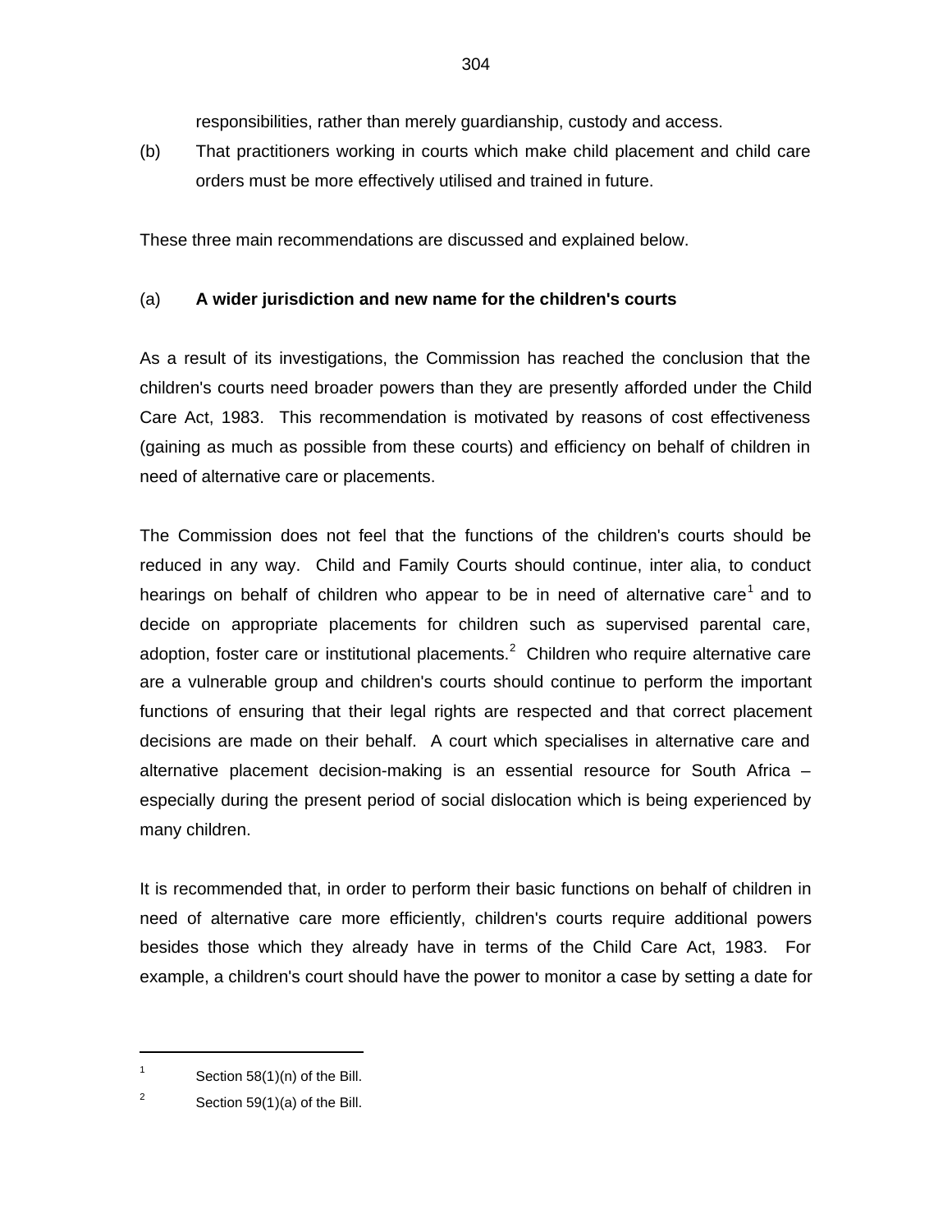responsibilities, rather than merely guardianship, custody and access.

(b) That practitioners working in courts which make child placement and child care orders must be more effectively utilised and trained in future.

These three main recommendations are discussed and explained below.

(a) **A wider jurisdiction and new name for the children's courts**

As a result of its investigations, the Commission has reached the conclusion that the children's courts need broader powers than they are presently afforded under the Child Care Act, 1983. This recommendation is motivated by reasons of cost effectiveness (gaining as much as possible from these courts) and efficiency on behalf of children in need of alternative care or placements.

The Commission does not feel that the functions of the children's courts should be reduced in any way. Child and Family Courts should continue, inter alia, to conduct hearings on behalf of children who appear to be in need of alternative care[1] and to decide on appropriate placements for children such as supervised parental care, adoption, foster care or institutional placements.[2] Children who require alternative care are a vulnerable group and children's courts should continue to perform the important functions of ensuring that their legal rights are respected and that correct placement decisions are made on their behalf. A court which specialises in alternative care and alternative placement decision-making is an essential resource for South Africa – especially during the present period of social dislocation which is being experienced by many children.

It is recommended that, in order to perform their basic functions on behalf of children in need of alternative care more efficiently, children's courts require additional powers besides those which they already have in terms of the Child Care Act, 1983. For example, a children's court should have the power to monitor a case by setting a date for

---

[1] Section 58(1)(n) of the Bill.

[2] Section 59(1)(a) of the Bill.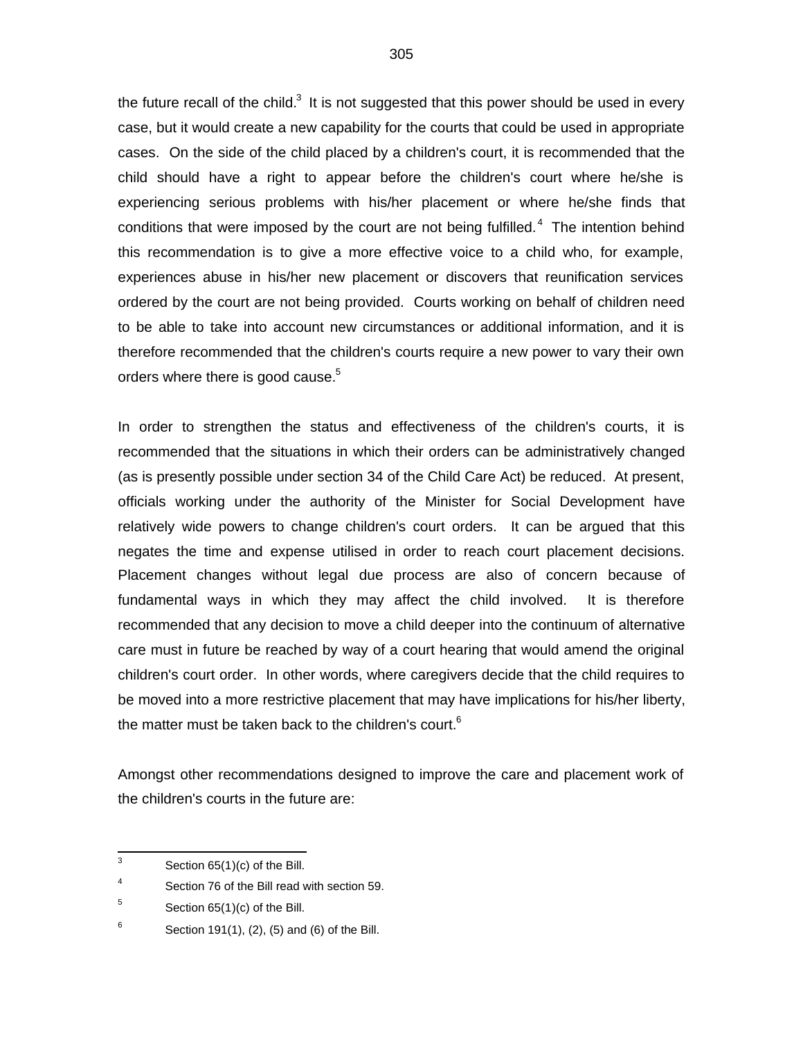the future recall of the child.[3] It is not suggested that this power should be used in every case, but it would create a new capability for the courts that could be used in appropriate cases. On the side of the child placed by a children's court, it is recommended that the child should have a right to appear before the children's court where he/she is experiencing serious problems with his/her placement or where he/she finds that conditions that were imposed by the court are not being fulfilled.[4] The intention behind this recommendation is to give a more effective voice to a child who, for example, experiences abuse in his/her new placement or discovers that reunification services ordered by the court are not being provided. Courts working on behalf of children need to be able to take into account new circumstances or additional information, and it is therefore recommended that the children's courts require a new power to vary their own orders where there is good cause.[5]

In order to strengthen the status and effectiveness of the children's courts, it is recommended that the situations in which their orders can be administratively changed (as is presently possible under section 34 of the Child Care Act) be reduced. At present, officials working under the authority of the Minister for Social Development have relatively wide powers to change children's court orders. It can be argued that this negates the time and expense utilised in order to reach court placement decisions. Placement changes without legal due process are also of concern because of fundamental ways in which they may affect the child involved. It is therefore recommended that any decision to move a child deeper into the continuum of alternative care must in future be reached by way of a court hearing that would amend the original children's court order. In other words, where caregivers decide that the child requires to be moved into a more restrictive placement that may have implications for his/her liberty, the matter must be taken back to the children's court.[6]

Amongst other recommendations designed to improve the care and placement work of the children's courts in the future are:

---

[3] Section 65(1)(c) of the Bill.

[4] Section 76 of the Bill read with section 59.

[5] Section 65(1)(c) of the Bill.

[6] Section 191(1), (2), (5) and (6) of the Bill.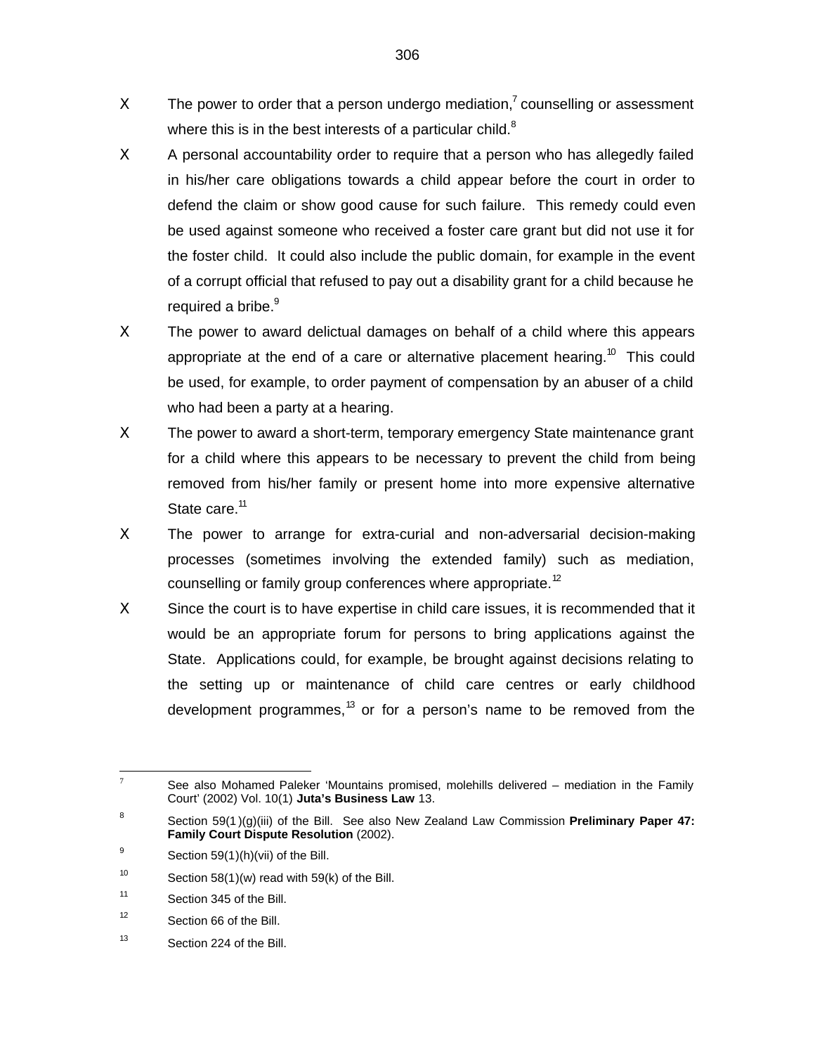- The power to order that a person undergo mediation,[7] counselling or assessment where this is in the best interests of a particular child.[8]
- A personal accountability order to require that a person who has allegedly failed in his/her care obligations towards a child appear before the court in order to defend the claim or show good cause for such failure. This remedy could even be used against someone who received a foster care grant but did not use it for the foster child. It could also include the public domain, for example in the event of a corrupt official that refused to pay out a disability grant for a child because he required a bribe.[9]
- The power to award delictual damages on behalf of a child where this appears appropriate at the end of a care or alternative placement hearing.[10] This could be used, for example, to order payment of compensation by an abuser of a child who had been a party at a hearing.
- The power to award a short-term, temporary emergency State maintenance grant for a child where this appears to be necessary to prevent the child from being removed from his/her family or present home into more expensive alternative State care.[11]
- The power to arrange for extra-curial and non-adversarial decision-making processes (sometimes involving the extended family) such as mediation, counselling or family group conferences where appropriate.[12]
- Since the court is to have expertise in child care issues, it is recommended that it would be an appropriate forum for persons to bring applications against the State. Applications could, for example, be brought against decisions relating to the setting up or maintenance of child care centres or early childhood development programmes,[13] or for a person's name to be removed from the

---

[7] See also Mohamed Paleker 'Mountains promised, molehills delivered – mediation in the Family Court' (2002) Vol. 10(1) **Juta's Business Law** 13.

[8] Section 59(1)(g)(iii) of the Bill. See also New Zealand Law Commission **Preliminary Paper 47: Family Court Dispute Resolution** (2002).

[9] Section 59(1)(h)(vii) of the Bill.

[10] Section 58(1)(w) read with 59(k) of the Bill.

[11] Section 345 of the Bill.

[12] Section 66 of the Bill.

[13] Section 224 of the Bill.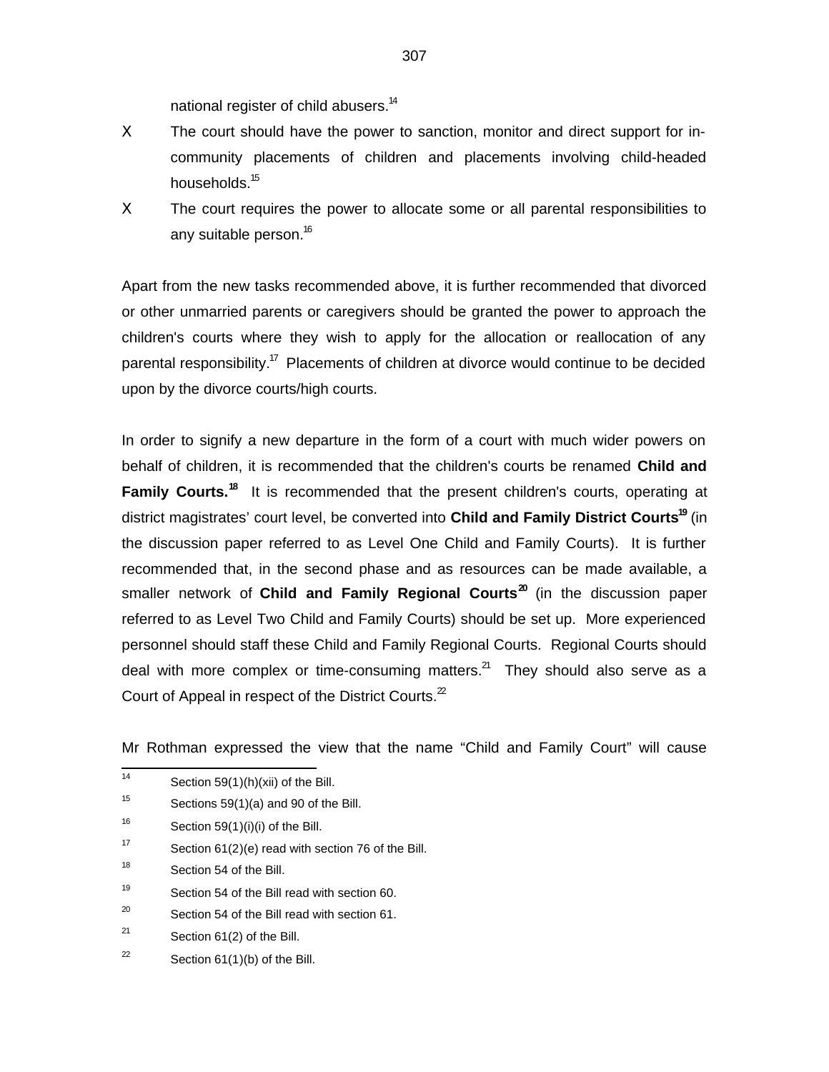national register of child abusers.[14]

- The court should have the power to sanction, monitor and direct support for in-community placements of children and placements involving child-headed households.[15]
- The court requires the power to allocate some or all parental responsibilities to any suitable person.[16]

Apart from the new tasks recommended above, it is further recommended that divorced or other unmarried parents or caregivers should be granted the power to approach the children's courts where they wish to apply for the allocation or reallocation of any parental responsibility.[17] Placements of children at divorce would continue to be decided upon by the divorce courts/high courts.

In order to signify a new departure in the form of a court with much wider powers on behalf of children, it is recommended that the children's courts be renamed **Child and Family Courts.**[18] It is recommended that the present children's courts, operating at district magistrates' court level, be converted into **Child and Family District Courts**[19] (in the discussion paper referred to as Level One Child and Family Courts). It is further recommended that, in the second phase and as resources can be made available, a smaller network of **Child and Family Regional Courts**[20] (in the discussion paper referred to as Level Two Child and Family Courts) should be set up. More experienced personnel should staff these Child and Family Regional Courts. Regional Courts should deal with more complex or time-consuming matters.[21] They should also serve as a Court of Appeal in respect of the District Courts.[22]

Mr Rothman expressed the view that the name "Child and Family Court" will cause

---

[14] Section 59(1)(h)(xii) of the Bill.

[15] Sections 59(1)(a) and 90 of the Bill.

[16] Section 59(1)(i)(i) of the Bill.

[17] Section 61(2)(e) read with section 76 of the Bill.

[18] Section 54 of the Bill.

[19] Section 54 of the Bill read with section 60.

[20] Section 54 of the Bill read with section 61.

[21] Section 61(2) of the Bill.

[22] Section 61(1)(b) of the Bill.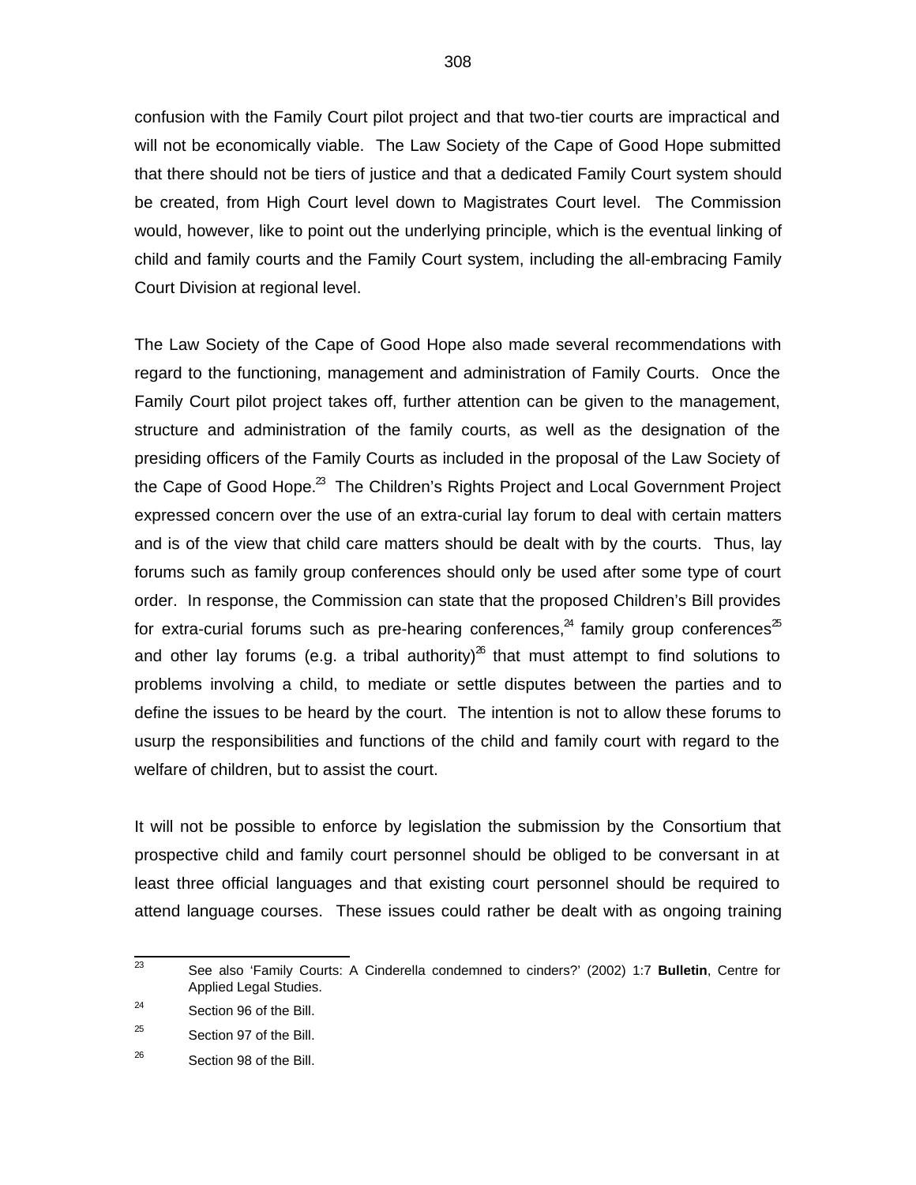confusion with the Family Court pilot project and that two-tier courts are impractical and will not be economically viable. The Law Society of the Cape of Good Hope submitted that there should not be tiers of justice and that a dedicated Family Court system should be created, from High Court level down to Magistrates Court level. The Commission would, however, like to point out the underlying principle, which is the eventual linking of child and family courts and the Family Court system, including the all-embracing Family Court Division at regional level.

The Law Society of the Cape of Good Hope also made several recommendations with regard to the functioning, management and administration of Family Courts. Once the Family Court pilot project takes off, further attention can be given to the management, structure and administration of the family courts, as well as the designation of the presiding officers of the Family Courts as included in the proposal of the Law Society of the Cape of Good Hope.[23] The Children's Rights Project and Local Government Project expressed concern over the use of an extra-curial lay forum to deal with certain matters and is of the view that child care matters should be dealt with by the courts. Thus, lay forums such as family group conferences should only be used after some type of court order. In response, the Commission can state that the proposed Children's Bill provides for extra-curial forums such as pre-hearing conferences,[24] family group conferences[25] and other lay forums (e.g. a tribal authority)[26] that must attempt to find solutions to problems involving a child, to mediate or settle disputes between the parties and to define the issues to be heard by the court. The intention is not to allow these forums to usurp the responsibilities and functions of the child and family court with regard to the welfare of children, but to assist the court.

It will not be possible to enforce by legislation the submission by the Consortium that prospective child and family court personnel should be obliged to be conversant in at least three official languages and that existing court personnel should be required to attend language courses. These issues could rather be dealt with as ongoing training

---

[23] See also 'Family Courts: A Cinderella condemned to cinders?' (2002) 1:7 **Bulletin**, Centre for Applied Legal Studies.

[24] Section 96 of the Bill.

[25] Section 97 of the Bill.

[26] Section 98 of the Bill.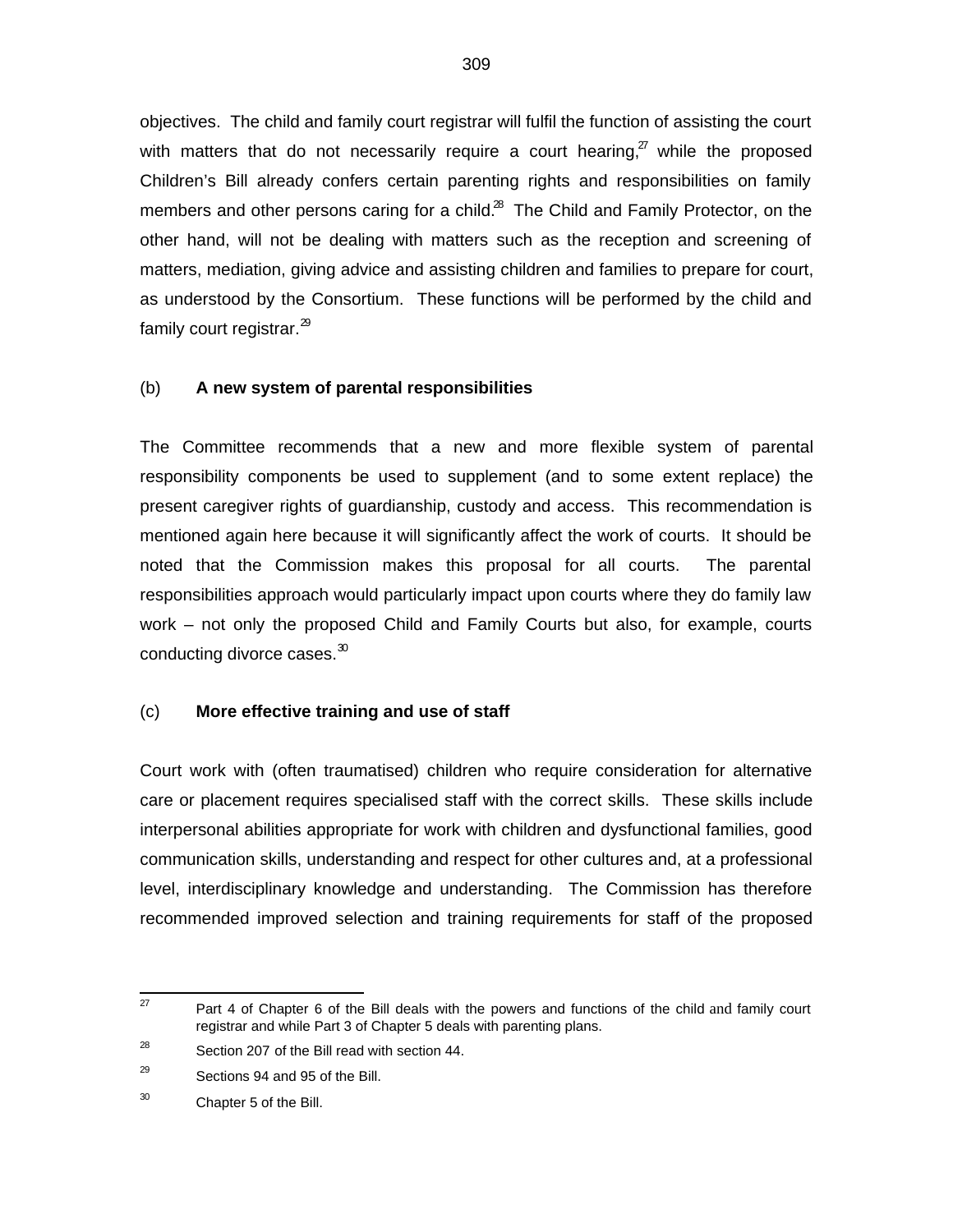objectives. The child and family court registrar will fulfil the function of assisting the court with matters that do not necessarily require a court hearing,[27] while the proposed Children's Bill already confers certain parenting rights and responsibilities on family members and other persons caring for a child.[28] The Child and Family Protector, on the other hand, will not be dealing with matters such as the reception and screening of matters, mediation, giving advice and assisting children and families to prepare for court, as understood by the Consortium. These functions will be performed by the child and family court registrar.[29]

### (b) A new system of parental responsibilities

The Committee recommends that a new and more flexible system of parental responsibility components be used to supplement (and to some extent replace) the present caregiver rights of guardianship, custody and access. This recommendation is mentioned again here because it will significantly affect the work of courts. It should be noted that the Commission makes this proposal for all courts. The parental responsibilities approach would particularly impact upon courts where they do family law work – not only the proposed Child and Family Courts but also, for example, courts conducting divorce cases.[30]

### (c) More effective training and use of staff

Court work with (often traumatised) children who require consideration for alternative care or placement requires specialised staff with the correct skills. These skills include interpersonal abilities appropriate for work with children and dysfunctional families, good communication skills, understanding and respect for other cultures and, at a professional level, interdisciplinary knowledge and understanding. The Commission has therefore recommended improved selection and training requirements for staff of the proposed

---

[27] Part 4 of Chapter 6 of the Bill deals with the powers and functions of the child and family court registrar and while Part 3 of Chapter 5 deals with parenting plans.

[28] Section 207 of the Bill read with section 44.

[29] Sections 94 and 95 of the Bill.

[30] Chapter 5 of the Bill.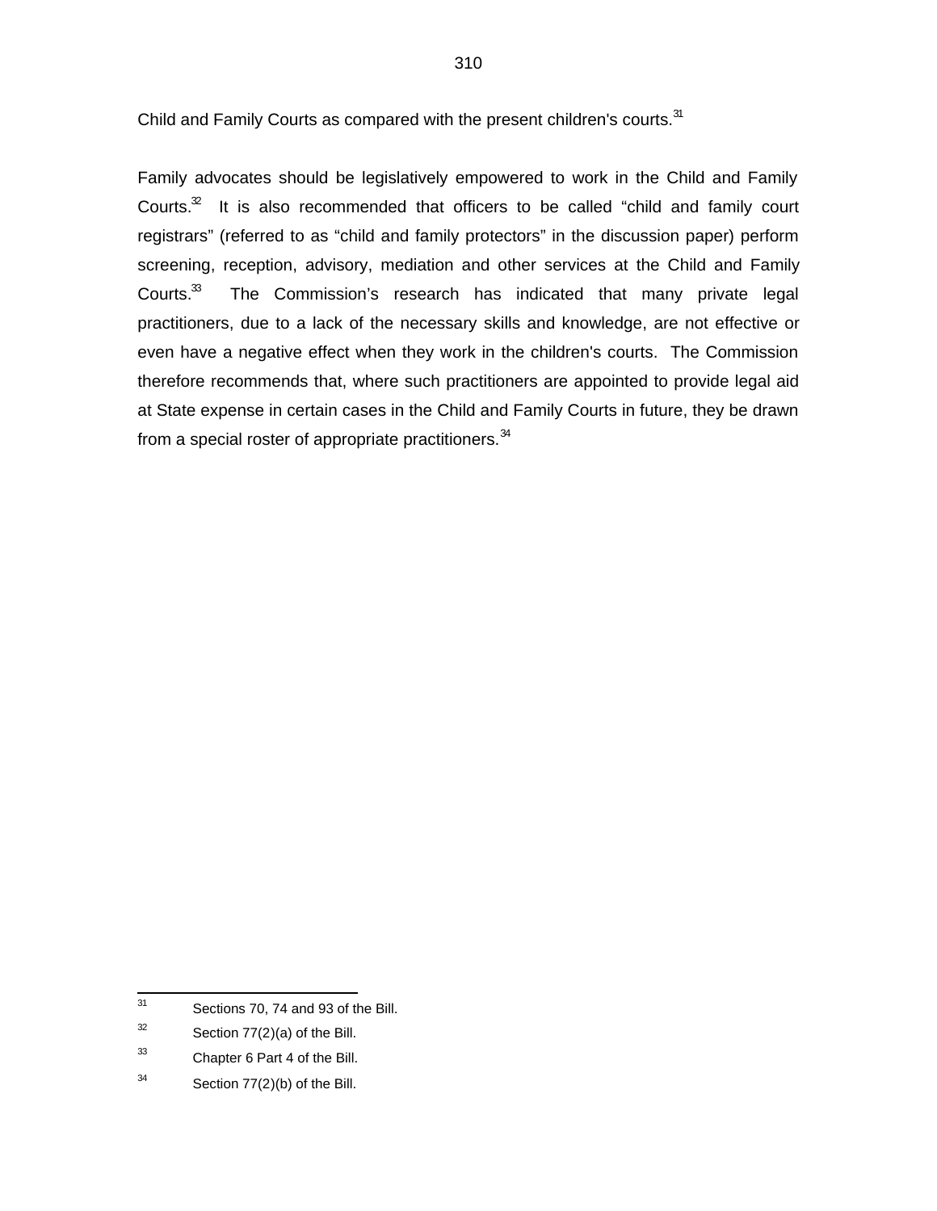Child and Family Courts as compared with the present children's courts.[31]

Family advocates should be legislatively empowered to work in the Child and Family Courts.[32] It is also recommended that officers to be called “child and family court registrars” (referred to as “child and family protectors” in the discussion paper) perform screening, reception, advisory, mediation and other services at the Child and Family Courts.[33] The Commission’s research has indicated that many private legal practitioners, due to a lack of the necessary skills and knowledge, are not effective or even have a negative effect when they work in the children's courts. The Commission therefore recommends that, where such practitioners are appointed to provide legal aid at State expense in certain cases in the Child and Family Courts in future, they be drawn from a special roster of appropriate practitioners.[34]

---

[31] Sections 70, 74 and 93 of the Bill.

[32] Section 77(2)(a) of the Bill.

[33] Chapter 6 Part 4 of the Bill.

[34] Section 77(2)(b) of the Bill.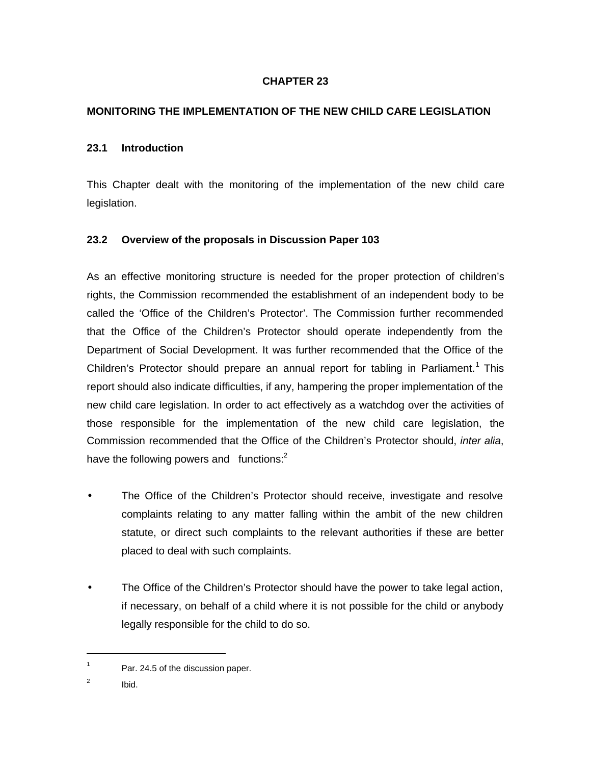# CHAPTER 23

## MONITORING THE IMPLEMENTATION OF THE NEW CHILD CARE LEGISLATION

### 23.1 Introduction

This Chapter dealt with the monitoring of the implementation of the new child care legislation.

### 23.2 Overview of the proposals in Discussion Paper 103

As an effective monitoring structure is needed for the proper protection of children's rights, the Commission recommended the establishment of an independent body to be called the 'Office of the Children's Protector'. The Commission further recommended that the Office of the Children's Protector should operate independently from the Department of Social Development. It was further recommended that the Office of the Children's Protector should prepare an annual report for tabling in Parliament.[1] This report should also indicate difficulties, if any, hampering the proper implementation of the new child care legislation. In order to act effectively as a watchdog over the activities of those responsible for the implementation of the new child care legislation, the Commission recommended that the Office of the Children's Protector should, *inter alia*, have the following powers and functions:[2]

- The Office of the Children's Protector should receive, investigate and resolve complaints relating to any matter falling within the ambit of the new children statute, or direct such complaints to the relevant authorities if these are better placed to deal with such complaints.

- The Office of the Children's Protector should have the power to take legal action, if necessary, on behalf of a child where it is not possible for the child or anybody legally responsible for the child to do so.

---

[1] Par. 24.5 of the discussion paper.

[2] Ibid.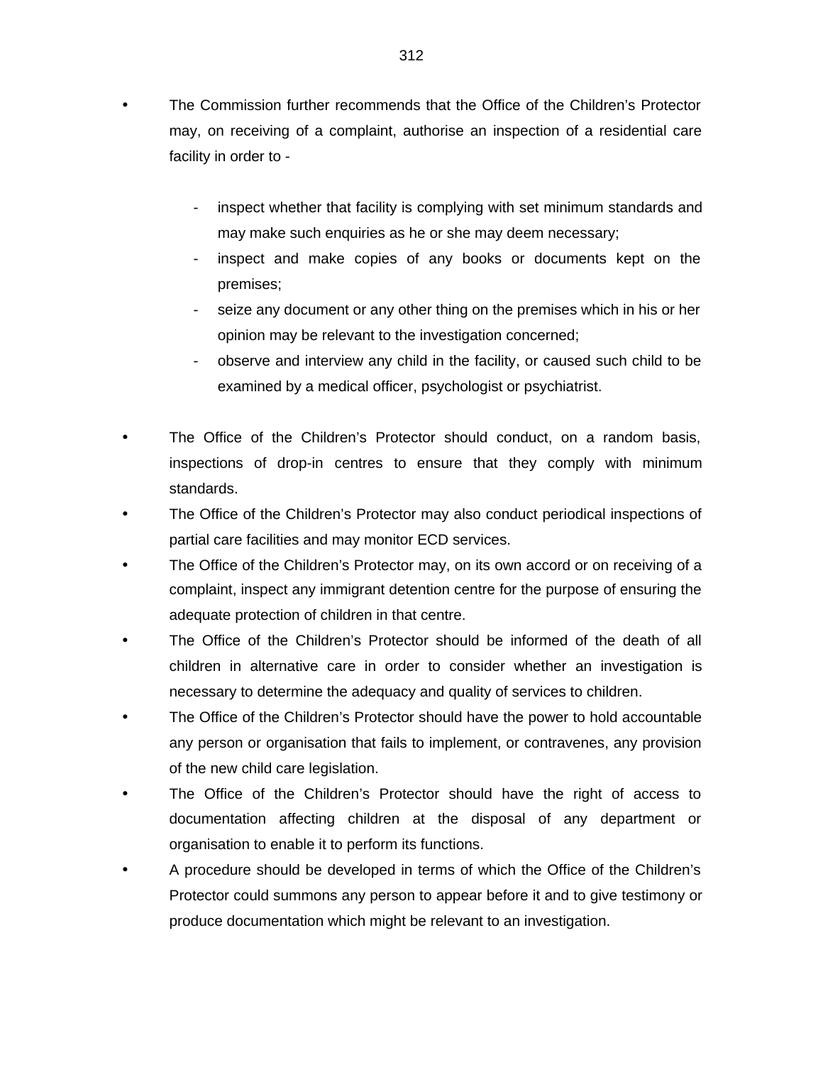- The Commission further recommends that the Office of the Children's Protector may, on receiving of a complaint, authorise an inspection of a residential care facility in order to -

  - inspect whether that facility is complying with set minimum standards and may make such enquiries as he or she may deem necessary;
  - inspect and make copies of any books or documents kept on the premises;
  - seize any document or any other thing on the premises which in his or her opinion may be relevant to the investigation concerned;
  - observe and interview any child in the facility, or caused such child to be examined by a medical officer, psychologist or psychiatrist.

- The Office of the Children's Protector should conduct, on a random basis, inspections of drop-in centres to ensure that they comply with minimum standards.
- The Office of the Children's Protector may also conduct periodical inspections of partial care facilities and may monitor ECD services.
- The Office of the Children's Protector may, on its own accord or on receiving of a complaint, inspect any immigrant detention centre for the purpose of ensuring the adequate protection of children in that centre.
- The Office of the Children's Protector should be informed of the death of all children in alternative care in order to consider whether an investigation is necessary to determine the adequacy and quality of services to children.
- The Office of the Children's Protector should have the power to hold accountable any person or organisation that fails to implement, or contravenes, any provision of the new child care legislation.
- The Office of the Children's Protector should have the right of access to documentation affecting children at the disposal of any department or organisation to enable it to perform its functions.
- A procedure should be developed in terms of which the Office of the Children's Protector could summons any person to appear before it and to give testimony or produce documentation which might be relevant to an investigation.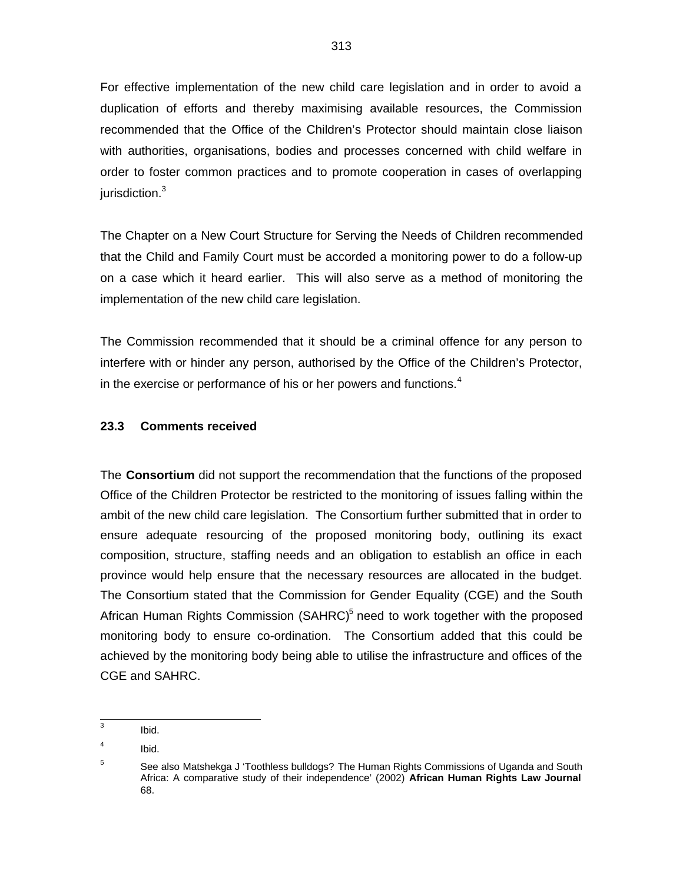For effective implementation of the new child care legislation and in order to avoid a duplication of efforts and thereby maximising available resources, the Commission recommended that the Office of the Children's Protector should maintain close liaison with authorities, organisations, bodies and processes concerned with child welfare in order to foster common practices and to promote cooperation in cases of overlapping jurisdiction.[3]

The Chapter on a New Court Structure for Serving the Needs of Children recommended that the Child and Family Court must be accorded a monitoring power to do a follow-up on a case which it heard earlier. This will also serve as a method of monitoring the implementation of the new child care legislation.

The Commission recommended that it should be a criminal offence for any person to interfere with or hinder any person, authorised by the Office of the Children's Protector, in the exercise or performance of his or her powers and functions.[4]

### 23.3 Comments received

The **Consortium** did not support the recommendation that the functions of the proposed Office of the Children Protector be restricted to the monitoring of issues falling within the ambit of the new child care legislation. The Consortium further submitted that in order to ensure adequate resourcing of the proposed monitoring body, outlining its exact composition, structure, staffing needs and an obligation to establish an office in each province would help ensure that the necessary resources are allocated in the budget. The Consortium stated that the Commission for Gender Equality (CGE) and the South African Human Rights Commission (SAHRC)[5] need to work together with the proposed monitoring body to ensure co-ordination. The Consortium added that this could be achieved by the monitoring body being able to utilise the infrastructure and offices of the CGE and SAHRC.

---

[3] Ibid.

[4] Ibid.

[5] See also Matshekga J 'Toothless bulldogs? The Human Rights Commissions of Uganda and South Africa: A comparative study of their independence' (2002) **African Human Rights Law Journal** 68.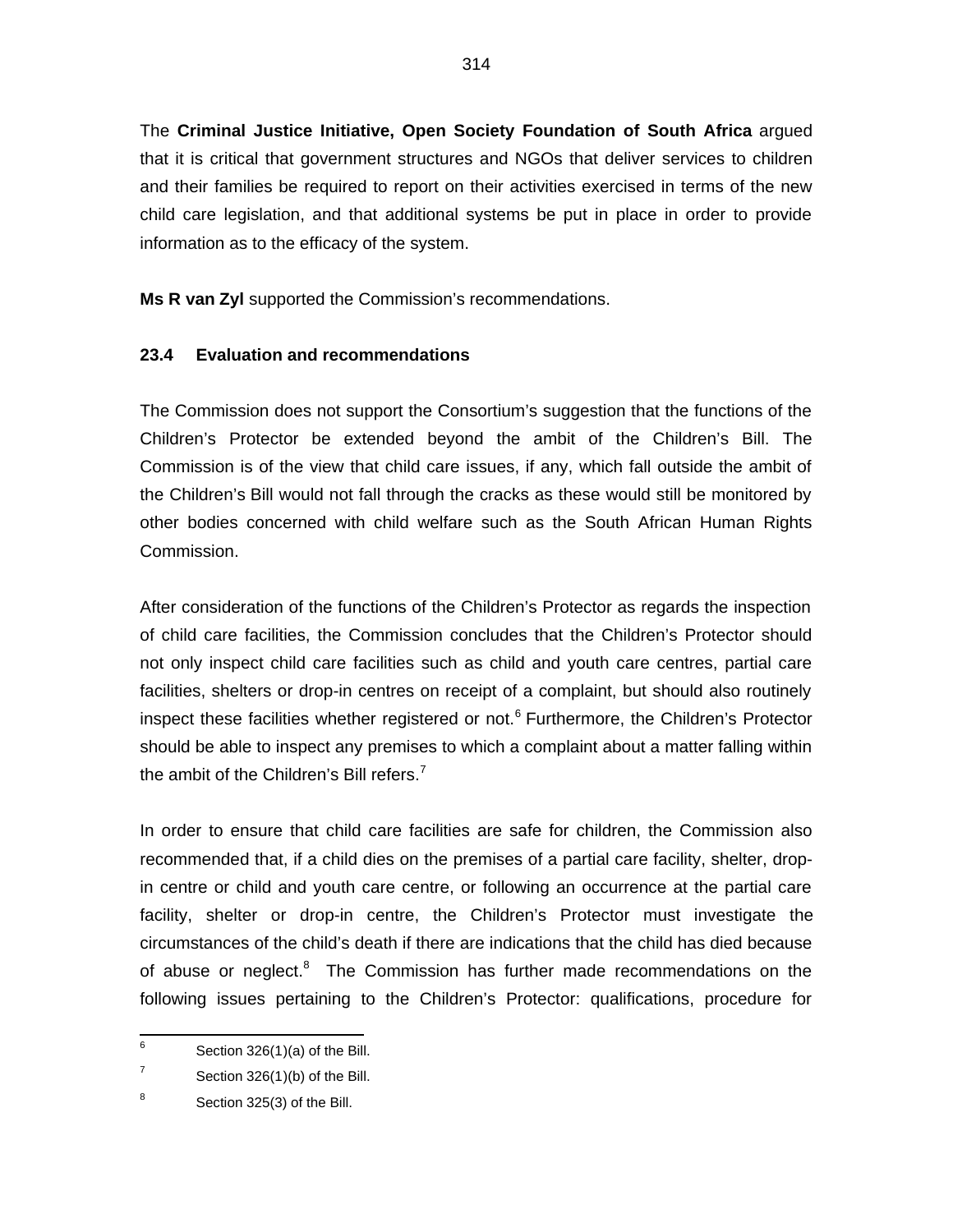The **Criminal Justice Initiative, Open Society Foundation of South Africa** argued that it is critical that government structures and NGOs that deliver services to children and their families be required to report on their activities exercised in terms of the new child care legislation, and that additional systems be put in place in order to provide information as to the efficacy of the system.

**Ms R van Zyl** supported the Commission's recommendations.

### 23.4 Evaluation and recommendations

The Commission does not support the Consortium's suggestion that the functions of the Children's Protector be extended beyond the ambit of the Children's Bill. The Commission is of the view that child care issues, if any, which fall outside the ambit of the Children's Bill would not fall through the cracks as these would still be monitored by other bodies concerned with child welfare such as the South African Human Rights Commission.

After consideration of the functions of the Children's Protector as regards the inspection of child care facilities, the Commission concludes that the Children's Protector should not only inspect child care facilities such as child and youth care centres, partial care facilities, shelters or drop-in centres on receipt of a complaint, but should also routinely inspect these facilities whether registered or not.[6] Furthermore, the Children's Protector should be able to inspect any premises to which a complaint about a matter falling within the ambit of the Children's Bill refers.[7]

In order to ensure that child care facilities are safe for children, the Commission also recommended that, if a child dies on the premises of a partial care facility, shelter, drop-in centre or child and youth care centre, or following an occurrence at the partial care facility, shelter or drop-in centre, the Children's Protector must investigate the circumstances of the child's death if there are indications that the child has died because of abuse or neglect.[8] The Commission has further made recommendations on the following issues pertaining to the Children's Protector: qualifications, procedure for

---

[6] Section 326(1)(a) of the Bill.

[7] Section 326(1)(b) of the Bill.

[8] Section 325(3) of the Bill.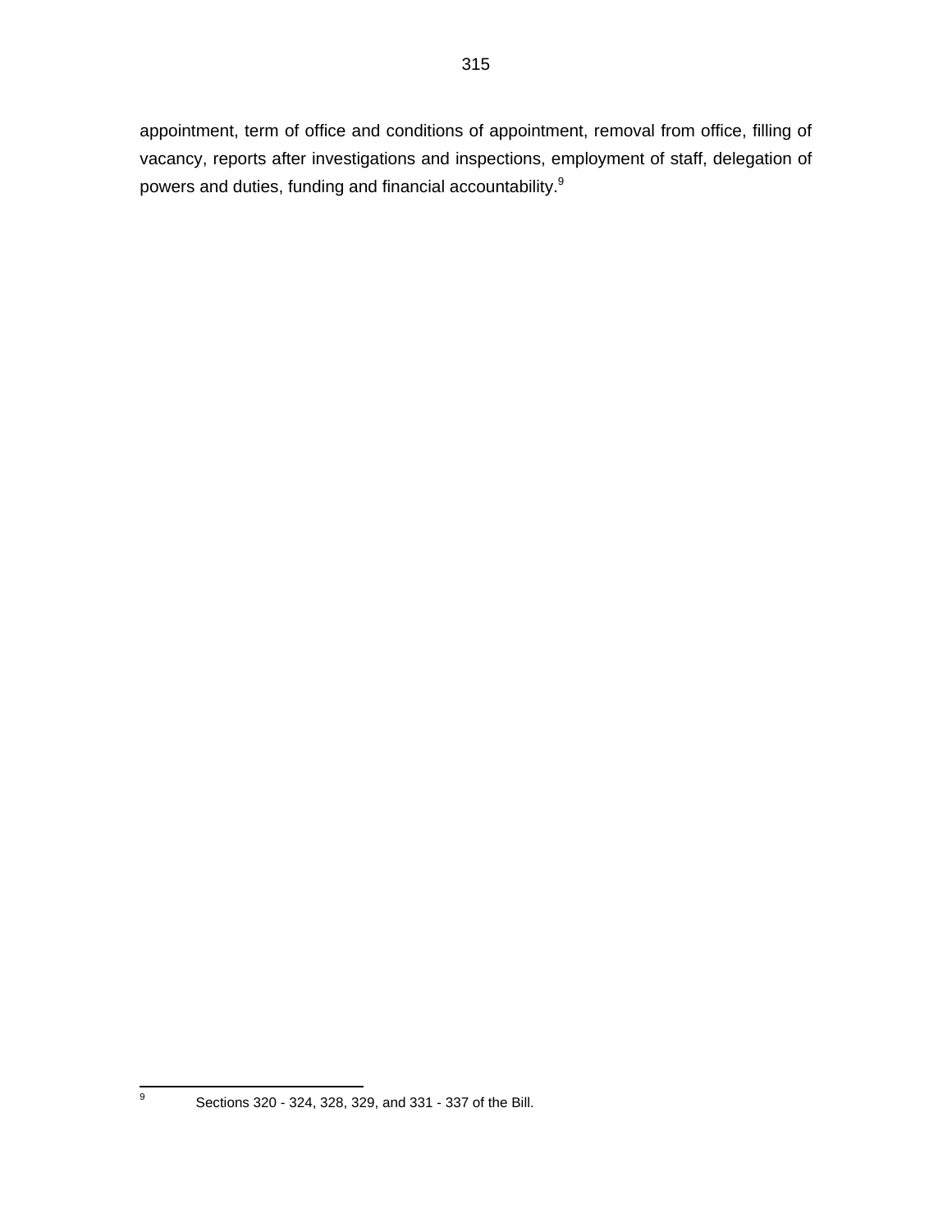appointment, term of office and conditions of appointment, removal from office, filling of vacancy, reports after investigations and inspections, employment of staff, delegation of powers and duties, funding and financial accountability.[9]

[9] Sections 320 - 324, 328, 329, and 331 - 337 of the Bill.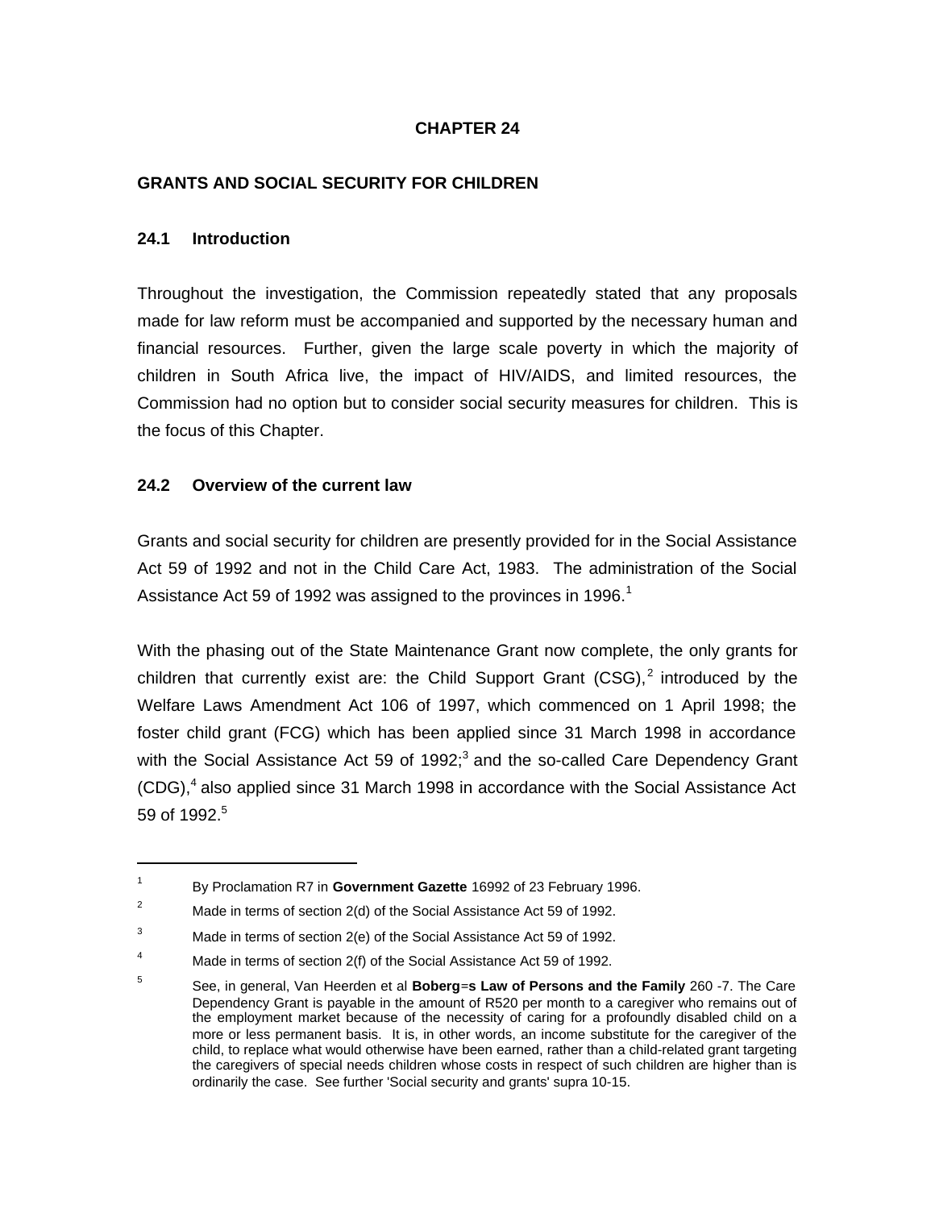# CHAPTER 24

## GRANTS AND SOCIAL SECURITY FOR CHILDREN

### 24.1 Introduction

Throughout the investigation, the Commission repeatedly stated that any proposals made for law reform must be accompanied and supported by the necessary human and financial resources. Further, given the large scale poverty in which the majority of children in South Africa live, the impact of HIV/AIDS, and limited resources, the Commission had no option but to consider social security measures for children. This is the focus of this Chapter.

### 24.2 Overview of the current law

Grants and social security for children are presently provided for in the Social Assistance Act 59 of 1992 and not in the Child Care Act, 1983. The administration of the Social Assistance Act 59 of 1992 was assigned to the provinces in 1996.[1]

With the phasing out of the State Maintenance Grant now complete, the only grants for children that currently exist are: the Child Support Grant (CSG),[2] introduced by the Welfare Laws Amendment Act 106 of 1997, which commenced on 1 April 1998; the foster child grant (FCG) which has been applied since 31 March 1998 in accordance with the Social Assistance Act 59 of 1992;[3] and the so-called Care Dependency Grant (CDG),[4] also applied since 31 March 1998 in accordance with the Social Assistance Act 59 of 1992.[5]

---

[1] By Proclamation R7 in **Government Gazette** 16992 of 23 February 1996.

[2] Made in terms of section 2(d) of the Social Assistance Act 59 of 1992.

[3] Made in terms of section 2(e) of the Social Assistance Act 59 of 1992.

[4] Made in terms of section 2(f) of the Social Assistance Act 59 of 1992.

[5] See, in general, Van Heerden et al **Boberg=s Law of Persons and the Family** 260 -7. The Care Dependency Grant is payable in the amount of R520 per month to a caregiver who remains out of the employment market because of the necessity of caring for a profoundly disabled child on a more or less permanent basis. It is, in other words, an income substitute for the caregiver of the child, to replace what would otherwise have been earned, rather than a child-related grant targeting the caregivers of special needs children whose costs in respect of such children are higher than is ordinarily the case. See further 'Social security and grants' supra 10-15.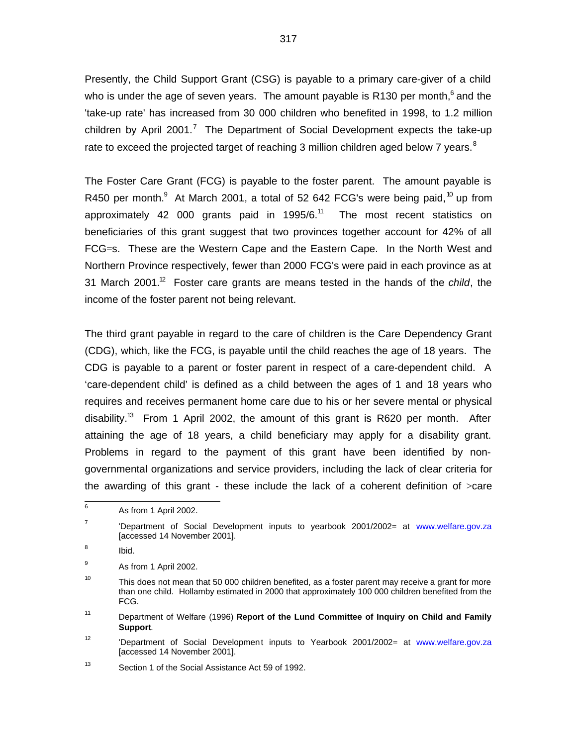Presently, the Child Support Grant (CSG) is payable to a primary care-giver of a child who is under the age of seven years. The amount payable is R130 per month,[6] and the 'take-up rate' has increased from 30 000 children who benefited in 1998, to 1.2 million children by April 2001.[7] The Department of Social Development expects the take-up rate to exceed the projected target of reaching 3 million children aged below 7 years.[8]

The Foster Care Grant (FCG) is payable to the foster parent. The amount payable is R450 per month.[9] At March 2001, a total of 52 642 FCG's were being paid,[10] up from approximately 42 000 grants paid in 1995/6.[11] The most recent statistics on beneficiaries of this grant suggest that two provinces together account for 42% of all FCG=s. These are the Western Cape and the Eastern Cape. In the North West and Northern Province respectively, fewer than 2000 FCG's were paid in each province as at 31 March 2001.[12] Foster care grants are means tested in the hands of the *child*, the income of the foster parent not being relevant.

The third grant payable in regard to the care of children is the Care Dependency Grant (CDG), which, like the FCG, is payable until the child reaches the age of 18 years. The CDG is payable to a parent or foster parent in respect of a care-dependent child. A 'care-dependent child' is defined as a child between the ages of 1 and 18 years who requires and receives permanent home care due to his or her severe mental or physical disability.[13] From 1 April 2002, the amount of this grant is R620 per month. After attaining the age of 18 years, a child beneficiary may apply for a disability grant. Problems in regard to the payment of this grant have been identified by non-governmental organizations and service providers, including the lack of clear criteria for the awarding of this grant - these include the lack of a coherent definition of >care

---

[6] As from 1 April 2002.

[7] 'Department of Social Development inputs to yearbook 2001/2002= at www.welfare.gov.za [accessed 14 November 2001].

[8] Ibid.

[9] As from 1 April 2002.

[10] This does not mean that 50 000 children benefited, as a foster parent may receive a grant for more than one child. Hollamby estimated in 2000 that approximately 100 000 children benefited from the FCG.

[11] Department of Welfare (1996) **Report of the Lund Committee of Inquiry on Child and Family Support**.

[12] 'Department of Social Development inputs to Yearbook 2001/2002= at www.welfare.gov.za [accessed 14 November 2001].

[13] Section 1 of the Social Assistance Act 59 of 1992.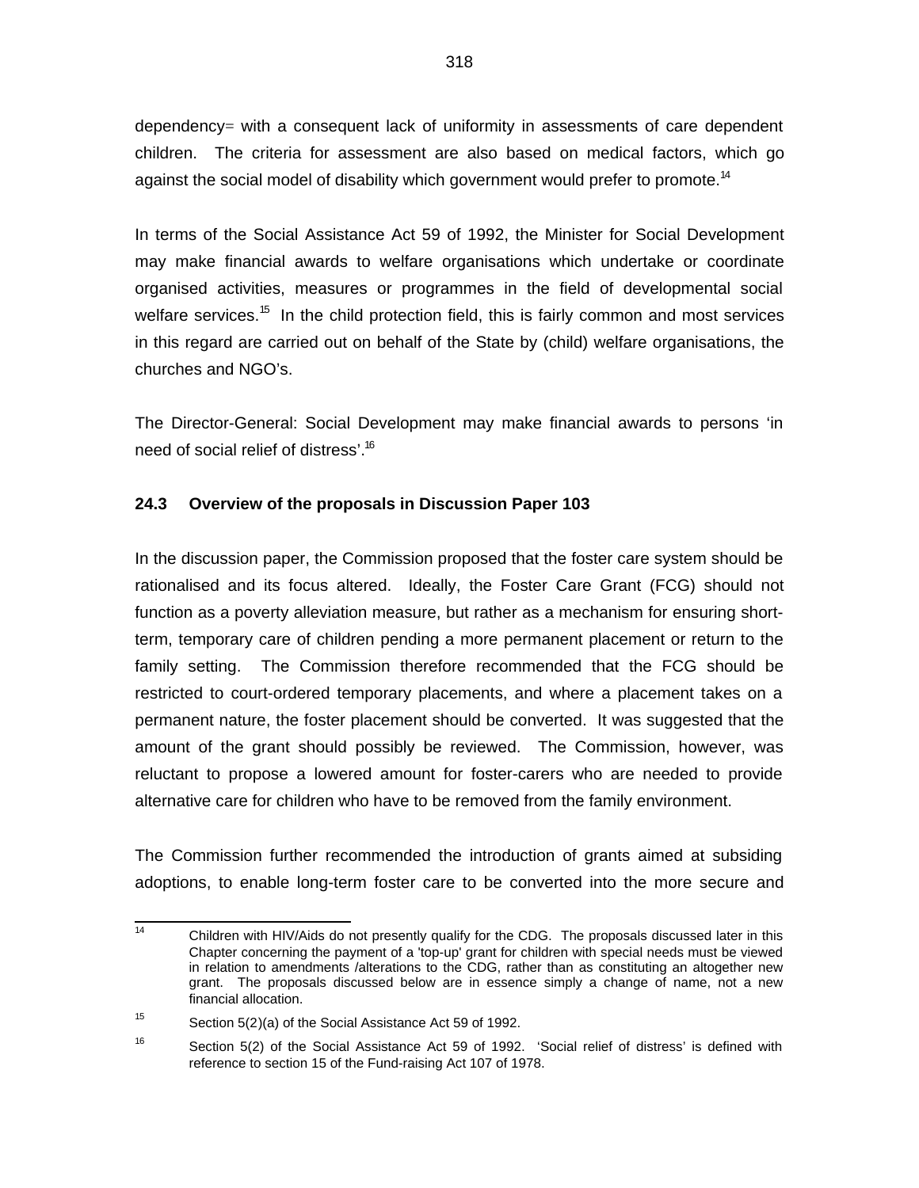dependency= with a consequent lack of uniformity in assessments of care dependent children. The criteria for assessment are also based on medical factors, which go against the social model of disability which government would prefer to promote.[14]

In terms of the Social Assistance Act 59 of 1992, the Minister for Social Development may make financial awards to welfare organisations which undertake or coordinate organised activities, measures or programmes in the field of developmental social welfare services.[15] In the child protection field, this is fairly common and most services in this regard are carried out on behalf of the State by (child) welfare organisations, the churches and NGO's.

The Director-General: Social Development may make financial awards to persons 'in need of social relief of distress'.[16]

### 24.3 Overview of the proposals in Discussion Paper 103

In the discussion paper, the Commission proposed that the foster care system should be rationalised and its focus altered. Ideally, the Foster Care Grant (FCG) should not function as a poverty alleviation measure, but rather as a mechanism for ensuring short-term, temporary care of children pending a more permanent placement or return to the family setting. The Commission therefore recommended that the FCG should be restricted to court-ordered temporary placements, and where a placement takes on a permanent nature, the foster placement should be converted. It was suggested that the amount of the grant should possibly be reviewed. The Commission, however, was reluctant to propose a lowered amount for foster-carers who are needed to provide alternative care for children who have to be removed from the family environment.

The Commission further recommended the introduction of grants aimed at subsiding adoptions, to enable long-term foster care to be converted into the more secure and

---

[14] Children with HIV/Aids do not presently qualify for the CDG. The proposals discussed later in this Chapter concerning the payment of a 'top-up' grant for children with special needs must be viewed in relation to amendments /alterations to the CDG, rather than as constituting an altogether new grant. The proposals discussed below are in essence simply a change of name, not a new financial allocation.

[15] Section 5(2)(a) of the Social Assistance Act 59 of 1992.

[16] Section 5(2) of the Social Assistance Act 59 of 1992. 'Social relief of distress' is defined with reference to section 15 of the Fund-raising Act 107 of 1978.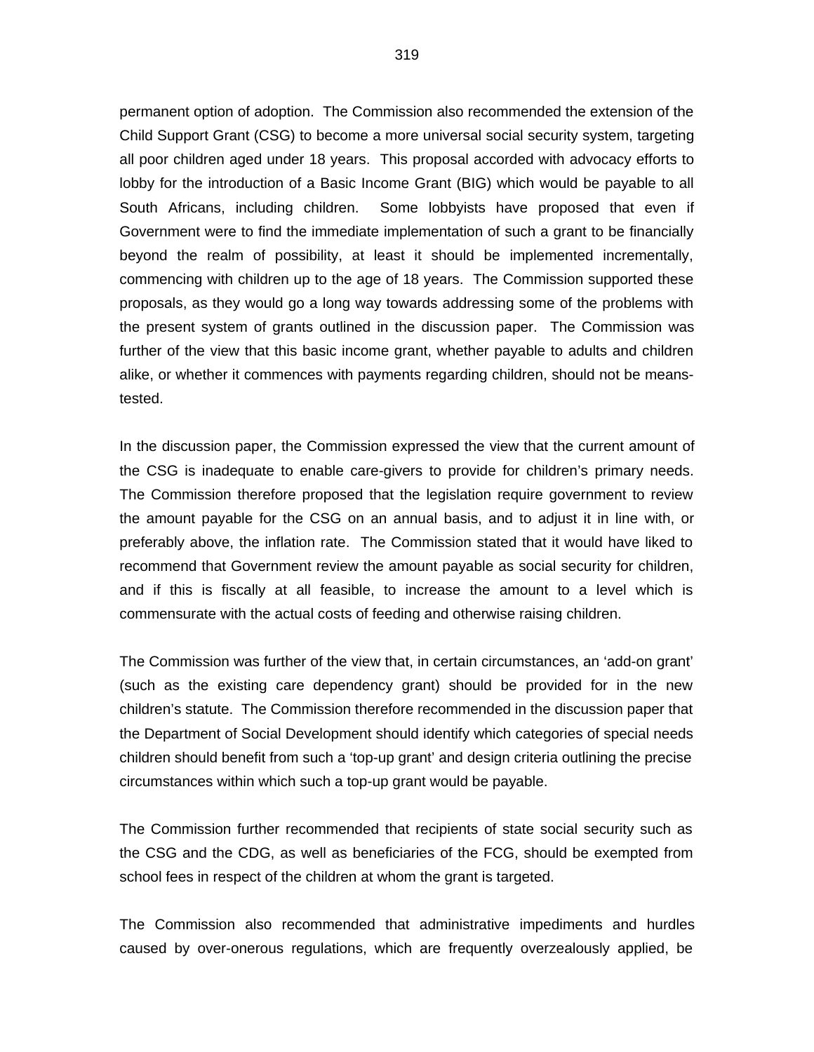permanent option of adoption. The Commission also recommended the extension of the Child Support Grant (CSG) to become a more universal social security system, targeting all poor children aged under 18 years. This proposal accorded with advocacy efforts to lobby for the introduction of a Basic Income Grant (BIG) which would be payable to all South Africans, including children. Some lobbyists have proposed that even if Government were to find the immediate implementation of such a grant to be financially beyond the realm of possibility, at least it should be implemented incrementally, commencing with children up to the age of 18 years. The Commission supported these proposals, as they would go a long way towards addressing some of the problems with the present system of grants outlined in the discussion paper. The Commission was further of the view that this basic income grant, whether payable to adults and children alike, or whether it commences with payments regarding children, should not be means-tested.

In the discussion paper, the Commission expressed the view that the current amount of the CSG is inadequate to enable care-givers to provide for children's primary needs. The Commission therefore proposed that the legislation require government to review the amount payable for the CSG on an annual basis, and to adjust it in line with, or preferably above, the inflation rate. The Commission stated that it would have liked to recommend that Government review the amount payable as social security for children, and if this is fiscally at all feasible, to increase the amount to a level which is commensurate with the actual costs of feeding and otherwise raising children.

The Commission was further of the view that, in certain circumstances, an 'add-on grant' (such as the existing care dependency grant) should be provided for in the new children's statute. The Commission therefore recommended in the discussion paper that the Department of Social Development should identify which categories of special needs children should benefit from such a 'top-up grant' and design criteria outlining the precise circumstances within which such a top-up grant would be payable.

The Commission further recommended that recipients of state social security such as the CSG and the CDG, as well as beneficiaries of the FCG, should be exempted from school fees in respect of the children at whom the grant is targeted.

The Commission also recommended that administrative impediments and hurdles caused by over-onerous regulations, which are frequently overzealously applied, be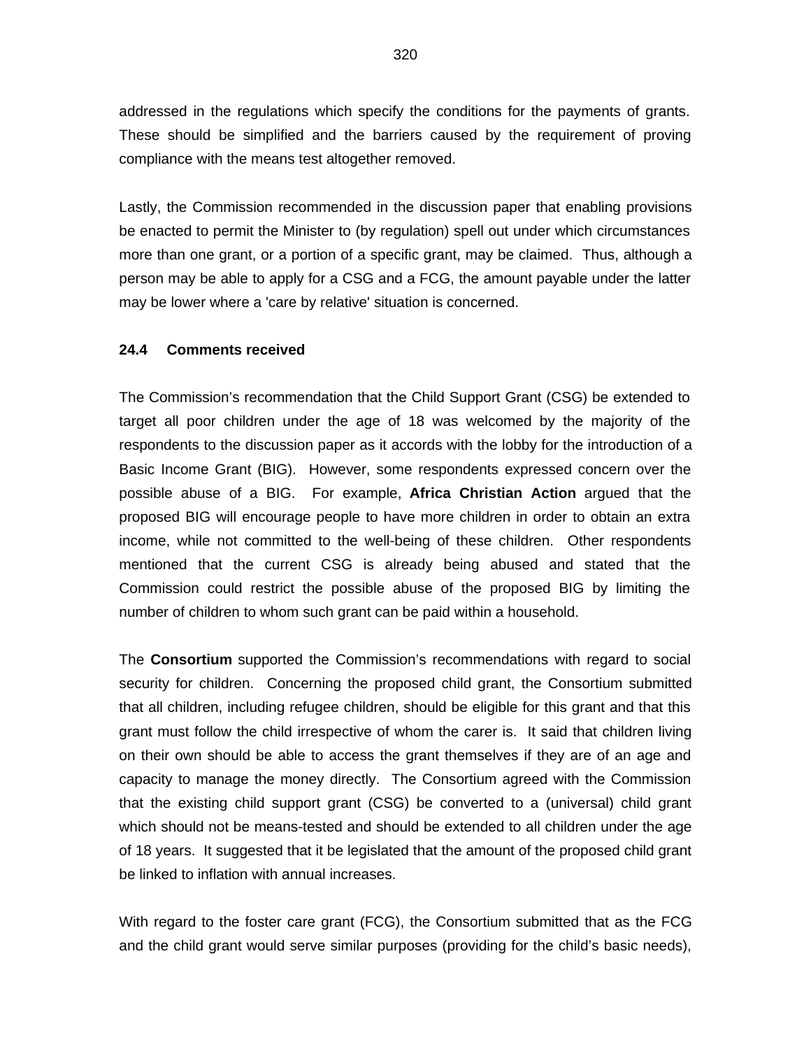addressed in the regulations which specify the conditions for the payments of grants. These should be simplified and the barriers caused by the requirement of proving compliance with the means test altogether removed.

Lastly, the Commission recommended in the discussion paper that enabling provisions be enacted to permit the Minister to (by regulation) spell out under which circumstances more than one grant, or a portion of a specific grant, may be claimed. Thus, although a person may be able to apply for a CSG and a FCG, the amount payable under the latter may be lower where a 'care by relative' situation is concerned.

### 24.4 Comments received

The Commission's recommendation that the Child Support Grant (CSG) be extended to target all poor children under the age of 18 was welcomed by the majority of the respondents to the discussion paper as it accords with the lobby for the introduction of a Basic Income Grant (BIG). However, some respondents expressed concern over the possible abuse of a BIG. For example, **Africa Christian Action** argued that the proposed BIG will encourage people to have more children in order to obtain an extra income, while not committed to the well-being of these children. Other respondents mentioned that the current CSG is already being abused and stated that the Commission could restrict the possible abuse of the proposed BIG by limiting the number of children to whom such grant can be paid within a household.

The **Consortium** supported the Commission's recommendations with regard to social security for children. Concerning the proposed child grant, the Consortium submitted that all children, including refugee children, should be eligible for this grant and that this grant must follow the child irrespective of whom the carer is. It said that children living on their own should be able to access the grant themselves if they are of an age and capacity to manage the money directly. The Consortium agreed with the Commission that the existing child support grant (CSG) be converted to a (universal) child grant which should not be means-tested and should be extended to all children under the age of 18 years. It suggested that it be legislated that the amount of the proposed child grant be linked to inflation with annual increases.

With regard to the foster care grant (FCG), the Consortium submitted that as the FCG and the child grant would serve similar purposes (providing for the child's basic needs),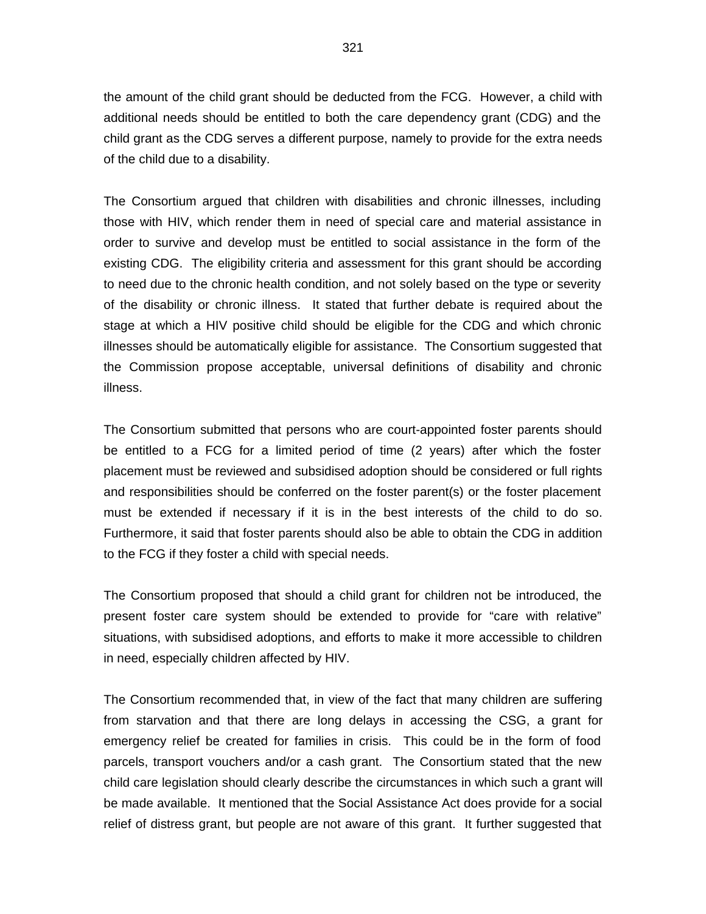the amount of the child grant should be deducted from the FCG. However, a child with additional needs should be entitled to both the care dependency grant (CDG) and the child grant as the CDG serves a different purpose, namely to provide for the extra needs of the child due to a disability.

The Consortium argued that children with disabilities and chronic illnesses, including those with HIV, which render them in need of special care and material assistance in order to survive and develop must be entitled to social assistance in the form of the existing CDG. The eligibility criteria and assessment for this grant should be according to need due to the chronic health condition, and not solely based on the type or severity of the disability or chronic illness. It stated that further debate is required about the stage at which a HIV positive child should be eligible for the CDG and which chronic illnesses should be automatically eligible for assistance. The Consortium suggested that the Commission propose acceptable, universal definitions of disability and chronic illness.

The Consortium submitted that persons who are court-appointed foster parents should be entitled to a FCG for a limited period of time (2 years) after which the foster placement must be reviewed and subsidised adoption should be considered or full rights and responsibilities should be conferred on the foster parent(s) or the foster placement must be extended if necessary if it is in the best interests of the child to do so. Furthermore, it said that foster parents should also be able to obtain the CDG in addition to the FCG if they foster a child with special needs.

The Consortium proposed that should a child grant for children not be introduced, the present foster care system should be extended to provide for “care with relative” situations, with subsidised adoptions, and efforts to make it more accessible to children in need, especially children affected by HIV.

The Consortium recommended that, in view of the fact that many children are suffering from starvation and that there are long delays in accessing the CSG, a grant for emergency relief be created for families in crisis. This could be in the form of food parcels, transport vouchers and/or a cash grant. The Consortium stated that the new child care legislation should clearly describe the circumstances in which such a grant will be made available. It mentioned that the Social Assistance Act does provide for a social relief of distress grant, but people are not aware of this grant. It further suggested that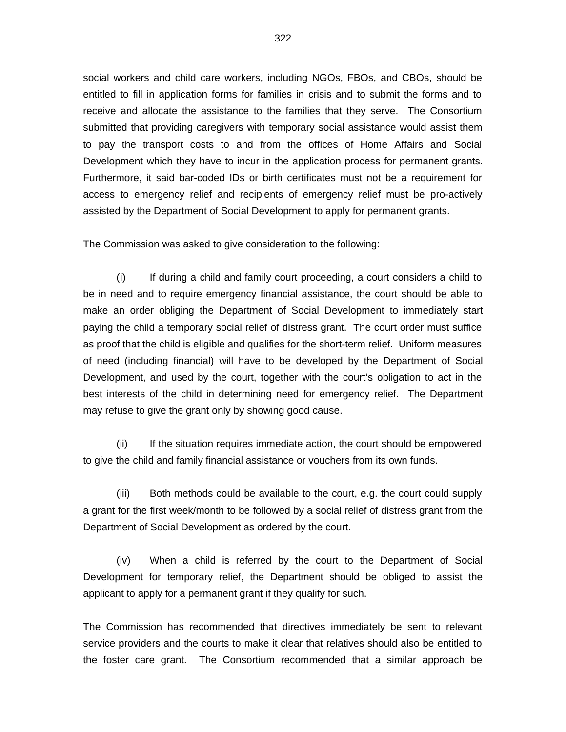social workers and child care workers, including NGOs, FBOs, and CBOs, should be entitled to fill in application forms for families in crisis and to submit the forms and to receive and allocate the assistance to the families that they serve. The Consortium submitted that providing caregivers with temporary social assistance would assist them to pay the transport costs to and from the offices of Home Affairs and Social Development which they have to incur in the application process for permanent grants. Furthermore, it said bar-coded IDs or birth certificates must not be a requirement for access to emergency relief and recipients of emergency relief must be pro-actively assisted by the Department of Social Development to apply for permanent grants.

The Commission was asked to give consideration to the following:

(i) If during a child and family court proceeding, a court considers a child to be in need and to require emergency financial assistance, the court should be able to make an order obliging the Department of Social Development to immediately start paying the child a temporary social relief of distress grant. The court order must suffice as proof that the child is eligible and qualifies for the short-term relief. Uniform measures of need (including financial) will have to be developed by the Department of Social Development, and used by the court, together with the court's obligation to act in the best interests of the child in determining need for emergency relief. The Department may refuse to give the grant only by showing good cause.

(ii) If the situation requires immediate action, the court should be empowered to give the child and family financial assistance or vouchers from its own funds.

(iii) Both methods could be available to the court, e.g. the court could supply a grant for the first week/month to be followed by a social relief of distress grant from the Department of Social Development as ordered by the court.

(iv) When a child is referred by the court to the Department of Social Development for temporary relief, the Department should be obliged to assist the applicant to apply for a permanent grant if they qualify for such.

The Commission has recommended that directives immediately be sent to relevant service providers and the courts to make it clear that relatives should also be entitled to the foster care grant. The Consortium recommended that a similar approach be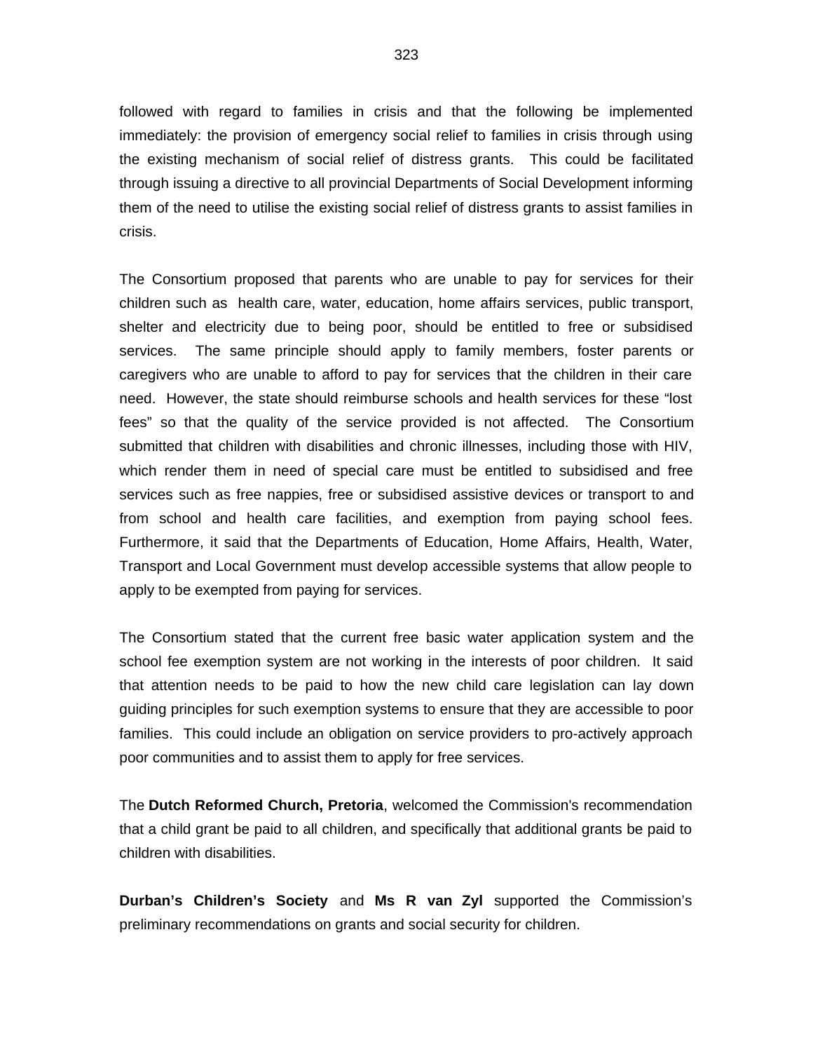followed with regard to families in crisis and that the following be implemented immediately: the provision of emergency social relief to families in crisis through using the existing mechanism of social relief of distress grants. This could be facilitated through issuing a directive to all provincial Departments of Social Development informing them of the need to utilise the existing social relief of distress grants to assist families in crisis.

The Consortium proposed that parents who are unable to pay for services for their children such as health care, water, education, home affairs services, public transport, shelter and electricity due to being poor, should be entitled to free or subsidised services. The same principle should apply to family members, foster parents or caregivers who are unable to afford to pay for services that the children in their care need. However, the state should reimburse schools and health services for these "lost fees" so that the quality of the service provided is not affected. The Consortium submitted that children with disabilities and chronic illnesses, including those with HIV, which render them in need of special care must be entitled to subsidised and free services such as free nappies, free or subsidised assistive devices or transport to and from school and health care facilities, and exemption from paying school fees. Furthermore, it said that the Departments of Education, Home Affairs, Health, Water, Transport and Local Government must develop accessible systems that allow people to apply to be exempted from paying for services.

The Consortium stated that the current free basic water application system and the school fee exemption system are not working in the interests of poor children. It said that attention needs to be paid to how the new child care legislation can lay down guiding principles for such exemption systems to ensure that they are accessible to poor families. This could include an obligation on service providers to pro-actively approach poor communities and to assist them to apply for free services.

The **Dutch Reformed Church, Pretoria**, welcomed the Commission's recommendation that a child grant be paid to all children, and specifically that additional grants be paid to children with disabilities.

**Durban's Children's Society** and **Ms R van Zyl** supported the Commission's preliminary recommendations on grants and social security for children.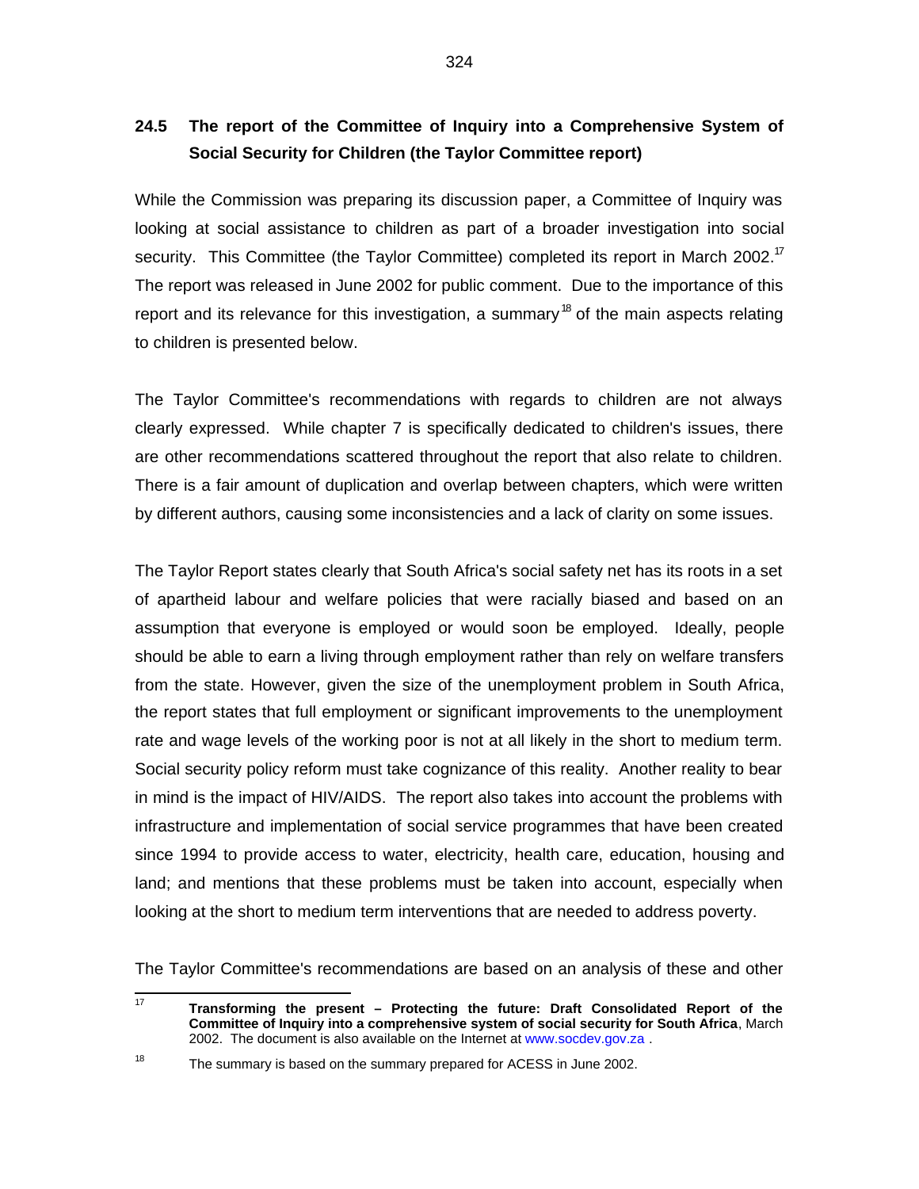## 24.5 The report of the Committee of Inquiry into a Comprehensive System of Social Security for Children (the Taylor Committee report)

While the Commission was preparing its discussion paper, a Committee of Inquiry was looking at social assistance to children as part of a broader investigation into social security. This Committee (the Taylor Committee) completed its report in March 2002.[17] The report was released in June 2002 for public comment. Due to the importance of this report and its relevance for this investigation, a summary[18] of the main aspects relating to children is presented below.

The Taylor Committee's recommendations with regards to children are not always clearly expressed. While chapter 7 is specifically dedicated to children's issues, there are other recommendations scattered throughout the report that also relate to children. There is a fair amount of duplication and overlap between chapters, which were written by different authors, causing some inconsistencies and a lack of clarity on some issues.

The Taylor Report states clearly that South Africa's social safety net has its roots in a set of apartheid labour and welfare policies that were racially biased and based on an assumption that everyone is employed or would soon be employed. Ideally, people should be able to earn a living through employment rather than rely on welfare transfers from the state. However, given the size of the unemployment problem in South Africa, the report states that full employment or significant improvements to the unemployment rate and wage levels of the working poor is not at all likely in the short to medium term. Social security policy reform must take cognizance of this reality. Another reality to bear in mind is the impact of HIV/AIDS. The report also takes into account the problems with infrastructure and implementation of social service programmes that have been created since 1994 to provide access to water, electricity, health care, education, housing and land; and mentions that these problems must be taken into account, especially when looking at the short to medium term interventions that are needed to address poverty.

The Taylor Committee's recommendations are based on an analysis of these and other

---

[17] **Transforming the present – Protecting the future: Draft Consolidated Report of the Committee of Inquiry into a comprehensive system of social security for South Africa**, March 2002. The document is also available on the Internet at www.socdev.gov.za .

[18] The summary is based on the summary prepared for ACESS in June 2002.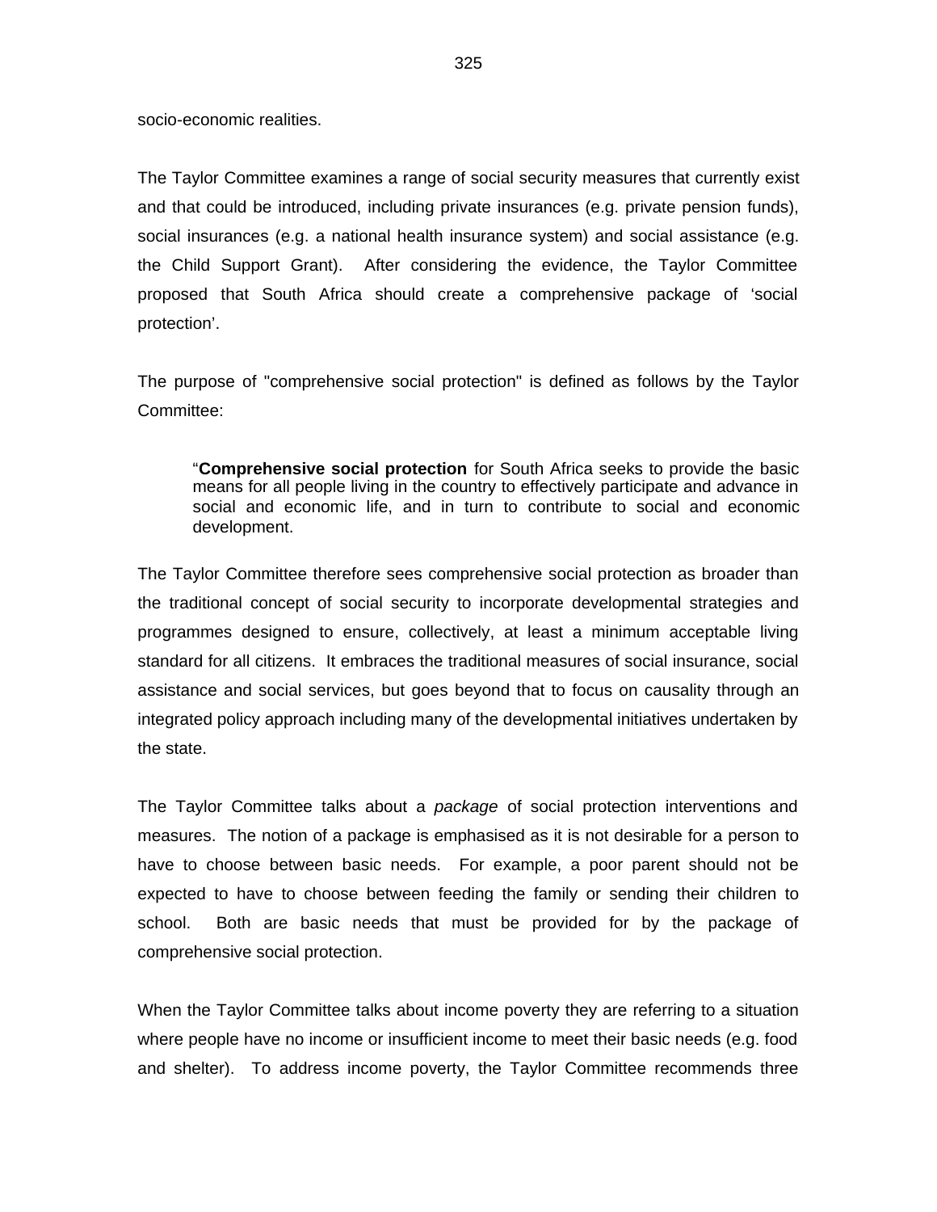socio-economic realities.

The Taylor Committee examines a range of social security measures that currently exist and that could be introduced, including private insurances (e.g. private pension funds), social insurances (e.g. a national health insurance system) and social assistance (e.g. the Child Support Grant). After considering the evidence, the Taylor Committee proposed that South Africa should create a comprehensive package of 'social protection'.

The purpose of "comprehensive social protection" is defined as follows by the Taylor Committee:

> "**Comprehensive social protection** for South Africa seeks to provide the basic means for all people living in the country to effectively participate and advance in social and economic life, and in turn to contribute to social and economic development.

The Taylor Committee therefore sees comprehensive social protection as broader than the traditional concept of social security to incorporate developmental strategies and programmes designed to ensure, collectively, at least a minimum acceptable living standard for all citizens. It embraces the traditional measures of social insurance, social assistance and social services, but goes beyond that to focus on causality through an integrated policy approach including many of the developmental initiatives undertaken by the state.

The Taylor Committee talks about a *package* of social protection interventions and measures. The notion of a package is emphasised as it is not desirable for a person to have to choose between basic needs. For example, a poor parent should not be expected to have to choose between feeding the family or sending their children to school. Both are basic needs that must be provided for by the package of comprehensive social protection.

When the Taylor Committee talks about income poverty they are referring to a situation where people have no income or insufficient income to meet their basic needs (e.g. food and shelter). To address income poverty, the Taylor Committee recommends three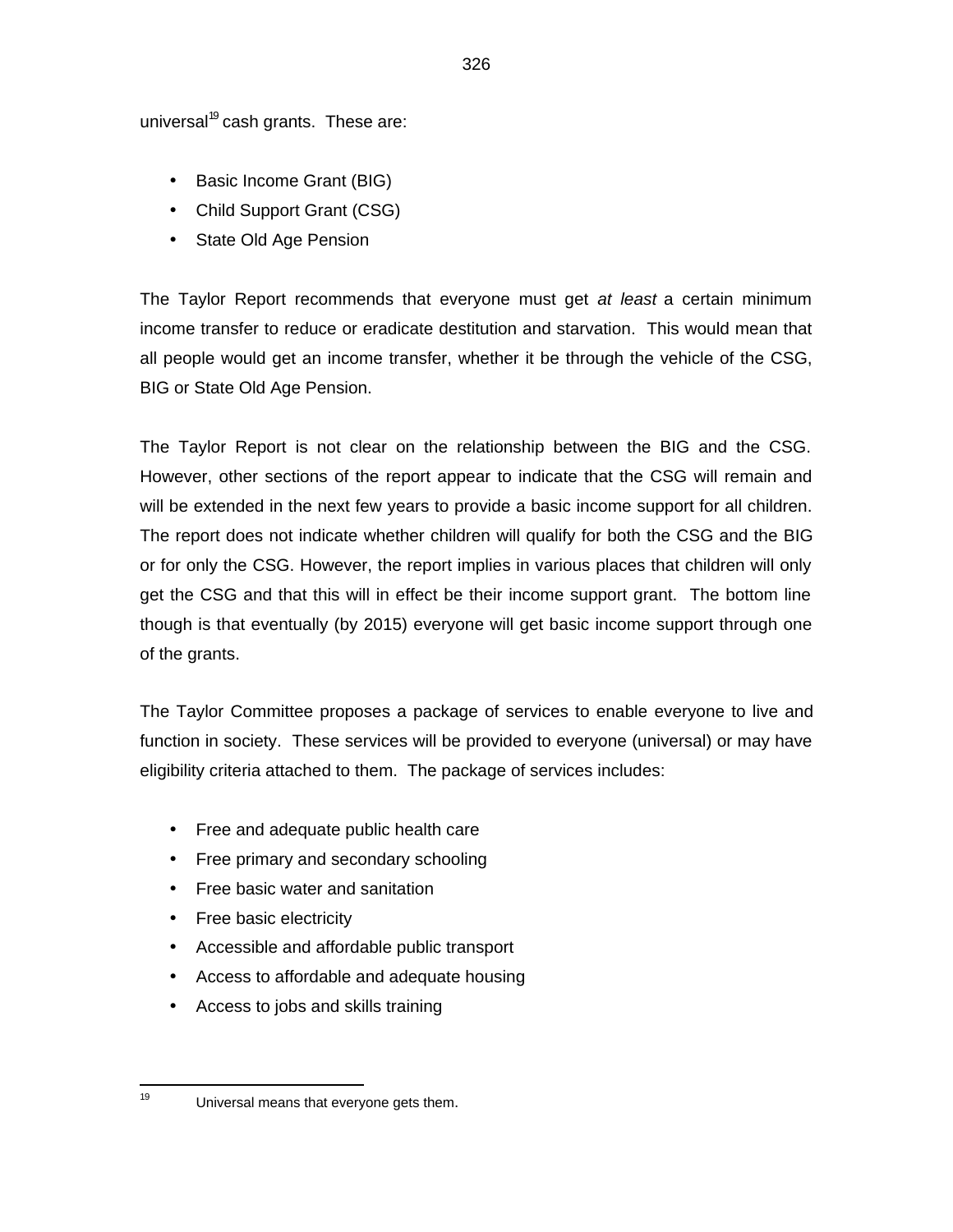universal[19] cash grants. These are:

- Basic Income Grant (BIG)
- Child Support Grant (CSG)
- State Old Age Pension

The Taylor Report recommends that everyone must get *at least* a certain minimum income transfer to reduce or eradicate destitution and starvation. This would mean that all people would get an income transfer, whether it be through the vehicle of the CSG, BIG or State Old Age Pension.

The Taylor Report is not clear on the relationship between the BIG and the CSG. However, other sections of the report appear to indicate that the CSG will remain and will be extended in the next few years to provide a basic income support for all children. The report does not indicate whether children will qualify for both the CSG and the BIG or for only the CSG. However, the report implies in various places that children will only get the CSG and that this will in effect be their income support grant. The bottom line though is that eventually (by 2015) everyone will get basic income support through one of the grants.

The Taylor Committee proposes a package of services to enable everyone to live and function in society. These services will be provided to everyone (universal) or may have eligibility criteria attached to them. The package of services includes:

- Free and adequate public health care
- Free primary and secondary schooling
- Free basic water and sanitation
- Free basic electricity
- Accessible and affordable public transport
- Access to affordable and adequate housing
- Access to jobs and skills training

---

[19] Universal means that everyone gets them.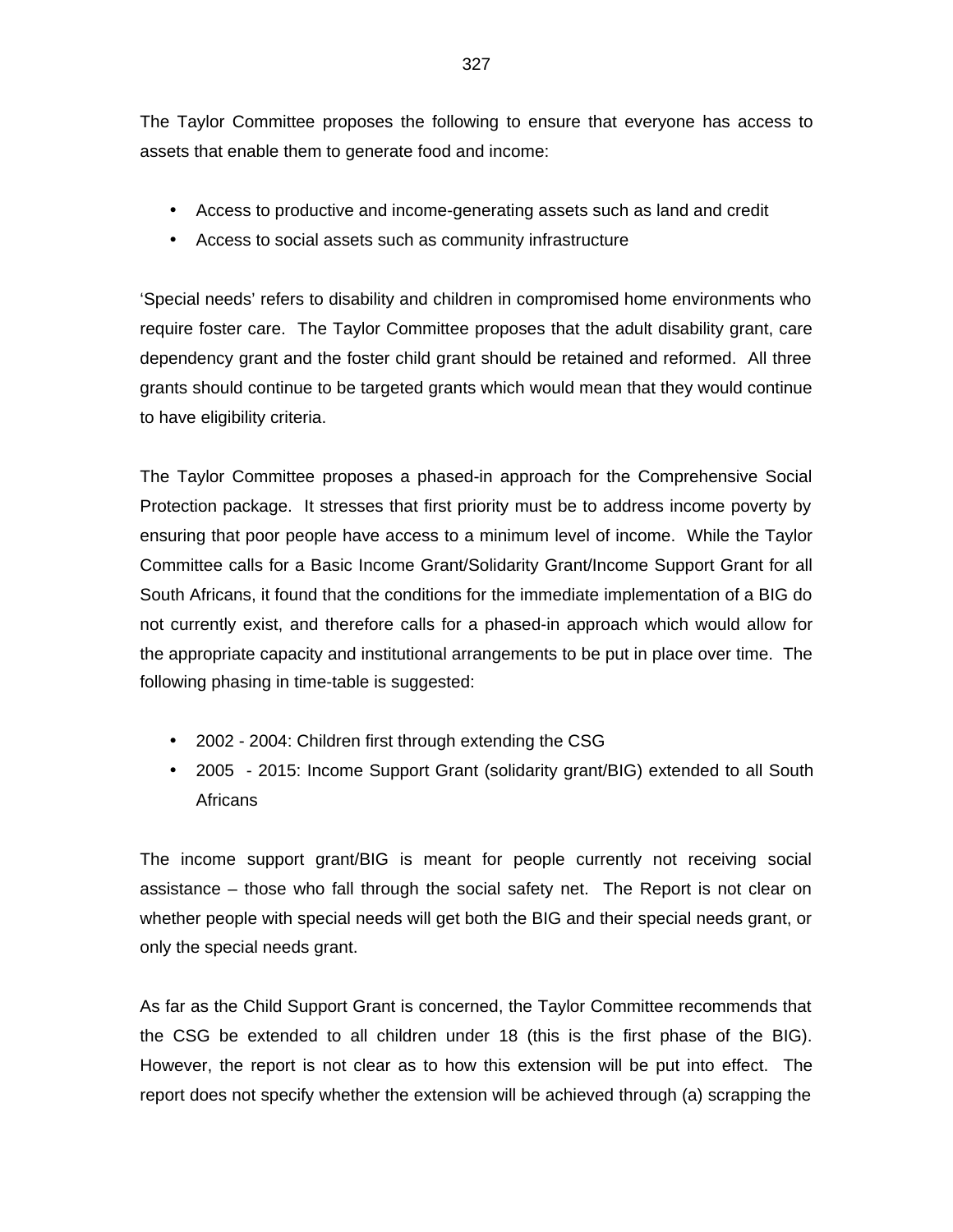The Taylor Committee proposes the following to ensure that everyone has access to assets that enable them to generate food and income:

- Access to productive and income-generating assets such as land and credit
- Access to social assets such as community infrastructure

'Special needs' refers to disability and children in compromised home environments who require foster care. The Taylor Committee proposes that the adult disability grant, care dependency grant and the foster child grant should be retained and reformed. All three grants should continue to be targeted grants which would mean that they would continue to have eligibility criteria.

The Taylor Committee proposes a phased-in approach for the Comprehensive Social Protection package. It stresses that first priority must be to address income poverty by ensuring that poor people have access to a minimum level of income. While the Taylor Committee calls for a Basic Income Grant/Solidarity Grant/Income Support Grant for all South Africans, it found that the conditions for the immediate implementation of a BIG do not currently exist, and therefore calls for a phased-in approach which would allow for the appropriate capacity and institutional arrangements to be put in place over time. The following phasing in time-table is suggested:

- 2002 - 2004: Children first through extending the CSG
- 2005 - 2015: Income Support Grant (solidarity grant/BIG) extended to all South Africans

The income support grant/BIG is meant for people currently not receiving social assistance – those who fall through the social safety net. The Report is not clear on whether people with special needs will get both the BIG and their special needs grant, or only the special needs grant.

As far as the Child Support Grant is concerned, the Taylor Committee recommends that the CSG be extended to all children under 18 (this is the first phase of the BIG). However, the report is not clear as to how this extension will be put into effect. The report does not specify whether the extension will be achieved through (a) scrapping the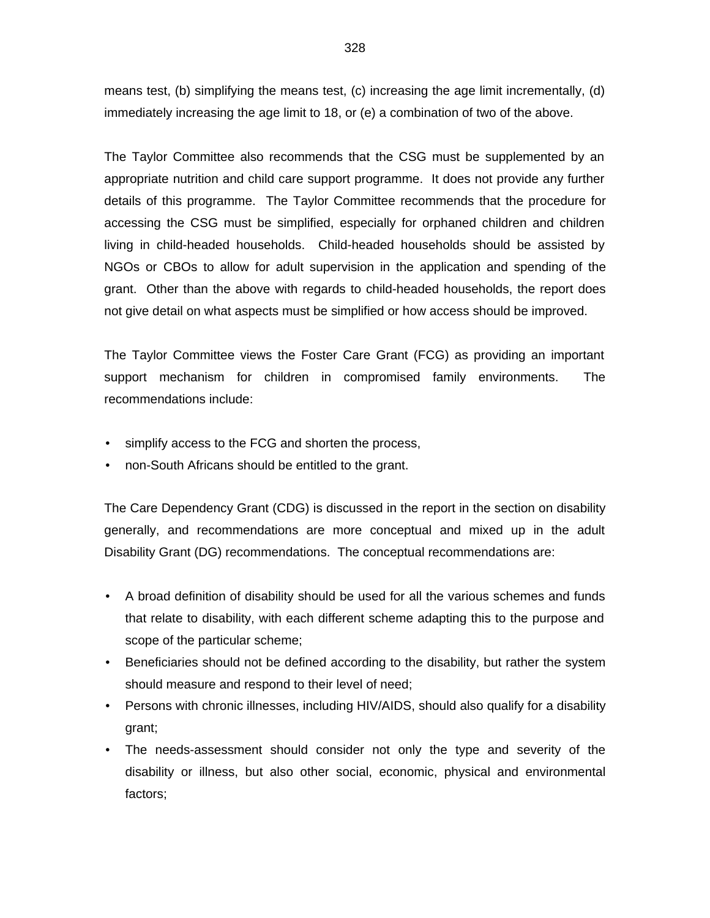means test, (b) simplifying the means test, (c) increasing the age limit incrementally, (d) immediately increasing the age limit to 18, or (e) a combination of two of the above.

The Taylor Committee also recommends that the CSG must be supplemented by an appropriate nutrition and child care support programme. It does not provide any further details of this programme. The Taylor Committee recommends that the procedure for accessing the CSG must be simplified, especially for orphaned children and children living in child-headed households. Child-headed households should be assisted by NGOs or CBOs to allow for adult supervision in the application and spending of the grant. Other than the above with regards to child-headed households, the report does not give detail on what aspects must be simplified or how access should be improved.

The Taylor Committee views the Foster Care Grant (FCG) as providing an important support mechanism for children in compromised family environments. The recommendations include:

- simplify access to the FCG and shorten the process,
- non-South Africans should be entitled to the grant.

The Care Dependency Grant (CDG) is discussed in the report in the section on disability generally, and recommendations are more conceptual and mixed up in the adult Disability Grant (DG) recommendations. The conceptual recommendations are:

- A broad definition of disability should be used for all the various schemes and funds that relate to disability, with each different scheme adapting this to the purpose and scope of the particular scheme;
- Beneficiaries should not be defined according to the disability, but rather the system should measure and respond to their level of need;
- Persons with chronic illnesses, including HIV/AIDS, should also qualify for a disability grant;
- The needs-assessment should consider not only the type and severity of the disability or illness, but also other social, economic, physical and environmental factors;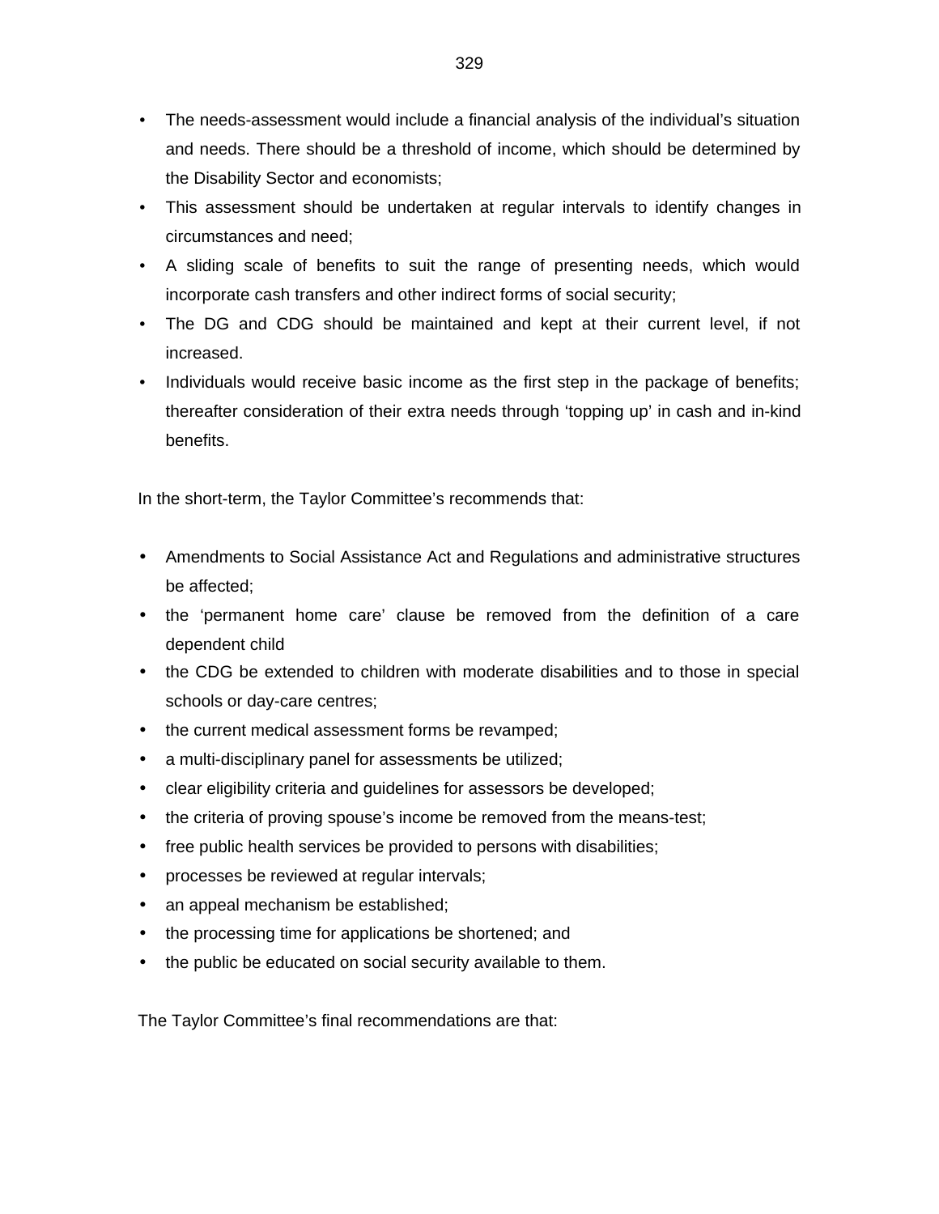- The needs-assessment would include a financial analysis of the individual's situation and needs. There should be a threshold of income, which should be determined by the Disability Sector and economists;
- This assessment should be undertaken at regular intervals to identify changes in circumstances and need;
- A sliding scale of benefits to suit the range of presenting needs, which would incorporate cash transfers and other indirect forms of social security;
- The DG and CDG should be maintained and kept at their current level, if not increased.
- Individuals would receive basic income as the first step in the package of benefits; thereafter consideration of their extra needs through 'topping up' in cash and in-kind benefits.

In the short-term, the Taylor Committee's recommends that:

- Amendments to Social Assistance Act and Regulations and administrative structures be affected;
- the 'permanent home care' clause be removed from the definition of a care dependent child
- the CDG be extended to children with moderate disabilities and to those in special schools or day-care centres;
- the current medical assessment forms be revamped;
- a multi-disciplinary panel for assessments be utilized;
- clear eligibility criteria and guidelines for assessors be developed;
- the criteria of proving spouse's income be removed from the means-test;
- free public health services be provided to persons with disabilities;
- processes be reviewed at regular intervals;
- an appeal mechanism be established;
- the processing time for applications be shortened; and
- the public be educated on social security available to them.

The Taylor Committee's final recommendations are that: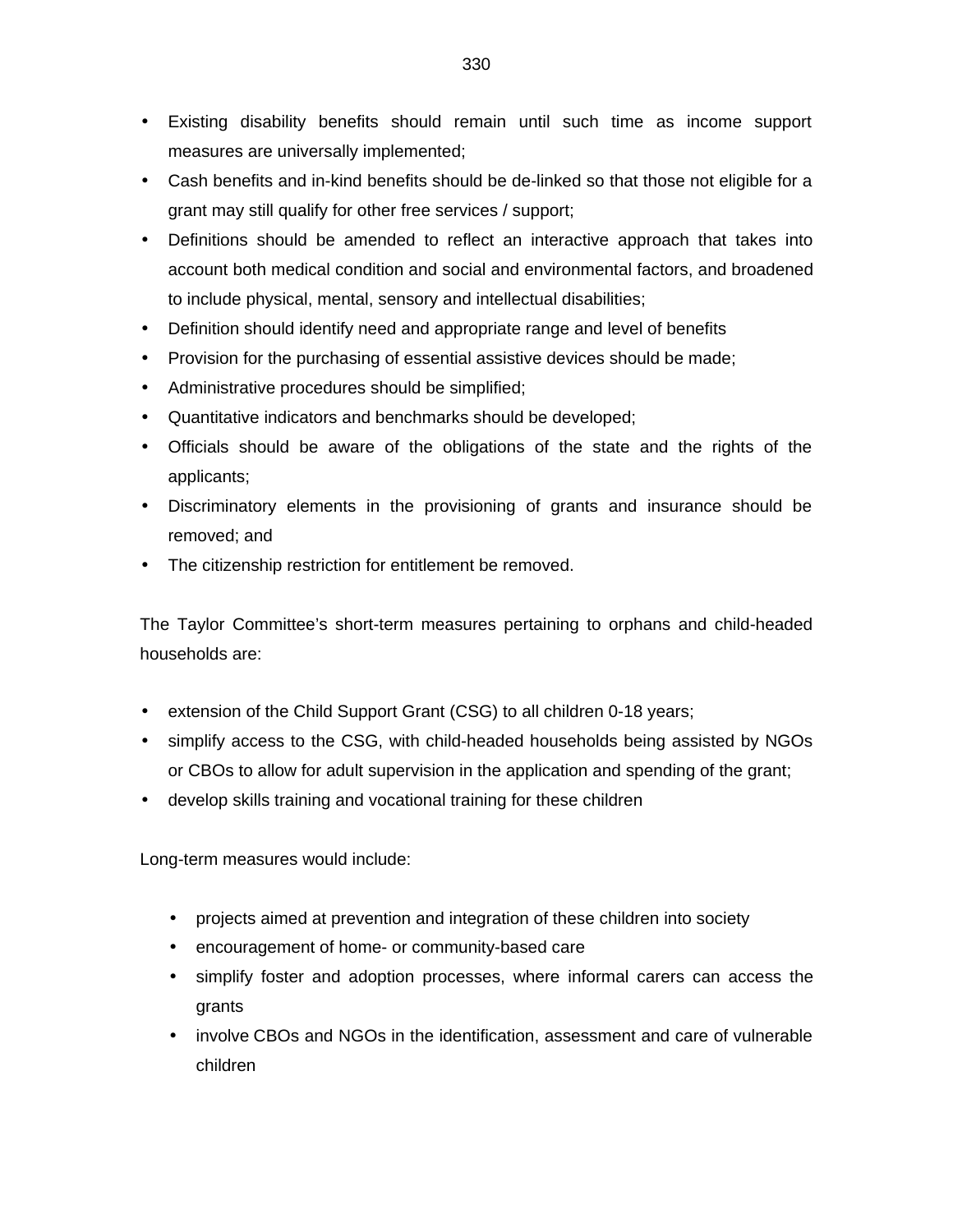- Existing disability benefits should remain until such time as income support measures are universally implemented;
- Cash benefits and in-kind benefits should be de-linked so that those not eligible for a grant may still qualify for other free services / support;
- Definitions should be amended to reflect an interactive approach that takes into account both medical condition and social and environmental factors, and broadened to include physical, mental, sensory and intellectual disabilities;
- Definition should identify need and appropriate range and level of benefits
- Provision for the purchasing of essential assistive devices should be made;
- Administrative procedures should be simplified;
- Quantitative indicators and benchmarks should be developed;
- Officials should be aware of the obligations of the state and the rights of the applicants;
- Discriminatory elements in the provisioning of grants and insurance should be removed; and
- The citizenship restriction for entitlement be removed.

The Taylor Committee's short-term measures pertaining to orphans and child-headed households are:

- extension of the Child Support Grant (CSG) to all children 0-18 years;
- simplify access to the CSG, with child-headed households being assisted by NGOs or CBOs to allow for adult supervision in the application and spending of the grant;
- develop skills training and vocational training for these children

Long-term measures would include:

- projects aimed at prevention and integration of these children into society
- encouragement of home- or community-based care
- simplify foster and adoption processes, where informal carers can access the grants
- involve CBOs and NGOs in the identification, assessment and care of vulnerable children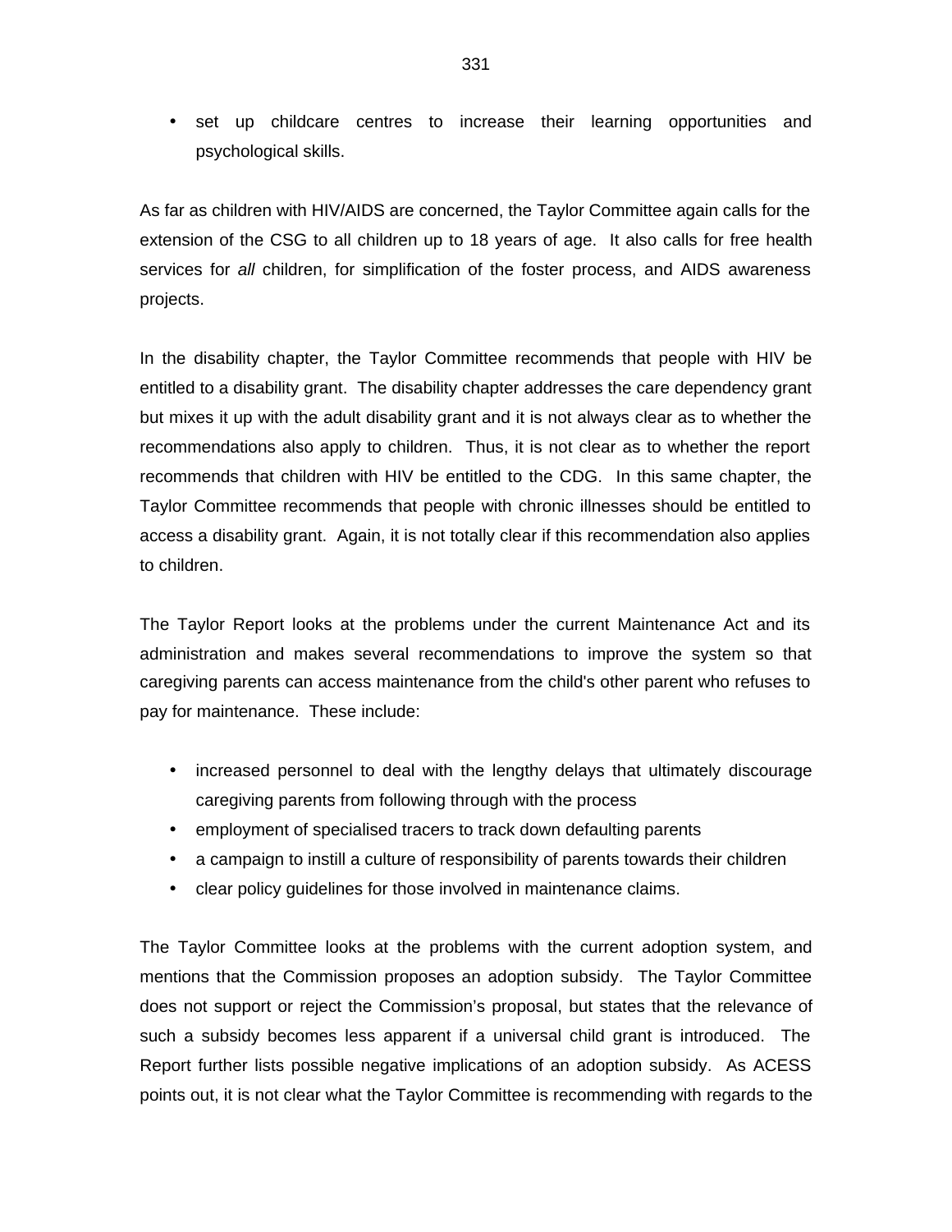- set up childcare centres to increase their learning opportunities and psychological skills.

As far as children with HIV/AIDS are concerned, the Taylor Committee again calls for the extension of the CSG to all children up to 18 years of age. It also calls for free health services for *all* children, for simplification of the foster process, and AIDS awareness projects.

In the disability chapter, the Taylor Committee recommends that people with HIV be entitled to a disability grant. The disability chapter addresses the care dependency grant but mixes it up with the adult disability grant and it is not always clear as to whether the recommendations also apply to children. Thus, it is not clear as to whether the report recommends that children with HIV be entitled to the CDG. In this same chapter, the Taylor Committee recommends that people with chronic illnesses should be entitled to access a disability grant. Again, it is not totally clear if this recommendation also applies to children.

The Taylor Report looks at the problems under the current Maintenance Act and its administration and makes several recommendations to improve the system so that caregiving parents can access maintenance from the child's other parent who refuses to pay for maintenance. These include:

- increased personnel to deal with the lengthy delays that ultimately discourage caregiving parents from following through with the process
- employment of specialised tracers to track down defaulting parents
- a campaign to instill a culture of responsibility of parents towards their children
- clear policy guidelines for those involved in maintenance claims.

The Taylor Committee looks at the problems with the current adoption system, and mentions that the Commission proposes an adoption subsidy. The Taylor Committee does not support or reject the Commission's proposal, but states that the relevance of such a subsidy becomes less apparent if a universal child grant is introduced. The Report further lists possible negative implications of an adoption subsidy. As ACESS points out, it is not clear what the Taylor Committee is recommending with regards to the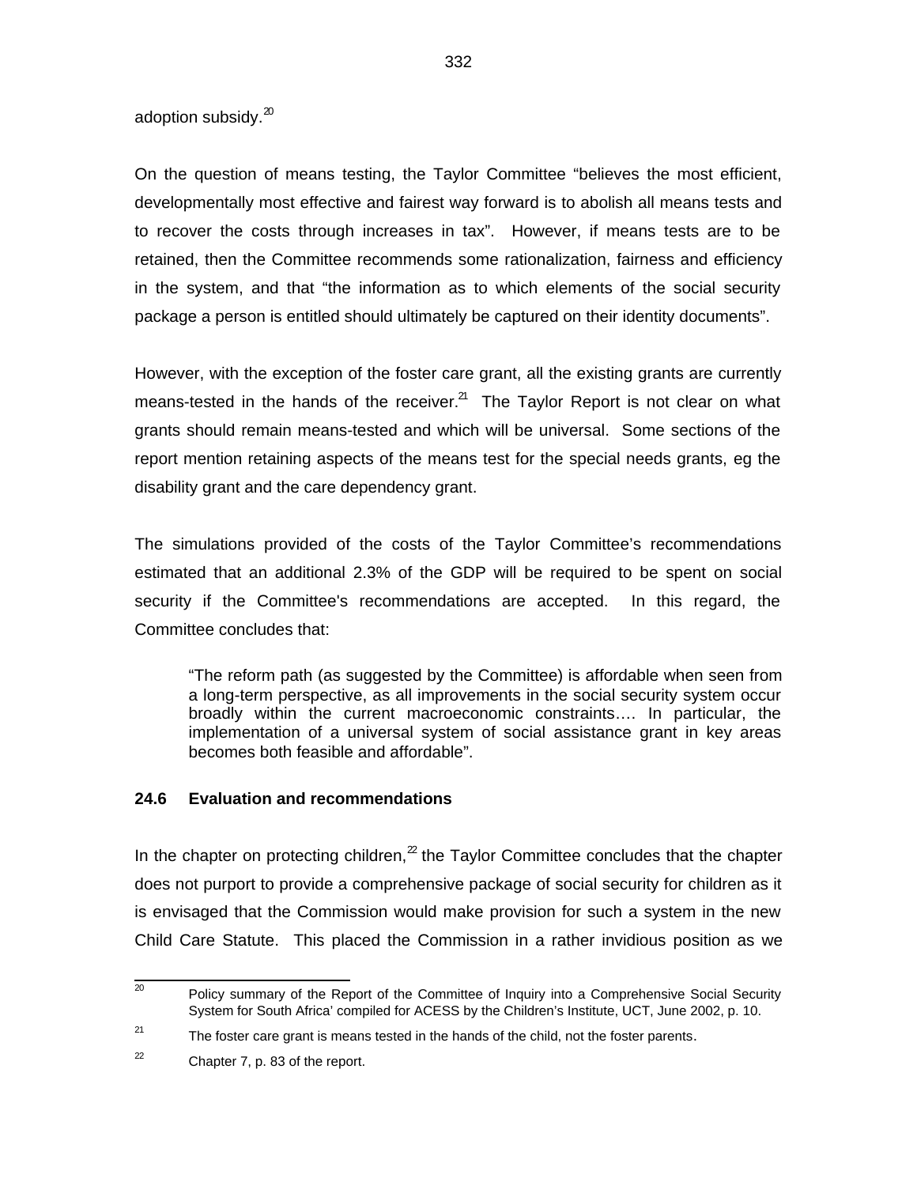adoption subsidy.[20]

On the question of means testing, the Taylor Committee "believes the most efficient, developmentally most effective and fairest way forward is to abolish all means tests and to recover the costs through increases in tax". However, if means tests are to be retained, then the Committee recommends some rationalization, fairness and efficiency in the system, and that "the information as to which elements of the social security package a person is entitled should ultimately be captured on their identity documents".

However, with the exception of the foster care grant, all the existing grants are currently means-tested in the hands of the receiver.[21] The Taylor Report is not clear on what grants should remain means-tested and which will be universal. Some sections of the report mention retaining aspects of the means test for the special needs grants, eg the disability grant and the care dependency grant.

The simulations provided of the costs of the Taylor Committee's recommendations estimated that an additional 2.3% of the GDP will be required to be spent on social security if the Committee's recommendations are accepted. In this regard, the Committee concludes that:

> "The reform path (as suggested by the Committee) is affordable when seen from a long-term perspective, as all improvements in the social security system occur broadly within the current macroeconomic constraints…. In particular, the implementation of a universal system of social assistance grant in key areas becomes both feasible and affordable".

### 24.6 Evaluation and recommendations

In the chapter on protecting children,[22] the Taylor Committee concludes that the chapter does not purport to provide a comprehensive package of social security for children as it is envisaged that the Commission would make provision for such a system in the new Child Care Statute. This placed the Commission in a rather invidious position as we

---

[20] Policy summary of the Report of the Committee of Inquiry into a Comprehensive Social Security System for South Africa' compiled for ACESS by the Children's Institute, UCT, June 2002, p. 10.

[21] The foster care grant is means tested in the hands of the child, not the foster parents.

[22] Chapter 7, p. 83 of the report.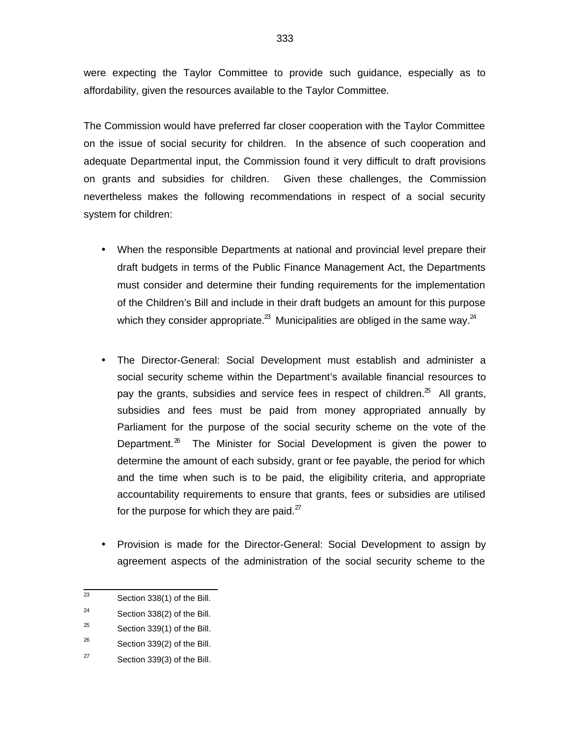were expecting the Taylor Committee to provide such guidance, especially as to affordability, given the resources available to the Taylor Committee.

The Commission would have preferred far closer cooperation with the Taylor Committee on the issue of social security for children. In the absence of such cooperation and adequate Departmental input, the Commission found it very difficult to draft provisions on grants and subsidies for children. Given these challenges, the Commission nevertheless makes the following recommendations in respect of a social security system for children:

- When the responsible Departments at national and provincial level prepare their draft budgets in terms of the Public Finance Management Act, the Departments must consider and determine their funding requirements for the implementation of the Children's Bill and include in their draft budgets an amount for this purpose which they consider appropriate.[23] Municipalities are obliged in the same way.[24]

- The Director-General: Social Development must establish and administer a social security scheme within the Department's available financial resources to pay the grants, subsidies and service fees in respect of children.[25] All grants, subsidies and fees must be paid from money appropriated annually by Parliament for the purpose of the social security scheme on the vote of the Department.[26] The Minister for Social Development is given the power to determine the amount of each subsidy, grant or fee payable, the period for which and the time when such is to be paid, the eligibility criteria, and appropriate accountability requirements to ensure that grants, fees or subsidies are utilised for the purpose for which they are paid.[27]

- Provision is made for the Director-General: Social Development to assign by agreement aspects of the administration of the social security scheme to the

---

[23] Section 338(1) of the Bill.

[24] Section 338(2) of the Bill.

[25] Section 339(1) of the Bill.

[26] Section 339(2) of the Bill.

[27] Section 339(3) of the Bill.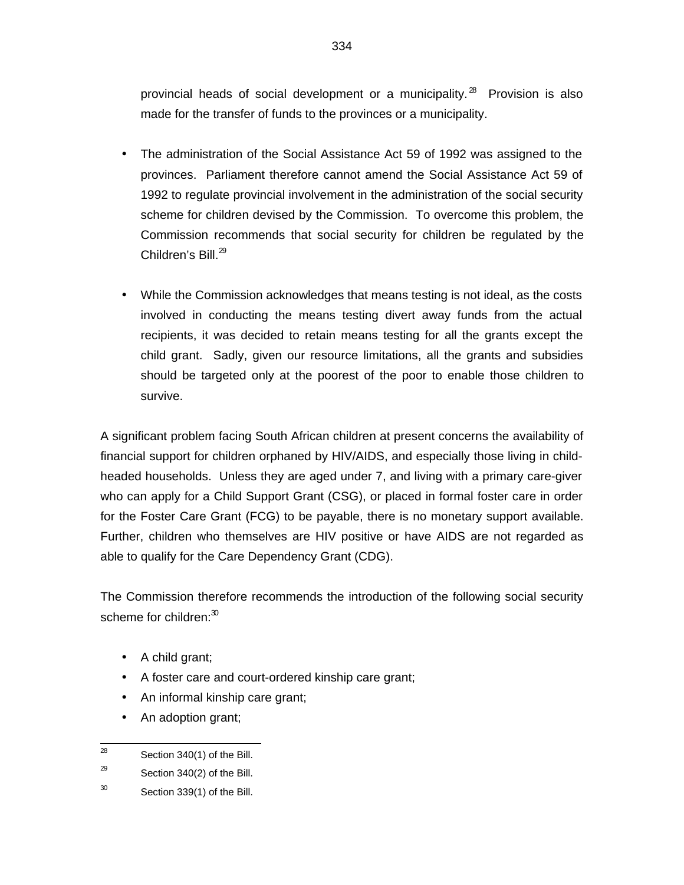provincial heads of social development or a municipality.[28] Provision is also made for the transfer of funds to the provinces or a municipality.

- The administration of the Social Assistance Act 59 of 1992 was assigned to the provinces. Parliament therefore cannot amend the Social Assistance Act 59 of 1992 to regulate provincial involvement in the administration of the social security scheme for children devised by the Commission. To overcome this problem, the Commission recommends that social security for children be regulated by the Children's Bill.[29]

- While the Commission acknowledges that means testing is not ideal, as the costs involved in conducting the means testing divert away funds from the actual recipients, it was decided to retain means testing for all the grants except the child grant. Sadly, given our resource limitations, all the grants and subsidies should be targeted only at the poorest of the poor to enable those children to survive.

A significant problem facing South African children at present concerns the availability of financial support for children orphaned by HIV/AIDS, and especially those living in child-headed households. Unless they are aged under 7, and living with a primary care-giver who can apply for a Child Support Grant (CSG), or placed in formal foster care in order for the Foster Care Grant (FCG) to be payable, there is no monetary support available. Further, children who themselves are HIV positive or have AIDS are not regarded as able to qualify for the Care Dependency Grant (CDG).

The Commission therefore recommends the introduction of the following social security scheme for children:[30]

- A child grant;
- A foster care and court-ordered kinship care grant;
- An informal kinship care grant;
- An adoption grant;

---

[28] Section 340(1) of the Bill.

[29] Section 340(2) of the Bill.

[30] Section 339(1) of the Bill.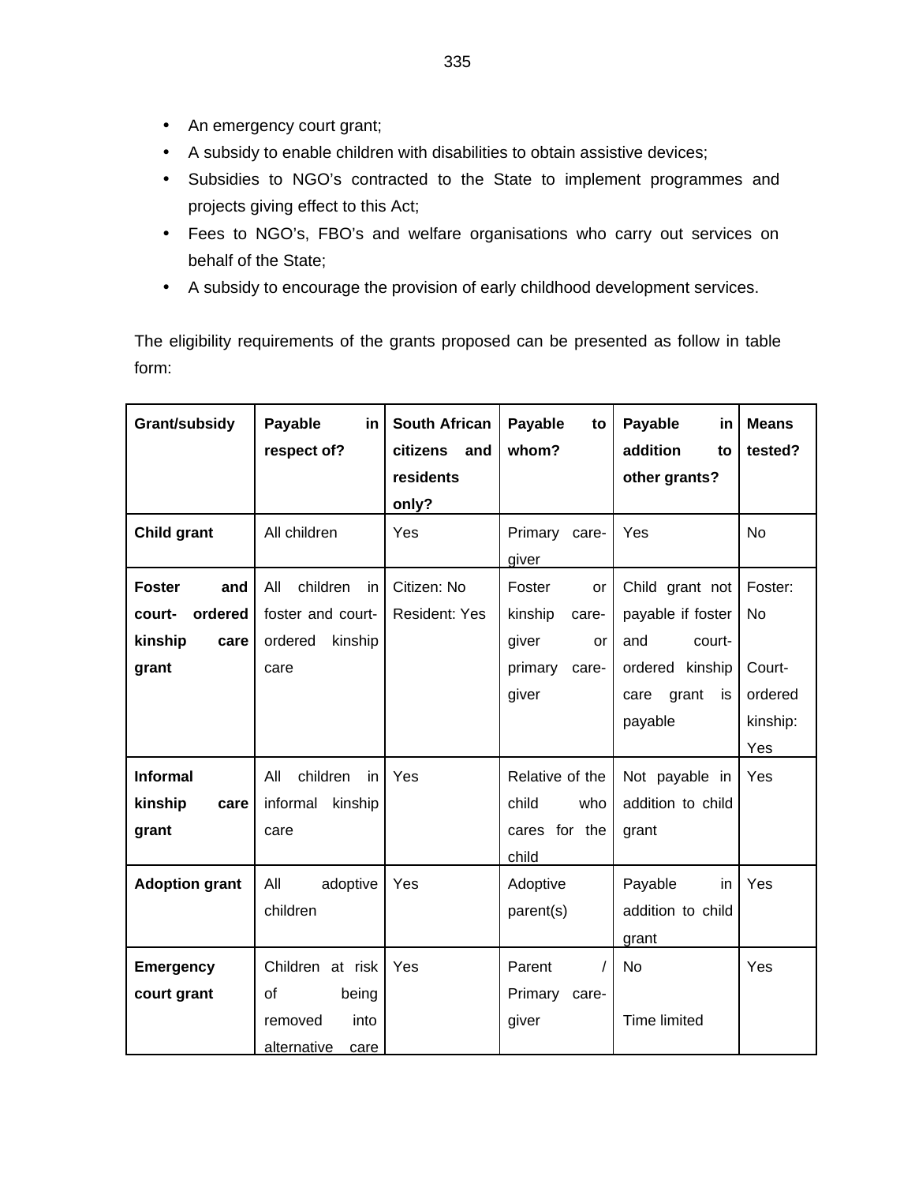- An emergency court grant;
- A subsidy to enable children with disabilities to obtain assistive devices;
- Subsidies to NGO's contracted to the State to implement programmes and projects giving effect to this Act;
- Fees to NGO's, FBO's and welfare organisations who carry out services on behalf of the State;
- A subsidy to encourage the provision of early childhood development services.

The eligibility requirements of the grants proposed can be presented as follow in table form:

| Grant/subsidy | Payable in respect of? | South African citizens and residents only? | Payable to whom? | Payable in addition to other grants? | Means tested? |
|---|---|---|---|---|---|
| **Child grant** | All children | Yes | Primary care-giver | Yes | No |
| **Foster and court- ordered kinship care grant** | All children in foster and court-ordered kinship care | Citizen: No<br>Resident: Yes | Foster or kinship care-giver or primary care-giver | Child grant not payable if foster and court-ordered kinship care grant is payable | Foster: No<br><br>Court-ordered kinship: Yes |
| **Informal kinship care grant** | All children in informal kinship care | Yes | Relative of the child who cares for the child | Not payable in addition to child grant | Yes |
| **Adoption grant** | All adoptive children | Yes | Adoptive parent(s) | Payable in addition to child grant | Yes |
| **Emergency court grant** | Children at risk of being removed into alternative care | Yes | Parent / Primary care-giver | No<br><br>Time limited | Yes |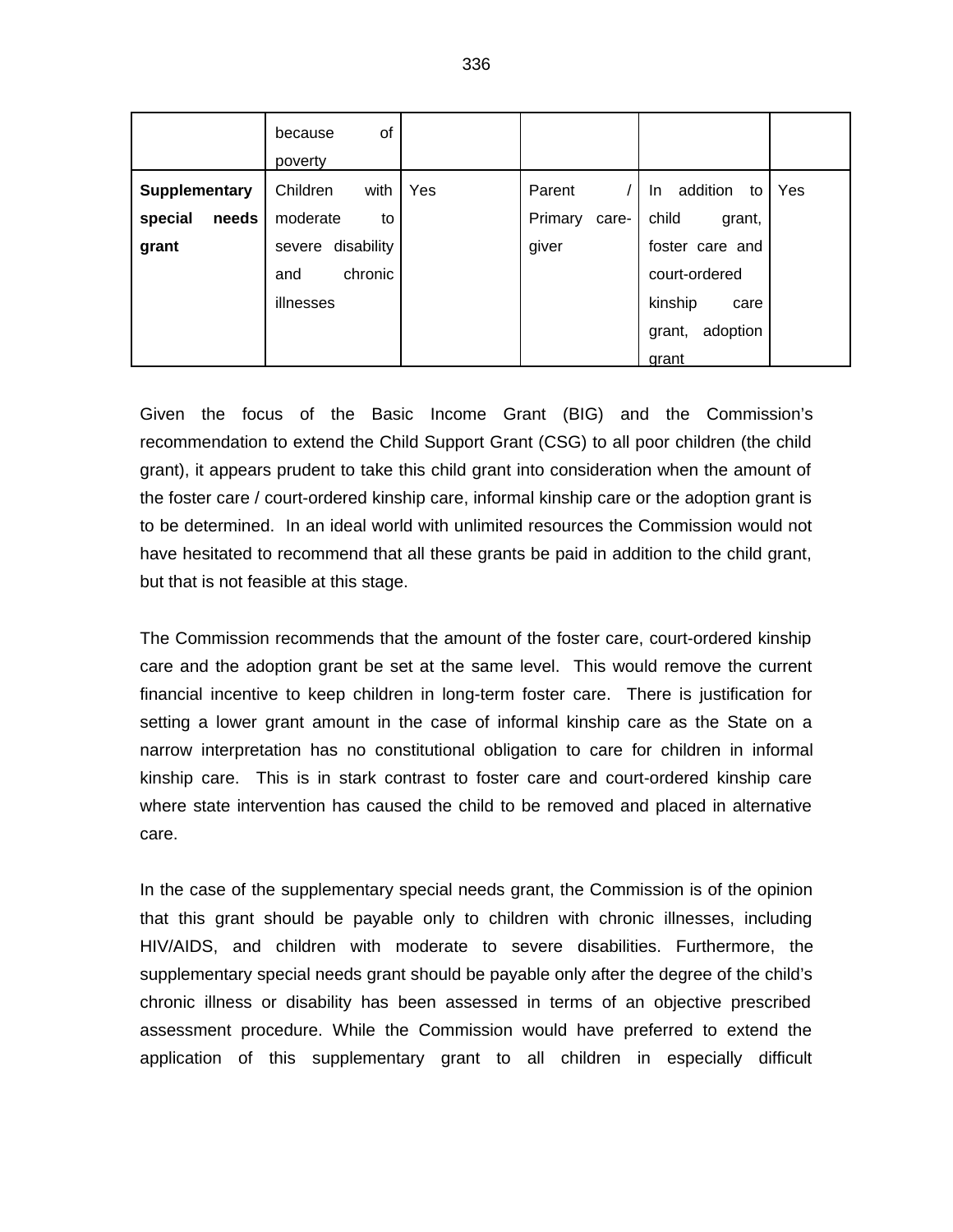| | because of poverty | | | | |
|---|---|---|---|---|---|
| **Supplementary special needs grant** | Children with moderate to severe disability and chronic illnesses | Yes | Parent / Primary care-giver | In addition to child grant, foster care and court-ordered kinship care grant, adoption grant | Yes |

Given the focus of the Basic Income Grant (BIG) and the Commission's recommendation to extend the Child Support Grant (CSG) to all poor children (the child grant), it appears prudent to take this child grant into consideration when the amount of the foster care / court-ordered kinship care, informal kinship care or the adoption grant is to be determined. In an ideal world with unlimited resources the Commission would not have hesitated to recommend that all these grants be paid in addition to the child grant, but that is not feasible at this stage.

The Commission recommends that the amount of the foster care, court-ordered kinship care and the adoption grant be set at the same level. This would remove the current financial incentive to keep children in long-term foster care. There is justification for setting a lower grant amount in the case of informal kinship care as the State on a narrow interpretation has no constitutional obligation to care for children in informal kinship care. This is in stark contrast to foster care and court-ordered kinship care where state intervention has caused the child to be removed and placed in alternative care.

In the case of the supplementary special needs grant, the Commission is of the opinion that this grant should be payable only to children with chronic illnesses, including HIV/AIDS, and children with moderate to severe disabilities. Furthermore, the supplementary special needs grant should be payable only after the degree of the child's chronic illness or disability has been assessed in terms of an objective prescribed assessment procedure. While the Commission would have preferred to extend the application of this supplementary grant to all children in especially difficult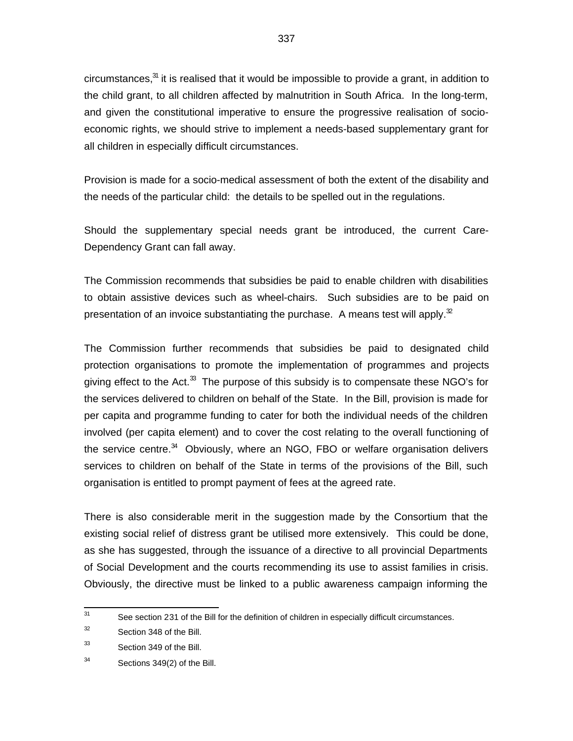circumstances,[31] it is realised that it would be impossible to provide a grant, in addition to the child grant, to all children affected by malnutrition in South Africa. In the long-term, and given the constitutional imperative to ensure the progressive realisation of socio-economic rights, we should strive to implement a needs-based supplementary grant for all children in especially difficult circumstances.

Provision is made for a socio-medical assessment of both the extent of the disability and the needs of the particular child: the details to be spelled out in the regulations.

Should the supplementary special needs grant be introduced, the current Care-Dependency Grant can fall away.

The Commission recommends that subsidies be paid to enable children with disabilities to obtain assistive devices such as wheel-chairs. Such subsidies are to be paid on presentation of an invoice substantiating the purchase. A means test will apply.[32]

The Commission further recommends that subsidies be paid to designated child protection organisations to promote the implementation of programmes and projects giving effect to the Act.[33] The purpose of this subsidy is to compensate these NGO's for the services delivered to children on behalf of the State. In the Bill, provision is made for per capita and programme funding to cater for both the individual needs of the children involved (per capita element) and to cover the cost relating to the overall functioning of the service centre.[34] Obviously, where an NGO, FBO or welfare organisation delivers services to children on behalf of the State in terms of the provisions of the Bill, such organisation is entitled to prompt payment of fees at the agreed rate.

There is also considerable merit in the suggestion made by the Consortium that the existing social relief of distress grant be utilised more extensively. This could be done, as she has suggested, through the issuance of a directive to all provincial Departments of Social Development and the courts recommending its use to assist families in crisis. Obviously, the directive must be linked to a public awareness campaign informing the

---

[31] See section 231 of the Bill for the definition of children in especially difficult circumstances.

[32] Section 348 of the Bill.

[33] Section 349 of the Bill.

[34] Sections 349(2) of the Bill.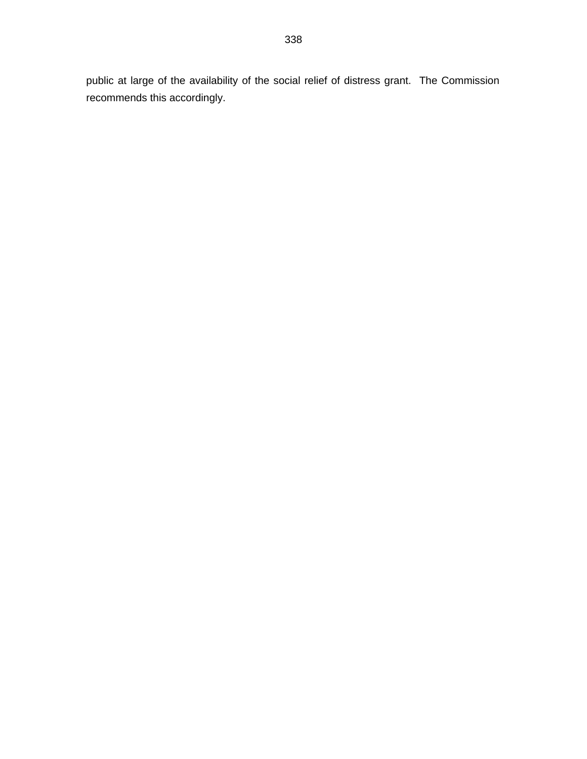public at large of the availability of the social relief of distress grant. The Commission recommends this accordingly.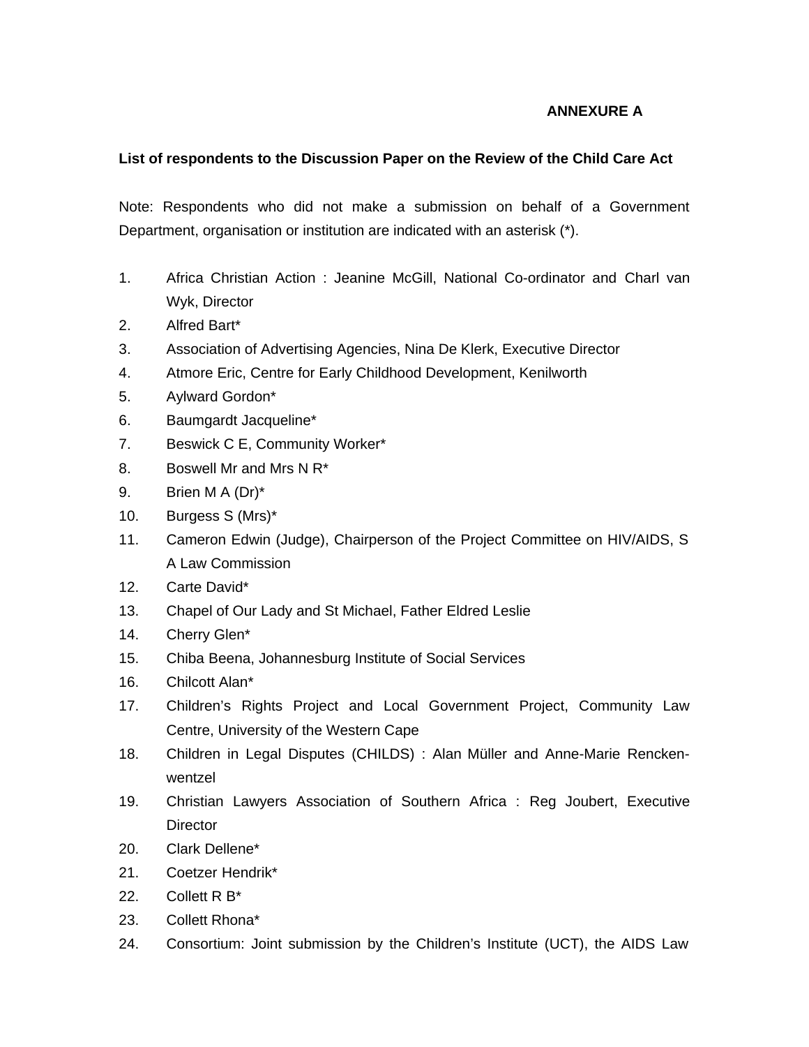**ANNEXURE A**

**List of respondents to the Discussion Paper on the Review of the Child Care Act**

Note: Respondents who did not make a submission on behalf of a Government Department, organisation or institution are indicated with an asterisk (*).

1. Africa Christian Action : Jeanine McGill, National Co-ordinator and Charl van Wyk, Director
2. Alfred Bart*
3. Association of Advertising Agencies, Nina De Klerk, Executive Director
4. Atmore Eric, Centre for Early Childhood Development, Kenilworth
5. Aylward Gordon*
6. Baumgardt Jacqueline*
7. Beswick C E, Community Worker*
8. Boswell Mr and Mrs N R*
9. Brien M A (Dr)*
10. Burgess S (Mrs)*
11. Cameron Edwin (Judge), Chairperson of the Project Committee on HIV/AIDS, S A Law Commission
12. Carte David*
13. Chapel of Our Lady and St Michael, Father Eldred Leslie
14. Cherry Glen*
15. Chiba Beena, Johannesburg Institute of Social Services
16. Chilcott Alan*
17. Children's Rights Project and Local Government Project, Community Law Centre, University of the Western Cape
18. Children in Legal Disputes (CHILDS) : Alan Müller and Anne-Marie Rencken-wentzel
19. Christian Lawyers Association of Southern Africa : Reg Joubert, Executive Director
20. Clark Dellene*
21. Coetzer Hendrik*
22. Collett R B*
23. Collett Rhona*
24. Consortium: Joint submission by the Children's Institute (UCT), the AIDS Law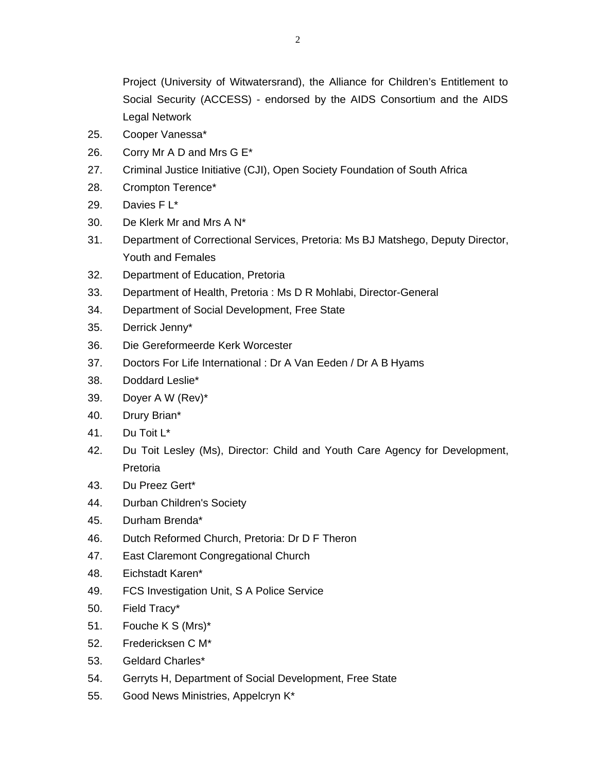Project (University of Witwatersrand), the Alliance for Children's Entitlement to Social Security (ACCESS) - endorsed by the AIDS Consortium and the AIDS Legal Network

25. Cooper Vanessa*
26. Corry Mr A D and Mrs G E*
27. Criminal Justice Initiative (CJI), Open Society Foundation of South Africa
28. Crompton Terence*
29. Davies F L*
30. De Klerk Mr and Mrs A N*
31. Department of Correctional Services, Pretoria: Ms BJ Matshego, Deputy Director, Youth and Females
32. Department of Education, Pretoria
33. Department of Health, Pretoria : Ms D R Mohlabi, Director-General
34. Department of Social Development, Free State
35. Derrick Jenny*
36. Die Gereformeerde Kerk Worcester
37. Doctors For Life International : Dr A Van Eeden / Dr A B Hyams
38. Doddard Leslie*
39. Doyer A W (Rev)*
40. Drury Brian*
41. Du Toit L*
42. Du Toit Lesley (Ms), Director: Child and Youth Care Agency for Development, Pretoria
43. Du Preez Gert*
44. Durban Children's Society
45. Durham Brenda*
46. Dutch Reformed Church, Pretoria: Dr D F Theron
47. East Claremont Congregational Church
48. Eichstadt Karen*
49. FCS Investigation Unit, S A Police Service
50. Field Tracy*
51. Fouche K S (Mrs)*
52. Fredericksen C M*
53. Geldard Charles*
54. Gerryts H, Department of Social Development, Free State
55. Good News Ministries, Appelcryn K*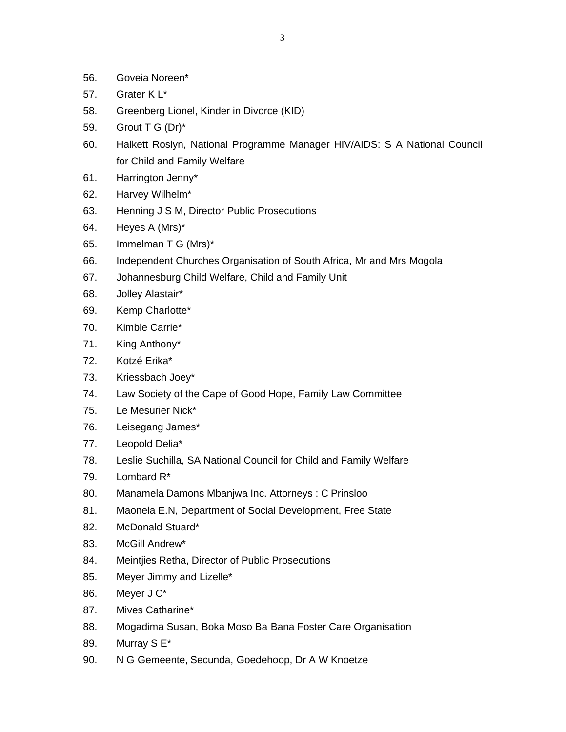56. Goveia Noreen*
57. Grater K L*
58. Greenberg Lionel, Kinder in Divorce (KID)
59. Grout T G (Dr)*
60. Halkett Roslyn, National Programme Manager HIV/AIDS: S A National Council for Child and Family Welfare
61. Harrington Jenny*
62. Harvey Wilhelm*
63. Henning J S M, Director Public Prosecutions
64. Heyes A (Mrs)*
65. Immelman T G (Mrs)*
66. Independent Churches Organisation of South Africa, Mr and Mrs Mogola
67. Johannesburg Child Welfare, Child and Family Unit
68. Jolley Alastair*
69. Kemp Charlotte*
70. Kimble Carrie*
71. King Anthony*
72. Kotzé Erika*
73. Kriessbach Joey*
74. Law Society of the Cape of Good Hope, Family Law Committee
75. Le Mesurier Nick*
76. Leisegang James*
77. Leopold Delia*
78. Leslie Suchilla, SA National Council for Child and Family Welfare
79. Lombard R*
80. Manamela Damons Mbanjwa Inc. Attorneys : C Prinsloo
81. Maonela E.N, Department of Social Development, Free State
82. McDonald Stuard*
83. McGill Andrew*
84. Meintjies Retha, Director of Public Prosecutions
85. Meyer Jimmy and Lizelle*
86. Meyer J C*
87. Mives Catharine*
88. Mogadima Susan, Boka Moso Ba Bana Foster Care Organisation
89. Murray S E*
90. N G Gemeente, Secunda, Goedehoop, Dr A W Knoetze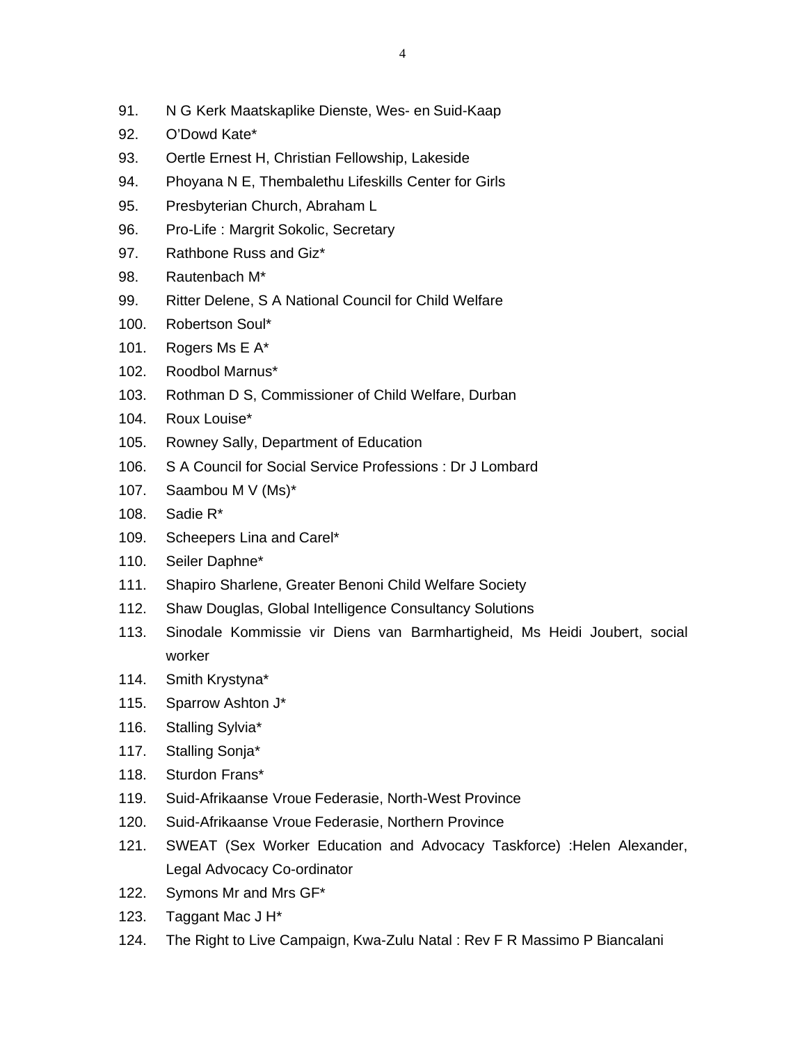91. N G Kerk Maatskaplike Dienste, Wes- en Suid-Kaap
92. O'Dowd Kate*
93. Oertle Ernest H, Christian Fellowship, Lakeside
94. Phoyana N E, Thembalethu Lifeskills Center for Girls
95. Presbyterian Church, Abraham L
96. Pro-Life : Margrit Sokolic, Secretary
97. Rathbone Russ and Giz*
98. Rautenbach M*
99. Ritter Delene, S A National Council for Child Welfare
100. Robertson Soul*
101. Rogers Ms E A*
102. Roodbol Marnus*
103. Rothman D S, Commissioner of Child Welfare, Durban
104. Roux Louise*
105. Rowney Sally, Department of Education
106. S A Council for Social Service Professions : Dr J Lombard
107. Saambou M V (Ms)*
108. Sadie R*
109. Scheepers Lina and Carel*
110. Seiler Daphne*
111. Shapiro Sharlene, Greater Benoni Child Welfare Society
112. Shaw Douglas, Global Intelligence Consultancy Solutions
113. Sinodale Kommissie vir Diens van Barmhartigheid, Ms Heidi Joubert, social worker
114. Smith Krystyna*
115. Sparrow Ashton J*
116. Stalling Sylvia*
117. Stalling Sonja*
118. Sturdon Frans*
119. Suid-Afrikaanse Vroue Federasie, North-West Province
120. Suid-Afrikaanse Vroue Federasie, Northern Province
121. SWEAT (Sex Worker Education and Advocacy Taskforce) :Helen Alexander, Legal Advocacy Co-ordinator
122. Symons Mr and Mrs GF*
123. Taggant Mac J H*
124. The Right to Live Campaign, Kwa-Zulu Natal : Rev F R Massimo P Biancalani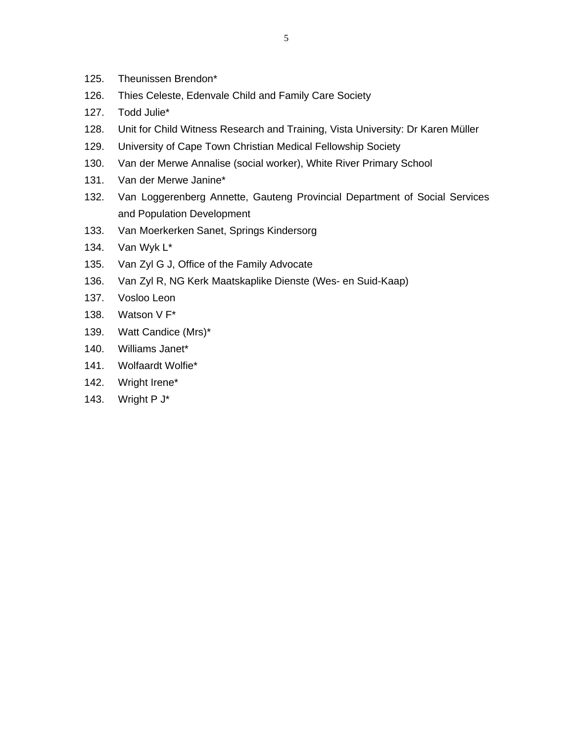125. Theunissen Brendon*
126. Thies Celeste, Edenvale Child and Family Care Society
127. Todd Julie*
128. Unit for Child Witness Research and Training, Vista University: Dr Karen Müller
129. University of Cape Town Christian Medical Fellowship Society
130. Van der Merwe Annalise (social worker), White River Primary School
131. Van der Merwe Janine*
132. Van Loggerenberg Annette, Gauteng Provincial Department of Social Services and Population Development
133. Van Moerkerken Sanet, Springs Kindersorg
134. Van Wyk L*
135. Van Zyl G J, Office of the Family Advocate
136. Van Zyl R, NG Kerk Maatskaplike Dienste (Wes- en Suid-Kaap)
137. Vosloo Leon
138. Watson V F*
139. Watt Candice (Mrs)*
140. Williams Janet*
141. Wolfaardt Wolfie*
142. Wright Irene*
143. Wright P J*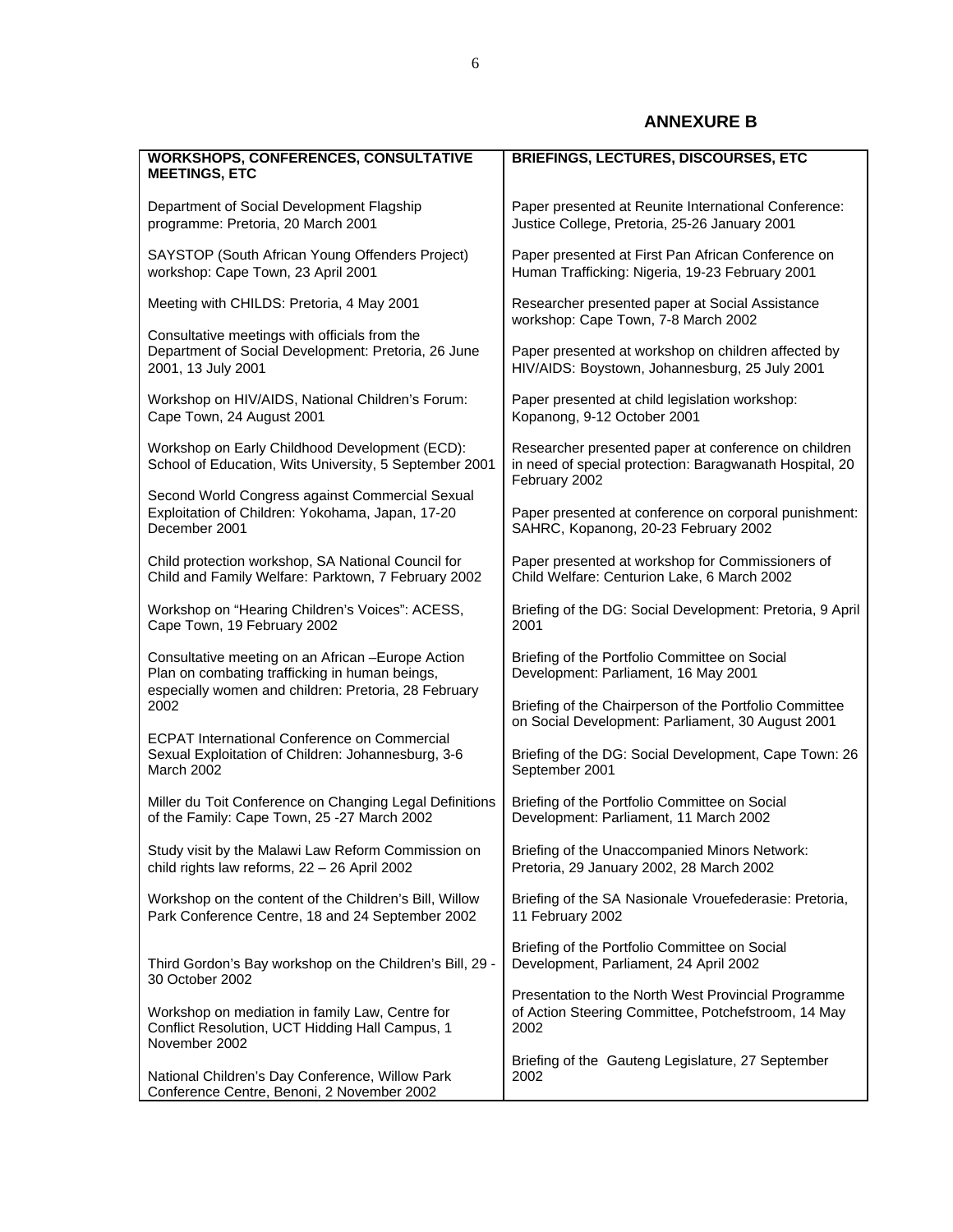## ANNEXURE B

| WORKSHOPS, CONFERENCES, CONSULTATIVE MEETINGS, ETC | BRIEFINGS, LECTURES, DISCOURSES, ETC |
|---|---|
| Department of Social Development Flagship programme: Pretoria, 20 March 2001 | Paper presented at Reunite International Conference: Justice College, Pretoria, 25-26 January 2001 |
| SAYSTOP (South African Young Offenders Project) workshop: Cape Town, 23 April 2001 | Paper presented at First Pan African Conference on Human Trafficking: Nigeria, 19-23 February 2001 |
| Meeting with CHILDS: Pretoria, 4 May 2001 | Researcher presented paper at Social Assistance workshop: Cape Town, 7-8 March 2002 |
| Consultative meetings with officials from the Department of Social Development: Pretoria, 26 June 2001, 13 July 2001 | Paper presented at workshop on children affected by HIV/AIDS: Boystown, Johannesburg, 25 July 2001 |
| Workshop on HIV/AIDS, National Children's Forum: Cape Town, 24 August 2001 | Paper presented at child legislation workshop: Kopanong, 9-12 October 2001 |
| Workshop on Early Childhood Development (ECD): School of Education, Wits University, 5 September 2001 | Researcher presented paper at conference on children in need of special protection: Baragwanath Hospital, 20 February 2002 |
| Second World Congress against Commercial Sexual Exploitation of Children: Yokohama, Japan, 17-20 December 2001 | Paper presented at conference on corporal punishment: SAHRC, Kopanong, 20-23 February 2002 |
| Child protection workshop, SA National Council for Child and Family Welfare: Parktown, 7 February 2002 | Paper presented at workshop for Commissioners of Child Welfare: Centurion Lake, 6 March 2002 |
| Workshop on "Hearing Children's Voices": ACESS, Cape Town, 19 February 2002 | Briefing of the DG: Social Development: Pretoria, 9 April 2001 |
| Consultative meeting on an African –Europe Action Plan on combating trafficking in human beings, especially women and children: Pretoria, 28 February 2002 | Briefing of the Portfolio Committee on Social Development: Parliament, 16 May 2001 |
| | Briefing of the Chairperson of the Portfolio Committee on Social Development: Parliament, 30 August 2001 |
| ECPAT International Conference on Commercial Sexual Exploitation of Children: Johannesburg, 3-6 March 2002 | Briefing of the DG: Social Development, Cape Town: 26 September 2001 |
| Miller du Toit Conference on Changing Legal Definitions of the Family: Cape Town, 25 -27 March 2002 | Briefing of the Portfolio Committee on Social Development: Parliament, 11 March 2002 |
| Study visit by the Malawi Law Reform Commission on child rights law reforms, 22 – 26 April 2002 | Briefing of the Unaccompanied Minors Network: Pretoria, 29 January 2002, 28 March 2002 |
| Workshop on the content of the Children's Bill, Willow Park Conference Centre, 18 and 24 September 2002 | Briefing of the SA Nasionale Vrouefederasie: Pretoria, 11 February 2002 |
| Third Gordon's Bay workshop on the Children's Bill, 29 - 30 October 2002 | Briefing of the Portfolio Committee on Social Development, Parliament, 24 April 2002 |
| Workshop on mediation in family Law, Centre for Conflict Resolution, UCT Hidding Hall Campus, 1 November 2002 | Presentation to the North West Provincial Programme of Action Steering Committee, Potchefstroom, 14 May 2002 |
| National Children's Day Conference, Willow Park Conference Centre, Benoni, 2 November 2002 | Briefing of the Gauteng Legislature, 27 September 2002 |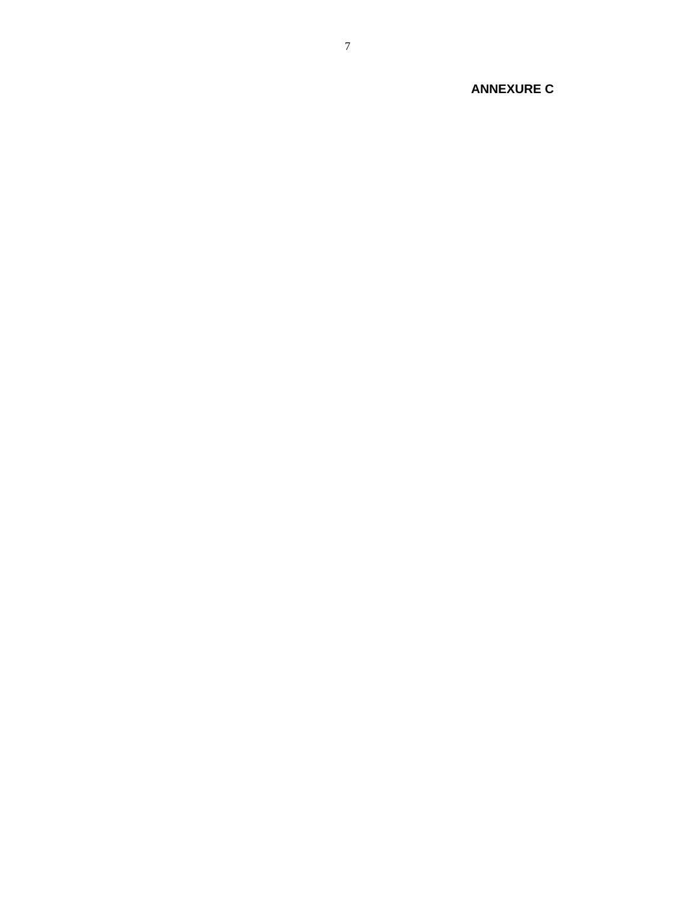**ANNEXURE C**